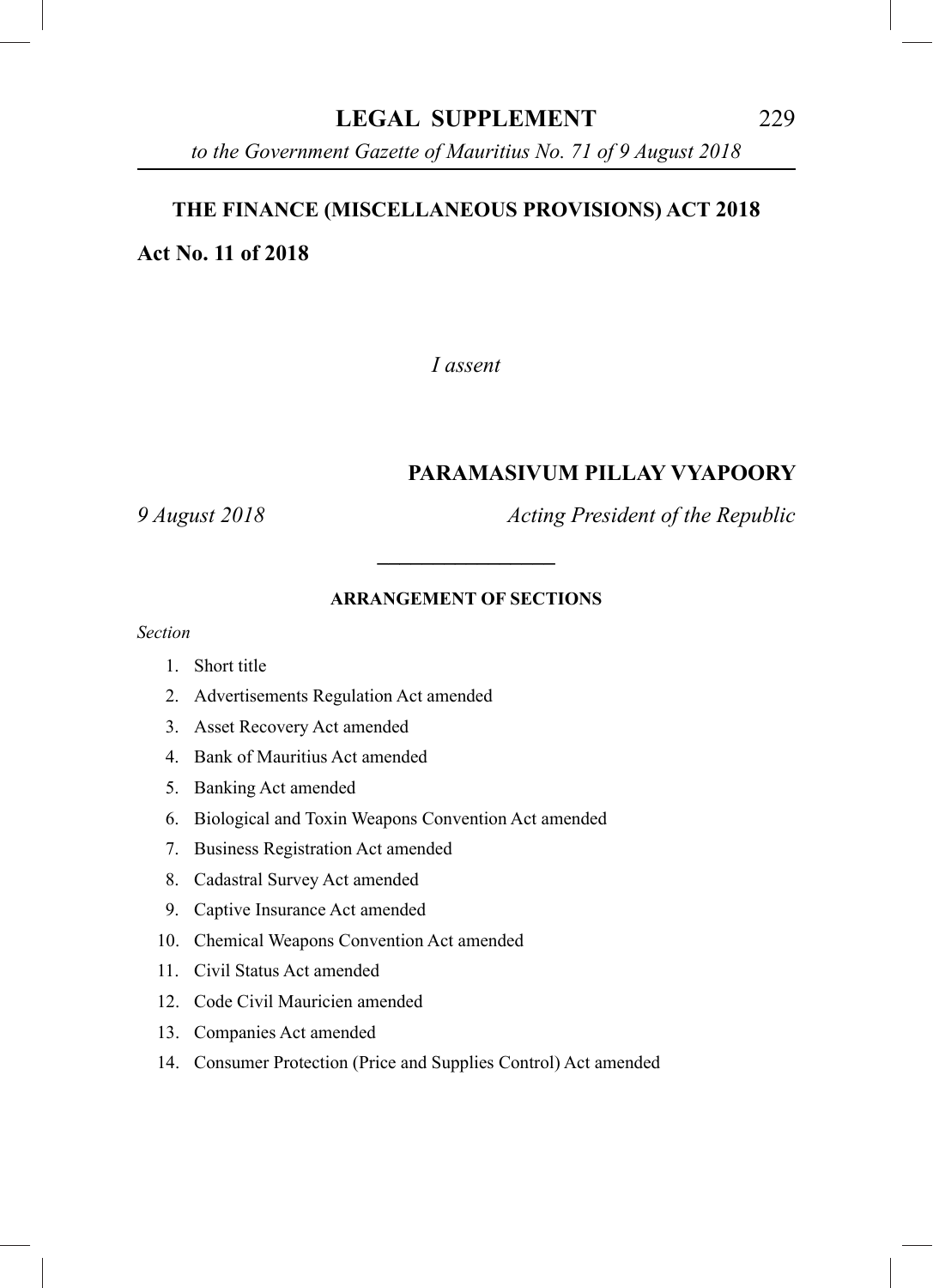# LEGAL SUPPLEMENT

*to the Government Gazette of Mauritius No. 71 of 9 August 2018*

## THE FINANCE (MISCELLANEOUS PROVISIONS) ACT 2018

**Act No. 11 of 2018**

*I assent*

**PARAMASIVUM PILLAY VYAPOORY**

*9 August 2018* *Acting President of the Republic*

---

### ARRANGEMENT OF SECTIONS

*Section*

1. Short title
2. Advertisements Regulation Act amended
3. Asset Recovery Act amended
4. Bank of Mauritius Act amended
5. Banking Act amended
6. Biological and Toxin Weapons Convention Act amended
7. Business Registration Act amended
8. Cadastral Survey Act amended
9. Captive Insurance Act amended
10. Chemical Weapons Convention Act amended
11. Civil Status Act amended
12. Code Civil Mauricien amended
13. Companies Act amended
14. Consumer Protection (Price and Supplies Control) Act amended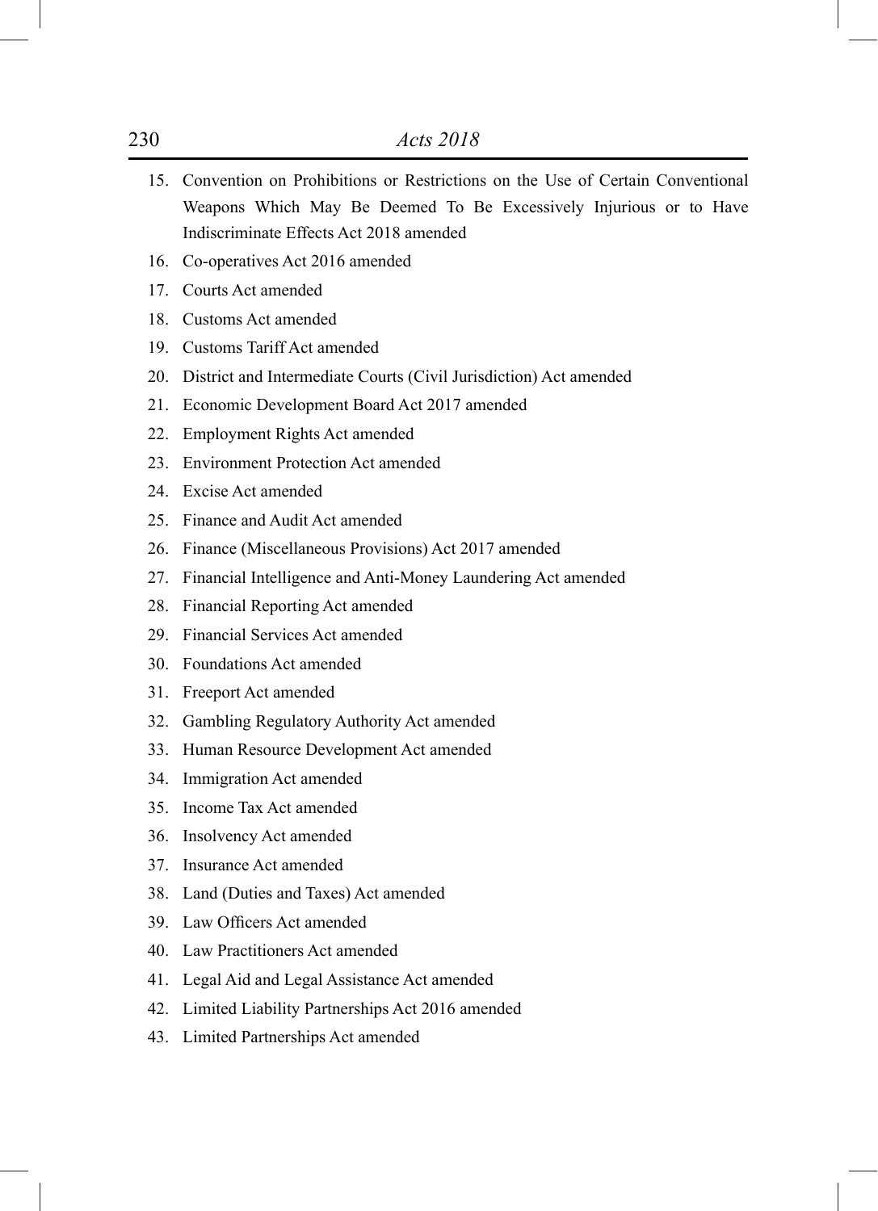15. Convention on Prohibitions or Restrictions on the Use of Certain Conventional Weapons Which May Be Deemed To Be Excessively Injurious or to Have Indiscriminate Effects Act 2018 amended
16. Co-operatives Act 2016 amended
17. Courts Act amended
18. Customs Act amended
19. Customs Tariff Act amended
20. District and Intermediate Courts (Civil Jurisdiction) Act amended
21. Economic Development Board Act 2017 amended
22. Employment Rights Act amended
23. Environment Protection Act amended
24. Excise Act amended
25. Finance and Audit Act amended
26. Finance (Miscellaneous Provisions) Act 2017 amended
27. Financial Intelligence and Anti-Money Laundering Act amended
28. Financial Reporting Act amended
29. Financial Services Act amended
30. Foundations Act amended
31. Freeport Act amended
32. Gambling Regulatory Authority Act amended
33. Human Resource Development Act amended
34. Immigration Act amended
35. Income Tax Act amended
36. Insolvency Act amended
37. Insurance Act amended
38. Land (Duties and Taxes) Act amended
39. Law Officers Act amended
40. Law Practitioners Act amended
41. Legal Aid and Legal Assistance Act amended
42. Limited Liability Partnerships Act 2016 amended
43. Limited Partnerships Act amended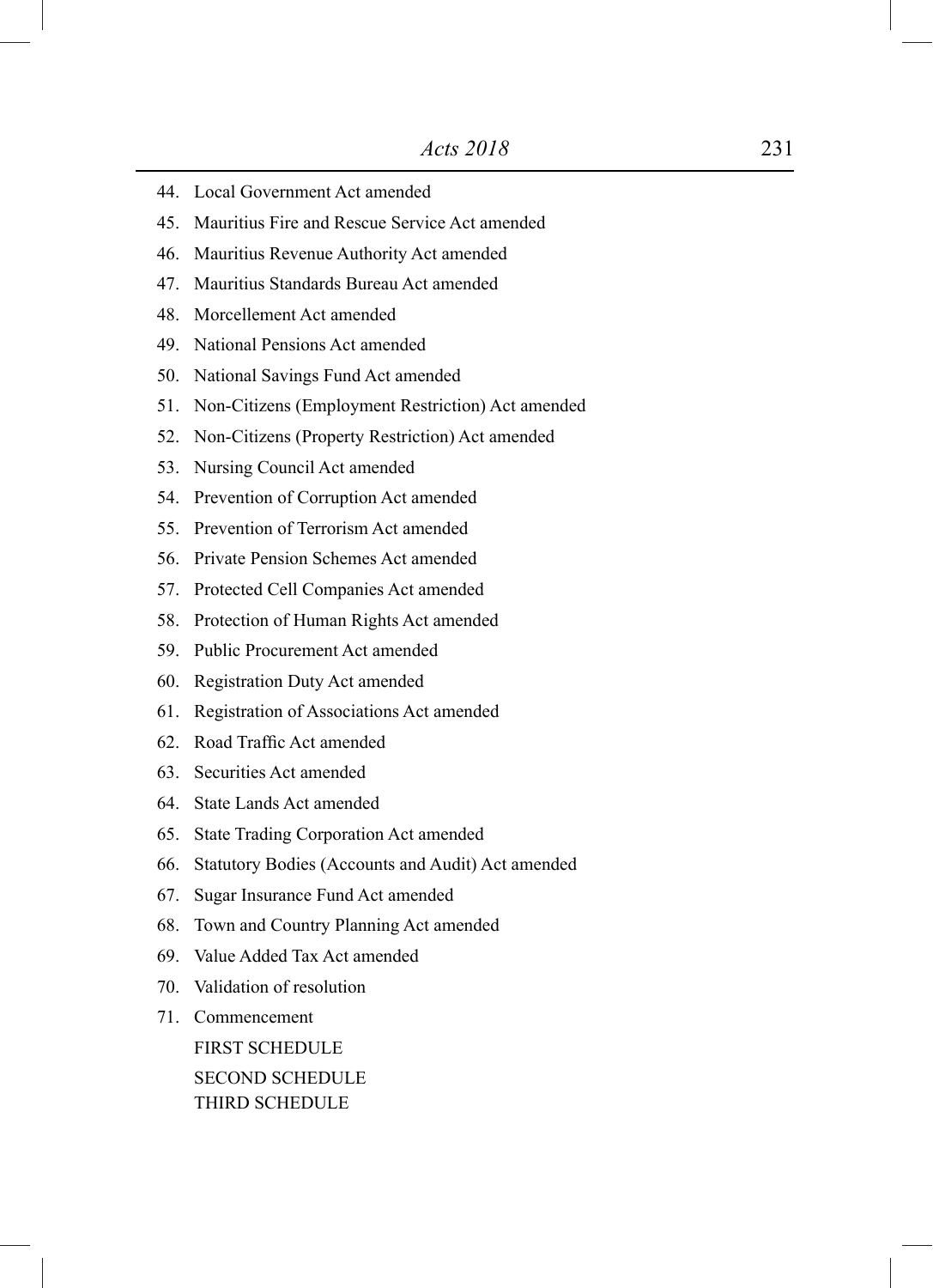44. Local Government Act amended
45. Mauritius Fire and Rescue Service Act amended
46. Mauritius Revenue Authority Act amended
47. Mauritius Standards Bureau Act amended
48. Morcellement Act amended
49. National Pensions Act amended
50. National Savings Fund Act amended
51. Non-Citizens (Employment Restriction) Act amended
52. Non-Citizens (Property Restriction) Act amended
53. Nursing Council Act amended
54. Prevention of Corruption Act amended
55. Prevention of Terrorism Act amended
56. Private Pension Schemes Act amended
57. Protected Cell Companies Act amended
58. Protection of Human Rights Act amended
59. Public Procurement Act amended
60. Registration Duty Act amended
61. Registration of Associations Act amended
62. Road Traffic Act amended
63. Securities Act amended
64. State Lands Act amended
65. State Trading Corporation Act amended
66. Statutory Bodies (Accounts and Audit) Act amended
67. Sugar Insurance Fund Act amended
68. Town and Country Planning Act amended
69. Value Added Tax Act amended
70. Validation of resolution
71. Commencement

FIRST SCHEDULE

SECOND SCHEDULE

THIRD SCHEDULE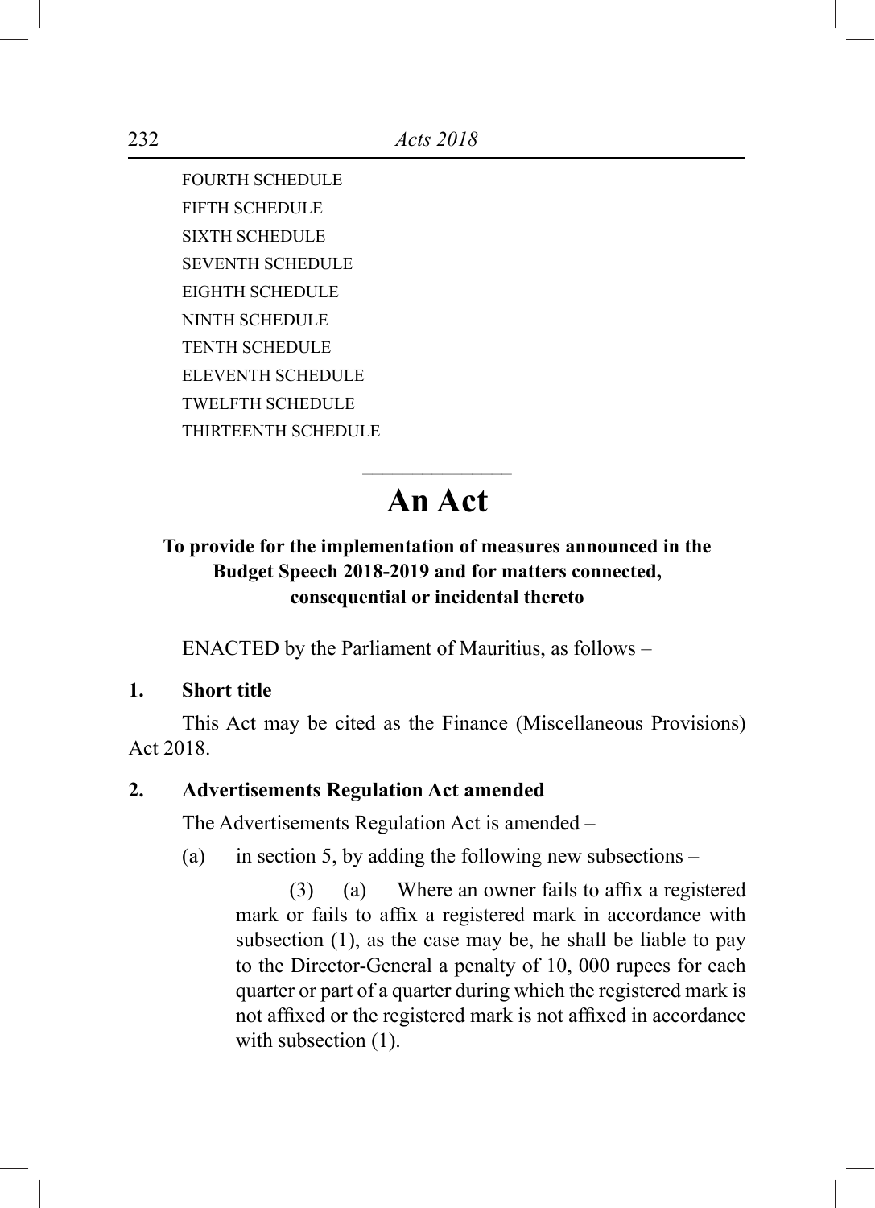FOURTH SCHEDULE
FIFTH SCHEDULE
SIXTH SCHEDULE
SEVENTH SCHEDULE
EIGHTH SCHEDULE
NINTH SCHEDULE
TENTH SCHEDULE
ELEVENTH SCHEDULE
TWELFTH SCHEDULE
THIRTEENTH SCHEDULE

---

# An Act

**To provide for the implementation of measures announced in the Budget Speech 2018-2019 and for matters connected, consequential or incidental thereto**

ENACTED by the Parliament of Mauritius, as follows –

**1. Short title**

This Act may be cited as the Finance (Miscellaneous Provisions) Act 2018.

**2. Advertisements Regulation Act amended**

The Advertisements Regulation Act is amended –

(a) in section 5, by adding the following new subsections –

(3) (a) Where an owner fails to affix a registered mark or fails to affix a registered mark in accordance with subsection (1), as the case may be, he shall be liable to pay to the Director-General a penalty of 10, 000 rupees for each quarter or part of a quarter during which the registered mark is not affixed or the registered mark is not affixed in accordance with subsection (1).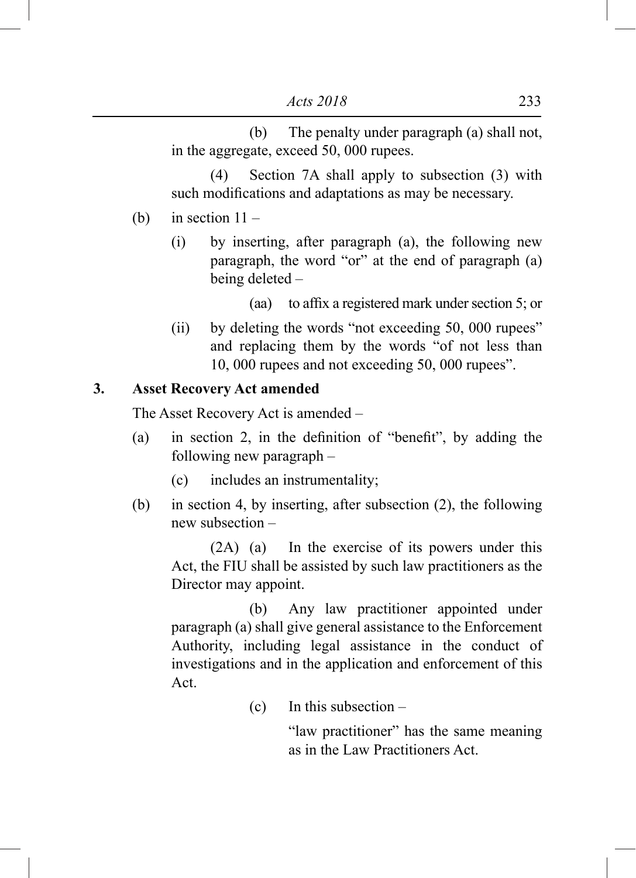(b) The penalty under paragraph (a) shall not, in the aggregate, exceed 50, 000 rupees.

(4) Section 7A shall apply to subsection (3) with such modifications and adaptations as may be necessary.

(b) in section 11 –

(i) by inserting, after paragraph (a), the following new paragraph, the word "or" at the end of paragraph (a) being deleted –

(aa) to affix a registered mark under section 5; or

(ii) by deleting the words "not exceeding 50, 000 rupees" and replacing them by the words "of not less than 10, 000 rupees and not exceeding 50, 000 rupees".

## 3. Asset Recovery Act amended

The Asset Recovery Act is amended –

(a) in section 2, in the definition of "benefit", by adding the following new paragraph –

(c) includes an instrumentality;

(b) in section 4, by inserting, after subsection (2), the following new subsection –

(2A) (a) In the exercise of its powers under this Act, the FIU shall be assisted by such law practitioners as the Director may appoint.

(b) Any law practitioner appointed under paragraph (a) shall give general assistance to the Enforcement Authority, including legal assistance in the conduct of investigations and in the application and enforcement of this Act.

(c) In this subsection –

"law practitioner" has the same meaning as in the Law Practitioners Act.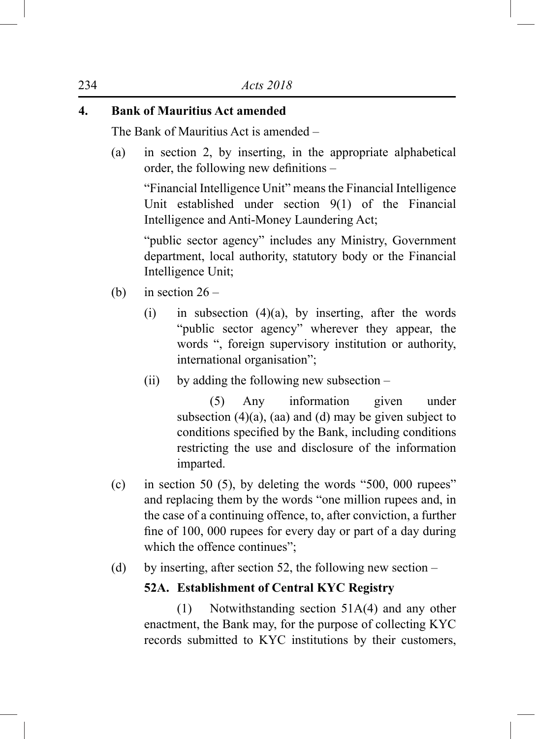**4. Bank of Mauritius Act amended**

The Bank of Mauritius Act is amended –

(a) in section 2, by inserting, in the appropriate alphabetical order, the following new definitions –

“Financial Intelligence Unit” means the Financial Intelligence Unit established under section 9(1) of the Financial Intelligence and Anti-Money Laundering Act;

“public sector agency” includes any Ministry, Government department, local authority, statutory body or the Financial Intelligence Unit;

(b) in section 26 –

(i) in subsection (4)(a), by inserting, after the words “public sector agency” wherever they appear, the words “, foreign supervisory institution or authority, international organisation”;

(ii) by adding the following new subsection –

(5) Any information given under subsection (4)(a), (aa) and (d) may be given subject to conditions specified by the Bank, including conditions restricting the use and disclosure of the information imparted.

(c) in section 50 (5), by deleting the words “500, 000 rupees” and replacing them by the words “one million rupees and, in the case of a continuing offence, to, after conviction, a further fine of 100, 000 rupees for every day or part of a day during which the offence continues”;

(d) by inserting, after section 52, the following new section –

**52A. Establishment of Central KYC Registry**

(1) Notwithstanding section 51A(4) and any other enactment, the Bank may, for the purpose of collecting KYC records submitted to KYC institutions by their customers,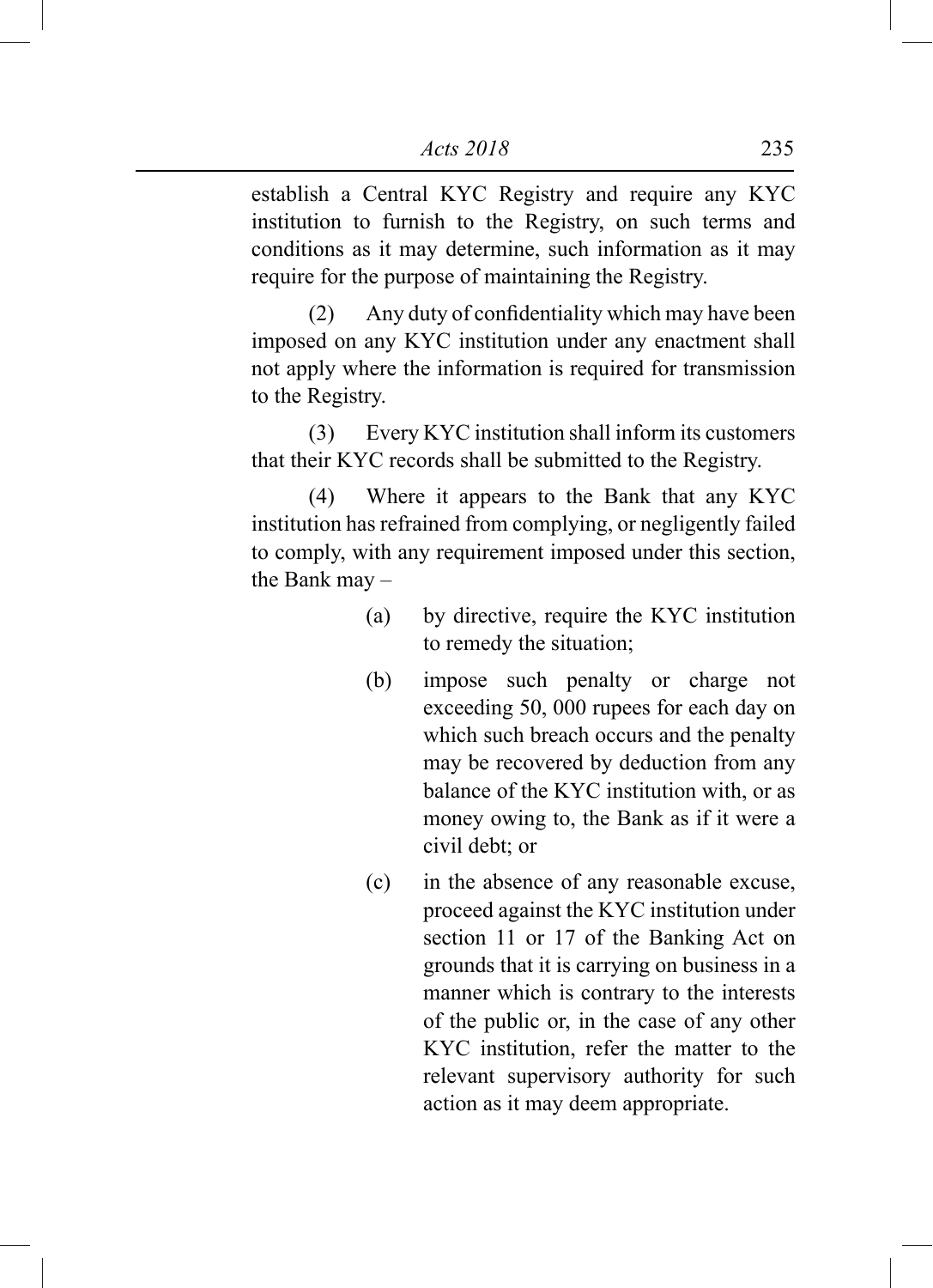establish a Central KYC Registry and require any KYC institution to furnish to the Registry, on such terms and conditions as it may determine, such information as it may require for the purpose of maintaining the Registry.

(2) Any duty of confidentiality which may have been imposed on any KYC institution under any enactment shall not apply where the information is required for transmission to the Registry.

(3) Every KYC institution shall inform its customers that their KYC records shall be submitted to the Registry.

(4) Where it appears to the Bank that any KYC institution has refrained from complying, or negligently failed to comply, with any requirement imposed under this section, the Bank may –

(a) by directive, require the KYC institution to remedy the situation;

(b) impose such penalty or charge not exceeding 50, 000 rupees for each day on which such breach occurs and the penalty may be recovered by deduction from any balance of the KYC institution with, or as money owing to, the Bank as if it were a civil debt; or

(c) in the absence of any reasonable excuse, proceed against the KYC institution under section 11 or 17 of the Banking Act on grounds that it is carrying on business in a manner which is contrary to the interests of the public or, in the case of any other KYC institution, refer the matter to the relevant supervisory authority for such action as it may deem appropriate.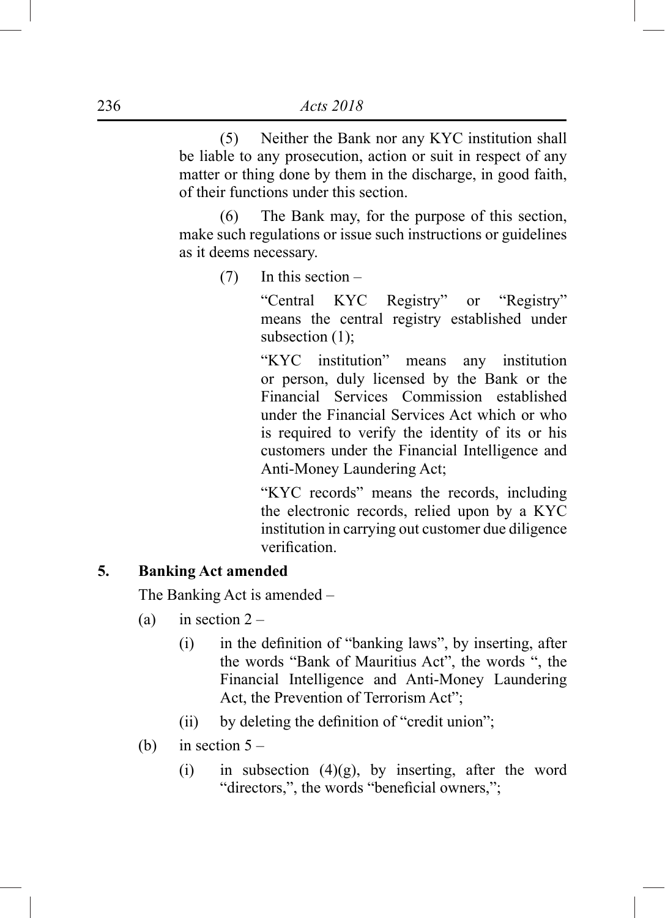(5) Neither the Bank nor any KYC institution shall be liable to any prosecution, action or suit in respect of any matter or thing done by them in the discharge, in good faith, of their functions under this section.

(6) The Bank may, for the purpose of this section, make such regulations or issue such instructions or guidelines as it deems necessary.

(7) In this section –

"Central KYC Registry" or "Registry" means the central registry established under subsection (1);

"KYC institution" means any institution or person, duly licensed by the Bank or the Financial Services Commission established under the Financial Services Act which or who is required to verify the identity of its or his customers under the Financial Intelligence and Anti-Money Laundering Act;

"KYC records" means the records, including the electronic records, relied upon by a KYC institution in carrying out customer due diligence verification.

**5. Banking Act amended**

The Banking Act is amended –

(a) in section 2 –

  (i) in the definition of "banking laws", by inserting, after the words "Bank of Mauritius Act", the words ", the Financial Intelligence and Anti-Money Laundering Act, the Prevention of Terrorism Act";

  (ii) by deleting the definition of "credit union";

(b) in section 5 –

  (i) in subsection (4)(g), by inserting, after the word "directors,", the words "beneficial owners,";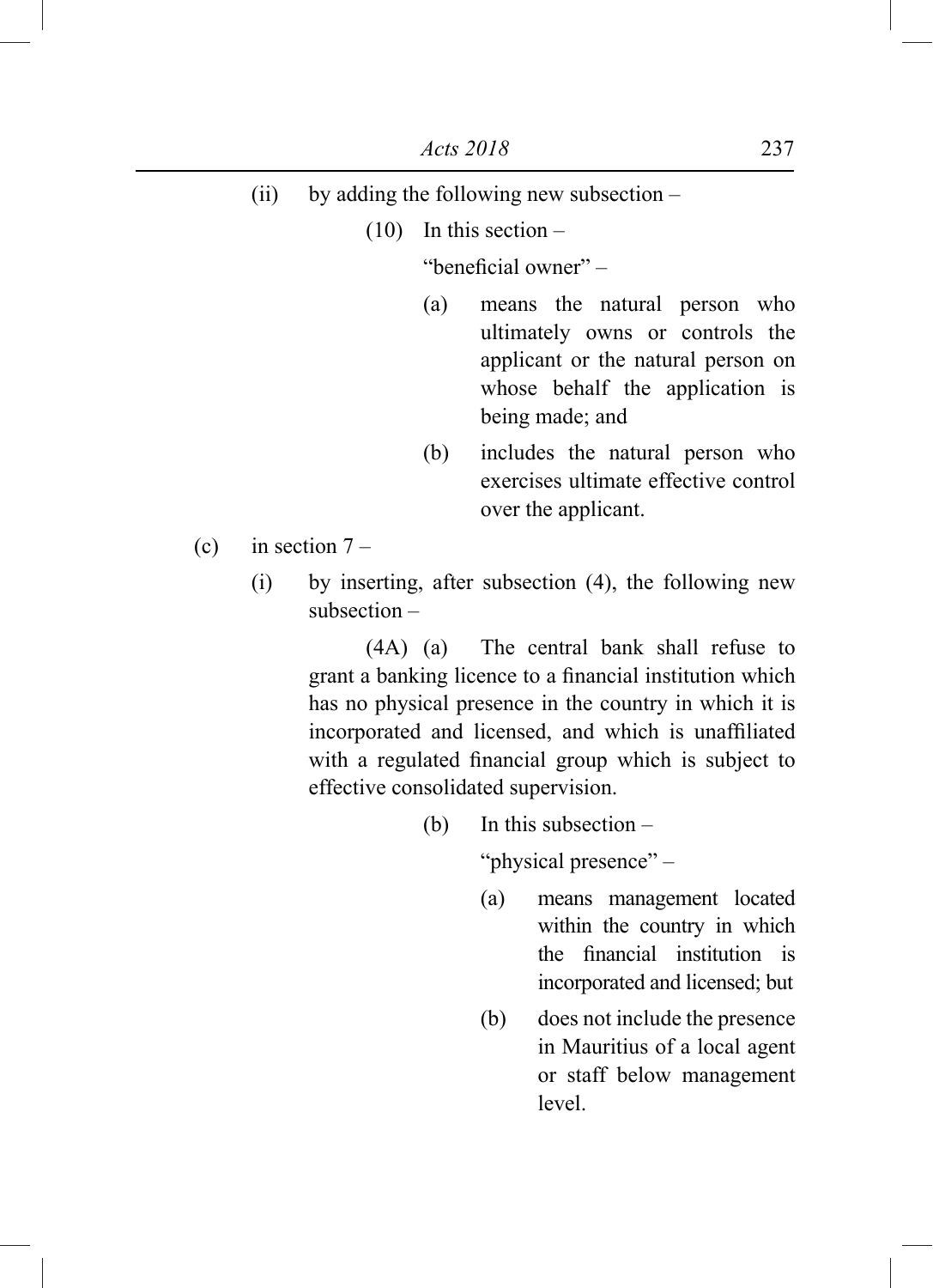(ii) by adding the following new subsection –

(10) In this section –

"beneficial owner" –

(a) means the natural person who ultimately owns or controls the applicant or the natural person on whose behalf the application is being made; and

(b) includes the natural person who exercises ultimate effective control over the applicant.

(c) in section 7 –

(i) by inserting, after subsection (4), the following new subsection –

(4A) (a) The central bank shall refuse to grant a banking licence to a financial institution which has no physical presence in the country in which it is incorporated and licensed, and which is unaffiliated with a regulated financial group which is subject to effective consolidated supervision.

(b) In this subsection –

"physical presence" –

(a) means management located within the country in which the financial institution is incorporated and licensed; but

(b) does not include the presence in Mauritius of a local agent or staff below management level.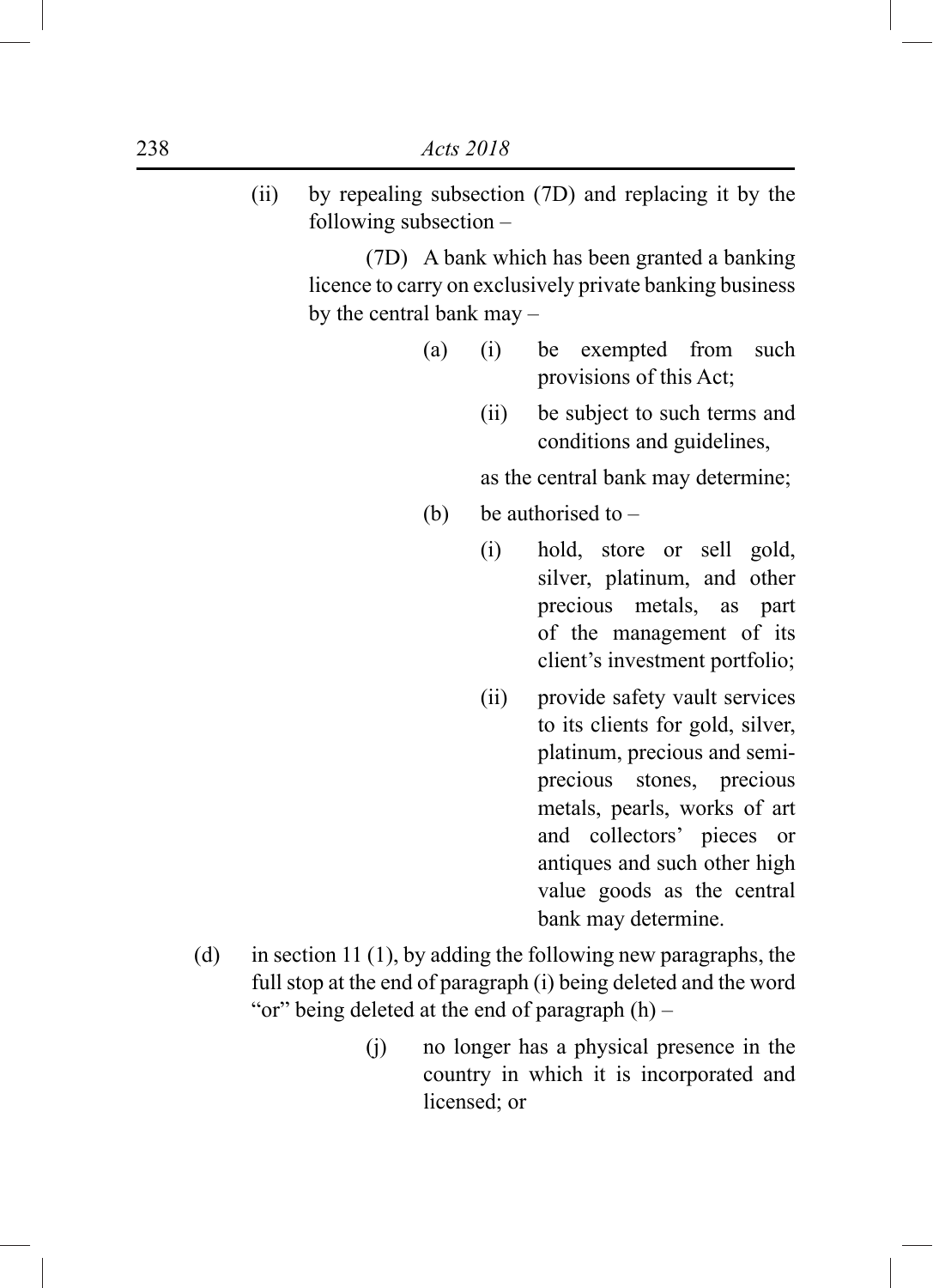(ii) by repealing subsection (7D) and replacing it by the following subsection –

(7D) A bank which has been granted a banking licence to carry on exclusively private banking business by the central bank may –

(a) (i) be exempted from such provisions of this Act;

(ii) be subject to such terms and conditions and guidelines,

as the central bank may determine;

(b) be authorised to –

(i) hold, store or sell gold, silver, platinum, and other precious metals, as part of the management of its client's investment portfolio;

(ii) provide safety vault services to its clients for gold, silver, platinum, precious and semi-precious stones, precious metals, pearls, works of art and collectors' pieces or antiques and such other high value goods as the central bank may determine.

(d) in section 11 (1), by adding the following new paragraphs, the full stop at the end of paragraph (i) being deleted and the word "or" being deleted at the end of paragraph (h) –

(j) no longer has a physical presence in the country in which it is incorporated and licensed; or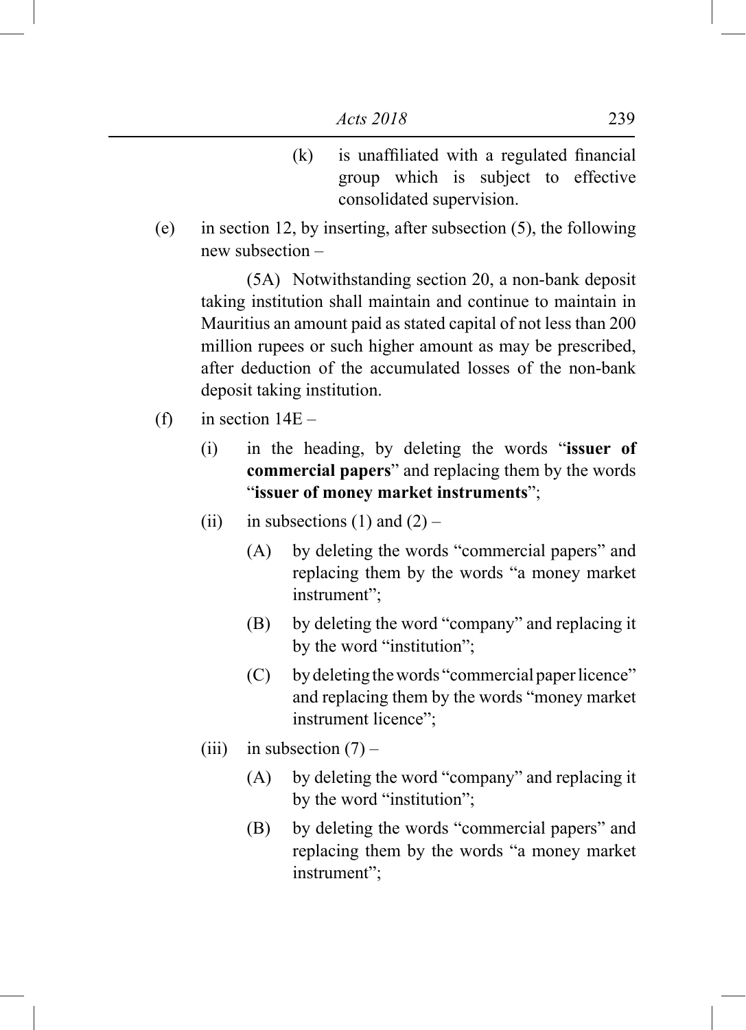(k) is unaffiliated with a regulated financial group which is subject to effective consolidated supervision.

(e) in section 12, by inserting, after subsection (5), the following new subsection –

(5A) Notwithstanding section 20, a non-bank deposit taking institution shall maintain and continue to maintain in Mauritius an amount paid as stated capital of not less than 200 million rupees or such higher amount as may be prescribed, after deduction of the accumulated losses of the non-bank deposit taking institution.

(f) in section 14E –

(i) in the heading, by deleting the words "**issuer of commercial papers**" and replacing them by the words "**issuer of money market instruments**";

(ii) in subsections (1) and (2) –

(A) by deleting the words "commercial papers" and replacing them by the words "a money market instrument";

(B) by deleting the word "company" and replacing it by the word "institution";

(C) by deleting the words "commercial paper licence" and replacing them by the words "money market instrument licence";

(iii) in subsection (7) –

(A) by deleting the word "company" and replacing it by the word "institution";

(B) by deleting the words "commercial papers" and replacing them by the words "a money market instrument";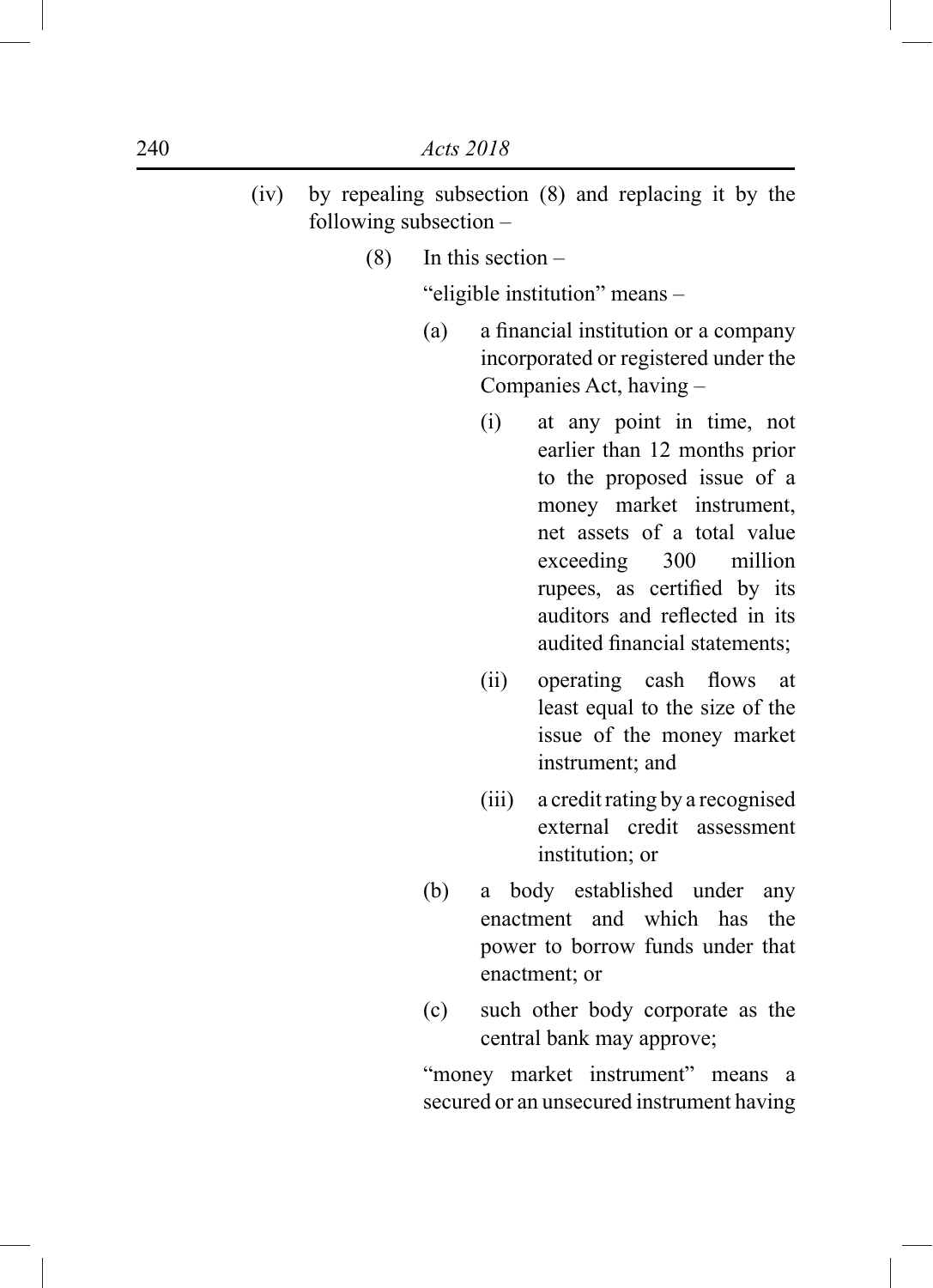(iv) by repealing subsection (8) and replacing it by the following subsection –

(8) In this section –

"eligible institution" means –

(a) a financial institution or a company incorporated or registered under the Companies Act, having –

(i) at any point in time, not earlier than 12 months prior to the proposed issue of a money market instrument, net assets of a total value exceeding 300 million rupees, as certified by its auditors and reflected in its audited financial statements;

(ii) operating cash flows at least equal to the size of the issue of the money market instrument; and

(iii) a credit rating by a recognised external credit assessment institution; or

(b) a body established under any enactment and which has the power to borrow funds under that enactment; or

(c) such other body corporate as the central bank may approve;

"money market instrument" means a secured or an unsecured instrument having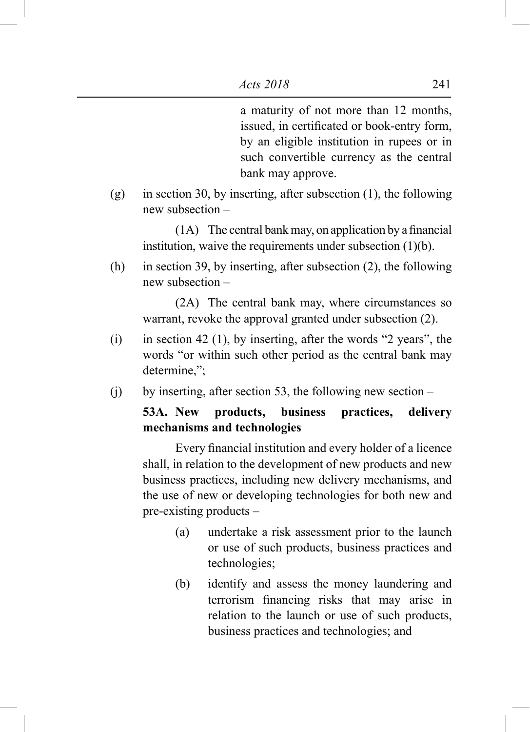a maturity of not more than 12 months, issued, in certificated or book-entry form, by an eligible institution in rupees or in such convertible currency as the central bank may approve.

(g) in section 30, by inserting, after subsection (1), the following new subsection –

(1A) The central bank may, on application by a financial institution, waive the requirements under subsection (1)(b).

(h) in section 39, by inserting, after subsection (2), the following new subsection –

(2A) The central bank may, where circumstances so warrant, revoke the approval granted under subsection (2).

(i) in section 42 (1), by inserting, after the words "2 years", the words "or within such other period as the central bank may determine,";

(j) by inserting, after section 53, the following new section –

**53A. New products, business practices, delivery mechanisms and technologies**

Every financial institution and every holder of a licence shall, in relation to the development of new products and new business practices, including new delivery mechanisms, and the use of new or developing technologies for both new and pre-existing products –

(a) undertake a risk assessment prior to the launch or use of such products, business practices and technologies;

(b) identify and assess the money laundering and terrorism financing risks that may arise in relation to the launch or use of such products, business practices and technologies; and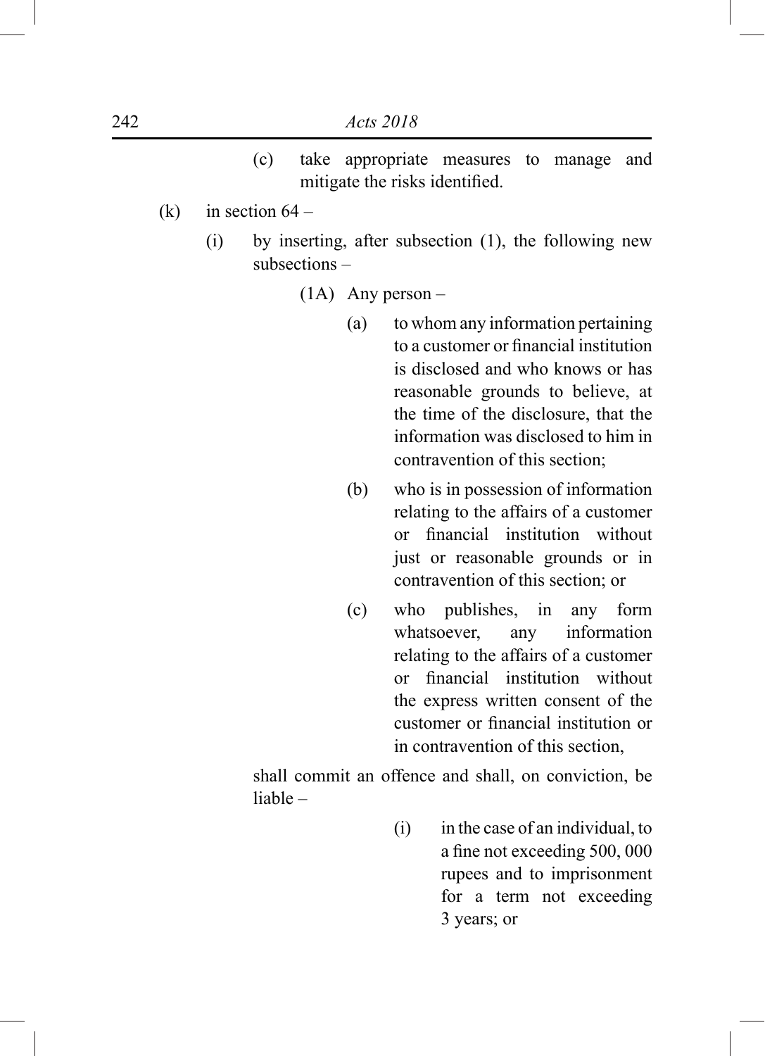(c) take appropriate measures to manage and mitigate the risks identified.

(k) in section 64 –

(i) by inserting, after subsection (1), the following new subsections –

(1A) Any person –

(a) to whom any information pertaining to a customer or financial institution is disclosed and who knows or has reasonable grounds to believe, at the time of the disclosure, that the information was disclosed to him in contravention of this section;

(b) who is in possession of information relating to the affairs of a customer or financial institution without just or reasonable grounds or in contravention of this section; or

(c) who publishes, in any form whatsoever, any information relating to the affairs of a customer or financial institution without the express written consent of the customer or financial institution or in contravention of this section,

shall commit an offence and shall, on conviction, be liable –

(i) in the case of an individual, to a fine not exceeding 500, 000 rupees and to imprisonment for a term not exceeding 3 years; or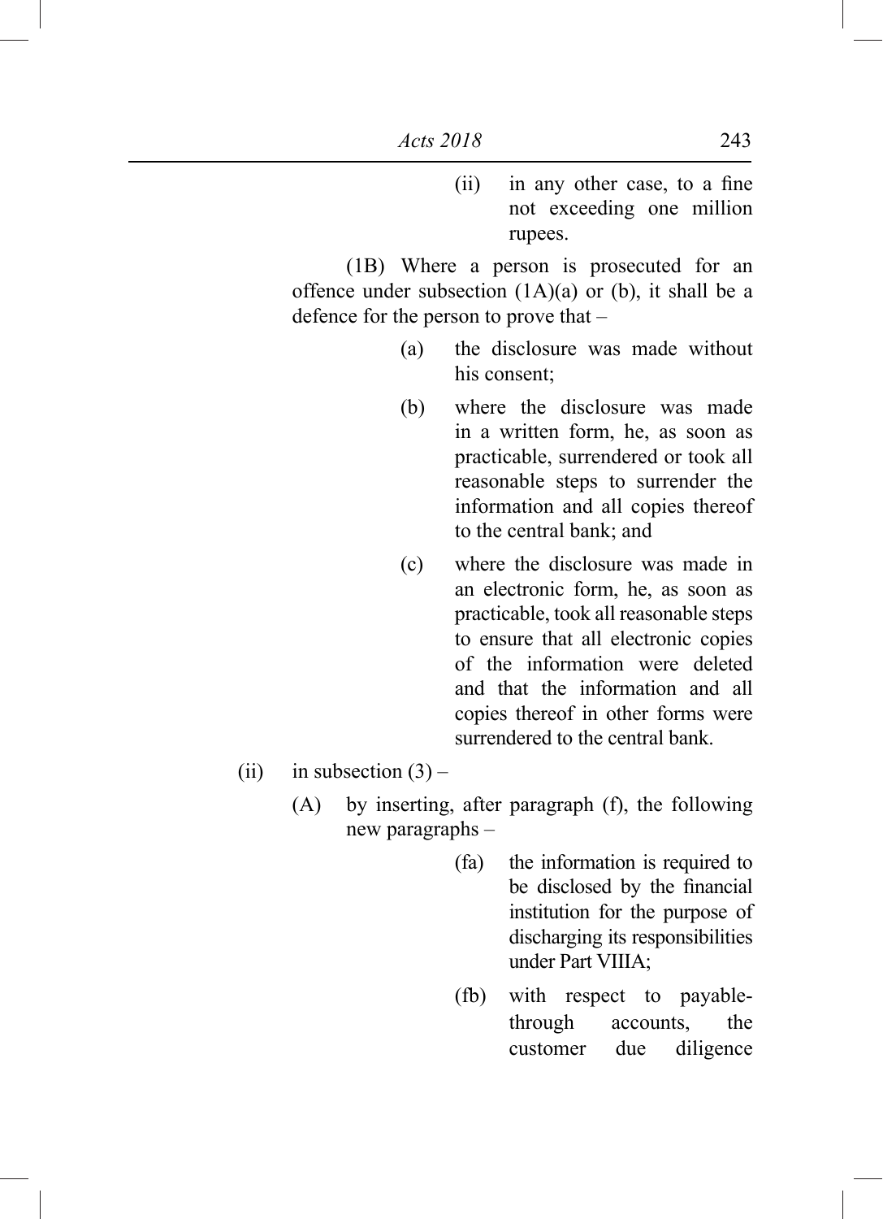(ii) in any other case, to a fine not exceeding one million rupees.

(1B) Where a person is prosecuted for an offence under subsection (1A)(a) or (b), it shall be a defence for the person to prove that –

(a) the disclosure was made without his consent;

(b) where the disclosure was made in a written form, he, as soon as practicable, surrendered or took all reasonable steps to surrender the information and all copies thereof to the central bank; and

(c) where the disclosure was made in an electronic form, he, as soon as practicable, took all reasonable steps to ensure that all electronic copies of the information were deleted and that the information and all copies thereof in other forms were surrendered to the central bank.

(ii) in subsection (3) –

(A) by inserting, after paragraph (f), the following new paragraphs –

(fa) the information is required to be disclosed by the financial institution for the purpose of discharging its responsibilities under Part VIIIA;

(fb) with respect to payable-through accounts, the customer due diligence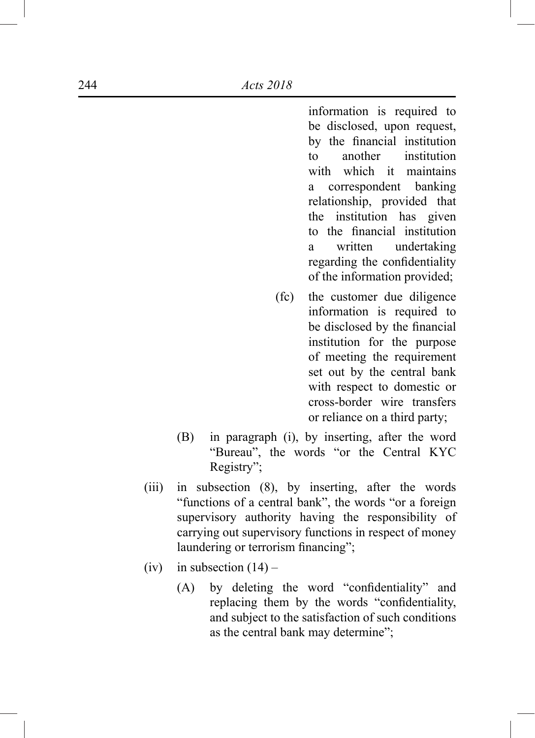information is required to be disclosed, upon request, by the financial institution to another institution with which it maintains a correspondent banking relationship, provided that the institution has given to the financial institution a written undertaking regarding the confidentiality of the information provided;

(fc) the customer due diligence information is required to be disclosed by the financial institution for the purpose of meeting the requirement set out by the central bank with respect to domestic or cross-border wire transfers or reliance on a third party;

(B) in paragraph (i), by inserting, after the word "Bureau", the words "or the Central KYC Registry";

(iii) in subsection (8), by inserting, after the words "functions of a central bank", the words "or a foreign supervisory authority having the responsibility of carrying out supervisory functions in respect of money laundering or terrorism financing";

(iv) in subsection (14) –

(A) by deleting the word "confidentiality" and replacing them by the words "confidentiality, and subject to the satisfaction of such conditions as the central bank may determine";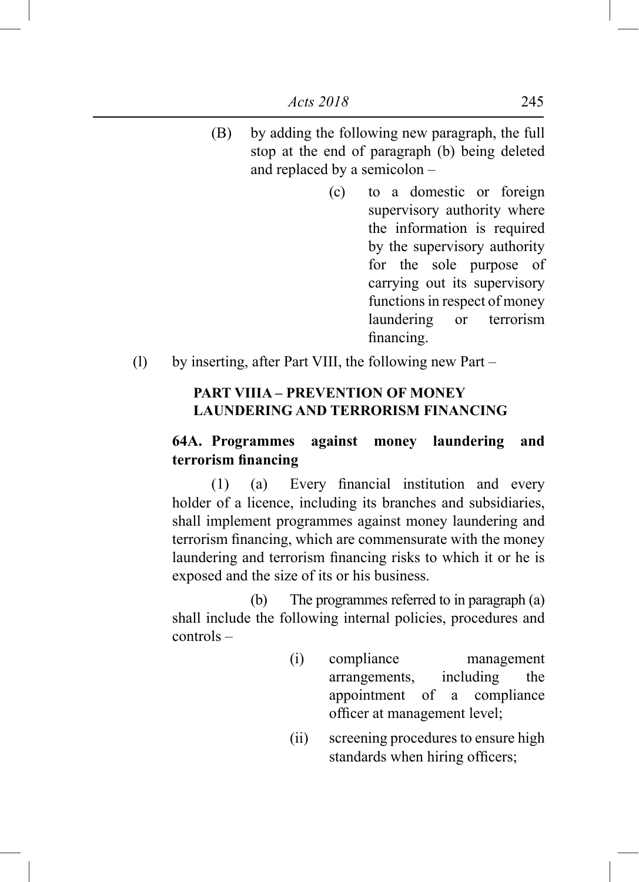(B) by adding the following new paragraph, the full stop at the end of paragraph (b) being deleted and replaced by a semicolon –

> (c) to a domestic or foreign supervisory authority where the information is required by the supervisory authority for the sole purpose of carrying out its supervisory functions in respect of money laundering or terrorism financing.

(l) by inserting, after Part VIII, the following new Part –

**PART VIIIA – PREVENTION OF MONEY LAUNDERING AND TERRORISM FINANCING**

**64A. Programmes against money laundering and terrorism financing**

(1) (a) Every financial institution and every holder of a licence, including its branches and subsidiaries, shall implement programmes against money laundering and terrorism financing, which are commensurate with the money laundering and terrorism financing risks to which it or he is exposed and the size of its or his business.

(b) The programmes referred to in paragraph (a) shall include the following internal policies, procedures and controls –

(i) compliance management arrangements, including the appointment of a compliance officer at management level;

(ii) screening procedures to ensure high standards when hiring officers;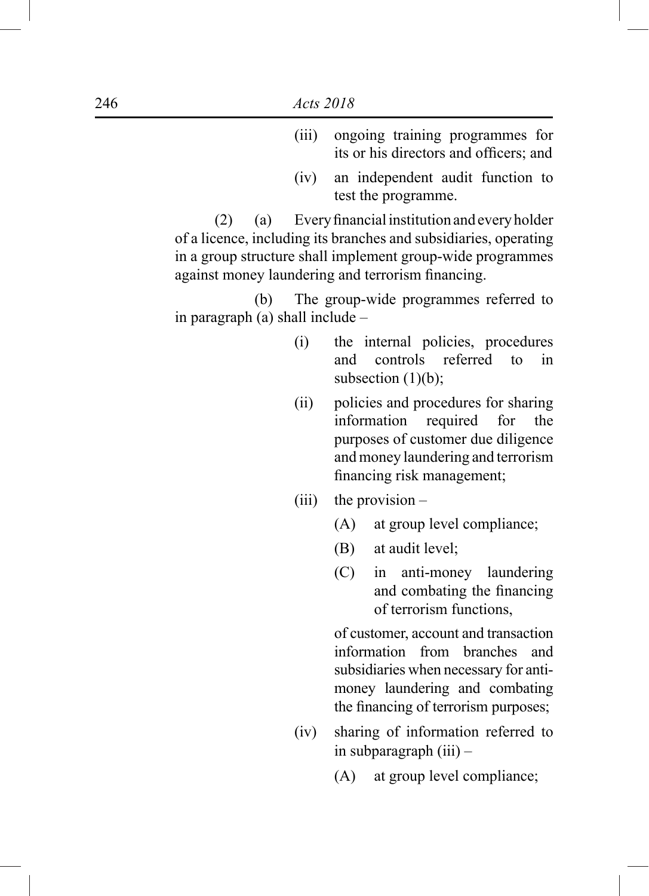(iii) ongoing training programmes for its or his directors and officers; and

(iv) an independent audit function to test the programme.

(2) (a) Every financial institution and every holder of a licence, including its branches and subsidiaries, operating in a group structure shall implement group-wide programmes against money laundering and terrorism financing.

(b) The group-wide programmes referred to in paragraph (a) shall include –

(i) the internal policies, procedures and controls referred to in subsection (1)(b);

(ii) policies and procedures for sharing information required for the purposes of customer due diligence and money laundering and terrorism financing risk management;

(iii) the provision –

(A) at group level compliance;

(B) at audit level;

(C) in anti-money laundering and combating the financing of terrorism functions,

of customer, account and transaction information from branches and subsidiaries when necessary for anti-money laundering and combating the financing of terrorism purposes;

(iv) sharing of information referred to in subparagraph (iii) –

(A) at group level compliance;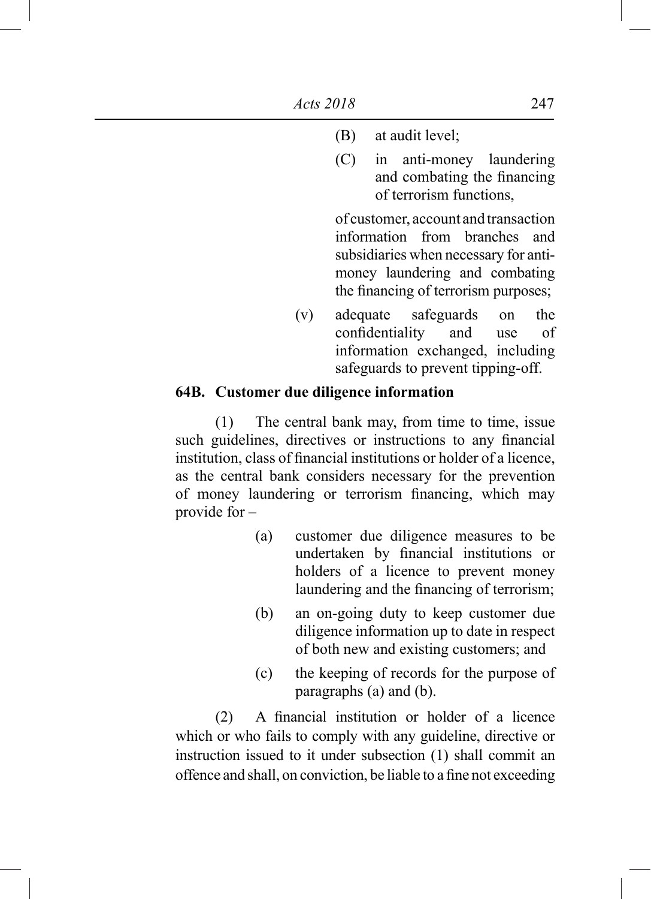(B) at audit level;

(C) in anti-money laundering and combating the financing of terrorism functions,

of customer, account and transaction information from branches and subsidiaries when necessary for anti-money laundering and combating the financing of terrorism purposes;

(v) adequate safeguards on the confidentiality and use of information exchanged, including safeguards to prevent tipping-off.

**64B. Customer due diligence information**

(1) The central bank may, from time to time, issue such guidelines, directives or instructions to any financial institution, class of financial institutions or holder of a licence, as the central bank considers necessary for the prevention of money laundering or terrorism financing, which may provide for –

(a) customer due diligence measures to be undertaken by financial institutions or holders of a licence to prevent money laundering and the financing of terrorism;

(b) an on-going duty to keep customer due diligence information up to date in respect of both new and existing customers; and

(c) the keeping of records for the purpose of paragraphs (a) and (b).

(2) A financial institution or holder of a licence which or who fails to comply with any guideline, directive or instruction issued to it under subsection (1) shall commit an offence and shall, on conviction, be liable to a fine not exceeding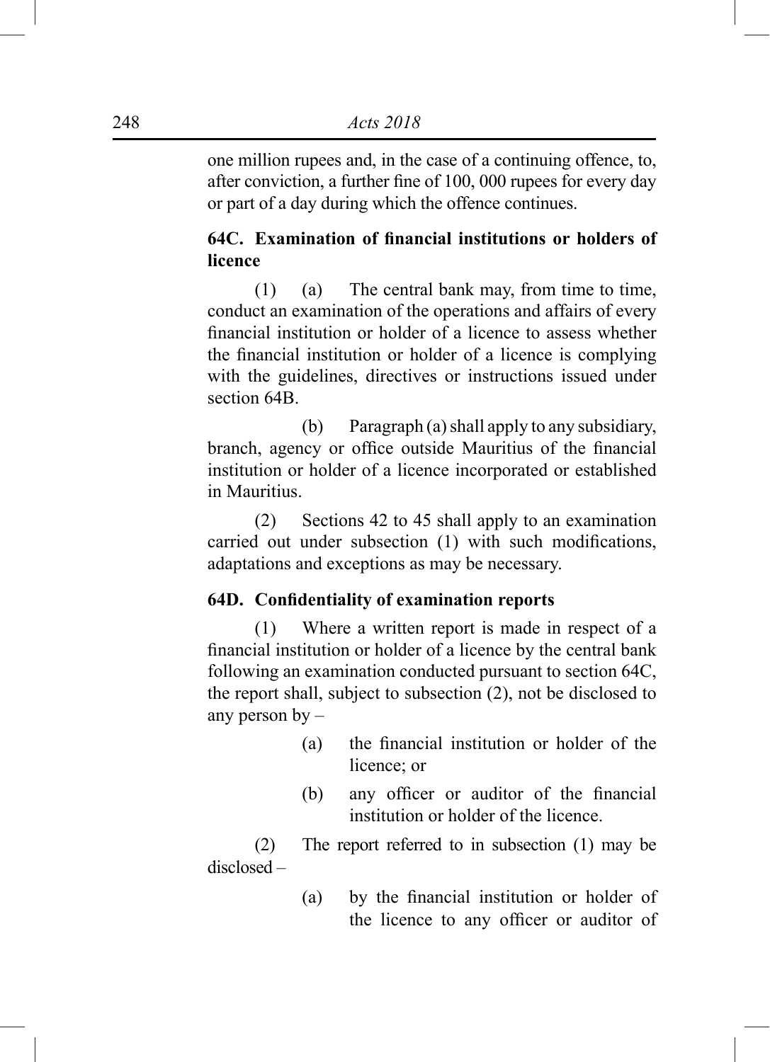one million rupees and, in the case of a continuing offence, to, after conviction, a further fine of 100, 000 rupees for every day or part of a day during which the offence continues.

**64C. Examination of financial institutions or holders of licence**

(1) (a) The central bank may, from time to time, conduct an examination of the operations and affairs of every financial institution or holder of a licence to assess whether the financial institution or holder of a licence is complying with the guidelines, directives or instructions issued under section 64B.

(b) Paragraph (a) shall apply to any subsidiary, branch, agency or office outside Mauritius of the financial institution or holder of a licence incorporated or established in Mauritius.

(2) Sections 42 to 45 shall apply to an examination carried out under subsection (1) with such modifications, adaptations and exceptions as may be necessary.

**64D. Confidentiality of examination reports**

(1) Where a written report is made in respect of a financial institution or holder of a licence by the central bank following an examination conducted pursuant to section 64C, the report shall, subject to subsection (2), not be disclosed to any person by –

(a) the financial institution or holder of the licence; or

(b) any officer or auditor of the financial institution or holder of the licence.

(2) The report referred to in subsection (1) may be disclosed –

(a) by the financial institution or holder of the licence to any officer or auditor of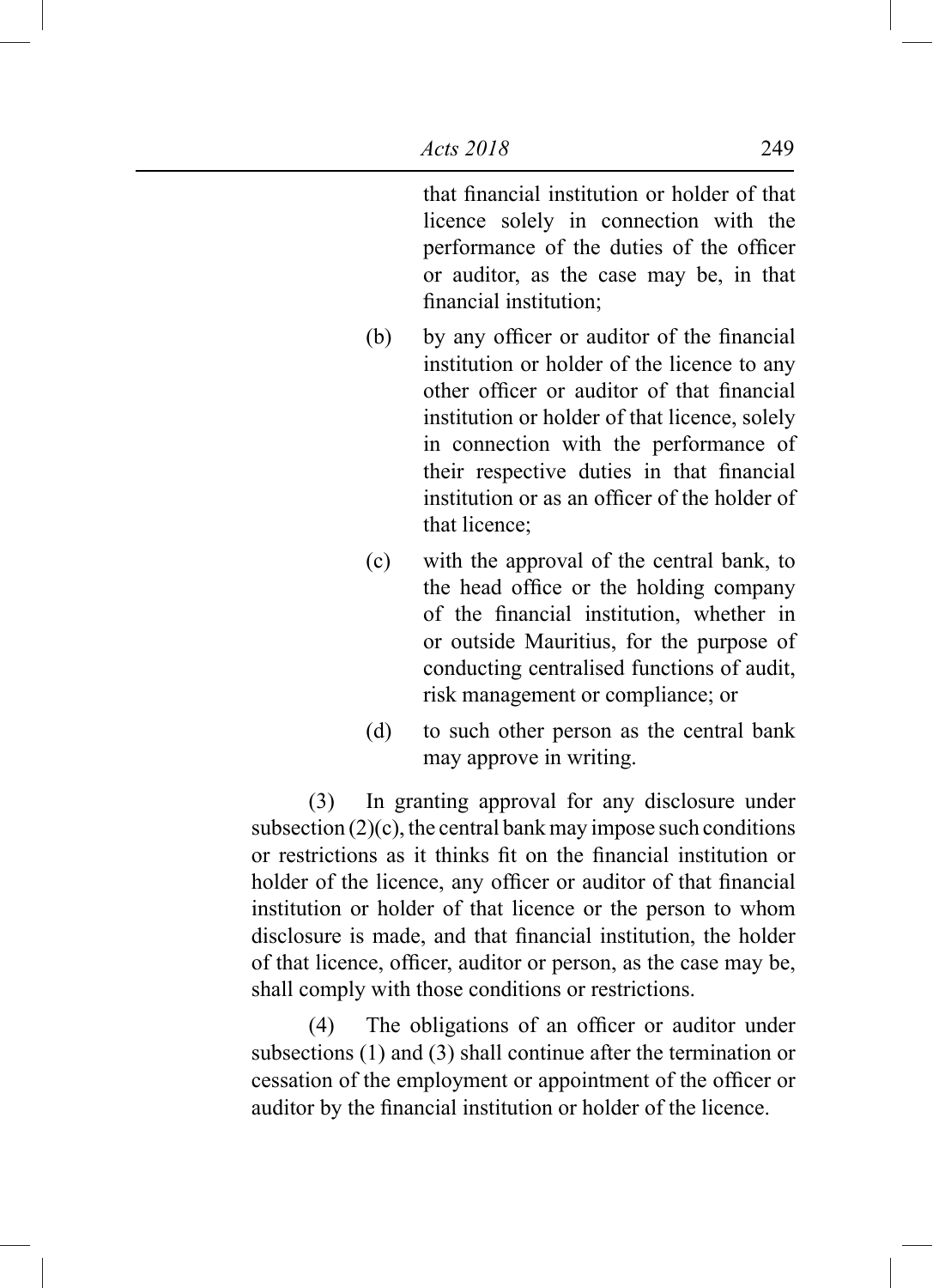that financial institution or holder of that licence solely in connection with the performance of the duties of the officer or auditor, as the case may be, in that financial institution;

(b) by any officer or auditor of the financial institution or holder of the licence to any other officer or auditor of that financial institution or holder of that licence, solely in connection with the performance of their respective duties in that financial institution or as an officer of the holder of that licence;

(c) with the approval of the central bank, to the head office or the holding company of the financial institution, whether in or outside Mauritius, for the purpose of conducting centralised functions of audit, risk management or compliance; or

(d) to such other person as the central bank may approve in writing.

(3) In granting approval for any disclosure under subsection (2)(c), the central bank may impose such conditions or restrictions as it thinks fit on the financial institution or holder of the licence, any officer or auditor of that financial institution or holder of that licence or the person to whom disclosure is made, and that financial institution, the holder of that licence, officer, auditor or person, as the case may be, shall comply with those conditions or restrictions.

(4) The obligations of an officer or auditor under subsections (1) and (3) shall continue after the termination or cessation of the employment or appointment of the officer or auditor by the financial institution or holder of the licence.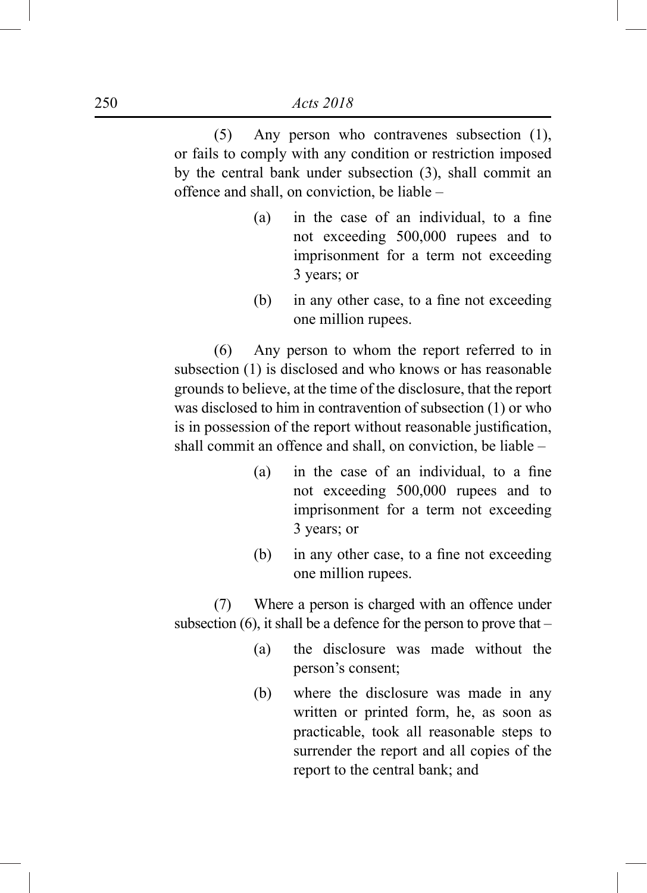(5) Any person who contravenes subsection (1), or fails to comply with any condition or restriction imposed by the central bank under subsection (3), shall commit an offence and shall, on conviction, be liable –

(a) in the case of an individual, to a fine not exceeding 500,000 rupees and to imprisonment for a term not exceeding 3 years; or

(b) in any other case, to a fine not exceeding one million rupees.

(6) Any person to whom the report referred to in subsection (1) is disclosed and who knows or has reasonable grounds to believe, at the time of the disclosure, that the report was disclosed to him in contravention of subsection (1) or who is in possession of the report without reasonable justification, shall commit an offence and shall, on conviction, be liable –

(a) in the case of an individual, to a fine not exceeding 500,000 rupees and to imprisonment for a term not exceeding 3 years; or

(b) in any other case, to a fine not exceeding one million rupees.

(7) Where a person is charged with an offence under subsection (6), it shall be a defence for the person to prove that –

(a) the disclosure was made without the person's consent;

(b) where the disclosure was made in any written or printed form, he, as soon as practicable, took all reasonable steps to surrender the report and all copies of the report to the central bank; and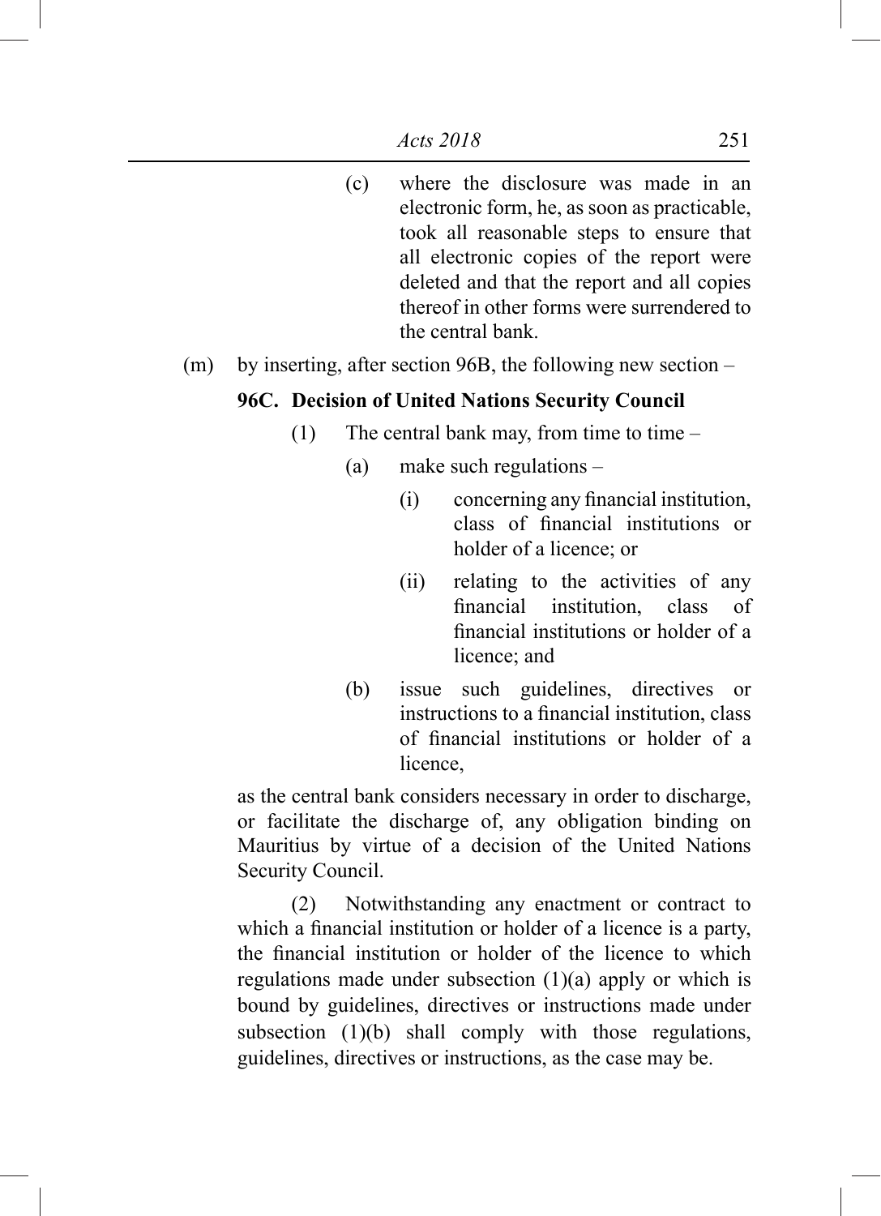(c) where the disclosure was made in an electronic form, he, as soon as practicable, took all reasonable steps to ensure that all electronic copies of the report were deleted and that the report and all copies thereof in other forms were surrendered to the central bank.

(m) by inserting, after section 96B, the following new section –

**96C. Decision of United Nations Security Council**

(1) The central bank may, from time to time –

(a) make such regulations –

(i) concerning any financial institution, class of financial institutions or holder of a licence; or

(ii) relating to the activities of any financial institution, class of financial institutions or holder of a licence; and

(b) issue such guidelines, directives or instructions to a financial institution, class of financial institutions or holder of a licence,

as the central bank considers necessary in order to discharge, or facilitate the discharge of, any obligation binding on Mauritius by virtue of a decision of the United Nations Security Council.

(2) Notwithstanding any enactment or contract to which a financial institution or holder of a licence is a party, the financial institution or holder of the licence to which regulations made under subsection (1)(a) apply or which is bound by guidelines, directives or instructions made under subsection (1)(b) shall comply with those regulations, guidelines, directives or instructions, as the case may be.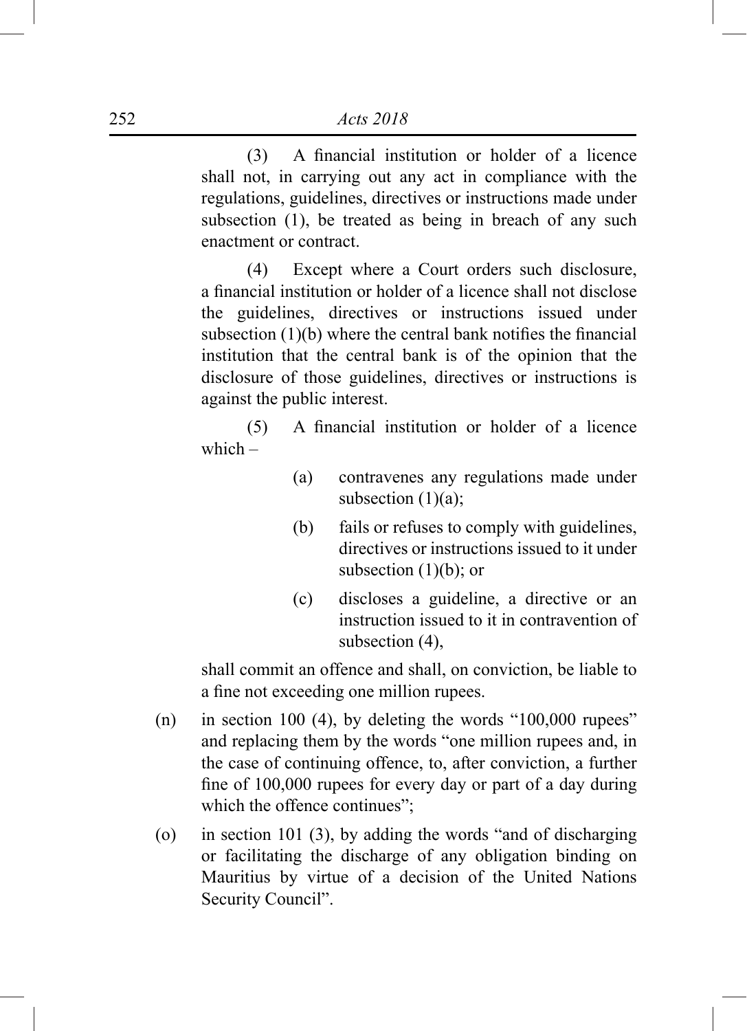(3) A financial institution or holder of a licence shall not, in carrying out any act in compliance with the regulations, guidelines, directives or instructions made under subsection (1), be treated as being in breach of any such enactment or contract.

(4) Except where a Court orders such disclosure, a financial institution or holder of a licence shall not disclose the guidelines, directives or instructions issued under subsection (1)(b) where the central bank notifies the financial institution that the central bank is of the opinion that the disclosure of those guidelines, directives or instructions is against the public interest.

(5) A financial institution or holder of a licence which –

(a) contravenes any regulations made under subsection (1)(a);

(b) fails or refuses to comply with guidelines, directives or instructions issued to it under subsection (1)(b); or

(c) discloses a guideline, a directive or an instruction issued to it in contravention of subsection (4),

shall commit an offence and shall, on conviction, be liable to a fine not exceeding one million rupees.

(n) in section 100 (4), by deleting the words "100,000 rupees" and replacing them by the words "one million rupees and, in the case of continuing offence, to, after conviction, a further fine of 100,000 rupees for every day or part of a day during which the offence continues";

(o) in section 101 (3), by adding the words "and of discharging or facilitating the discharge of any obligation binding on Mauritius by virtue of a decision of the United Nations Security Council".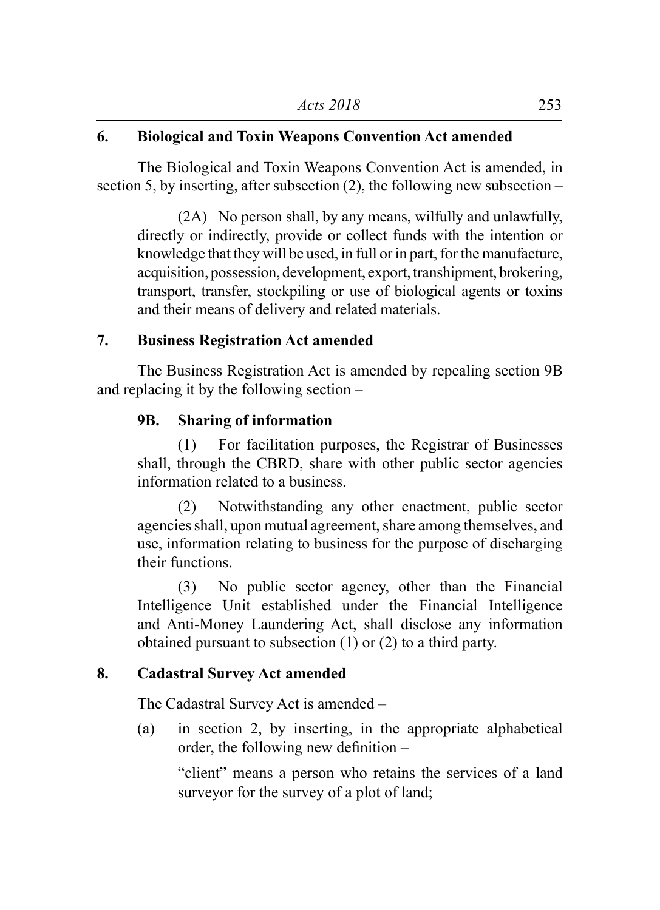**6. Biological and Toxin Weapons Convention Act amended**

The Biological and Toxin Weapons Convention Act is amended, in section 5, by inserting, after subsection (2), the following new subsection –

> (2A) No person shall, by any means, wilfully and unlawfully, directly or indirectly, provide or collect funds with the intention or knowledge that they will be used, in full or in part, for the manufacture, acquisition, possession, development, export, transhipment, brokering, transport, transfer, stockpiling or use of biological agents or toxins and their means of delivery and related materials.

**7. Business Registration Act amended**

The Business Registration Act is amended by repealing section 9B and replacing it by the following section –

> **9B. Sharing of information**
>
> (1) For facilitation purposes, the Registrar of Businesses shall, through the CBRD, share with other public sector agencies information related to a business.
>
> (2) Notwithstanding any other enactment, public sector agencies shall, upon mutual agreement, share among themselves, and use, information relating to business for the purpose of discharging their functions.
>
> (3) No public sector agency, other than the Financial Intelligence Unit established under the Financial Intelligence and Anti-Money Laundering Act, shall disclose any information obtained pursuant to subsection (1) or (2) to a third party.

**8. Cadastral Survey Act amended**

The Cadastral Survey Act is amended –

(a) in section 2, by inserting, in the appropriate alphabetical order, the following new definition –

> “client” means a person who retains the services of a land surveyor for the survey of a plot of land;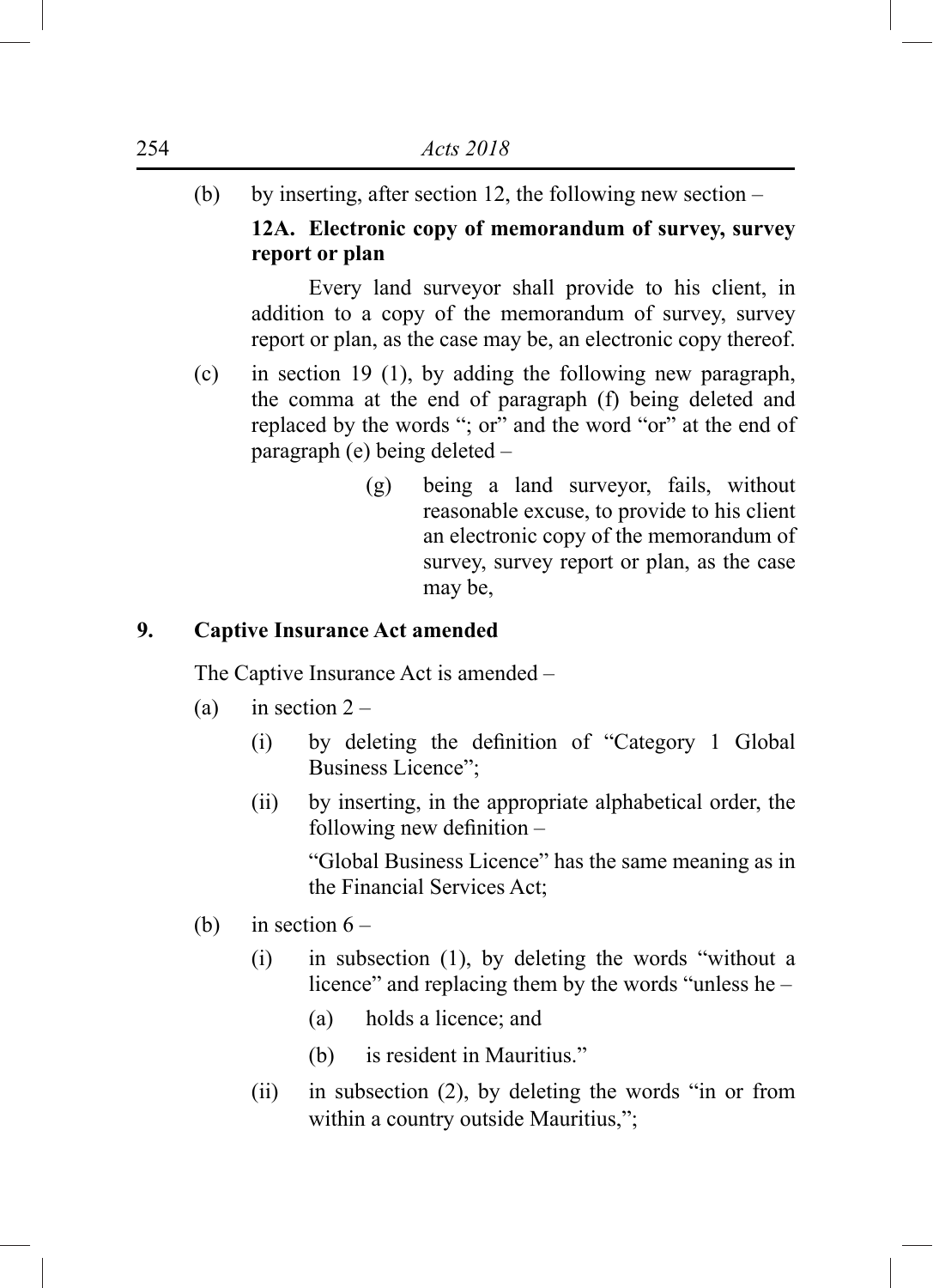(b) by inserting, after section 12, the following new section –

**12A. Electronic copy of memorandum of survey, survey report or plan**

Every land surveyor shall provide to his client, in addition to a copy of the memorandum of survey, survey report or plan, as the case may be, an electronic copy thereof.

(c) in section 19 (1), by adding the following new paragraph, the comma at the end of paragraph (f) being deleted and replaced by the words "; or" and the word "or" at the end of paragraph (e) being deleted –

> (g) being a land surveyor, fails, without reasonable excuse, to provide to his client an electronic copy of the memorandum of survey, survey report or plan, as the case may be,

## 9. Captive Insurance Act amended

The Captive Insurance Act is amended –

(a) in section 2 –

- (i) by deleting the definition of "Category 1 Global Business Licence";
- (ii) by inserting, in the appropriate alphabetical order, the following new definition –

  "Global Business Licence" has the same meaning as in the Financial Services Act;

(b) in section 6 –

- (i) in subsection (1), by deleting the words "without a licence" and replacing them by the words "unless he –
  - (a) holds a licence; and
  - (b) is resident in Mauritius."
- (ii) in subsection (2), by deleting the words "in or from within a country outside Mauritius,";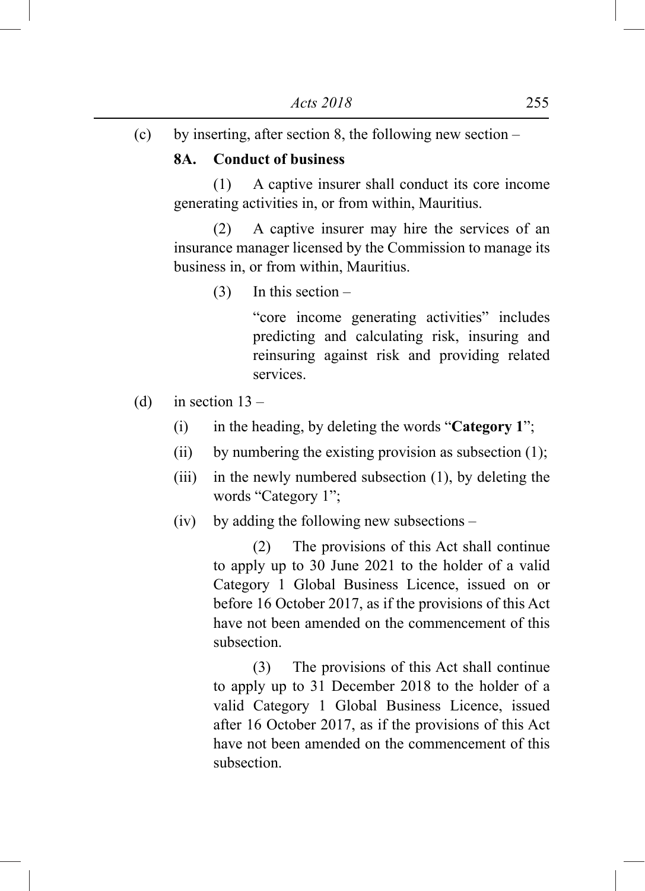(c) by inserting, after section 8, the following new section –

**8A. Conduct of business**

(1) A captive insurer shall conduct its core income generating activities in, or from within, Mauritius.

(2) A captive insurer may hire the services of an insurance manager licensed by the Commission to manage its business in, or from within, Mauritius.

(3) In this section –

"core income generating activities" includes predicting and calculating risk, insuring and reinsuring against risk and providing related services.

(d) in section 13 –

(i) in the heading, by deleting the words "**Category 1**";

(ii) by numbering the existing provision as subsection (1);

(iii) in the newly numbered subsection (1), by deleting the words "Category 1";

(iv) by adding the following new subsections –

(2) The provisions of this Act shall continue to apply up to 30 June 2021 to the holder of a valid Category 1 Global Business Licence, issued on or before 16 October 2017, as if the provisions of this Act have not been amended on the commencement of this subsection.

(3) The provisions of this Act shall continue to apply up to 31 December 2018 to the holder of a valid Category 1 Global Business Licence, issued after 16 October 2017, as if the provisions of this Act have not been amended on the commencement of this subsection.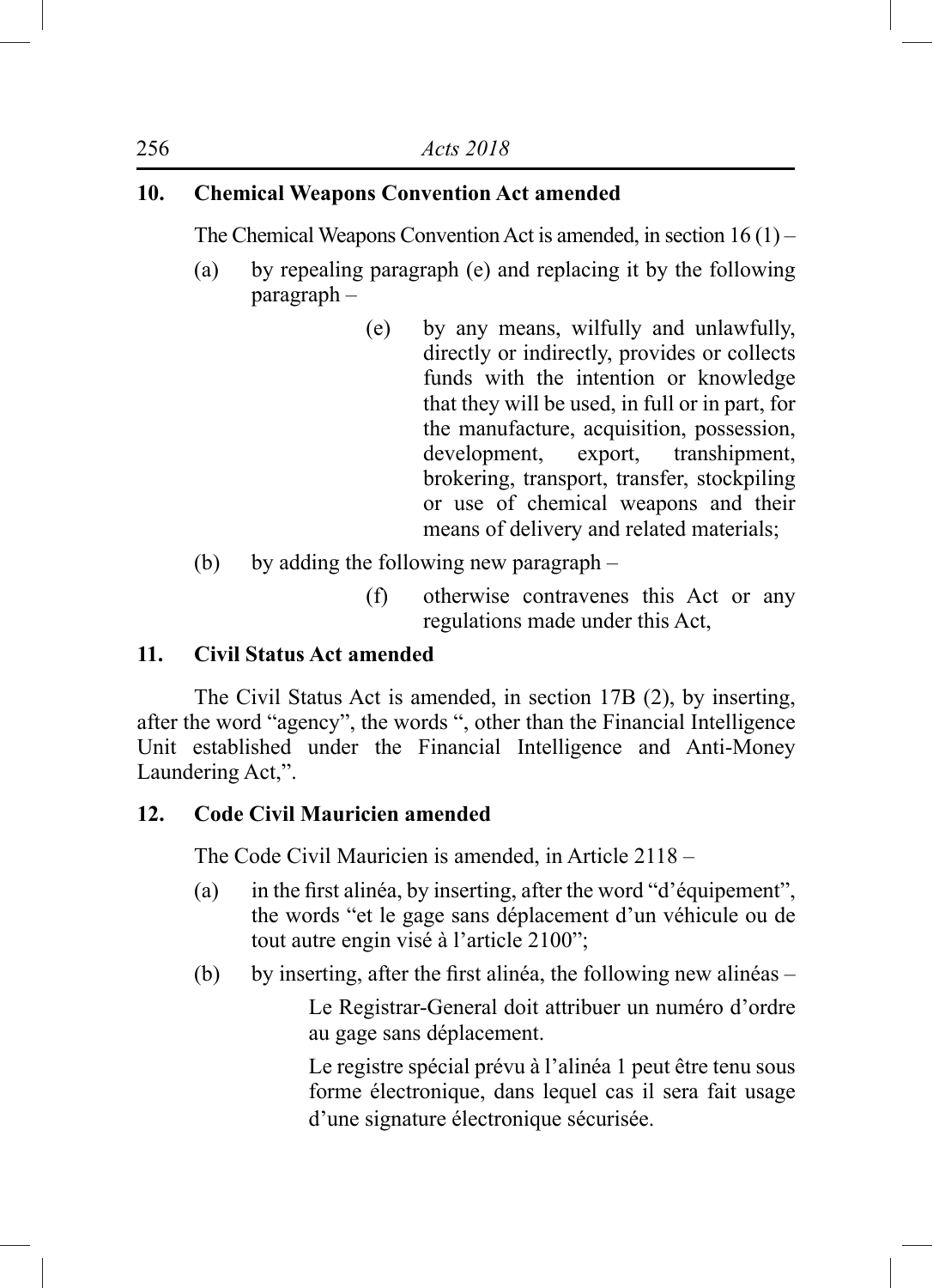**10. Chemical Weapons Convention Act amended**

The Chemical Weapons Convention Act is amended, in section 16 (1) –

(a) by repealing paragraph (e) and replacing it by the following paragraph –

> (e) by any means, wilfully and unlawfully, directly or indirectly, provides or collects funds with the intention or knowledge that they will be used, in full or in part, for the manufacture, acquisition, possession, development, export, transhipment, brokering, transport, transfer, stockpiling or use of chemical weapons and their means of delivery and related materials;

(b) by adding the following new paragraph –

> (f) otherwise contravenes this Act or any regulations made under this Act,

**11. Civil Status Act amended**

The Civil Status Act is amended, in section 17B (2), by inserting, after the word "agency", the words ", other than the Financial Intelligence Unit established under the Financial Intelligence and Anti-Money Laundering Act,".

**12. Code Civil Mauricien amended**

The Code Civil Mauricien is amended, in Article 2118 –

(a) in the first alinéa, by inserting, after the word "d'équipement", the words "et le gage sans déplacement d'un véhicule ou de tout autre engin visé à l'article 2100";

(b) by inserting, after the first alinéa, the following new alinéas –

> Le Registrar-General doit attribuer un numéro d'ordre au gage sans déplacement.
>
> Le registre spécial prévu à l'alinéa 1 peut être tenu sous forme électronique, dans lequel cas il sera fait usage d'une signature électronique sécurisée.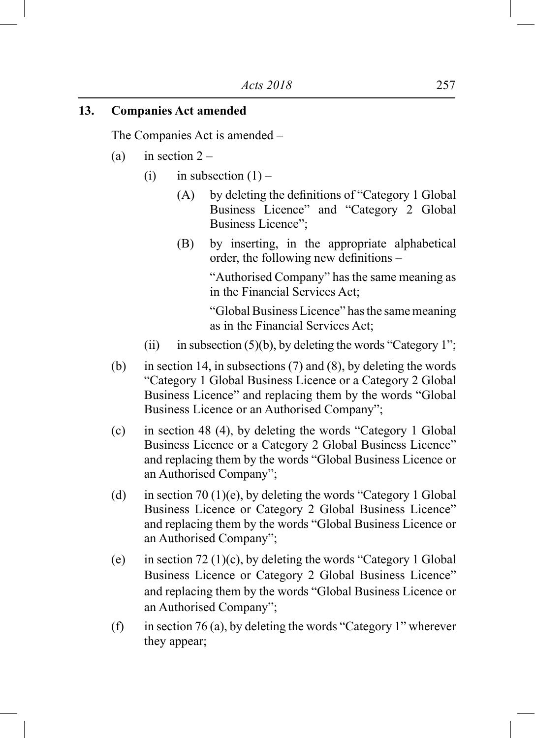## 13. Companies Act amended

The Companies Act is amended –

(a) in section 2 –

  (i) in subsection (1) –

    (A) by deleting the definitions of "Category 1 Global Business Licence" and "Category 2 Global Business Licence";

    (B) by inserting, in the appropriate alphabetical order, the following new definitions –

    "Authorised Company" has the same meaning as in the Financial Services Act;

    "Global Business Licence" has the same meaning as in the Financial Services Act;

  (ii) in subsection (5)(b), by deleting the words "Category 1";

(b) in section 14, in subsections (7) and (8), by deleting the words "Category 1 Global Business Licence or a Category 2 Global Business Licence" and replacing them by the words "Global Business Licence or an Authorised Company";

(c) in section 48 (4), by deleting the words "Category 1 Global Business Licence or a Category 2 Global Business Licence" and replacing them by the words "Global Business Licence or an Authorised Company";

(d) in section 70 (1)(e), by deleting the words "Category 1 Global Business Licence or Category 2 Global Business Licence" and replacing them by the words "Global Business Licence or an Authorised Company";

(e) in section 72 (1)(c), by deleting the words "Category 1 Global Business Licence or Category 2 Global Business Licence" and replacing them by the words "Global Business Licence or an Authorised Company";

(f) in section 76 (a), by deleting the words "Category 1" wherever they appear;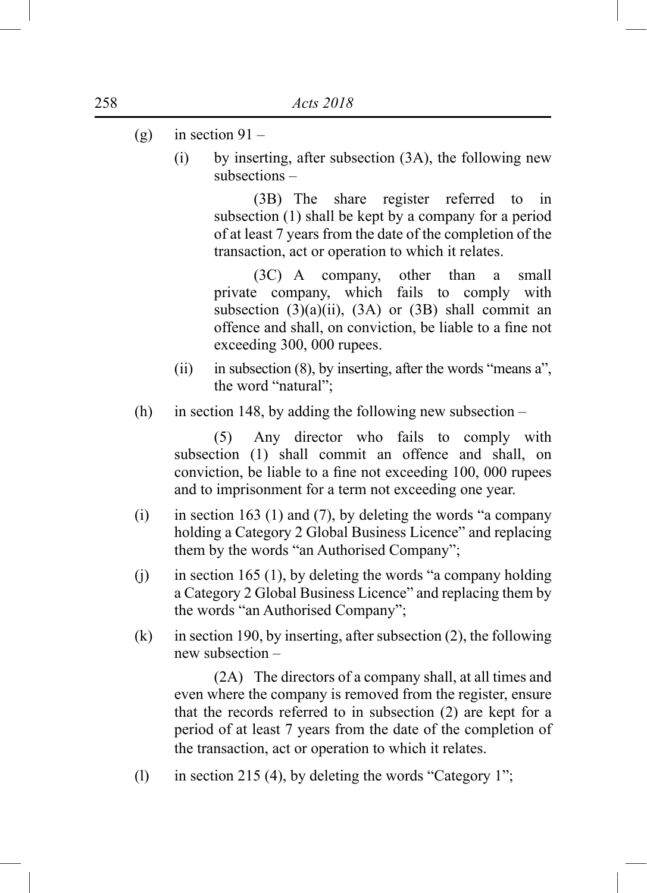(g) in section 91 –

(i) by inserting, after subsection (3A), the following new subsections –

(3B) The share register referred to in subsection (1) shall be kept by a company for a period of at least 7 years from the date of the completion of the transaction, act or operation to which it relates.

(3C) A company, other than a small private company, which fails to comply with subsection (3)(a)(ii), (3A) or (3B) shall commit an offence and shall, on conviction, be liable to a fine not exceeding 300, 000 rupees.

(ii) in subsection (8), by inserting, after the words "means a", the word "natural";

(h) in section 148, by adding the following new subsection –

(5) Any director who fails to comply with subsection (1) shall commit an offence and shall, on conviction, be liable to a fine not exceeding 100, 000 rupees and to imprisonment for a term not exceeding one year.

(i) in section 163 (1) and (7), by deleting the words "a company holding a Category 2 Global Business Licence" and replacing them by the words "an Authorised Company";

(j) in section 165 (1), by deleting the words "a company holding a Category 2 Global Business Licence" and replacing them by the words "an Authorised Company";

(k) in section 190, by inserting, after subsection (2), the following new subsection –

(2A) The directors of a company shall, at all times and even where the company is removed from the register, ensure that the records referred to in subsection (2) are kept for a period of at least 7 years from the date of the completion of the transaction, act or operation to which it relates.

(l) in section 215 (4), by deleting the words "Category 1";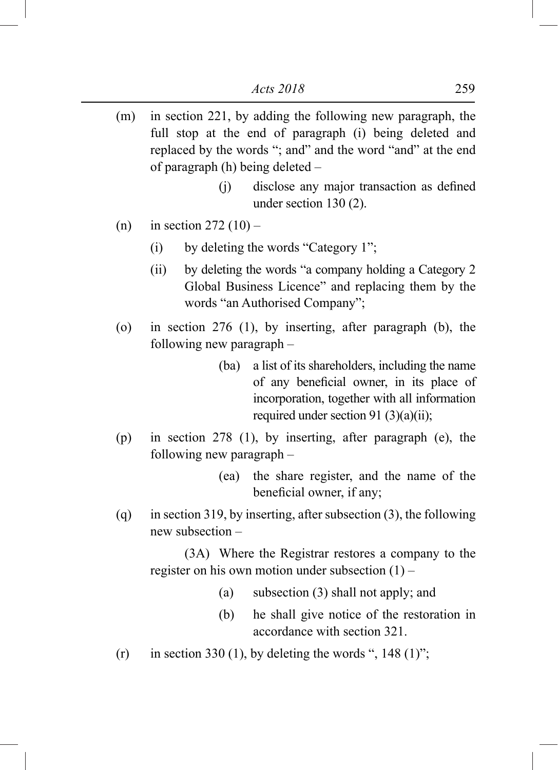(m) in section 221, by adding the following new paragraph, the full stop at the end of paragraph (i) being deleted and replaced by the words "; and" and the word "and" at the end of paragraph (h) being deleted –

> (j) disclose any major transaction as defined under section 130 (2).

(n) in section 272 (10) –

> (i) by deleting the words "Category 1";
>
> (ii) by deleting the words "a company holding a Category 2 Global Business Licence" and replacing them by the words "an Authorised Company";

(o) in section 276 (1), by inserting, after paragraph (b), the following new paragraph –

> (ba) a list of its shareholders, including the name of any beneficial owner, in its place of incorporation, together with all information required under section 91 (3)(a)(ii);

(p) in section 278 (1), by inserting, after paragraph (e), the following new paragraph –

> (ea) the share register, and the name of the beneficial owner, if any;

(q) in section 319, by inserting, after subsection (3), the following new subsection –

> (3A) Where the Registrar restores a company to the register on his own motion under subsection (1) –
>
> (a) subsection (3) shall not apply; and
>
> (b) he shall give notice of the restoration in accordance with section 321.

(r) in section 330 (1), by deleting the words ", 148 (1)";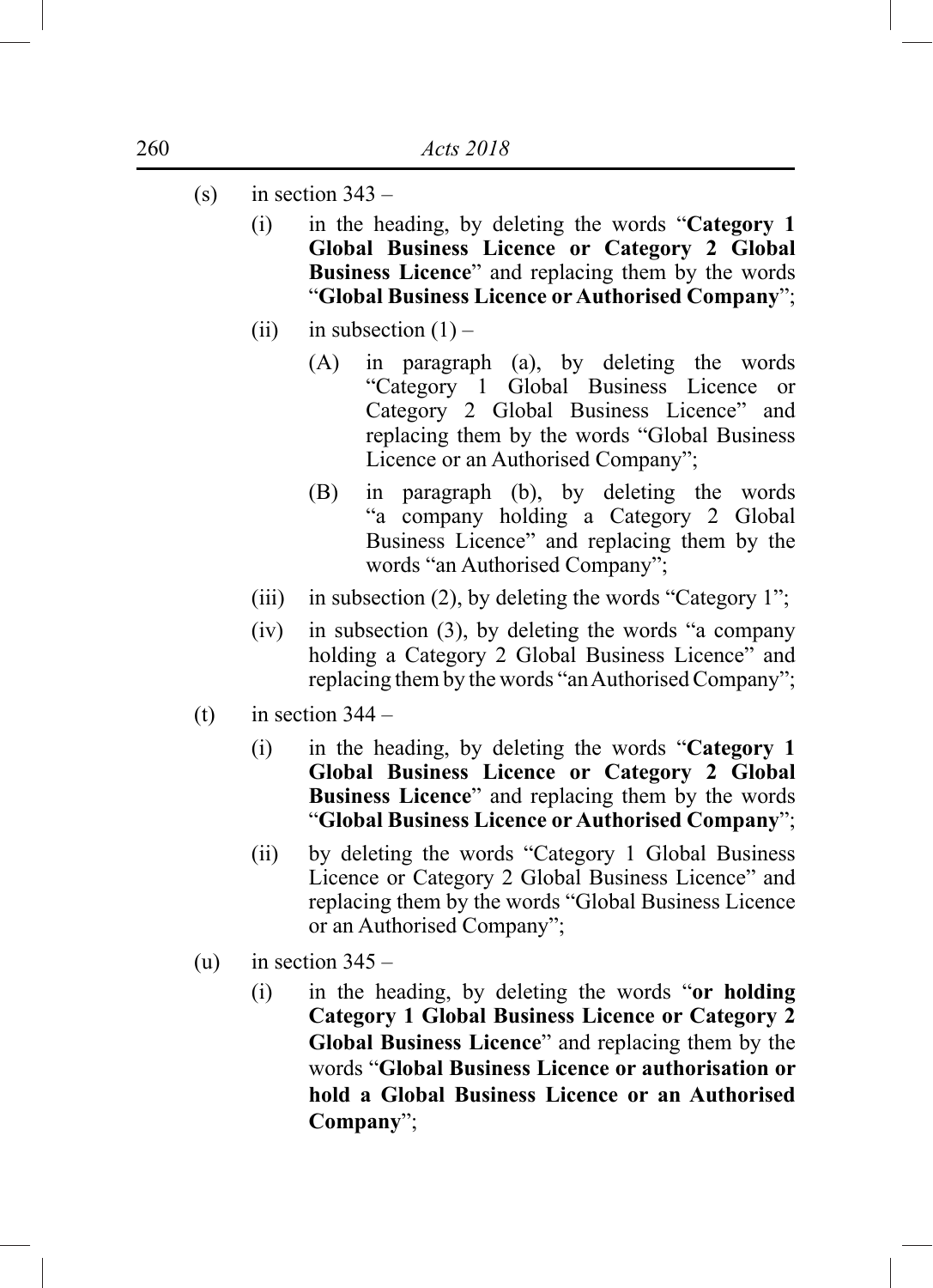(s) in section 343 –

  (i) in the heading, by deleting the words "**Category 1 Global Business Licence or Category 2 Global Business Licence**" and replacing them by the words "**Global Business Licence or Authorised Company**";

  (ii) in subsection (1) –

    (A) in paragraph (a), by deleting the words "Category 1 Global Business Licence or Category 2 Global Business Licence" and replacing them by the words "Global Business Licence or an Authorised Company";

    (B) in paragraph (b), by deleting the words "a company holding a Category 2 Global Business Licence" and replacing them by the words "an Authorised Company";

  (iii) in subsection (2), by deleting the words "Category 1";

  (iv) in subsection (3), by deleting the words "a company holding a Category 2 Global Business Licence" and replacing them by the words "an Authorised Company";

(t) in section 344 –

  (i) in the heading, by deleting the words "**Category 1 Global Business Licence or Category 2 Global Business Licence**" and replacing them by the words "**Global Business Licence or Authorised Company**";

  (ii) by deleting the words "Category 1 Global Business Licence or Category 2 Global Business Licence" and replacing them by the words "Global Business Licence or an Authorised Company";

(u) in section 345 –

  (i) in the heading, by deleting the words "**or holding Category 1 Global Business Licence or Category 2 Global Business Licence**" and replacing them by the words "**Global Business Licence or authorisation or hold a Global Business Licence or an Authorised Company**";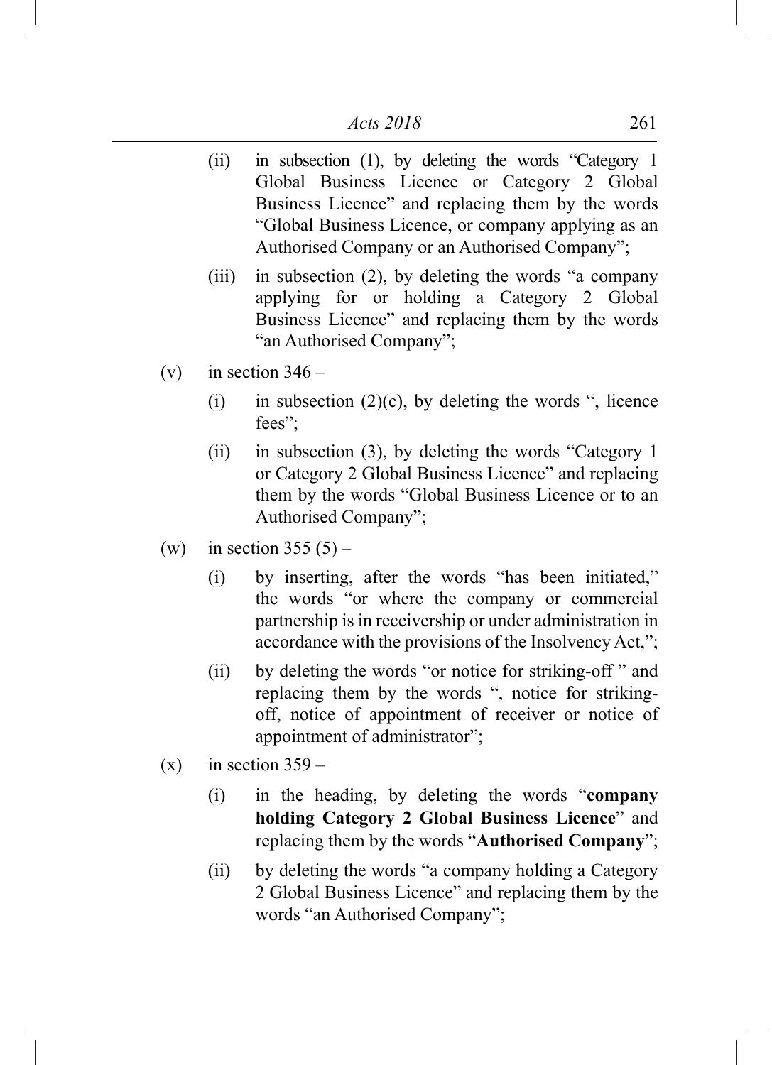(ii) in subsection (1), by deleting the words "Category 1 Global Business Licence or Category 2 Global Business Licence" and replacing them by the words "Global Business Licence, or company applying as an Authorised Company or an Authorised Company";

(iii) in subsection (2), by deleting the words "a company applying for or holding a Category 2 Global Business Licence" and replacing them by the words "an Authorised Company";

(v) in section 346 –

(i) in subsection (2)(c), by deleting the words ", licence fees";

(ii) in subsection (3), by deleting the words "Category 1 or Category 2 Global Business Licence" and replacing them by the words "Global Business Licence or to an Authorised Company";

(w) in section 355 (5) –

(i) by inserting, after the words "has been initiated," the words "or where the company or commercial partnership is in receivership or under administration in accordance with the provisions of the Insolvency Act,";

(ii) by deleting the words "or notice for striking-off " and replacing them by the words ", notice for striking-off, notice of appointment of receiver or notice of appointment of administrator";

(x) in section 359 –

(i) in the heading, by deleting the words "**company holding Category 2 Global Business Licence**" and replacing them by the words "**Authorised Company**";

(ii) by deleting the words "a company holding a Category 2 Global Business Licence" and replacing them by the words "an Authorised Company";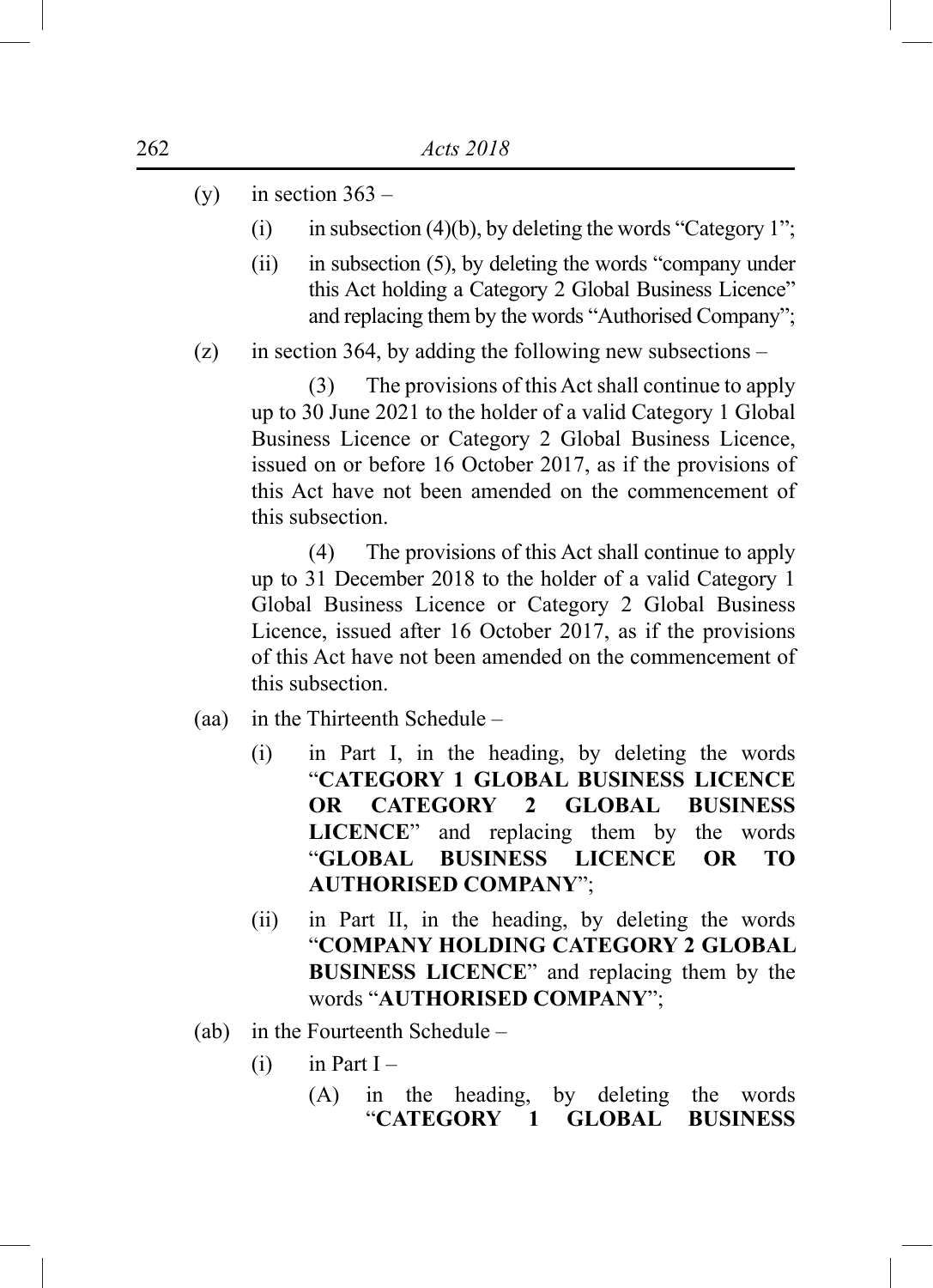(y) in section 363 –

  (i) in subsection (4)(b), by deleting the words "Category 1";

  (ii) in subsection (5), by deleting the words "company under this Act holding a Category 2 Global Business Licence" and replacing them by the words "Authorised Company";

(z) in section 364, by adding the following new subsections –

  (3) The provisions of this Act shall continue to apply up to 30 June 2021 to the holder of a valid Category 1 Global Business Licence or Category 2 Global Business Licence, issued on or before 16 October 2017, as if the provisions of this Act have not been amended on the commencement of this subsection.

  (4) The provisions of this Act shall continue to apply up to 31 December 2018 to the holder of a valid Category 1 Global Business Licence or Category 2 Global Business Licence, issued after 16 October 2017, as if the provisions of this Act have not been amended on the commencement of this subsection.

(aa) in the Thirteenth Schedule –

  (i) in Part I, in the heading, by deleting the words "**CATEGORY 1 GLOBAL BUSINESS LICENCE OR CATEGORY 2 GLOBAL BUSINESS LICENCE**" and replacing them by the words "**GLOBAL BUSINESS LICENCE OR TO AUTHORISED COMPANY**";

  (ii) in Part II, in the heading, by deleting the words "**COMPANY HOLDING CATEGORY 2 GLOBAL BUSINESS LICENCE**" and replacing them by the words "**AUTHORISED COMPANY**";

(ab) in the Fourteenth Schedule –

  (i) in Part I –

    (A) in the heading, by deleting the words "**CATEGORY 1 GLOBAL BUSINESS**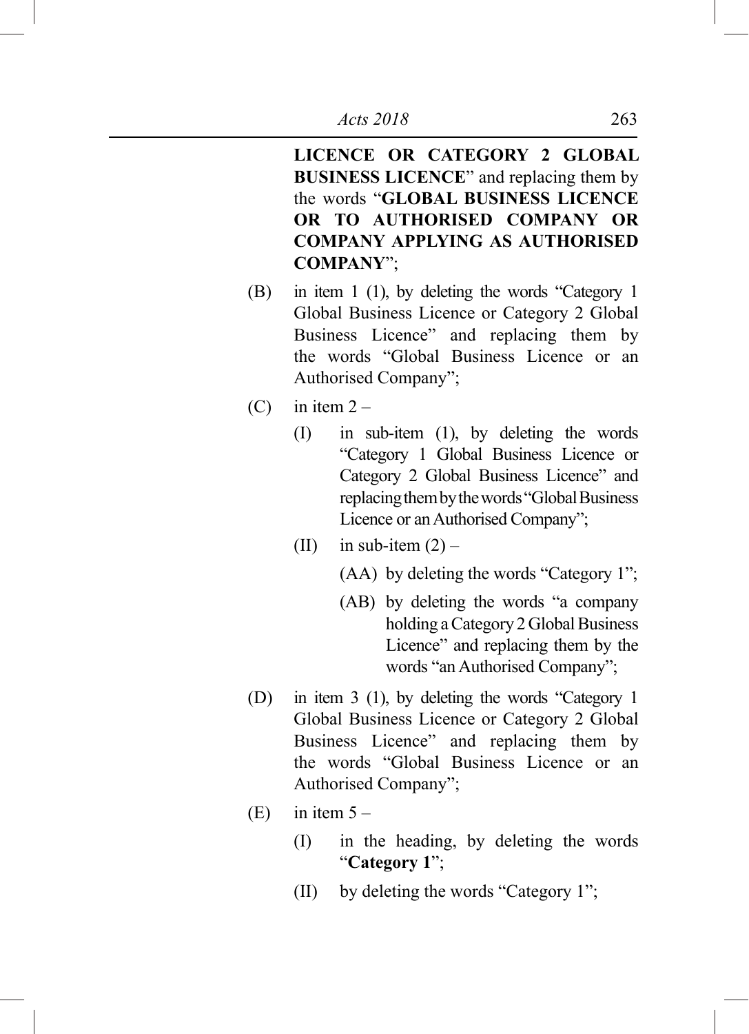**LICENCE OR CATEGORY 2 GLOBAL BUSINESS LICENCE**" and replacing them by the words "**GLOBAL BUSINESS LICENCE OR TO AUTHORISED COMPANY OR COMPANY APPLYING AS AUTHORISED COMPANY**";

(B) in item 1 (1), by deleting the words "Category 1 Global Business Licence or Category 2 Global Business Licence" and replacing them by the words "Global Business Licence or an Authorised Company";

(C) in item 2 –

  (I) in sub-item (1), by deleting the words "Category 1 Global Business Licence or Category 2 Global Business Licence" and replacing them by the words "Global Business Licence or an Authorised Company";

  (II) in sub-item (2) –

    (AA) by deleting the words "Category 1";

    (AB) by deleting the words "a company holding a Category 2 Global Business Licence" and replacing them by the words "an Authorised Company";

(D) in item 3 (1), by deleting the words "Category 1 Global Business Licence or Category 2 Global Business Licence" and replacing them by the words "Global Business Licence or an Authorised Company";

(E) in item 5 –

  (I) in the heading, by deleting the words "**Category 1**";

  (II) by deleting the words "Category 1";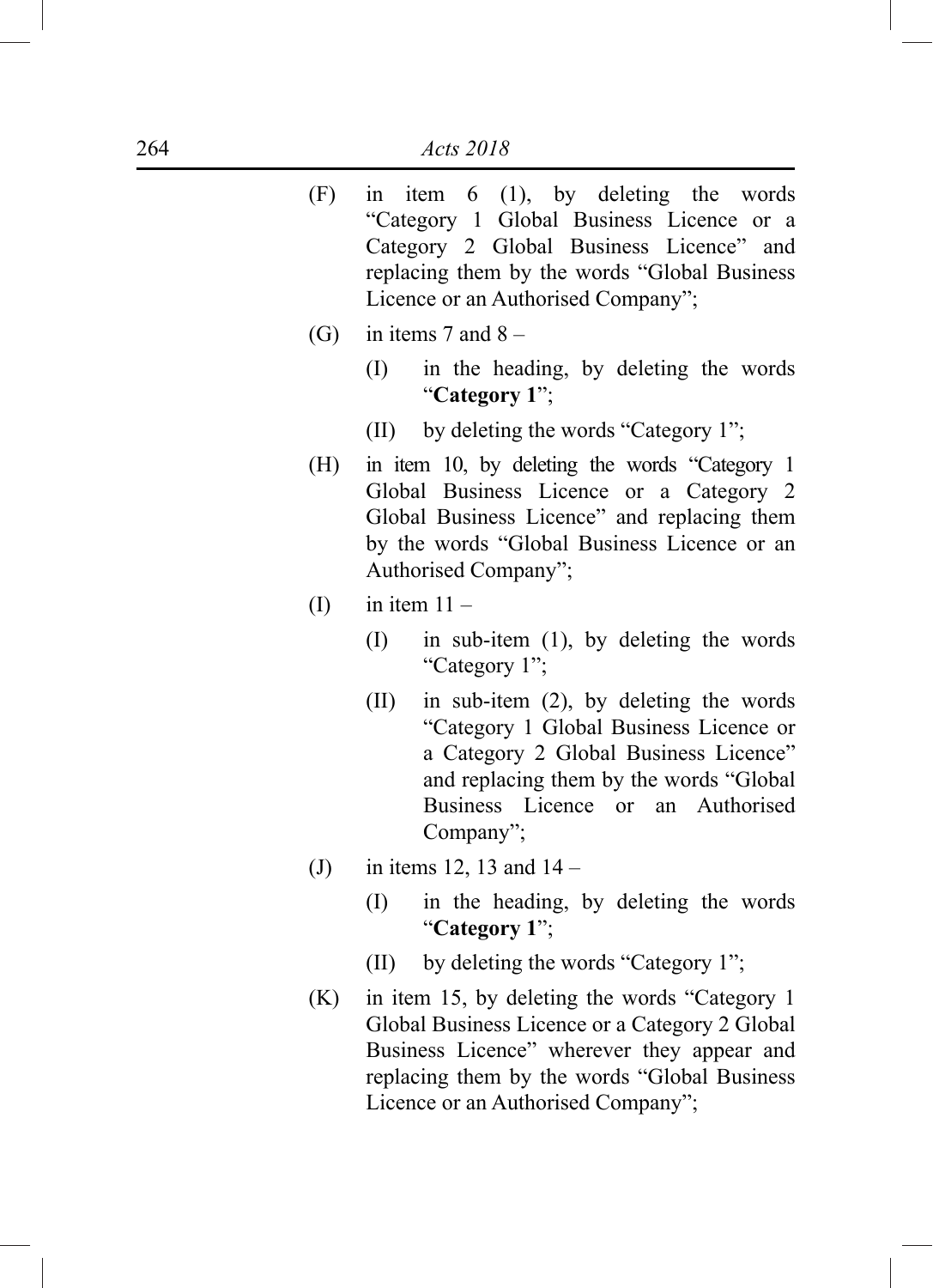(F) in item 6 (1), by deleting the words "Category 1 Global Business Licence or a Category 2 Global Business Licence" and replacing them by the words "Global Business Licence or an Authorised Company";

(G) in items 7 and 8 –

  (I) in the heading, by deleting the words "**Category 1**";

  (II) by deleting the words "Category 1";

(H) in item 10, by deleting the words "Category 1 Global Business Licence or a Category 2 Global Business Licence" and replacing them by the words "Global Business Licence or an Authorised Company";

(I) in item 11 –

  (I) in sub-item (1), by deleting the words "Category 1";

  (II) in sub-item (2), by deleting the words "Category 1 Global Business Licence or a Category 2 Global Business Licence" and replacing them by the words "Global Business Licence or an Authorised Company";

(J) in items 12, 13 and 14 –

  (I) in the heading, by deleting the words "**Category 1**";

  (II) by deleting the words "Category 1";

(K) in item 15, by deleting the words "Category 1 Global Business Licence or a Category 2 Global Business Licence" wherever they appear and replacing them by the words "Global Business Licence or an Authorised Company";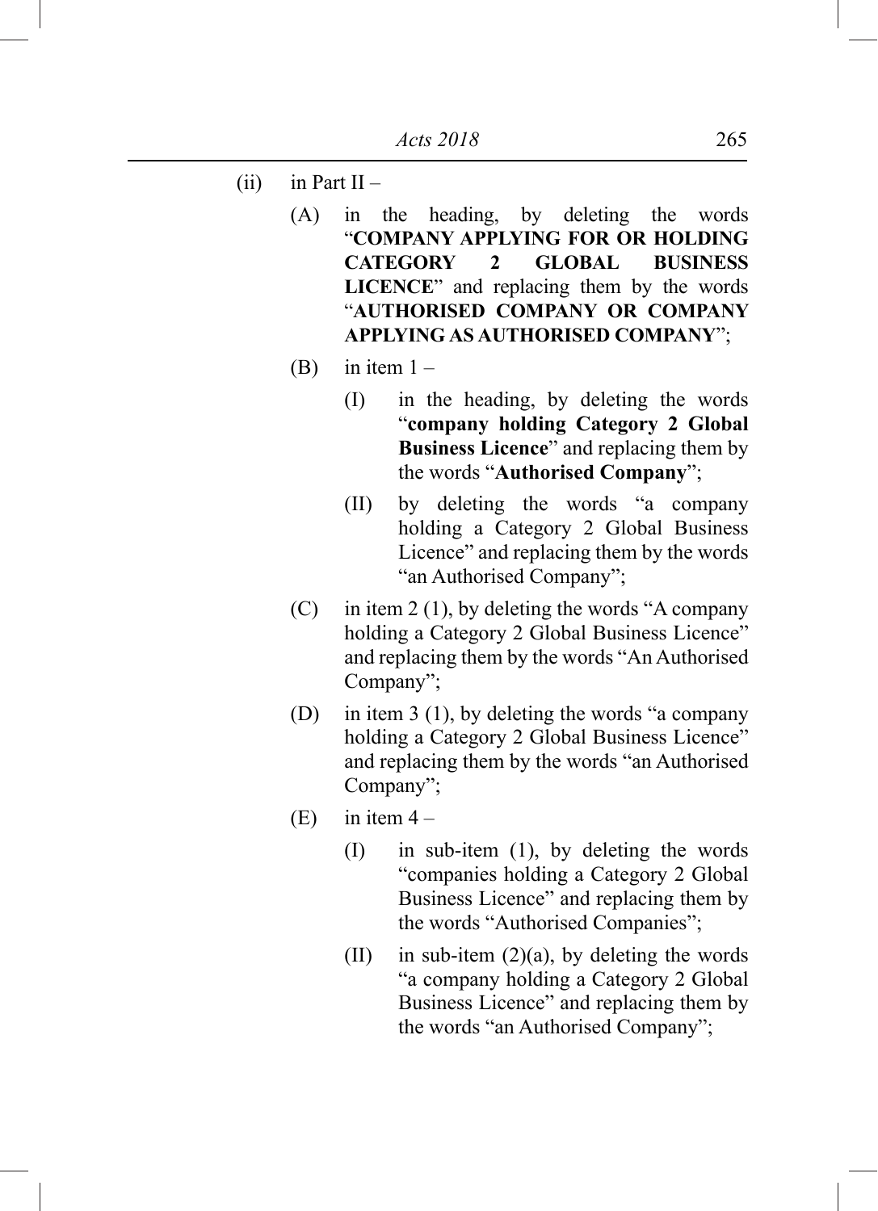(ii) in Part II –

(A) in the heading, by deleting the words "**COMPANY APPLYING FOR OR HOLDING CATEGORY 2 GLOBAL BUSINESS LICENCE**" and replacing them by the words "**AUTHORISED COMPANY OR COMPANY APPLYING AS AUTHORISED COMPANY**";

(B) in item 1 –

(I) in the heading, by deleting the words "**company holding Category 2 Global Business Licence**" and replacing them by the words "**Authorised Company**";

(II) by deleting the words "a company holding a Category 2 Global Business Licence" and replacing them by the words "an Authorised Company";

(C) in item 2 (1), by deleting the words "A company holding a Category 2 Global Business Licence" and replacing them by the words "An Authorised Company";

(D) in item 3 (1), by deleting the words "a company holding a Category 2 Global Business Licence" and replacing them by the words "an Authorised Company";

(E) in item 4 –

(I) in sub-item (1), by deleting the words "companies holding a Category 2 Global Business Licence" and replacing them by the words "Authorised Companies";

(II) in sub-item (2)(a), by deleting the words "a company holding a Category 2 Global Business Licence" and replacing them by the words "an Authorised Company";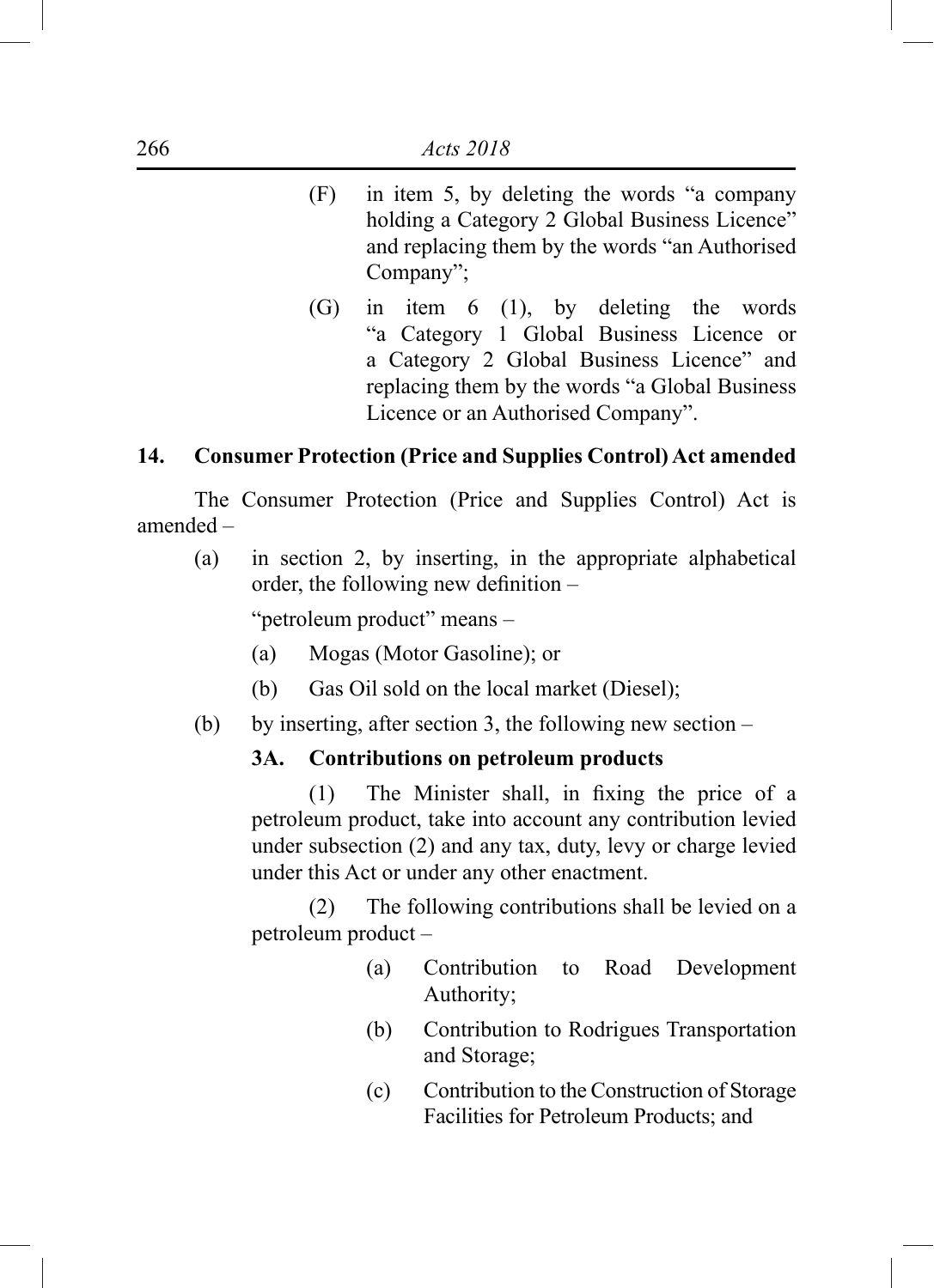(F) in item 5, by deleting the words "a company holding a Category 2 Global Business Licence" and replacing them by the words "an Authorised Company";

(G) in item 6 (1), by deleting the words "a Category 1 Global Business Licence or a Category 2 Global Business Licence" and replacing them by the words "a Global Business Licence or an Authorised Company".

**14. Consumer Protection (Price and Supplies Control) Act amended**

The Consumer Protection (Price and Supplies Control) Act is amended –

(a) in section 2, by inserting, in the appropriate alphabetical order, the following new definition –

"petroleum product" means –

(a) Mogas (Motor Gasoline); or

(b) Gas Oil sold on the local market (Diesel);

(b) by inserting, after section 3, the following new section –

**3A. Contributions on petroleum products**

(1) The Minister shall, in fixing the price of a petroleum product, take into account any contribution levied under subsection (2) and any tax, duty, levy or charge levied under this Act or under any other enactment.

(2) The following contributions shall be levied on a petroleum product –

(a) Contribution to Road Development Authority;

(b) Contribution to Rodrigues Transportation and Storage;

(c) Contribution to the Construction of Storage Facilities for Petroleum Products; and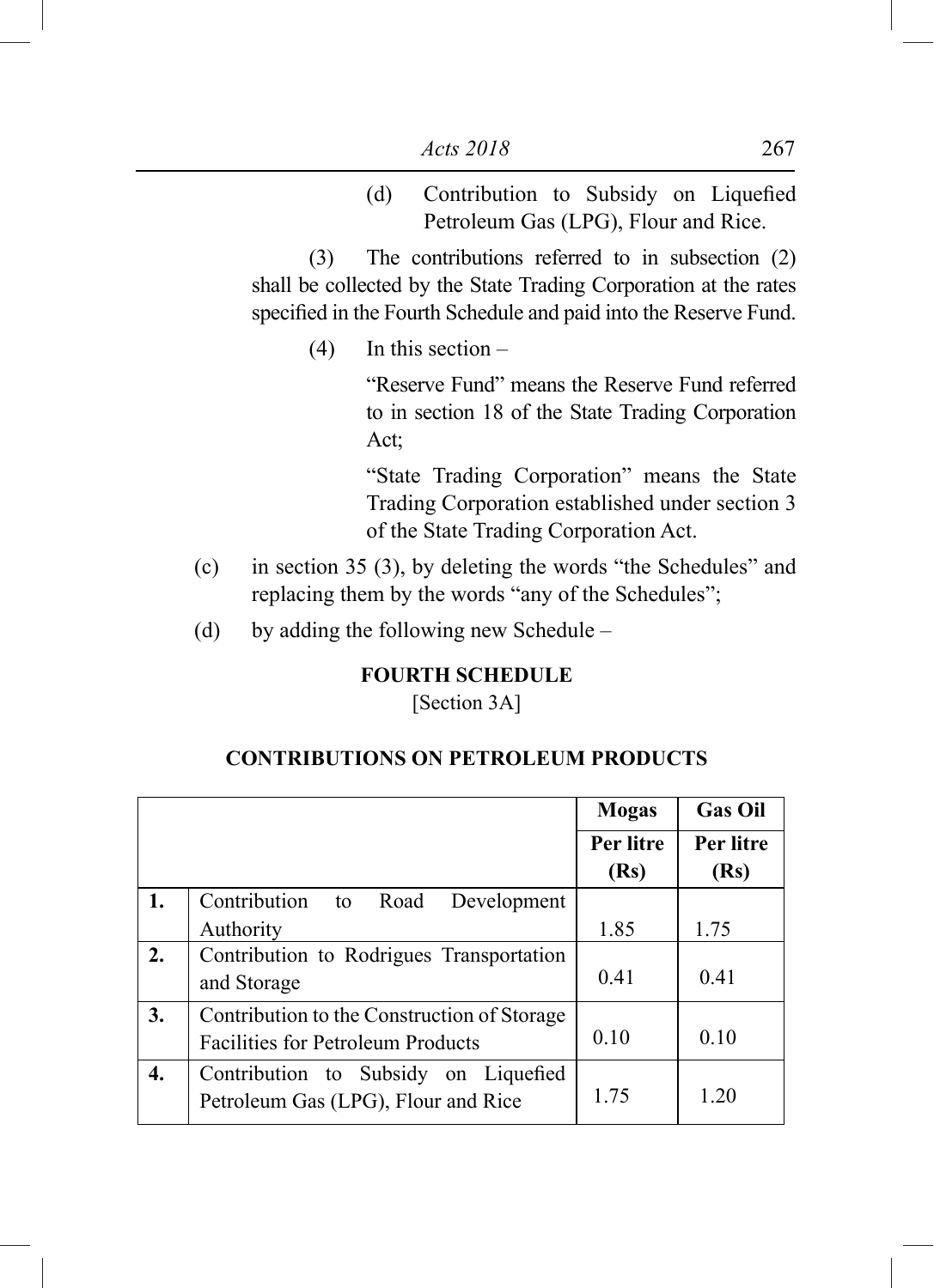(d) Contribution to Subsidy on Liquefied Petroleum Gas (LPG), Flour and Rice.

(3) The contributions referred to in subsection (2) shall be collected by the State Trading Corporation at the rates specified in the Fourth Schedule and paid into the Reserve Fund.

(4) In this section –

"Reserve Fund" means the Reserve Fund referred to in section 18 of the State Trading Corporation Act;

"State Trading Corporation" means the State Trading Corporation established under section 3 of the State Trading Corporation Act.

(c) in section 35 (3), by deleting the words "the Schedules" and replacing them by the words "any of the Schedules";

(d) by adding the following new Schedule –

**FOURTH SCHEDULE**

[Section 3A]

**CONTRIBUTIONS ON PETROLEUM PRODUCTS**

| | | **Mogas** | **Gas Oil** |
|---|---|---|---|
| | | **Per litre (Rs)** | **Per litre (Rs)** |
| **1.** | Contribution to Road Development Authority | 1.85 | 1.75 |
| **2.** | Contribution to Rodrigues Transportation and Storage | 0.41 | 0.41 |
| **3.** | Contribution to the Construction of Storage Facilities for Petroleum Products | 0.10 | 0.10 |
| **4.** | Contribution to Subsidy on Liquefied Petroleum Gas (LPG), Flour and Rice | 1.75 | 1.20 |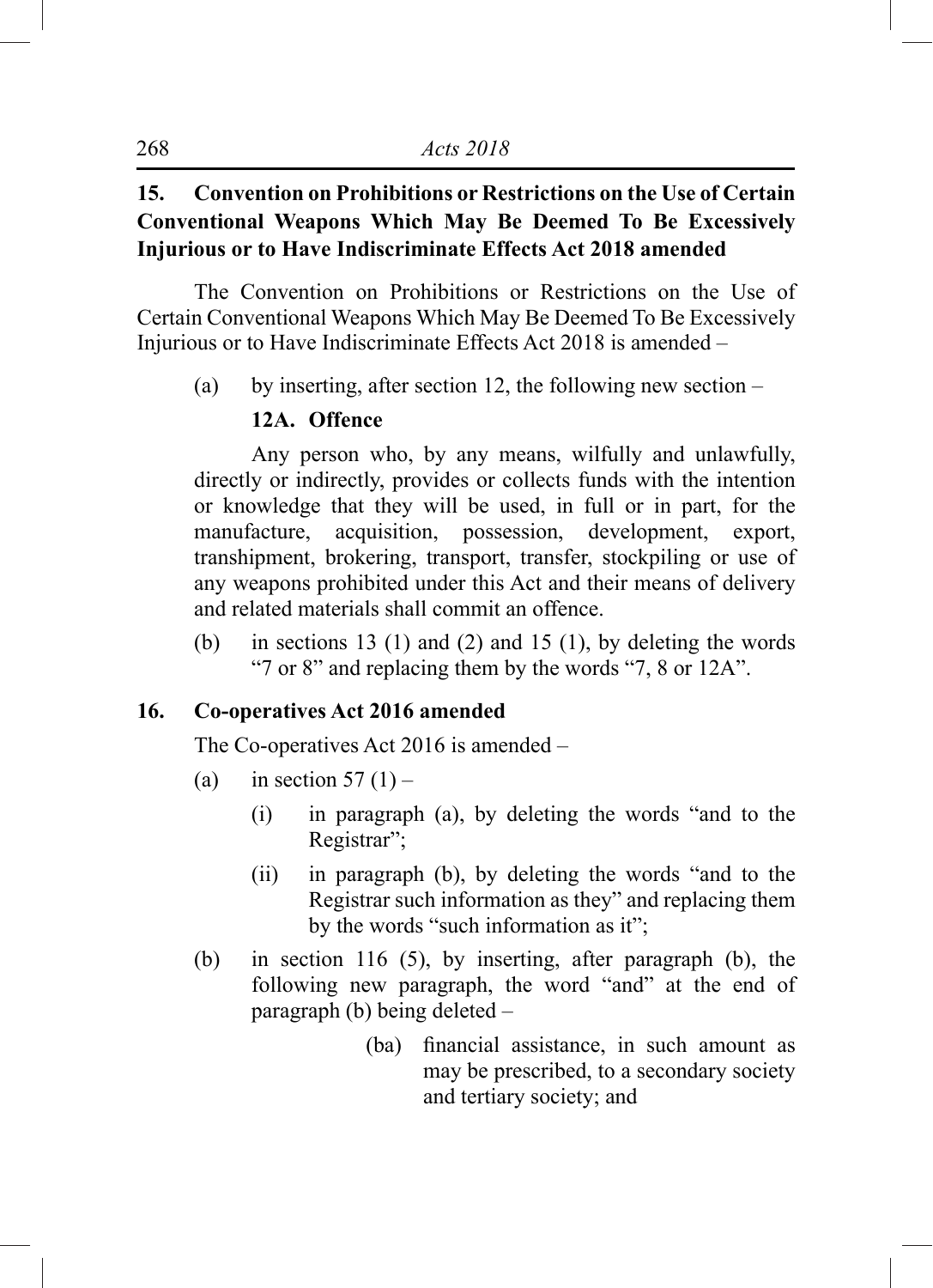**15. Convention on Prohibitions or Restrictions on the Use of Certain Conventional Weapons Which May Be Deemed To Be Excessively Injurious or to Have Indiscriminate Effects Act 2018 amended**

The Convention on Prohibitions or Restrictions on the Use of Certain Conventional Weapons Which May Be Deemed To Be Excessively Injurious or to Have Indiscriminate Effects Act 2018 is amended –

(a) by inserting, after section 12, the following new section –

**12A. Offence**

Any person who, by any means, wilfully and unlawfully, directly or indirectly, provides or collects funds with the intention or knowledge that they will be used, in full or in part, for the manufacture, acquisition, possession, development, export, transhipment, brokering, transport, transfer, stockpiling or use of any weapons prohibited under this Act and their means of delivery and related materials shall commit an offence.

(b) in sections 13 (1) and (2) and 15 (1), by deleting the words "7 or 8" and replacing them by the words "7, 8 or 12A".

**16. Co-operatives Act 2016 amended**

The Co-operatives Act 2016 is amended –

(a) in section 57 (1) –

(i) in paragraph (a), by deleting the words "and to the Registrar";

(ii) in paragraph (b), by deleting the words "and to the Registrar such information as they" and replacing them by the words "such information as it";

(b) in section 116 (5), by inserting, after paragraph (b), the following new paragraph, the word "and" at the end of paragraph (b) being deleted –

(ba) financial assistance, in such amount as may be prescribed, to a secondary society and tertiary society; and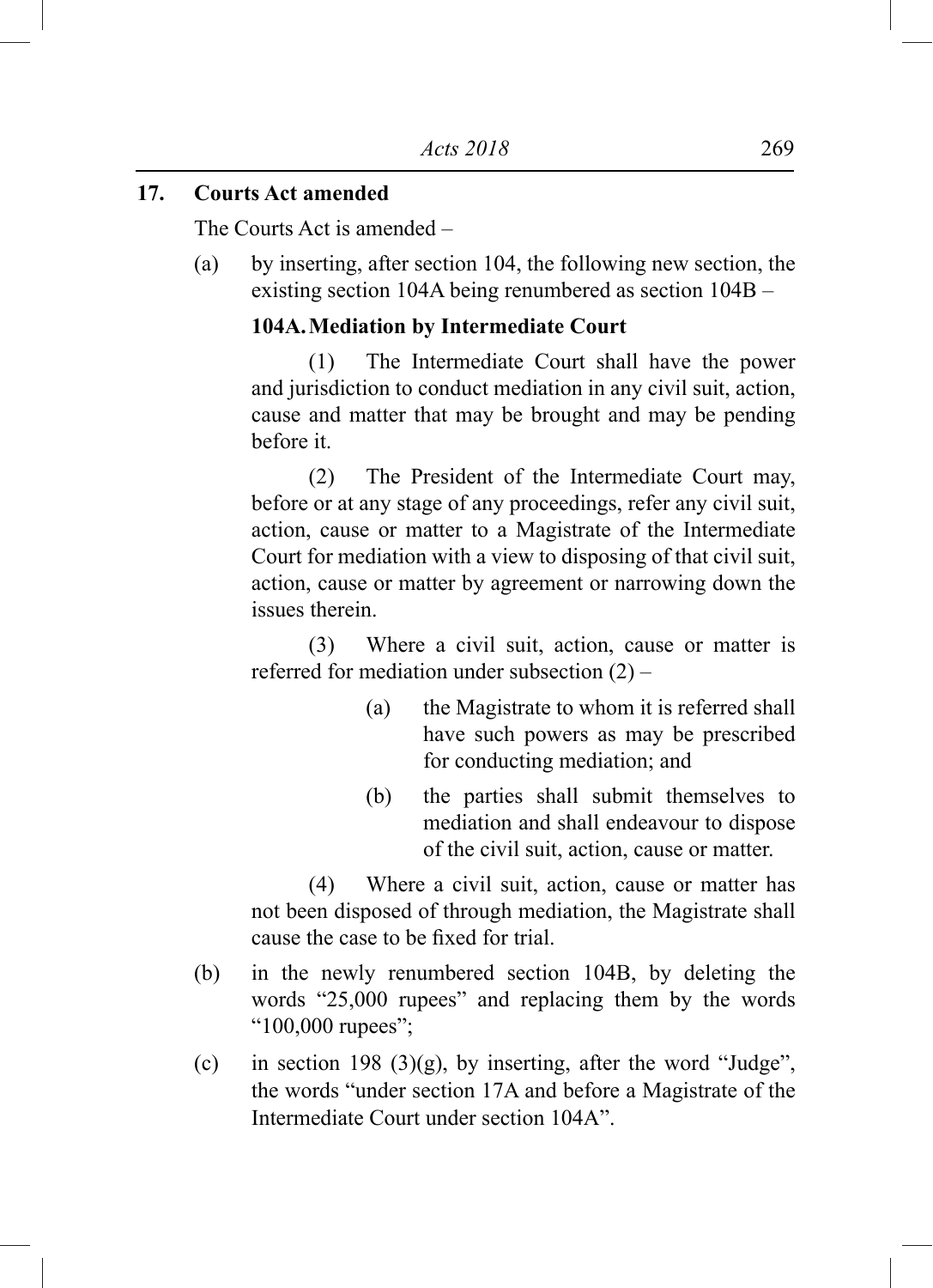## 17. Courts Act amended

The Courts Act is amended –

(a) by inserting, after section 104, the following new section, the existing section 104A being renumbered as section 104B –

**104A. Mediation by Intermediate Court**

(1) The Intermediate Court shall have the power and jurisdiction to conduct mediation in any civil suit, action, cause and matter that may be brought and may be pending before it.

(2) The President of the Intermediate Court may, before or at any stage of any proceedings, refer any civil suit, action, cause or matter to a Magistrate of the Intermediate Court for mediation with a view to disposing of that civil suit, action, cause or matter by agreement or narrowing down the issues therein.

(3) Where a civil suit, action, cause or matter is referred for mediation under subsection (2) –

> (a) the Magistrate to whom it is referred shall have such powers as may be prescribed for conducting mediation; and
>
> (b) the parties shall submit themselves to mediation and shall endeavour to dispose of the civil suit, action, cause or matter.

(4) Where a civil suit, action, cause or matter has not been disposed of through mediation, the Magistrate shall cause the case to be fixed for trial.

(b) in the newly renumbered section 104B, by deleting the words "25,000 rupees" and replacing them by the words "100,000 rupees";

(c) in section 198 (3)(g), by inserting, after the word "Judge", the words "under section 17A and before a Magistrate of the Intermediate Court under section 104A".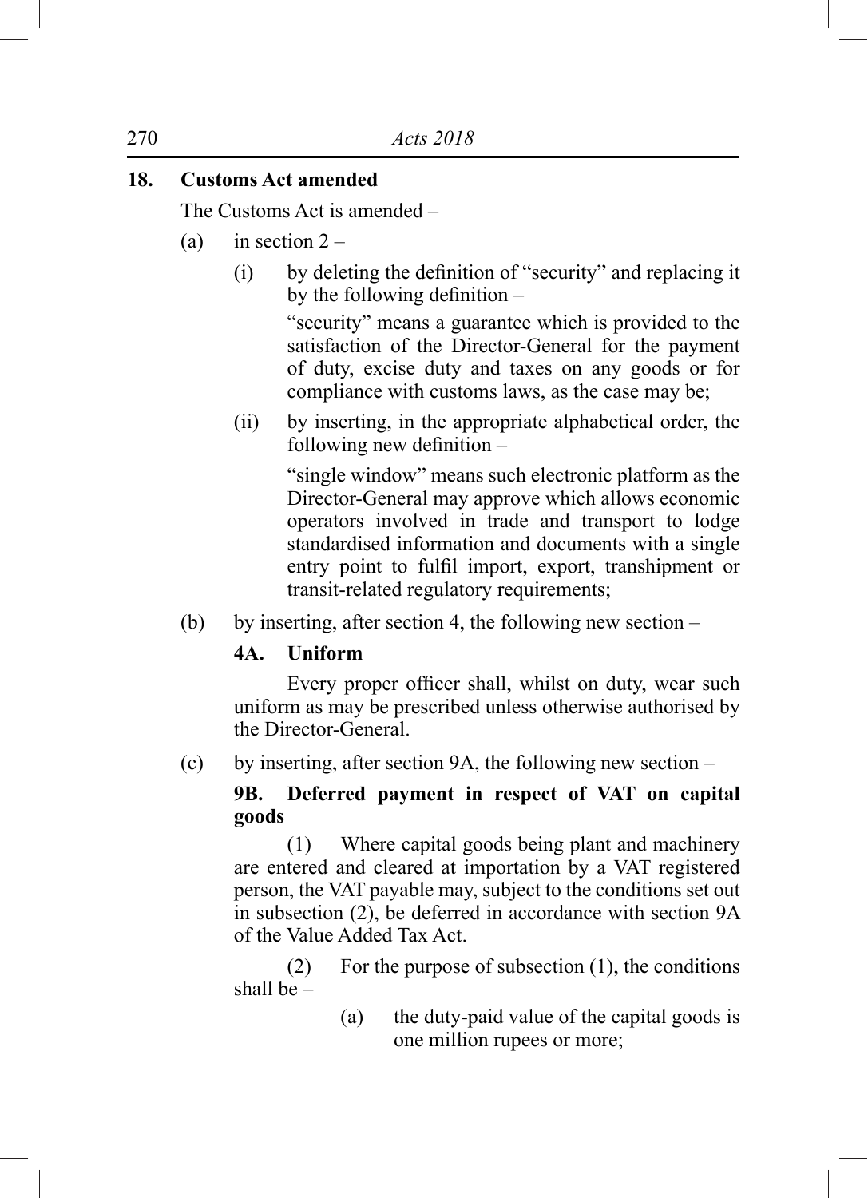## 18. Customs Act amended

The Customs Act is amended –

(a) in section 2 –

(i) by deleting the definition of "security" and replacing it by the following definition –

"security" means a guarantee which is provided to the satisfaction of the Director-General for the payment of duty, excise duty and taxes on any goods or for compliance with customs laws, as the case may be;

(ii) by inserting, in the appropriate alphabetical order, the following new definition –

"single window" means such electronic platform as the Director-General may approve which allows economic operators involved in trade and transport to lodge standardised information and documents with a single entry point to fulfil import, export, transhipment or transit-related regulatory requirements;

(b) by inserting, after section 4, the following new section –

**4A. Uniform**

Every proper officer shall, whilst on duty, wear such uniform as may be prescribed unless otherwise authorised by the Director-General.

(c) by inserting, after section 9A, the following new section –

**9B. Deferred payment in respect of VAT on capital goods**

(1) Where capital goods being plant and machinery are entered and cleared at importation by a VAT registered person, the VAT payable may, subject to the conditions set out in subsection (2), be deferred in accordance with section 9A of the Value Added Tax Act.

(2) For the purpose of subsection (1), the conditions shall be –

(a) the duty-paid value of the capital goods is one million rupees or more;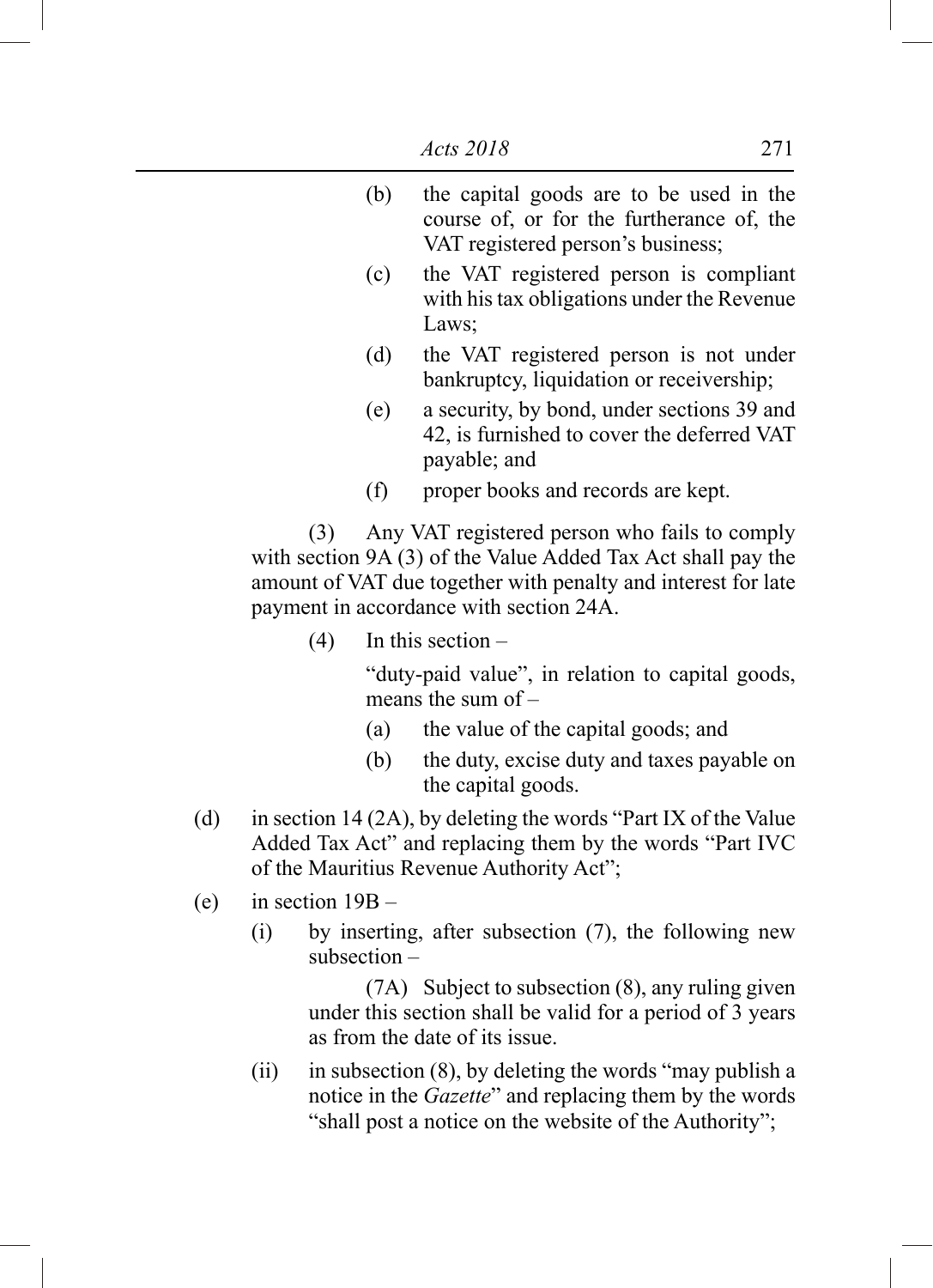(b) the capital goods are to be used in the course of, or for the furtherance of, the VAT registered person's business;

(c) the VAT registered person is compliant with his tax obligations under the Revenue Laws;

(d) the VAT registered person is not under bankruptcy, liquidation or receivership;

(e) a security, by bond, under sections 39 and 42, is furnished to cover the deferred VAT payable; and

(f) proper books and records are kept.

(3) Any VAT registered person who fails to comply with section 9A (3) of the Value Added Tax Act shall pay the amount of VAT due together with penalty and interest for late payment in accordance with section 24A.

(4) In this section –

"duty-paid value", in relation to capital goods, means the sum of –

(a) the value of the capital goods; and

(b) the duty, excise duty and taxes payable on the capital goods.

(d) in section 14 (2A), by deleting the words "Part IX of the Value Added Tax Act" and replacing them by the words "Part IVC of the Mauritius Revenue Authority Act";

(e) in section 19B –

(i) by inserting, after subsection (7), the following new subsection –

(7A) Subject to subsection (8), any ruling given under this section shall be valid for a period of 3 years as from the date of its issue.

(ii) in subsection (8), by deleting the words "may publish a notice in the *Gazette*" and replacing them by the words "shall post a notice on the website of the Authority";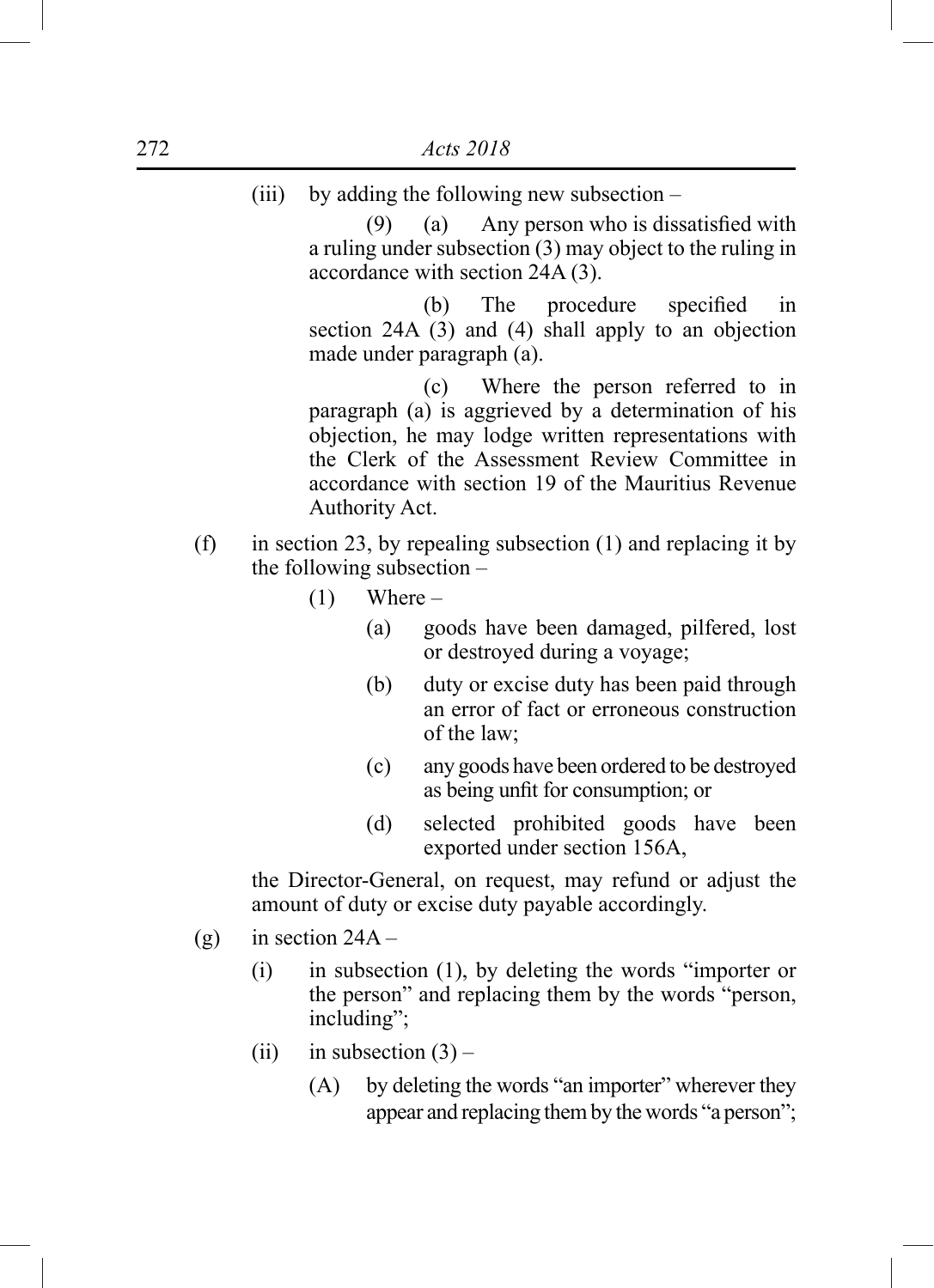(iii) by adding the following new subsection –

(9) (a) Any person who is dissatisfied with a ruling under subsection (3) may object to the ruling in accordance with section 24A (3).

(b) The procedure specified in section 24A (3) and (4) shall apply to an objection made under paragraph (a).

(c) Where the person referred to in paragraph (a) is aggrieved by a determination of his objection, he may lodge written representations with the Clerk of the Assessment Review Committee in accordance with section 19 of the Mauritius Revenue Authority Act.

(f) in section 23, by repealing subsection (1) and replacing it by the following subsection –

(1) Where –

(a) goods have been damaged, pilfered, lost or destroyed during a voyage;

(b) duty or excise duty has been paid through an error of fact or erroneous construction of the law;

(c) any goods have been ordered to be destroyed as being unfit for consumption; or

(d) selected prohibited goods have been exported under section 156A,

the Director-General, on request, may refund or adjust the amount of duty or excise duty payable accordingly.

(g) in section 24A –

(i) in subsection (1), by deleting the words "importer or the person" and replacing them by the words "person, including";

(ii) in subsection (3) –

(A) by deleting the words "an importer" wherever they appear and replacing them by the words "a person";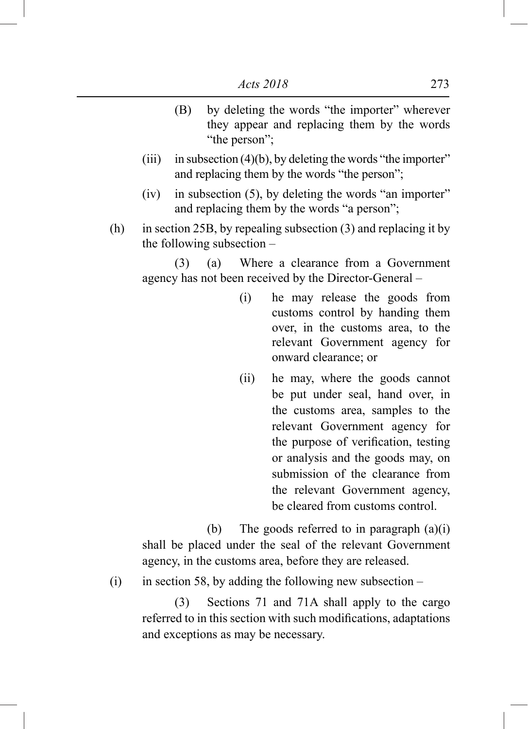(B) by deleting the words "the importer" wherever they appear and replacing them by the words "the person";

(iii) in subsection (4)(b), by deleting the words "the importer" and replacing them by the words "the person";

(iv) in subsection (5), by deleting the words "an importer" and replacing them by the words "a person";

(h) in section 25B, by repealing subsection (3) and replacing it by the following subsection –

(3) (a) Where a clearance from a Government agency has not been received by the Director-General –

(i) he may release the goods from customs control by handing them over, in the customs area, to the relevant Government agency for onward clearance; or

(ii) he may, where the goods cannot be put under seal, hand over, in the customs area, samples to the relevant Government agency for the purpose of verification, testing or analysis and the goods may, on submission of the clearance from the relevant Government agency, be cleared from customs control.

(b) The goods referred to in paragraph (a)(i) shall be placed under the seal of the relevant Government agency, in the customs area, before they are released.

(i) in section 58, by adding the following new subsection –

(3) Sections 71 and 71A shall apply to the cargo referred to in this section with such modifications, adaptations and exceptions as may be necessary.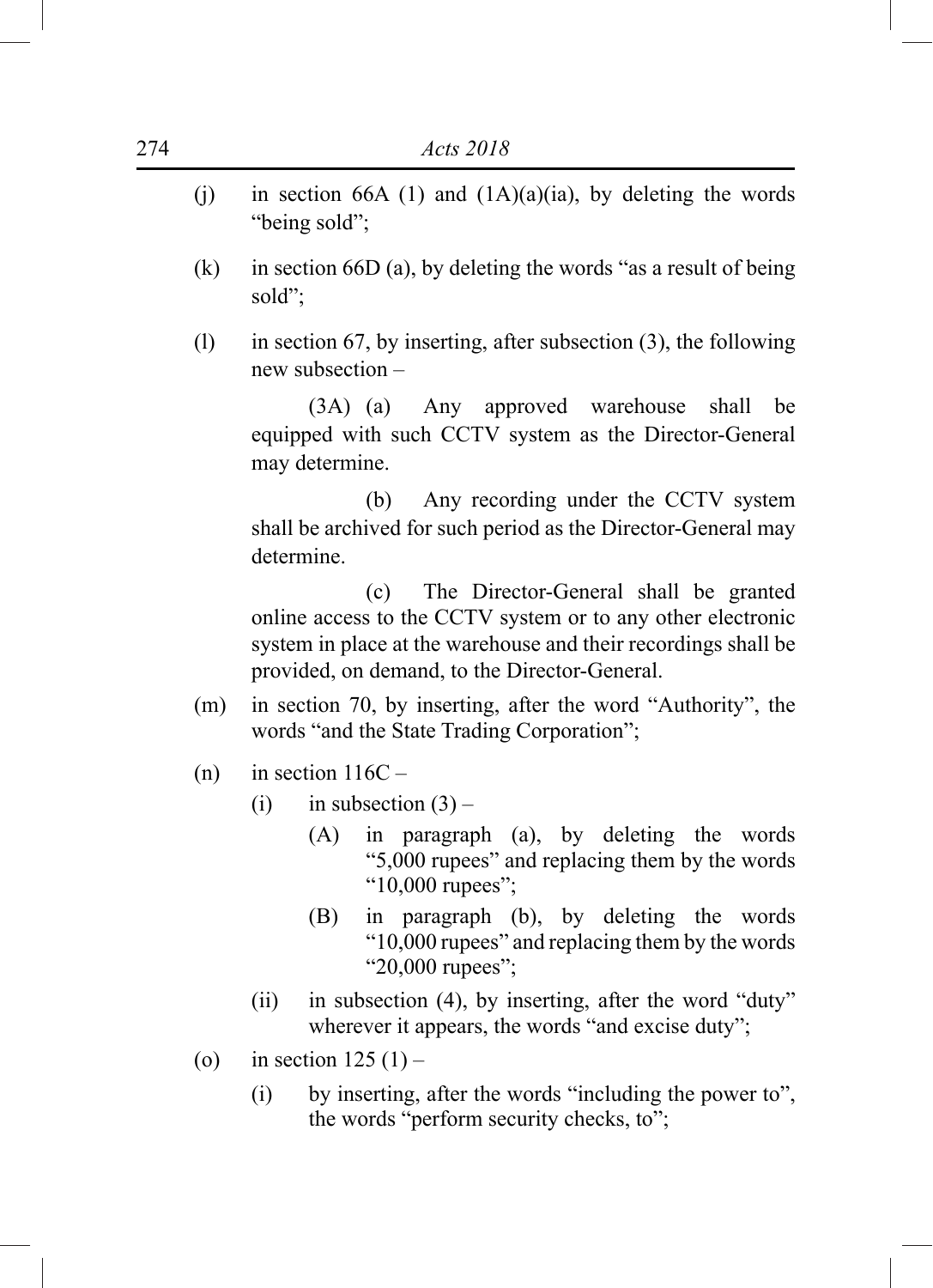(j) in section 66A (1) and (1A)(a)(ia), by deleting the words "being sold";

(k) in section 66D (a), by deleting the words "as a result of being sold";

(l) in section 67, by inserting, after subsection (3), the following new subsection –

> (3A) (a) Any approved warehouse shall be equipped with such CCTV system as the Director-General may determine.
>
> (b) Any recording under the CCTV system shall be archived for such period as the Director-General may determine.
>
> (c) The Director-General shall be granted online access to the CCTV system or to any other electronic system in place at the warehouse and their recordings shall be provided, on demand, to the Director-General.

(m) in section 70, by inserting, after the word "Authority", the words "and the State Trading Corporation";

(n) in section 116C –

- (i) in subsection (3) –
  - (A) in paragraph (a), by deleting the words "5,000 rupees" and replacing them by the words "10,000 rupees";
  - (B) in paragraph (b), by deleting the words "10,000 rupees" and replacing them by the words "20,000 rupees";
- (ii) in subsection (4), by inserting, after the word "duty" wherever it appears, the words "and excise duty";

(o) in section 125 (1) –

- (i) by inserting, after the words "including the power to", the words "perform security checks, to";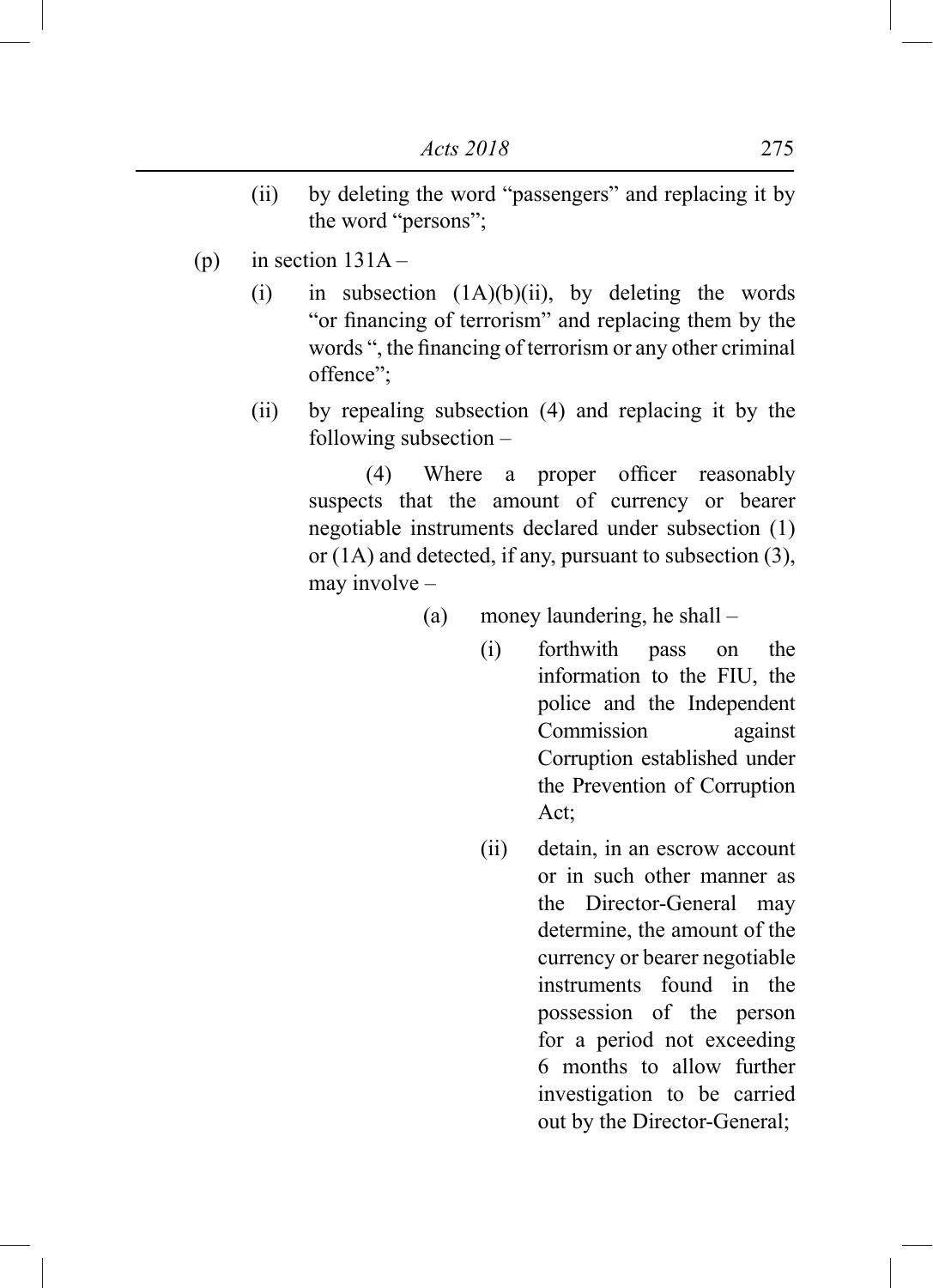(ii) by deleting the word "passengers" and replacing it by the word "persons";

(p) in section 131A –

(i) in subsection (1A)(b)(ii), by deleting the words "or financing of terrorism" and replacing them by the words ", the financing of terrorism or any other criminal offence";

(ii) by repealing subsection (4) and replacing it by the following subsection –

(4) Where a proper officer reasonably suspects that the amount of currency or bearer negotiable instruments declared under subsection (1) or (1A) and detected, if any, pursuant to subsection (3), may involve –

(a) money laundering, he shall –

(i) forthwith pass on the information to the FIU, the police and the Independent Commission against Corruption established under the Prevention of Corruption Act;

(ii) detain, in an escrow account or in such other manner as the Director-General may determine, the amount of the currency or bearer negotiable instruments found in the possession of the person for a period not exceeding 6 months to allow further investigation to be carried out by the Director-General;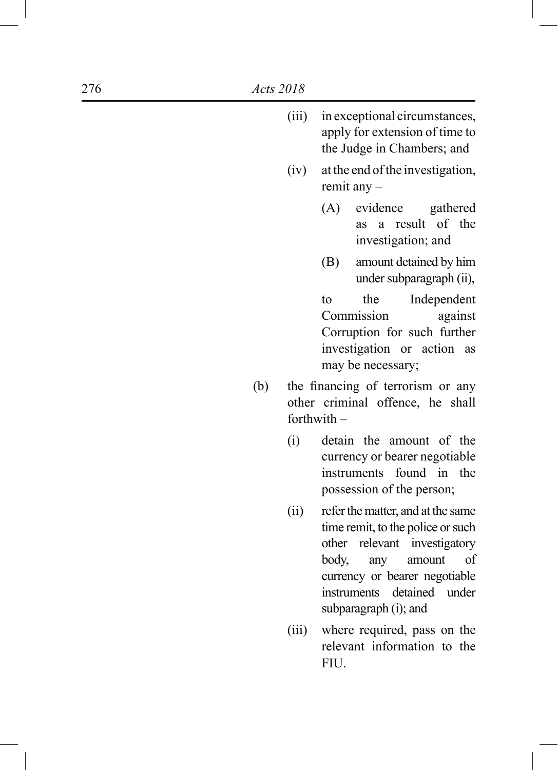(iii) in exceptional circumstances, apply for extension of time to the Judge in Chambers; and

(iv) at the end of the investigation, remit any –

(A) evidence gathered as a result of the investigation; and

(B) amount detained by him under subparagraph (ii),

to the Independent Commission against Corruption for such further investigation or action as may be necessary;

(b) the financing of terrorism or any other criminal offence, he shall forthwith –

(i) detain the amount of the currency or bearer negotiable instruments found in the possession of the person;

(ii) refer the matter, and at the same time remit, to the police or such other relevant investigatory body, any amount of currency or bearer negotiable instruments detained under subparagraph (i); and

(iii) where required, pass on the relevant information to the FIU.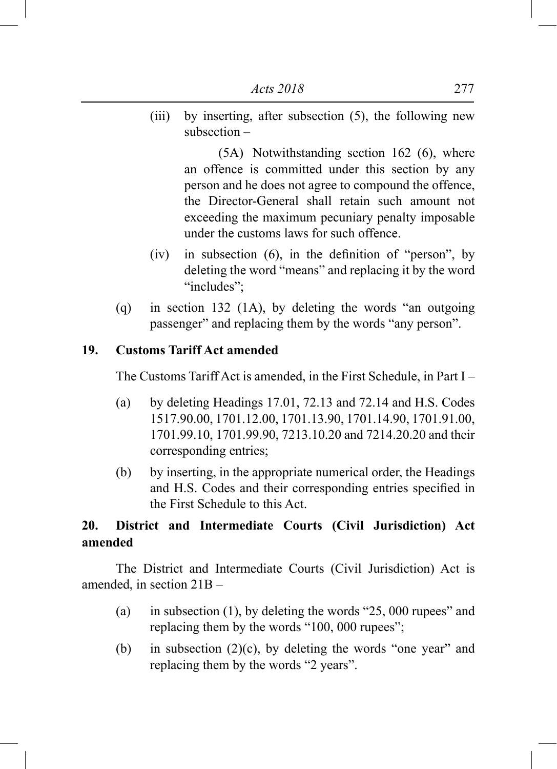(iii) by inserting, after subsection (5), the following new subsection –

(5A) Notwithstanding section 162 (6), where an offence is committed under this section by any person and he does not agree to compound the offence, the Director-General shall retain such amount not exceeding the maximum pecuniary penalty imposable under the customs laws for such offence.

(iv) in subsection (6), in the definition of "person", by deleting the word "means" and replacing it by the word "includes";

(q) in section 132 (1A), by deleting the words "an outgoing passenger" and replacing them by the words "any person".

**19. Customs Tariff Act amended**

The Customs Tariff Act is amended, in the First Schedule, in Part I –

(a) by deleting Headings 17.01, 72.13 and 72.14 and H.S. Codes 1517.90.00, 1701.12.00, 1701.13.90, 1701.14.90, 1701.91.00, 1701.99.10, 1701.99.90, 7213.10.20 and 7214.20.20 and their corresponding entries;

(b) by inserting, in the appropriate numerical order, the Headings and H.S. Codes and their corresponding entries specified in the First Schedule to this Act.

**20. District and Intermediate Courts (Civil Jurisdiction) Act amended**

The District and Intermediate Courts (Civil Jurisdiction) Act is amended, in section 21B –

(a) in subsection (1), by deleting the words "25, 000 rupees" and replacing them by the words "100, 000 rupees";

(b) in subsection (2)(c), by deleting the words "one year" and replacing them by the words "2 years".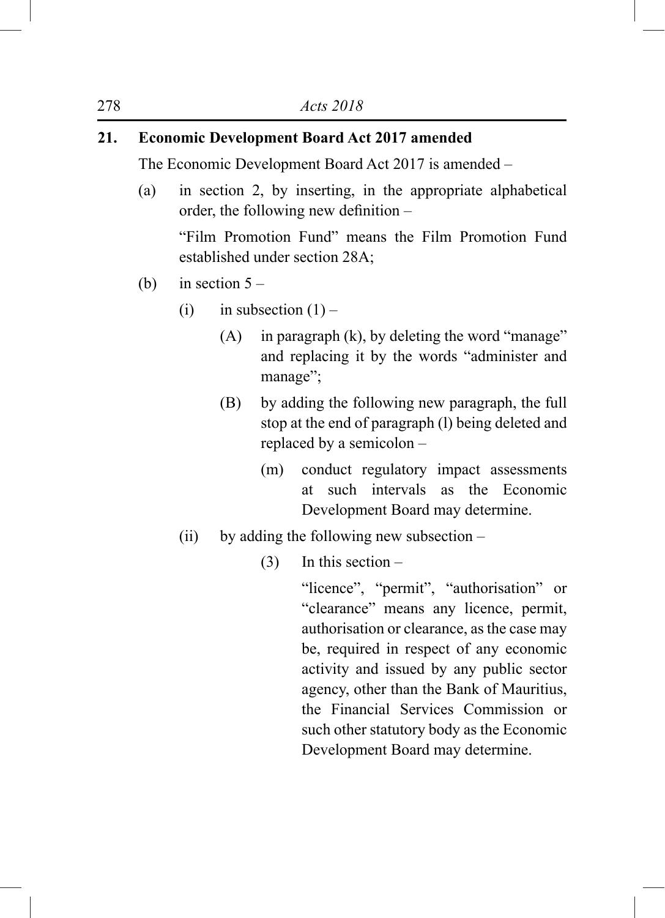**21. Economic Development Board Act 2017 amended**

The Economic Development Board Act 2017 is amended –

(a) in section 2, by inserting, in the appropriate alphabetical order, the following new definition –

"Film Promotion Fund" means the Film Promotion Fund established under section 28A;

(b) in section 5 –

(i) in subsection (1) –

(A) in paragraph (k), by deleting the word "manage" and replacing it by the words "administer and manage";

(B) by adding the following new paragraph, the full stop at the end of paragraph (l) being deleted and replaced by a semicolon –

(m) conduct regulatory impact assessments at such intervals as the Economic Development Board may determine.

(ii) by adding the following new subsection –

(3) In this section –

"licence", "permit", "authorisation" or "clearance" means any licence, permit, authorisation or clearance, as the case may be, required in respect of any economic activity and issued by any public sector agency, other than the Bank of Mauritius, the Financial Services Commission or such other statutory body as the Economic Development Board may determine.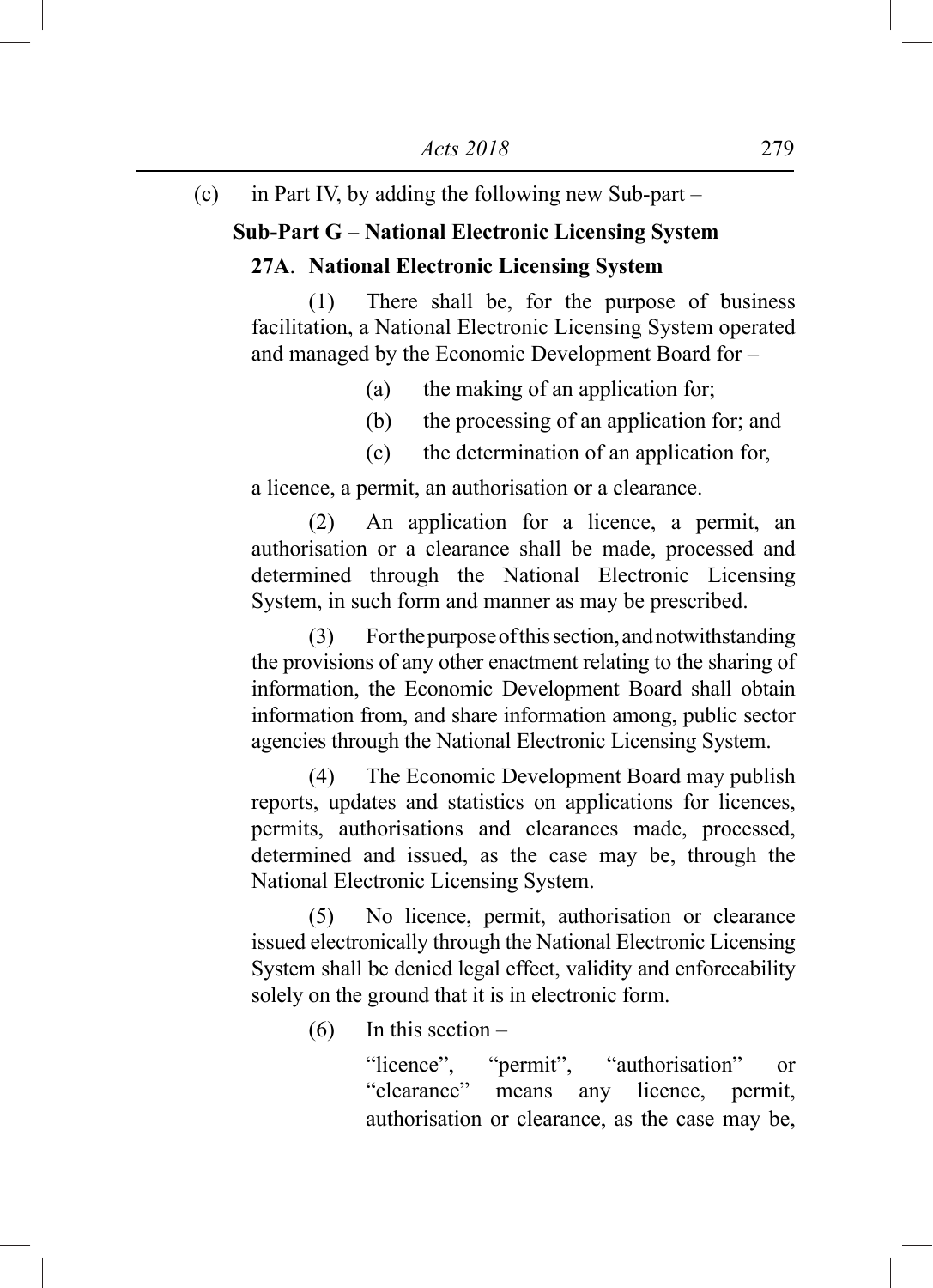(c) in Part IV, by adding the following new Sub-part –

**Sub-Part G – National Electronic Licensing System**

**27A. National Electronic Licensing System**

(1) There shall be, for the purpose of business facilitation, a National Electronic Licensing System operated and managed by the Economic Development Board for –

(a) the making of an application for;

(b) the processing of an application for; and

(c) the determination of an application for,

a licence, a permit, an authorisation or a clearance.

(2) An application for a licence, a permit, an authorisation or a clearance shall be made, processed and determined through the National Electronic Licensing System, in such form and manner as may be prescribed.

(3) For the purpose of this section, and notwithstanding the provisions of any other enactment relating to the sharing of information, the Economic Development Board shall obtain information from, and share information among, public sector agencies through the National Electronic Licensing System.

(4) The Economic Development Board may publish reports, updates and statistics on applications for licences, permits, authorisations and clearances made, processed, determined and issued, as the case may be, through the National Electronic Licensing System.

(5) No licence, permit, authorisation or clearance issued electronically through the National Electronic Licensing System shall be denied legal effect, validity and enforceability solely on the ground that it is in electronic form.

(6) In this section –

"licence", "permit", "authorisation" or "clearance" means any licence, permit, authorisation or clearance, as the case may be,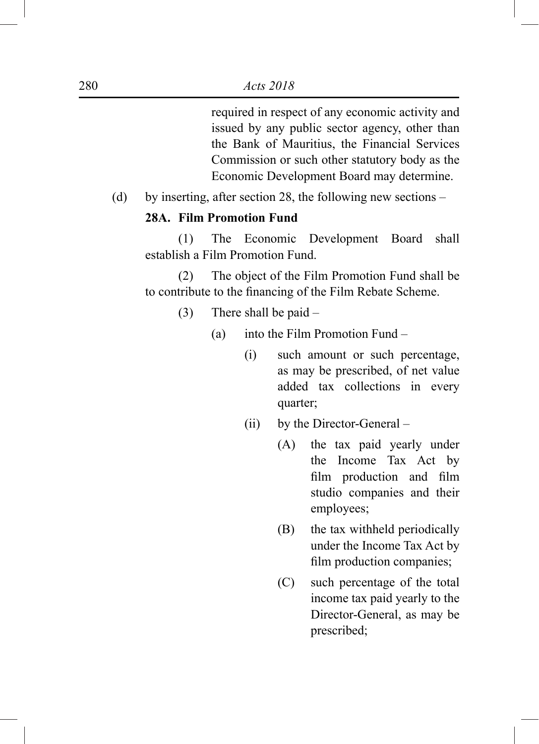required in respect of any economic activity and issued by any public sector agency, other than the Bank of Mauritius, the Financial Services Commission or such other statutory body as the Economic Development Board may determine.

(d) by inserting, after section 28, the following new sections –

**28A. Film Promotion Fund**

(1) The Economic Development Board shall establish a Film Promotion Fund.

(2) The object of the Film Promotion Fund shall be to contribute to the financing of the Film Rebate Scheme.

(3) There shall be paid –

(a) into the Film Promotion Fund –

(i) such amount or such percentage, as may be prescribed, of net value added tax collections in every quarter;

(ii) by the Director-General –

(A) the tax paid yearly under the Income Tax Act by film production and film studio companies and their employees;

(B) the tax withheld periodically under the Income Tax Act by film production companies;

(C) such percentage of the total income tax paid yearly to the Director-General, as may be prescribed;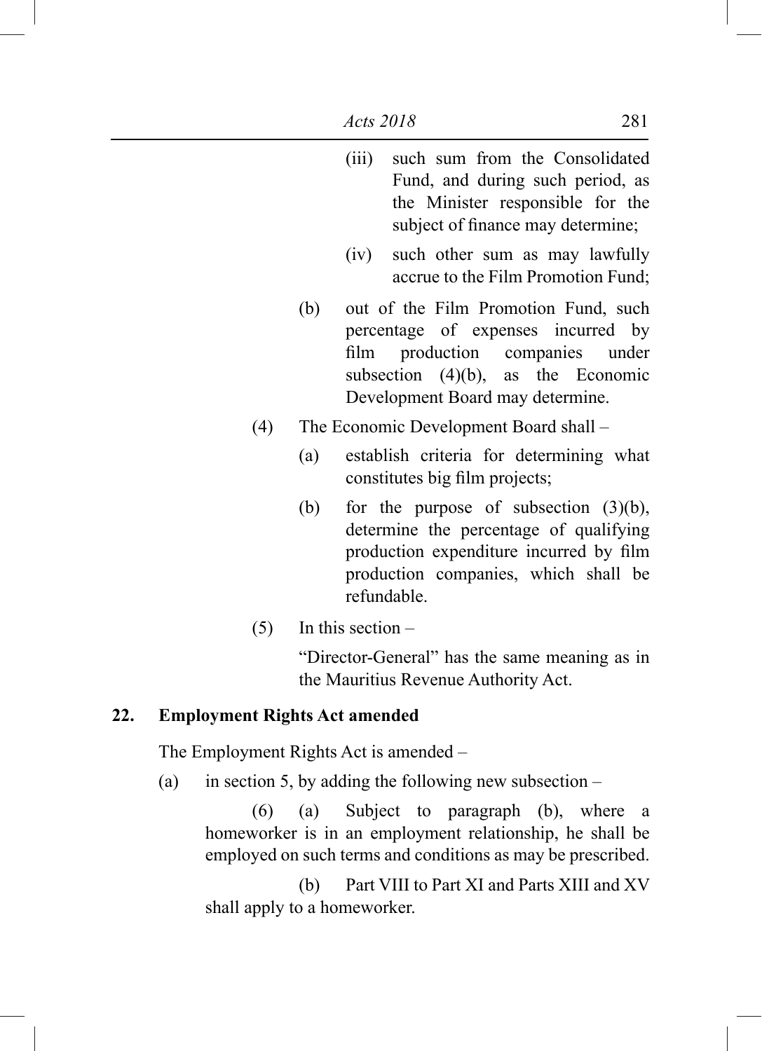(iii) such sum from the Consolidated Fund, and during such period, as the Minister responsible for the subject of finance may determine;

(iv) such other sum as may lawfully accrue to the Film Promotion Fund;

(b) out of the Film Promotion Fund, such percentage of expenses incurred by film production companies under subsection (4)(b), as the Economic Development Board may determine.

(4) The Economic Development Board shall –

(a) establish criteria for determining what constitutes big film projects;

(b) for the purpose of subsection (3)(b), determine the percentage of qualifying production expenditure incurred by film production companies, which shall be refundable.

(5) In this section –

"Director-General" has the same meaning as in the Mauritius Revenue Authority Act.

**22. Employment Rights Act amended**

The Employment Rights Act is amended –

(a) in section 5, by adding the following new subsection –

(6) (a) Subject to paragraph (b), where a homeworker is in an employment relationship, he shall be employed on such terms and conditions as may be prescribed.

(b) Part VIII to Part XI and Parts XIII and XV shall apply to a homeworker.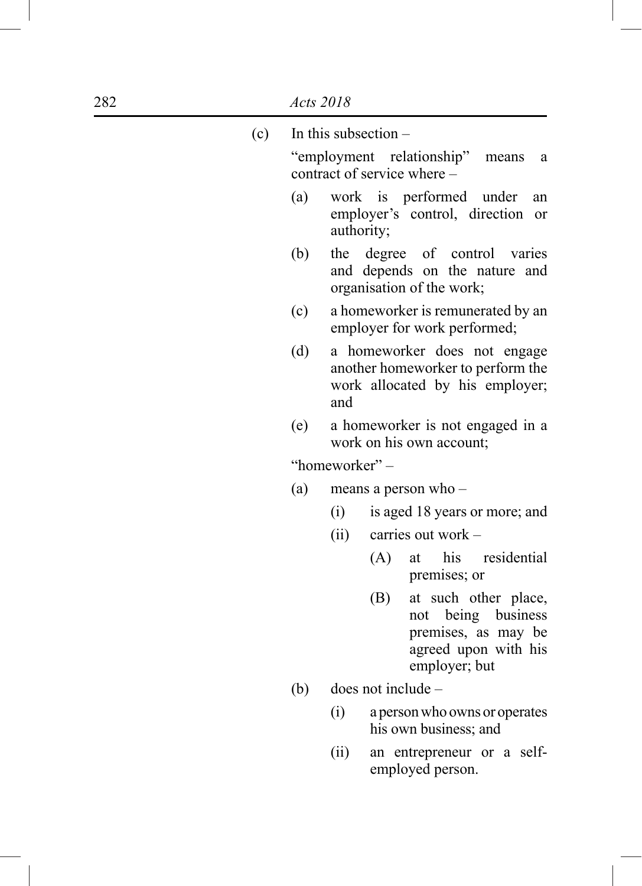(c) In this subsection –

"employment relationship" means a contract of service where –

(a) work is performed under an employer's control, direction or authority;

(b) the degree of control varies and depends on the nature and organisation of the work;

(c) a homeworker is remunerated by an employer for work performed;

(d) a homeworker does not engage another homeworker to perform the work allocated by his employer; and

(e) a homeworker is not engaged in a work on his own account;

"homeworker" –

(a) means a person who –

(i) is aged 18 years or more; and

(ii) carries out work –

(A) at his residential premises; or

(B) at such other place, not being business premises, as may be agreed upon with his employer; but

(b) does not include –

(i) a person who owns or operates his own business; and

(ii) an entrepreneur or a self-employed person.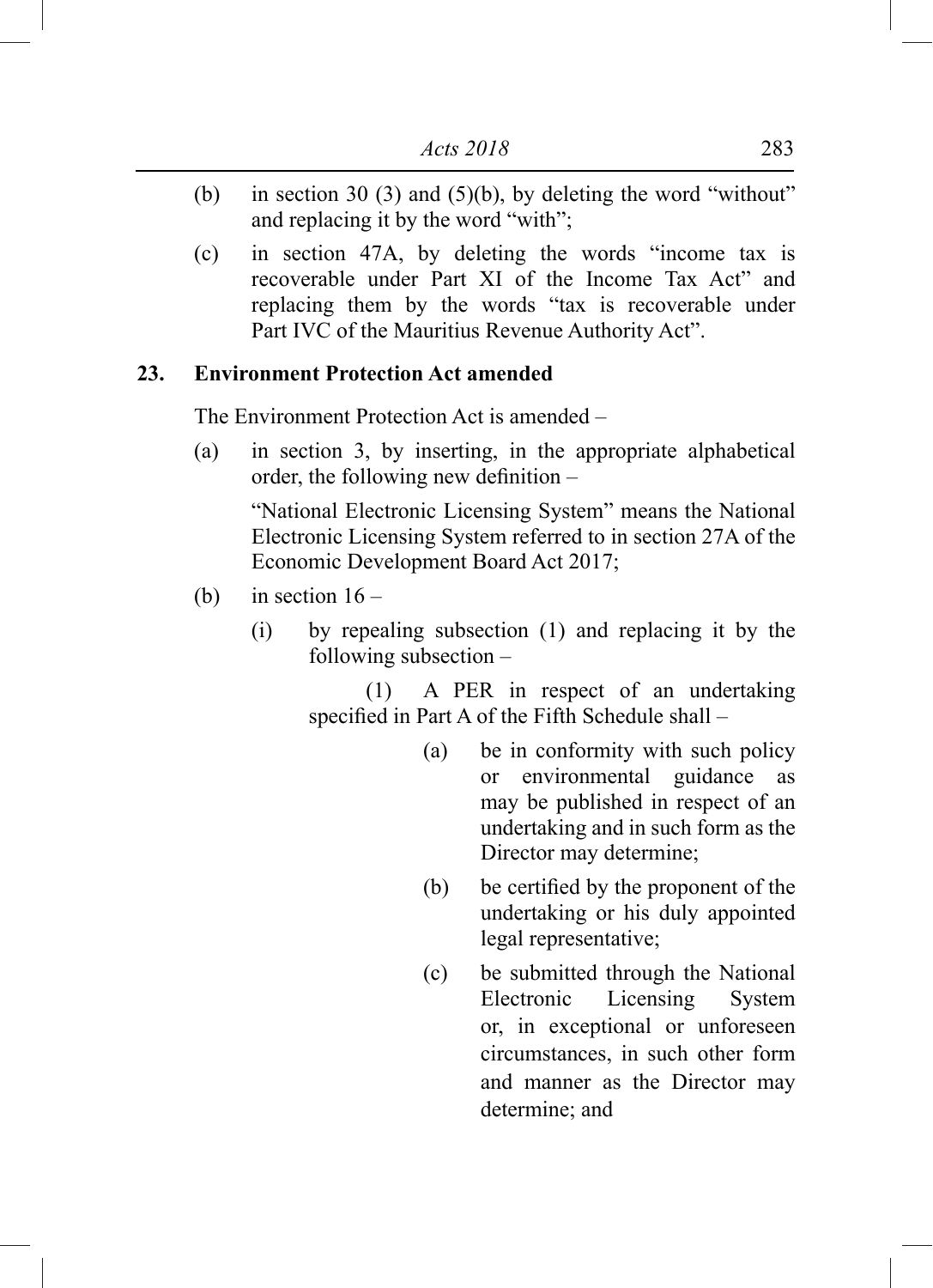(b) in section 30 (3) and (5)(b), by deleting the word "without" and replacing it by the word "with";

(c) in section 47A, by deleting the words "income tax is recoverable under Part XI of the Income Tax Act" and replacing them by the words "tax is recoverable under Part IVC of the Mauritius Revenue Authority Act".

**23. Environment Protection Act amended**

The Environment Protection Act is amended –

(a) in section 3, by inserting, in the appropriate alphabetical order, the following new definition –

"National Electronic Licensing System" means the National Electronic Licensing System referred to in section 27A of the Economic Development Board Act 2017;

(b) in section 16 –

(i) by repealing subsection (1) and replacing it by the following subsection –

(1) A PER in respect of an undertaking specified in Part A of the Fifth Schedule shall –

(a) be in conformity with such policy or environmental guidance as may be published in respect of an undertaking and in such form as the Director may determine;

(b) be certified by the proponent of the undertaking or his duly appointed legal representative;

(c) be submitted through the National Electronic Licensing System or, in exceptional or unforeseen circumstances, in such other form and manner as the Director may determine; and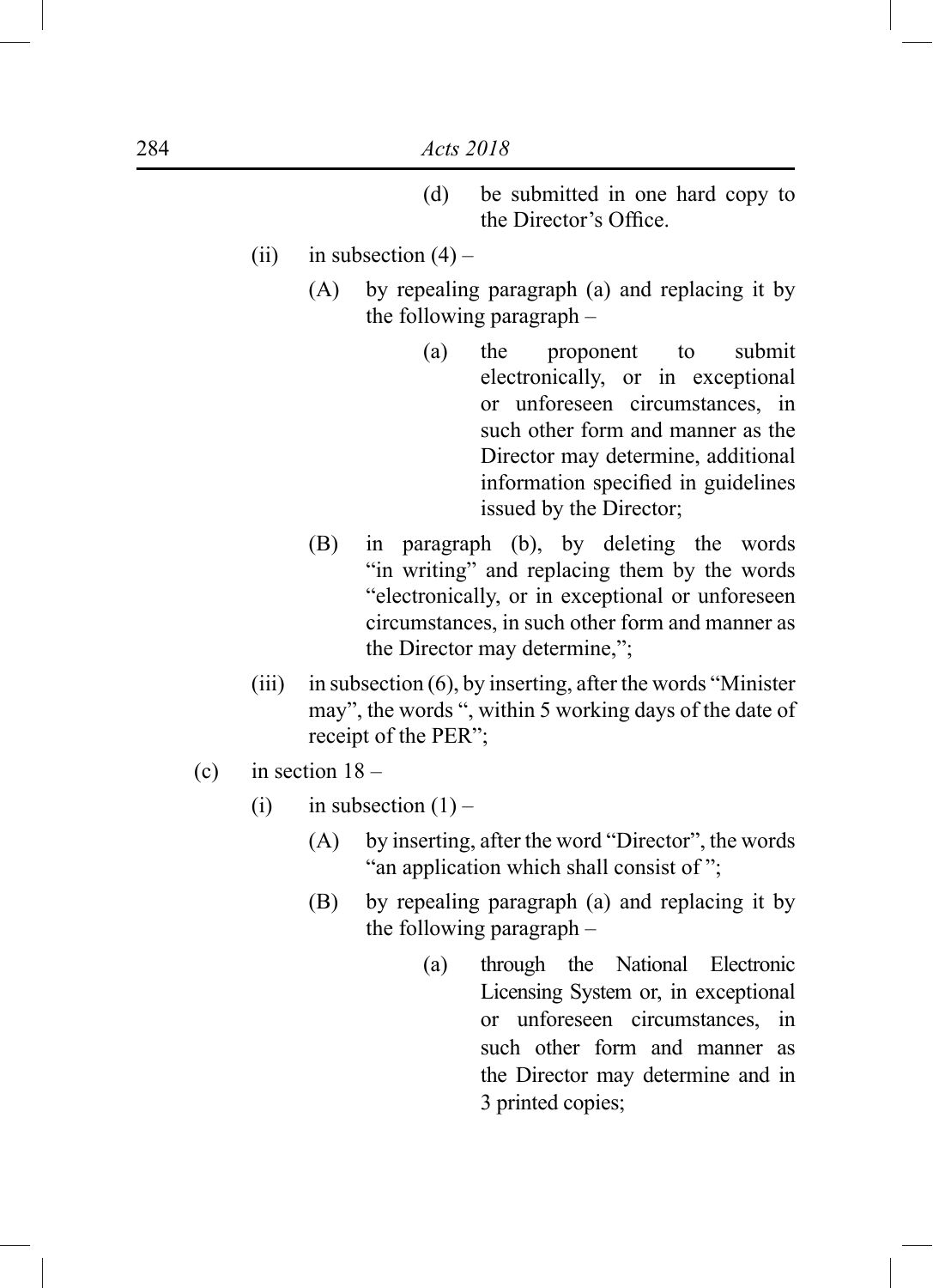(d) be submitted in one hard copy to the Director's Office.

(ii) in subsection (4) –

(A) by repealing paragraph (a) and replacing it by the following paragraph –

(a) the proponent to submit electronically, or in exceptional or unforeseen circumstances, in such other form and manner as the Director may determine, additional information specified in guidelines issued by the Director;

(B) in paragraph (b), by deleting the words "in writing" and replacing them by the words "electronically, or in exceptional or unforeseen circumstances, in such other form and manner as the Director may determine,";

(iii) in subsection (6), by inserting, after the words "Minister may", the words ", within 5 working days of the date of receipt of the PER";

(c) in section 18 –

(i) in subsection (1) –

(A) by inserting, after the word "Director", the words "an application which shall consist of ";

(B) by repealing paragraph (a) and replacing it by the following paragraph –

(a) through the National Electronic Licensing System or, in exceptional or unforeseen circumstances, in such other form and manner as the Director may determine and in 3 printed copies;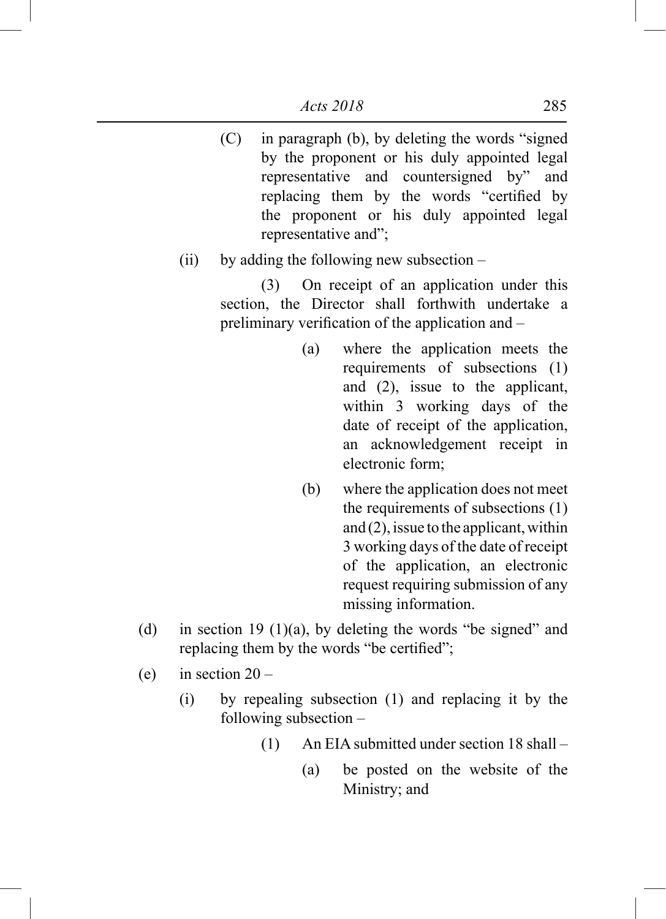(C) in paragraph (b), by deleting the words "signed by the proponent or his duly appointed legal representative and countersigned by" and replacing them by the words "certified by the proponent or his duly appointed legal representative and";

(ii) by adding the following new subsection –

(3) On receipt of an application under this section, the Director shall forthwith undertake a preliminary verification of the application and –

(a) where the application meets the requirements of subsections (1) and (2), issue to the applicant, within 3 working days of the date of receipt of the application, an acknowledgement receipt in electronic form;

(b) where the application does not meet the requirements of subsections (1) and (2), issue to the applicant, within 3 working days of the date of receipt of the application, an electronic request requiring submission of any missing information.

(d) in section 19 (1)(a), by deleting the words "be signed" and replacing them by the words "be certified";

(e) in section 20 –

(i) by repealing subsection (1) and replacing it by the following subsection –

(1) An EIA submitted under section 18 shall –

(a) be posted on the website of the Ministry; and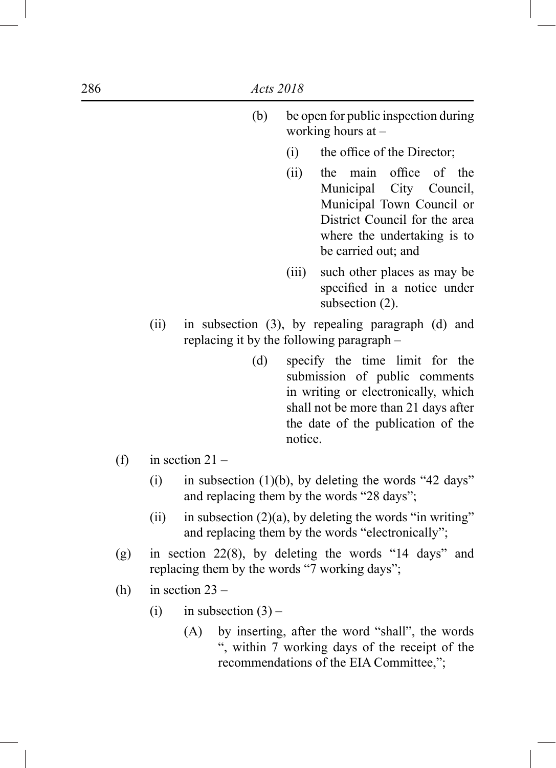(b) be open for public inspection during working hours at –

(i) the office of the Director;

(ii) the main office of the Municipal City Council, Municipal Town Council or District Council for the area where the undertaking is to be carried out; and

(iii) such other places as may be specified in a notice under subsection (2).

(ii) in subsection (3), by repealing paragraph (d) and replacing it by the following paragraph –

(d) specify the time limit for the submission of public comments in writing or electronically, which shall not be more than 21 days after the date of the publication of the notice.

(f) in section 21 –

(i) in subsection (1)(b), by deleting the words "42 days" and replacing them by the words "28 days";

(ii) in subsection (2)(a), by deleting the words "in writing" and replacing them by the words "electronically";

(g) in section 22(8), by deleting the words "14 days" and replacing them by the words "7 working days";

(h) in section 23 –

(i) in subsection (3) –

(A) by inserting, after the word "shall", the words ", within 7 working days of the receipt of the recommendations of the EIA Committee,";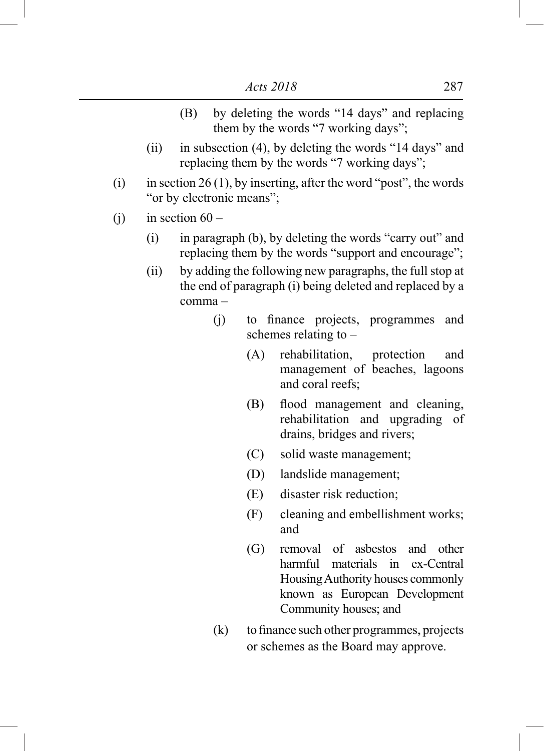(B) by deleting the words "14 days" and replacing them by the words "7 working days";

(ii) in subsection (4), by deleting the words "14 days" and replacing them by the words "7 working days";

(i) in section 26 (1), by inserting, after the word "post", the words "or by electronic means";

(j) in section 60 –

(i) in paragraph (b), by deleting the words "carry out" and replacing them by the words "support and encourage";

(ii) by adding the following new paragraphs, the full stop at the end of paragraph (i) being deleted and replaced by a comma –

(j) to finance projects, programmes and schemes relating to –

(A) rehabilitation, protection and management of beaches, lagoons and coral reefs;

(B) flood management and cleaning, rehabilitation and upgrading of drains, bridges and rivers;

(C) solid waste management;

(D) landslide management;

(E) disaster risk reduction;

(F) cleaning and embellishment works; and

(G) removal of asbestos and other harmful materials in ex-Central Housing Authority houses commonly known as European Development Community houses; and

(k) to finance such other programmes, projects or schemes as the Board may approve.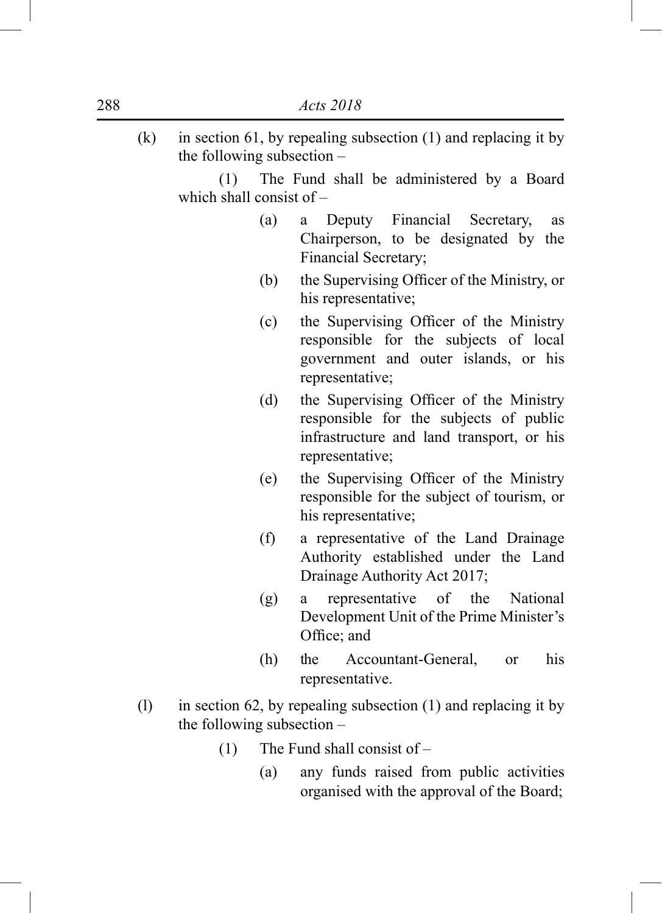(k) in section 61, by repealing subsection (1) and replacing it by the following subsection –

(1) The Fund shall be administered by a Board which shall consist of –

(a) a Deputy Financial Secretary, as Chairperson, to be designated by the Financial Secretary;

(b) the Supervising Officer of the Ministry, or his representative;

(c) the Supervising Officer of the Ministry responsible for the subjects of local government and outer islands, or his representative;

(d) the Supervising Officer of the Ministry responsible for the subjects of public infrastructure and land transport, or his representative;

(e) the Supervising Officer of the Ministry responsible for the subject of tourism, or his representative;

(f) a representative of the Land Drainage Authority established under the Land Drainage Authority Act 2017;

(g) a representative of the National Development Unit of the Prime Minister's Office; and

(h) the Accountant-General, or his representative.

(l) in section 62, by repealing subsection (1) and replacing it by the following subsection –

(1) The Fund shall consist of –

(a) any funds raised from public activities organised with the approval of the Board;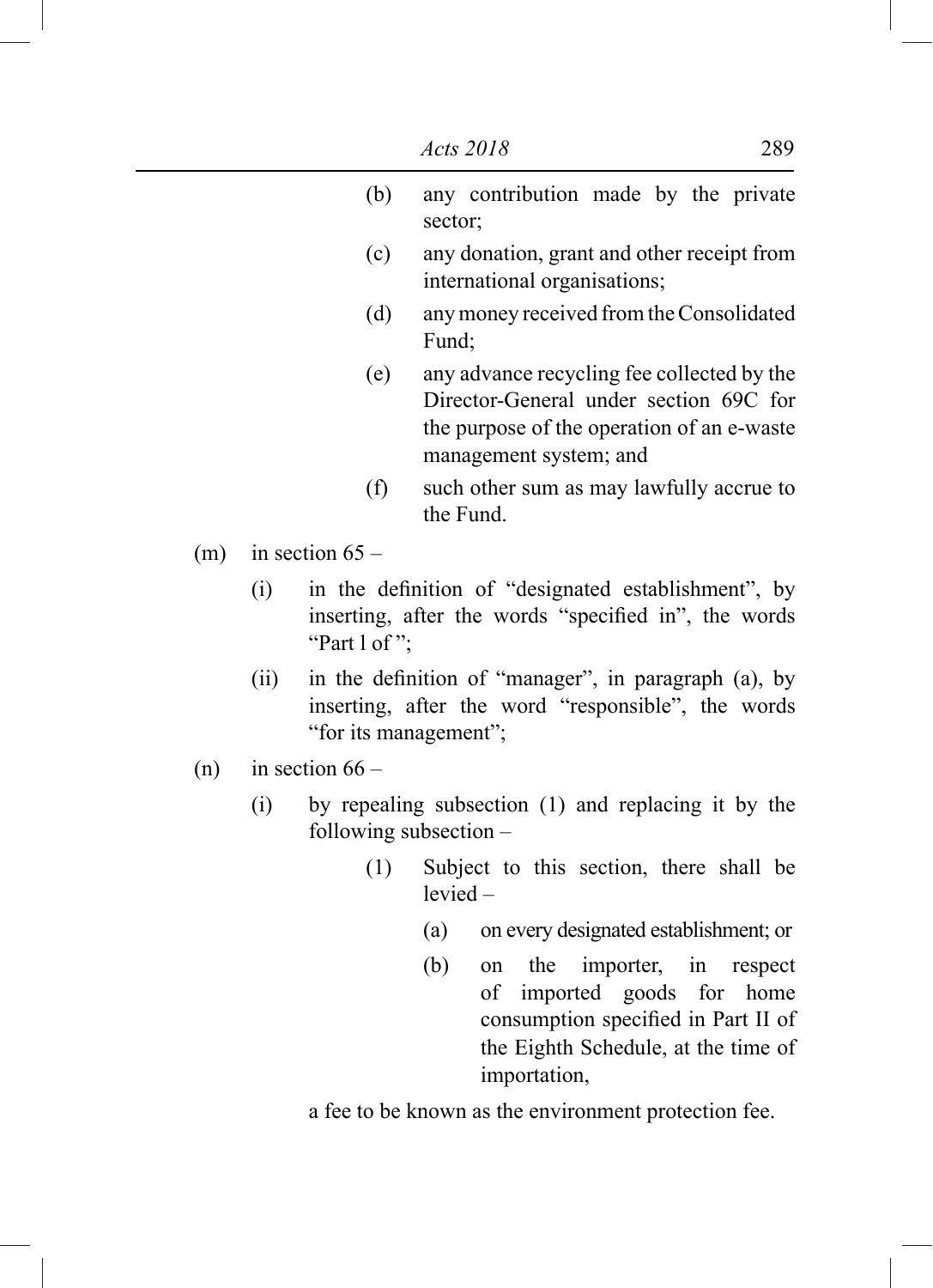(b) any contribution made by the private sector;

(c) any donation, grant and other receipt from international organisations;

(d) any money received from the Consolidated Fund;

(e) any advance recycling fee collected by the Director-General under section 69C for the purpose of the operation of an e-waste management system; and

(f) such other sum as may lawfully accrue to the Fund.

(m) in section 65 –

(i) in the definition of "designated establishment", by inserting, after the words "specified in", the words "Part I of ";

(ii) in the definition of "manager", in paragraph (a), by inserting, after the word "responsible", the words "for its management";

(n) in section 66 –

(i) by repealing subsection (1) and replacing it by the following subsection –

(1) Subject to this section, there shall be levied –

(a) on every designated establishment; or

(b) on the importer, in respect of imported goods for home consumption specified in Part II of the Eighth Schedule, at the time of importation,

a fee to be known as the environment protection fee.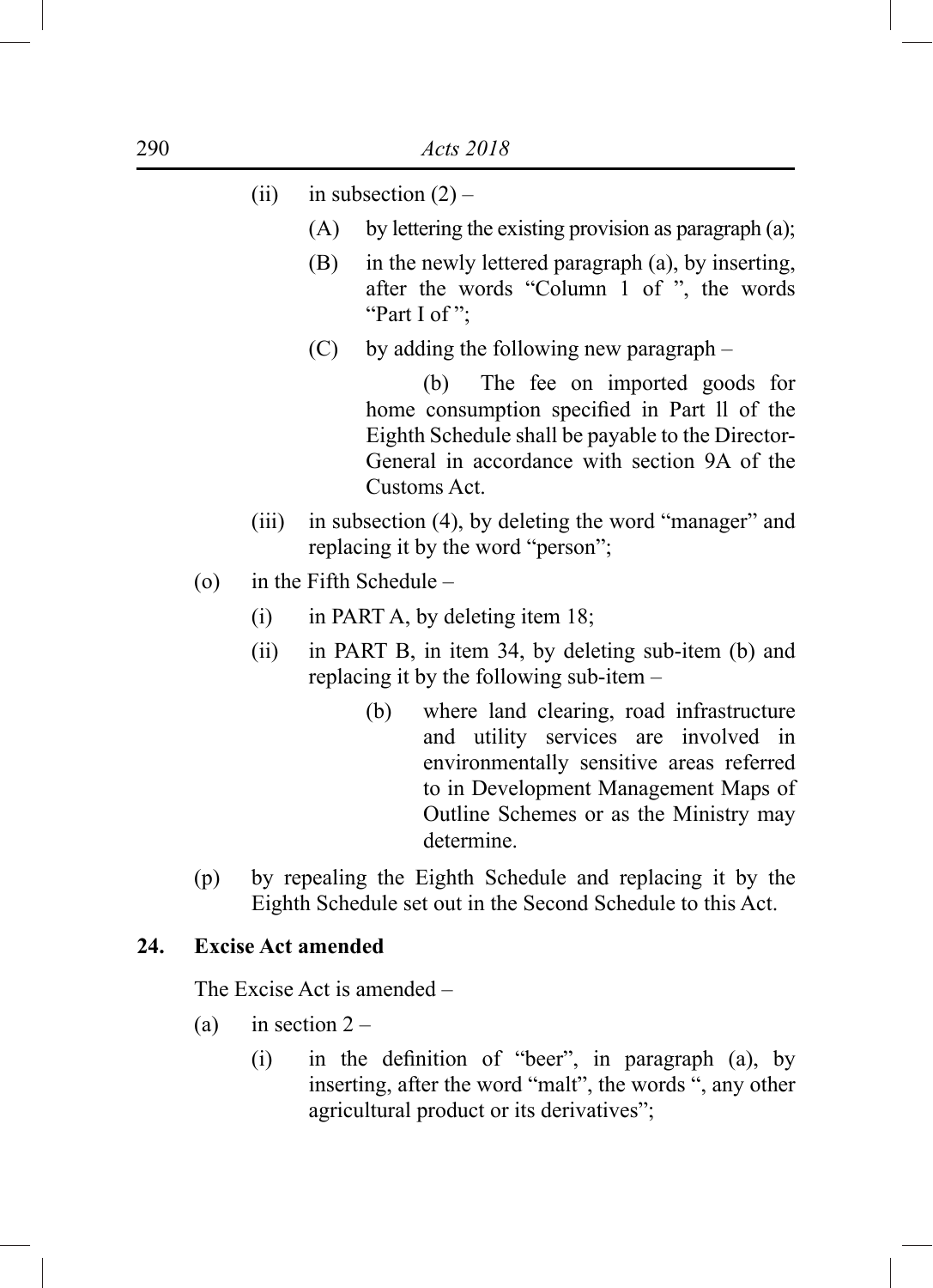(ii) in subsection (2) –

(A) by lettering the existing provision as paragraph (a);

(B) in the newly lettered paragraph (a), by inserting, after the words "Column 1 of ", the words "Part I of ";

(C) by adding the following new paragraph –

(b) The fee on imported goods for home consumption specified in Part ll of the Eighth Schedule shall be payable to the Director-General in accordance with section 9A of the Customs Act.

(iii) in subsection (4), by deleting the word "manager" and replacing it by the word "person";

(o) in the Fifth Schedule –

(i) in PART A, by deleting item 18;

(ii) in PART B, in item 34, by deleting sub-item (b) and replacing it by the following sub-item –

(b) where land clearing, road infrastructure and utility services are involved in environmentally sensitive areas referred to in Development Management Maps of Outline Schemes or as the Ministry may determine.

(p) by repealing the Eighth Schedule and replacing it by the Eighth Schedule set out in the Second Schedule to this Act.

**24. Excise Act amended**

The Excise Act is amended –

(a) in section 2 –

(i) in the definition of "beer", in paragraph (a), by inserting, after the word "malt", the words ", any other agricultural product or its derivatives";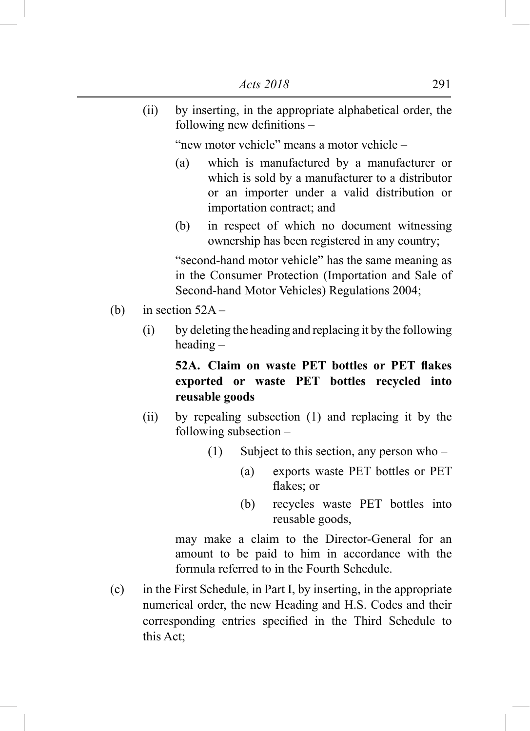(ii) by inserting, in the appropriate alphabetical order, the following new definitions –

"new motor vehicle" means a motor vehicle –

(a) which is manufactured by a manufacturer or which is sold by a manufacturer to a distributor or an importer under a valid distribution or importation contract; and

(b) in respect of which no document witnessing ownership has been registered in any country;

"second-hand motor vehicle" has the same meaning as in the Consumer Protection (Importation and Sale of Second-hand Motor Vehicles) Regulations 2004;

(b) in section 52A –

(i) by deleting the heading and replacing it by the following heading –

**52A. Claim on waste PET bottles or PET flakes exported or waste PET bottles recycled into reusable goods**

(ii) by repealing subsection (1) and replacing it by the following subsection –

(1) Subject to this section, any person who –

(a) exports waste PET bottles or PET flakes; or

(b) recycles waste PET bottles into reusable goods,

may make a claim to the Director-General for an amount to be paid to him in accordance with the formula referred to in the Fourth Schedule.

(c) in the First Schedule, in Part I, by inserting, in the appropriate numerical order, the new Heading and H.S. Codes and their corresponding entries specified in the Third Schedule to this Act;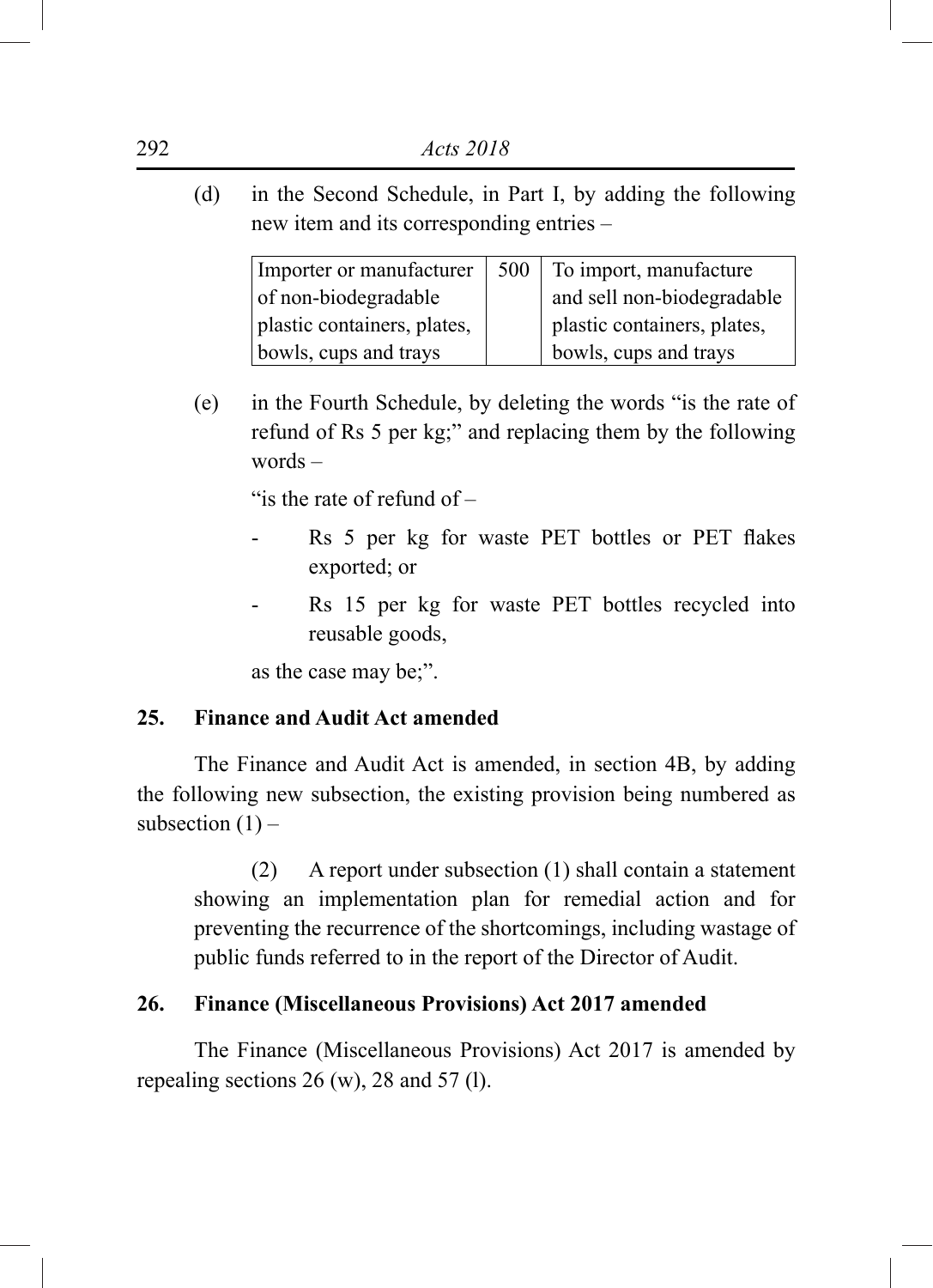(d) in the Second Schedule, in Part I, by adding the following new item and its corresponding entries –

| Importer or manufacturer of non-biodegradable plastic containers, plates, bowls, cups and trays | 500 | To import, manufacture and sell non-biodegradable plastic containers, plates, bowls, cups and trays |
|---|---|---|

(e) in the Fourth Schedule, by deleting the words "is the rate of refund of Rs 5 per kg;" and replacing them by the following words –

"is the rate of refund of –

- Rs 5 per kg for waste PET bottles or PET flakes exported; or
- Rs 15 per kg for waste PET bottles recycled into reusable goods,

as the case may be;".

**25. Finance and Audit Act amended**

The Finance and Audit Act is amended, in section 4B, by adding the following new subsection, the existing provision being numbered as subsection (1) –

(2) A report under subsection (1) shall contain a statement showing an implementation plan for remedial action and for preventing the recurrence of the shortcomings, including wastage of public funds referred to in the report of the Director of Audit.

**26. Finance (Miscellaneous Provisions) Act 2017 amended**

The Finance (Miscellaneous Provisions) Act 2017 is amended by repealing sections 26 (w), 28 and 57 (l).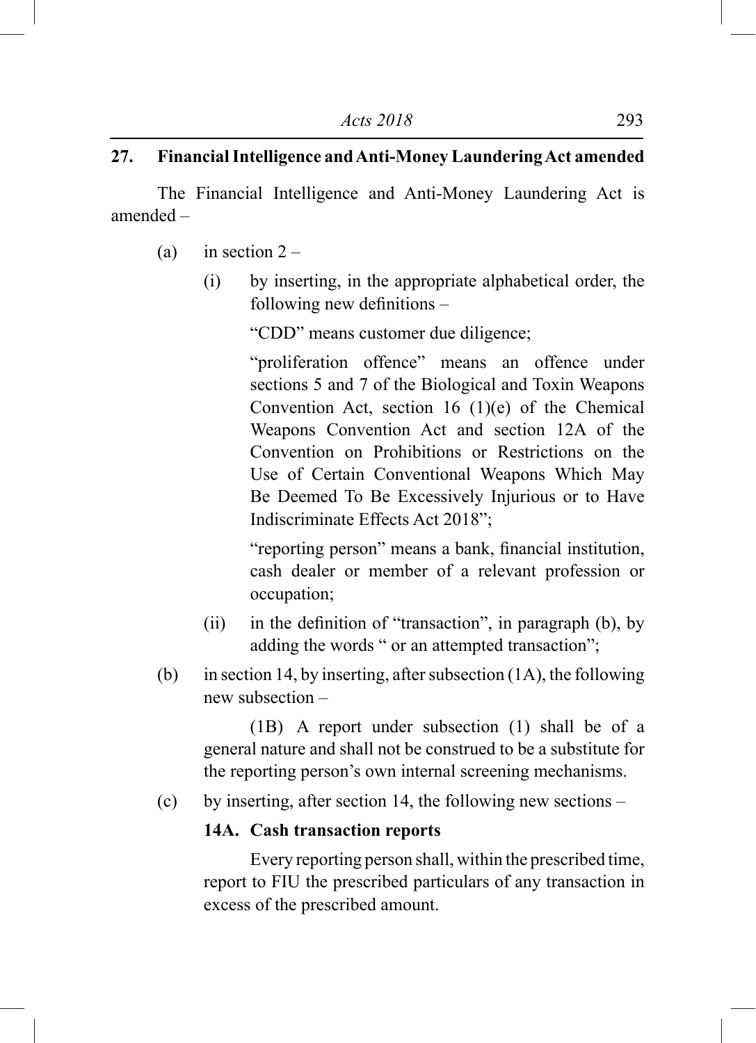**27. Financial Intelligence and Anti-Money Laundering Act amended**

The Financial Intelligence and Anti-Money Laundering Act is amended –

(a) in section 2 –

(i) by inserting, in the appropriate alphabetical order, the following new definitions –

"CDD" means customer due diligence;

"proliferation offence" means an offence under sections 5 and 7 of the Biological and Toxin Weapons Convention Act, section 16 (1)(e) of the Chemical Weapons Convention Act and section 12A of the Convention on Prohibitions or Restrictions on the Use of Certain Conventional Weapons Which May Be Deemed To Be Excessively Injurious or to Have Indiscriminate Effects Act 2018";

"reporting person" means a bank, financial institution, cash dealer or member of a relevant profession or occupation;

(ii) in the definition of "transaction", in paragraph (b), by adding the words " or an attempted transaction";

(b) in section 14, by inserting, after subsection (1A), the following new subsection –

(1B) A report under subsection (1) shall be of a general nature and shall not be construed to be a substitute for the reporting person's own internal screening mechanisms.

(c) by inserting, after section 14, the following new sections –

**14A. Cash transaction reports**

Every reporting person shall, within the prescribed time, report to FIU the prescribed particulars of any transaction in excess of the prescribed amount.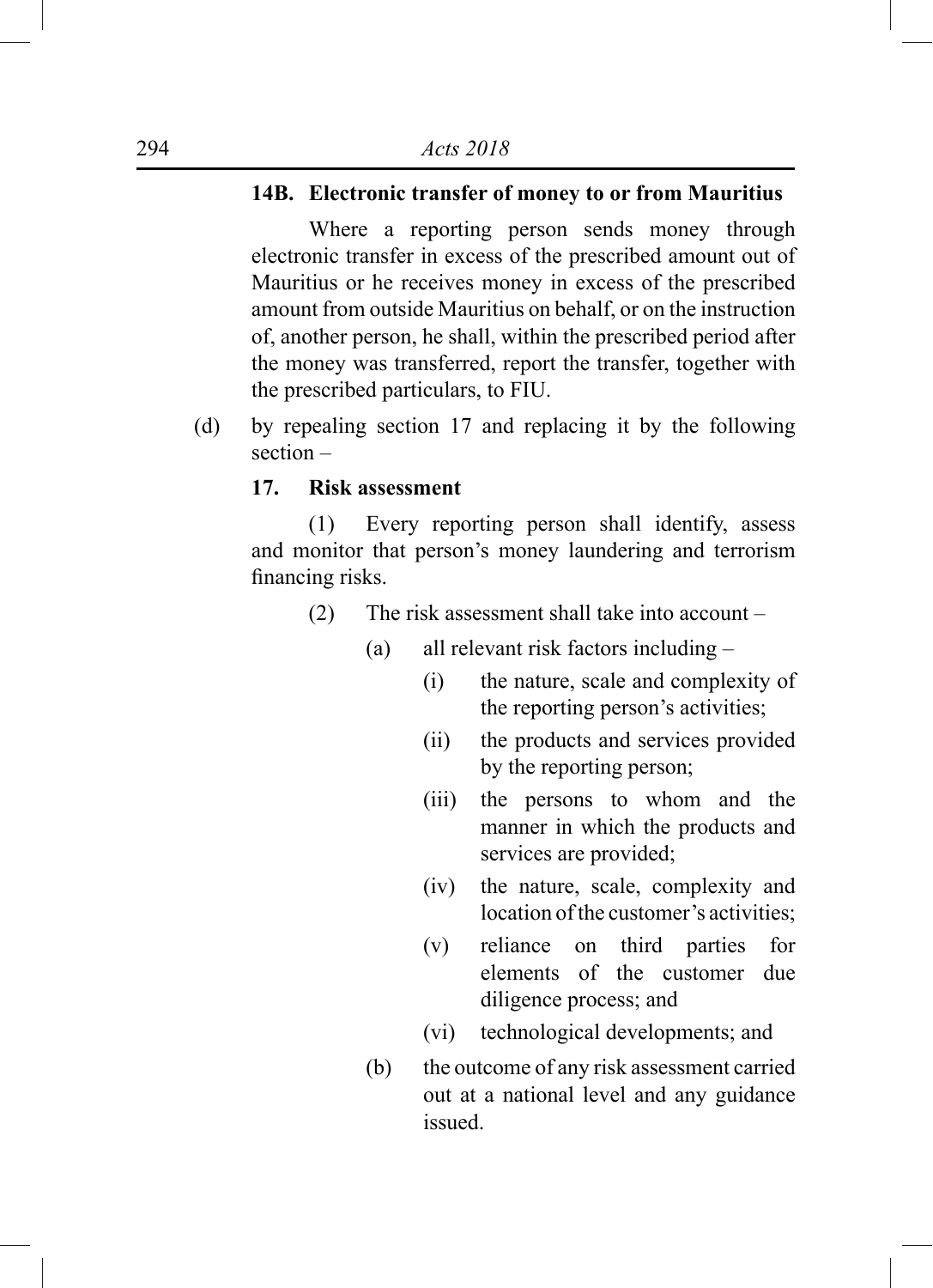**14B. Electronic transfer of money to or from Mauritius**

Where a reporting person sends money through electronic transfer in excess of the prescribed amount out of Mauritius or he receives money in excess of the prescribed amount from outside Mauritius on behalf, or on the instruction of, another person, he shall, within the prescribed period after the money was transferred, report the transfer, together with the prescribed particulars, to FIU.

(d) by repealing section 17 and replacing it by the following section –

**17. Risk assessment**

(1) Every reporting person shall identify, assess and monitor that person's money laundering and terrorism financing risks.

(2) The risk assessment shall take into account –

(a) all relevant risk factors including –

(i) the nature, scale and complexity of the reporting person's activities;

(ii) the products and services provided by the reporting person;

(iii) the persons to whom and the manner in which the products and services are provided;

(iv) the nature, scale, complexity and location of the customer's activities;

(v) reliance on third parties for elements of the customer due diligence process; and

(vi) technological developments; and

(b) the outcome of any risk assessment carried out at a national level and any guidance issued.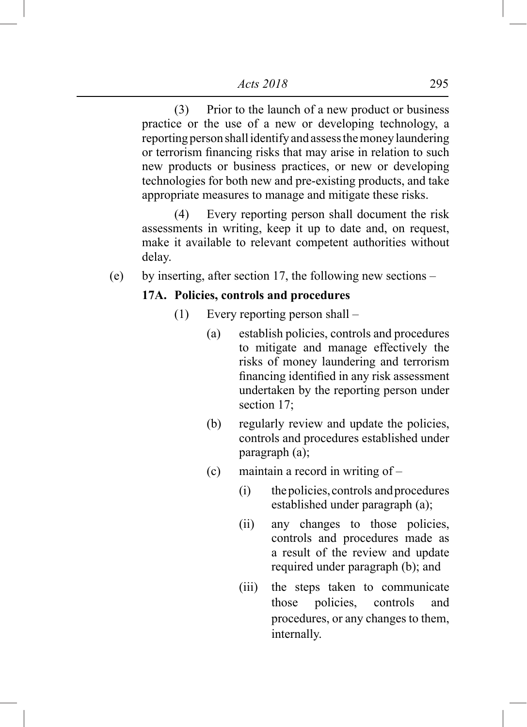(3) Prior to the launch of a new product or business practice or the use of a new or developing technology, a reporting person shall identify and assess the money laundering or terrorism financing risks that may arise in relation to such new products or business practices, or new or developing technologies for both new and pre-existing products, and take appropriate measures to manage and mitigate these risks.

(4) Every reporting person shall document the risk assessments in writing, keep it up to date and, on request, make it available to relevant competent authorities without delay.

(e) by inserting, after section 17, the following new sections –

**17A. Policies, controls and procedures**

(1) Every reporting person shall –

(a) establish policies, controls and procedures to mitigate and manage effectively the risks of money laundering and terrorism financing identified in any risk assessment undertaken by the reporting person under section 17;

(b) regularly review and update the policies, controls and procedures established under paragraph (a);

(c) maintain a record in writing of –

(i) the policies, controls and procedures established under paragraph (a);

(ii) any changes to those policies, controls and procedures made as a result of the review and update required under paragraph (b); and

(iii) the steps taken to communicate those policies, controls and procedures, or any changes to them, internally.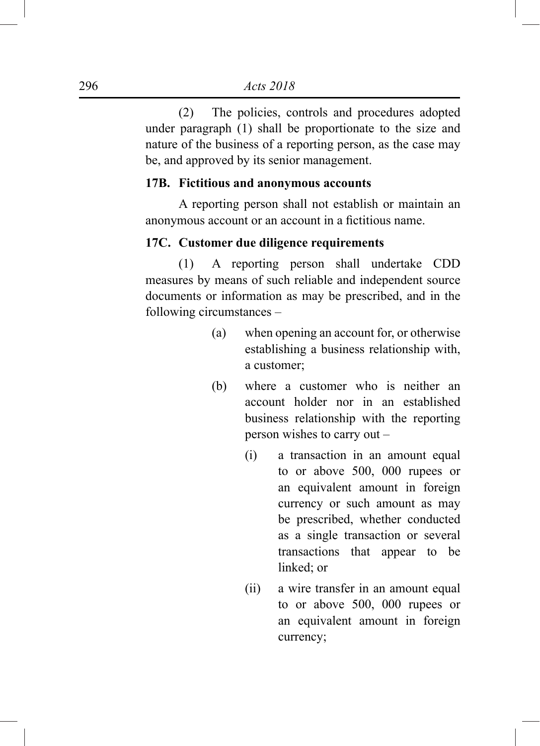(2) The policies, controls and procedures adopted under paragraph (1) shall be proportionate to the size and nature of the business of a reporting person, as the case may be, and approved by its senior management.

**17B. Fictitious and anonymous accounts**

A reporting person shall not establish or maintain an anonymous account or an account in a fictitious name.

**17C. Customer due diligence requirements**

(1) A reporting person shall undertake CDD measures by means of such reliable and independent source documents or information as may be prescribed, and in the following circumstances –

(a) when opening an account for, or otherwise establishing a business relationship with, a customer;

(b) where a customer who is neither an account holder nor in an established business relationship with the reporting person wishes to carry out –

(i) a transaction in an amount equal to or above 500, 000 rupees or an equivalent amount in foreign currency or such amount as may be prescribed, whether conducted as a single transaction or several transactions that appear to be linked; or

(ii) a wire transfer in an amount equal to or above 500, 000 rupees or an equivalent amount in foreign currency;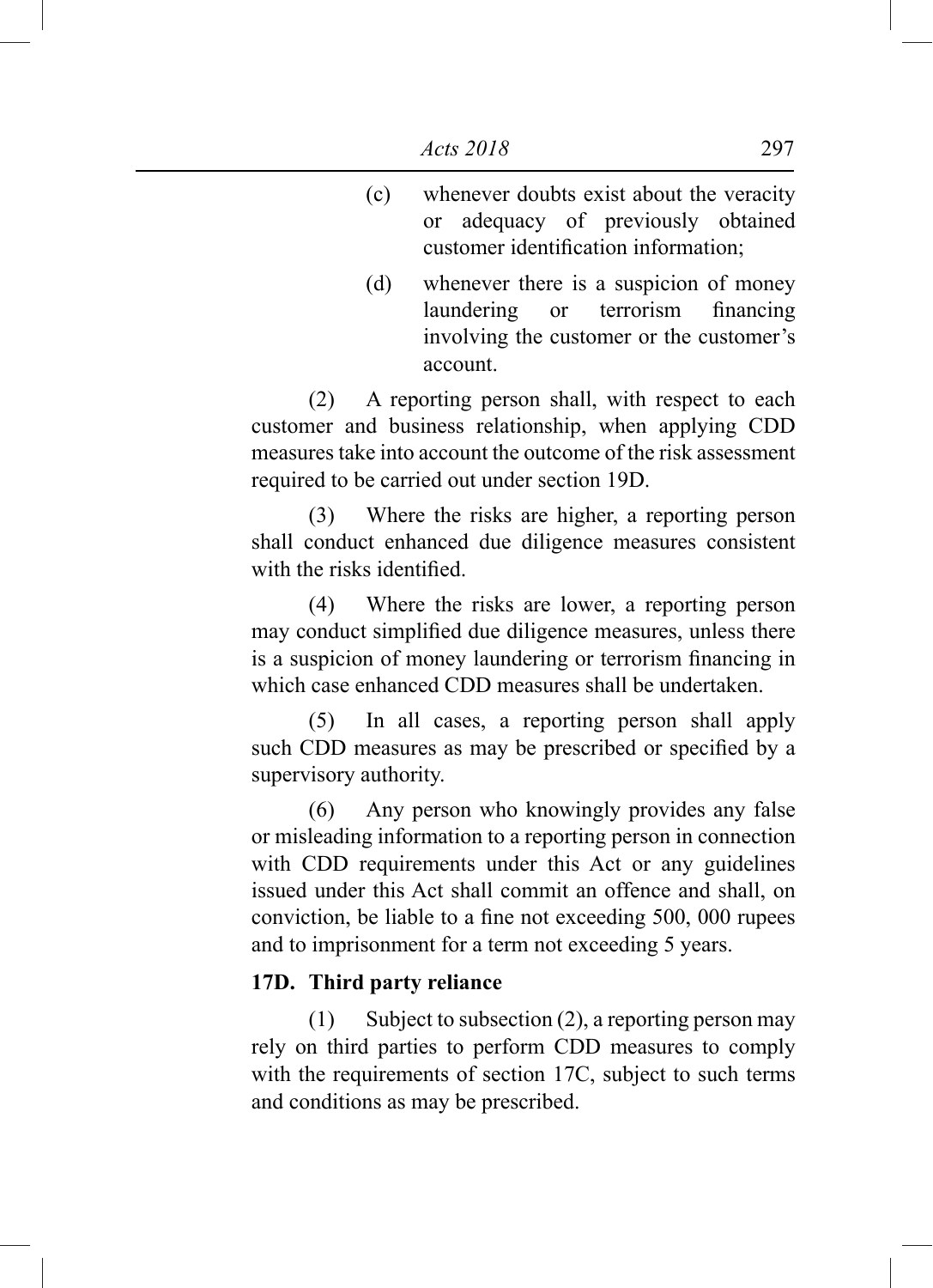(c) whenever doubts exist about the veracity or adequacy of previously obtained customer identification information;

(d) whenever there is a suspicion of money laundering or terrorism financing involving the customer or the customer's account.

(2) A reporting person shall, with respect to each customer and business relationship, when applying CDD measures take into account the outcome of the risk assessment required to be carried out under section 19D.

(3) Where the risks are higher, a reporting person shall conduct enhanced due diligence measures consistent with the risks identified.

(4) Where the risks are lower, a reporting person may conduct simplified due diligence measures, unless there is a suspicion of money laundering or terrorism financing in which case enhanced CDD measures shall be undertaken.

(5) In all cases, a reporting person shall apply such CDD measures as may be prescribed or specified by a supervisory authority.

(6) Any person who knowingly provides any false or misleading information to a reporting person in connection with CDD requirements under this Act or any guidelines issued under this Act shall commit an offence and shall, on conviction, be liable to a fine not exceeding 500, 000 rupees and to imprisonment for a term not exceeding 5 years.

**17D. Third party reliance**

(1) Subject to subsection (2), a reporting person may rely on third parties to perform CDD measures to comply with the requirements of section 17C, subject to such terms and conditions as may be prescribed.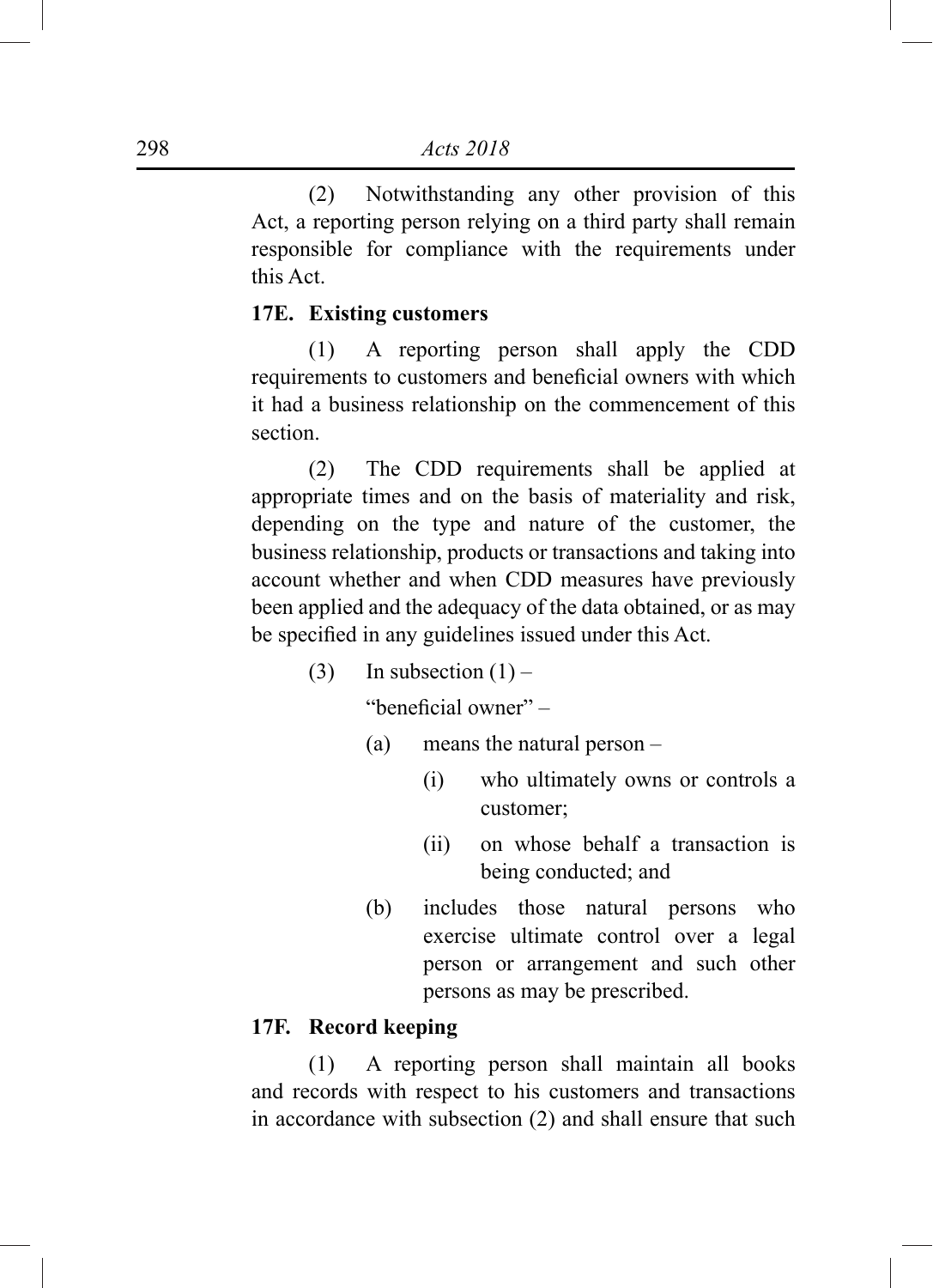(2) Notwithstanding any other provision of this Act, a reporting person relying on a third party shall remain responsible for compliance with the requirements under this Act.

**17E. Existing customers**

(1) A reporting person shall apply the CDD requirements to customers and beneficial owners with which it had a business relationship on the commencement of this section.

(2) The CDD requirements shall be applied at appropriate times and on the basis of materiality and risk, depending on the type and nature of the customer, the business relationship, products or transactions and taking into account whether and when CDD measures have previously been applied and the adequacy of the data obtained, or as may be specified in any guidelines issued under this Act.

(3) In subsection (1) –

"beneficial owner" –

(a) means the natural person –

(i) who ultimately owns or controls a customer;

(ii) on whose behalf a transaction is being conducted; and

(b) includes those natural persons who exercise ultimate control over a legal person or arrangement and such other persons as may be prescribed.

**17F. Record keeping**

(1) A reporting person shall maintain all books and records with respect to his customers and transactions in accordance with subsection (2) and shall ensure that such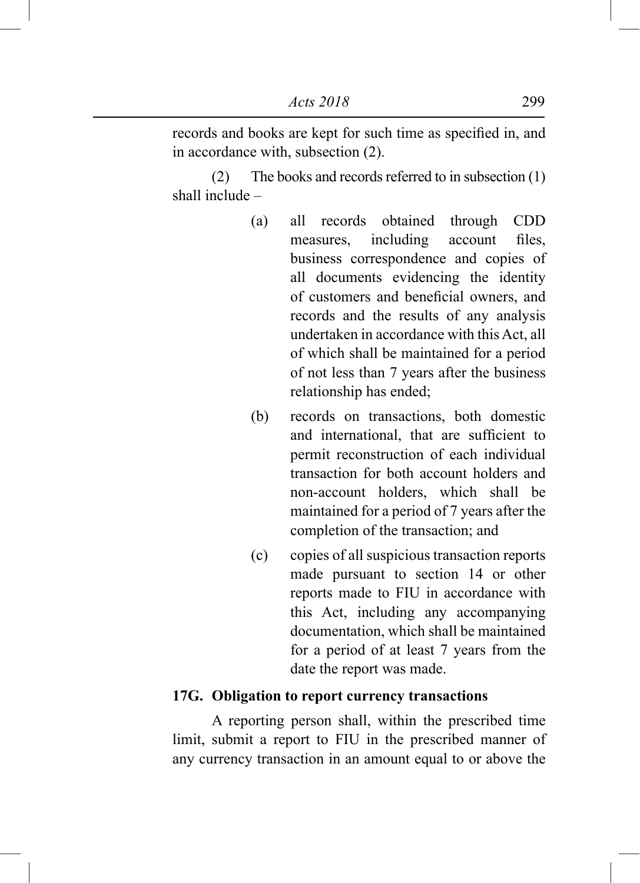records and books are kept for such time as specified in, and in accordance with, subsection (2).

(2) The books and records referred to in subsection (1) shall include –

(a) all records obtained through CDD measures, including account files, business correspondence and copies of all documents evidencing the identity of customers and beneficial owners, and records and the results of any analysis undertaken in accordance with this Act, all of which shall be maintained for a period of not less than 7 years after the business relationship has ended;

(b) records on transactions, both domestic and international, that are sufficient to permit reconstruction of each individual transaction for both account holders and non-account holders, which shall be maintained for a period of 7 years after the completion of the transaction; and

(c) copies of all suspicious transaction reports made pursuant to section 14 or other reports made to FIU in accordance with this Act, including any accompanying documentation, which shall be maintained for a period of at least 7 years from the date the report was made.

**17G. Obligation to report currency transactions**

A reporting person shall, within the prescribed time limit, submit a report to FIU in the prescribed manner of any currency transaction in an amount equal to or above the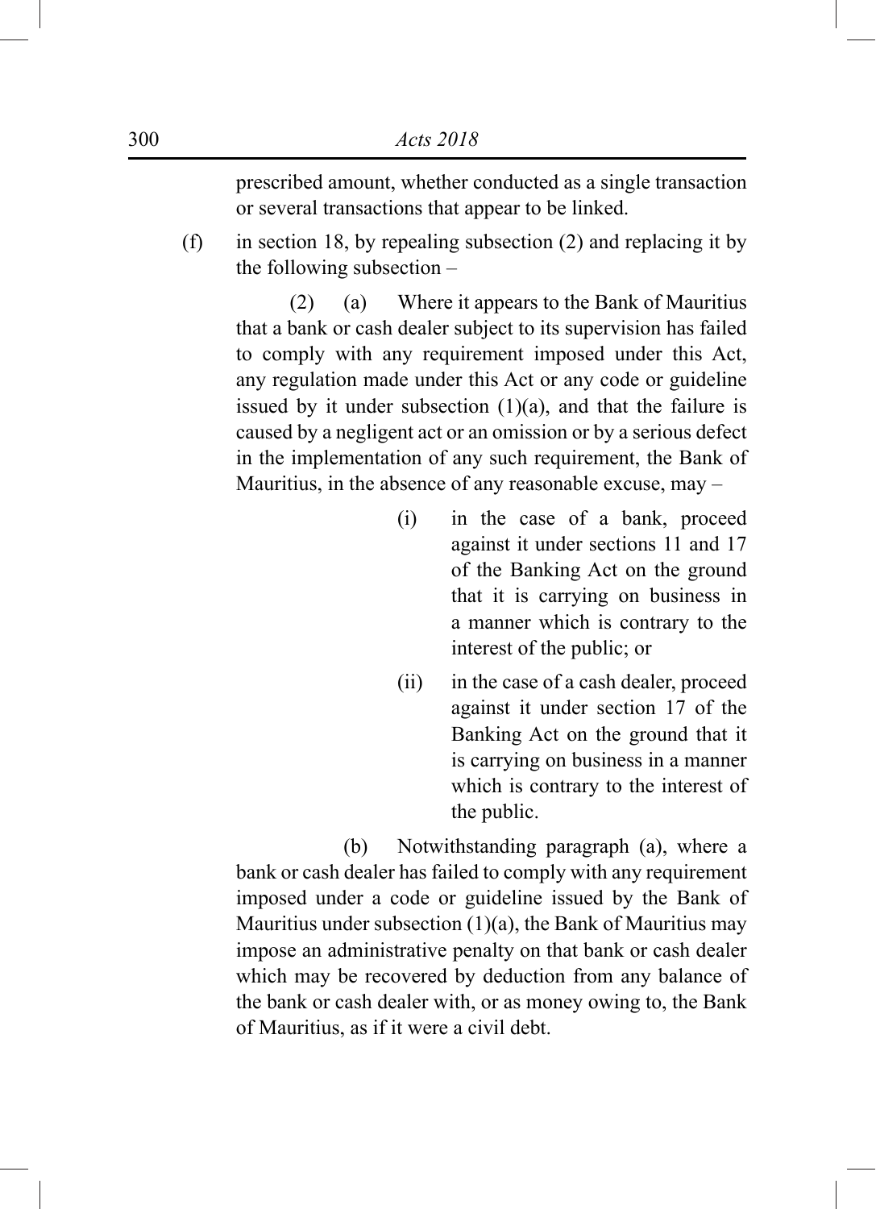prescribed amount, whether conducted as a single transaction or several transactions that appear to be linked.

(f) in section 18, by repealing subsection (2) and replacing it by the following subsection –

(2) (a) Where it appears to the Bank of Mauritius that a bank or cash dealer subject to its supervision has failed to comply with any requirement imposed under this Act, any regulation made under this Act or any code or guideline issued by it under subsection (1)(a), and that the failure is caused by a negligent act or an omission or by a serious defect in the implementation of any such requirement, the Bank of Mauritius, in the absence of any reasonable excuse, may –

(i) in the case of a bank, proceed against it under sections 11 and 17 of the Banking Act on the ground that it is carrying on business in a manner which is contrary to the interest of the public; or

(ii) in the case of a cash dealer, proceed against it under section 17 of the Banking Act on the ground that it is carrying on business in a manner which is contrary to the interest of the public.

(b) Notwithstanding paragraph (a), where a bank or cash dealer has failed to comply with any requirement imposed under a code or guideline issued by the Bank of Mauritius under subsection (1)(a), the Bank of Mauritius may impose an administrative penalty on that bank or cash dealer which may be recovered by deduction from any balance of the bank or cash dealer with, or as money owing to, the Bank of Mauritius, as if it were a civil debt.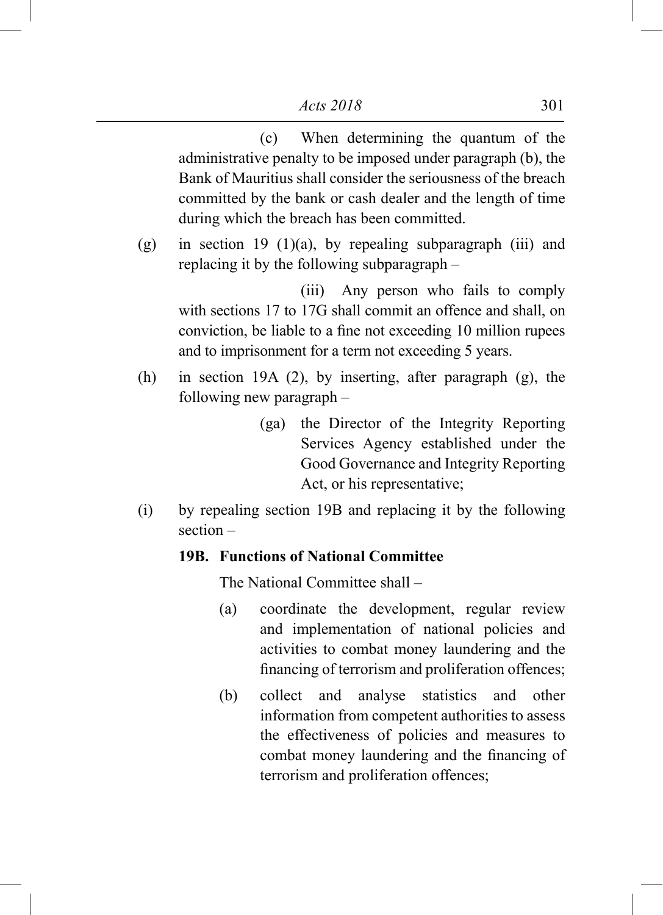(c) When determining the quantum of the administrative penalty to be imposed under paragraph (b), the Bank of Mauritius shall consider the seriousness of the breach committed by the bank or cash dealer and the length of time during which the breach has been committed.

(g) in section 19 (1)(a), by repealing subparagraph (iii) and replacing it by the following subparagraph –

(iii) Any person who fails to comply with sections 17 to 17G shall commit an offence and shall, on conviction, be liable to a fine not exceeding 10 million rupees and to imprisonment for a term not exceeding 5 years.

(h) in section 19A (2), by inserting, after paragraph (g), the following new paragraph –

(ga) the Director of the Integrity Reporting Services Agency established under the Good Governance and Integrity Reporting Act, or his representative;

(i) by repealing section 19B and replacing it by the following section –

**19B. Functions of National Committee**

The National Committee shall –

(a) coordinate the development, regular review and implementation of national policies and activities to combat money laundering and the financing of terrorism and proliferation offences;

(b) collect and analyse statistics and other information from competent authorities to assess the effectiveness of policies and measures to combat money laundering and the financing of terrorism and proliferation offences;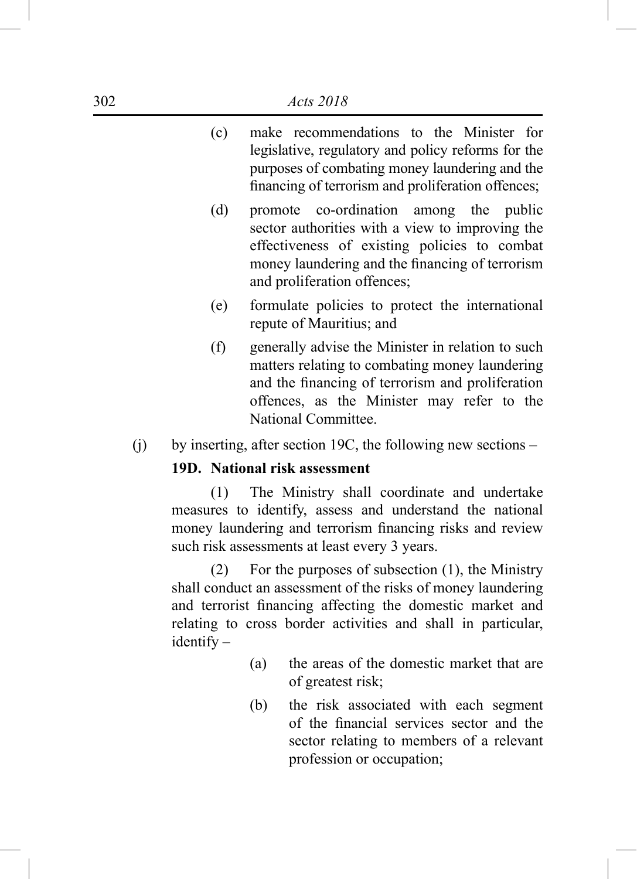(c) make recommendations to the Minister for legislative, regulatory and policy reforms for the purposes of combating money laundering and the financing of terrorism and proliferation offences;

(d) promote co-ordination among the public sector authorities with a view to improving the effectiveness of existing policies to combat money laundering and the financing of terrorism and proliferation offences;

(e) formulate policies to protect the international repute of Mauritius; and

(f) generally advise the Minister in relation to such matters relating to combating money laundering and the financing of terrorism and proliferation offences, as the Minister may refer to the National Committee.

(j) by inserting, after section 19C, the following new sections –

**19D. National risk assessment**

(1) The Ministry shall coordinate and undertake measures to identify, assess and understand the national money laundering and terrorism financing risks and review such risk assessments at least every 3 years.

(2) For the purposes of subsection (1), the Ministry shall conduct an assessment of the risks of money laundering and terrorist financing affecting the domestic market and relating to cross border activities and shall in particular, identify –

(a) the areas of the domestic market that are of greatest risk;

(b) the risk associated with each segment of the financial services sector and the sector relating to members of a relevant profession or occupation;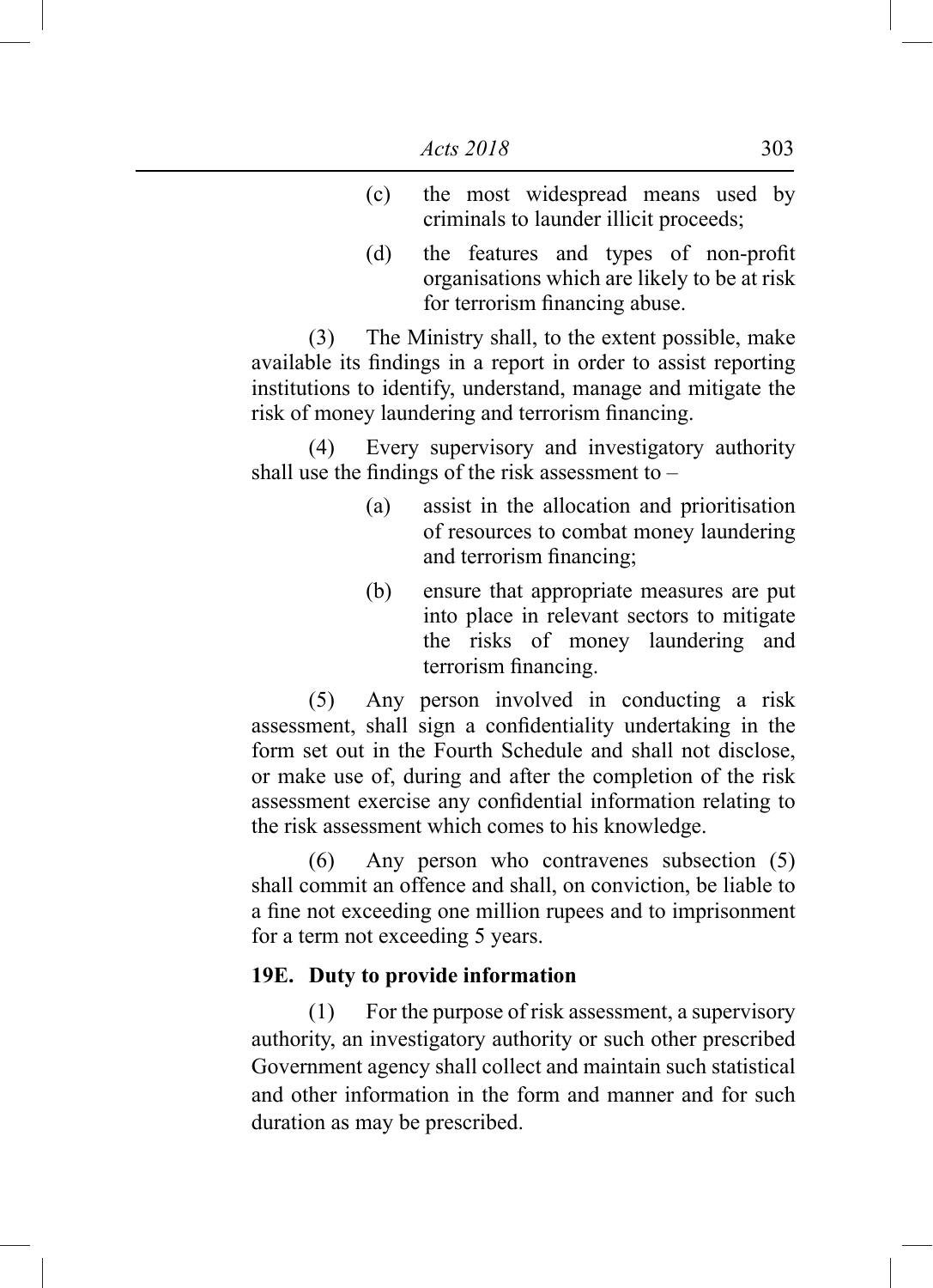(c) the most widespread means used by criminals to launder illicit proceeds;

(d) the features and types of non-profit organisations which are likely to be at risk for terrorism financing abuse.

(3) The Ministry shall, to the extent possible, make available its findings in a report in order to assist reporting institutions to identify, understand, manage and mitigate the risk of money laundering and terrorism financing.

(4) Every supervisory and investigatory authority shall use the findings of the risk assessment to –

(a) assist in the allocation and prioritisation of resources to combat money laundering and terrorism financing;

(b) ensure that appropriate measures are put into place in relevant sectors to mitigate the risks of money laundering and terrorism financing.

(5) Any person involved in conducting a risk assessment, shall sign a confidentiality undertaking in the form set out in the Fourth Schedule and shall not disclose, or make use of, during and after the completion of the risk assessment exercise any confidential information relating to the risk assessment which comes to his knowledge.

(6) Any person who contravenes subsection (5) shall commit an offence and shall, on conviction, be liable to a fine not exceeding one million rupees and to imprisonment for a term not exceeding 5 years.

**19E. Duty to provide information**

(1) For the purpose of risk assessment, a supervisory authority, an investigatory authority or such other prescribed Government agency shall collect and maintain such statistical and other information in the form and manner and for such duration as may be prescribed.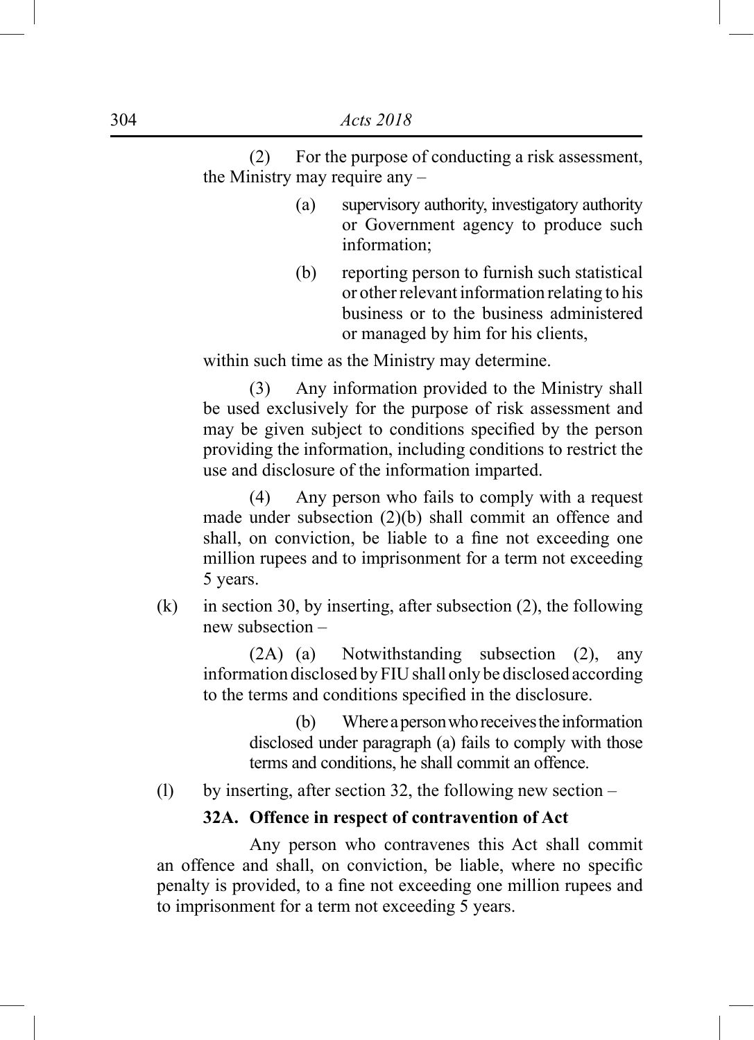(2) For the purpose of conducting a risk assessment, the Ministry may require any –

(a) supervisory authority, investigatory authority or Government agency to produce such information;

(b) reporting person to furnish such statistical or other relevant information relating to his business or to the business administered or managed by him for his clients,

within such time as the Ministry may determine.

(3) Any information provided to the Ministry shall be used exclusively for the purpose of risk assessment and may be given subject to conditions specified by the person providing the information, including conditions to restrict the use and disclosure of the information imparted.

(4) Any person who fails to comply with a request made under subsection (2)(b) shall commit an offence and shall, on conviction, be liable to a fine not exceeding one million rupees and to imprisonment for a term not exceeding 5 years.

(k) in section 30, by inserting, after subsection (2), the following new subsection –

(2A) (a) Notwithstanding subsection (2), any information disclosed by FIU shall only be disclosed according to the terms and conditions specified in the disclosure.

(b) Where a person who receives the information disclosed under paragraph (a) fails to comply with those terms and conditions, he shall commit an offence.

(l) by inserting, after section 32, the following new section –

**32A. Offence in respect of contravention of Act**

Any person who contravenes this Act shall commit an offence and shall, on conviction, be liable, where no specific penalty is provided, to a fine not exceeding one million rupees and to imprisonment for a term not exceeding 5 years.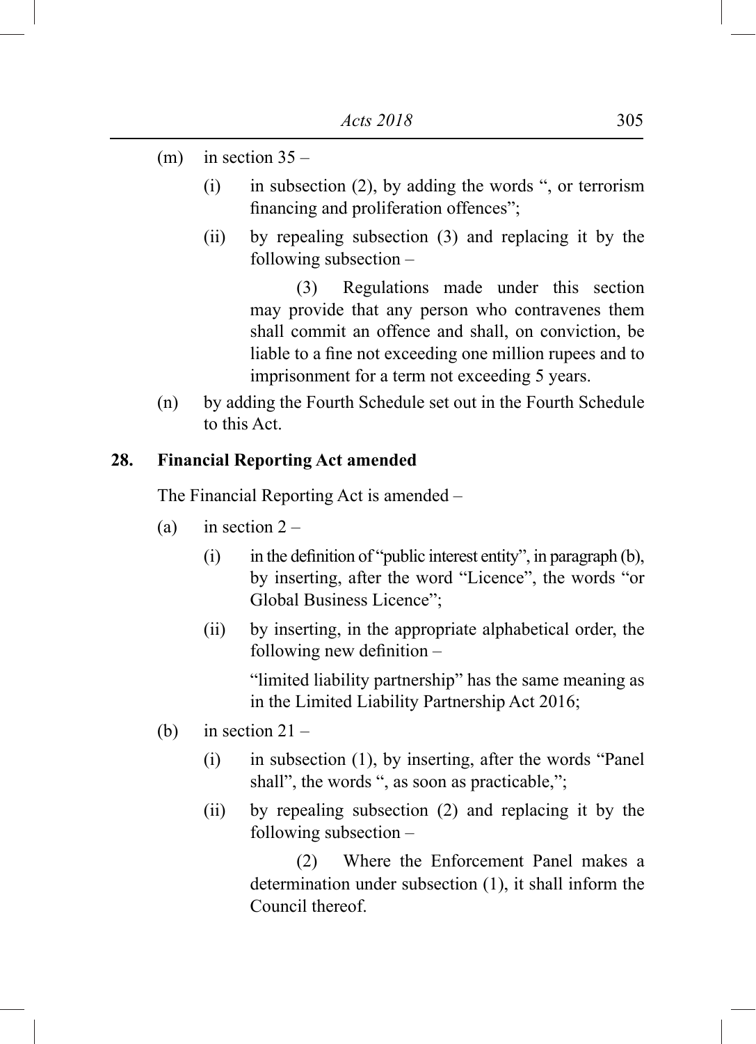(m) in section 35 –

(i) in subsection (2), by adding the words ", or terrorism financing and proliferation offences";

(ii) by repealing subsection (3) and replacing it by the following subsection –

(3) Regulations made under this section may provide that any person who contravenes them shall commit an offence and shall, on conviction, be liable to a fine not exceeding one million rupees and to imprisonment for a term not exceeding 5 years.

(n) by adding the Fourth Schedule set out in the Fourth Schedule to this Act.

**28. Financial Reporting Act amended**

The Financial Reporting Act is amended –

(a) in section 2 –

(i) in the definition of "public interest entity", in paragraph (b), by inserting, after the word "Licence", the words "or Global Business Licence";

(ii) by inserting, in the appropriate alphabetical order, the following new definition –

"limited liability partnership" has the same meaning as in the Limited Liability Partnership Act 2016;

(b) in section 21 –

(i) in subsection (1), by inserting, after the words "Panel shall", the words ", as soon as practicable,";

(ii) by repealing subsection (2) and replacing it by the following subsection –

(2) Where the Enforcement Panel makes a determination under subsection (1), it shall inform the Council thereof.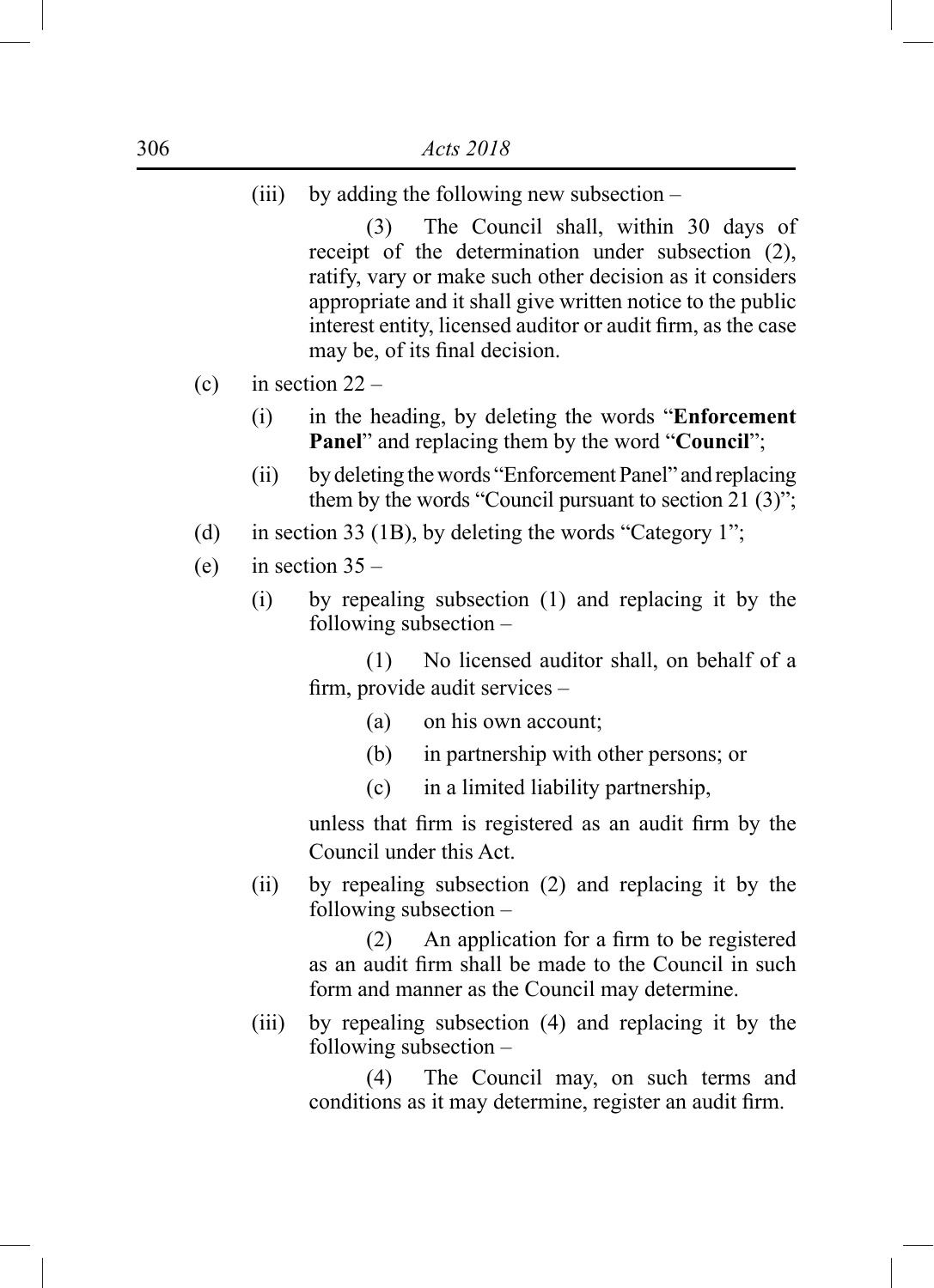(iii) by adding the following new subsection –

(3) The Council shall, within 30 days of receipt of the determination under subsection (2), ratify, vary or make such other decision as it considers appropriate and it shall give written notice to the public interest entity, licensed auditor or audit firm, as the case may be, of its final decision.

(c) in section 22 –

(i) in the heading, by deleting the words "**Enforcement Panel**" and replacing them by the word "**Council**";

(ii) by deleting the words "Enforcement Panel" and replacing them by the words "Council pursuant to section 21 (3)";

(d) in section 33 (1B), by deleting the words "Category 1";

(e) in section 35 –

(i) by repealing subsection (1) and replacing it by the following subsection –

(1) No licensed auditor shall, on behalf of a firm, provide audit services –

(a) on his own account;

(b) in partnership with other persons; or

(c) in a limited liability partnership,

unless that firm is registered as an audit firm by the Council under this Act.

(ii) by repealing subsection (2) and replacing it by the following subsection –

(2) An application for a firm to be registered as an audit firm shall be made to the Council in such form and manner as the Council may determine.

(iii) by repealing subsection (4) and replacing it by the following subsection –

(4) The Council may, on such terms and conditions as it may determine, register an audit firm.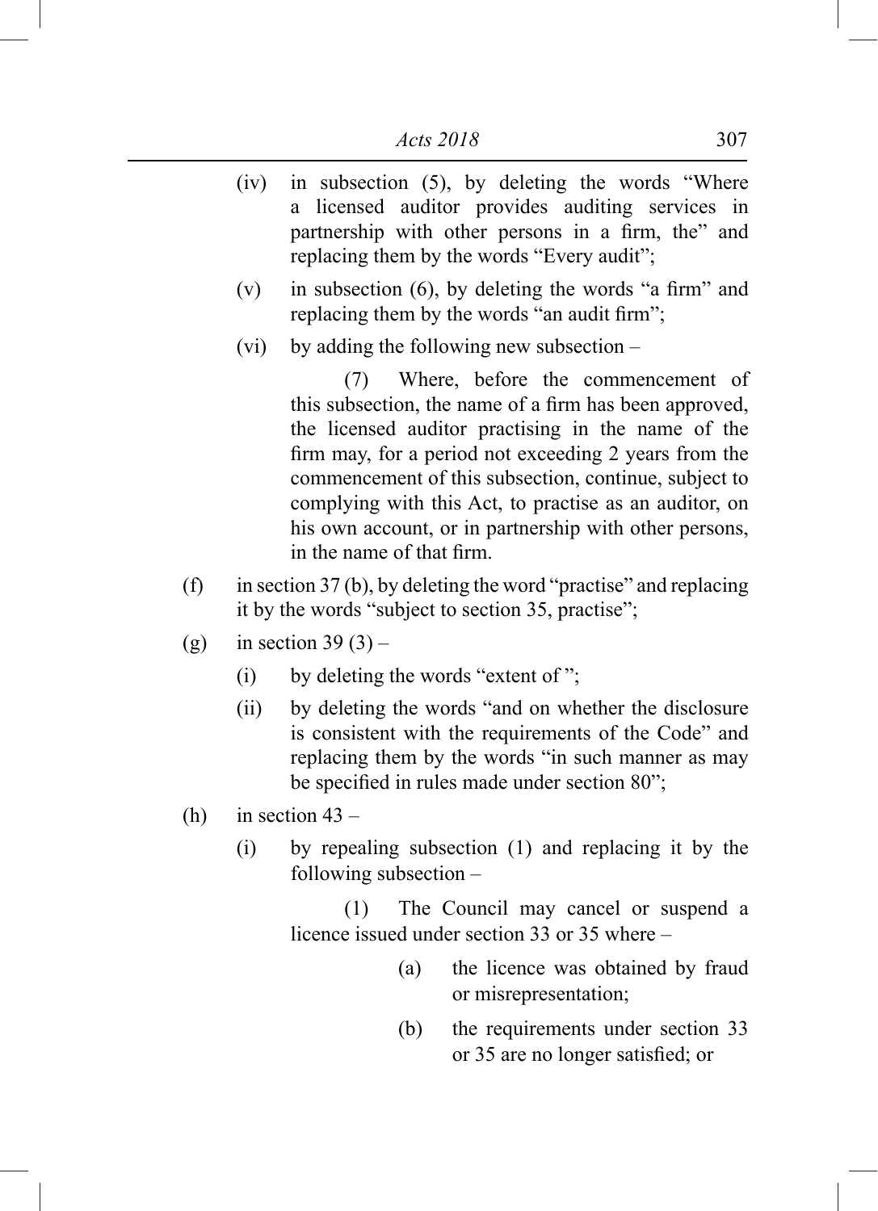(iv) in subsection (5), by deleting the words "Where a licensed auditor provides auditing services in partnership with other persons in a firm, the" and replacing them by the words "Every audit";

(v) in subsection (6), by deleting the words "a firm" and replacing them by the words "an audit firm";

(vi) by adding the following new subsection –

(7) Where, before the commencement of this subsection, the name of a firm has been approved, the licensed auditor practising in the name of the firm may, for a period not exceeding 2 years from the commencement of this subsection, continue, subject to complying with this Act, to practise as an auditor, on his own account, or in partnership with other persons, in the name of that firm.

(f) in section 37 (b), by deleting the word "practise" and replacing it by the words "subject to section 35, practise";

(g) in section 39 (3) –

(i) by deleting the words "extent of ";

(ii) by deleting the words "and on whether the disclosure is consistent with the requirements of the Code" and replacing them by the words "in such manner as may be specified in rules made under section 80";

(h) in section 43 –

(i) by repealing subsection (1) and replacing it by the following subsection –

(1) The Council may cancel or suspend a licence issued under section 33 or 35 where –

(a) the licence was obtained by fraud or misrepresentation;

(b) the requirements under section 33 or 35 are no longer satisfied; or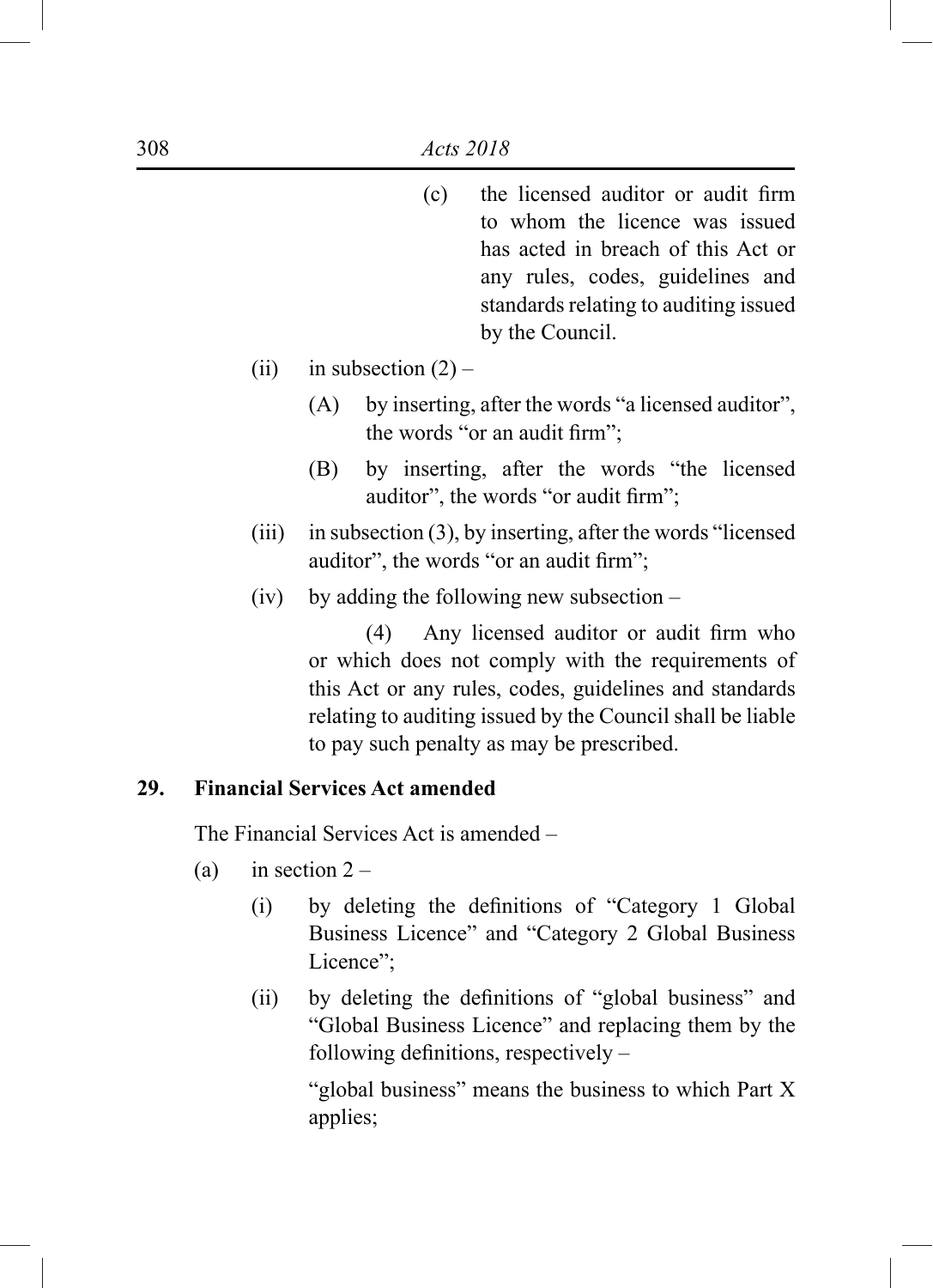(c) the licensed auditor or audit firm to whom the licence was issued has acted in breach of this Act or any rules, codes, guidelines and standards relating to auditing issued by the Council.

(ii) in subsection (2) –

(A) by inserting, after the words "a licensed auditor", the words "or an audit firm";

(B) by inserting, after the words "the licensed auditor", the words "or audit firm";

(iii) in subsection (3), by inserting, after the words "licensed auditor", the words "or an audit firm";

(iv) by adding the following new subsection –

(4) Any licensed auditor or audit firm who or which does not comply with the requirements of this Act or any rules, codes, guidelines and standards relating to auditing issued by the Council shall be liable to pay such penalty as may be prescribed.

**29. Financial Services Act amended**

The Financial Services Act is amended –

(a) in section 2 –

(i) by deleting the definitions of "Category 1 Global Business Licence" and "Category 2 Global Business Licence";

(ii) by deleting the definitions of "global business" and "Global Business Licence" and replacing them by the following definitions, respectively –

"global business" means the business to which Part X applies;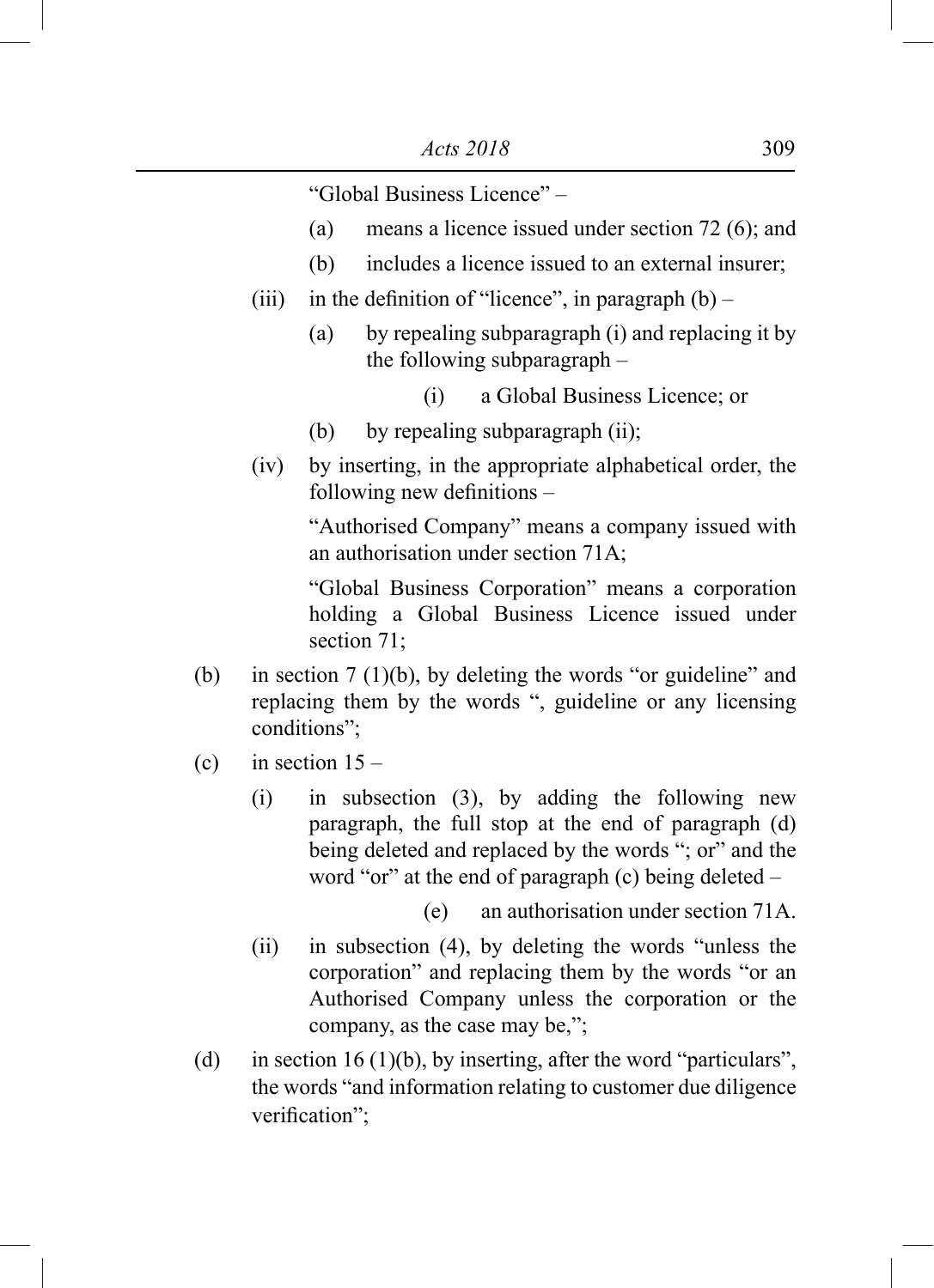"Global Business Licence" –

(a) means a licence issued under section 72 (6); and

(b) includes a licence issued to an external insurer;

(iii) in the definition of "licence", in paragraph (b) –

(a) by repealing subparagraph (i) and replacing it by the following subparagraph –

(i) a Global Business Licence; or

(b) by repealing subparagraph (ii);

(iv) by inserting, in the appropriate alphabetical order, the following new definitions –

"Authorised Company" means a company issued with an authorisation under section 71A;

"Global Business Corporation" means a corporation holding a Global Business Licence issued under section 71;

(b) in section 7 (1)(b), by deleting the words "or guideline" and replacing them by the words ", guideline or any licensing conditions";

(c) in section 15 –

(i) in subsection (3), by adding the following new paragraph, the full stop at the end of paragraph (d) being deleted and replaced by the words "; or" and the word "or" at the end of paragraph (c) being deleted –

(e) an authorisation under section 71A.

(ii) in subsection (4), by deleting the words "unless the corporation" and replacing them by the words "or an Authorised Company unless the corporation or the company, as the case may be,";

(d) in section 16 (1)(b), by inserting, after the word "particulars", the words "and information relating to customer due diligence verification";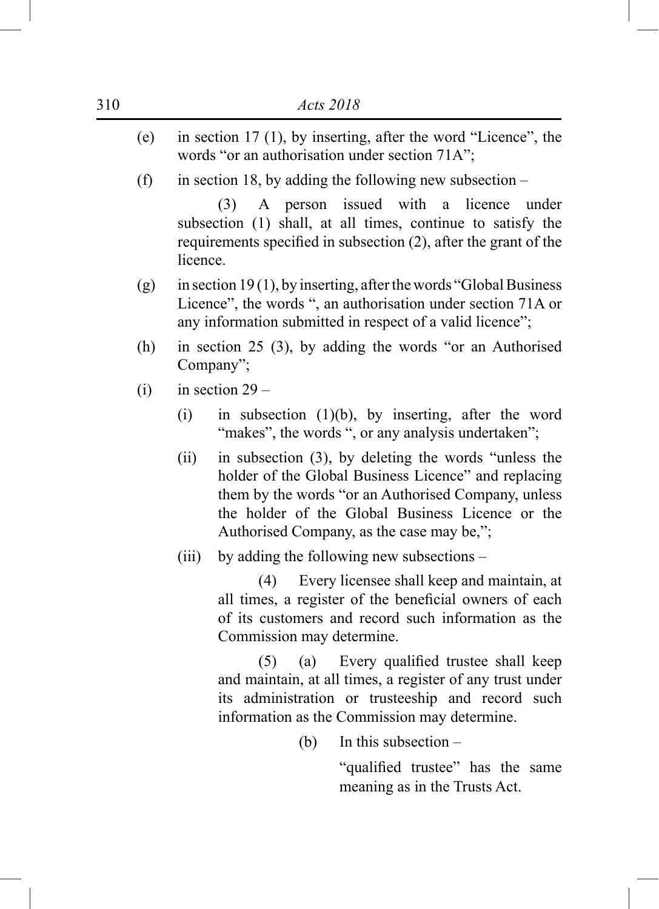(e) in section 17 (1), by inserting, after the word "Licence", the words "or an authorisation under section 71A";

(f) in section 18, by adding the following new subsection –

(3) A person issued with a licence under subsection (1) shall, at all times, continue to satisfy the requirements specified in subsection (2), after the grant of the licence.

(g) in section 19 (1), by inserting, after the words "Global Business Licence", the words ", an authorisation under section 71A or any information submitted in respect of a valid licence";

(h) in section 25 (3), by adding the words "or an Authorised Company";

(i) in section 29 –

(i) in subsection (1)(b), by inserting, after the word "makes", the words ", or any analysis undertaken";

(ii) in subsection (3), by deleting the words "unless the holder of the Global Business Licence" and replacing them by the words "or an Authorised Company, unless the holder of the Global Business Licence or the Authorised Company, as the case may be,";

(iii) by adding the following new subsections –

(4) Every licensee shall keep and maintain, at all times, a register of the beneficial owners of each of its customers and record such information as the Commission may determine.

(5) (a) Every qualified trustee shall keep and maintain, at all times, a register of any trust under its administration or trusteeship and record such information as the Commission may determine.

(b) In this subsection –

"qualified trustee" has the same meaning as in the Trusts Act.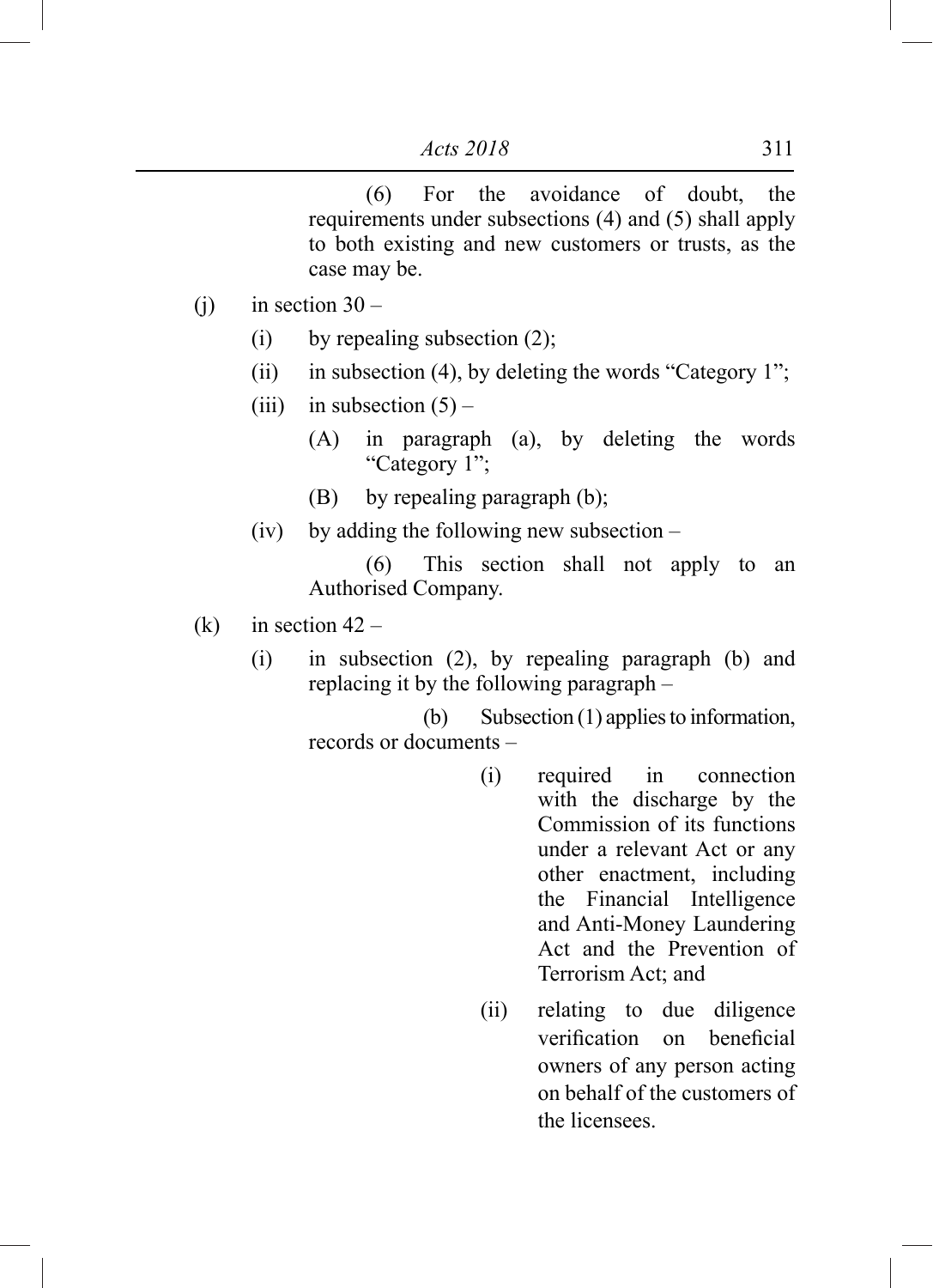(6) For the avoidance of doubt, the requirements under subsections (4) and (5) shall apply to both existing and new customers or trusts, as the case may be.

(j) in section 30 –

(i) by repealing subsection (2);

(ii) in subsection (4), by deleting the words "Category 1";

(iii) in subsection (5) –

(A) in paragraph (a), by deleting the words "Category 1";

(B) by repealing paragraph (b);

(iv) by adding the following new subsection –

(6) This section shall not apply to an Authorised Company.

(k) in section 42 –

(i) in subsection (2), by repealing paragraph (b) and replacing it by the following paragraph –

(b) Subsection (1) applies to information, records or documents –

(i) required in connection with the discharge by the Commission of its functions under a relevant Act or any other enactment, including the Financial Intelligence and Anti-Money Laundering Act and the Prevention of Terrorism Act; and

(ii) relating to due diligence verification on beneficial owners of any person acting on behalf of the customers of the licensees.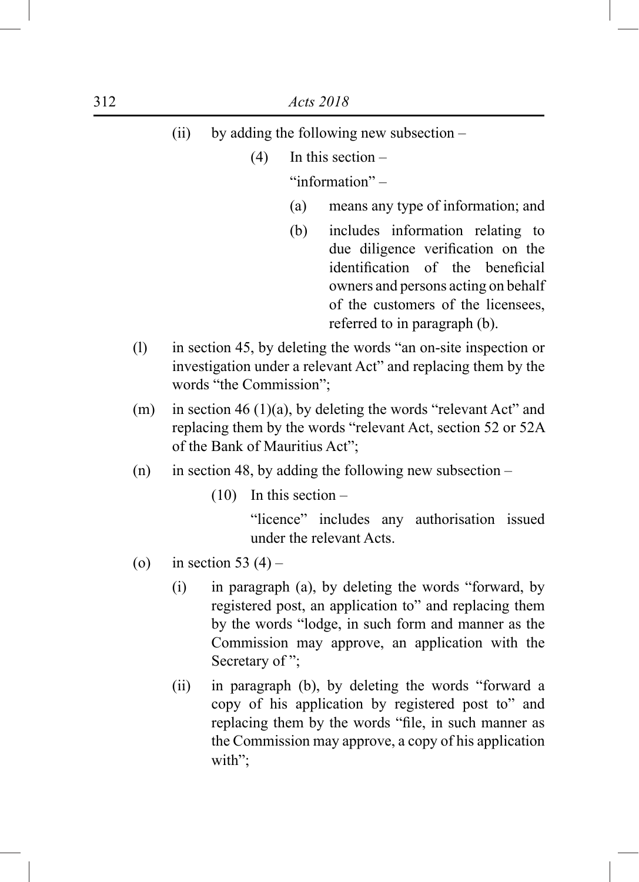(ii) by adding the following new subsection –

(4) In this section –

“information” –

(a) means any type of information; and

(b) includes information relating to due diligence verification on the identification of the beneficial owners and persons acting on behalf of the customers of the licensees, referred to in paragraph (b).

(l) in section 45, by deleting the words “an on-site inspection or investigation under a relevant Act” and replacing them by the words “the Commission”;

(m) in section 46 (1)(a), by deleting the words “relevant Act” and replacing them by the words “relevant Act, section 52 or 52A of the Bank of Mauritius Act”;

(n) in section 48, by adding the following new subsection –

(10) In this section –

“licence” includes any authorisation issued under the relevant Acts.

(o) in section 53 (4) –

(i) in paragraph (a), by deleting the words “forward, by registered post, an application to” and replacing them by the words “lodge, in such form and manner as the Commission may approve, an application with the Secretary of ”;

(ii) in paragraph (b), by deleting the words “forward a copy of his application by registered post to” and replacing them by the words “file, in such manner as the Commission may approve, a copy of his application with”;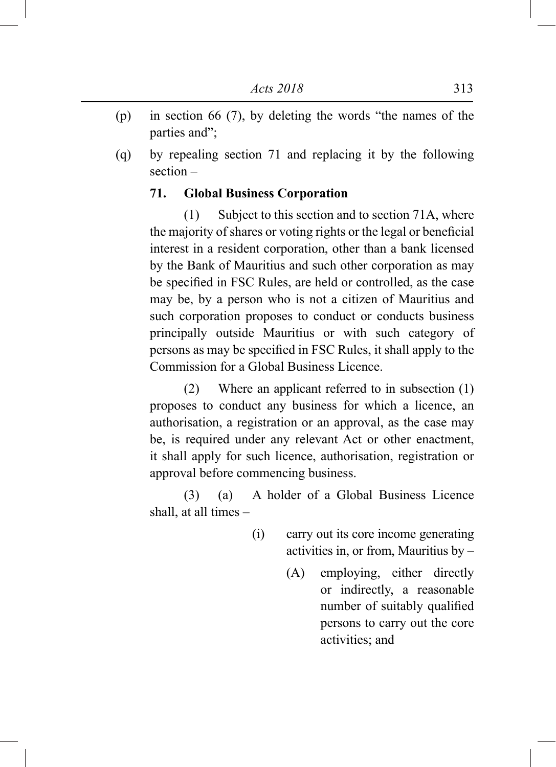(p) in section 66 (7), by deleting the words "the names of the parties and";

(q) by repealing section 71 and replacing it by the following section –

**71. Global Business Corporation**

(1) Subject to this section and to section 71A, where the majority of shares or voting rights or the legal or beneficial interest in a resident corporation, other than a bank licensed by the Bank of Mauritius and such other corporation as may be specified in FSC Rules, are held or controlled, as the case may be, by a person who is not a citizen of Mauritius and such corporation proposes to conduct or conducts business principally outside Mauritius or with such category of persons as may be specified in FSC Rules, it shall apply to the Commission for a Global Business Licence.

(2) Where an applicant referred to in subsection (1) proposes to conduct any business for which a licence, an authorisation, a registration or an approval, as the case may be, is required under any relevant Act or other enactment, it shall apply for such licence, authorisation, registration or approval before commencing business.

(3) (a) A holder of a Global Business Licence shall, at all times –

(i) carry out its core income generating activities in, or from, Mauritius by –

(A) employing, either directly or indirectly, a reasonable number of suitably qualified persons to carry out the core activities; and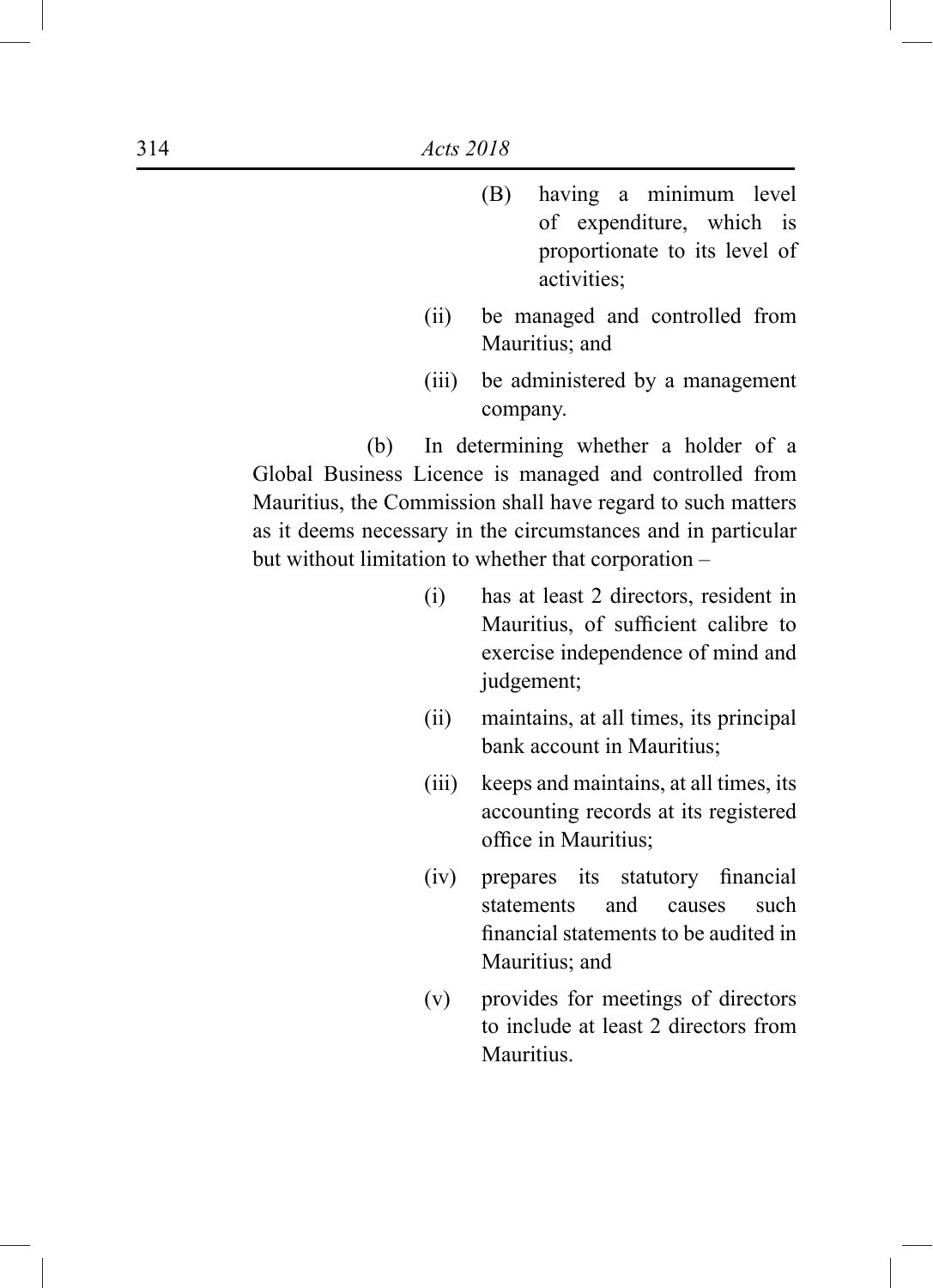(B) having a minimum level of expenditure, which is proportionate to its level of activities;

(ii) be managed and controlled from Mauritius; and

(iii) be administered by a management company.

(b) In determining whether a holder of a Global Business Licence is managed and controlled from Mauritius, the Commission shall have regard to such matters as it deems necessary in the circumstances and in particular but without limitation to whether that corporation –

(i) has at least 2 directors, resident in Mauritius, of sufficient calibre to exercise independence of mind and judgement;

(ii) maintains, at all times, its principal bank account in Mauritius;

(iii) keeps and maintains, at all times, its accounting records at its registered office in Mauritius;

(iv) prepares its statutory financial statements and causes such financial statements to be audited in Mauritius; and

(v) provides for meetings of directors to include at least 2 directors from Mauritius.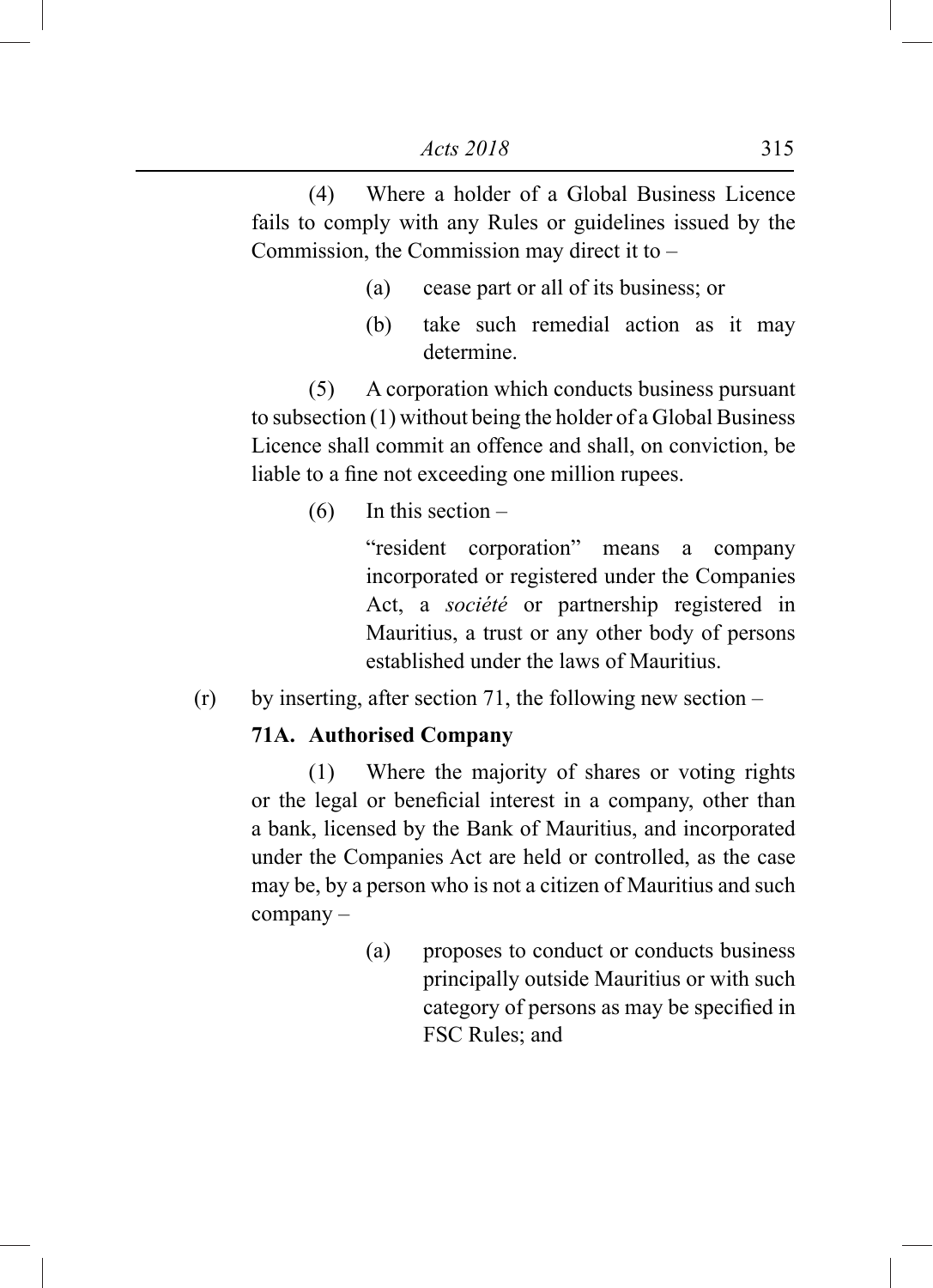(4) Where a holder of a Global Business Licence fails to comply with any Rules or guidelines issued by the Commission, the Commission may direct it to –

(a) cease part or all of its business; or

(b) take such remedial action as it may determine.

(5) A corporation which conducts business pursuant to subsection (1) without being the holder of a Global Business Licence shall commit an offence and shall, on conviction, be liable to a fine not exceeding one million rupees.

(6) In this section –

"resident corporation" means a company incorporated or registered under the Companies Act, a *société* or partnership registered in Mauritius, a trust or any other body of persons established under the laws of Mauritius.

(r) by inserting, after section 71, the following new section –

**71A. Authorised Company**

(1) Where the majority of shares or voting rights or the legal or beneficial interest in a company, other than a bank, licensed by the Bank of Mauritius, and incorporated under the Companies Act are held or controlled, as the case may be, by a person who is not a citizen of Mauritius and such company –

(a) proposes to conduct or conducts business principally outside Mauritius or with such category of persons as may be specified in FSC Rules; and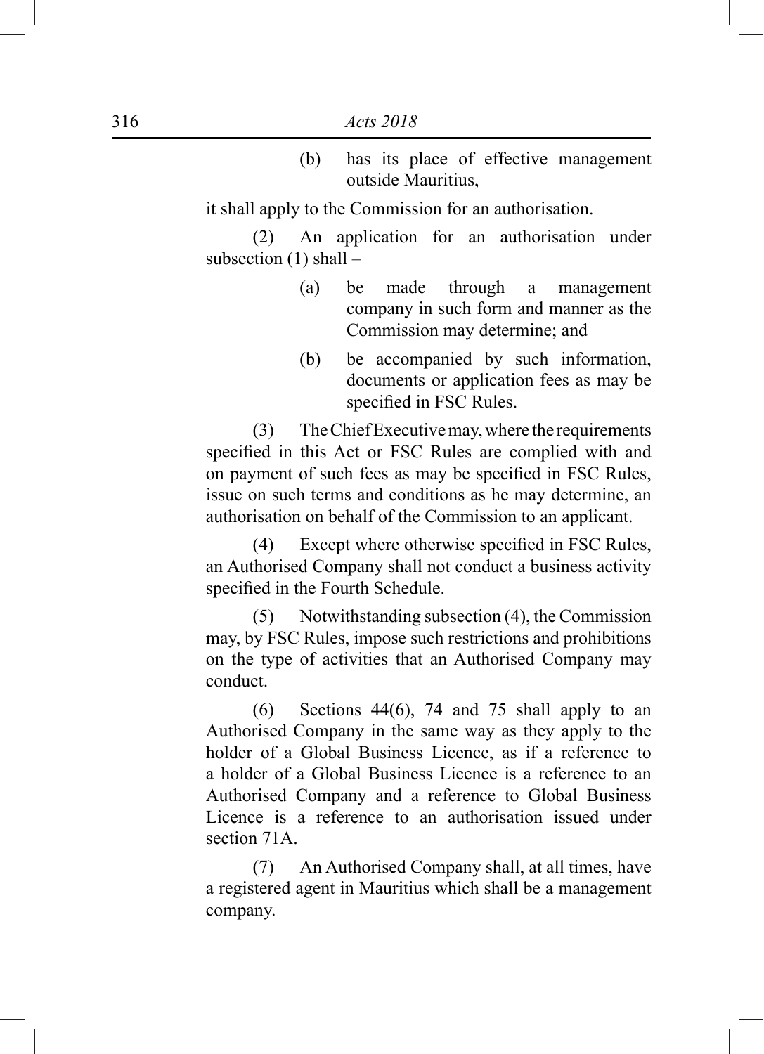(b) has its place of effective management outside Mauritius,

it shall apply to the Commission for an authorisation.

(2) An application for an authorisation under subsection (1) shall –

(a) be made through a management company in such form and manner as the Commission may determine; and

(b) be accompanied by such information, documents or application fees as may be specified in FSC Rules.

(3) The Chief Executive may, where the requirements specified in this Act or FSC Rules are complied with and on payment of such fees as may be specified in FSC Rules, issue on such terms and conditions as he may determine, an authorisation on behalf of the Commission to an applicant.

(4) Except where otherwise specified in FSC Rules, an Authorised Company shall not conduct a business activity specified in the Fourth Schedule.

(5) Notwithstanding subsection (4), the Commission may, by FSC Rules, impose such restrictions and prohibitions on the type of activities that an Authorised Company may conduct.

(6) Sections 44(6), 74 and 75 shall apply to an Authorised Company in the same way as they apply to the holder of a Global Business Licence, as if a reference to a holder of a Global Business Licence is a reference to an Authorised Company and a reference to Global Business Licence is a reference to an authorisation issued under section 71A.

(7) An Authorised Company shall, at all times, have a registered agent in Mauritius which shall be a management company.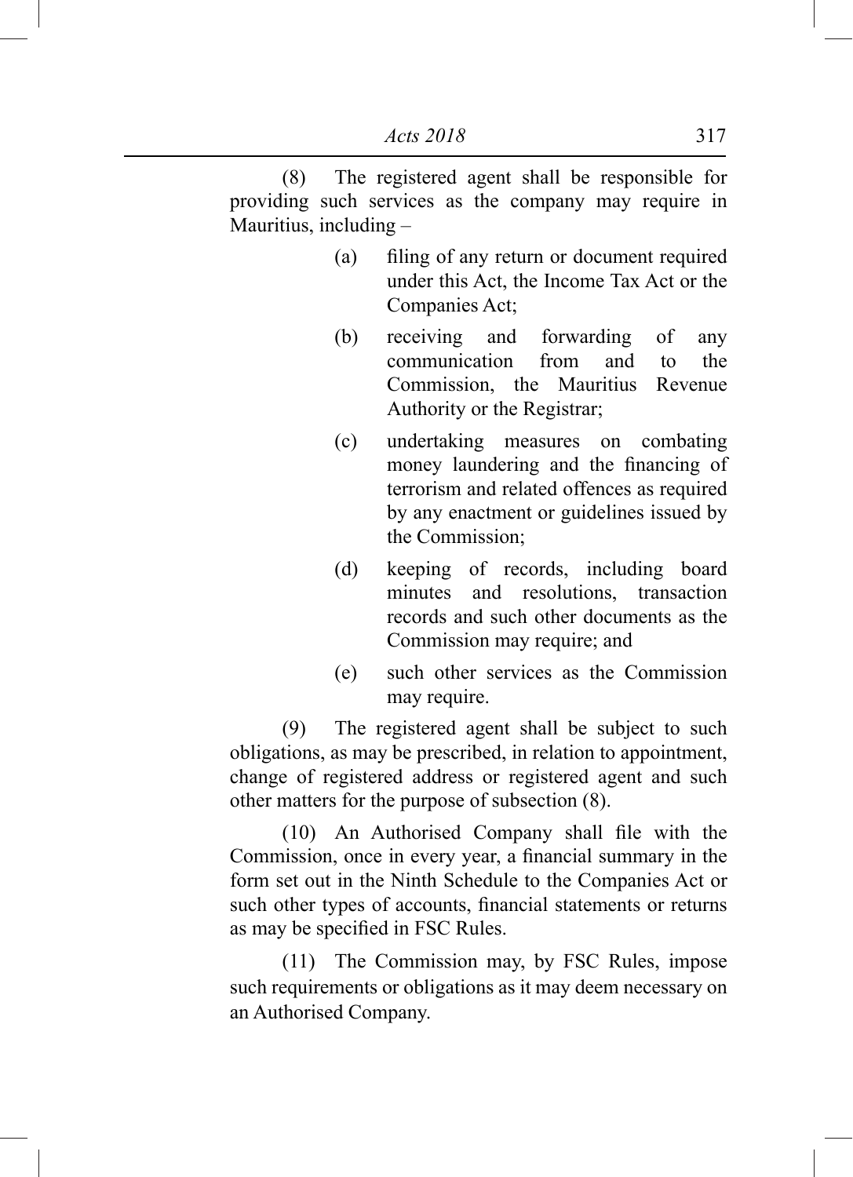(8) The registered agent shall be responsible for providing such services as the company may require in Mauritius, including –

(a) filing of any return or document required under this Act, the Income Tax Act or the Companies Act;

(b) receiving and forwarding of any communication from and to the Commission, the Mauritius Revenue Authority or the Registrar;

(c) undertaking measures on combating money laundering and the financing of terrorism and related offences as required by any enactment or guidelines issued by the Commission;

(d) keeping of records, including board minutes and resolutions, transaction records and such other documents as the Commission may require; and

(e) such other services as the Commission may require.

(9) The registered agent shall be subject to such obligations, as may be prescribed, in relation to appointment, change of registered address or registered agent and such other matters for the purpose of subsection (8).

(10) An Authorised Company shall file with the Commission, once in every year, a financial summary in the form set out in the Ninth Schedule to the Companies Act or such other types of accounts, financial statements or returns as may be specified in FSC Rules.

(11) The Commission may, by FSC Rules, impose such requirements or obligations as it may deem necessary on an Authorised Company.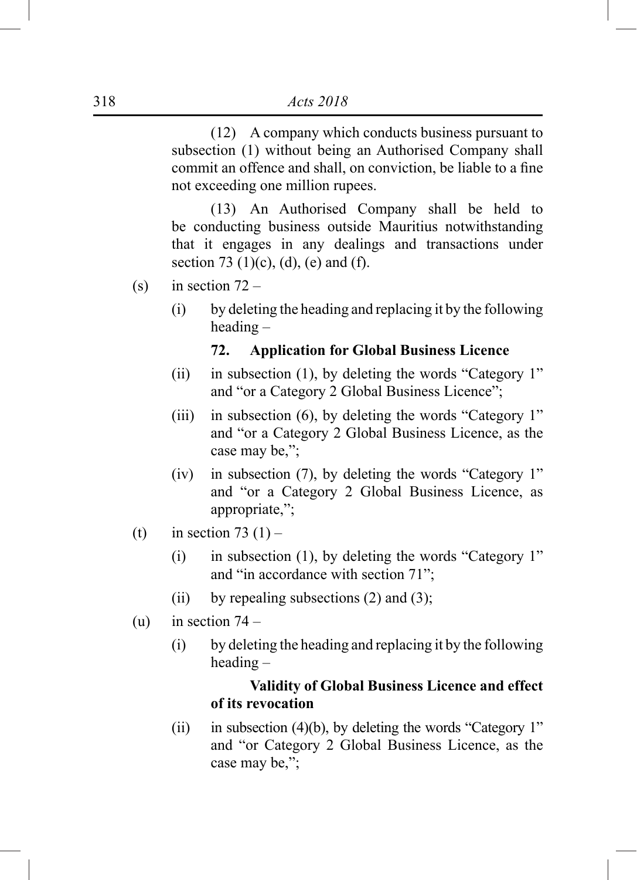(12) A company which conducts business pursuant to subsection (1) without being an Authorised Company shall commit an offence and shall, on conviction, be liable to a fine not exceeding one million rupees.

(13) An Authorised Company shall be held to be conducting business outside Mauritius notwithstanding that it engages in any dealings and transactions under section 73 (1)(c), (d), (e) and (f).

(s) in section 72 –

(i) by deleting the heading and replacing it by the following heading –

**72. Application for Global Business Licence**

(ii) in subsection (1), by deleting the words "Category 1" and "or a Category 2 Global Business Licence";

(iii) in subsection (6), by deleting the words "Category 1" and "or a Category 2 Global Business Licence, as the case may be,";

(iv) in subsection (7), by deleting the words "Category 1" and "or a Category 2 Global Business Licence, as appropriate,";

(t) in section 73 (1) –

(i) in subsection (1), by deleting the words "Category 1" and "in accordance with section 71";

(ii) by repealing subsections (2) and (3);

(u) in section 74 –

(i) by deleting the heading and replacing it by the following heading –

**Validity of Global Business Licence and effect of its revocation**

(ii) in subsection (4)(b), by deleting the words "Category 1" and "or Category 2 Global Business Licence, as the case may be,";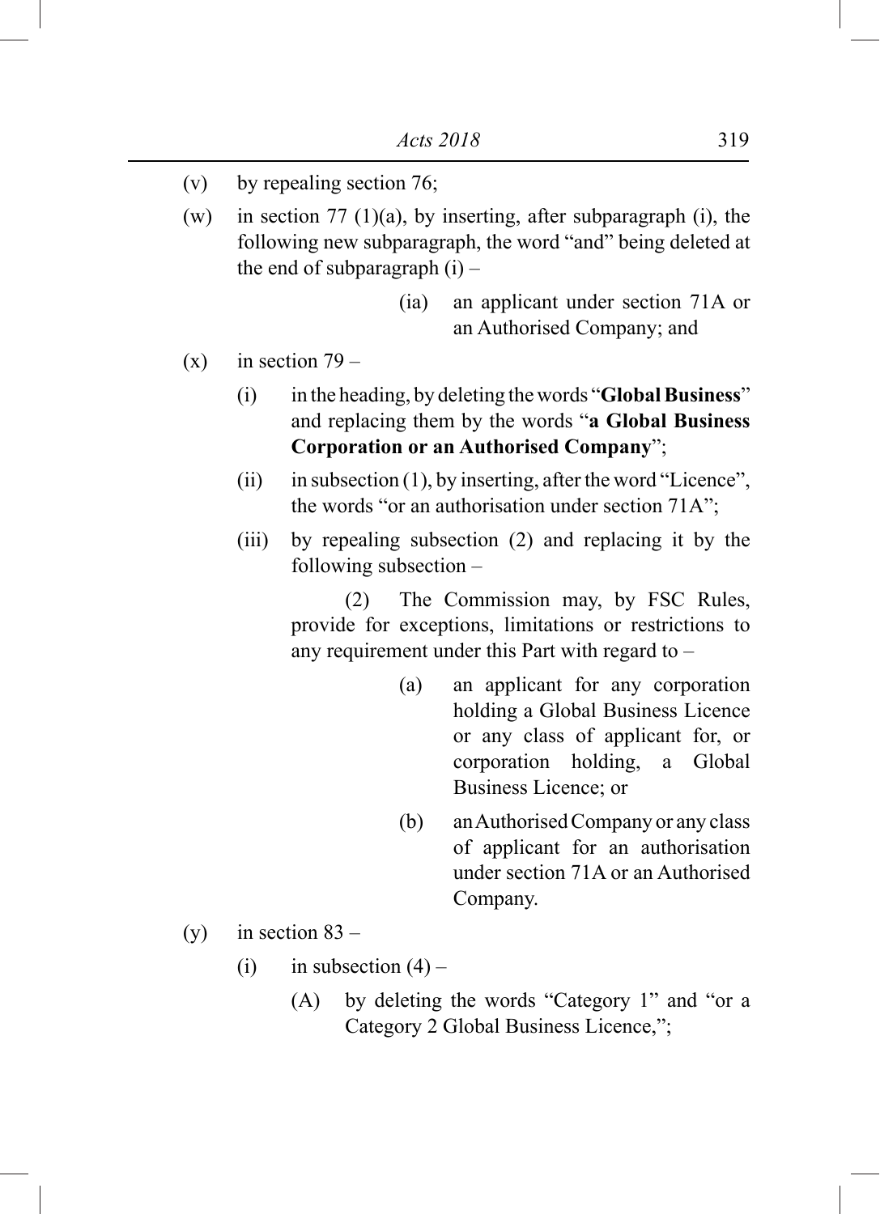(v) by repealing section 76;

(w) in section 77 (1)(a), by inserting, after subparagraph (i), the following new subparagraph, the word “and” being deleted at the end of subparagraph (i) –

> (ia) an applicant under section 71A or an Authorised Company; and

(x) in section 79 –

> (i) in the heading, by deleting the words “**Global Business**” and replacing them by the words “**a Global Business Corporation or an Authorised Company**”;
>
> (ii) in subsection (1), by inserting, after the word “Licence”, the words “or an authorisation under section 71A”;
>
> (iii) by repealing subsection (2) and replacing it by the following subsection –
>
> > (2) The Commission may, by FSC Rules, provide for exceptions, limitations or restrictions to any requirement under this Part with regard to –
> >
> > > (a) an applicant for any corporation holding a Global Business Licence or any class of applicant for, or corporation holding, a Global Business Licence; or
> > >
> > > (b) an Authorised Company or any class of applicant for an authorisation under section 71A or an Authorised Company.

(y) in section 83 –

> (i) in subsection (4) –
>
> > (A) by deleting the words “Category 1” and “or a Category 2 Global Business Licence,”;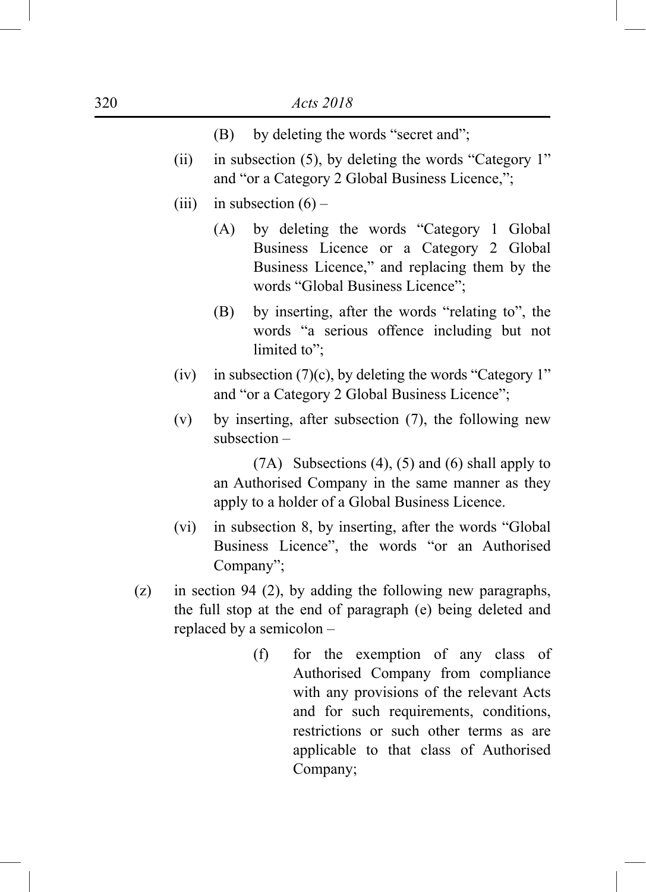(B) by deleting the words "secret and";

(ii) in subsection (5), by deleting the words "Category 1" and "or a Category 2 Global Business Licence,";

(iii) in subsection (6) –

(A) by deleting the words "Category 1 Global Business Licence or a Category 2 Global Business Licence," and replacing them by the words "Global Business Licence";

(B) by inserting, after the words "relating to", the words "a serious offence including but not limited to";

(iv) in subsection (7)(c), by deleting the words "Category 1" and "or a Category 2 Global Business Licence";

(v) by inserting, after subsection (7), the following new subsection –

(7A) Subsections (4), (5) and (6) shall apply to an Authorised Company in the same manner as they apply to a holder of a Global Business Licence.

(vi) in subsection 8, by inserting, after the words "Global Business Licence", the words "or an Authorised Company";

(z) in section 94 (2), by adding the following new paragraphs, the full stop at the end of paragraph (e) being deleted and replaced by a semicolon –

(f) for the exemption of any class of Authorised Company from compliance with any provisions of the relevant Acts and for such requirements, conditions, restrictions or such other terms as are applicable to that class of Authorised Company;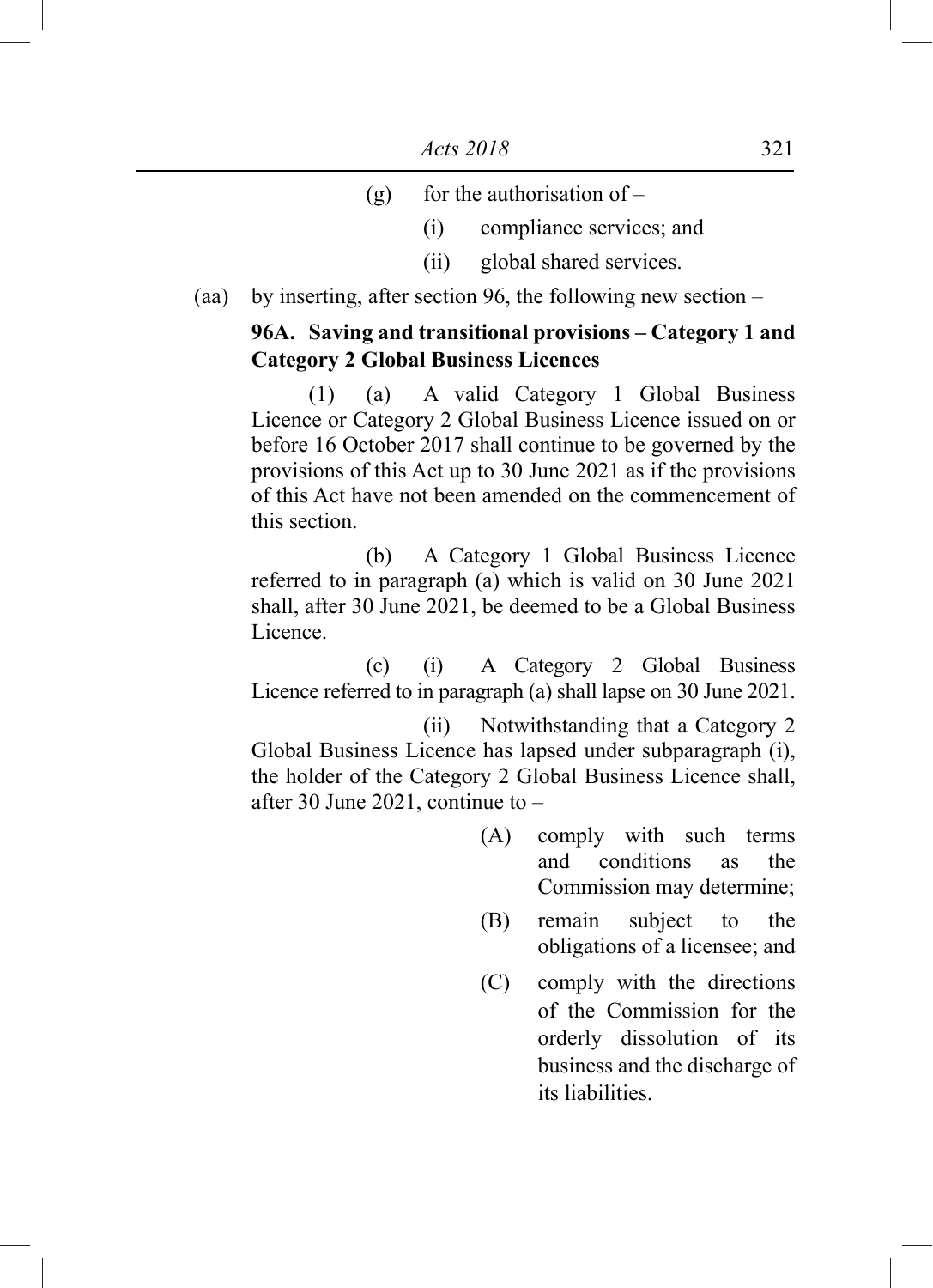(g) for the authorisation of –

(i) compliance services; and

(ii) global shared services.

(aa) by inserting, after section 96, the following new section –

**96A. Saving and transitional provisions – Category 1 and Category 2 Global Business Licences**

(1) (a) A valid Category 1 Global Business Licence or Category 2 Global Business Licence issued on or before 16 October 2017 shall continue to be governed by the provisions of this Act up to 30 June 2021 as if the provisions of this Act have not been amended on the commencement of this section.

(b) A Category 1 Global Business Licence referred to in paragraph (a) which is valid on 30 June 2021 shall, after 30 June 2021, be deemed to be a Global Business Licence.

(c) (i) A Category 2 Global Business Licence referred to in paragraph (a) shall lapse on 30 June 2021.

(ii) Notwithstanding that a Category 2 Global Business Licence has lapsed under subparagraph (i), the holder of the Category 2 Global Business Licence shall, after 30 June 2021, continue to –

(A) comply with such terms and conditions as the Commission may determine;

(B) remain subject to the obligations of a licensee; and

(C) comply with the directions of the Commission for the orderly dissolution of its business and the discharge of its liabilities.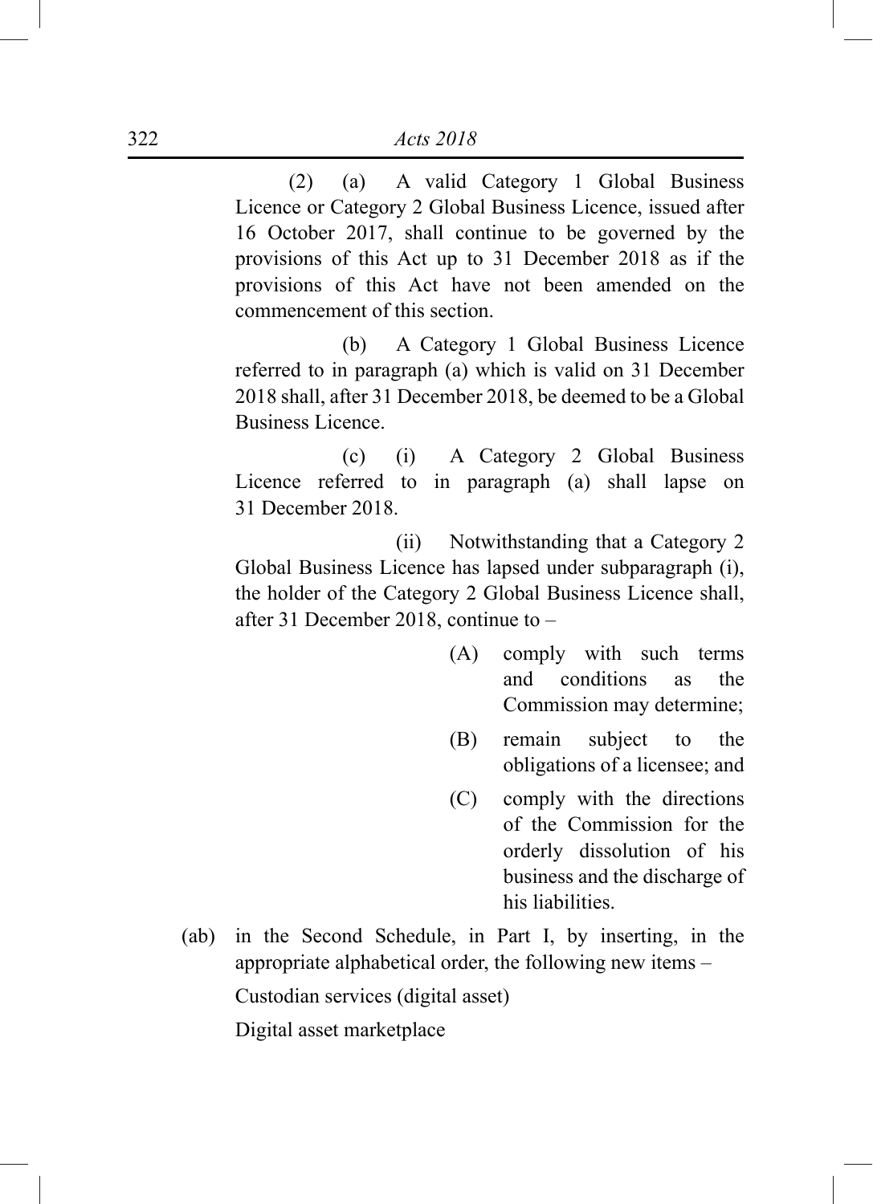(2) (a) A valid Category 1 Global Business Licence or Category 2 Global Business Licence, issued after 16 October 2017, shall continue to be governed by the provisions of this Act up to 31 December 2018 as if the provisions of this Act have not been amended on the commencement of this section.

(b) A Category 1 Global Business Licence referred to in paragraph (a) which is valid on 31 December 2018 shall, after 31 December 2018, be deemed to be a Global Business Licence.

(c) (i) A Category 2 Global Business Licence referred to in paragraph (a) shall lapse on 31 December 2018.

(ii) Notwithstanding that a Category 2 Global Business Licence has lapsed under subparagraph (i), the holder of the Category 2 Global Business Licence shall, after 31 December 2018, continue to –

(A) comply with such terms and conditions as the Commission may determine;

(B) remain subject to the obligations of a licensee; and

(C) comply with the directions of the Commission for the orderly dissolution of his business and the discharge of his liabilities.

(ab) in the Second Schedule, in Part I, by inserting, in the appropriate alphabetical order, the following new items –

Custodian services (digital asset)

Digital asset marketplace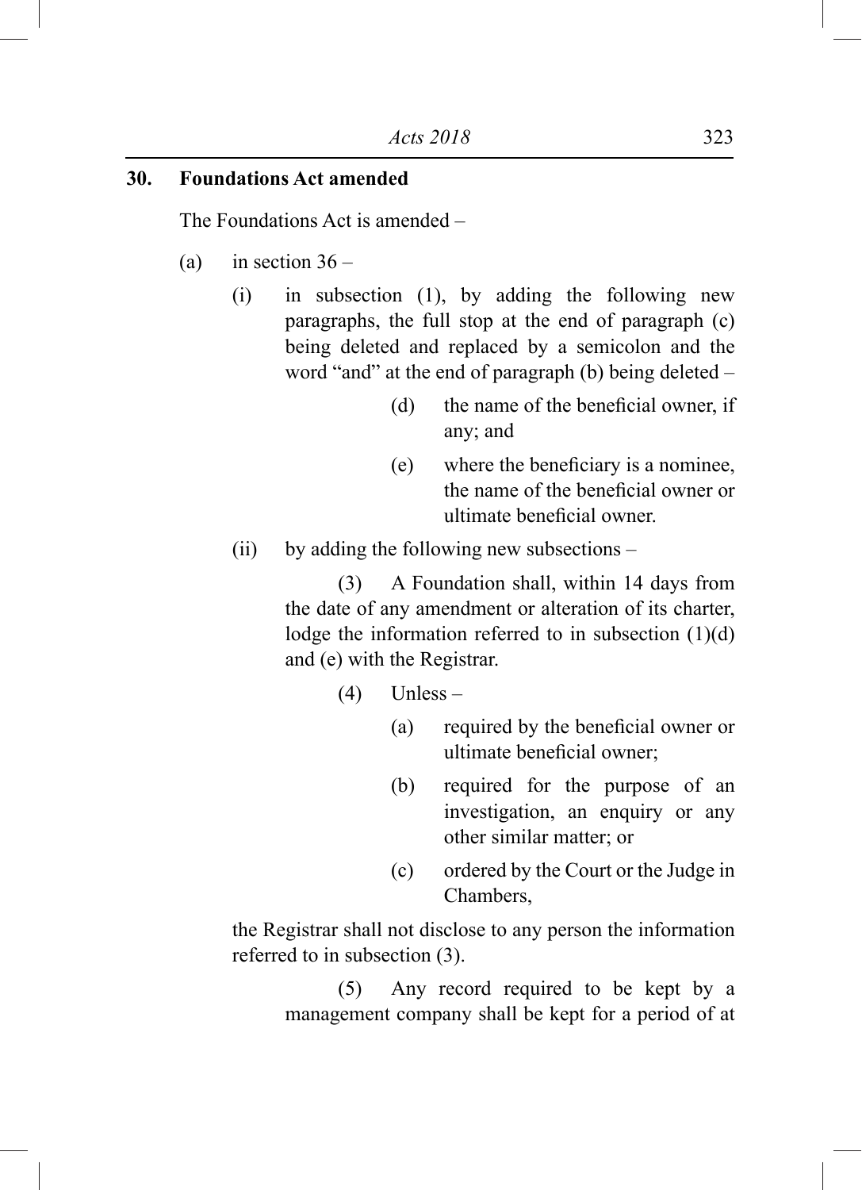**30. Foundations Act amended**

The Foundations Act is amended –

(a) in section 36 –

(i) in subsection (1), by adding the following new paragraphs, the full stop at the end of paragraph (c) being deleted and replaced by a semicolon and the word "and" at the end of paragraph (b) being deleted –

(d) the name of the beneficial owner, if any; and

(e) where the beneficiary is a nominee, the name of the beneficial owner or ultimate beneficial owner.

(ii) by adding the following new subsections –

(3) A Foundation shall, within 14 days from the date of any amendment or alteration of its charter, lodge the information referred to in subsection (1)(d) and (e) with the Registrar.

(4) Unless –

(a) required by the beneficial owner or ultimate beneficial owner;

(b) required for the purpose of an investigation, an enquiry or any other similar matter; or

(c) ordered by the Court or the Judge in Chambers,

the Registrar shall not disclose to any person the information referred to in subsection (3).

(5) Any record required to be kept by a management company shall be kept for a period of at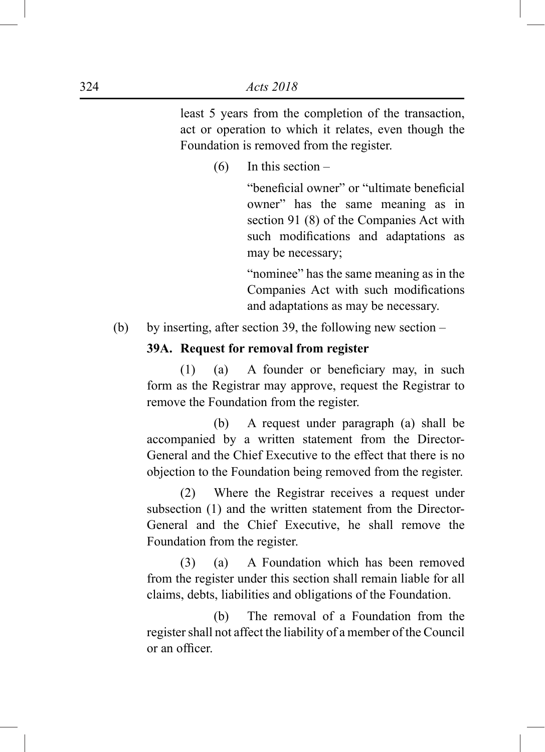least 5 years from the completion of the transaction, act or operation to which it relates, even though the Foundation is removed from the register.

(6) In this section –

"beneficial owner" or "ultimate beneficial owner" has the same meaning as in section 91 (8) of the Companies Act with such modifications and adaptations as may be necessary;

"nominee" has the same meaning as in the Companies Act with such modifications and adaptations as may be necessary.

(b) by inserting, after section 39, the following new section –

**39A. Request for removal from register**

(1) (a) A founder or beneficiary may, in such form as the Registrar may approve, request the Registrar to remove the Foundation from the register.

(b) A request under paragraph (a) shall be accompanied by a written statement from the Director-General and the Chief Executive to the effect that there is no objection to the Foundation being removed from the register.

(2) Where the Registrar receives a request under subsection (1) and the written statement from the Director-General and the Chief Executive, he shall remove the Foundation from the register.

(3) (a) A Foundation which has been removed from the register under this section shall remain liable for all claims, debts, liabilities and obligations of the Foundation.

(b) The removal of a Foundation from the register shall not affect the liability of a member of the Council or an officer.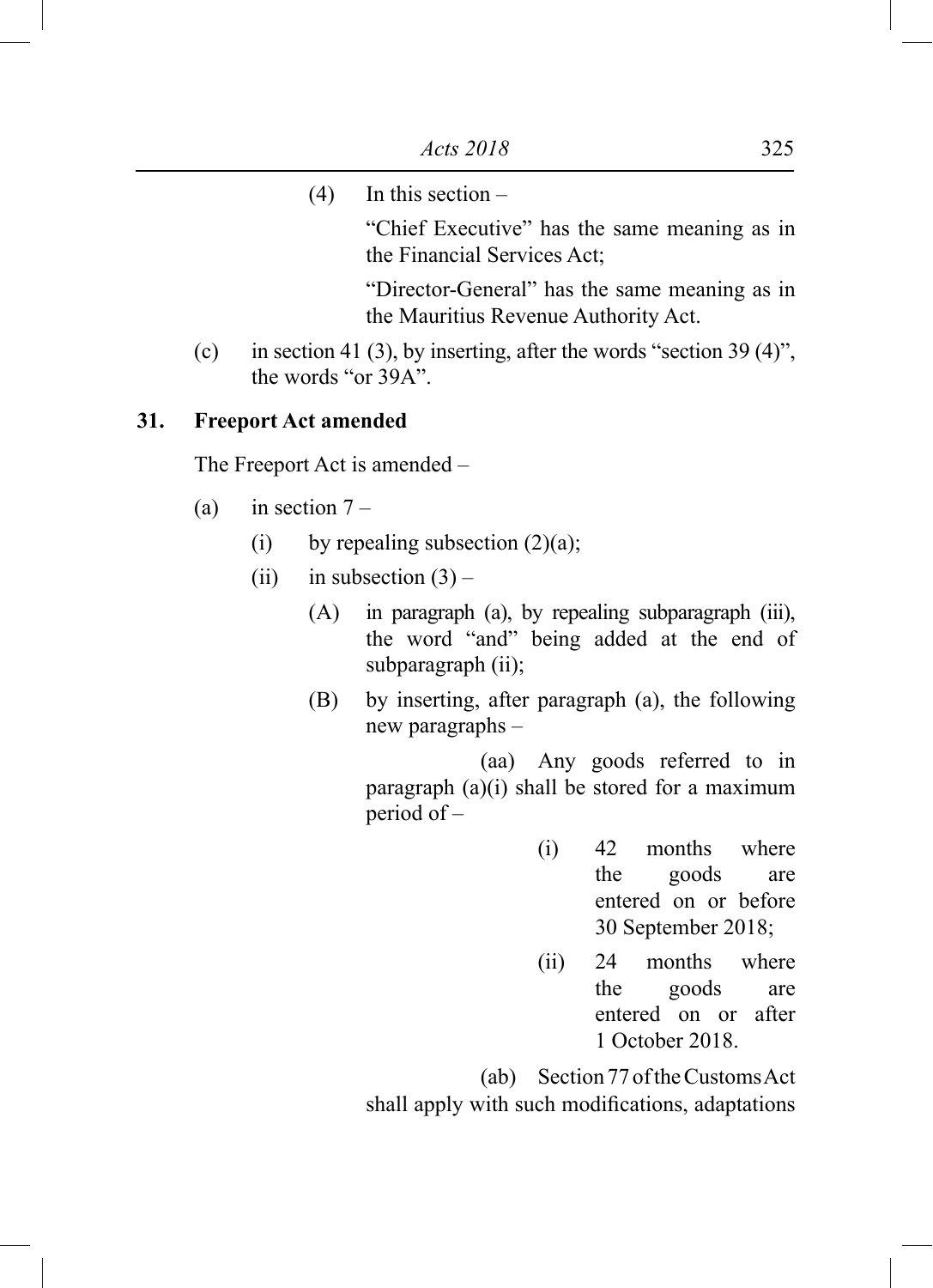(4) In this section –

"Chief Executive" has the same meaning as in the Financial Services Act;

"Director-General" has the same meaning as in the Mauritius Revenue Authority Act.

(c) in section 41 (3), by inserting, after the words "section 39 (4)", the words "or 39A".

**31. Freeport Act amended**

The Freeport Act is amended –

(a) in section 7 –

(i) by repealing subsection (2)(a);

(ii) in subsection (3) –

(A) in paragraph (a), by repealing subparagraph (iii), the word "and" being added at the end of subparagraph (ii);

(B) by inserting, after paragraph (a), the following new paragraphs –

(aa) Any goods referred to in paragraph (a)(i) shall be stored for a maximum period of –

(i) 42 months where the goods are entered on or before 30 September 2018;

(ii) 24 months where the goods are entered on or after 1 October 2018.

(ab) Section 77 of the Customs Act shall apply with such modifications, adaptations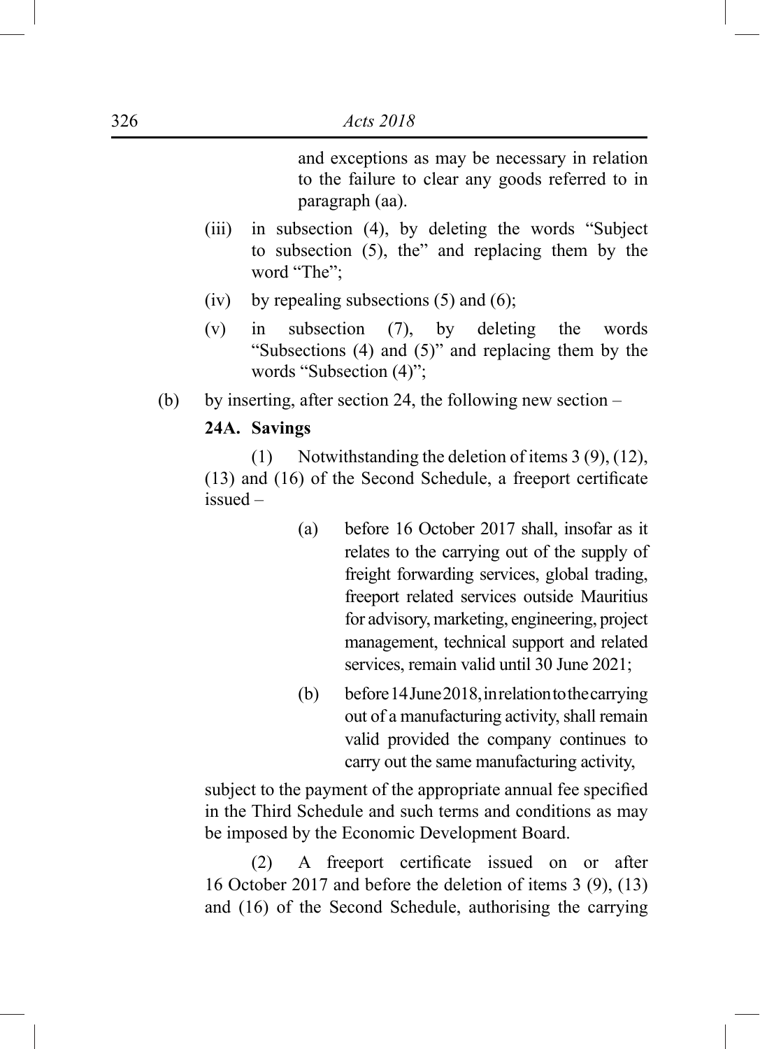and exceptions as may be necessary in relation to the failure to clear any goods referred to in paragraph (aa).

(iii) in subsection (4), by deleting the words "Subject to subsection (5), the" and replacing them by the word "The";

(iv) by repealing subsections (5) and (6);

(v) in subsection (7), by deleting the words "Subsections (4) and (5)" and replacing them by the words "Subsection (4)";

(b) by inserting, after section 24, the following new section –

**24A. Savings**

(1) Notwithstanding the deletion of items 3 (9), (12), (13) and (16) of the Second Schedule, a freeport certificate issued –

(a) before 16 October 2017 shall, insofar as it relates to the carrying out of the supply of freight forwarding services, global trading, freeport related services outside Mauritius for advisory, marketing, engineering, project management, technical support and related services, remain valid until 30 June 2021;

(b) before 14 June 2018, in relation to the carrying out of a manufacturing activity, shall remain valid provided the company continues to carry out the same manufacturing activity,

subject to the payment of the appropriate annual fee specified in the Third Schedule and such terms and conditions as may be imposed by the Economic Development Board.

(2) A freeport certificate issued on or after 16 October 2017 and before the deletion of items 3 (9), (13) and (16) of the Second Schedule, authorising the carrying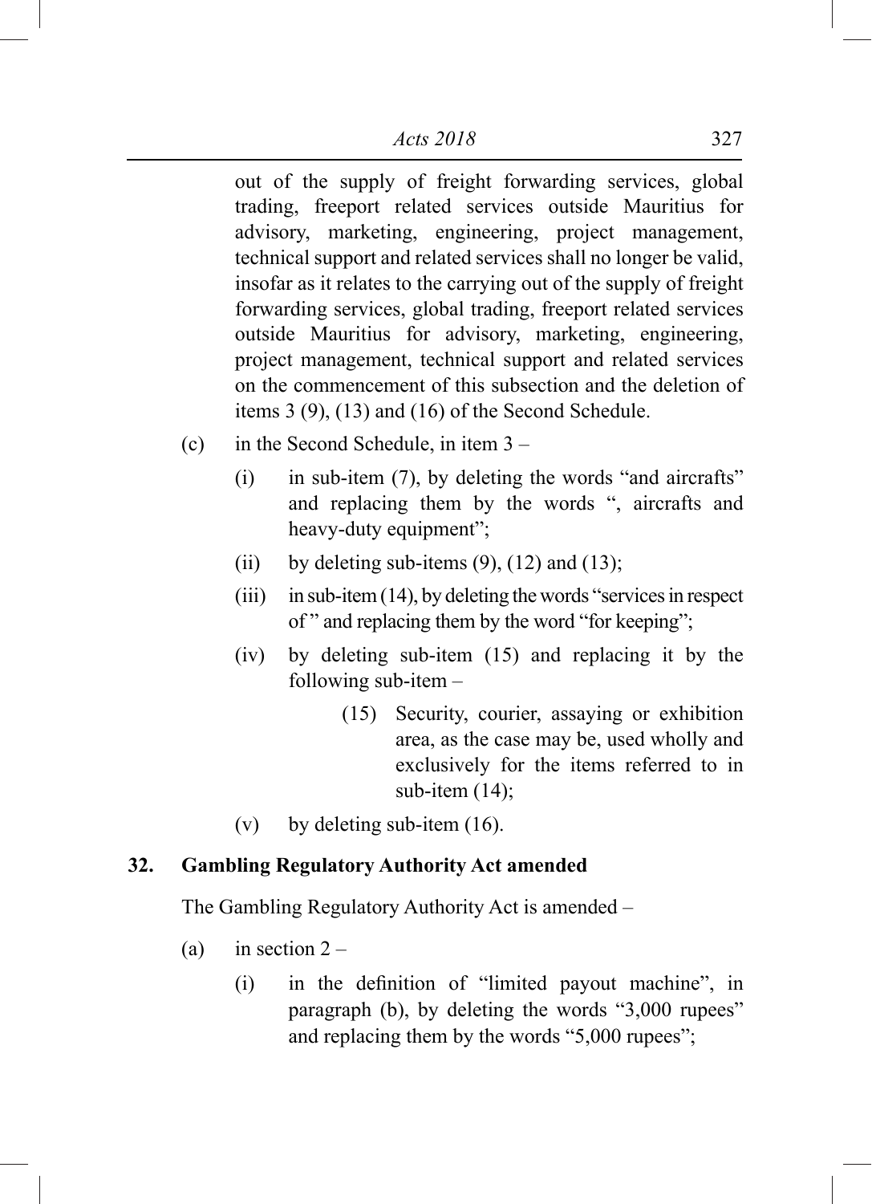out of the supply of freight forwarding services, global trading, freeport related services outside Mauritius for advisory, marketing, engineering, project management, technical support and related services shall no longer be valid, insofar as it relates to the carrying out of the supply of freight forwarding services, global trading, freeport related services outside Mauritius for advisory, marketing, engineering, project management, technical support and related services on the commencement of this subsection and the deletion of items 3 (9), (13) and (16) of the Second Schedule.

(c) in the Second Schedule, in item 3 –

   (i) in sub-item (7), by deleting the words "and aircrafts" and replacing them by the words ", aircrafts and heavy-duty equipment";

   (ii) by deleting sub-items (9), (12) and (13);

   (iii) in sub-item (14), by deleting the words "services in respect of" and replacing them by the word "for keeping";

   (iv) by deleting sub-item (15) and replacing it by the following sub-item –

      (15) Security, courier, assaying or exhibition area, as the case may be, used wholly and exclusively for the items referred to in sub-item (14);

   (v) by deleting sub-item (16).

**32. Gambling Regulatory Authority Act amended**

The Gambling Regulatory Authority Act is amended –

(a) in section 2 –

   (i) in the definition of "limited payout machine", in paragraph (b), by deleting the words "3,000 rupees" and replacing them by the words "5,000 rupees";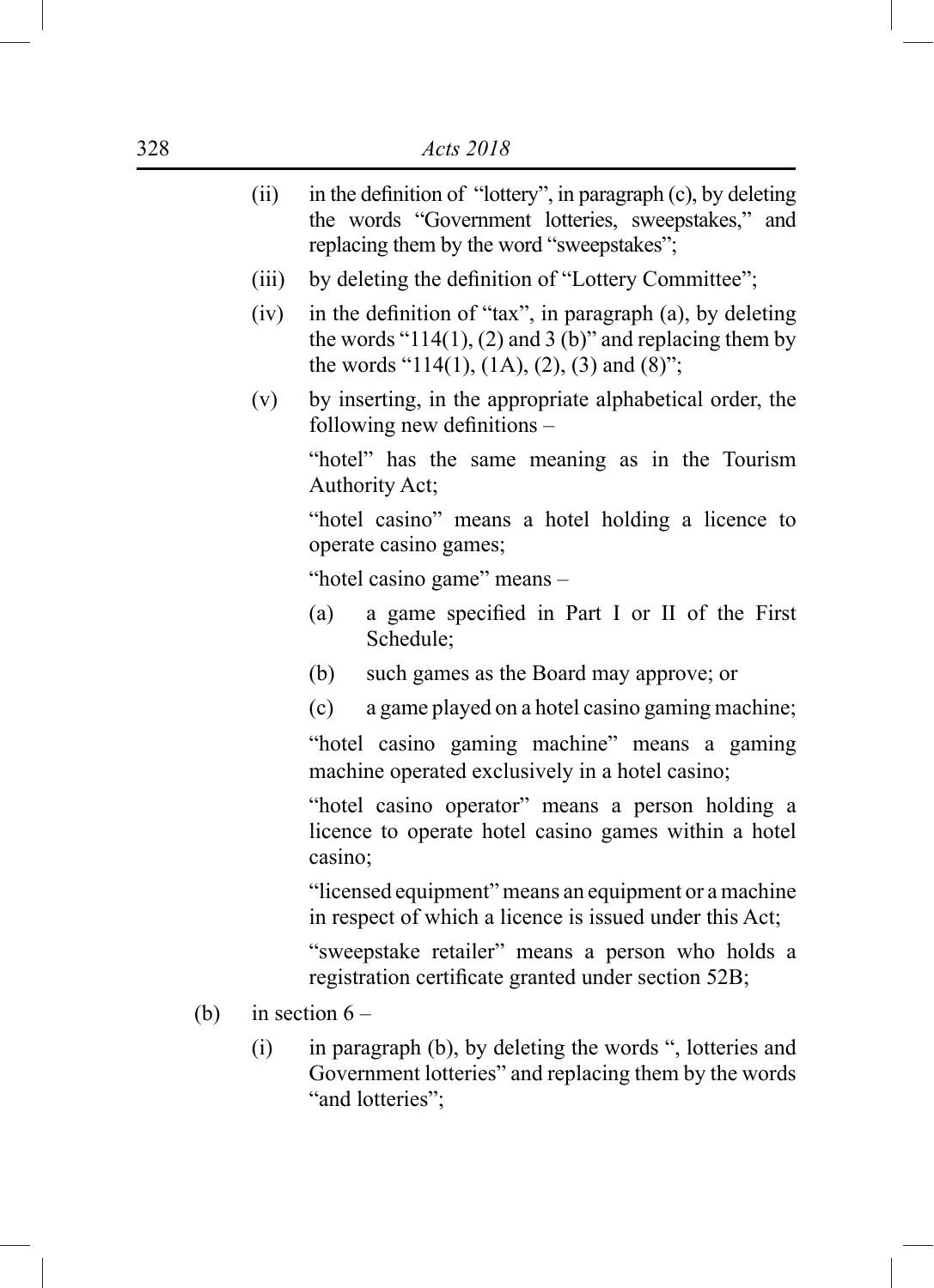(ii) in the definition of "lottery", in paragraph (c), by deleting the words "Government lotteries, sweepstakes," and replacing them by the word "sweepstakes";

(iii) by deleting the definition of "Lottery Committee";

(iv) in the definition of "tax", in paragraph (a), by deleting the words "114(1), (2) and 3 (b)" and replacing them by the words "114(1), (1A), (2), (3) and (8)";

(v) by inserting, in the appropriate alphabetical order, the following new definitions –

"hotel" has the same meaning as in the Tourism Authority Act;

"hotel casino" means a hotel holding a licence to operate casino games;

"hotel casino game" means –

(a) a game specified in Part I or II of the First Schedule;

(b) such games as the Board may approve; or

(c) a game played on a hotel casino gaming machine;

"hotel casino gaming machine" means a gaming machine operated exclusively in a hotel casino;

"hotel casino operator" means a person holding a licence to operate hotel casino games within a hotel casino;

"licensed equipment" means an equipment or a machine in respect of which a licence is issued under this Act;

"sweepstake retailer" means a person who holds a registration certificate granted under section 52B;

(b) in section 6 –

(i) in paragraph (b), by deleting the words ", lotteries and Government lotteries" and replacing them by the words "and lotteries";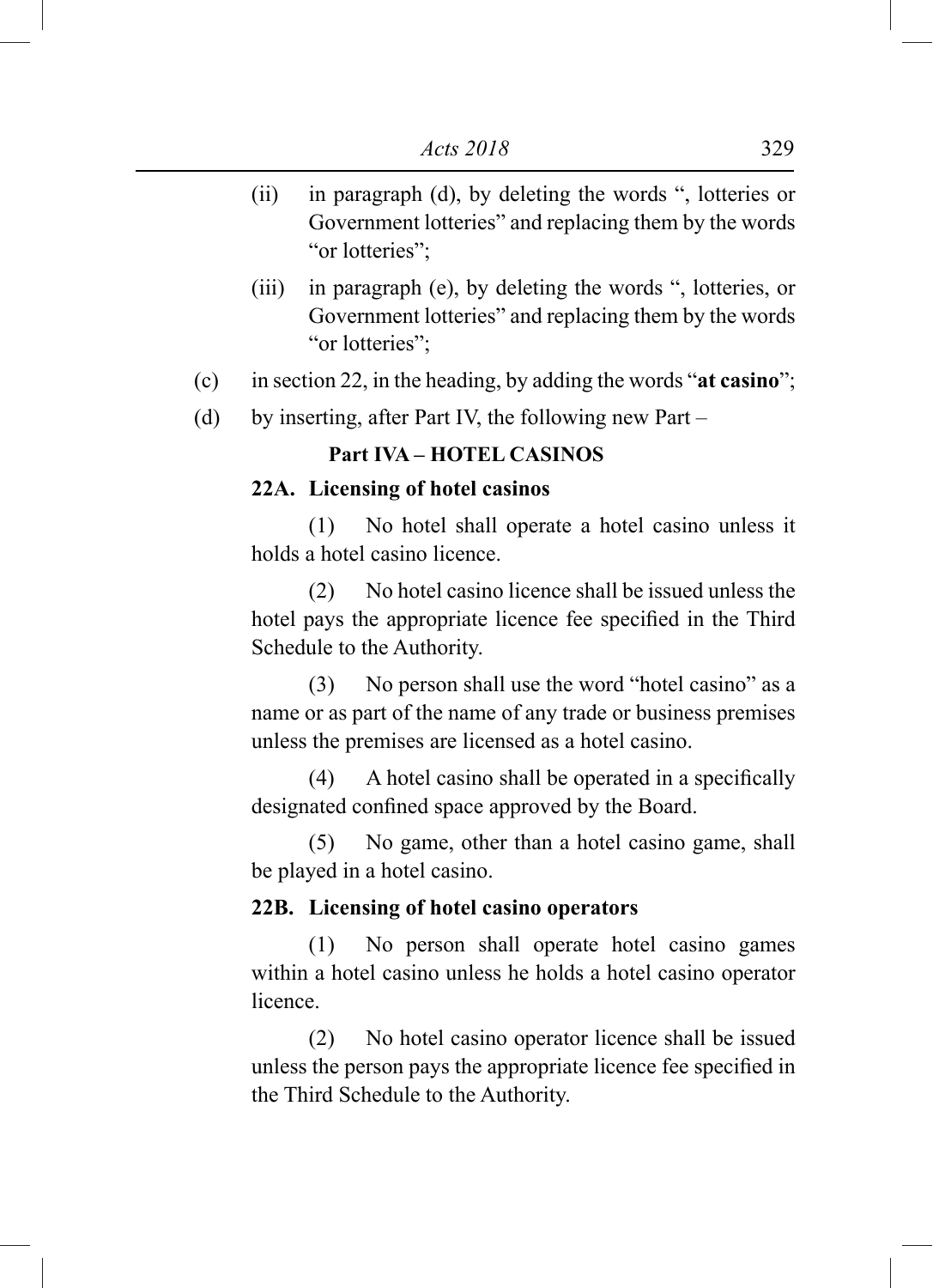(ii) in paragraph (d), by deleting the words ", lotteries or Government lotteries" and replacing them by the words "or lotteries";

(iii) in paragraph (e), by deleting the words ", lotteries, or Government lotteries" and replacing them by the words "or lotteries";

(c) in section 22, in the heading, by adding the words "**at casino**";

(d) by inserting, after Part IV, the following new Part –

**Part IVA – HOTEL CASINOS**

**22A. Licensing of hotel casinos**

(1) No hotel shall operate a hotel casino unless it holds a hotel casino licence.

(2) No hotel casino licence shall be issued unless the hotel pays the appropriate licence fee specified in the Third Schedule to the Authority.

(3) No person shall use the word "hotel casino" as a name or as part of the name of any trade or business premises unless the premises are licensed as a hotel casino.

(4) A hotel casino shall be operated in a specifically designated confined space approved by the Board.

(5) No game, other than a hotel casino game, shall be played in a hotel casino.

**22B. Licensing of hotel casino operators**

(1) No person shall operate hotel casino games within a hotel casino unless he holds a hotel casino operator licence.

(2) No hotel casino operator licence shall be issued unless the person pays the appropriate licence fee specified in the Third Schedule to the Authority.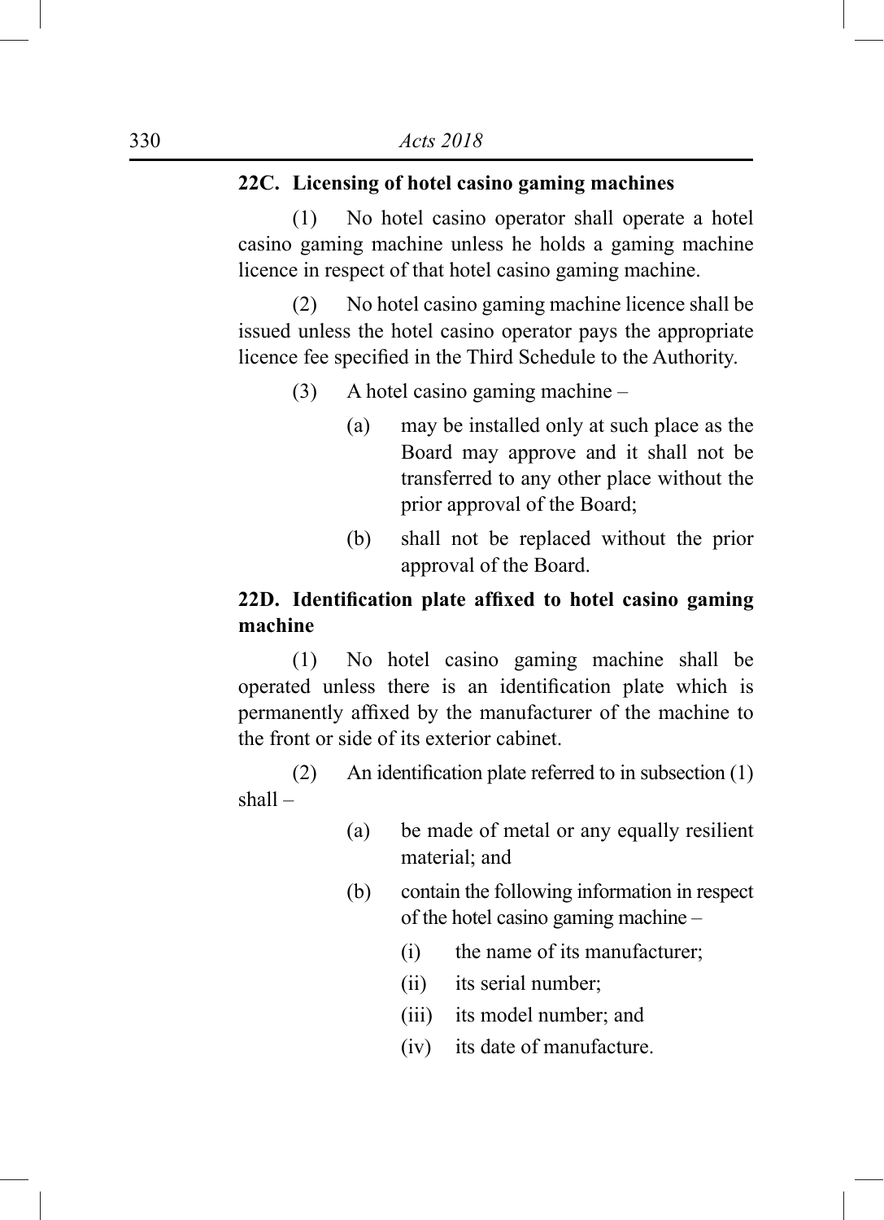**22C. Licensing of hotel casino gaming machines**

(1) No hotel casino operator shall operate a hotel casino gaming machine unless he holds a gaming machine licence in respect of that hotel casino gaming machine.

(2) No hotel casino gaming machine licence shall be issued unless the hotel casino operator pays the appropriate licence fee specified in the Third Schedule to the Authority.

(3) A hotel casino gaming machine –

(a) may be installed only at such place as the Board may approve and it shall not be transferred to any other place without the prior approval of the Board;

(b) shall not be replaced without the prior approval of the Board.

**22D. Identification plate affixed to hotel casino gaming machine**

(1) No hotel casino gaming machine shall be operated unless there is an identification plate which is permanently affixed by the manufacturer of the machine to the front or side of its exterior cabinet.

(2) An identification plate referred to in subsection (1) shall –

(a) be made of metal or any equally resilient material; and

(b) contain the following information in respect of the hotel casino gaming machine –

(i) the name of its manufacturer;

(ii) its serial number;

(iii) its model number; and

(iv) its date of manufacture.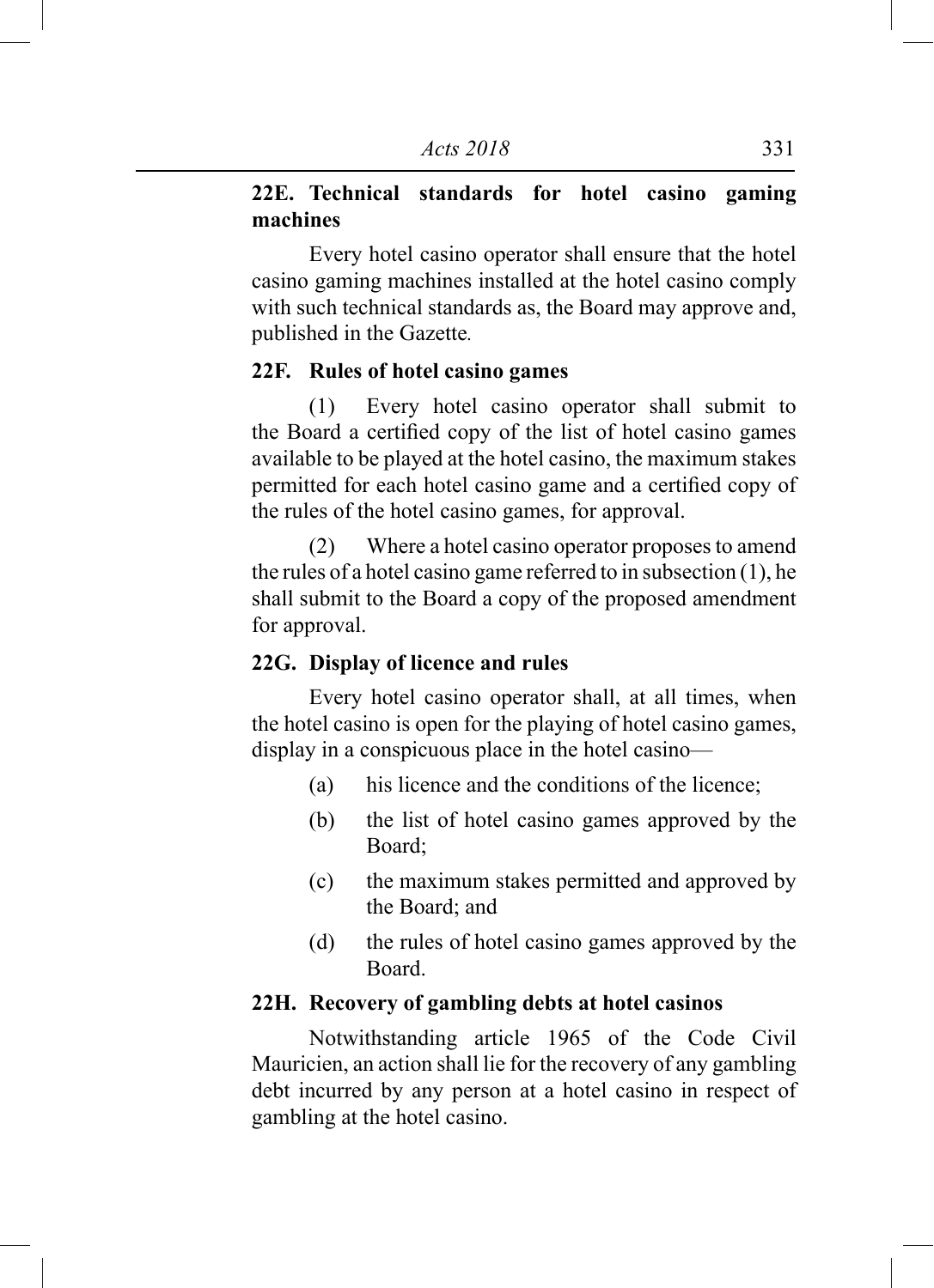**22E. Technical standards for hotel casino gaming machines**

Every hotel casino operator shall ensure that the hotel casino gaming machines installed at the hotel casino comply with such technical standards as, the Board may approve and, published in the Gazette.

**22F. Rules of hotel casino games**

(1) Every hotel casino operator shall submit to the Board a certified copy of the list of hotel casino games available to be played at the hotel casino, the maximum stakes permitted for each hotel casino game and a certified copy of the rules of the hotel casino games, for approval.

(2) Where a hotel casino operator proposes to amend the rules of a hotel casino game referred to in subsection (1), he shall submit to the Board a copy of the proposed amendment for approval.

**22G. Display of licence and rules**

Every hotel casino operator shall, at all times, when the hotel casino is open for the playing of hotel casino games, display in a conspicuous place in the hotel casino—

(a) his licence and the conditions of the licence;

(b) the list of hotel casino games approved by the Board;

(c) the maximum stakes permitted and approved by the Board; and

(d) the rules of hotel casino games approved by the Board.

**22H. Recovery of gambling debts at hotel casinos**

Notwithstanding article 1965 of the Code Civil Mauricien, an action shall lie for the recovery of any gambling debt incurred by any person at a hotel casino in respect of gambling at the hotel casino.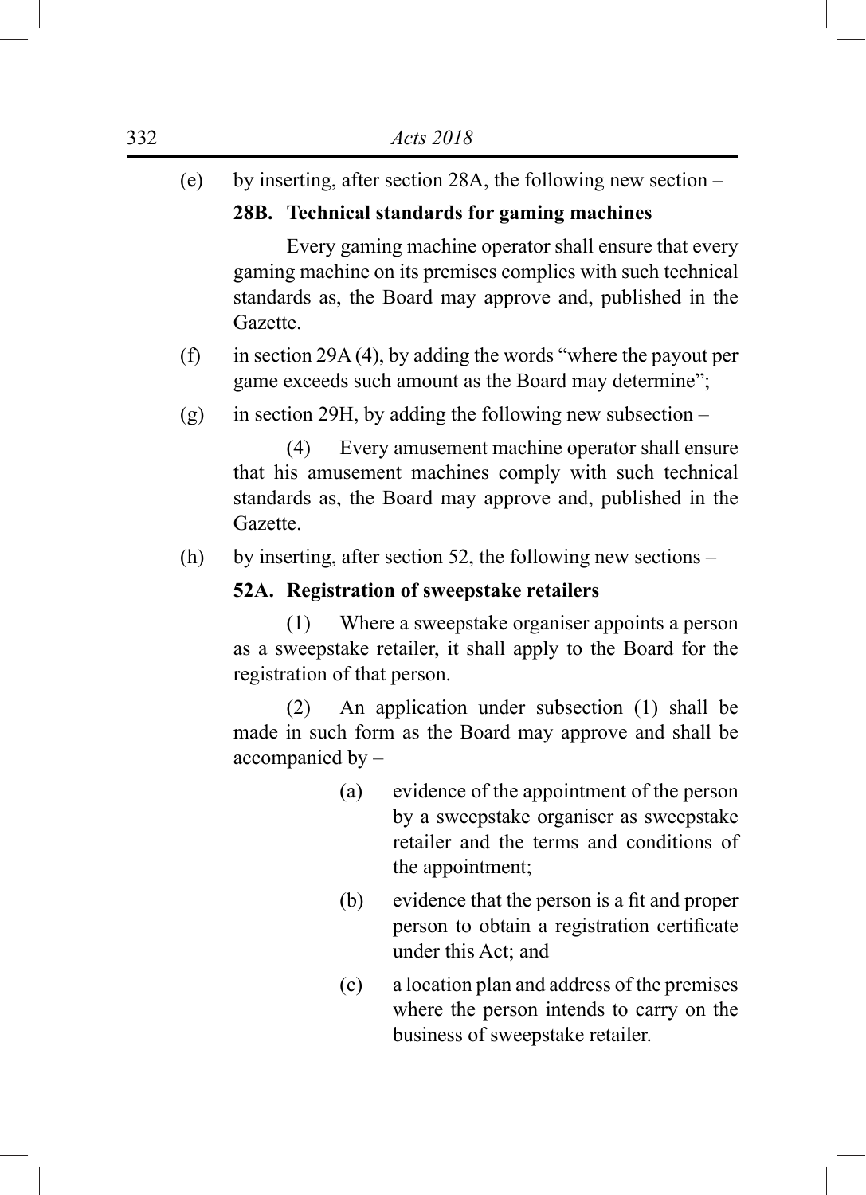(e) by inserting, after section 28A, the following new section –

**28B. Technical standards for gaming machines**

Every gaming machine operator shall ensure that every gaming machine on its premises complies with such technical standards as, the Board may approve and, published in the Gazette.

(f) in section 29A (4), by adding the words "where the payout per game exceeds such amount as the Board may determine";

(g) in section 29H, by adding the following new subsection –

(4) Every amusement machine operator shall ensure that his amusement machines comply with such technical standards as, the Board may approve and, published in the Gazette.

(h) by inserting, after section 52, the following new sections –

**52A. Registration of sweepstake retailers**

(1) Where a sweepstake organiser appoints a person as a sweepstake retailer, it shall apply to the Board for the registration of that person.

(2) An application under subsection (1) shall be made in such form as the Board may approve and shall be accompanied by –

- (a) evidence of the appointment of the person by a sweepstake organiser as sweepstake retailer and the terms and conditions of the appointment;
- (b) evidence that the person is a fit and proper person to obtain a registration certificate under this Act; and
- (c) a location plan and address of the premises where the person intends to carry on the business of sweepstake retailer.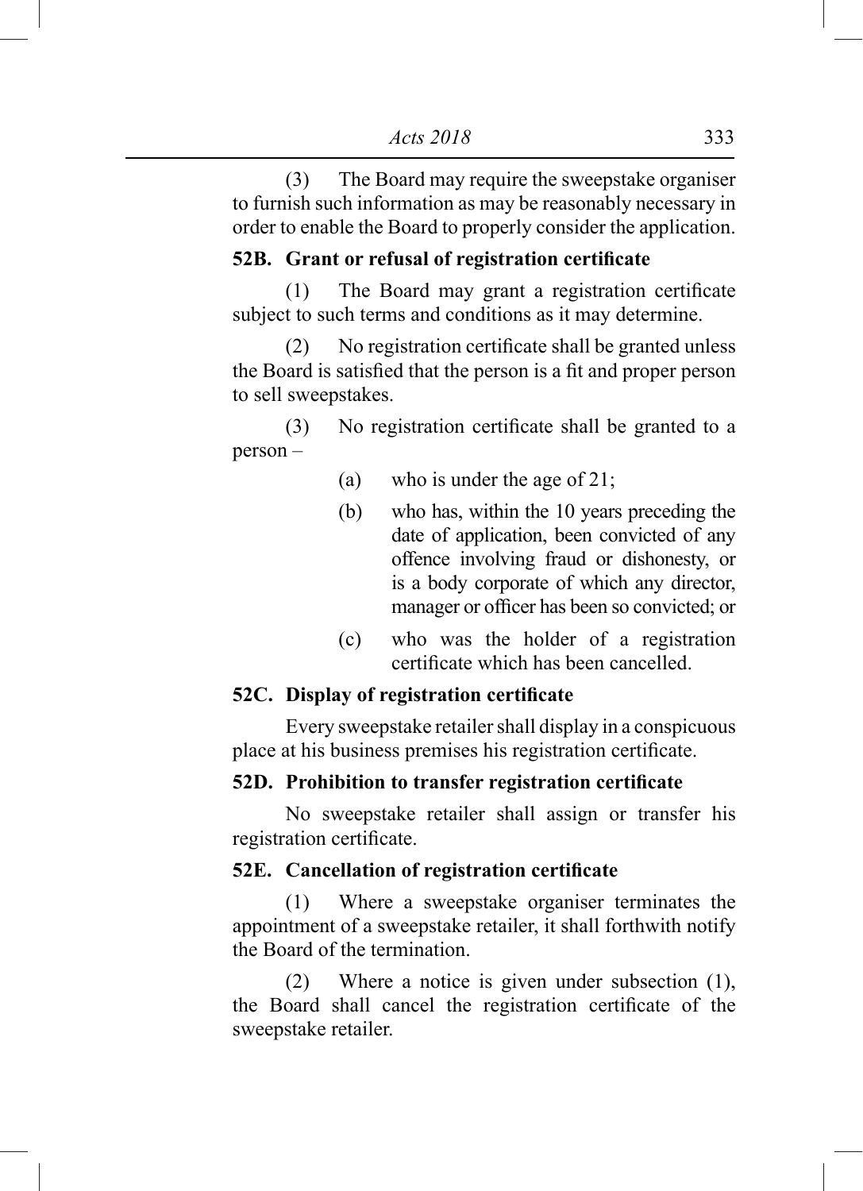(3) The Board may require the sweepstake organiser to furnish such information as may be reasonably necessary in order to enable the Board to properly consider the application.

**52B. Grant or refusal of registration certificate**

(1) The Board may grant a registration certificate subject to such terms and conditions as it may determine.

(2) No registration certificate shall be granted unless the Board is satisfied that the person is a fit and proper person to sell sweepstakes.

(3) No registration certificate shall be granted to a person –

- (a) who is under the age of 21;
- (b) who has, within the 10 years preceding the date of application, been convicted of any offence involving fraud or dishonesty, or is a body corporate of which any director, manager or officer has been so convicted; or
- (c) who was the holder of a registration certificate which has been cancelled.

**52C. Display of registration certificate**

Every sweepstake retailer shall display in a conspicuous place at his business premises his registration certificate.

**52D. Prohibition to transfer registration certificate**

No sweepstake retailer shall assign or transfer his registration certificate.

**52E. Cancellation of registration certificate**

(1) Where a sweepstake organiser terminates the appointment of a sweepstake retailer, it shall forthwith notify the Board of the termination.

(2) Where a notice is given under subsection (1), the Board shall cancel the registration certificate of the sweepstake retailer.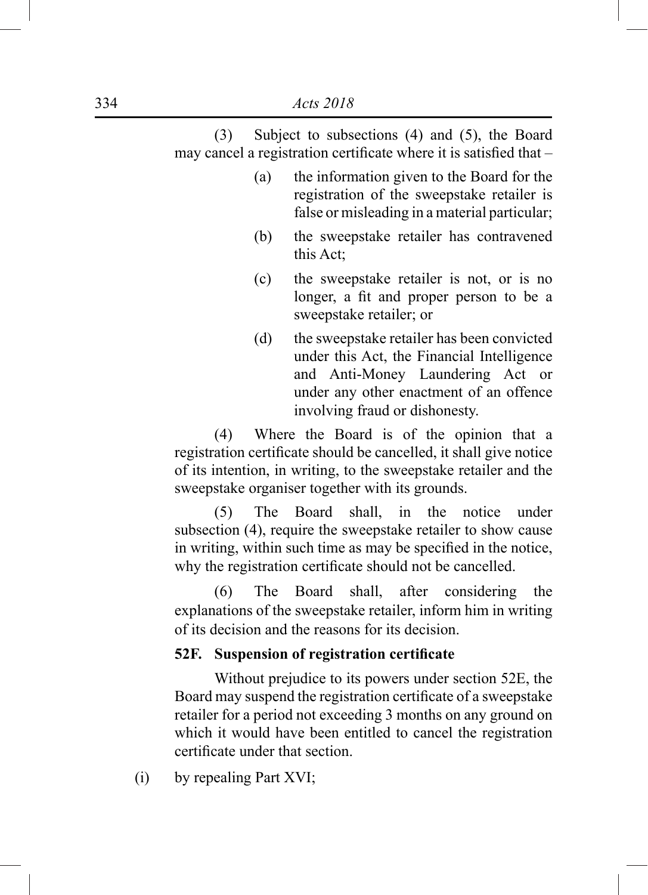(3) Subject to subsections (4) and (5), the Board may cancel a registration certificate where it is satisfied that –

(a) the information given to the Board for the registration of the sweepstake retailer is false or misleading in a material particular;

(b) the sweepstake retailer has contravened this Act;

(c) the sweepstake retailer is not, or is no longer, a fit and proper person to be a sweepstake retailer; or

(d) the sweepstake retailer has been convicted under this Act, the Financial Intelligence and Anti-Money Laundering Act or under any other enactment of an offence involving fraud or dishonesty.

(4) Where the Board is of the opinion that a registration certificate should be cancelled, it shall give notice of its intention, in writing, to the sweepstake retailer and the sweepstake organiser together with its grounds.

(5) The Board shall, in the notice under subsection (4), require the sweepstake retailer to show cause in writing, within such time as may be specified in the notice, why the registration certificate should not be cancelled.

(6) The Board shall, after considering the explanations of the sweepstake retailer, inform him in writing of its decision and the reasons for its decision.

**52F. Suspension of registration certificate**

Without prejudice to its powers under section 52E, the Board may suspend the registration certificate of a sweepstake retailer for a period not exceeding 3 months on any ground on which it would have been entitled to cancel the registration certificate under that section.

(i) by repealing Part XVI;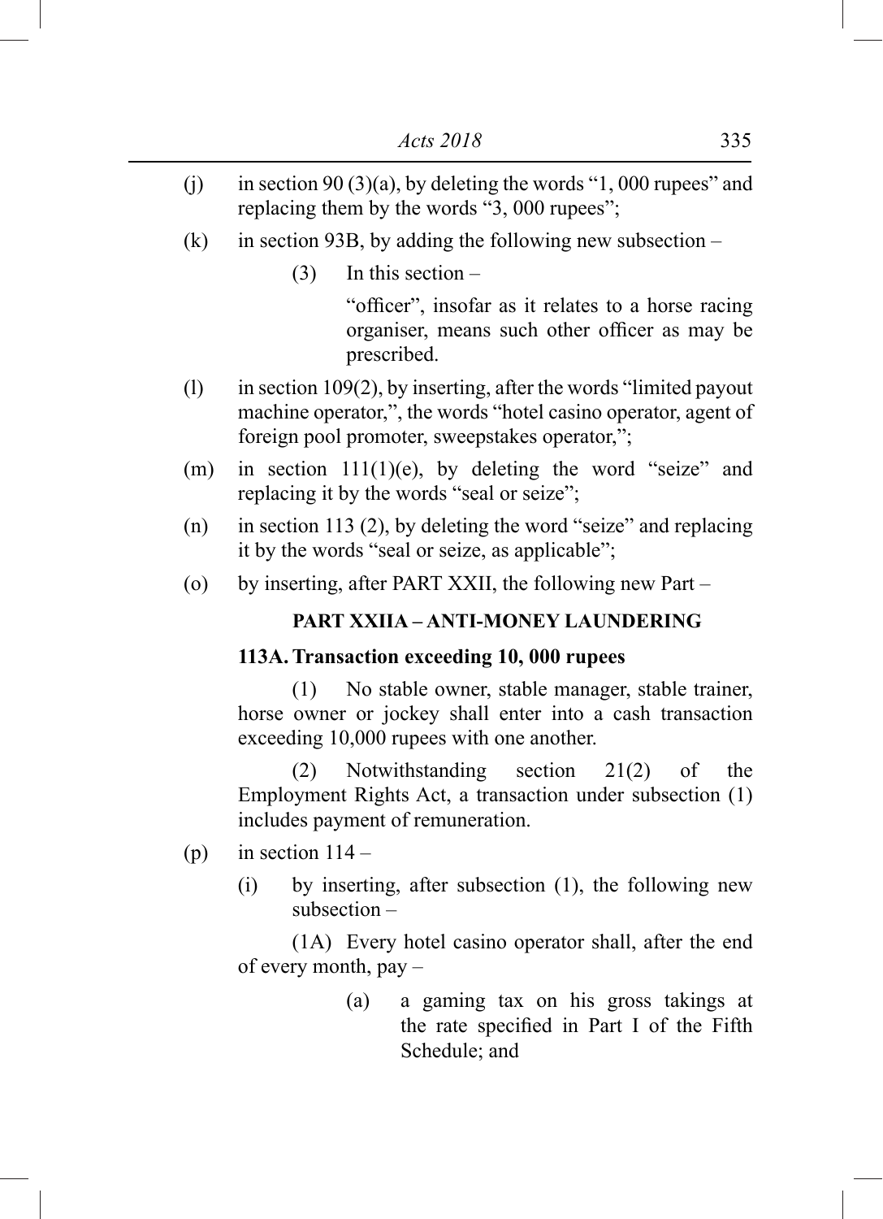(j) in section 90 (3)(a), by deleting the words "1, 000 rupees" and replacing them by the words "3, 000 rupees";

(k) in section 93B, by adding the following new subsection –

(3) In this section –

"officer", insofar as it relates to a horse racing organiser, means such other officer as may be prescribed.

(l) in section 109(2), by inserting, after the words "limited payout machine operator,", the words "hotel casino operator, agent of foreign pool promoter, sweepstakes operator,";

(m) in section 111(1)(e), by deleting the word "seize" and replacing it by the words "seal or seize";

(n) in section 113 (2), by deleting the word "seize" and replacing it by the words "seal or seize, as applicable";

(o) by inserting, after PART XXII, the following new Part –

**PART XXIIA – ANTI-MONEY LAUNDERING**

**113A. Transaction exceeding 10, 000 rupees**

(1) No stable owner, stable manager, stable trainer, horse owner or jockey shall enter into a cash transaction exceeding 10,000 rupees with one another.

(2) Notwithstanding section 21(2) of the Employment Rights Act, a transaction under subsection (1) includes payment of remuneration.

(p) in section 114 –

(i) by inserting, after subsection (1), the following new subsection –

(1A) Every hotel casino operator shall, after the end of every month, pay –

(a) a gaming tax on his gross takings at the rate specified in Part I of the Fifth Schedule; and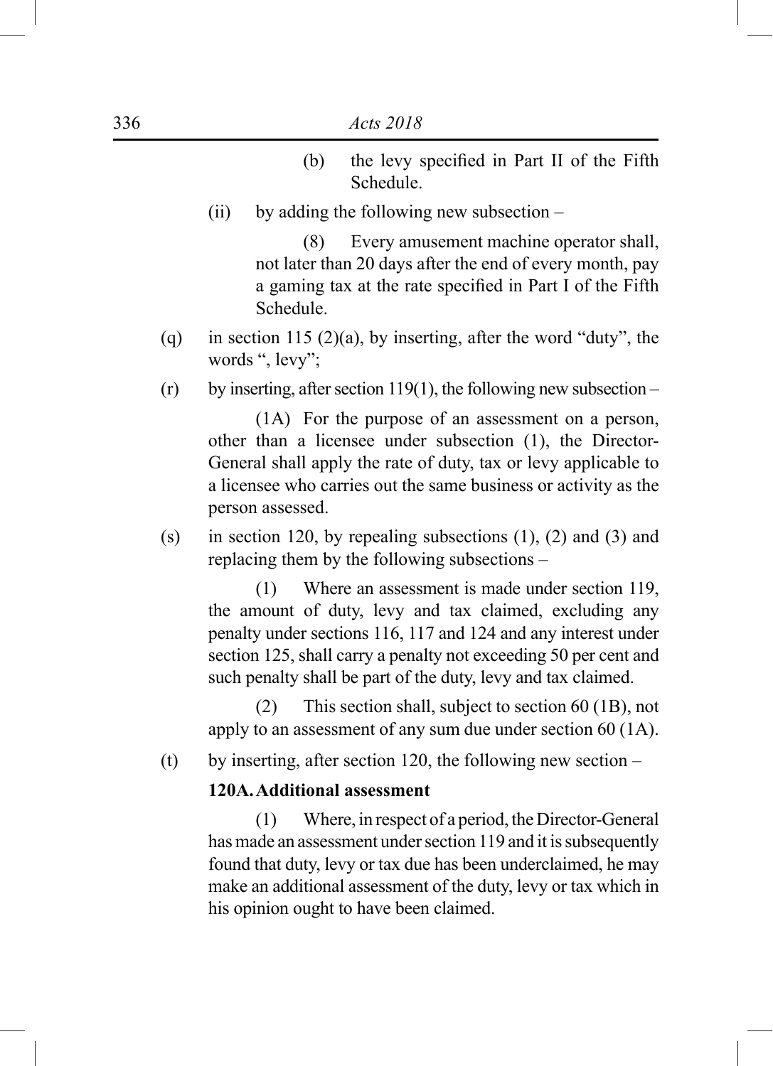(b) the levy specified in Part II of the Fifth Schedule.

(ii) by adding the following new subsection –

(8) Every amusement machine operator shall, not later than 20 days after the end of every month, pay a gaming tax at the rate specified in Part I of the Fifth Schedule.

(q) in section 115 (2)(a), by inserting, after the word "duty", the words ", levy";

(r) by inserting, after section 119(1), the following new subsection –

(1A) For the purpose of an assessment on a person, other than a licensee under subsection (1), the Director-General shall apply the rate of duty, tax or levy applicable to a licensee who carries out the same business or activity as the person assessed.

(s) in section 120, by repealing subsections (1), (2) and (3) and replacing them by the following subsections –

(1) Where an assessment is made under section 119, the amount of duty, levy and tax claimed, excluding any penalty under sections 116, 117 and 124 and any interest under section 125, shall carry a penalty not exceeding 50 per cent and such penalty shall be part of the duty, levy and tax claimed.

(2) This section shall, subject to section 60 (1B), not apply to an assessment of any sum due under section 60 (1A).

(t) by inserting, after section 120, the following new section –

**120A. Additional assessment**

(1) Where, in respect of a period, the Director-General has made an assessment under section 119 and it is subsequently found that duty, levy or tax due has been underclaimed, he may make an additional assessment of the duty, levy or tax which in his opinion ought to have been claimed.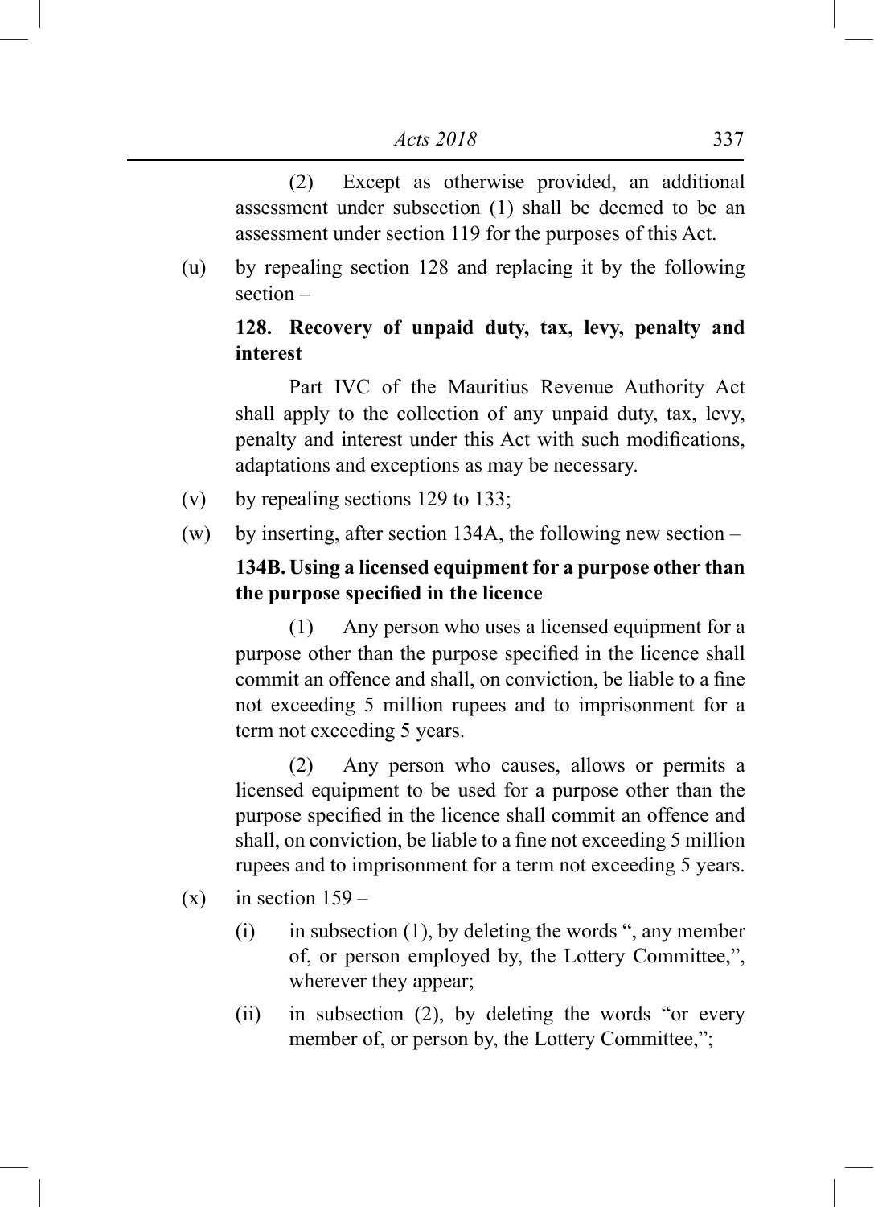(2) Except as otherwise provided, an additional assessment under subsection (1) shall be deemed to be an assessment under section 119 for the purposes of this Act.

(u) by repealing section 128 and replacing it by the following section –

**128. Recovery of unpaid duty, tax, levy, penalty and interest**

Part IVC of the Mauritius Revenue Authority Act shall apply to the collection of any unpaid duty, tax, levy, penalty and interest under this Act with such modifications, adaptations and exceptions as may be necessary.

(v) by repealing sections 129 to 133;

(w) by inserting, after section 134A, the following new section –

**134B. Using a licensed equipment for a purpose other than the purpose specified in the licence**

(1) Any person who uses a licensed equipment for a purpose other than the purpose specified in the licence shall commit an offence and shall, on conviction, be liable to a fine not exceeding 5 million rupees and to imprisonment for a term not exceeding 5 years.

(2) Any person who causes, allows or permits a licensed equipment to be used for a purpose other than the purpose specified in the licence shall commit an offence and shall, on conviction, be liable to a fine not exceeding 5 million rupees and to imprisonment for a term not exceeding 5 years.

(x) in section 159 –

(i) in subsection (1), by deleting the words ", any member of, or person employed by, the Lottery Committee,", wherever they appear;

(ii) in subsection (2), by deleting the words "or every member of, or person by, the Lottery Committee,";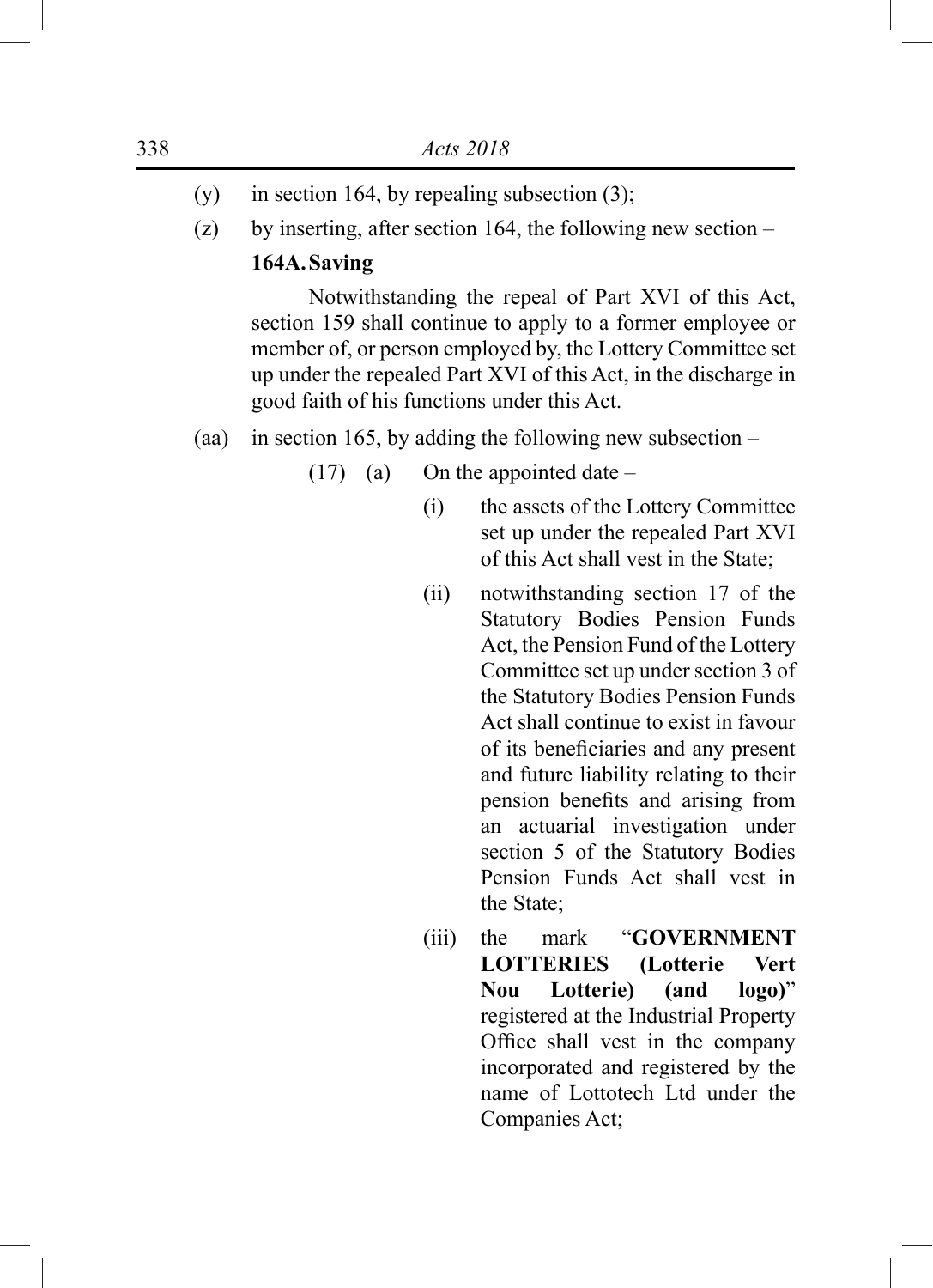(y) in section 164, by repealing subsection (3);

(z) by inserting, after section 164, the following new section –

**164A. Saving**

Notwithstanding the repeal of Part XVI of this Act, section 159 shall continue to apply to a former employee or member of, or person employed by, the Lottery Committee set up under the repealed Part XVI of this Act, in the discharge in good faith of his functions under this Act.

(aa) in section 165, by adding the following new subsection –

(17) (a) On the appointed date –

(i) the assets of the Lottery Committee set up under the repealed Part XVI of this Act shall vest in the State;

(ii) notwithstanding section 17 of the Statutory Bodies Pension Funds Act, the Pension Fund of the Lottery Committee set up under section 3 of the Statutory Bodies Pension Funds Act shall continue to exist in favour of its beneficiaries and any present and future liability relating to their pension benefits and arising from an actuarial investigation under section 5 of the Statutory Bodies Pension Funds Act shall vest in the State;

(iii) the mark "**GOVERNMENT LOTTERIES (Lotterie Vert Nou Lotterie) (and logo)**" registered at the Industrial Property Office shall vest in the company incorporated and registered by the name of Lottotech Ltd under the Companies Act;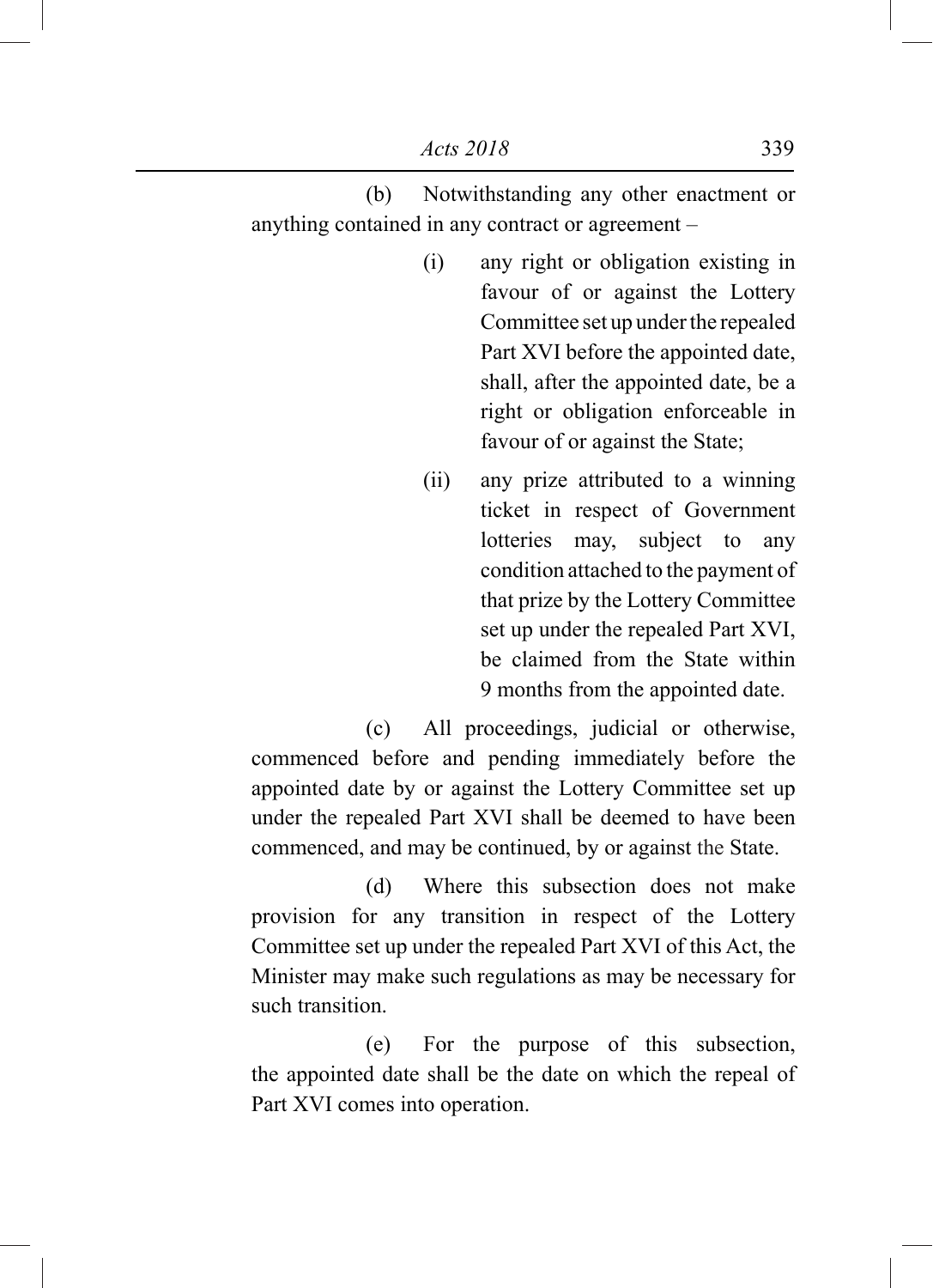(b) Notwithstanding any other enactment or anything contained in any contract or agreement –

(i) any right or obligation existing in favour of or against the Lottery Committee set up under the repealed Part XVI before the appointed date, shall, after the appointed date, be a right or obligation enforceable in favour of or against the State;

(ii) any prize attributed to a winning ticket in respect of Government lotteries may, subject to any condition attached to the payment of that prize by the Lottery Committee set up under the repealed Part XVI, be claimed from the State within 9 months from the appointed date.

(c) All proceedings, judicial or otherwise, commenced before and pending immediately before the appointed date by or against the Lottery Committee set up under the repealed Part XVI shall be deemed to have been commenced, and may be continued, by or against the State.

(d) Where this subsection does not make provision for any transition in respect of the Lottery Committee set up under the repealed Part XVI of this Act, the Minister may make such regulations as may be necessary for such transition.

(e) For the purpose of this subsection, the appointed date shall be the date on which the repeal of Part XVI comes into operation.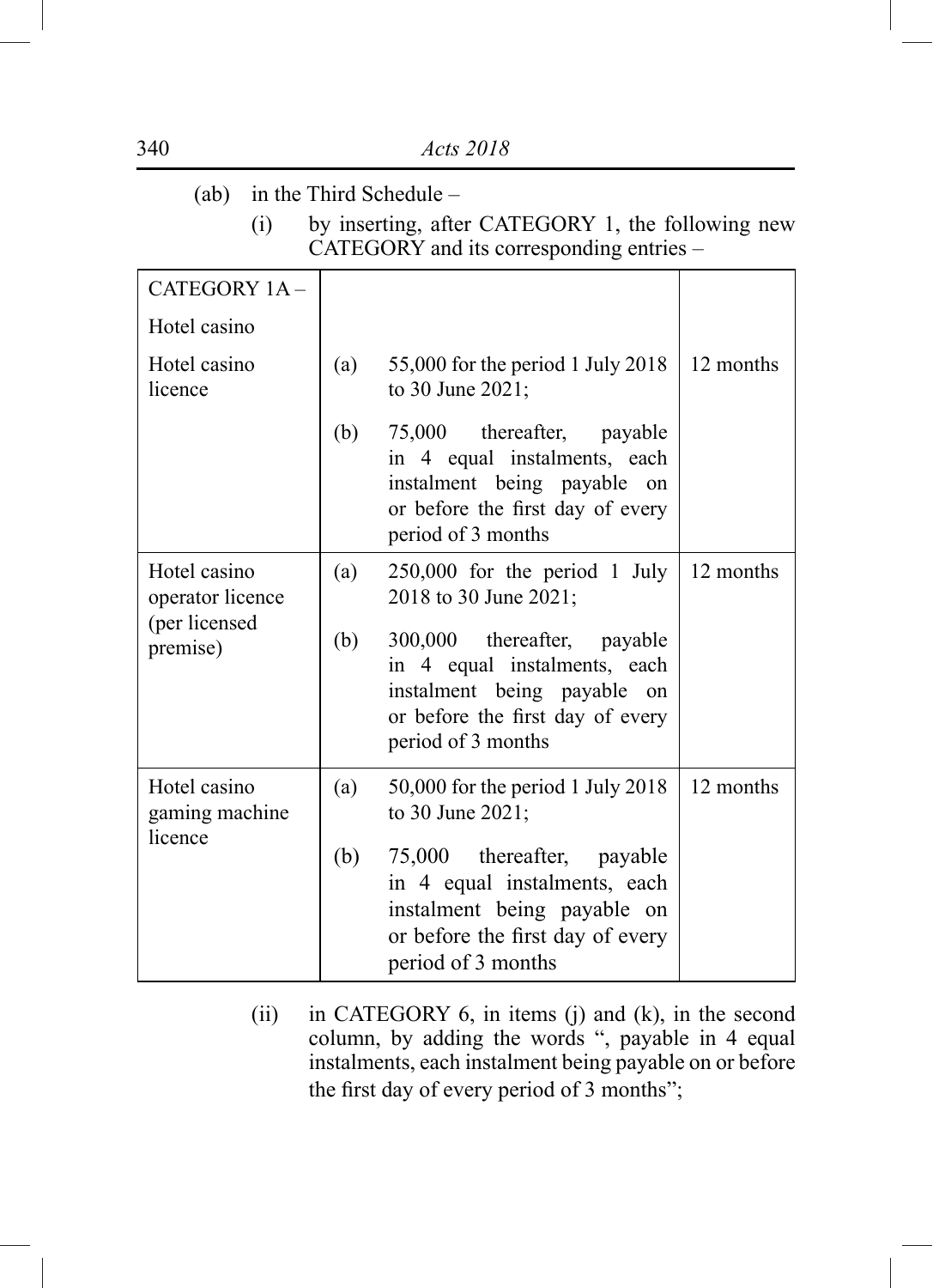(ab) in the Third Schedule –

(i) by inserting, after CATEGORY 1, the following new CATEGORY and its corresponding entries –

| CATEGORY 1A – Hotel casino | | |
|---|---|---|
| Hotel casino licence | (a) 55,000 for the period 1 July 2018 to 30 June 2021; (b) 75,000 thereafter, payable in 4 equal instalments, each instalment being payable on or before the first day of every period of 3 months | 12 months |
| Hotel casino operator licence (per licensed premise) | (a) 250,000 for the period 1 July 2018 to 30 June 2021; (b) 300,000 thereafter, payable in 4 equal instalments, each instalment being payable on or before the first day of every period of 3 months | 12 months |
| Hotel casino gaming machine licence | (a) 50,000 for the period 1 July 2018 to 30 June 2021; (b) 75,000 thereafter, payable in 4 equal instalments, each instalment being payable on or before the first day of every period of 3 months | 12 months |

(ii) in CATEGORY 6, in items (j) and (k), in the second column, by adding the words ", payable in 4 equal instalments, each instalment being payable on or before the first day of every period of 3 months";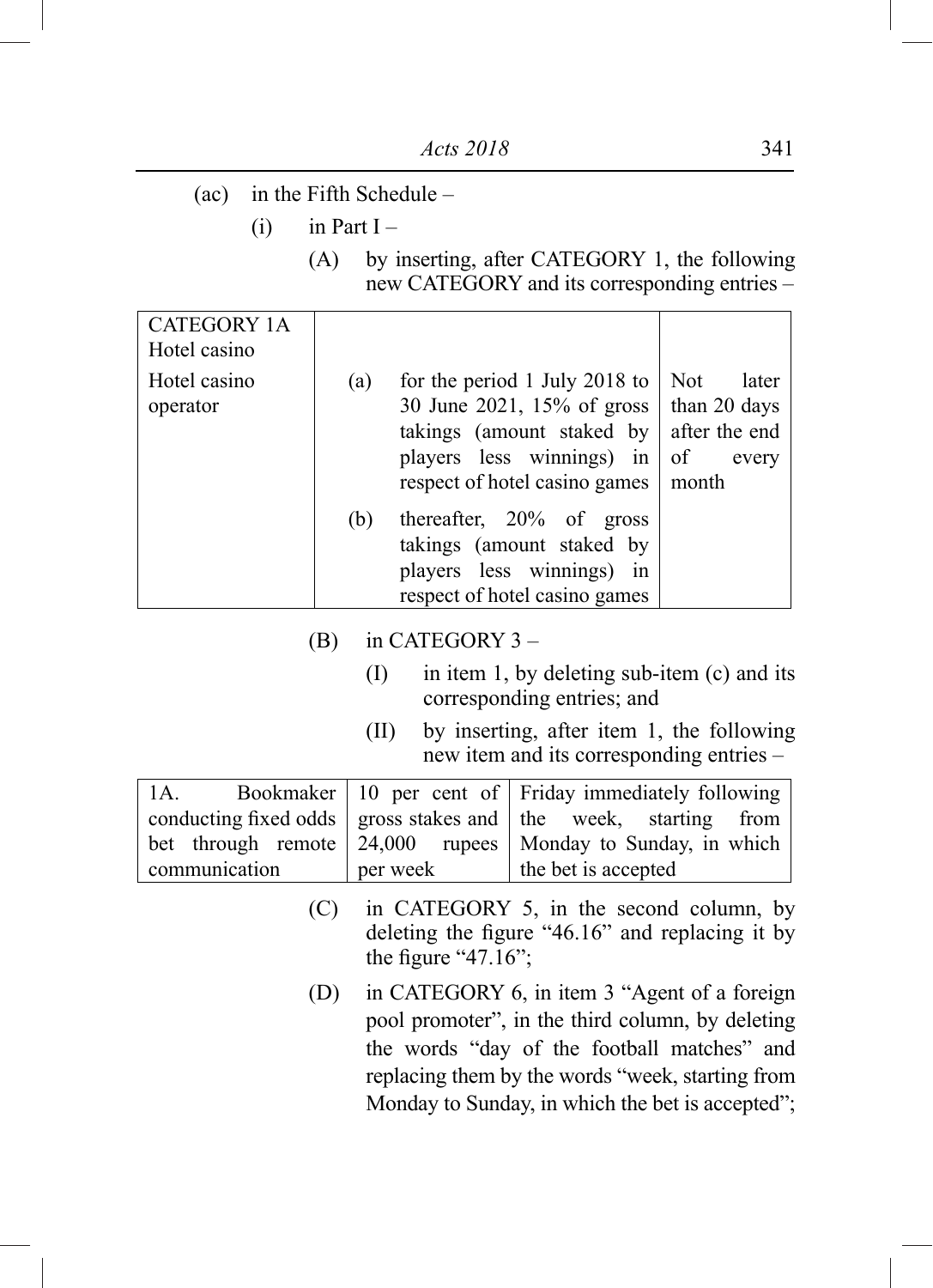(ac) in the Fifth Schedule –

(i) in Part I –

(A) by inserting, after CATEGORY 1, the following new CATEGORY and its corresponding entries –

| CATEGORY 1A<br>Hotel casino | | |
|---|---|---|
| Hotel casino operator | (a) for the period 1 July 2018 to 30 June 2021, 15% of gross takings (amount staked by players less winnings) in respect of hotel casino games<br>(b) thereafter, 20% of gross takings (amount staked by players less winnings) in respect of hotel casino games | Not later than 20 days after the end of every month |

(B) in CATEGORY 3 –

(I) in item 1, by deleting sub-item (c) and its corresponding entries; and

(II) by inserting, after item 1, the following new item and its corresponding entries –

| 1A. Bookmaker conducting fixed odds bet through remote communication | 10 per cent of gross stakes and 24,000 rupees per week | Friday immediately following the week, starting from Monday to Sunday, in which the bet is accepted |
|---|---|---|

(C) in CATEGORY 5, in the second column, by deleting the figure "46.16" and replacing it by the figure "47.16";

(D) in CATEGORY 6, in item 3 "Agent of a foreign pool promoter", in the third column, by deleting the words "day of the football matches" and replacing them by the words "week, starting from Monday to Sunday, in which the bet is accepted";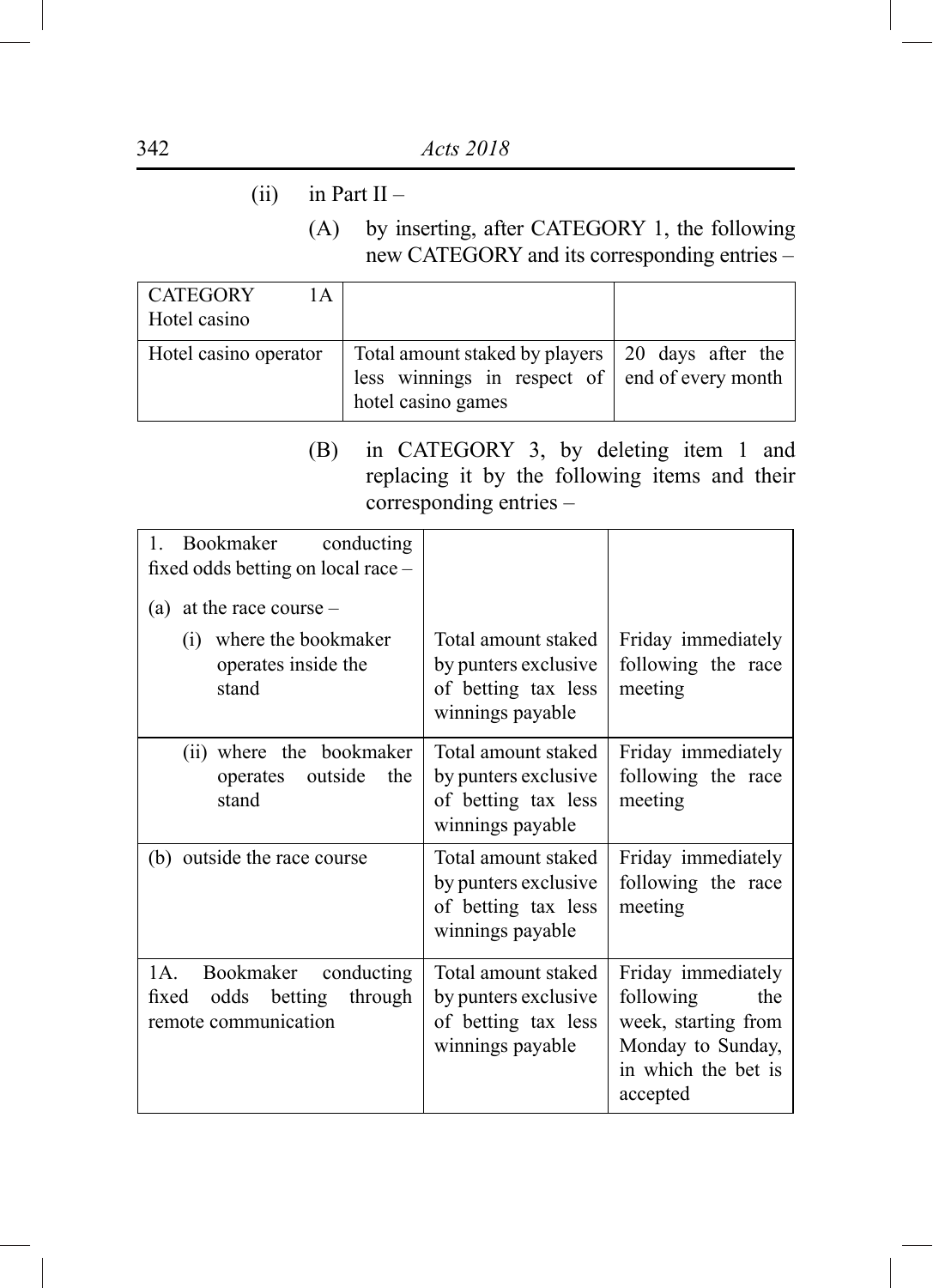(ii) in Part II –

(A) by inserting, after CATEGORY 1, the following new CATEGORY and its corresponding entries –

| CATEGORY 1A Hotel casino | | |
|---|---|---|
| Hotel casino operator | Total amount staked by players less winnings in respect of hotel casino games | 20 days after the end of every month |

(B) in CATEGORY 3, by deleting item 1 and replacing it by the following items and their corresponding entries –

| 1. Bookmaker conducting fixed odds betting on local race – | | |
|---|---|---|
| (a) at the race course – | | |
| (i) where the bookmaker operates inside the stand | Total amount staked by punters exclusive of betting tax less winnings payable | Friday immediately following the race meeting |
| (ii) where the bookmaker operates outside the stand | Total amount staked by punters exclusive of betting tax less winnings payable | Friday immediately following the race meeting |
| (b) outside the race course | Total amount staked by punters exclusive of betting tax less winnings payable | Friday immediately following the race meeting |
| 1A. Bookmaker conducting fixed odds betting through remote communication | Total amount staked by punters exclusive of betting tax less winnings payable | Friday immediately following the week, starting from Monday to Sunday, in which the bet is accepted |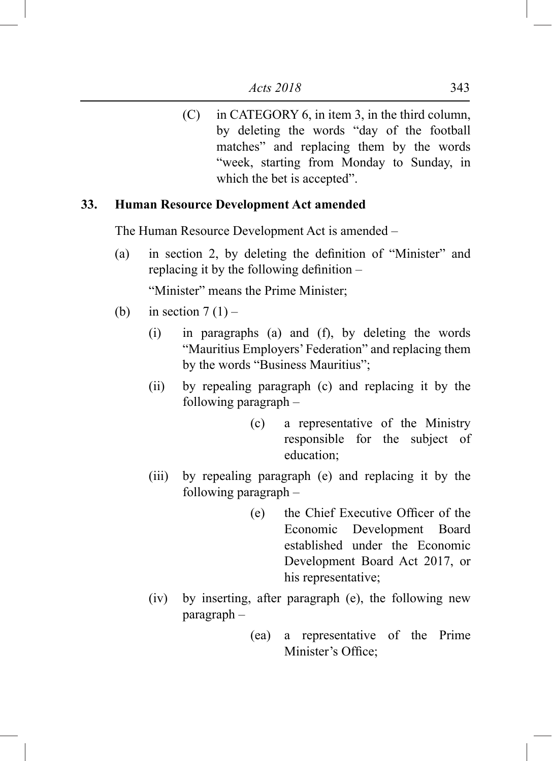(C) in CATEGORY 6, in item 3, in the third column, by deleting the words "day of the football matches" and replacing them by the words "week, starting from Monday to Sunday, in which the bet is accepted".

**33. Human Resource Development Act amended**

The Human Resource Development Act is amended –

(a) in section 2, by deleting the definition of "Minister" and replacing it by the following definition –

"Minister" means the Prime Minister;

(b) in section 7 (1) –

(i) in paragraphs (a) and (f), by deleting the words "Mauritius Employers' Federation" and replacing them by the words "Business Mauritius";

(ii) by repealing paragraph (c) and replacing it by the following paragraph –

(c) a representative of the Ministry responsible for the subject of education;

(iii) by repealing paragraph (e) and replacing it by the following paragraph –

(e) the Chief Executive Officer of the Economic Development Board established under the Economic Development Board Act 2017, or his representative;

(iv) by inserting, after paragraph (e), the following new paragraph –

(ea) a representative of the Prime Minister's Office;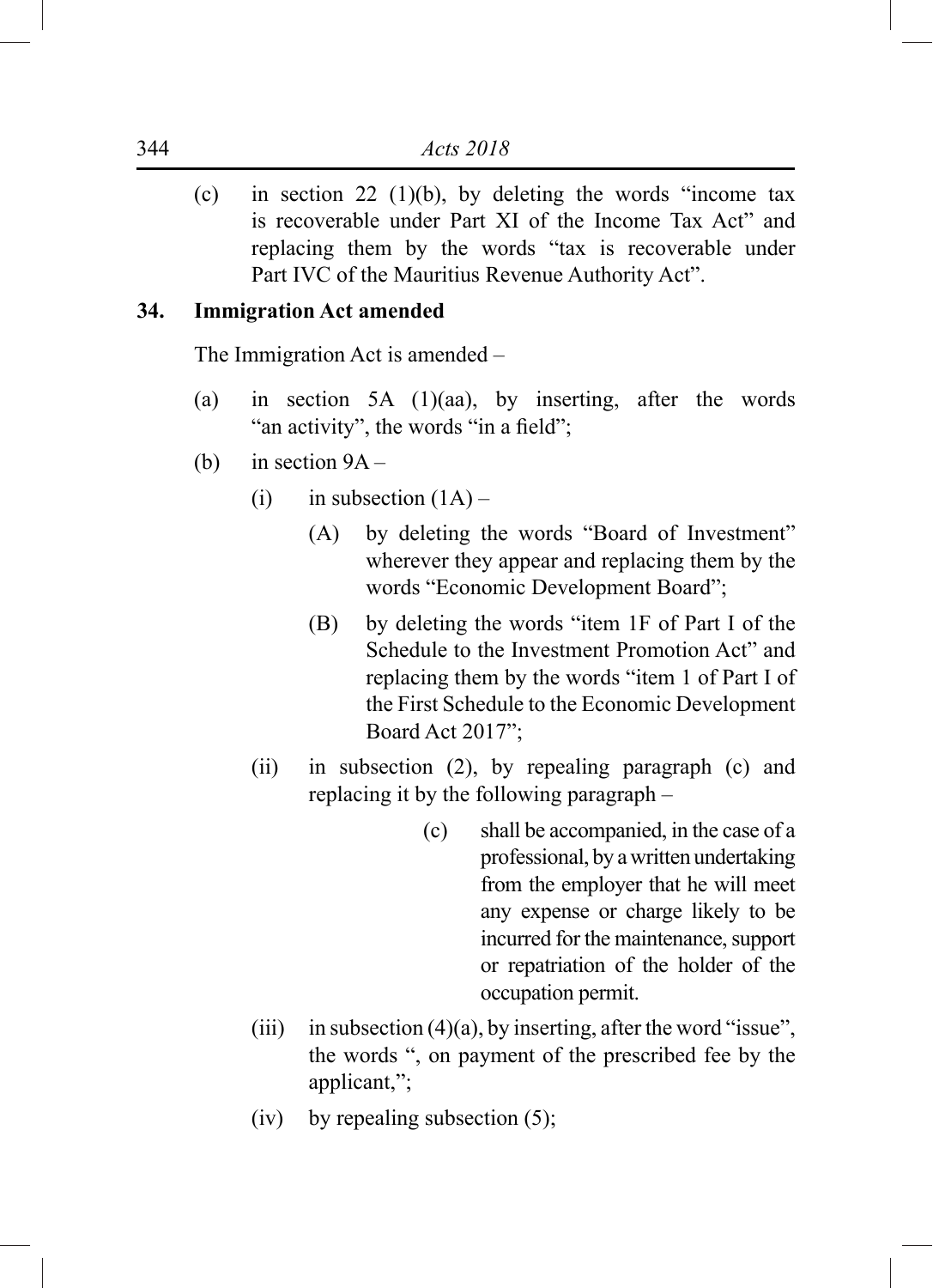(c) in section 22 (1)(b), by deleting the words "income tax is recoverable under Part XI of the Income Tax Act" and replacing them by the words "tax is recoverable under Part IVC of the Mauritius Revenue Authority Act".

**34. Immigration Act amended**

The Immigration Act is amended –

(a) in section 5A (1)(aa), by inserting, after the words "an activity", the words "in a field";

(b) in section 9A –

(i) in subsection (1A) –

(A) by deleting the words "Board of Investment" wherever they appear and replacing them by the words "Economic Development Board";

(B) by deleting the words "item 1F of Part I of the Schedule to the Investment Promotion Act" and replacing them by the words "item 1 of Part I of the First Schedule to the Economic Development Board Act 2017";

(ii) in subsection (2), by repealing paragraph (c) and replacing it by the following paragraph –

(c) shall be accompanied, in the case of a professional, by a written undertaking from the employer that he will meet any expense or charge likely to be incurred for the maintenance, support or repatriation of the holder of the occupation permit.

(iii) in subsection (4)(a), by inserting, after the word "issue", the words ", on payment of the prescribed fee by the applicant,";

(iv) by repealing subsection (5);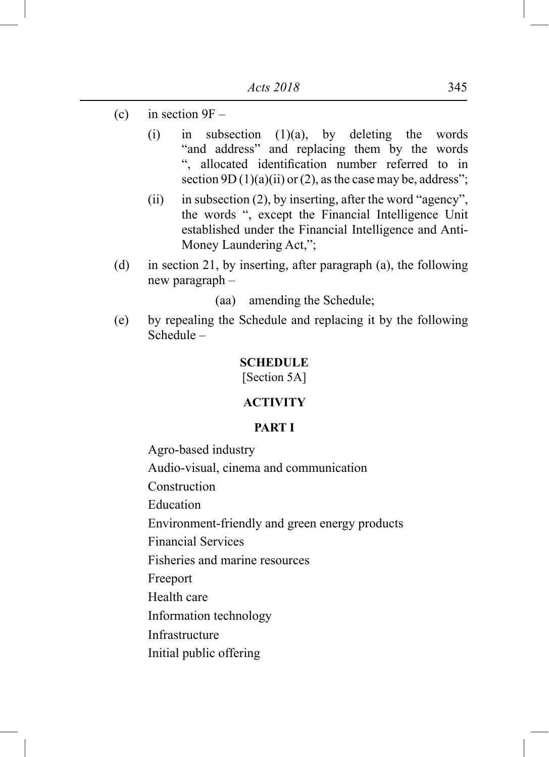(c) in section 9F –

(i) in subsection (1)(a), by deleting the words "and address" and replacing them by the words ", allocated identification number referred to in section 9D (1)(a)(ii) or (2), as the case may be, address";

(ii) in subsection (2), by inserting, after the word "agency", the words ", except the Financial Intelligence Unit established under the Financial Intelligence and Anti-Money Laundering Act,";

(d) in section 21, by inserting, after paragraph (a), the following new paragraph –

(aa) amending the Schedule;

(e) by repealing the Schedule and replacing it by the following Schedule –

**SCHEDULE**

[Section 5A]

**ACTIVITY**

**PART I**

Agro-based industry

Audio-visual, cinema and communication

Construction

Education

Environment-friendly and green energy products

Financial Services

Fisheries and marine resources

Freeport

Health care

Information technology

Infrastructure

Initial public offering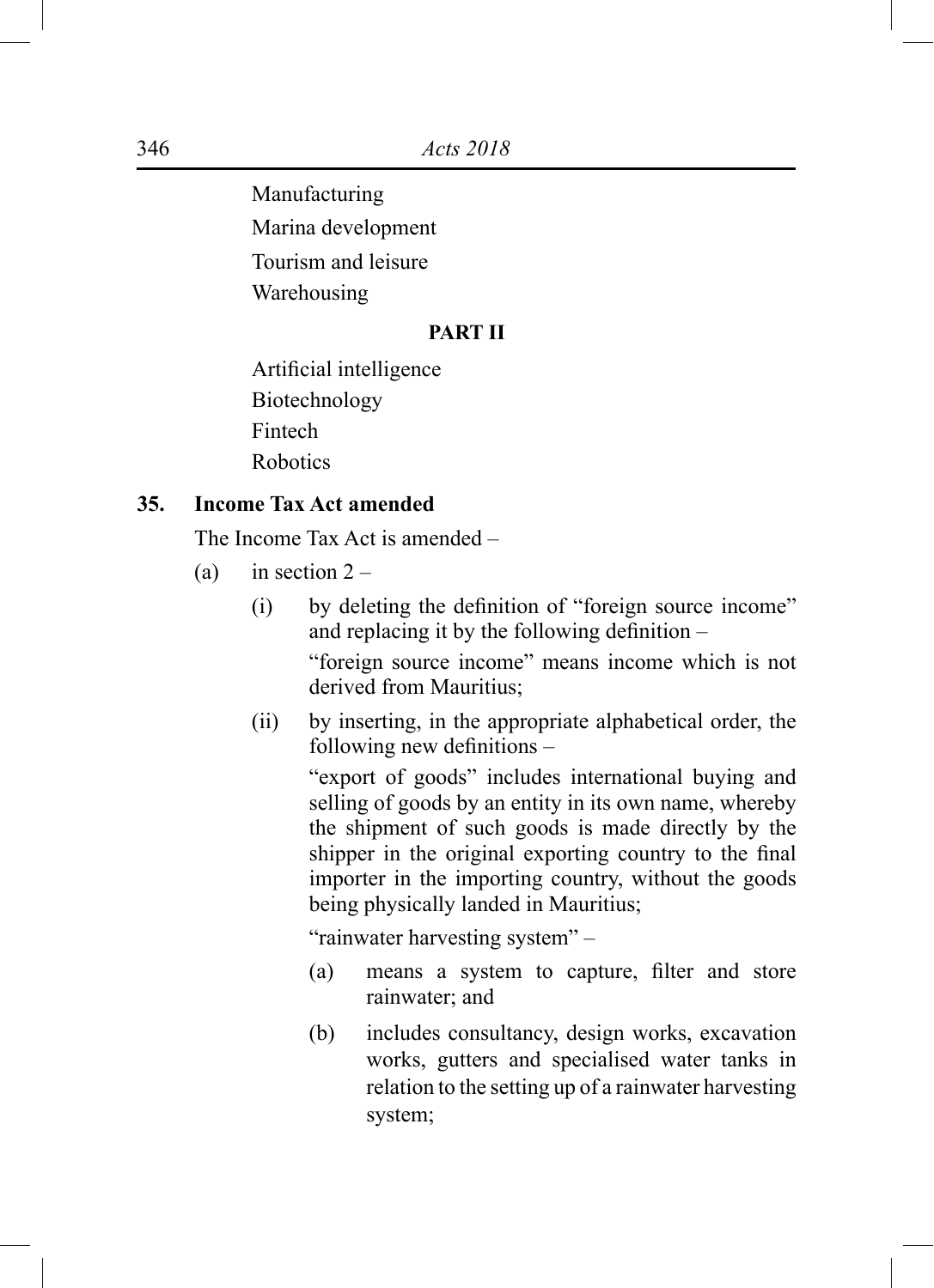Manufacturing

Marina development

Tourism and leisure

Warehousing

**PART II**

Artificial intelligence

Biotechnology

Fintech

Robotics

**35. Income Tax Act amended**

The Income Tax Act is amended –

(a) in section 2 –

(i) by deleting the definition of "foreign source income" and replacing it by the following definition –

"foreign source income" means income which is not derived from Mauritius;

(ii) by inserting, in the appropriate alphabetical order, the following new definitions –

"export of goods" includes international buying and selling of goods by an entity in its own name, whereby the shipment of such goods is made directly by the shipper in the original exporting country to the final importer in the importing country, without the goods being physically landed in Mauritius;

"rainwater harvesting system" –

(a) means a system to capture, filter and store rainwater; and

(b) includes consultancy, design works, excavation works, gutters and specialised water tanks in relation to the setting up of a rainwater harvesting system;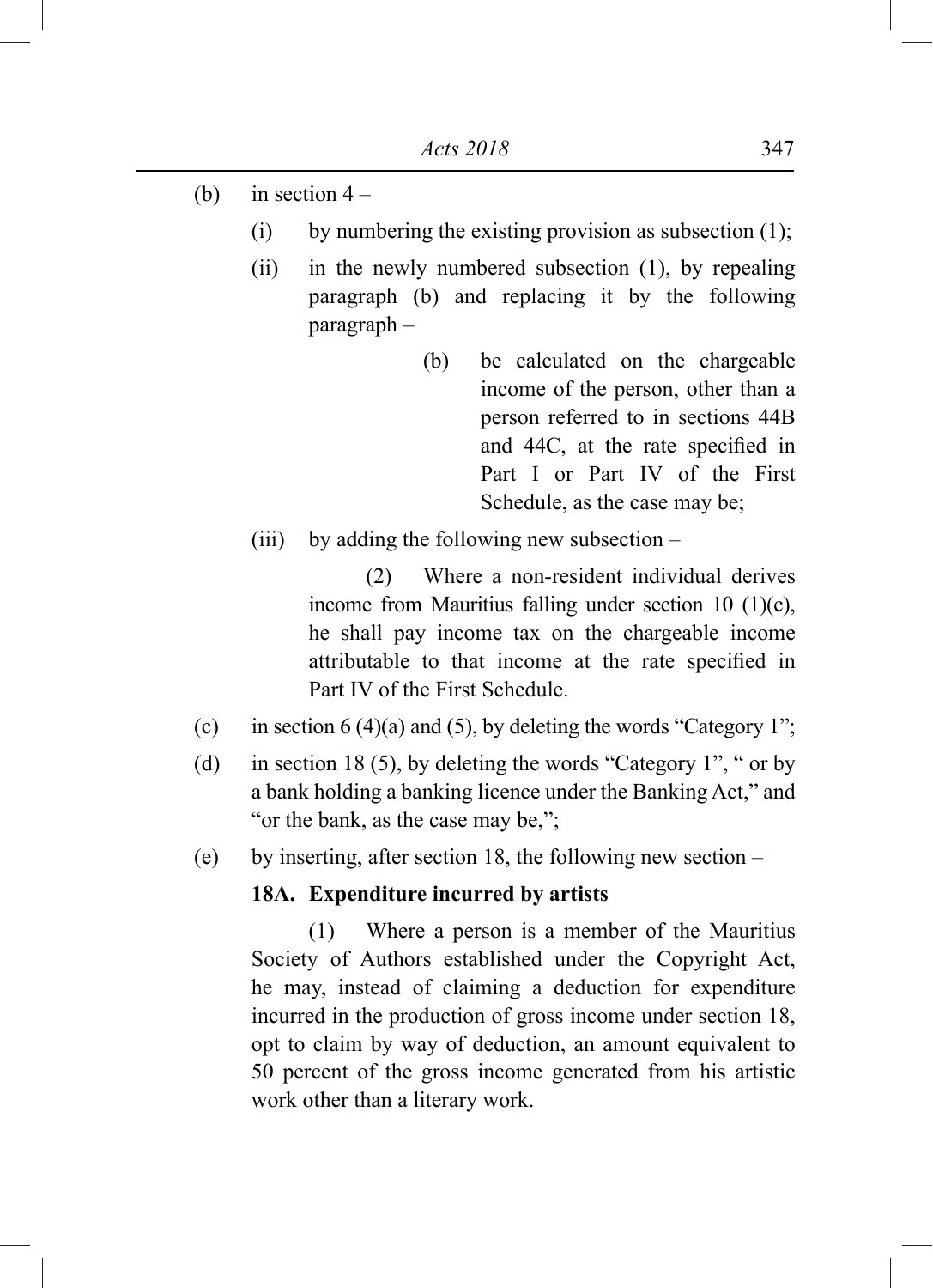(b) in section 4 –

(i) by numbering the existing provision as subsection (1);

(ii) in the newly numbered subsection (1), by repealing paragraph (b) and replacing it by the following paragraph –

(b) be calculated on the chargeable income of the person, other than a person referred to in sections 44B and 44C, at the rate specified in Part I or Part IV of the First Schedule, as the case may be;

(iii) by adding the following new subsection –

(2) Where a non-resident individual derives income from Mauritius falling under section 10 (1)(c), he shall pay income tax on the chargeable income attributable to that income at the rate specified in Part IV of the First Schedule.

(c) in section 6 (4)(a) and (5), by deleting the words "Category 1";

(d) in section 18 (5), by deleting the words "Category 1", " or by a bank holding a banking licence under the Banking Act," and "or the bank, as the case may be,";

(e) by inserting, after section 18, the following new section –

**18A. Expenditure incurred by artists**

(1) Where a person is a member of the Mauritius Society of Authors established under the Copyright Act, he may, instead of claiming a deduction for expenditure incurred in the production of gross income under section 18, opt to claim by way of deduction, an amount equivalent to 50 percent of the gross income generated from his artistic work other than a literary work.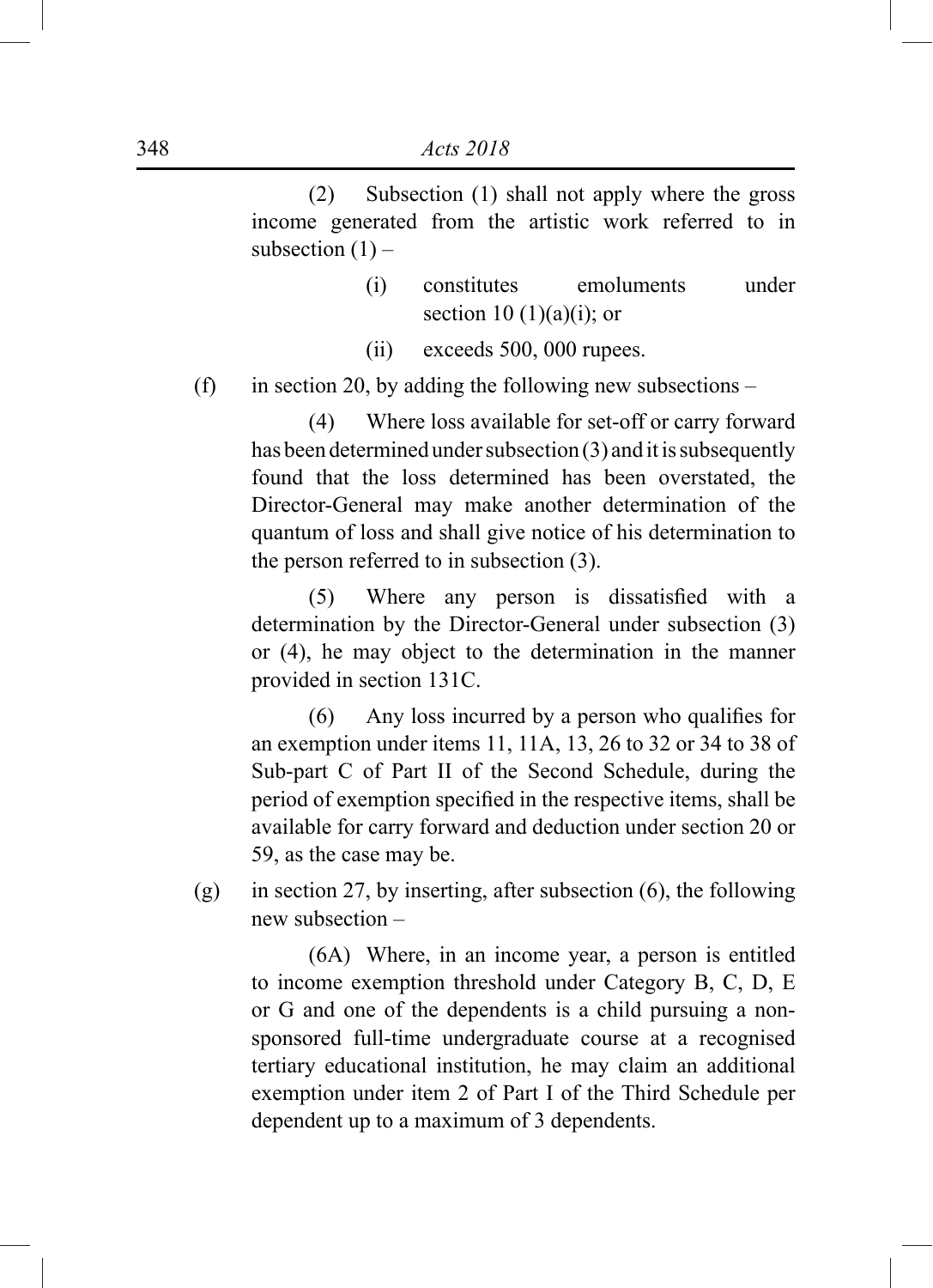(2) Subsection (1) shall not apply where the gross income generated from the artistic work referred to in subsection (1) –

(i) constitutes emoluments under section 10 (1)(a)(i); or

(ii) exceeds 500, 000 rupees.

(f) in section 20, by adding the following new subsections –

(4) Where loss available for set-off or carry forward has been determined under subsection (3) and it is subsequently found that the loss determined has been overstated, the Director-General may make another determination of the quantum of loss and shall give notice of his determination to the person referred to in subsection (3).

(5) Where any person is dissatisfied with a determination by the Director-General under subsection (3) or (4), he may object to the determination in the manner provided in section 131C.

(6) Any loss incurred by a person who qualifies for an exemption under items 11, 11A, 13, 26 to 32 or 34 to 38 of Sub-part C of Part II of the Second Schedule, during the period of exemption specified in the respective items, shall be available for carry forward and deduction under section 20 or 59, as the case may be.

(g) in section 27, by inserting, after subsection (6), the following new subsection –

(6A) Where, in an income year, a person is entitled to income exemption threshold under Category B, C, D, E or G and one of the dependents is a child pursuing a non-sponsored full-time undergraduate course at a recognised tertiary educational institution, he may claim an additional exemption under item 2 of Part I of the Third Schedule per dependent up to a maximum of 3 dependents.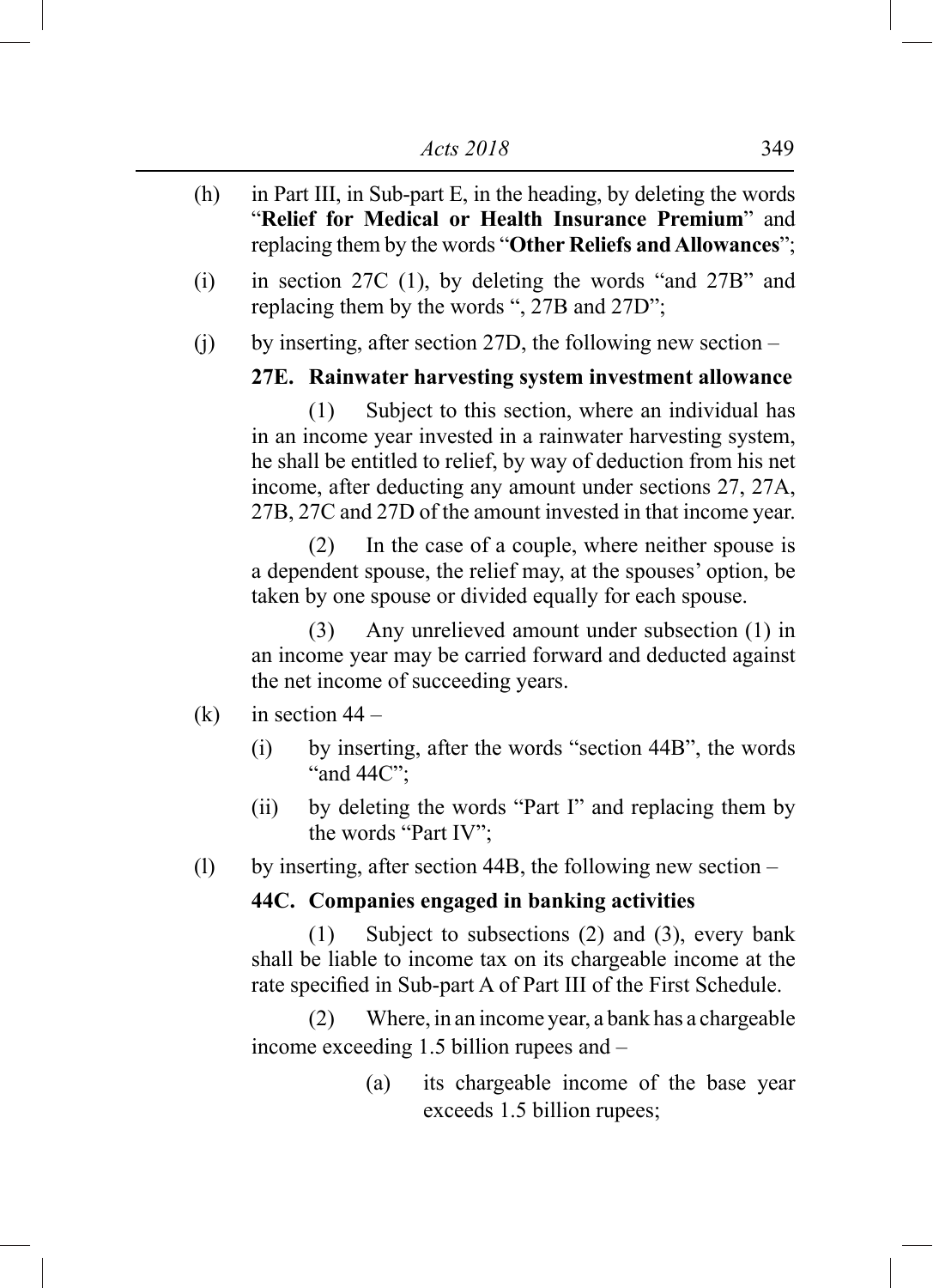(h) in Part III, in Sub-part E, in the heading, by deleting the words "**Relief for Medical or Health Insurance Premium**" and replacing them by the words "**Other Reliefs and Allowances**";

(i) in section 27C (1), by deleting the words "and 27B" and replacing them by the words ", 27B and 27D";

(j) by inserting, after section 27D, the following new section –

**27E. Rainwater harvesting system investment allowance**

(1) Subject to this section, where an individual has in an income year invested in a rainwater harvesting system, he shall be entitled to relief, by way of deduction from his net income, after deducting any amount under sections 27, 27A, 27B, 27C and 27D of the amount invested in that income year.

(2) In the case of a couple, where neither spouse is a dependent spouse, the relief may, at the spouses' option, be taken by one spouse or divided equally for each spouse.

(3) Any unrelieved amount under subsection (1) in an income year may be carried forward and deducted against the net income of succeeding years.

(k) in section 44 –

(i) by inserting, after the words "section 44B", the words "and 44C";

(ii) by deleting the words "Part I" and replacing them by the words "Part IV";

(l) by inserting, after section 44B, the following new section –

**44C. Companies engaged in banking activities**

(1) Subject to subsections (2) and (3), every bank shall be liable to income tax on its chargeable income at the rate specified in Sub-part A of Part III of the First Schedule.

(2) Where, in an income year, a bank has a chargeable income exceeding 1.5 billion rupees and –

(a) its chargeable income of the base year exceeds 1.5 billion rupees;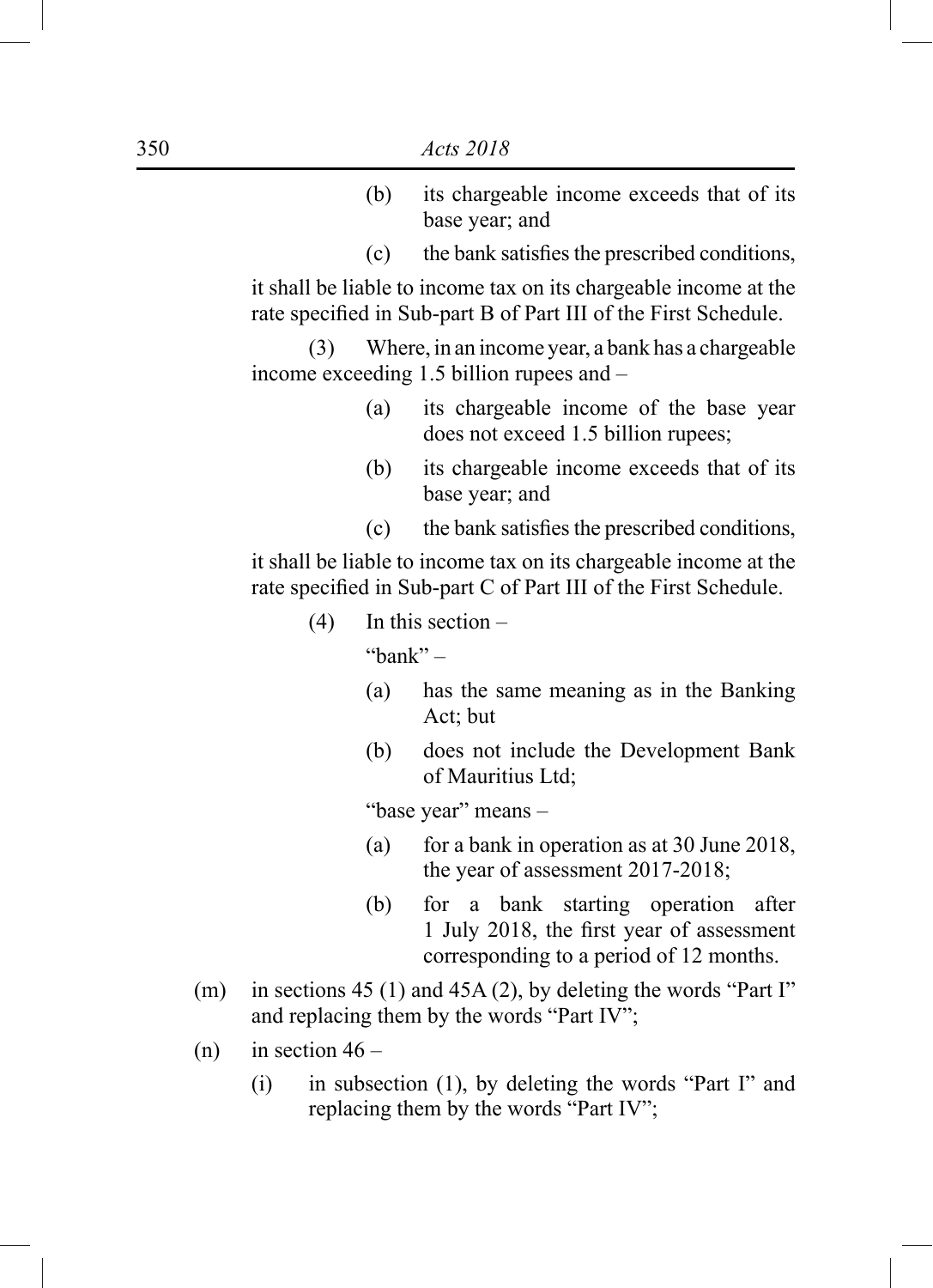(b) its chargeable income exceeds that of its base year; and

(c) the bank satisfies the prescribed conditions,

it shall be liable to income tax on its chargeable income at the rate specified in Sub-part B of Part III of the First Schedule.

(3) Where, in an income year, a bank has a chargeable income exceeding 1.5 billion rupees and –

(a) its chargeable income of the base year does not exceed 1.5 billion rupees;

(b) its chargeable income exceeds that of its base year; and

(c) the bank satisfies the prescribed conditions,

it shall be liable to income tax on its chargeable income at the rate specified in Sub-part C of Part III of the First Schedule.

(4) In this section –

"bank" –

(a) has the same meaning as in the Banking Act; but

(b) does not include the Development Bank of Mauritius Ltd;

"base year" means –

(a) for a bank in operation as at 30 June 2018, the year of assessment 2017-2018;

(b) for a bank starting operation after 1 July 2018, the first year of assessment corresponding to a period of 12 months.

(m) in sections 45 (1) and 45A (2), by deleting the words "Part I" and replacing them by the words "Part IV";

(n) in section 46 –

(i) in subsection (1), by deleting the words "Part I" and replacing them by the words "Part IV";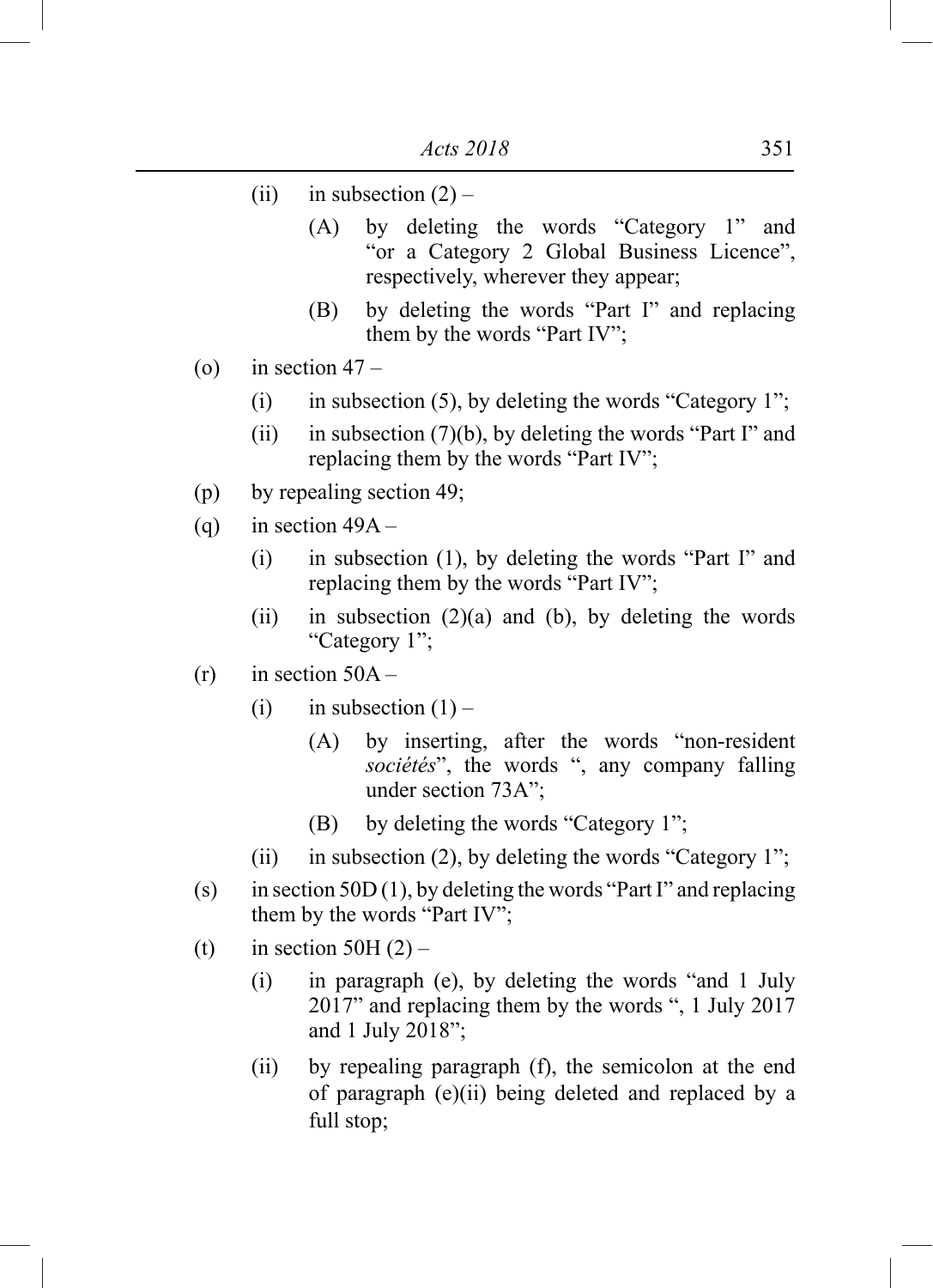(ii) in subsection (2) –

(A) by deleting the words "Category 1" and "or a Category 2 Global Business Licence", respectively, wherever they appear;

(B) by deleting the words "Part I" and replacing them by the words "Part IV";

(o) in section 47 –

(i) in subsection (5), by deleting the words "Category 1";

(ii) in subsection (7)(b), by deleting the words "Part I" and replacing them by the words "Part IV";

(p) by repealing section 49;

(q) in section 49A –

(i) in subsection (1), by deleting the words "Part I" and replacing them by the words "Part IV";

(ii) in subsection (2)(a) and (b), by deleting the words "Category 1";

(r) in section 50A –

(i) in subsection (1) –

(A) by inserting, after the words "non-resident *sociétés*", the words ", any company falling under section 73A";

(B) by deleting the words "Category 1";

(ii) in subsection (2), by deleting the words "Category 1";

(s) in section 50D (1), by deleting the words "Part I" and replacing them by the words "Part IV";

(t) in section 50H (2) –

(i) in paragraph (e), by deleting the words "and 1 July 2017" and replacing them by the words ", 1 July 2017 and 1 July 2018";

(ii) by repealing paragraph (f), the semicolon at the end of paragraph (e)(ii) being deleted and replaced by a full stop;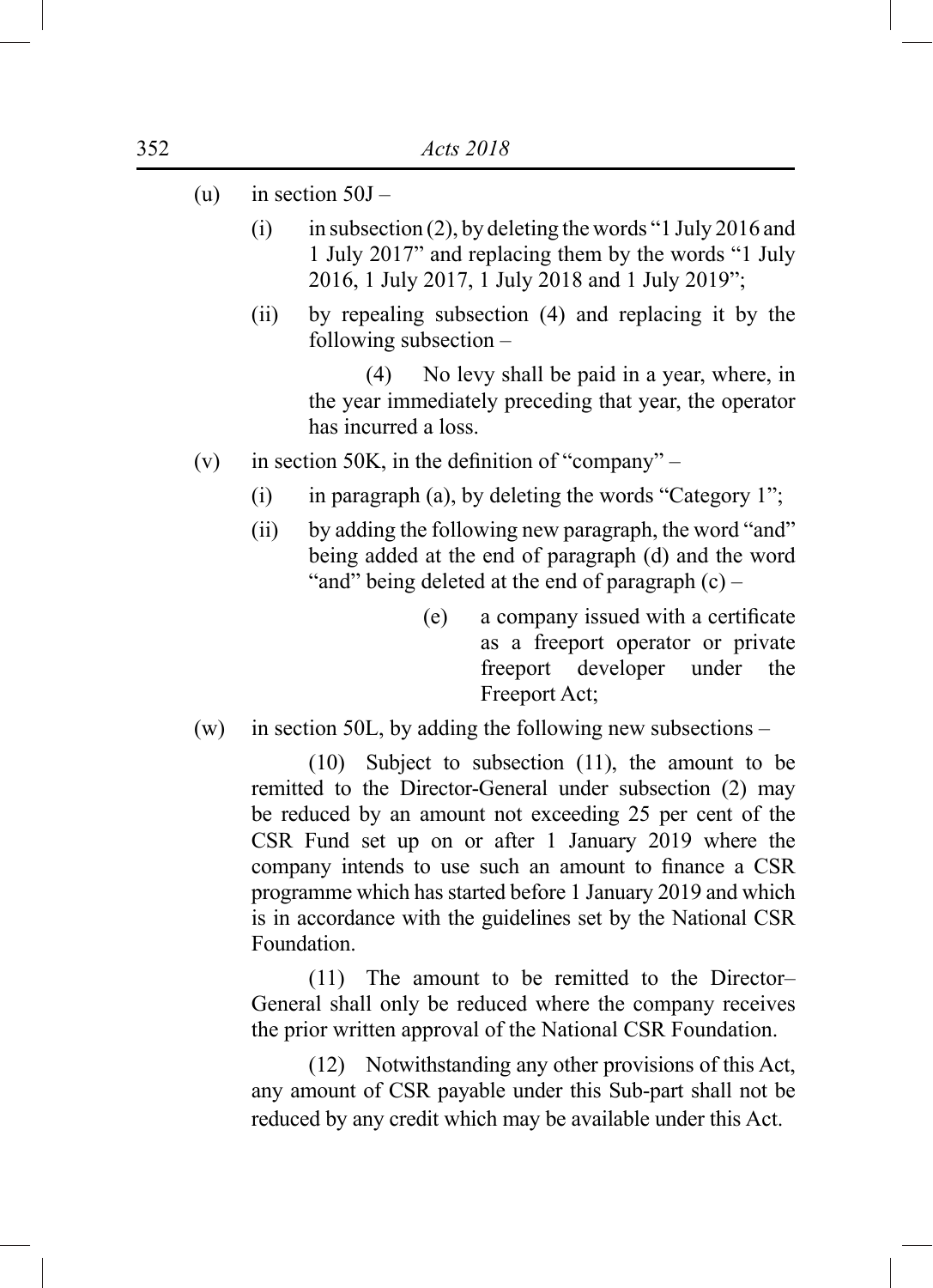(u) in section 50J –

(i) in subsection (2), by deleting the words "1 July 2016 and 1 July 2017" and replacing them by the words "1 July 2016, 1 July 2017, 1 July 2018 and 1 July 2019";

(ii) by repealing subsection (4) and replacing it by the following subsection –

(4) No levy shall be paid in a year, where, in the year immediately preceding that year, the operator has incurred a loss.

(v) in section 50K, in the definition of "company" –

(i) in paragraph (a), by deleting the words "Category 1";

(ii) by adding the following new paragraph, the word "and" being added at the end of paragraph (d) and the word "and" being deleted at the end of paragraph (c) –

(e) a company issued with a certificate as a freeport operator or private freeport developer under the Freeport Act;

(w) in section 50L, by adding the following new subsections –

(10) Subject to subsection (11), the amount to be remitted to the Director-General under subsection (2) may be reduced by an amount not exceeding 25 per cent of the CSR Fund set up on or after 1 January 2019 where the company intends to use such an amount to finance a CSR programme which has started before 1 January 2019 and which is in accordance with the guidelines set by the National CSR Foundation.

(11) The amount to be remitted to the Director–General shall only be reduced where the company receives the prior written approval of the National CSR Foundation.

(12) Notwithstanding any other provisions of this Act, any amount of CSR payable under this Sub-part shall not be reduced by any credit which may be available under this Act.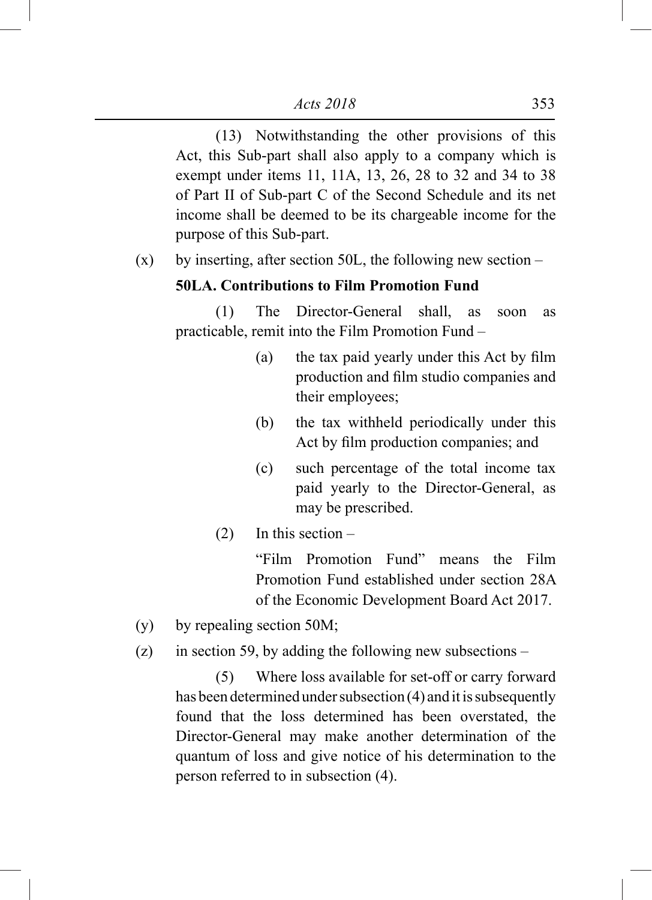(13) Notwithstanding the other provisions of this Act, this Sub-part shall also apply to a company which is exempt under items 11, 11A, 13, 26, 28 to 32 and 34 to 38 of Part II of Sub-part C of the Second Schedule and its net income shall be deemed to be its chargeable income for the purpose of this Sub-part.

(x) by inserting, after section 50L, the following new section –

**50LA. Contributions to Film Promotion Fund**

(1) The Director-General shall, as soon as practicable, remit into the Film Promotion Fund –

(a) the tax paid yearly under this Act by film production and film studio companies and their employees;

(b) the tax withheld periodically under this Act by film production companies; and

(c) such percentage of the total income tax paid yearly to the Director-General, as may be prescribed.

(2) In this section –

"Film Promotion Fund" means the Film Promotion Fund established under section 28A of the Economic Development Board Act 2017.

(y) by repealing section 50M;

(z) in section 59, by adding the following new subsections –

(5) Where loss available for set-off or carry forward has been determined under subsection (4) and it is subsequently found that the loss determined has been overstated, the Director-General may make another determination of the quantum of loss and give notice of his determination to the person referred to in subsection (4).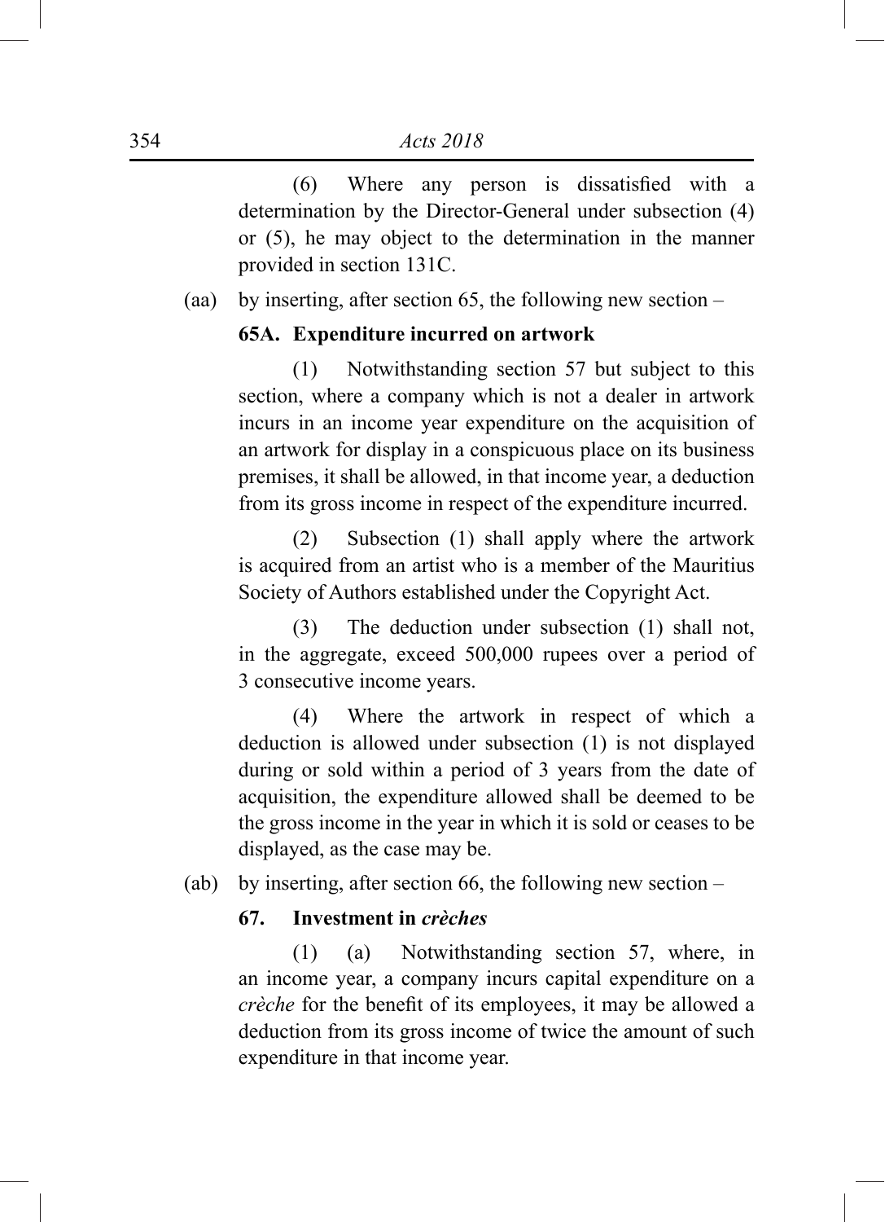(6) Where any person is dissatisfied with a determination by the Director-General under subsection (4) or (5), he may object to the determination in the manner provided in section 131C.

(aa) by inserting, after section 65, the following new section –

**65A. Expenditure incurred on artwork**

(1) Notwithstanding section 57 but subject to this section, where a company which is not a dealer in artwork incurs in an income year expenditure on the acquisition of an artwork for display in a conspicuous place on its business premises, it shall be allowed, in that income year, a deduction from its gross income in respect of the expenditure incurred.

(2) Subsection (1) shall apply where the artwork is acquired from an artist who is a member of the Mauritius Society of Authors established under the Copyright Act.

(3) The deduction under subsection (1) shall not, in the aggregate, exceed 500,000 rupees over a period of 3 consecutive income years.

(4) Where the artwork in respect of which a deduction is allowed under subsection (1) is not displayed during or sold within a period of 3 years from the date of acquisition, the expenditure allowed shall be deemed to be the gross income in the year in which it is sold or ceases to be displayed, as the case may be.

(ab) by inserting, after section 66, the following new section –

**67. Investment in *crèches***

(1) (a) Notwithstanding section 57, where, in an income year, a company incurs capital expenditure on a *crèche* for the benefit of its employees, it may be allowed a deduction from its gross income of twice the amount of such expenditure in that income year.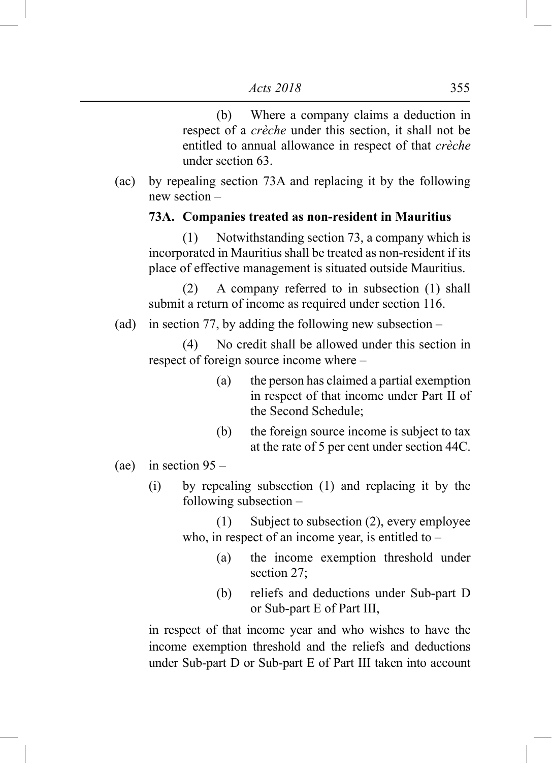(b) Where a company claims a deduction in respect of a *crèche* under this section, it shall not be entitled to annual allowance in respect of that *crèche* under section 63.

(ac) by repealing section 73A and replacing it by the following new section –

**73A. Companies treated as non-resident in Mauritius**

(1) Notwithstanding section 73, a company which is incorporated in Mauritius shall be treated as non-resident if its place of effective management is situated outside Mauritius.

(2) A company referred to in subsection (1) shall submit a return of income as required under section 116.

(ad) in section 77, by adding the following new subsection –

(4) No credit shall be allowed under this section in respect of foreign source income where –

(a) the person has claimed a partial exemption in respect of that income under Part II of the Second Schedule;

(b) the foreign source income is subject to tax at the rate of 5 per cent under section 44C.

(ae) in section 95 –

(i) by repealing subsection (1) and replacing it by the following subsection –

(1) Subject to subsection (2), every employee who, in respect of an income year, is entitled to –

(a) the income exemption threshold under section 27;

(b) reliefs and deductions under Sub-part D or Sub-part E of Part III,

in respect of that income year and who wishes to have the income exemption threshold and the reliefs and deductions under Sub-part D or Sub-part E of Part III taken into account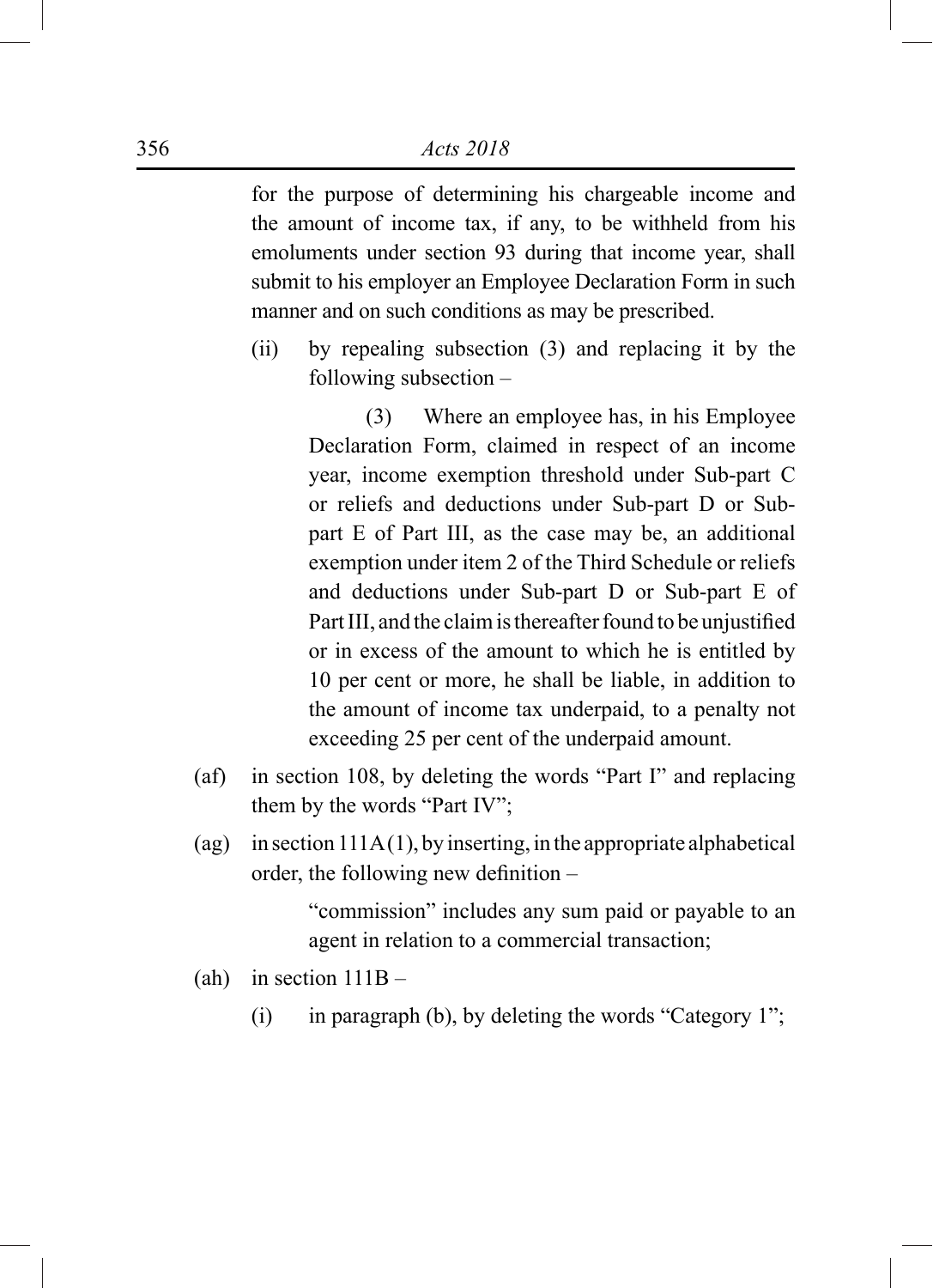for the purpose of determining his chargeable income and the amount of income tax, if any, to be withheld from his emoluments under section 93 during that income year, shall submit to his employer an Employee Declaration Form in such manner and on such conditions as may be prescribed.

(ii) by repealing subsection (3) and replacing it by the following subsection –

(3) Where an employee has, in his Employee Declaration Form, claimed in respect of an income year, income exemption threshold under Sub-part C or reliefs and deductions under Sub-part D or Sub-part E of Part III, as the case may be, an additional exemption under item 2 of the Third Schedule or reliefs and deductions under Sub-part D or Sub-part E of Part III, and the claim is thereafter found to be unjustified or in excess of the amount to which he is entitled by 10 per cent or more, he shall be liable, in addition to the amount of income tax underpaid, to a penalty not exceeding 25 per cent of the underpaid amount.

(af) in section 108, by deleting the words "Part I" and replacing them by the words "Part IV";

(ag) in section 111A(1), by inserting, in the appropriate alphabetical order, the following new definition –

"commission" includes any sum paid or payable to an agent in relation to a commercial transaction;

(ah) in section 111B –

(i) in paragraph (b), by deleting the words "Category 1";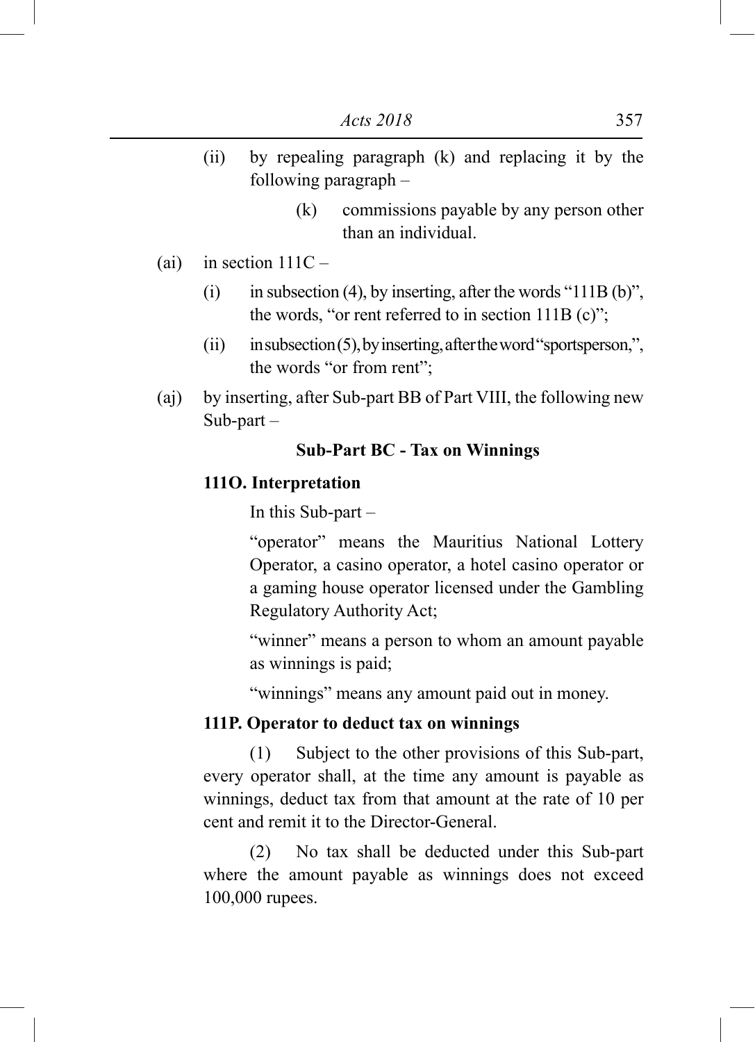(ii) by repealing paragraph (k) and replacing it by the following paragraph –

  (k) commissions payable by any person other than an individual.

(ai) in section 111C –

  (i) in subsection (4), by inserting, after the words "111B (b)", the words, "or rent referred to in section 111B (c)";

  (ii) in subsection (5), by inserting, after the word "sportsperson,", the words "or from rent";

(aj) by inserting, after Sub-part BB of Part VIII, the following new Sub-part –

**Sub-Part BC - Tax on Winnings**

**111O. Interpretation**

In this Sub-part –

"operator" means the Mauritius National Lottery Operator, a casino operator, a hotel casino operator or a gaming house operator licensed under the Gambling Regulatory Authority Act;

"winner" means a person to whom an amount payable as winnings is paid;

"winnings" means any amount paid out in money.

**111P. Operator to deduct tax on winnings**

(1) Subject to the other provisions of this Sub-part, every operator shall, at the time any amount is payable as winnings, deduct tax from that amount at the rate of 10 per cent and remit it to the Director-General.

(2) No tax shall be deducted under this Sub-part where the amount payable as winnings does not exceed 100,000 rupees.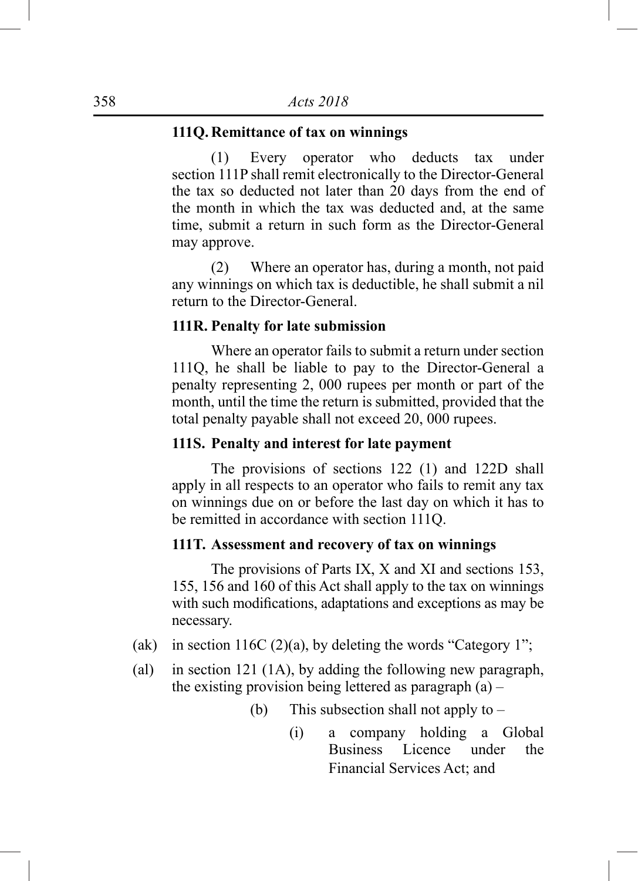**111Q. Remittance of tax on winnings**

(1) Every operator who deducts tax under section 111P shall remit electronically to the Director-General the tax so deducted not later than 20 days from the end of the month in which the tax was deducted and, at the same time, submit a return in such form as the Director-General may approve.

(2) Where an operator has, during a month, not paid any winnings on which tax is deductible, he shall submit a nil return to the Director-General.

**111R. Penalty for late submission**

Where an operator fails to submit a return under section 111Q, he shall be liable to pay to the Director-General a penalty representing 2, 000 rupees per month or part of the month, until the time the return is submitted, provided that the total penalty payable shall not exceed 20, 000 rupees.

**111S. Penalty and interest for late payment**

The provisions of sections 122 (1) and 122D shall apply in all respects to an operator who fails to remit any tax on winnings due on or before the last day on which it has to be remitted in accordance with section 111Q.

**111T. Assessment and recovery of tax on winnings**

The provisions of Parts IX, X and XI and sections 153, 155, 156 and 160 of this Act shall apply to the tax on winnings with such modifications, adaptations and exceptions as may be necessary.

(ak) in section 116C (2)(a), by deleting the words "Category 1";

(al) in section 121 (1A), by adding the following new paragraph, the existing provision being lettered as paragraph (a) –

(b) This subsection shall not apply to –

(i) a company holding a Global Business Licence under the Financial Services Act; and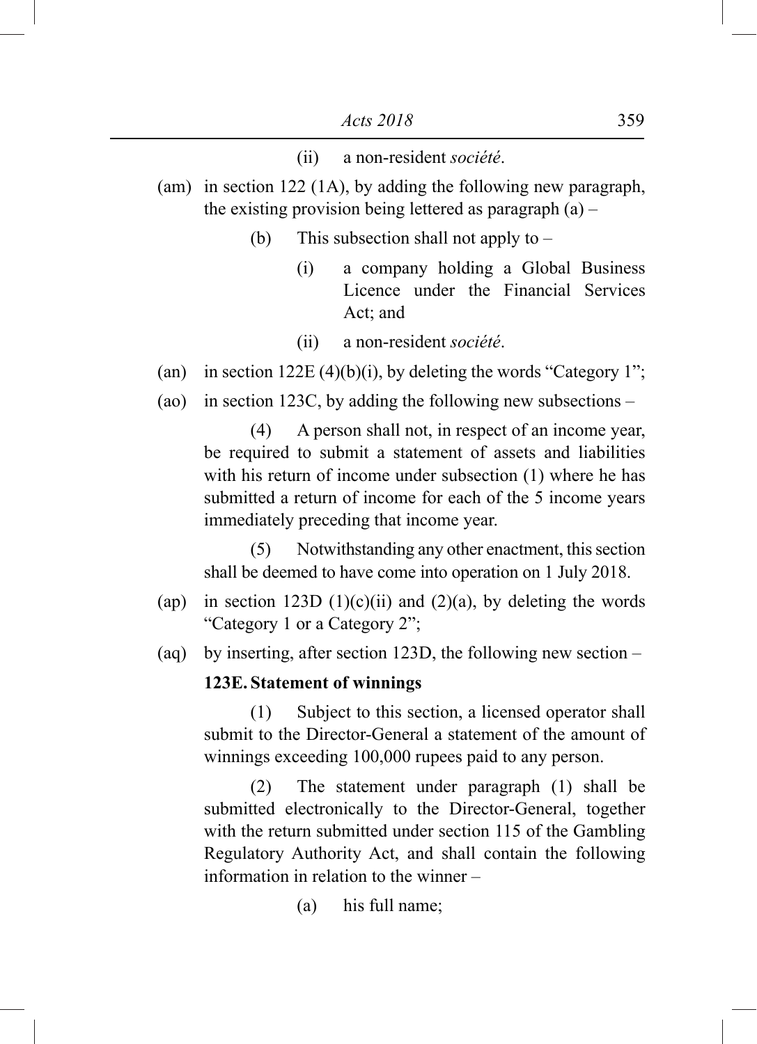(ii) a non-resident *société*.

(am) in section 122 (1A), by adding the following new paragraph, the existing provision being lettered as paragraph (a) –

(b) This subsection shall not apply to –

(i) a company holding a Global Business Licence under the Financial Services Act; and

(ii) a non-resident *société*.

(an) in section 122E (4)(b)(i), by deleting the words "Category 1";

(ao) in section 123C, by adding the following new subsections –

(4) A person shall not, in respect of an income year, be required to submit a statement of assets and liabilities with his return of income under subsection (1) where he has submitted a return of income for each of the 5 income years immediately preceding that income year.

(5) Notwithstanding any other enactment, this section shall be deemed to have come into operation on 1 July 2018.

(ap) in section 123D (1)(c)(ii) and (2)(a), by deleting the words "Category 1 or a Category 2";

(aq) by inserting, after section 123D, the following new section –

**123E. Statement of winnings**

(1) Subject to this section, a licensed operator shall submit to the Director-General a statement of the amount of winnings exceeding 100,000 rupees paid to any person.

(2) The statement under paragraph (1) shall be submitted electronically to the Director-General, together with the return submitted under section 115 of the Gambling Regulatory Authority Act, and shall contain the following information in relation to the winner –

(a) his full name;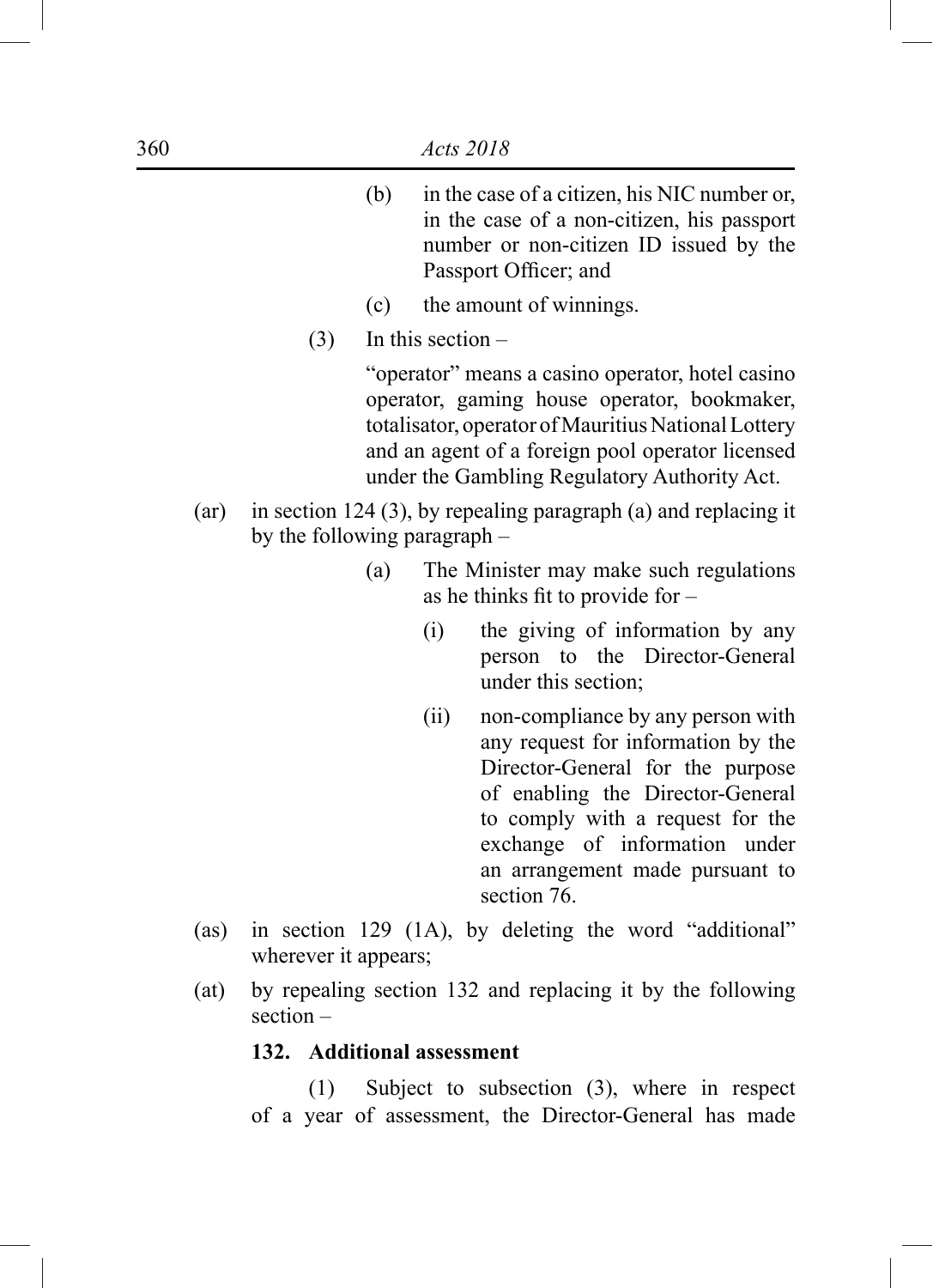(b) in the case of a citizen, his NIC number or, in the case of a non-citizen, his passport number or non-citizen ID issued by the Passport Officer; and

(c) the amount of winnings.

(3) In this section –

"operator" means a casino operator, hotel casino operator, gaming house operator, bookmaker, totalisator, operator of Mauritius National Lottery and an agent of a foreign pool operator licensed under the Gambling Regulatory Authority Act.

(ar) in section 124 (3), by repealing paragraph (a) and replacing it by the following paragraph –

(a) The Minister may make such regulations as he thinks fit to provide for –

(i) the giving of information by any person to the Director-General under this section;

(ii) non-compliance by any person with any request for information by the Director-General for the purpose of enabling the Director-General to comply with a request for the exchange of information under an arrangement made pursuant to section 76.

(as) in section 129 (1A), by deleting the word "additional" wherever it appears;

(at) by repealing section 132 and replacing it by the following section –

**132. Additional assessment**

(1) Subject to subsection (3), where in respect of a year of assessment, the Director-General has made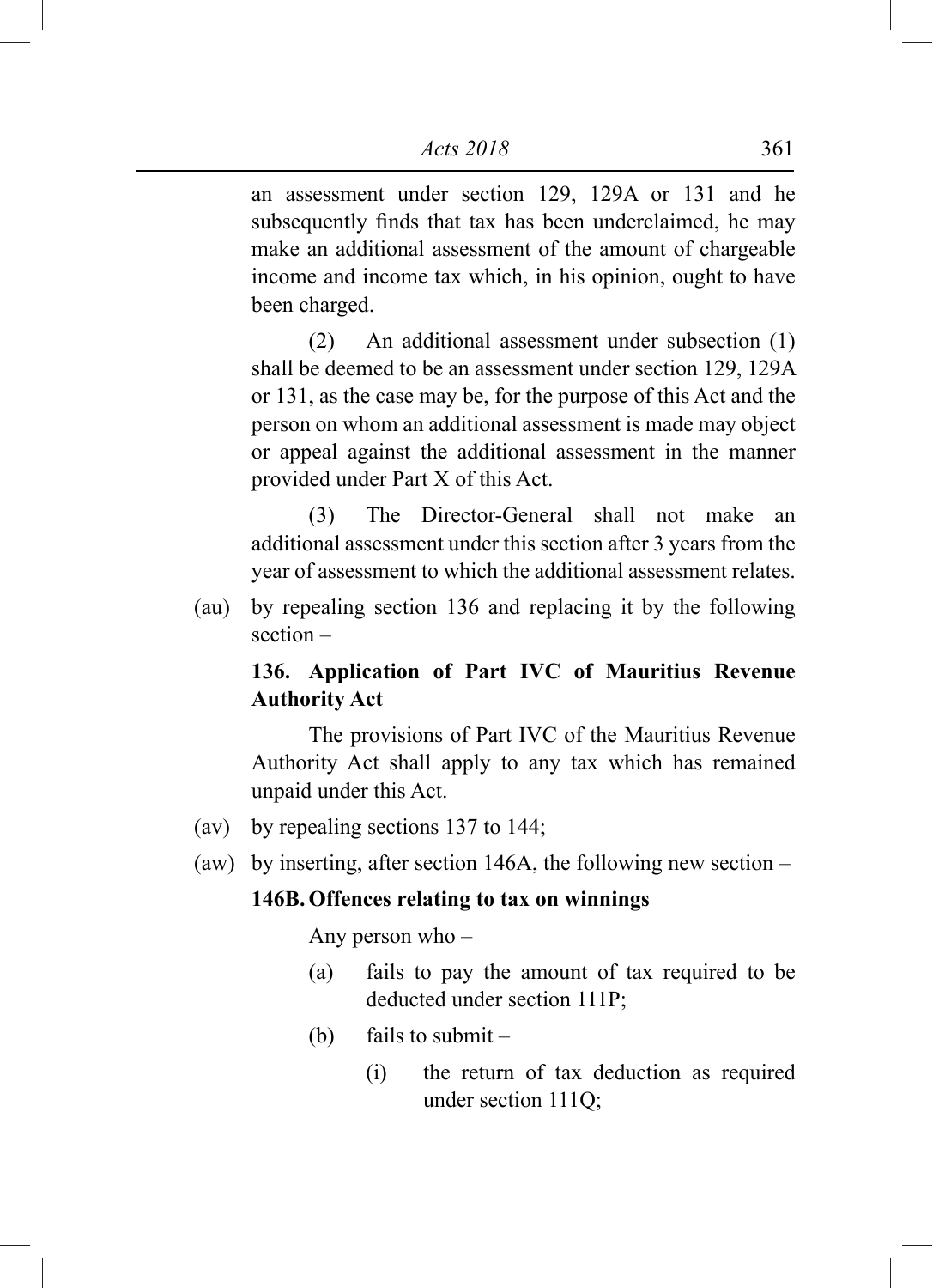an assessment under section 129, 129A or 131 and he subsequently finds that tax has been underclaimed, he may make an additional assessment of the amount of chargeable income and income tax which, in his opinion, ought to have been charged.

(2) An additional assessment under subsection (1) shall be deemed to be an assessment under section 129, 129A or 131, as the case may be, for the purpose of this Act and the person on whom an additional assessment is made may object or appeal against the additional assessment in the manner provided under Part X of this Act.

(3) The Director-General shall not make an additional assessment under this section after 3 years from the year of assessment to which the additional assessment relates.

(au) by repealing section 136 and replacing it by the following section –

**136. Application of Part IVC of Mauritius Revenue Authority Act**

The provisions of Part IVC of the Mauritius Revenue Authority Act shall apply to any tax which has remained unpaid under this Act.

(av) by repealing sections 137 to 144;

(aw) by inserting, after section 146A, the following new section –

**146B. Offences relating to tax on winnings**

Any person who –

(a) fails to pay the amount of tax required to be deducted under section 111P;

(b) fails to submit –

(i) the return of tax deduction as required under section 111Q;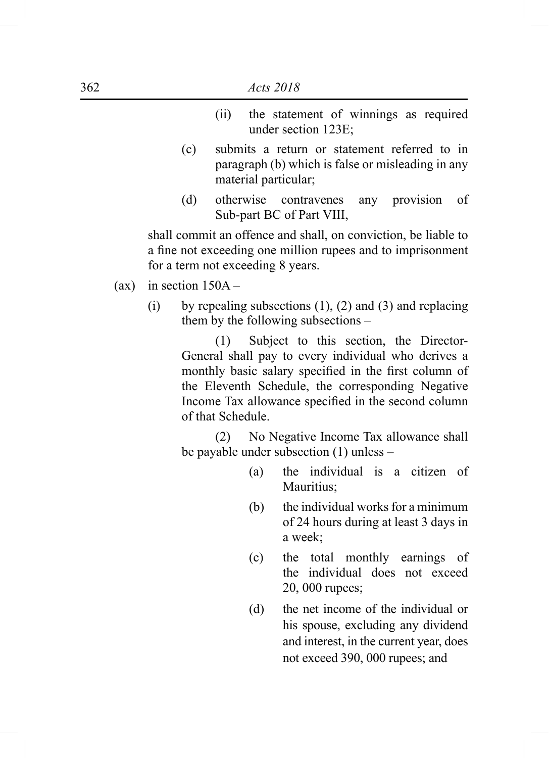(ii) the statement of winnings as required under section 123E;

(c) submits a return or statement referred to in paragraph (b) which is false or misleading in any material particular;

(d) otherwise contravenes any provision of Sub-part BC of Part VIII,

shall commit an offence and shall, on conviction, be liable to a fine not exceeding one million rupees and to imprisonment for a term not exceeding 8 years.

(ax) in section 150A –

(i) by repealing subsections (1), (2) and (3) and replacing them by the following subsections –

(1) Subject to this section, the Director-General shall pay to every individual who derives a monthly basic salary specified in the first column of the Eleventh Schedule, the corresponding Negative Income Tax allowance specified in the second column of that Schedule.

(2) No Negative Income Tax allowance shall be payable under subsection (1) unless –

(a) the individual is a citizen of Mauritius;

(b) the individual works for a minimum of 24 hours during at least 3 days in a week;

(c) the total monthly earnings of the individual does not exceed 20, 000 rupees;

(d) the net income of the individual or his spouse, excluding any dividend and interest, in the current year, does not exceed 390, 000 rupees; and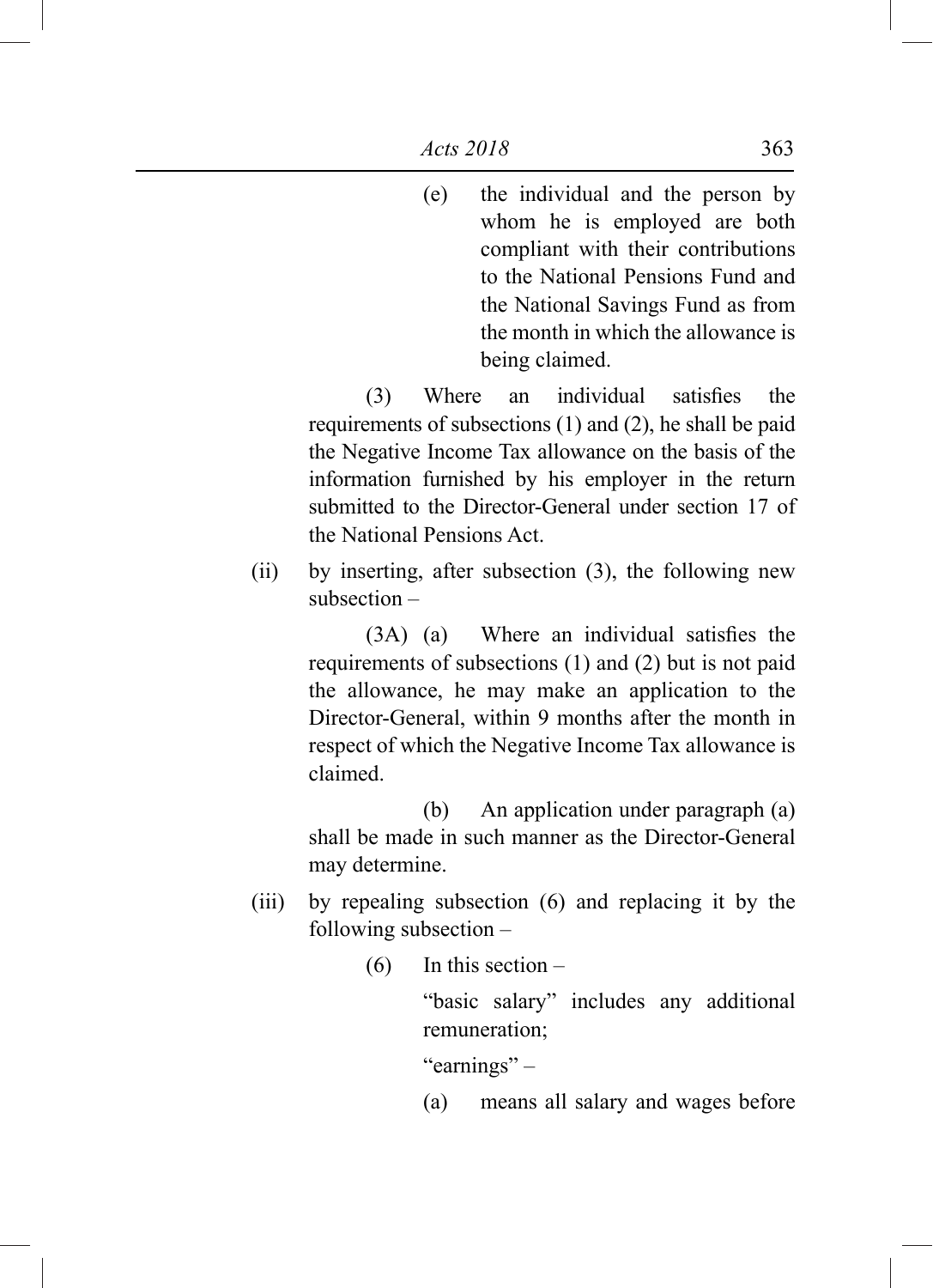(e) the individual and the person by whom he is employed are both compliant with their contributions to the National Pensions Fund and the National Savings Fund as from the month in which the allowance is being claimed.

(3) Where an individual satisfies the requirements of subsections (1) and (2), he shall be paid the Negative Income Tax allowance on the basis of the information furnished by his employer in the return submitted to the Director-General under section 17 of the National Pensions Act.

(ii) by inserting, after subsection (3), the following new subsection –

(3A) (a) Where an individual satisfies the requirements of subsections (1) and (2) but is not paid the allowance, he may make an application to the Director-General, within 9 months after the month in respect of which the Negative Income Tax allowance is claimed.

(b) An application under paragraph (a) shall be made in such manner as the Director-General may determine.

(iii) by repealing subsection (6) and replacing it by the following subsection –

(6) In this section –

"basic salary" includes any additional remuneration;

"earnings" –

(a) means all salary and wages before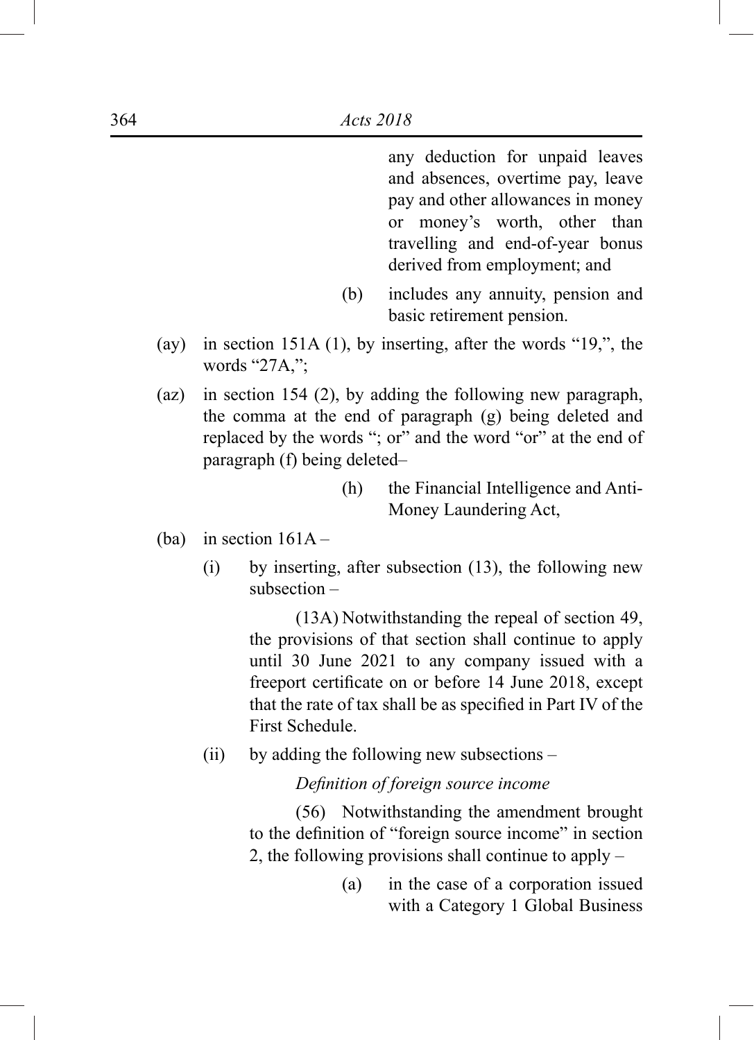any deduction for unpaid leaves and absences, overtime pay, leave pay and other allowances in money or money's worth, other than travelling and end-of-year bonus derived from employment; and

(b) includes any annuity, pension and basic retirement pension.

(ay) in section 151A (1), by inserting, after the words "19,", the words "27A,";

(az) in section 154 (2), by adding the following new paragraph, the comma at the end of paragraph (g) being deleted and replaced by the words "; or" and the word "or" at the end of paragraph (f) being deleted–

(h) the Financial Intelligence and Anti-Money Laundering Act,

(ba) in section 161A –

(i) by inserting, after subsection (13), the following new subsection –

(13A) Notwithstanding the repeal of section 49, the provisions of that section shall continue to apply until 30 June 2021 to any company issued with a freeport certificate on or before 14 June 2018, except that the rate of tax shall be as specified in Part IV of the First Schedule.

(ii) by adding the following new subsections –

*Definition of foreign source income*

(56) Notwithstanding the amendment brought to the definition of "foreign source income" in section 2, the following provisions shall continue to apply –

(a) in the case of a corporation issued with a Category 1 Global Business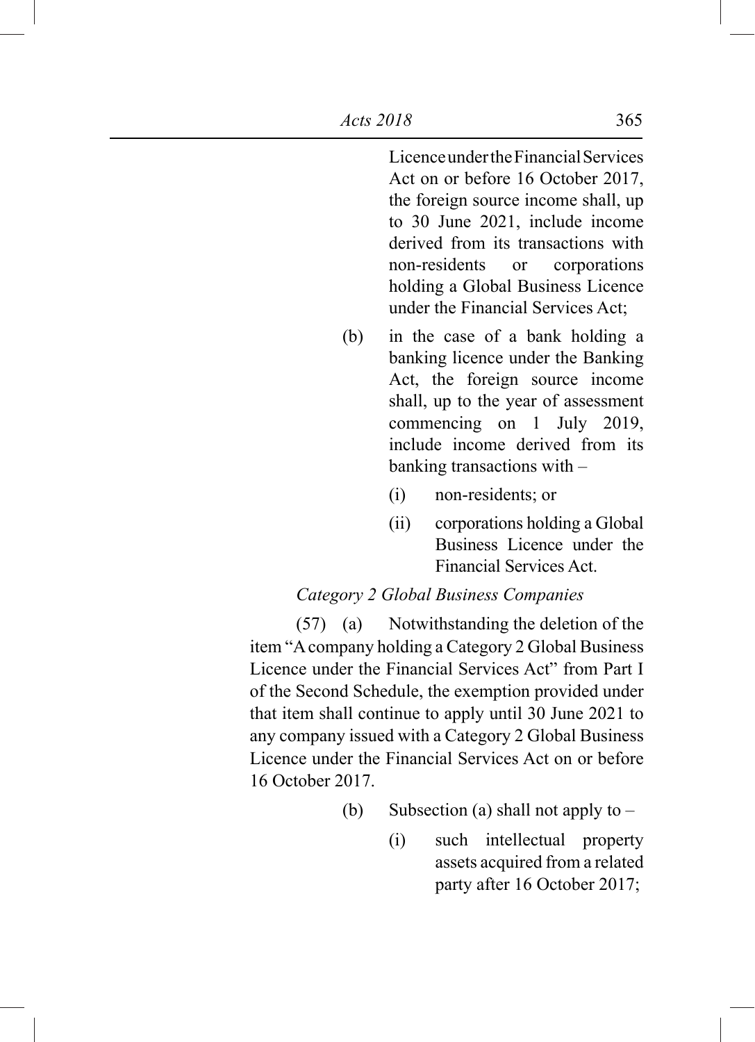Licence under the Financial Services Act on or before 16 October 2017, the foreign source income shall, up to 30 June 2021, include income derived from its transactions with non-residents or corporations holding a Global Business Licence under the Financial Services Act;

(b) in the case of a bank holding a banking licence under the Banking Act, the foreign source income shall, up to the year of assessment commencing on 1 July 2019, include income derived from its banking transactions with –

(i) non-residents; or

(ii) corporations holding a Global Business Licence under the Financial Services Act.

*Category 2 Global Business Companies*

(57) (a) Notwithstanding the deletion of the item "A company holding a Category 2 Global Business Licence under the Financial Services Act" from Part I of the Second Schedule, the exemption provided under that item shall continue to apply until 30 June 2021 to any company issued with a Category 2 Global Business Licence under the Financial Services Act on or before 16 October 2017.

(b) Subsection (a) shall not apply to –

(i) such intellectual property assets acquired from a related party after 16 October 2017;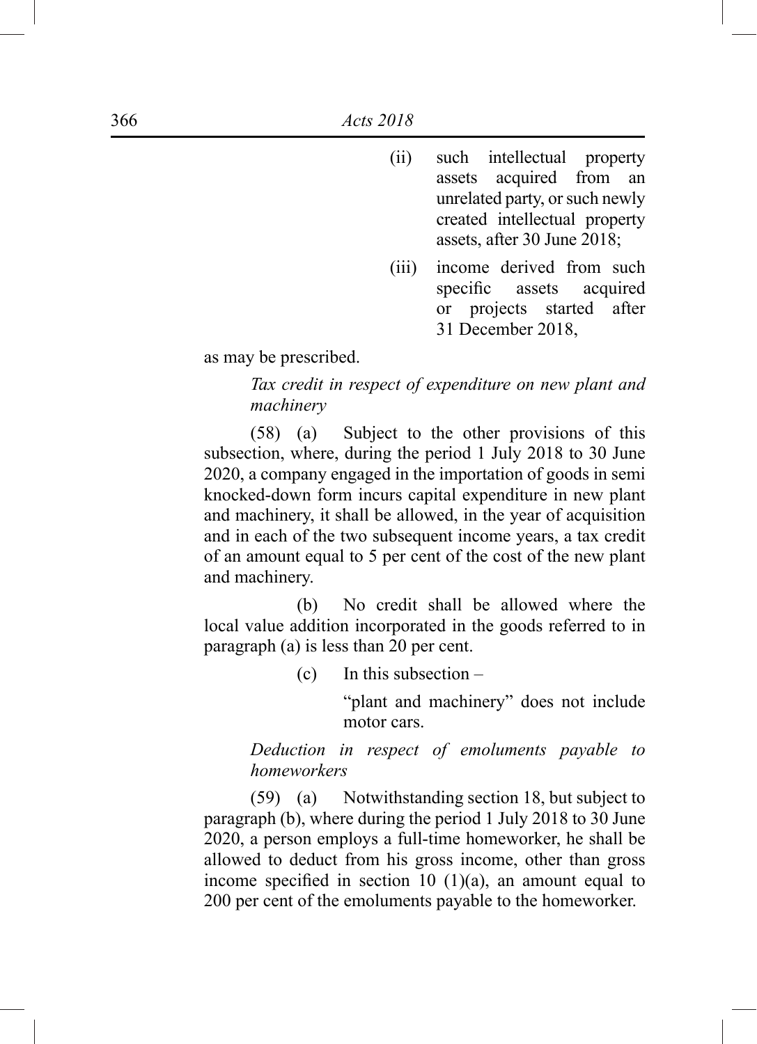(ii) such intellectual property assets acquired from an unrelated party, or such newly created intellectual property assets, after 30 June 2018;

(iii) income derived from such specific assets acquired or projects started after 31 December 2018,

as may be prescribed.

*Tax credit in respect of expenditure on new plant and machinery*

(58) (a) Subject to the other provisions of this subsection, where, during the period 1 July 2018 to 30 June 2020, a company engaged in the importation of goods in semi knocked-down form incurs capital expenditure in new plant and machinery, it shall be allowed, in the year of acquisition and in each of the two subsequent income years, a tax credit of an amount equal to 5 per cent of the cost of the new plant and machinery.

(b) No credit shall be allowed where the local value addition incorporated in the goods referred to in paragraph (a) is less than 20 per cent.

(c) In this subsection –

"plant and machinery" does not include motor cars.

*Deduction in respect of emoluments payable to homeworkers*

(59) (a) Notwithstanding section 18, but subject to paragraph (b), where during the period 1 July 2018 to 30 June 2020, a person employs a full-time homeworker, he shall be allowed to deduct from his gross income, other than gross income specified in section 10 (1)(a), an amount equal to 200 per cent of the emoluments payable to the homeworker.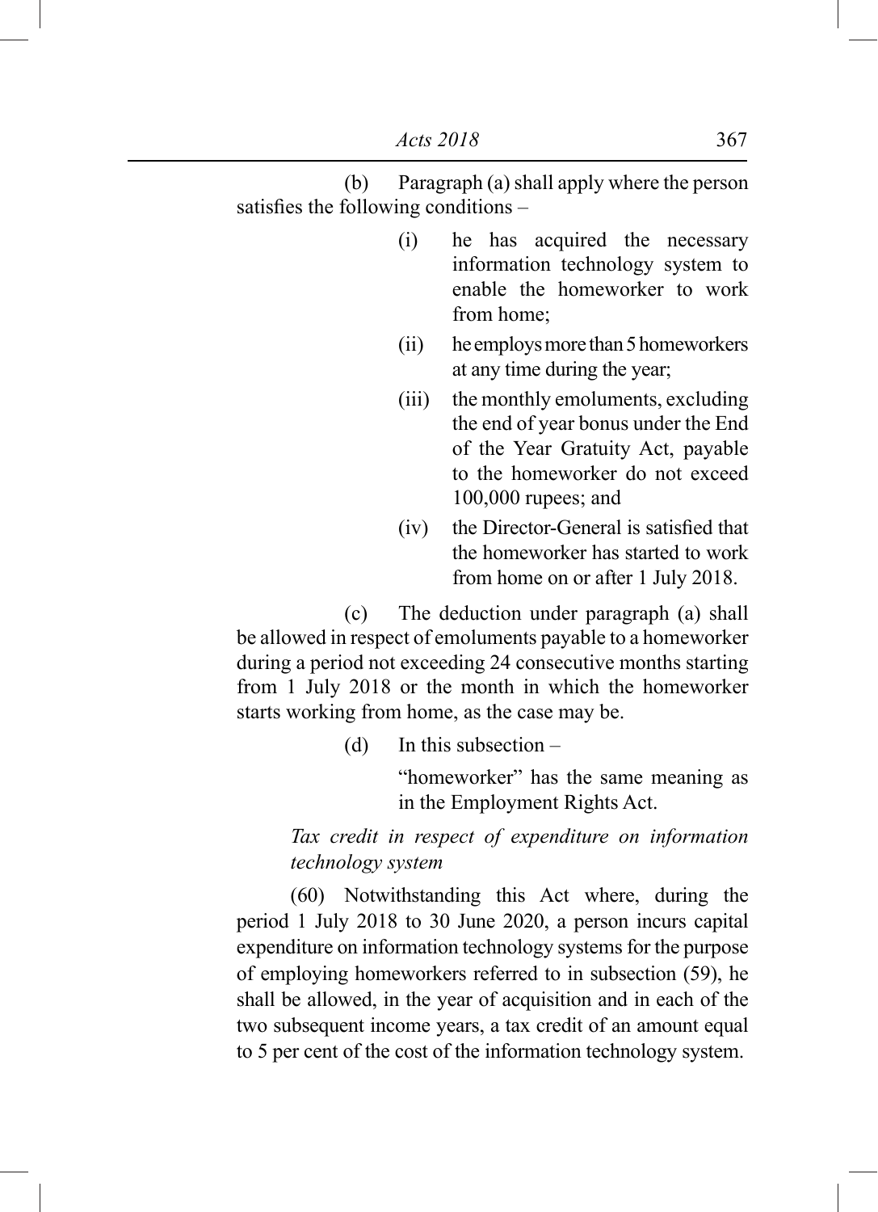(b) Paragraph (a) shall apply where the person satisfies the following conditions –

(i) he has acquired the necessary information technology system to enable the homeworker to work from home;

(ii) he employs more than 5 homeworkers at any time during the year;

(iii) the monthly emoluments, excluding the end of year bonus under the End of the Year Gratuity Act, payable to the homeworker do not exceed 100,000 rupees; and

(iv) the Director-General is satisfied that the homeworker has started to work from home on or after 1 July 2018.

(c) The deduction under paragraph (a) shall be allowed in respect of emoluments payable to a homeworker during a period not exceeding 24 consecutive months starting from 1 July 2018 or the month in which the homeworker starts working from home, as the case may be.

(d) In this subsection –

"homeworker" has the same meaning as in the Employment Rights Act.

*Tax credit in respect of expenditure on information technology system*

(60) Notwithstanding this Act where, during the period 1 July 2018 to 30 June 2020, a person incurs capital expenditure on information technology systems for the purpose of employing homeworkers referred to in subsection (59), he shall be allowed, in the year of acquisition and in each of the two subsequent income years, a tax credit of an amount equal to 5 per cent of the cost of the information technology system.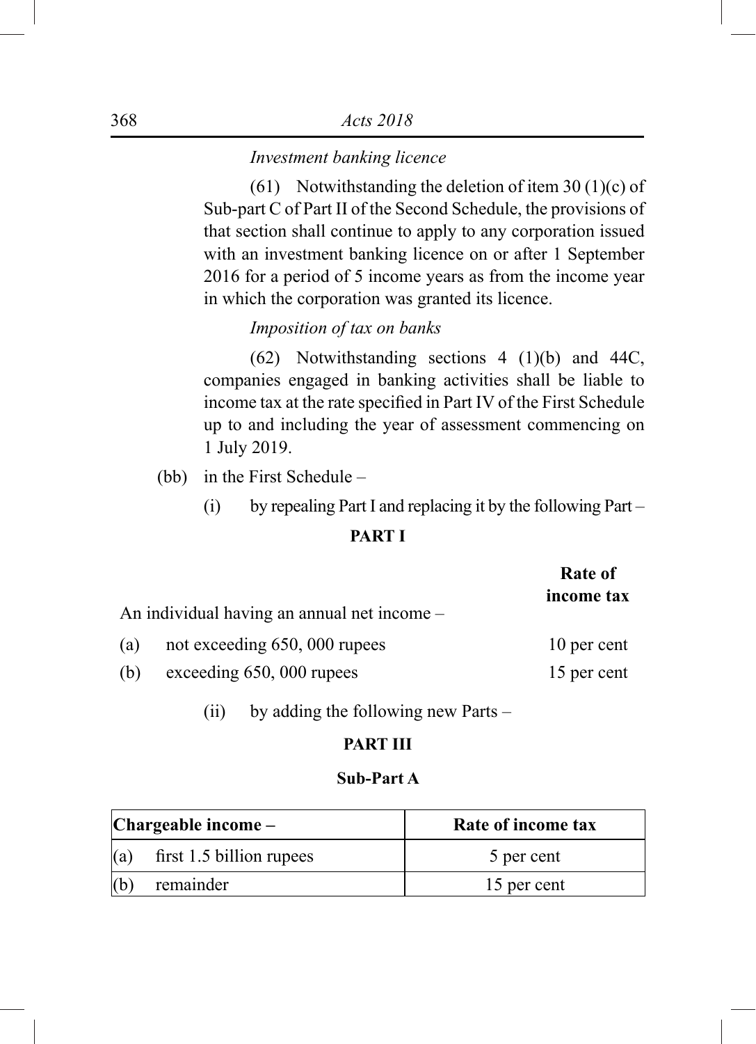*Investment banking licence*

(61) Notwithstanding the deletion of item 30 (1)(c) of Sub-part C of Part II of the Second Schedule, the provisions of that section shall continue to apply to any corporation issued with an investment banking licence on or after 1 September 2016 for a period of 5 income years as from the income year in which the corporation was granted its licence.

*Imposition of tax on banks*

(62) Notwithstanding sections 4 (1)(b) and 44C, companies engaged in banking activities shall be liable to income tax at the rate specified in Part IV of the First Schedule up to and including the year of assessment commencing on 1 July 2019.

(bb) in the First Schedule –

(i) by repealing Part I and replacing it by the following Part –

**PART I**

| An individual having an annual net income – | **Rate of income tax** |
|---|---|
| (a) not exceeding 650, 000 rupees | 10 per cent |
| (b) exceeding 650, 000 rupees | 15 per cent |

(ii) by adding the following new Parts –

**PART III**

**Sub-Part A**

| **Chargeable income –** | **Rate of income tax** |
|---|---|
| (a) first 1.5 billion rupees | 5 per cent |
| (b) remainder | 15 per cent |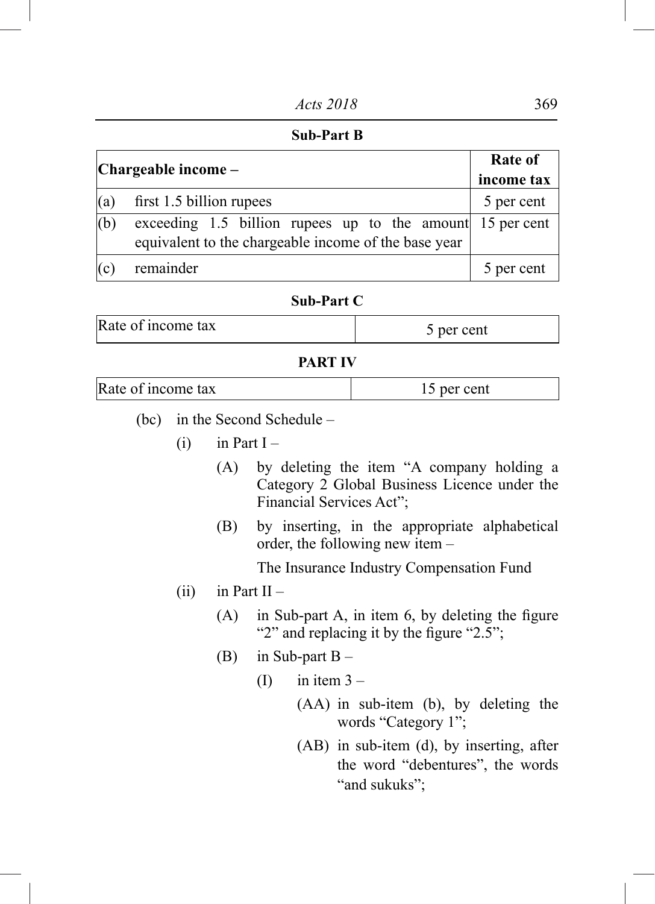**Sub-Part B**

| Chargeable income – | | Rate of income tax |
|---|---|---|
| (a) | first 1.5 billion rupees | 5 per cent |
| (b) | exceeding 1.5 billion rupees up to the amount equivalent to the chargeable income of the base year | 15 per cent |
| (c) | remainder | 5 per cent |

**Sub-Part C**

| Rate of income tax | 5 per cent |
|---|---|

**PART IV**

| Rate of income tax | 15 per cent |
|---|---|

(bc) in the Second Schedule –

(i) in Part I –

(A) by deleting the item "A company holding a Category 2 Global Business Licence under the Financial Services Act";

(B) by inserting, in the appropriate alphabetical order, the following new item –

The Insurance Industry Compensation Fund

(ii) in Part II –

(A) in Sub-part A, in item 6, by deleting the figure "2" and replacing it by the figure "2.5";

(B) in Sub-part B –

(I) in item 3 –

(AA) in sub-item (b), by deleting the words "Category 1";

(AB) in sub-item (d), by inserting, after the word "debentures", the words "and sukuks";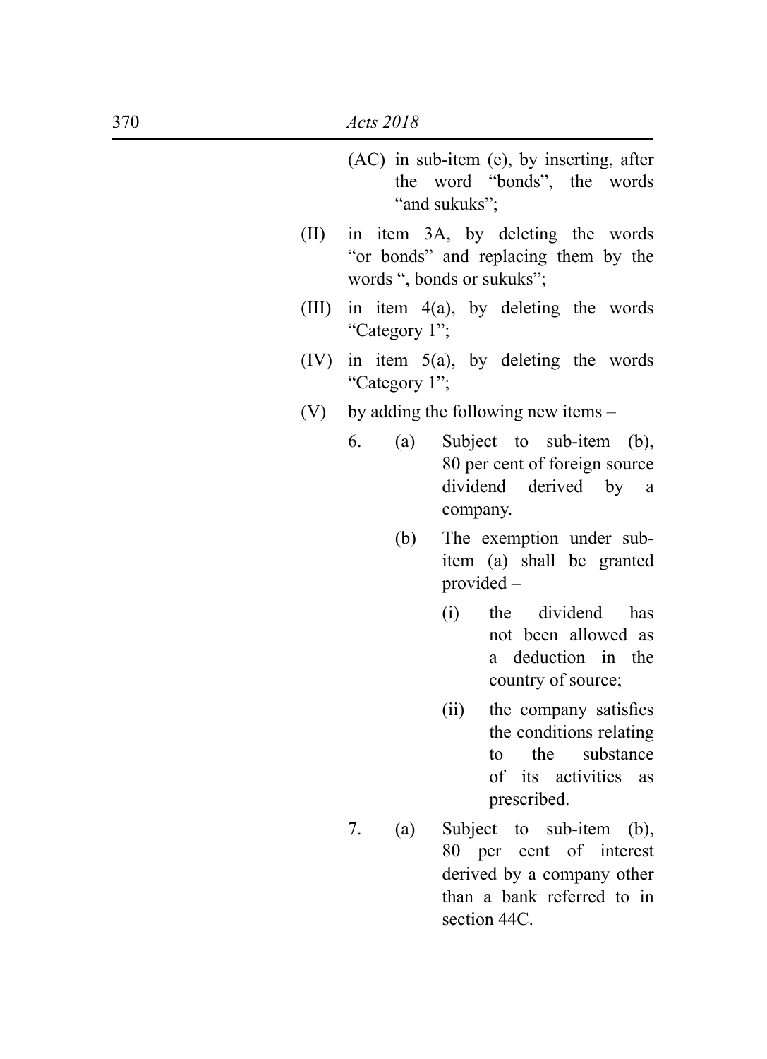(AC) in sub-item (e), by inserting, after the word “bonds”, the words “and sukuks”;

(II) in item 3A, by deleting the words “or bonds” and replacing them by the words “, bonds or sukuks”;

(III) in item 4(a), by deleting the words “Category 1”;

(IV) in item 5(a), by deleting the words “Category 1”;

(V) by adding the following new items –

6. (a) Subject to sub-item (b), 80 per cent of foreign source dividend derived by a company.

   (b) The exemption under sub-item (a) shall be granted provided –

      (i) the dividend has not been allowed as a deduction in the country of source;

      (ii) the company satisfies the conditions relating to the substance of its activities as prescribed.

7. (a) Subject to sub-item (b), 80 per cent of interest derived by a company other than a bank referred to in section 44C.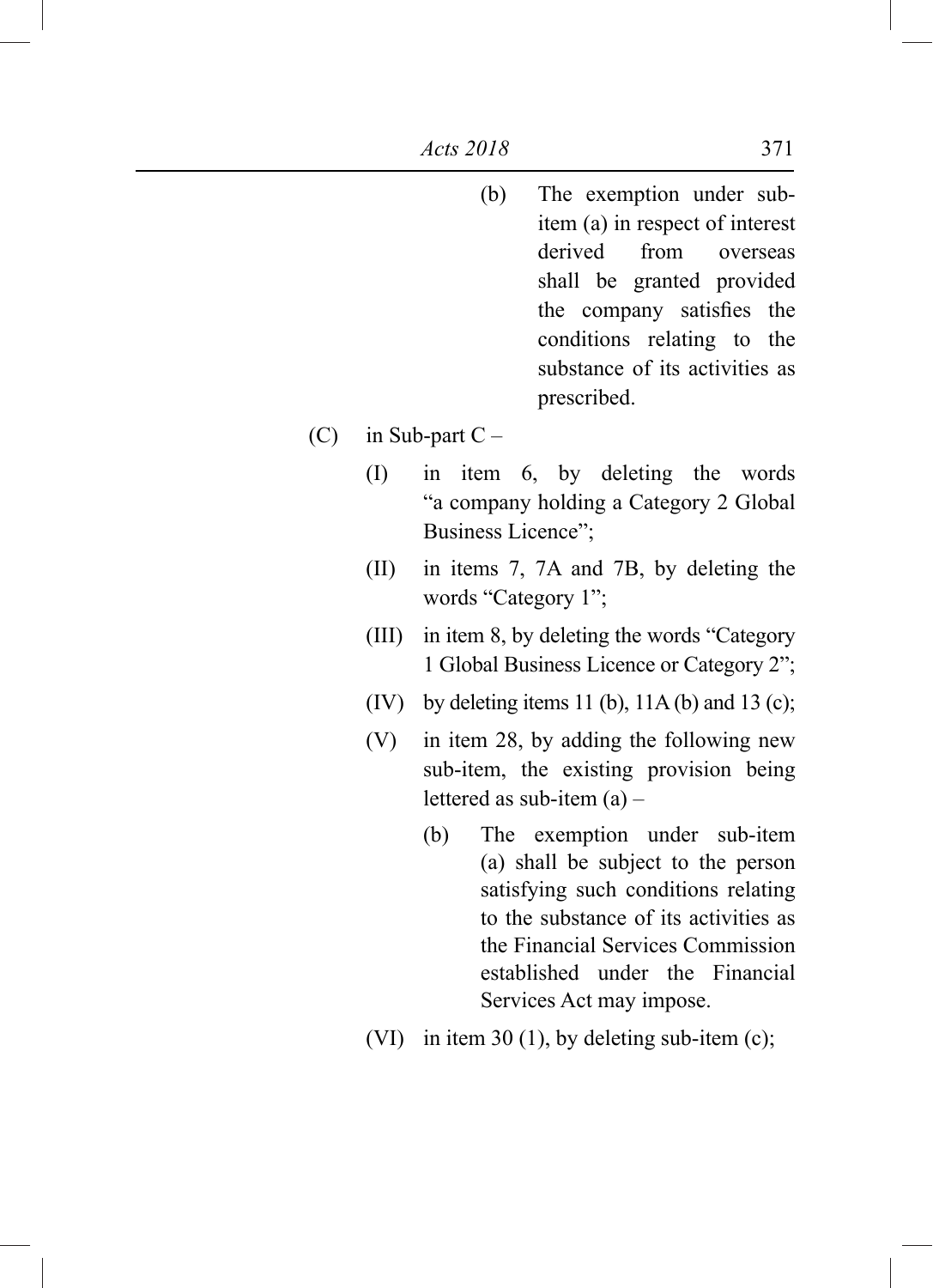(b) The exemption under sub-item (a) in respect of interest derived from overseas shall be granted provided the company satisfies the conditions relating to the substance of its activities as prescribed.

(C) in Sub-part C –

(I) in item 6, by deleting the words "a company holding a Category 2 Global Business Licence";

(II) in items 7, 7A and 7B, by deleting the words "Category 1";

(III) in item 8, by deleting the words "Category 1 Global Business Licence or Category 2";

(IV) by deleting items 11 (b), 11A (b) and 13 (c);

(V) in item 28, by adding the following new sub-item, the existing provision being lettered as sub-item (a) –

(b) The exemption under sub-item (a) shall be subject to the person satisfying such conditions relating to the substance of its activities as the Financial Services Commission established under the Financial Services Act may impose.

(VI) in item 30 (1), by deleting sub-item (c);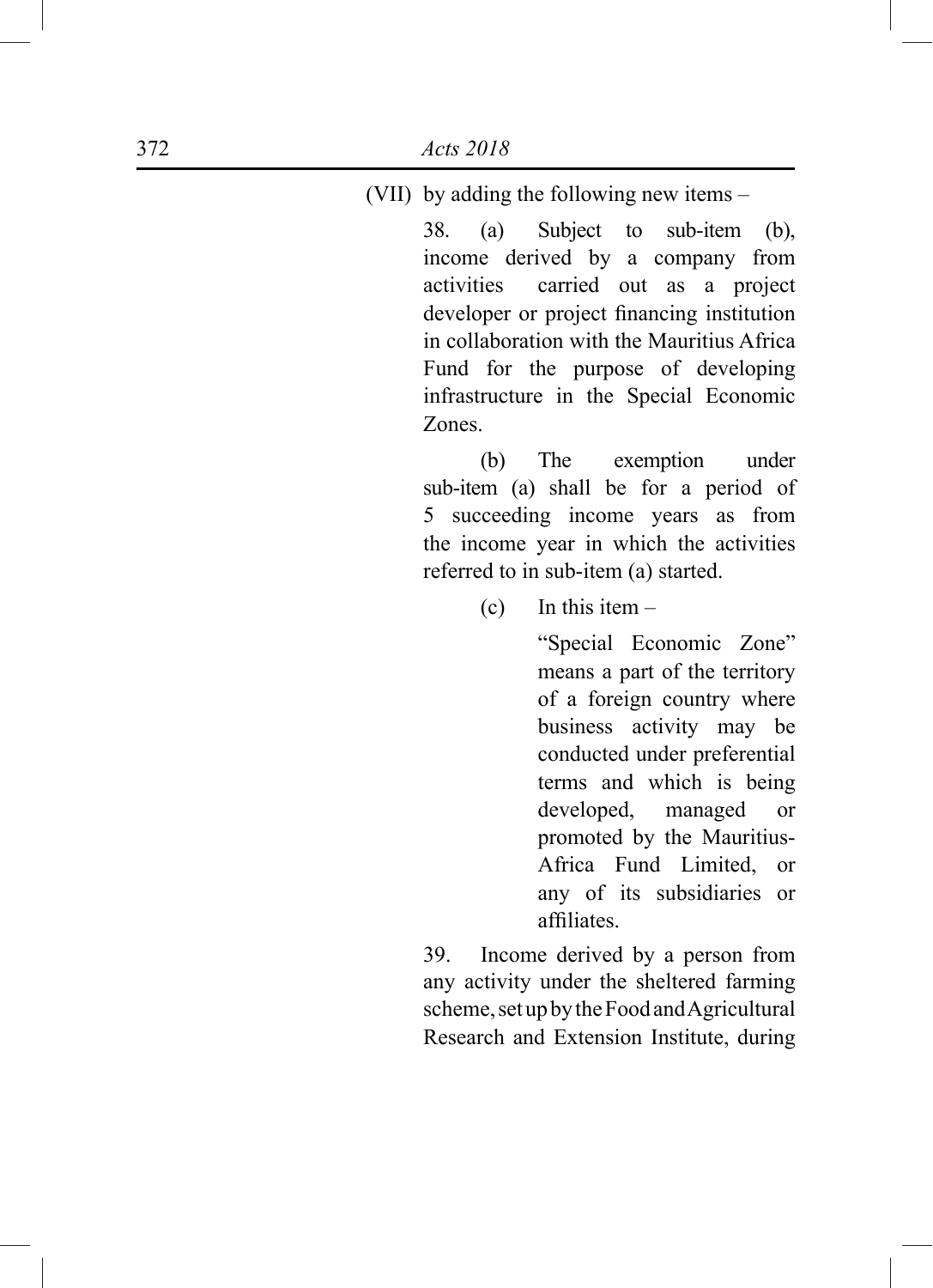(VII) by adding the following new items –

38. (a) Subject to sub-item (b), income derived by a company from activities carried out as a project developer or project financing institution in collaboration with the Mauritius Africa Fund for the purpose of developing infrastructure in the Special Economic Zones.

(b) The exemption under sub-item (a) shall be for a period of 5 succeeding income years as from the income year in which the activities referred to in sub-item (a) started.

(c) In this item –

"Special Economic Zone" means a part of the territory of a foreign country where business activity may be conducted under preferential terms and which is being developed, managed or promoted by the Mauritius-Africa Fund Limited, or any of its subsidiaries or affiliates.

39. Income derived by a person from any activity under the sheltered farming scheme, set up by the Food and Agricultural Research and Extension Institute, during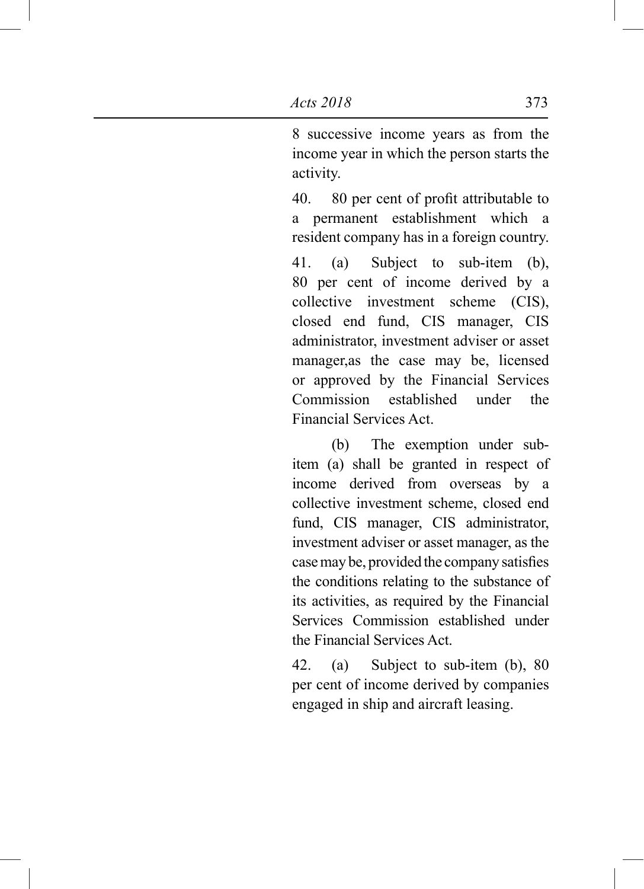8 successive income years as from the income year in which the person starts the activity.

40. 80 per cent of profit attributable to a permanent establishment which a resident company has in a foreign country.

41. (a) Subject to sub-item (b), 80 per cent of income derived by a collective investment scheme (CIS), closed end fund, CIS manager, CIS administrator, investment adviser or asset manager,as the case may be, licensed or approved by the Financial Services Commission established under the Financial Services Act.

(b) The exemption under sub-item (a) shall be granted in respect of income derived from overseas by a collective investment scheme, closed end fund, CIS manager, CIS administrator, investment adviser or asset manager, as the case may be, provided the company satisfies the conditions relating to the substance of its activities, as required by the Financial Services Commission established under the Financial Services Act.

42. (a) Subject to sub-item (b), 80 per cent of income derived by companies engaged in ship and aircraft leasing.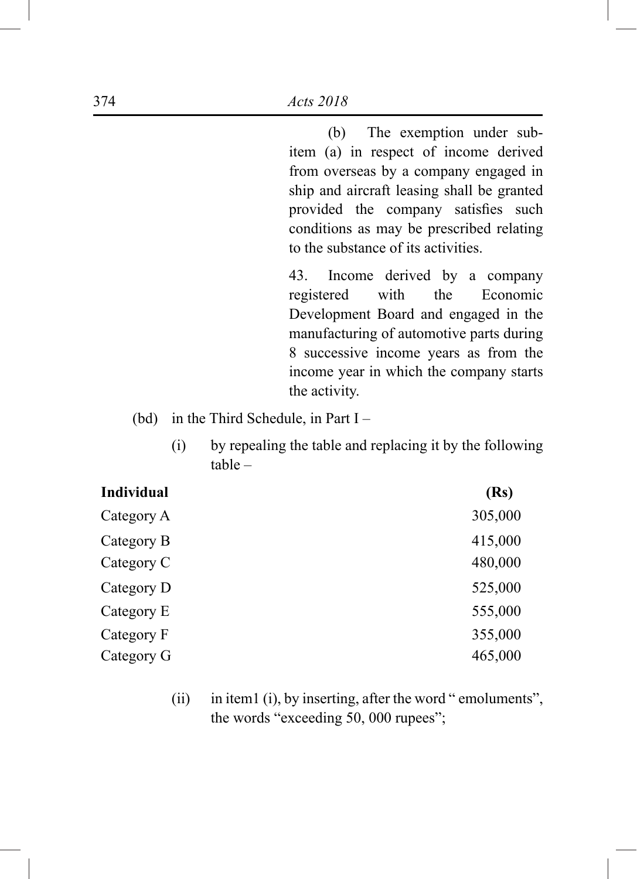(b) The exemption under sub-item (a) in respect of income derived from overseas by a company engaged in ship and aircraft leasing shall be granted provided the company satisfies such conditions as may be prescribed relating to the substance of its activities.

43. Income derived by a company registered with the Economic Development Board and engaged in the manufacturing of automotive parts during 8 successive income years as from the income year in which the company starts the activity.

(bd) in the Third Schedule, in Part I –

(i) by repealing the table and replacing it by the following table –

| **Individual** | **(Rs)** |
| --- | --- |
| Category A | 305,000 |
| Category B | 415,000 |
| Category C | 480,000 |
| Category D | 525,000 |
| Category E | 555,000 |
| Category F | 355,000 |
| Category G | 465,000 |

(ii) in item1 (i), by inserting, after the word " emoluments", the words "exceeding 50, 000 rupees";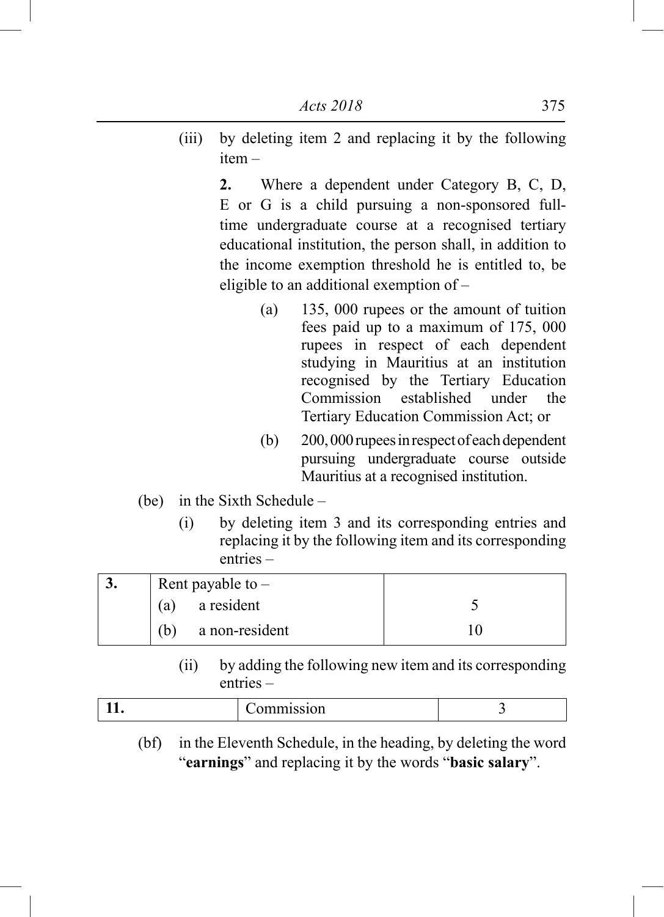(iii) by deleting item 2 and replacing it by the following item –

**2.** Where a dependent under Category B, C, D, E or G is a child pursuing a non-sponsored full-time undergraduate course at a recognised tertiary educational institution, the person shall, in addition to the income exemption threshold he is entitled to, be eligible to an additional exemption of –

(a) 135, 000 rupees or the amount of tuition fees paid up to a maximum of 175, 000 rupees in respect of each dependent studying in Mauritius at an institution recognised by the Tertiary Education Commission established under the Tertiary Education Commission Act; or

(b) 200, 000 rupees in respect of each dependent pursuing undergraduate course outside Mauritius at a recognised institution.

(be) in the Sixth Schedule –

(i) by deleting item 3 and its corresponding entries and replacing it by the following item and its corresponding entries –

| | | |
|---|---|---|
| **3.** | Rent payable to – | |
| | (a) a resident | 5 |
| | (b) a non-resident | 10 |

(ii) by adding the following new item and its corresponding entries –

| | | |
|---|---|---|
| **11.** | Commission | 3 |

(bf) in the Eleventh Schedule, in the heading, by deleting the word "**earnings**" and replacing it by the words "**basic salary**".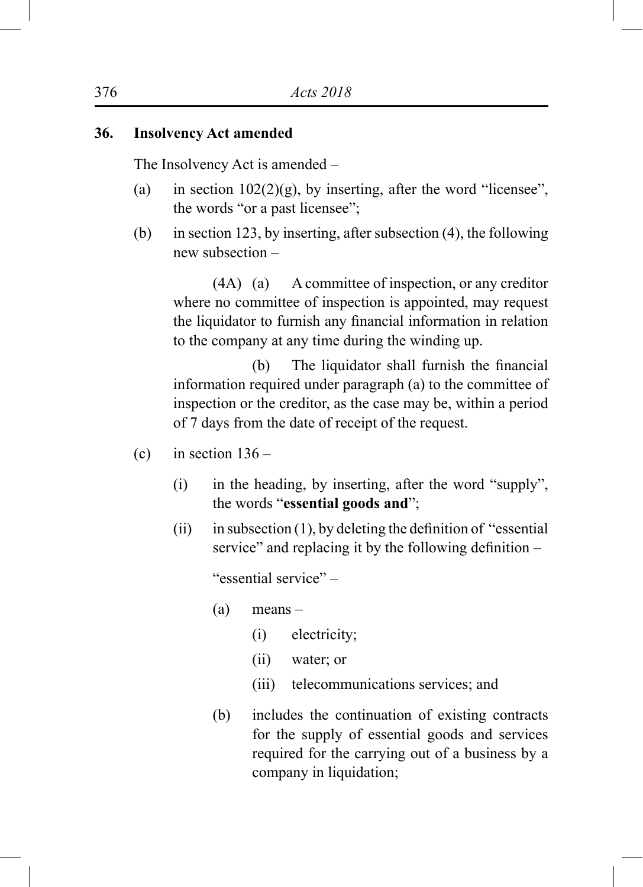**36. Insolvency Act amended**

The Insolvency Act is amended –

(a) in section 102(2)(g), by inserting, after the word "licensee", the words "or a past licensee";

(b) in section 123, by inserting, after subsection (4), the following new subsection –

(4A) (a) A committee of inspection, or any creditor where no committee of inspection is appointed, may request the liquidator to furnish any financial information in relation to the company at any time during the winding up.

(b) The liquidator shall furnish the financial information required under paragraph (a) to the committee of inspection or the creditor, as the case may be, within a period of 7 days from the date of receipt of the request.

(c) in section 136 –

(i) in the heading, by inserting, after the word "supply", the words "**essential goods and**";

(ii) in subsection (1), by deleting the definition of "essential service" and replacing it by the following definition –

"essential service" –

(a) means –

(i) electricity;

(ii) water; or

(iii) telecommunications services; and

(b) includes the continuation of existing contracts for the supply of essential goods and services required for the carrying out of a business by a company in liquidation;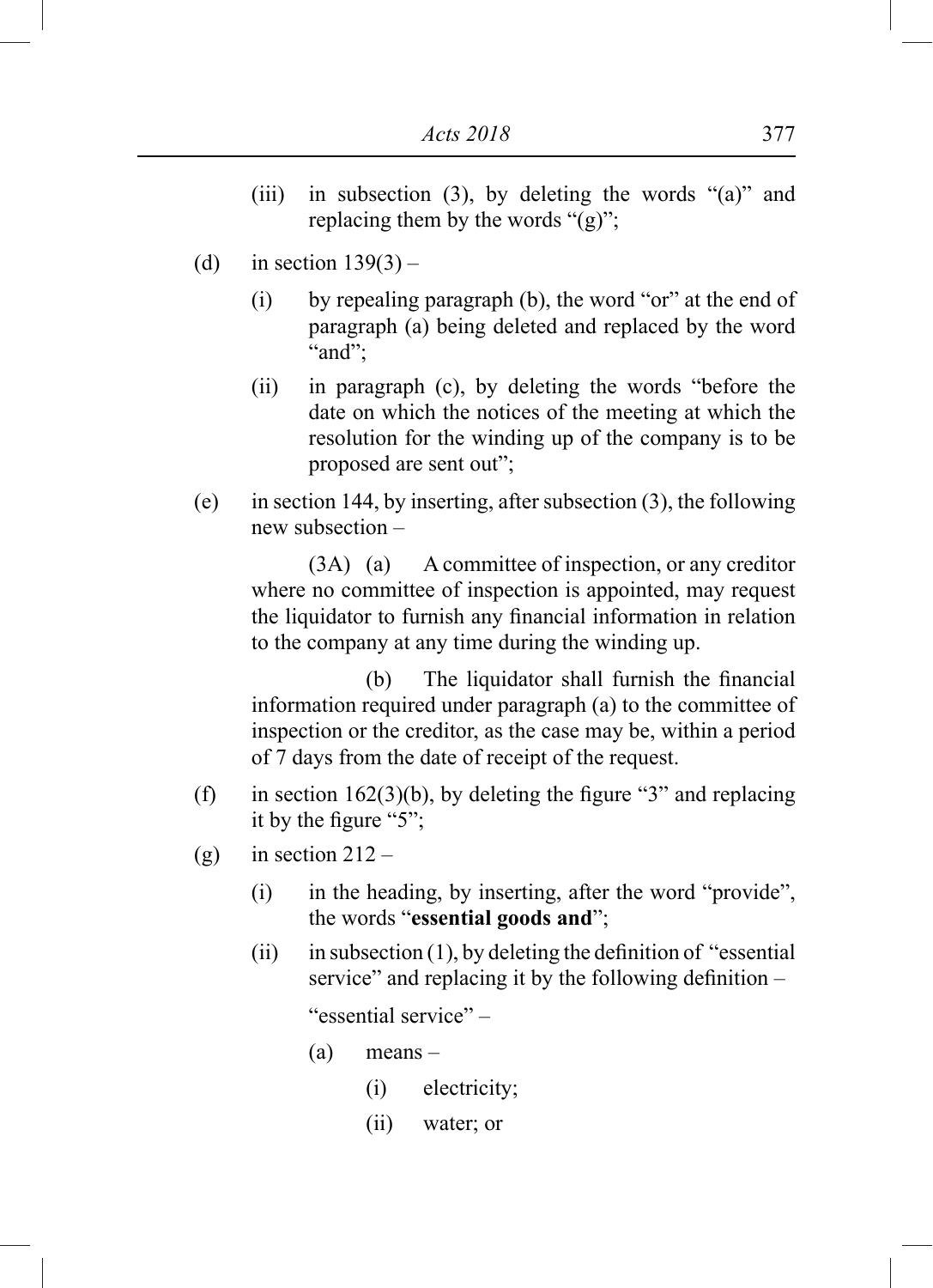(iii) in subsection (3), by deleting the words "(a)" and replacing them by the words "(g)";

(d) in section 139(3) –

(i) by repealing paragraph (b), the word "or" at the end of paragraph (a) being deleted and replaced by the word "and";

(ii) in paragraph (c), by deleting the words "before the date on which the notices of the meeting at which the resolution for the winding up of the company is to be proposed are sent out";

(e) in section 144, by inserting, after subsection (3), the following new subsection –

(3A) (a) A committee of inspection, or any creditor where no committee of inspection is appointed, may request the liquidator to furnish any financial information in relation to the company at any time during the winding up.

(b) The liquidator shall furnish the financial information required under paragraph (a) to the committee of inspection or the creditor, as the case may be, within a period of 7 days from the date of receipt of the request.

(f) in section 162(3)(b), by deleting the figure "3" and replacing it by the figure "5";

(g) in section 212 –

(i) in the heading, by inserting, after the word "provide", the words "**essential goods and**";

(ii) in subsection (1), by deleting the definition of "essential service" and replacing it by the following definition –

"essential service" –

(a) means –

(i) electricity;

(ii) water; or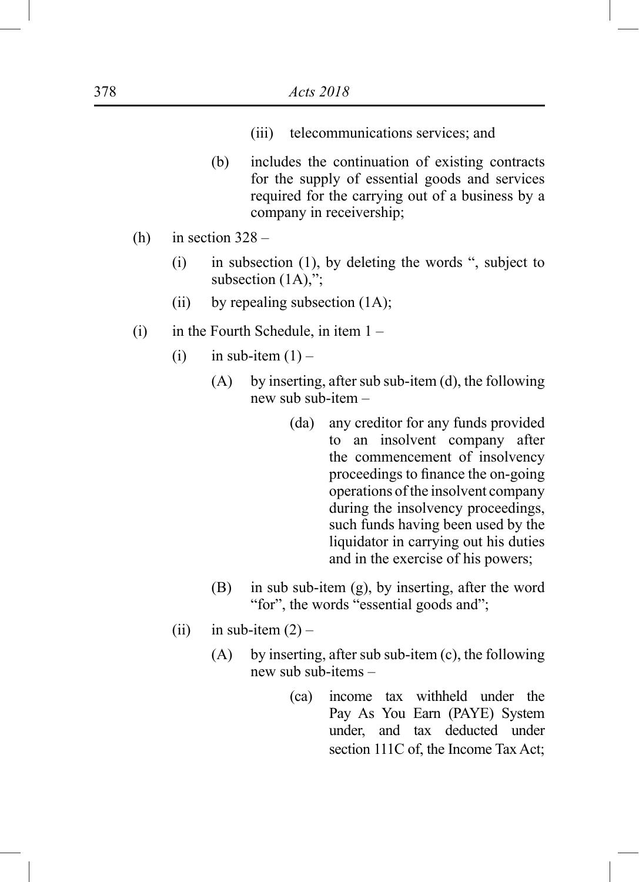(iii) telecommunications services; and

(b) includes the continuation of existing contracts for the supply of essential goods and services required for the carrying out of a business by a company in receivership;

(h) in section 328 –

(i) in subsection (1), by deleting the words ", subject to subsection (1A),";

(ii) by repealing subsection (1A);

(i) in the Fourth Schedule, in item 1 –

(i) in sub-item (1) –

(A) by inserting, after sub sub-item (d), the following new sub sub-item –

(da) any creditor for any funds provided to an insolvent company after the commencement of insolvency proceedings to finance the on-going operations of the insolvent company during the insolvency proceedings, such funds having been used by the liquidator in carrying out his duties and in the exercise of his powers;

(B) in sub sub-item (g), by inserting, after the word "for", the words "essential goods and";

(ii) in sub-item (2) –

(A) by inserting, after sub sub-item (c), the following new sub sub-items –

(ca) income tax withheld under the Pay As You Earn (PAYE) System under, and tax deducted under section 111C of, the Income Tax Act;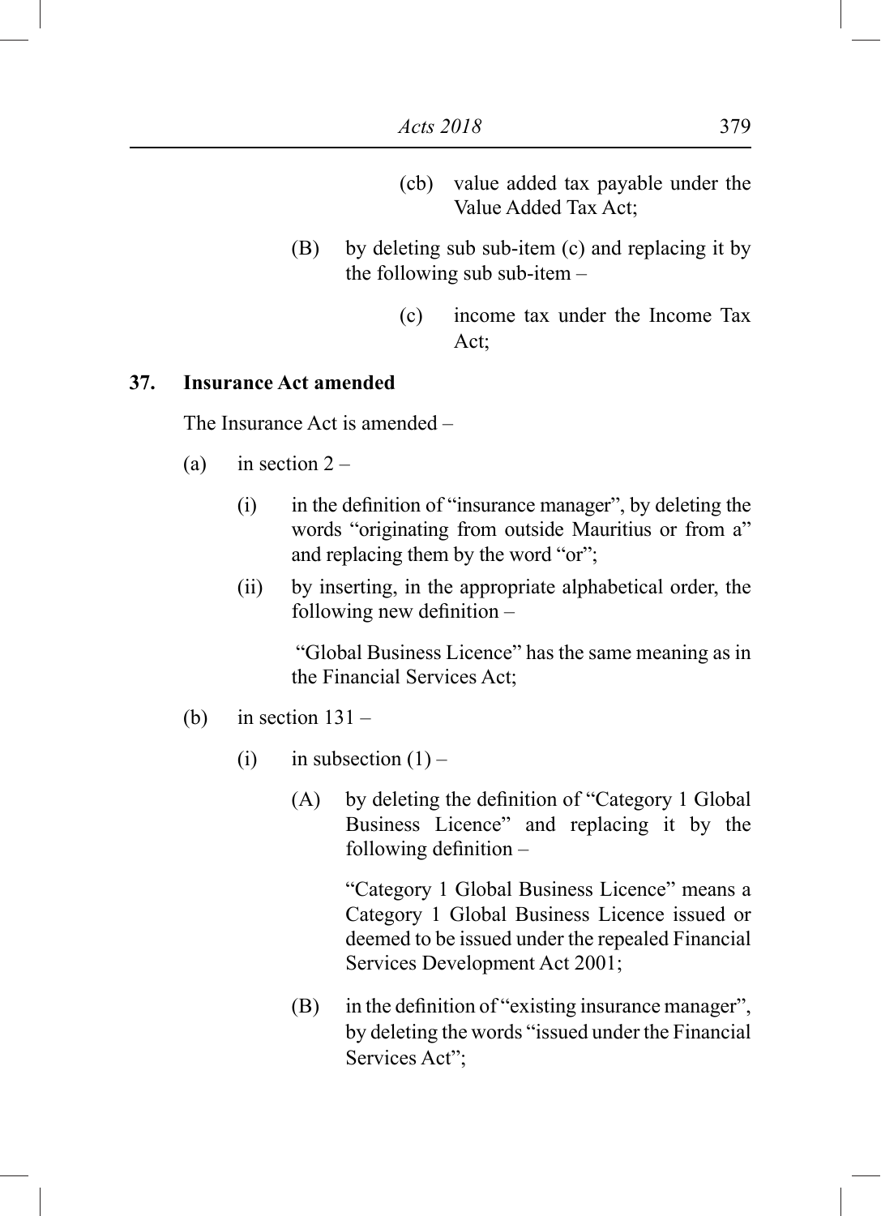(cb) value added tax payable under the Value Added Tax Act;

(B) by deleting sub sub-item (c) and replacing it by the following sub sub-item –

(c) income tax under the Income Tax Act;

**37. Insurance Act amended**

The Insurance Act is amended –

(a) in section 2 –

(i) in the definition of "insurance manager", by deleting the words "originating from outside Mauritius or from a" and replacing them by the word "or";

(ii) by inserting, in the appropriate alphabetical order, the following new definition –

"Global Business Licence" has the same meaning as in the Financial Services Act;

(b) in section 131 –

(i) in subsection (1) –

(A) by deleting the definition of "Category 1 Global Business Licence" and replacing it by the following definition –

"Category 1 Global Business Licence" means a Category 1 Global Business Licence issued or deemed to be issued under the repealed Financial Services Development Act 2001;

(B) in the definition of "existing insurance manager", by deleting the words "issued under the Financial Services Act";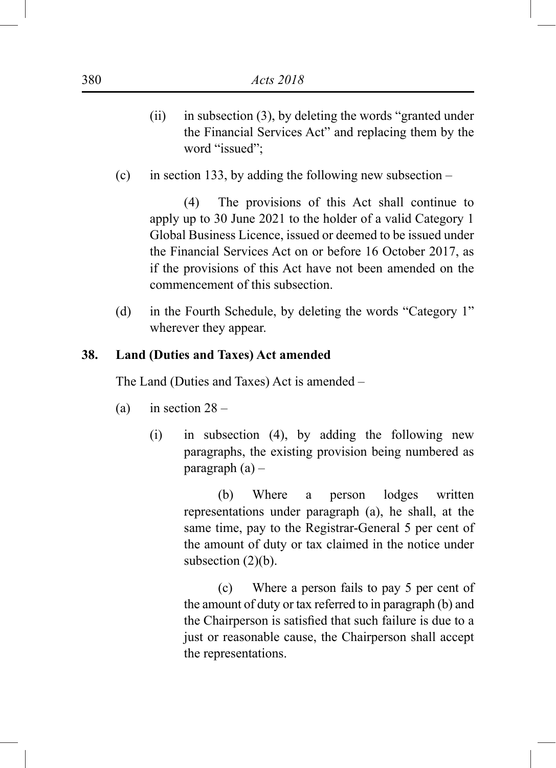(ii) in subsection (3), by deleting the words "granted under the Financial Services Act" and replacing them by the word "issued";

(c) in section 133, by adding the following new subsection –

(4) The provisions of this Act shall continue to apply up to 30 June 2021 to the holder of a valid Category 1 Global Business Licence, issued or deemed to be issued under the Financial Services Act on or before 16 October 2017, as if the provisions of this Act have not been amended on the commencement of this subsection.

(d) in the Fourth Schedule, by deleting the words "Category 1" wherever they appear.

**38. Land (Duties and Taxes) Act amended**

The Land (Duties and Taxes) Act is amended –

(a) in section 28 –

(i) in subsection (4), by adding the following new paragraphs, the existing provision being numbered as paragraph (a) –

(b) Where a person lodges written representations under paragraph (a), he shall, at the same time, pay to the Registrar-General 5 per cent of the amount of duty or tax claimed in the notice under subsection (2)(b).

(c) Where a person fails to pay 5 per cent of the amount of duty or tax referred to in paragraph (b) and the Chairperson is satisfied that such failure is due to a just or reasonable cause, the Chairperson shall accept the representations.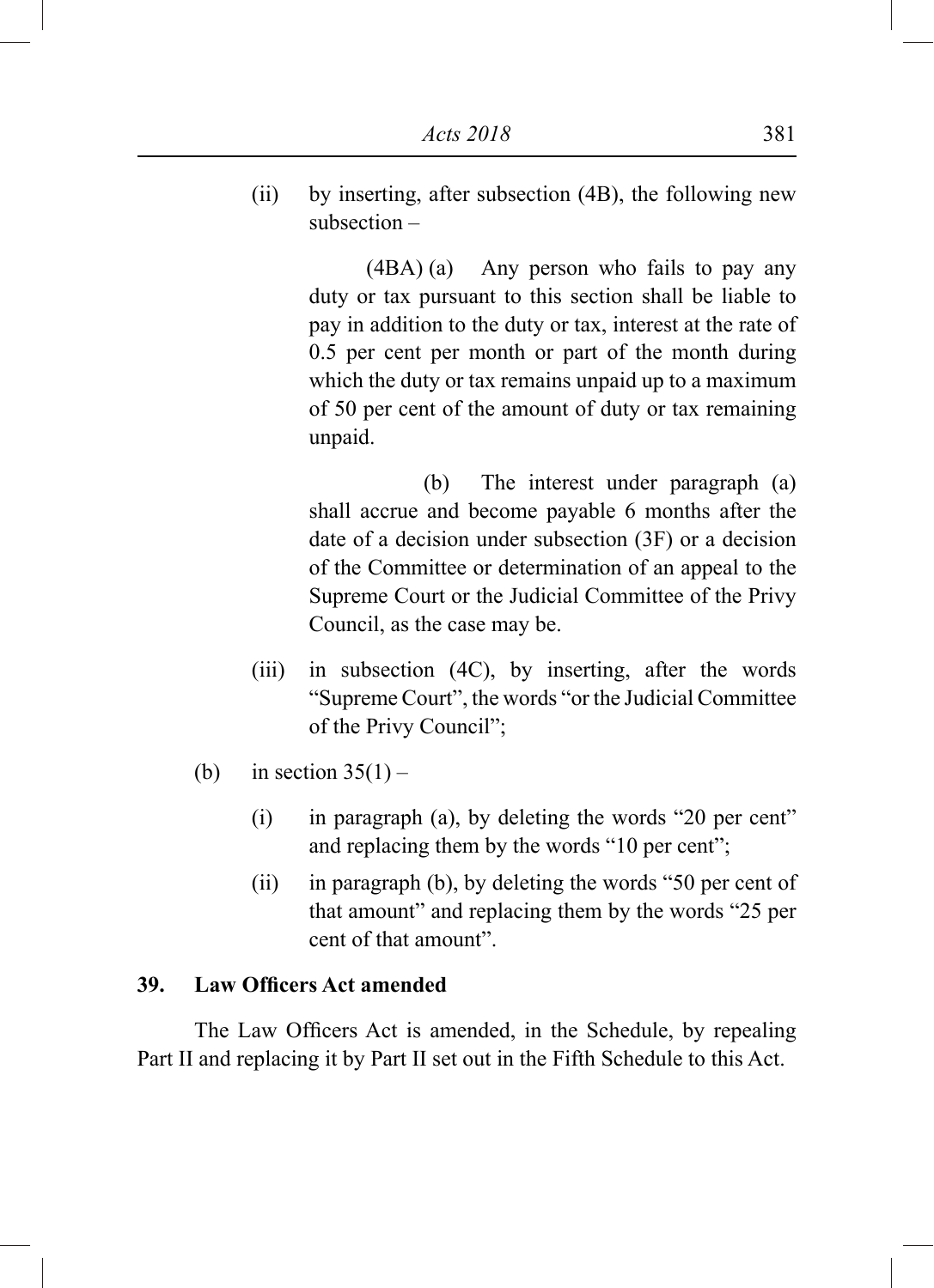(ii) by inserting, after subsection (4B), the following new subsection –

(4BA) (a) Any person who fails to pay any duty or tax pursuant to this section shall be liable to pay in addition to the duty or tax, interest at the rate of 0.5 per cent per month or part of the month during which the duty or tax remains unpaid up to a maximum of 50 per cent of the amount of duty or tax remaining unpaid.

(b) The interest under paragraph (a) shall accrue and become payable 6 months after the date of a decision under subsection (3F) or a decision of the Committee or determination of an appeal to the Supreme Court or the Judicial Committee of the Privy Council, as the case may be.

(iii) in subsection (4C), by inserting, after the words "Supreme Court", the words "or the Judicial Committee of the Privy Council";

(b) in section 35(1) –

(i) in paragraph (a), by deleting the words "20 per cent" and replacing them by the words "10 per cent";

(ii) in paragraph (b), by deleting the words "50 per cent of that amount" and replacing them by the words "25 per cent of that amount".

**39. Law Officers Act amended**

The Law Officers Act is amended, in the Schedule, by repealing Part II and replacing it by Part II set out in the Fifth Schedule to this Act.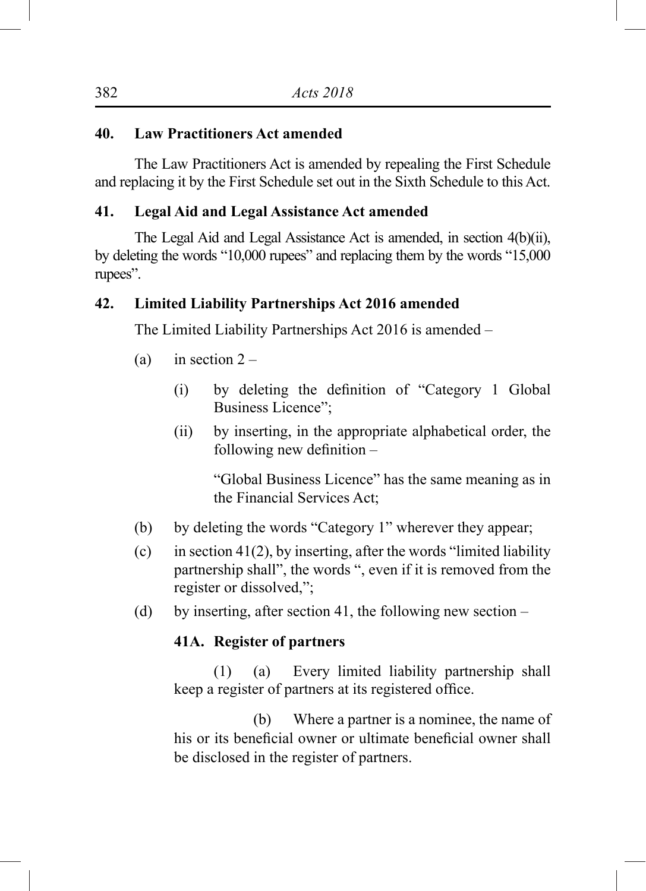**40. Law Practitioners Act amended**

The Law Practitioners Act is amended by repealing the First Schedule and replacing it by the First Schedule set out in the Sixth Schedule to this Act.

**41. Legal Aid and Legal Assistance Act amended**

The Legal Aid and Legal Assistance Act is amended, in section 4(b)(ii), by deleting the words "10,000 rupees" and replacing them by the words "15,000 rupees".

**42. Limited Liability Partnerships Act 2016 amended**

The Limited Liability Partnerships Act 2016 is amended –

(a) in section 2 –

(i) by deleting the definition of "Category 1 Global Business Licence";

(ii) by inserting, in the appropriate alphabetical order, the following new definition –

"Global Business Licence" has the same meaning as in the Financial Services Act;

(b) by deleting the words "Category 1" wherever they appear;

(c) in section 41(2), by inserting, after the words "limited liability partnership shall", the words ", even if it is removed from the register or dissolved,";

(d) by inserting, after section 41, the following new section –

**41A. Register of partners**

(1) (a) Every limited liability partnership shall keep a register of partners at its registered office.

(b) Where a partner is a nominee, the name of his or its beneficial owner or ultimate beneficial owner shall be disclosed in the register of partners.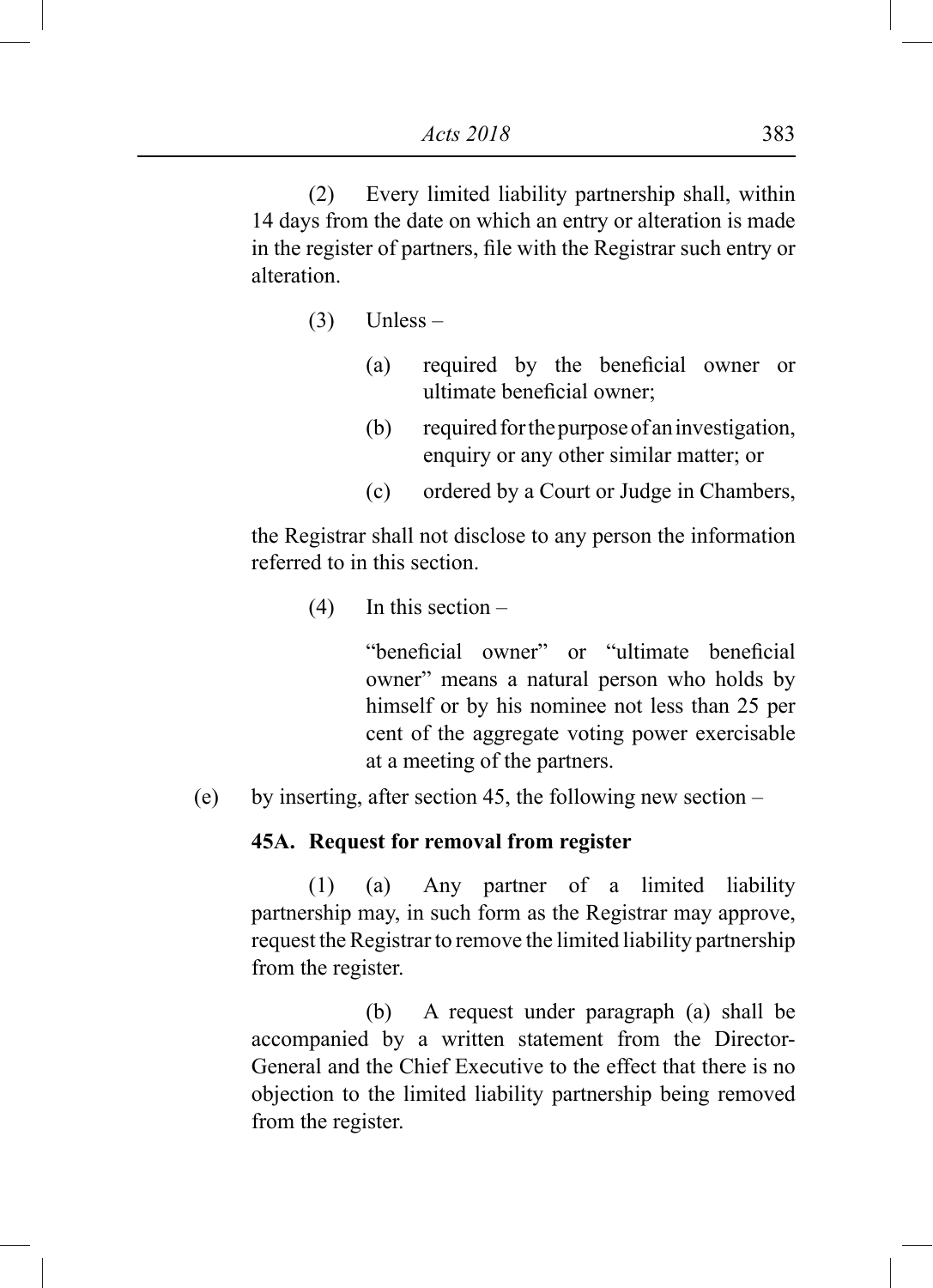(2) Every limited liability partnership shall, within 14 days from the date on which an entry or alteration is made in the register of partners, file with the Registrar such entry or alteration.

(3) Unless –

(a) required by the beneficial owner or ultimate beneficial owner;

(b) required for the purpose of an investigation, enquiry or any other similar matter; or

(c) ordered by a Court or Judge in Chambers,

the Registrar shall not disclose to any person the information referred to in this section.

(4) In this section –

"beneficial owner" or "ultimate beneficial owner" means a natural person who holds by himself or by his nominee not less than 25 per cent of the aggregate voting power exercisable at a meeting of the partners.

(e) by inserting, after section 45, the following new section –

**45A. Request for removal from register**

(1) (a) Any partner of a limited liability partnership may, in such form as the Registrar may approve, request the Registrar to remove the limited liability partnership from the register.

(b) A request under paragraph (a) shall be accompanied by a written statement from the Director-General and the Chief Executive to the effect that there is no objection to the limited liability partnership being removed from the register.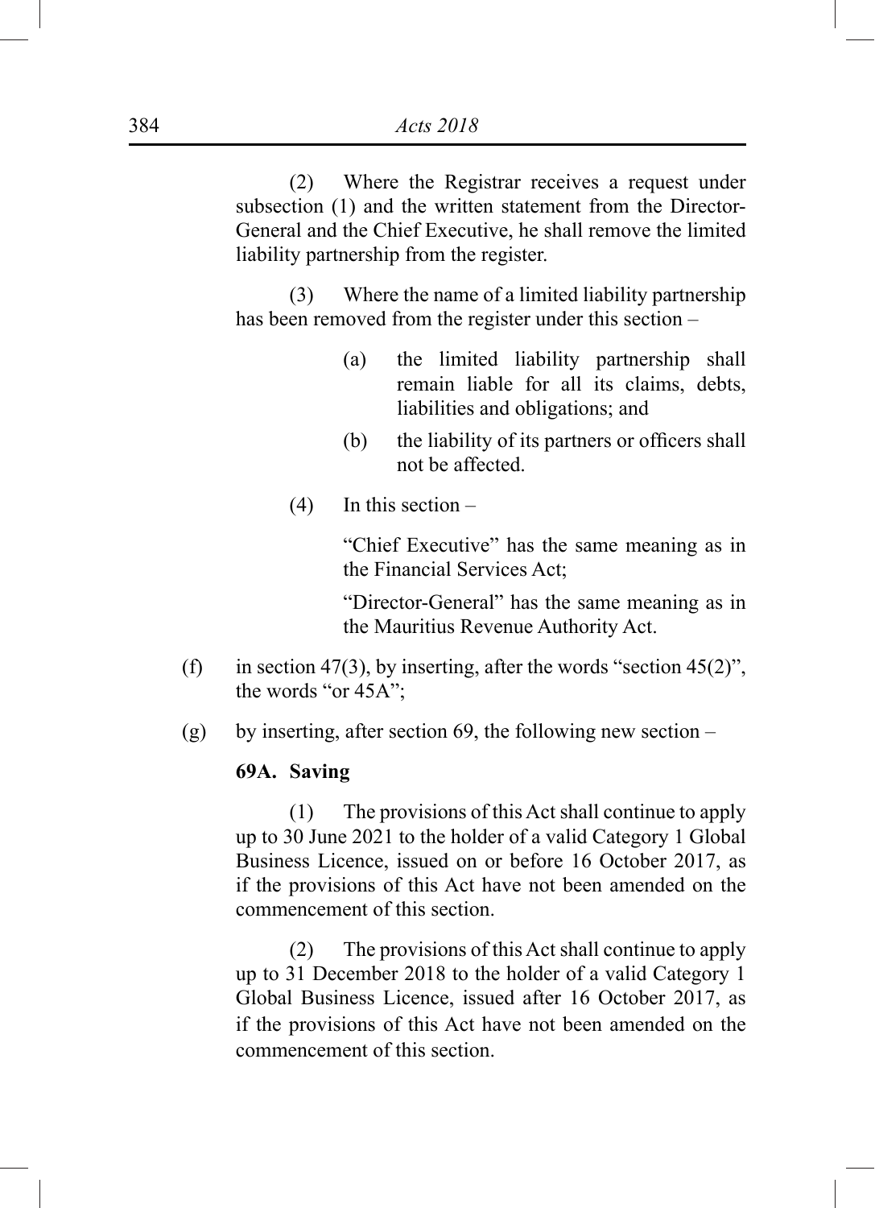(2) Where the Registrar receives a request under subsection (1) and the written statement from the Director-General and the Chief Executive, he shall remove the limited liability partnership from the register.

(3) Where the name of a limited liability partnership has been removed from the register under this section –

(a) the limited liability partnership shall remain liable for all its claims, debts, liabilities and obligations; and

(b) the liability of its partners or officers shall not be affected.

(4) In this section –

"Chief Executive" has the same meaning as in the Financial Services Act;

"Director-General" has the same meaning as in the Mauritius Revenue Authority Act.

(f) in section 47(3), by inserting, after the words "section 45(2)", the words "or 45A";

(g) by inserting, after section 69, the following new section –

**69A. Saving**

(1) The provisions of this Act shall continue to apply up to 30 June 2021 to the holder of a valid Category 1 Global Business Licence, issued on or before 16 October 2017, as if the provisions of this Act have not been amended on the commencement of this section.

(2) The provisions of this Act shall continue to apply up to 31 December 2018 to the holder of a valid Category 1 Global Business Licence, issued after 16 October 2017, as if the provisions of this Act have not been amended on the commencement of this section.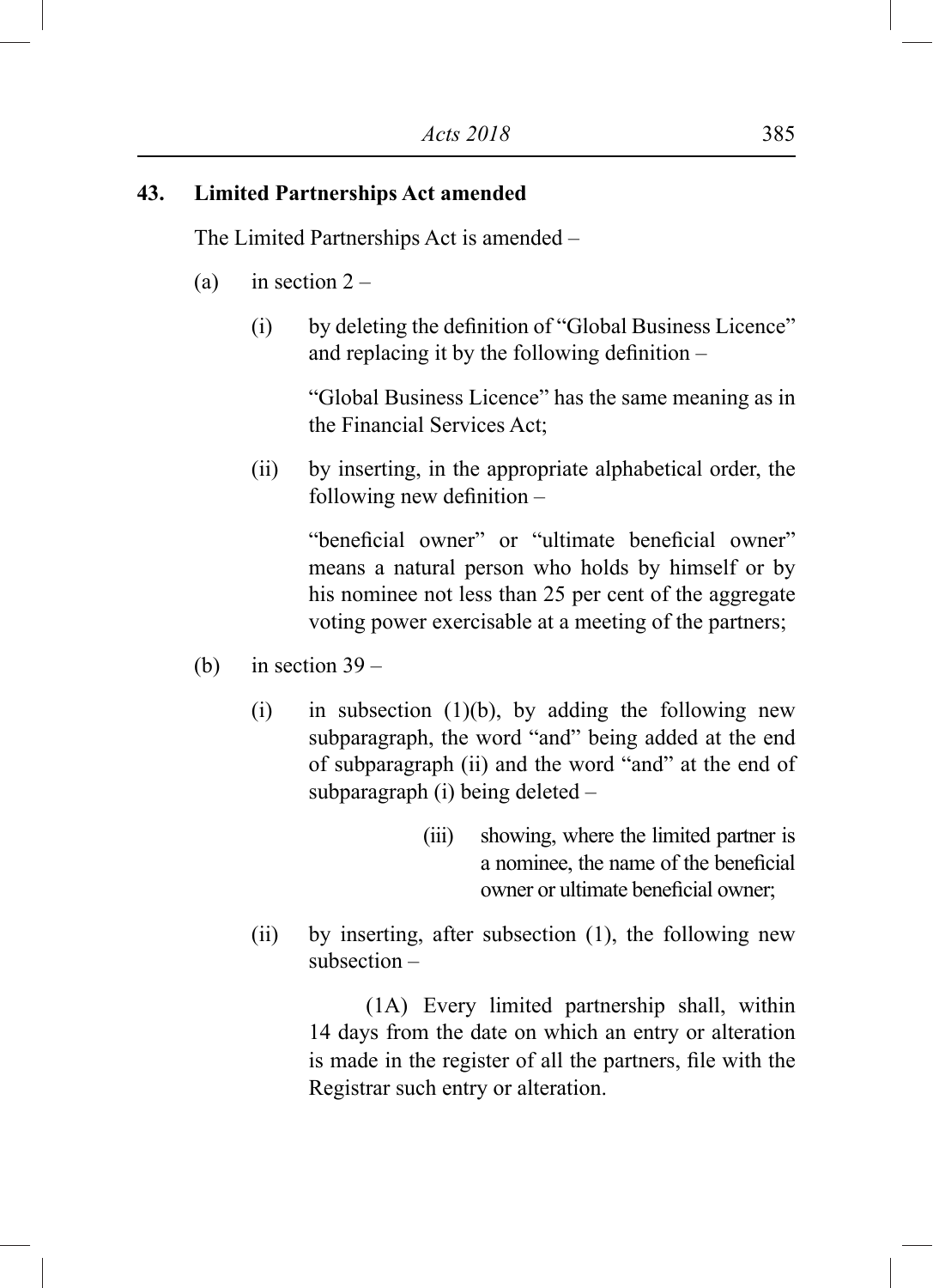**43. Limited Partnerships Act amended**

The Limited Partnerships Act is amended –

(a) in section 2 –

(i) by deleting the definition of "Global Business Licence" and replacing it by the following definition –

"Global Business Licence" has the same meaning as in the Financial Services Act;

(ii) by inserting, in the appropriate alphabetical order, the following new definition –

"beneficial owner" or "ultimate beneficial owner" means a natural person who holds by himself or by his nominee not less than 25 per cent of the aggregate voting power exercisable at a meeting of the partners;

(b) in section 39 –

(i) in subsection (1)(b), by adding the following new subparagraph, the word "and" being added at the end of subparagraph (ii) and the word "and" at the end of subparagraph (i) being deleted –

(iii) showing, where the limited partner is a nominee, the name of the beneficial owner or ultimate beneficial owner;

(ii) by inserting, after subsection (1), the following new subsection –

(1A) Every limited partnership shall, within 14 days from the date on which an entry or alteration is made in the register of all the partners, file with the Registrar such entry or alteration.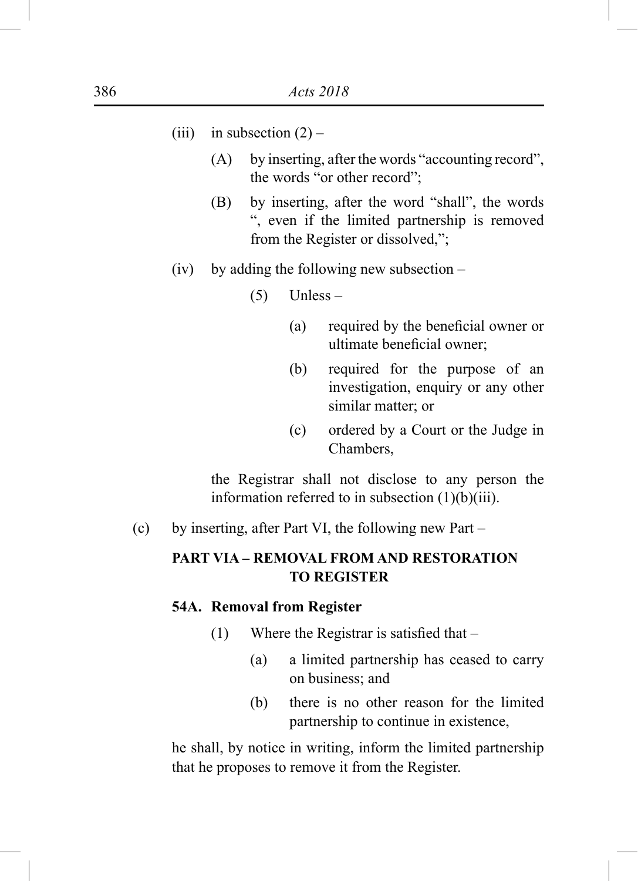(iii) in subsection (2) –

(A) by inserting, after the words "accounting record", the words "or other record";

(B) by inserting, after the word "shall", the words ", even if the limited partnership is removed from the Register or dissolved,";

(iv) by adding the following new subsection –

(5) Unless –

(a) required by the beneficial owner or ultimate beneficial owner;

(b) required for the purpose of an investigation, enquiry or any other similar matter; or

(c) ordered by a Court or the Judge in Chambers,

the Registrar shall not disclose to any person the information referred to in subsection (1)(b)(iii).

(c) by inserting, after Part VI, the following new Part –

**PART VIA – REMOVAL FROM AND RESTORATION TO REGISTER**

**54A. Removal from Register**

(1) Where the Registrar is satisfied that –

(a) a limited partnership has ceased to carry on business; and

(b) there is no other reason for the limited partnership to continue in existence,

he shall, by notice in writing, inform the limited partnership that he proposes to remove it from the Register.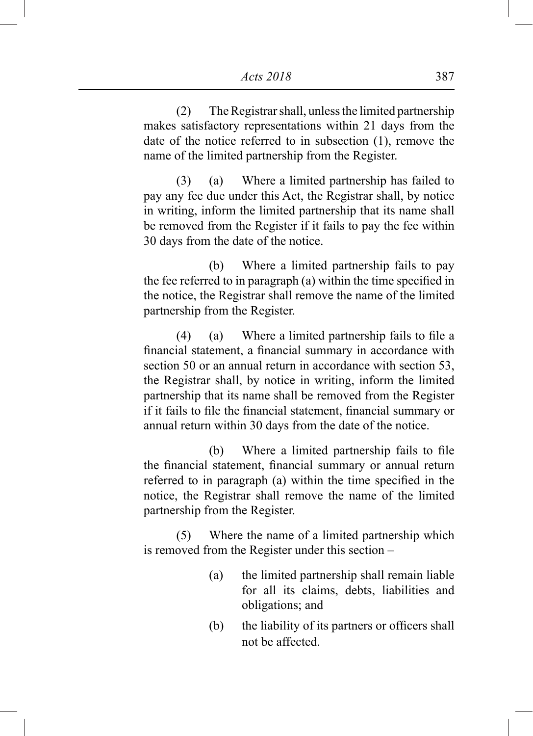(2) The Registrar shall, unless the limited partnership makes satisfactory representations within 21 days from the date of the notice referred to in subsection (1), remove the name of the limited partnership from the Register.

(3) (a) Where a limited partnership has failed to pay any fee due under this Act, the Registrar shall, by notice in writing, inform the limited partnership that its name shall be removed from the Register if it fails to pay the fee within 30 days from the date of the notice.

(b) Where a limited partnership fails to pay the fee referred to in paragraph (a) within the time specified in the notice, the Registrar shall remove the name of the limited partnership from the Register.

(4) (a) Where a limited partnership fails to file a financial statement, a financial summary in accordance with section 50 or an annual return in accordance with section 53, the Registrar shall, by notice in writing, inform the limited partnership that its name shall be removed from the Register if it fails to file the financial statement, financial summary or annual return within 30 days from the date of the notice.

(b) Where a limited partnership fails to file the financial statement, financial summary or annual return referred to in paragraph (a) within the time specified in the notice, the Registrar shall remove the name of the limited partnership from the Register.

(5) Where the name of a limited partnership which is removed from the Register under this section –

(a) the limited partnership shall remain liable for all its claims, debts, liabilities and obligations; and

(b) the liability of its partners or officers shall not be affected.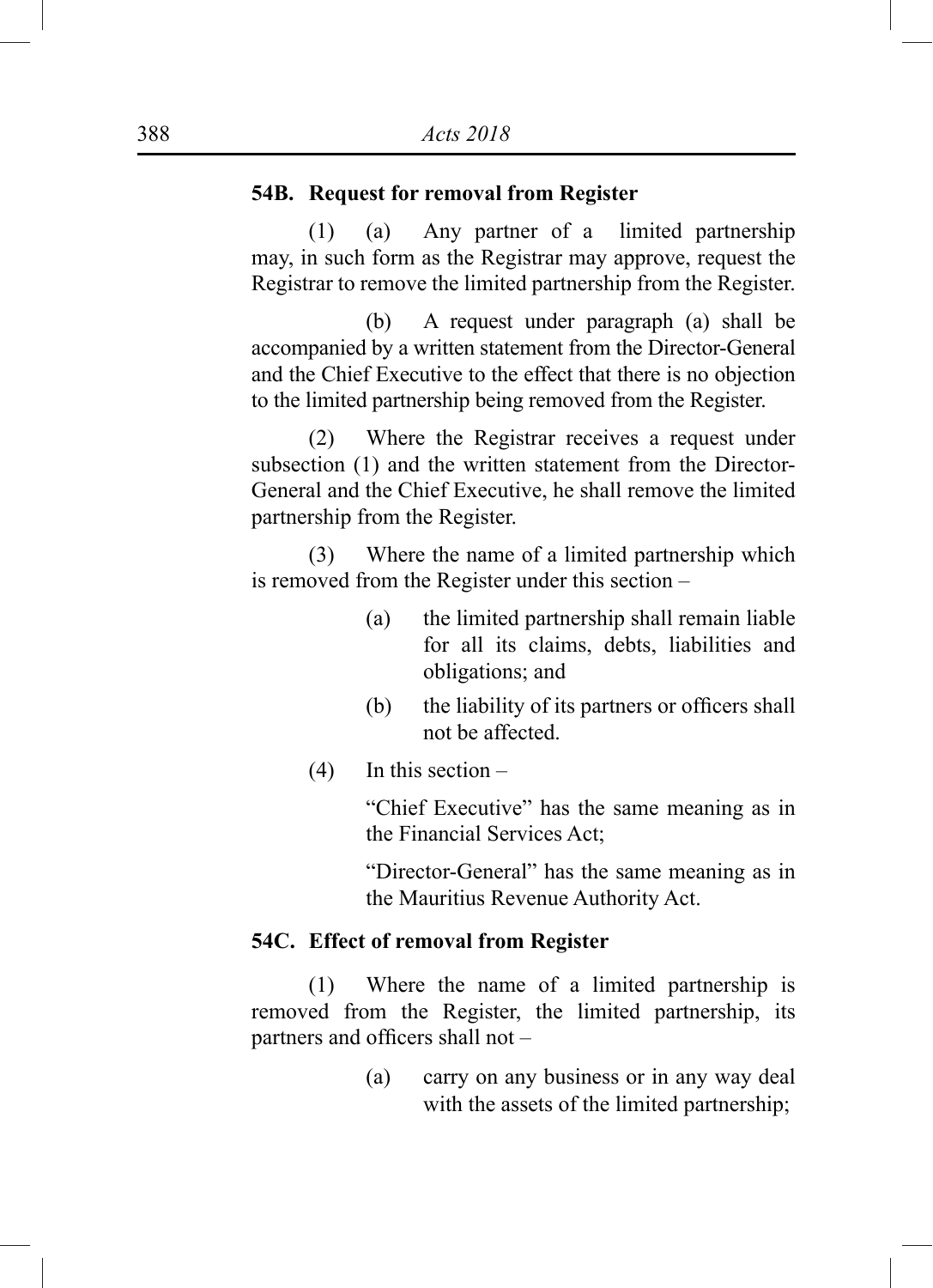**54B. Request for removal from Register**

(1) (a) Any partner of a limited partnership may, in such form as the Registrar may approve, request the Registrar to remove the limited partnership from the Register.

(b) A request under paragraph (a) shall be accompanied by a written statement from the Director-General and the Chief Executive to the effect that there is no objection to the limited partnership being removed from the Register.

(2) Where the Registrar receives a request under subsection (1) and the written statement from the Director-General and the Chief Executive, he shall remove the limited partnership from the Register.

(3) Where the name of a limited partnership which is removed from the Register under this section –

(a) the limited partnership shall remain liable for all its claims, debts, liabilities and obligations; and

(b) the liability of its partners or officers shall not be affected.

(4) In this section –

"Chief Executive" has the same meaning as in the Financial Services Act;

"Director-General" has the same meaning as in the Mauritius Revenue Authority Act.

**54C. Effect of removal from Register**

(1) Where the name of a limited partnership is removed from the Register, the limited partnership, its partners and officers shall not –

(a) carry on any business or in any way deal with the assets of the limited partnership;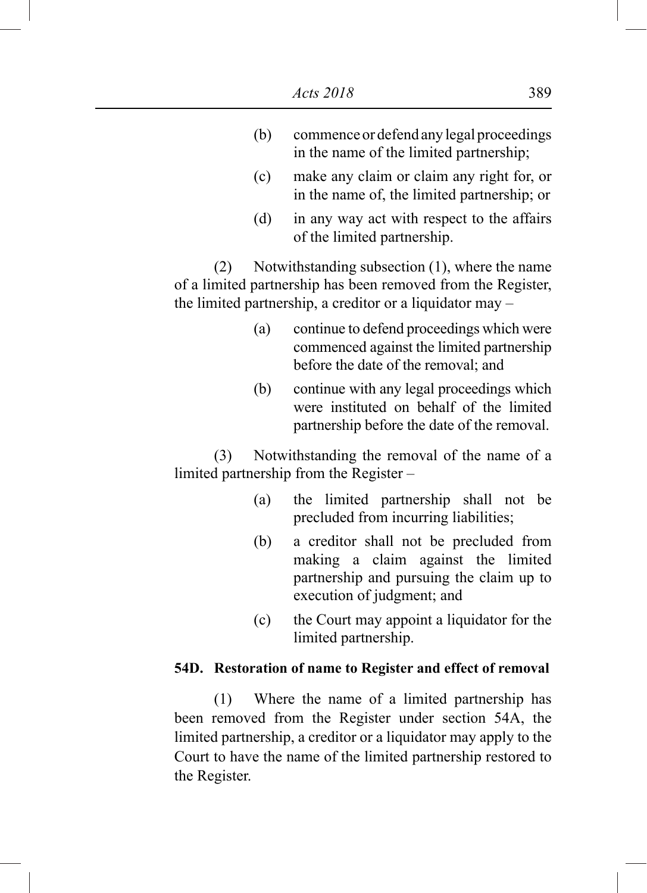(b) commence or defend any legal proceedings in the name of the limited partnership;

(c) make any claim or claim any right for, or in the name of, the limited partnership; or

(d) in any way act with respect to the affairs of the limited partnership.

(2) Notwithstanding subsection (1), where the name of a limited partnership has been removed from the Register, the limited partnership, a creditor or a liquidator may –

(a) continue to defend proceedings which were commenced against the limited partnership before the date of the removal; and

(b) continue with any legal proceedings which were instituted on behalf of the limited partnership before the date of the removal.

(3) Notwithstanding the removal of the name of a limited partnership from the Register –

(a) the limited partnership shall not be precluded from incurring liabilities;

(b) a creditor shall not be precluded from making a claim against the limited partnership and pursuing the claim up to execution of judgment; and

(c) the Court may appoint a liquidator for the limited partnership.

**54D. Restoration of name to Register and effect of removal**

(1) Where the name of a limited partnership has been removed from the Register under section 54A, the limited partnership, a creditor or a liquidator may apply to the Court to have the name of the limited partnership restored to the Register.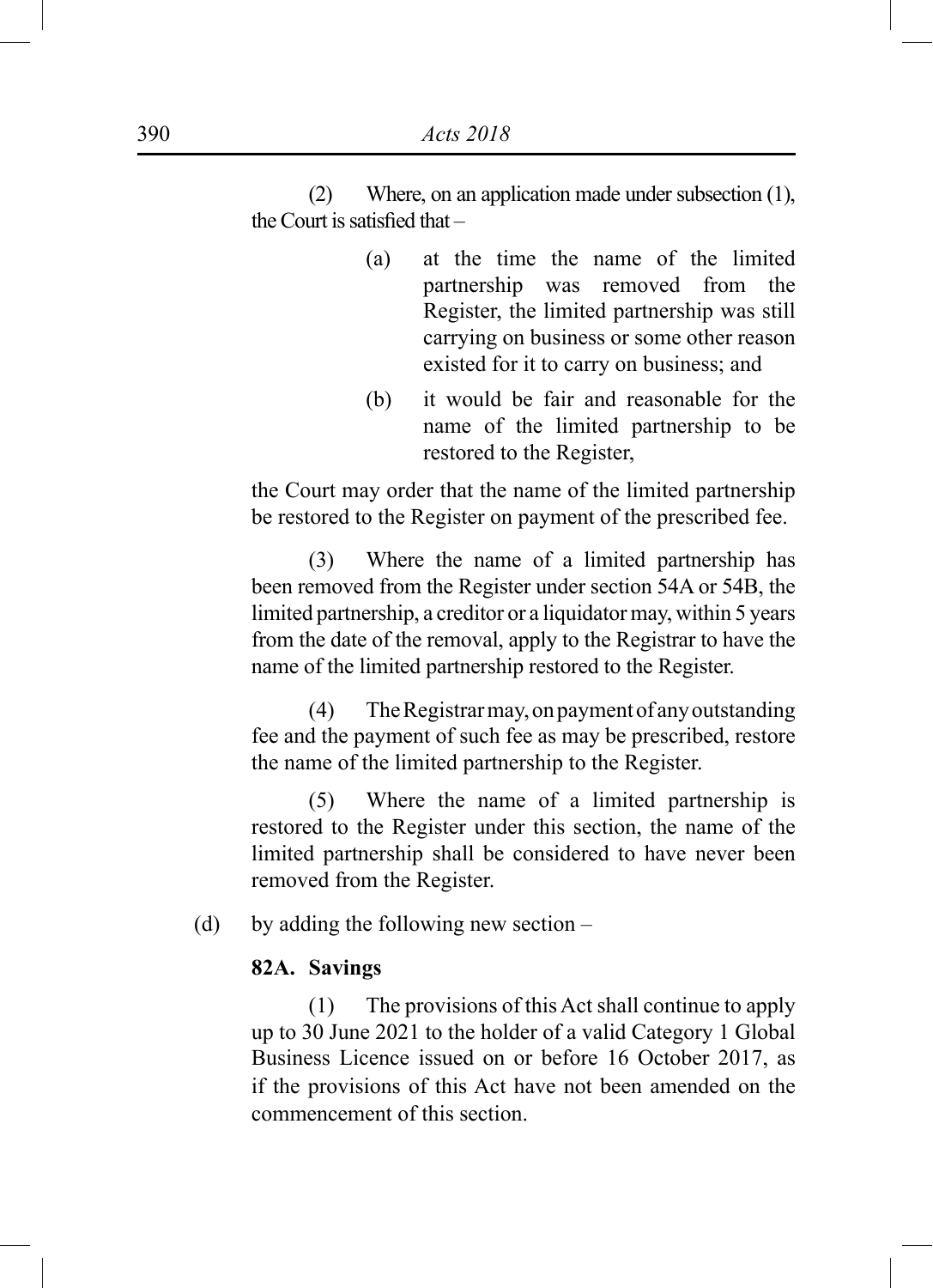(2) Where, on an application made under subsection (1), the Court is satisfied that –

(a) at the time the name of the limited partnership was removed from the Register, the limited partnership was still carrying on business or some other reason existed for it to carry on business; and

(b) it would be fair and reasonable for the name of the limited partnership to be restored to the Register,

the Court may order that the name of the limited partnership be restored to the Register on payment of the prescribed fee.

(3) Where the name of a limited partnership has been removed from the Register under section 54A or 54B, the limited partnership, a creditor or a liquidator may, within 5 years from the date of the removal, apply to the Registrar to have the name of the limited partnership restored to the Register.

(4) The Registrar may, on payment of any outstanding fee and the payment of such fee as may be prescribed, restore the name of the limited partnership to the Register.

(5) Where the name of a limited partnership is restored to the Register under this section, the name of the limited partnership shall be considered to have never been removed from the Register.

(d) by adding the following new section –

**82A. Savings**

(1) The provisions of this Act shall continue to apply up to 30 June 2021 to the holder of a valid Category 1 Global Business Licence issued on or before 16 October 2017, as if the provisions of this Act have not been amended on the commencement of this section.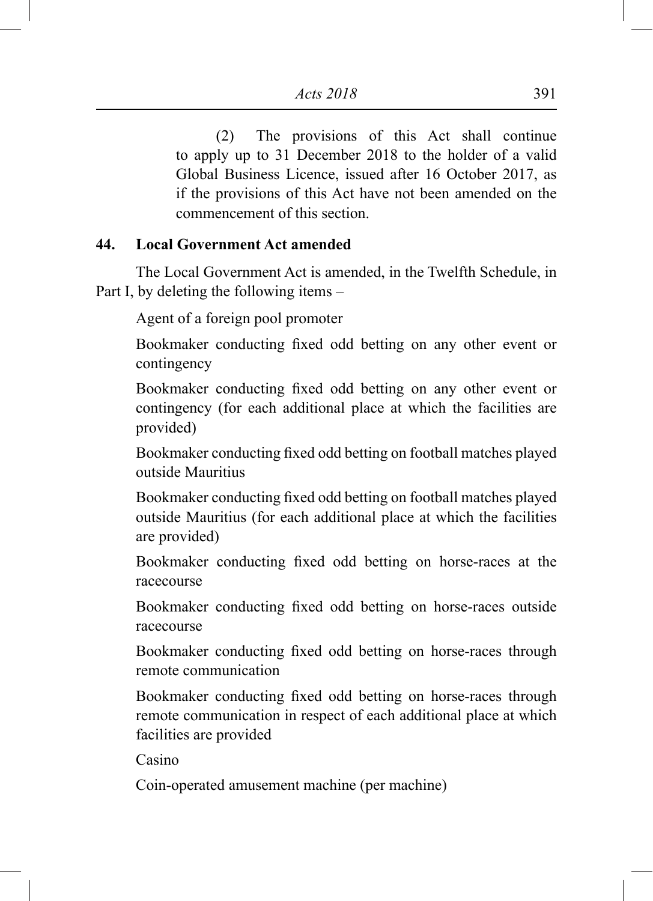(2) The provisions of this Act shall continue to apply up to 31 December 2018 to the holder of a valid Global Business Licence, issued after 16 October 2017, as if the provisions of this Act have not been amended on the commencement of this section.

**44. Local Government Act amended**

The Local Government Act is amended, in the Twelfth Schedule, in Part I, by deleting the following items –

Agent of a foreign pool promoter

Bookmaker conducting fixed odd betting on any other event or contingency

Bookmaker conducting fixed odd betting on any other event or contingency (for each additional place at which the facilities are provided)

Bookmaker conducting fixed odd betting on football matches played outside Mauritius

Bookmaker conducting fixed odd betting on football matches played outside Mauritius (for each additional place at which the facilities are provided)

Bookmaker conducting fixed odd betting on horse-races at the racecourse

Bookmaker conducting fixed odd betting on horse-races outside racecourse

Bookmaker conducting fixed odd betting on horse-races through remote communication

Bookmaker conducting fixed odd betting on horse-races through remote communication in respect of each additional place at which facilities are provided

Casino

Coin-operated amusement machine (per machine)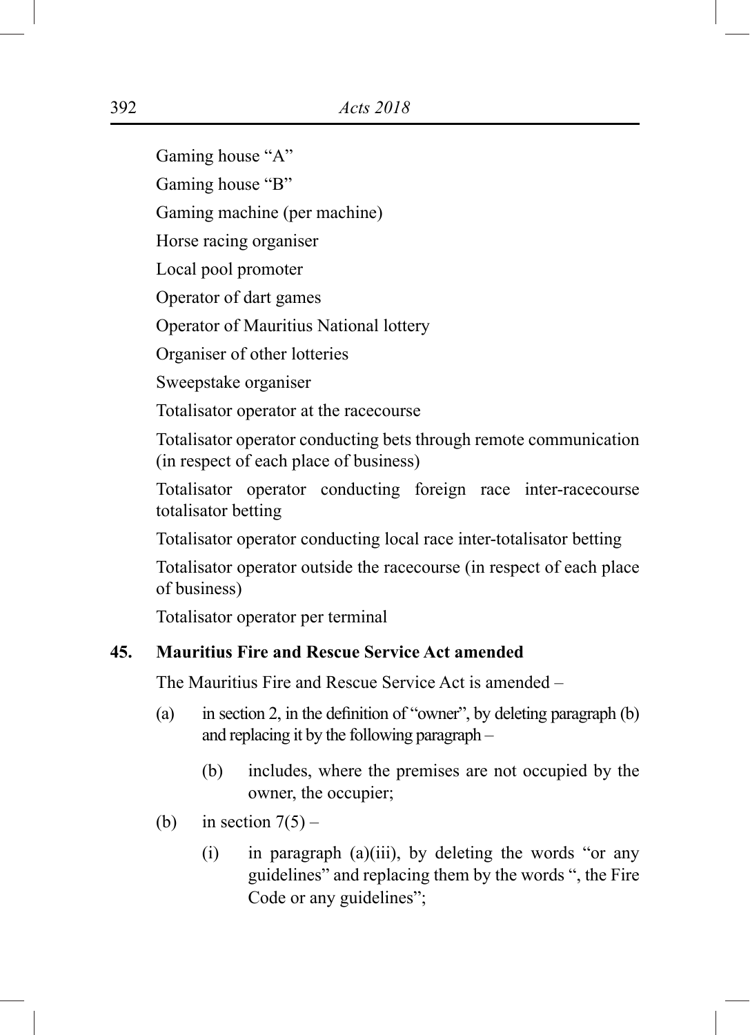Gaming house "A"

Gaming house "B"

Gaming machine (per machine)

Horse racing organiser

Local pool promoter

Operator of dart games

Operator of Mauritius National lottery

Organiser of other lotteries

Sweepstake organiser

Totalisator operator at the racecourse

Totalisator operator conducting bets through remote communication (in respect of each place of business)

Totalisator operator conducting foreign race inter-racecourse totalisator betting

Totalisator operator conducting local race inter-totalisator betting

Totalisator operator outside the racecourse (in respect of each place of business)

Totalisator operator per terminal

**45. Mauritius Fire and Rescue Service Act amended**

The Mauritius Fire and Rescue Service Act is amended –

(a) in section 2, in the definition of "owner", by deleting paragraph (b) and replacing it by the following paragraph –

  (b) includes, where the premises are not occupied by the owner, the occupier;

(b) in section 7(5) –

  (i) in paragraph (a)(iii), by deleting the words "or any guidelines" and replacing them by the words ", the Fire Code or any guidelines";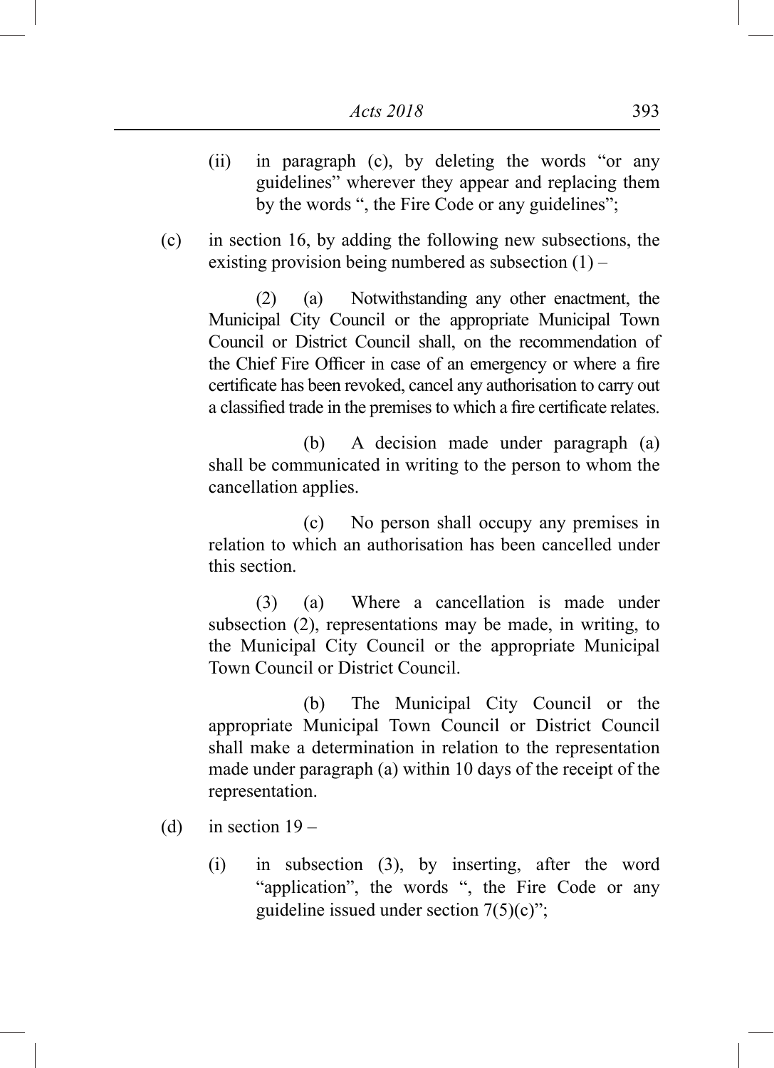(ii) in paragraph (c), by deleting the words "or any guidelines" wherever they appear and replacing them by the words ", the Fire Code or any guidelines";

(c) in section 16, by adding the following new subsections, the existing provision being numbered as subsection (1) –

(2) (a) Notwithstanding any other enactment, the Municipal City Council or the appropriate Municipal Town Council or District Council shall, on the recommendation of the Chief Fire Officer in case of an emergency or where a fire certificate has been revoked, cancel any authorisation to carry out a classified trade in the premises to which a fire certificate relates.

(b) A decision made under paragraph (a) shall be communicated in writing to the person to whom the cancellation applies.

(c) No person shall occupy any premises in relation to which an authorisation has been cancelled under this section.

(3) (a) Where a cancellation is made under subsection (2), representations may be made, in writing, to the Municipal City Council or the appropriate Municipal Town Council or District Council.

(b) The Municipal City Council or the appropriate Municipal Town Council or District Council shall make a determination in relation to the representation made under paragraph (a) within 10 days of the receipt of the representation.

(d) in section 19 –

(i) in subsection (3), by inserting, after the word "application", the words ", the Fire Code or any guideline issued under section 7(5)(c)";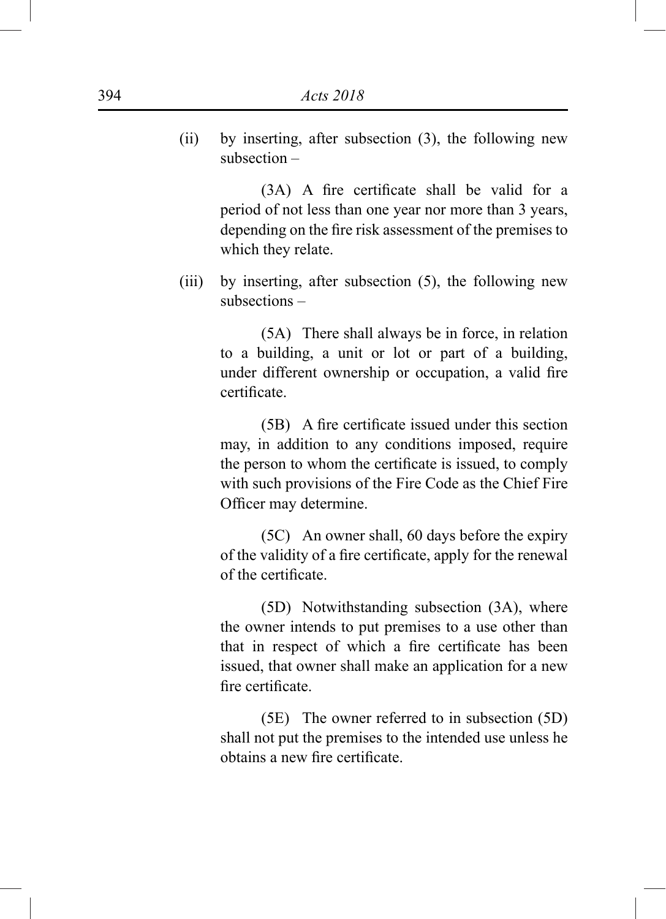(ii) by inserting, after subsection (3), the following new subsection –

(3A) A fire certificate shall be valid for a period of not less than one year nor more than 3 years, depending on the fire risk assessment of the premises to which they relate.

(iii) by inserting, after subsection (5), the following new subsections –

(5A) There shall always be in force, in relation to a building, a unit or lot or part of a building, under different ownership or occupation, a valid fire certificate.

(5B) A fire certificate issued under this section may, in addition to any conditions imposed, require the person to whom the certificate is issued, to comply with such provisions of the Fire Code as the Chief Fire Officer may determine.

(5C) An owner shall, 60 days before the expiry of the validity of a fire certificate, apply for the renewal of the certificate.

(5D) Notwithstanding subsection (3A), where the owner intends to put premises to a use other than that in respect of which a fire certificate has been issued, that owner shall make an application for a new fire certificate.

(5E) The owner referred to in subsection (5D) shall not put the premises to the intended use unless he obtains a new fire certificate.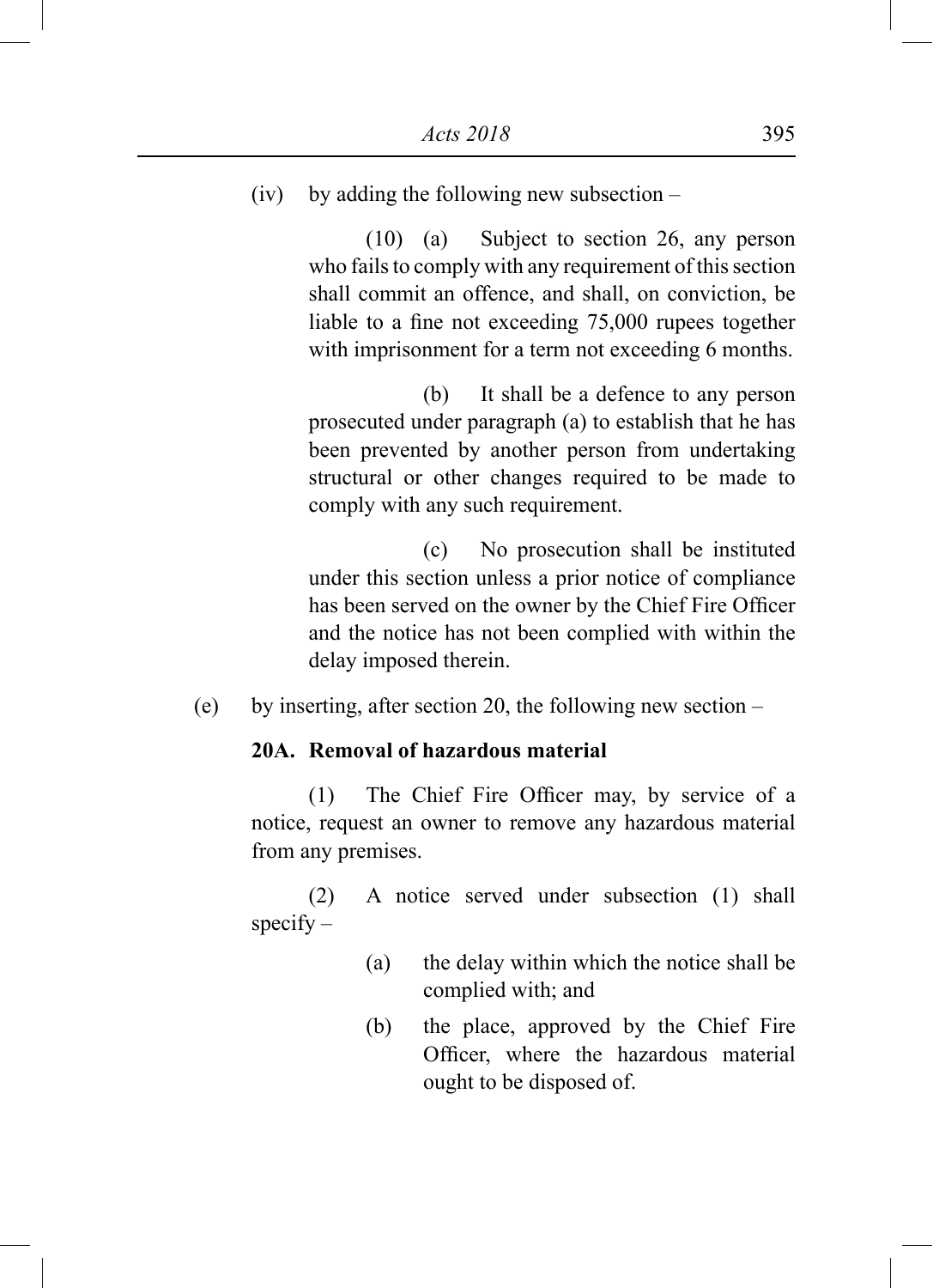(iv) by adding the following new subsection –

(10) (a) Subject to section 26, any person who fails to comply with any requirement of this section shall commit an offence, and shall, on conviction, be liable to a fine not exceeding 75,000 rupees together with imprisonment for a term not exceeding 6 months.

(b) It shall be a defence to any person prosecuted under paragraph (a) to establish that he has been prevented by another person from undertaking structural or other changes required to be made to comply with any such requirement.

(c) No prosecution shall be instituted under this section unless a prior notice of compliance has been served on the owner by the Chief Fire Officer and the notice has not been complied with within the delay imposed therein.

(e) by inserting, after section 20, the following new section –

**20A. Removal of hazardous material**

(1) The Chief Fire Officer may, by service of a notice, request an owner to remove any hazardous material from any premises.

(2) A notice served under subsection (1) shall specify –

(a) the delay within which the notice shall be complied with; and

(b) the place, approved by the Chief Fire Officer, where the hazardous material ought to be disposed of.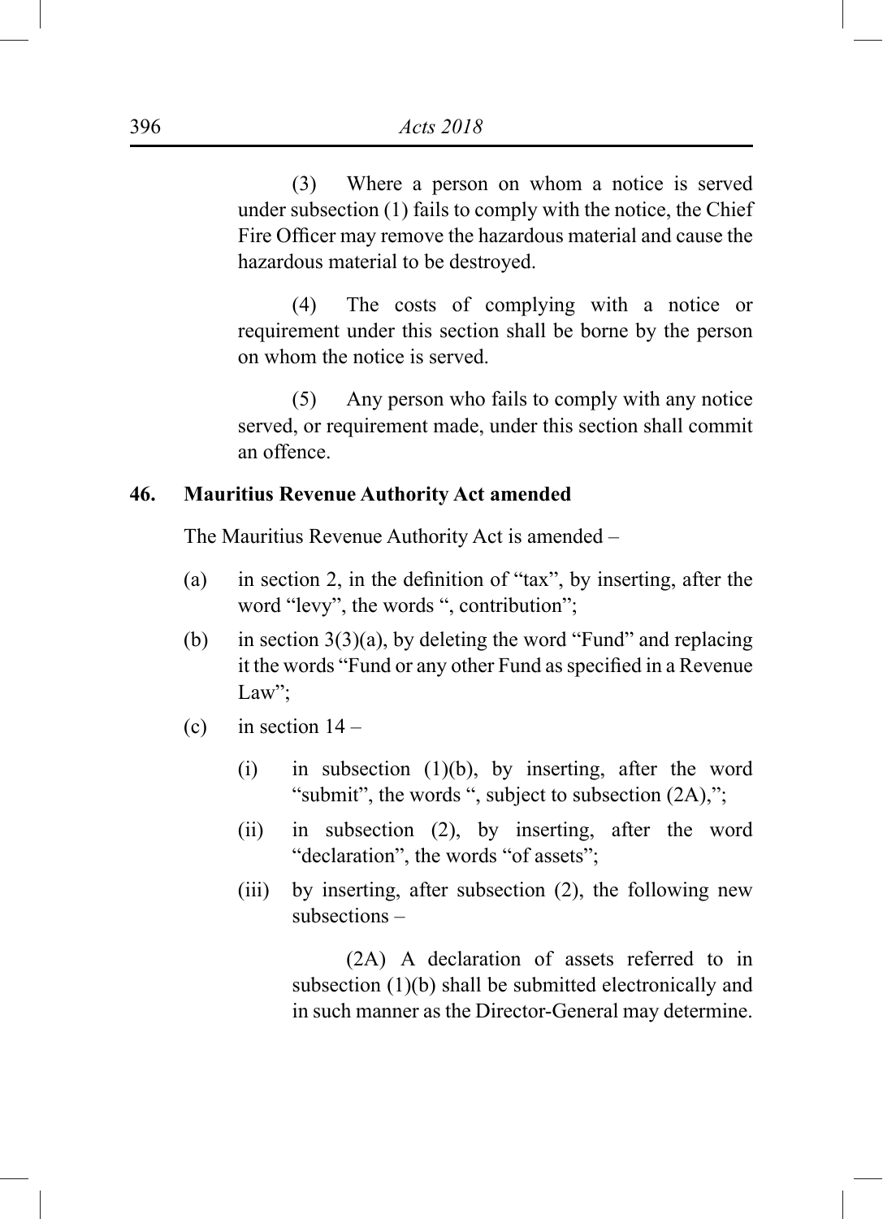(3) Where a person on whom a notice is served under subsection (1) fails to comply with the notice, the Chief Fire Officer may remove the hazardous material and cause the hazardous material to be destroyed.

(4) The costs of complying with a notice or requirement under this section shall be borne by the person on whom the notice is served.

(5) Any person who fails to comply with any notice served, or requirement made, under this section shall commit an offence.

**46. Mauritius Revenue Authority Act amended**

The Mauritius Revenue Authority Act is amended –

(a) in section 2, in the definition of "tax", by inserting, after the word "levy", the words ", contribution";

(b) in section 3(3)(a), by deleting the word "Fund" and replacing it the words "Fund or any other Fund as specified in a Revenue Law";

(c) in section 14 –

(i) in subsection (1)(b), by inserting, after the word "submit", the words ", subject to subsection (2A),";

(ii) in subsection (2), by inserting, after the word "declaration", the words "of assets";

(iii) by inserting, after subsection (2), the following new subsections –

(2A) A declaration of assets referred to in subsection (1)(b) shall be submitted electronically and in such manner as the Director-General may determine.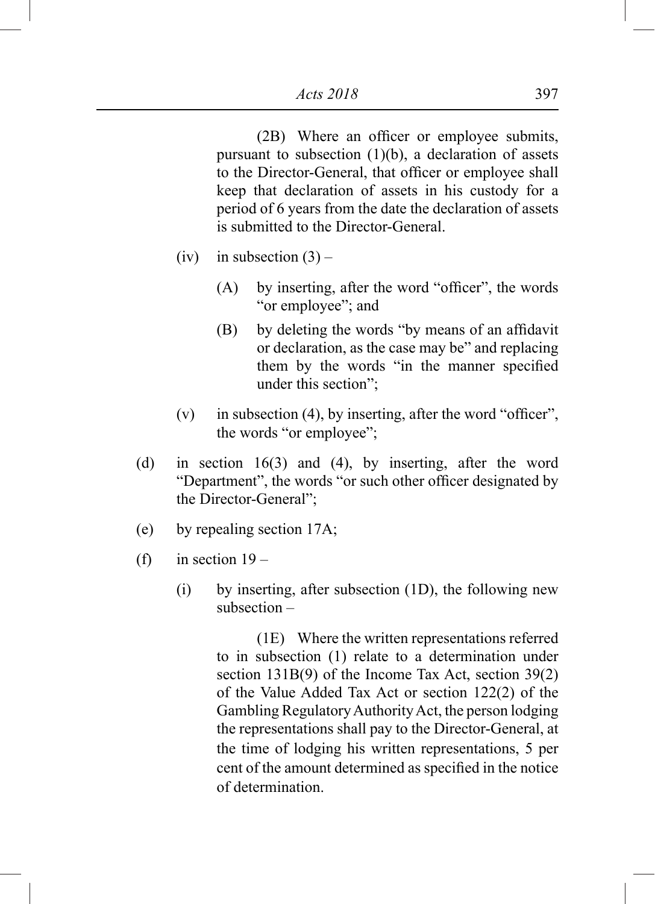(2B) Where an officer or employee submits, pursuant to subsection (1)(b), a declaration of assets to the Director-General, that officer or employee shall keep that declaration of assets in his custody for a period of 6 years from the date the declaration of assets is submitted to the Director-General.

(iv) in subsection (3) –

(A) by inserting, after the word "officer", the words "or employee"; and

(B) by deleting the words "by means of an affidavit or declaration, as the case may be" and replacing them by the words "in the manner specified under this section";

(v) in subsection (4), by inserting, after the word "officer", the words "or employee";

(d) in section 16(3) and (4), by inserting, after the word "Department", the words "or such other officer designated by the Director-General";

(e) by repealing section 17A;

(f) in section 19 –

(i) by inserting, after subsection (1D), the following new subsection –

(1E) Where the written representations referred to in subsection (1) relate to a determination under section 131B(9) of the Income Tax Act, section 39(2) of the Value Added Tax Act or section 122(2) of the Gambling Regulatory Authority Act, the person lodging the representations shall pay to the Director-General, at the time of lodging his written representations, 5 per cent of the amount determined as specified in the notice of determination.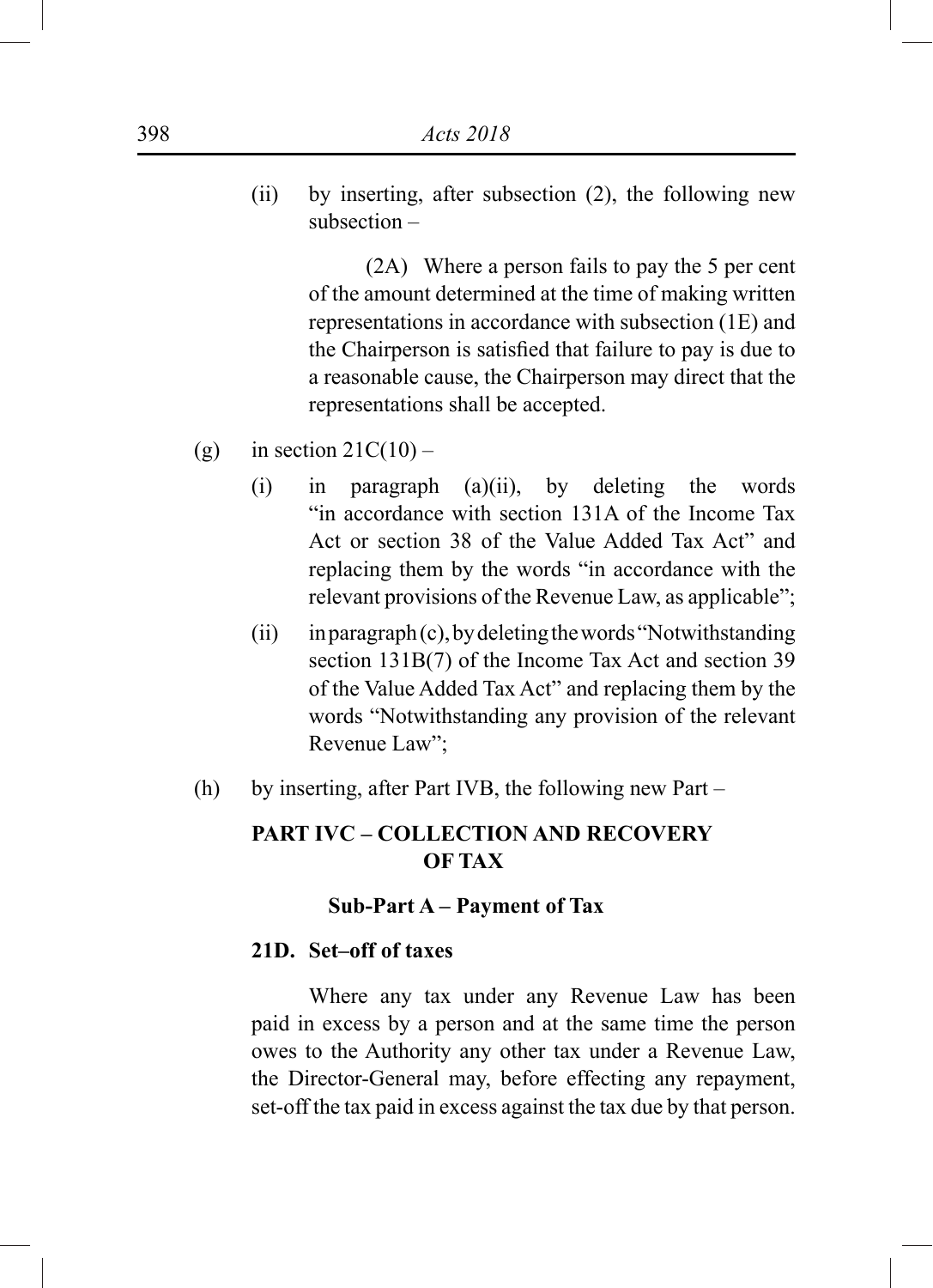(ii) by inserting, after subsection (2), the following new subsection –

> (2A) Where a person fails to pay the 5 per cent of the amount determined at the time of making written representations in accordance with subsection (1E) and the Chairperson is satisfied that failure to pay is due to a reasonable cause, the Chairperson may direct that the representations shall be accepted.

(g) in section 21C(10) –

(i) in paragraph (a)(ii), by deleting the words "in accordance with section 131A of the Income Tax Act or section 38 of the Value Added Tax Act" and replacing them by the words "in accordance with the relevant provisions of the Revenue Law, as applicable";

(ii) in paragraph (c), by deleting the words "Notwithstanding section 131B(7) of the Income Tax Act and section 39 of the Value Added Tax Act" and replacing them by the words "Notwithstanding any provision of the relevant Revenue Law";

(h) by inserting, after Part IVB, the following new Part –

**PART IVC – COLLECTION AND RECOVERY OF TAX**

**Sub-Part A – Payment of Tax**

**21D. Set–off of taxes**

Where any tax under any Revenue Law has been paid in excess by a person and at the same time the person owes to the Authority any other tax under a Revenue Law, the Director-General may, before effecting any repayment, set-off the tax paid in excess against the tax due by that person.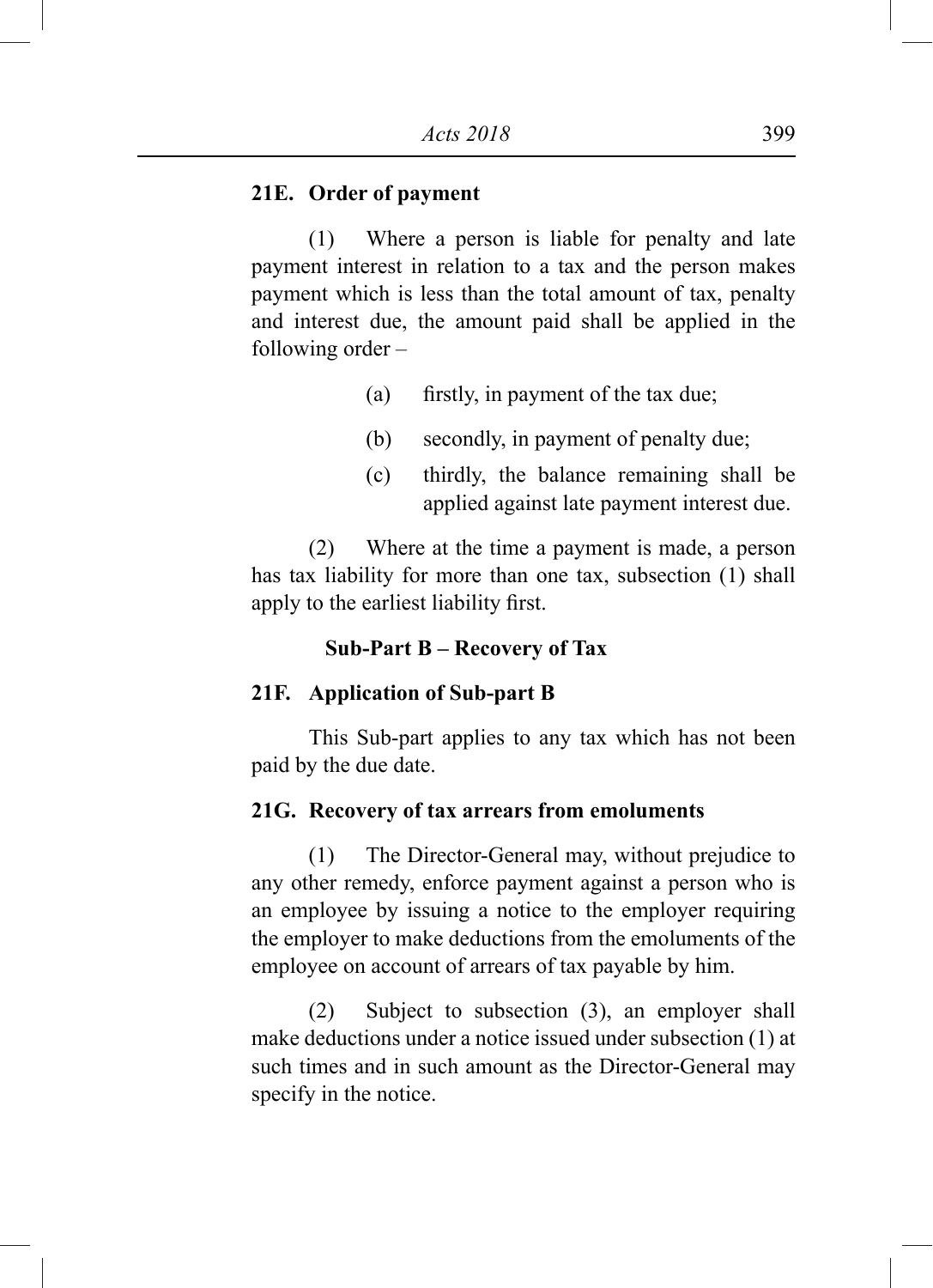**21E. Order of payment**

(1) Where a person is liable for penalty and late payment interest in relation to a tax and the person makes payment which is less than the total amount of tax, penalty and interest due, the amount paid shall be applied in the following order –

(a) firstly, in payment of the tax due;

(b) secondly, in payment of penalty due;

(c) thirdly, the balance remaining shall be applied against late payment interest due.

(2) Where at the time a payment is made, a person has tax liability for more than one tax, subsection (1) shall apply to the earliest liability first.

**Sub-Part B – Recovery of Tax**

**21F. Application of Sub-part B**

This Sub-part applies to any tax which has not been paid by the due date.

**21G. Recovery of tax arrears from emoluments**

(1) The Director-General may, without prejudice to any other remedy, enforce payment against a person who is an employee by issuing a notice to the employer requiring the employer to make deductions from the emoluments of the employee on account of arrears of tax payable by him.

(2) Subject to subsection (3), an employer shall make deductions under a notice issued under subsection (1) at such times and in such amount as the Director-General may specify in the notice.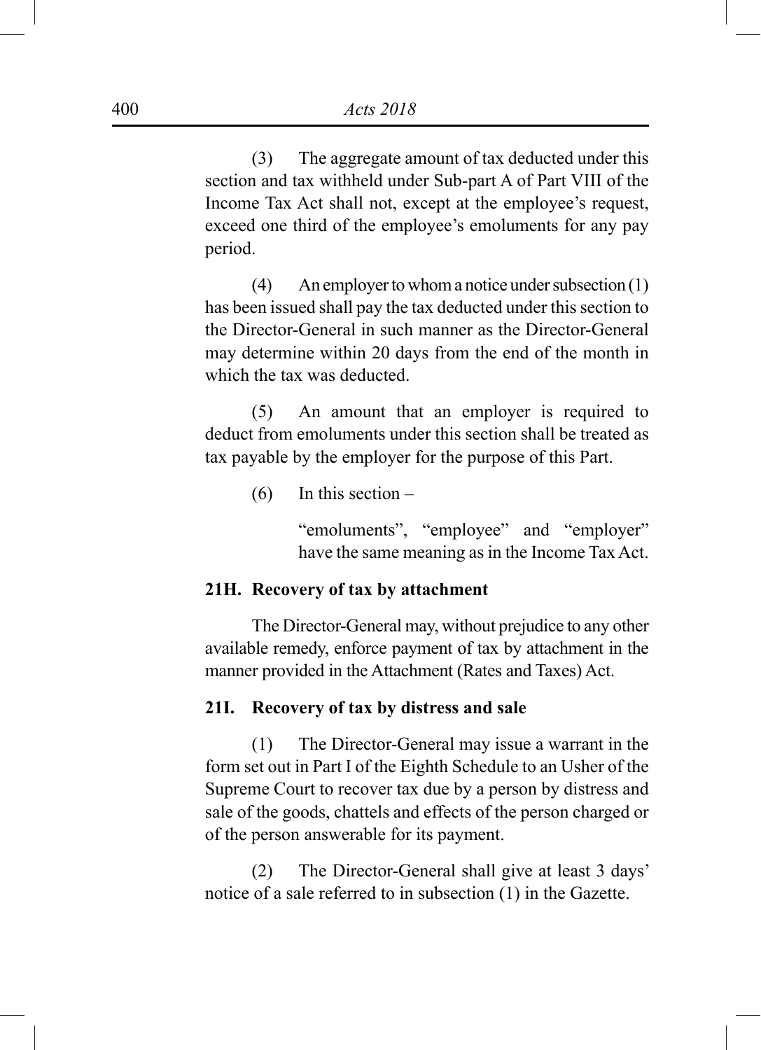(3) The aggregate amount of tax deducted under this section and tax withheld under Sub-part A of Part VIII of the Income Tax Act shall not, except at the employee's request, exceed one third of the employee's emoluments for any pay period.

(4) An employer to whom a notice under subsection (1) has been issued shall pay the tax deducted under this section to the Director-General in such manner as the Director-General may determine within 20 days from the end of the month in which the tax was deducted.

(5) An amount that an employer is required to deduct from emoluments under this section shall be treated as tax payable by the employer for the purpose of this Part.

(6) In this section –

"emoluments", "employee" and "employer" have the same meaning as in the Income Tax Act.

**21H. Recovery of tax by attachment**

The Director-General may, without prejudice to any other available remedy, enforce payment of tax by attachment in the manner provided in the Attachment (Rates and Taxes) Act.

**21I. Recovery of tax by distress and sale**

(1) The Director-General may issue a warrant in the form set out in Part I of the Eighth Schedule to an Usher of the Supreme Court to recover tax due by a person by distress and sale of the goods, chattels and effects of the person charged or of the person answerable for its payment.

(2) The Director-General shall give at least 3 days' notice of a sale referred to in subsection (1) in the Gazette.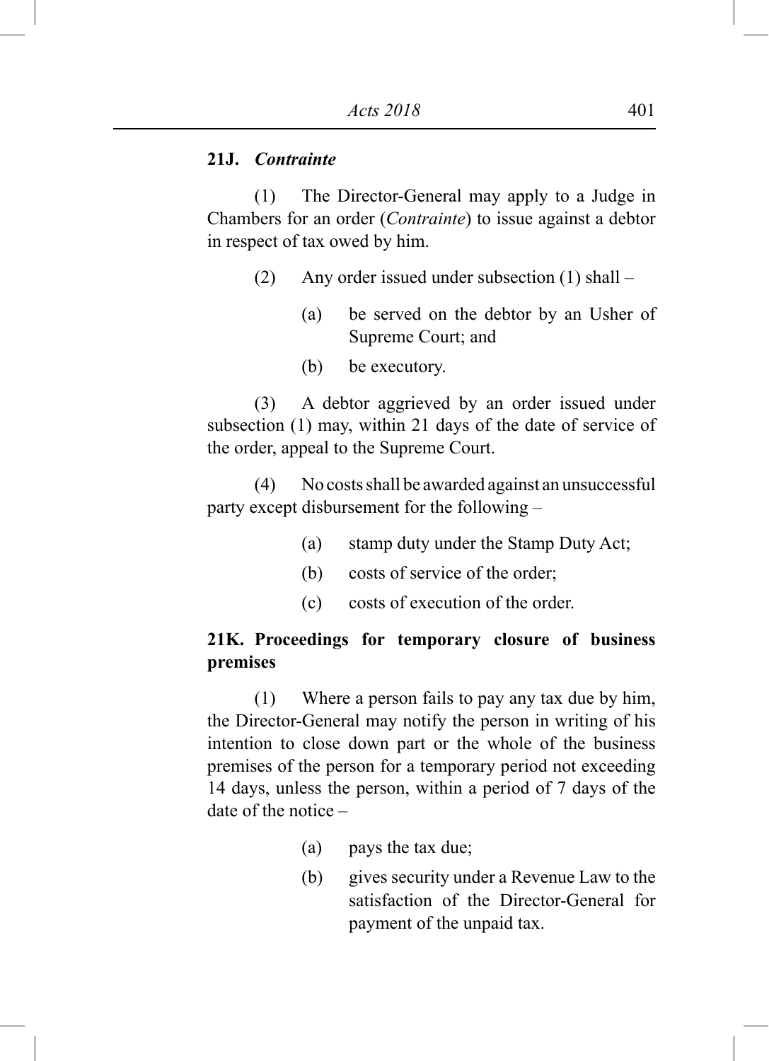**21J.** ***Contrainte***

(1) The Director-General may apply to a Judge in Chambers for an order (*Contrainte*) to issue against a debtor in respect of tax owed by him.

(2) Any order issued under subsection (1) shall –

(a) be served on the debtor by an Usher of Supreme Court; and

(b) be executory.

(3) A debtor aggrieved by an order issued under subsection (1) may, within 21 days of the date of service of the order, appeal to the Supreme Court.

(4) No costs shall be awarded against an unsuccessful party except disbursement for the following –

(a) stamp duty under the Stamp Duty Act;

(b) costs of service of the order;

(c) costs of execution of the order.

**21K. Proceedings for temporary closure of business premises**

(1) Where a person fails to pay any tax due by him, the Director-General may notify the person in writing of his intention to close down part or the whole of the business premises of the person for a temporary period not exceeding 14 days, unless the person, within a period of 7 days of the date of the notice –

(a) pays the tax due;

(b) gives security under a Revenue Law to the satisfaction of the Director-General for payment of the unpaid tax.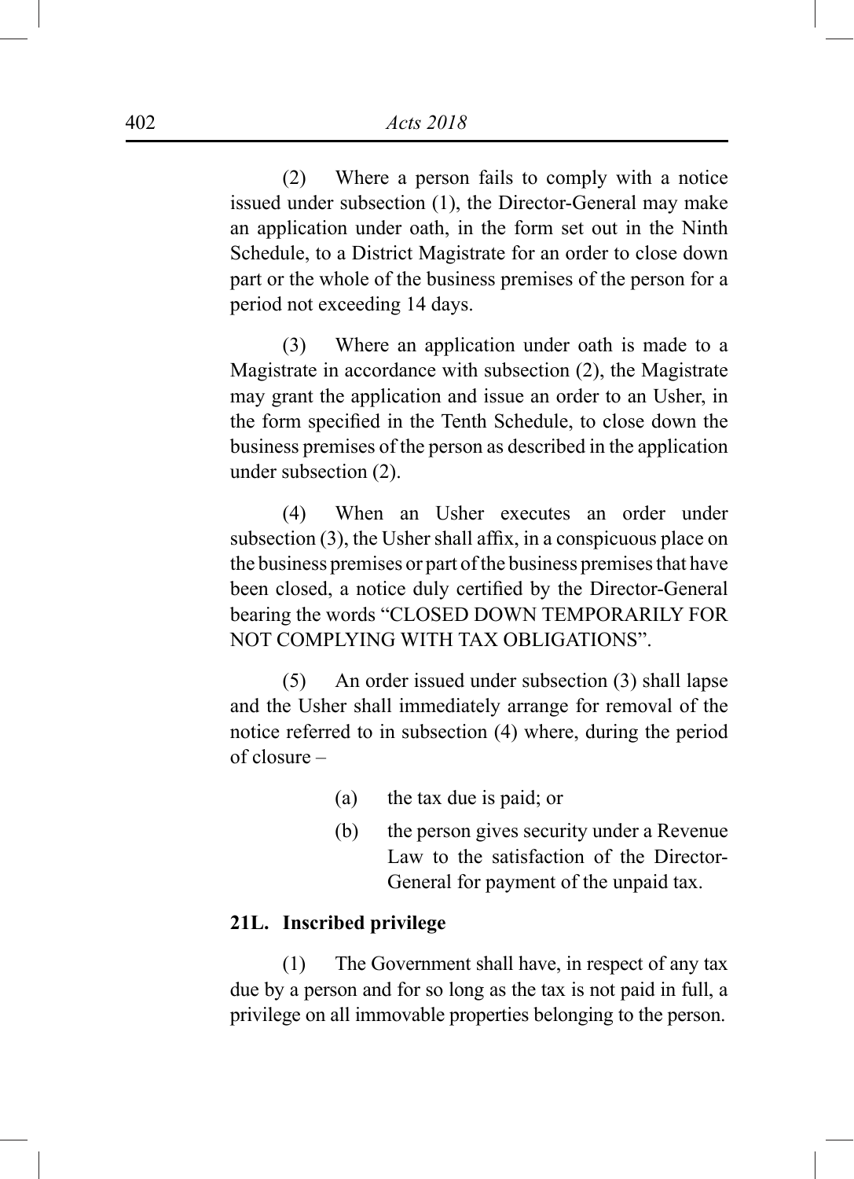(2) Where a person fails to comply with a notice issued under subsection (1), the Director-General may make an application under oath, in the form set out in the Ninth Schedule, to a District Magistrate for an order to close down part or the whole of the business premises of the person for a period not exceeding 14 days.

(3) Where an application under oath is made to a Magistrate in accordance with subsection (2), the Magistrate may grant the application and issue an order to an Usher, in the form specified in the Tenth Schedule, to close down the business premises of the person as described in the application under subsection (2).

(4) When an Usher executes an order under subsection (3), the Usher shall affix, in a conspicuous place on the business premises or part of the business premises that have been closed, a notice duly certified by the Director-General bearing the words "CLOSED DOWN TEMPORARILY FOR NOT COMPLYING WITH TAX OBLIGATIONS".

(5) An order issued under subsection (3) shall lapse and the Usher shall immediately arrange for removal of the notice referred to in subsection (4) where, during the period of closure –

(a) the tax due is paid; or

(b) the person gives security under a Revenue Law to the satisfaction of the Director-General for payment of the unpaid tax.

**21L. Inscribed privilege**

(1) The Government shall have, in respect of any tax due by a person and for so long as the tax is not paid in full, a privilege on all immovable properties belonging to the person.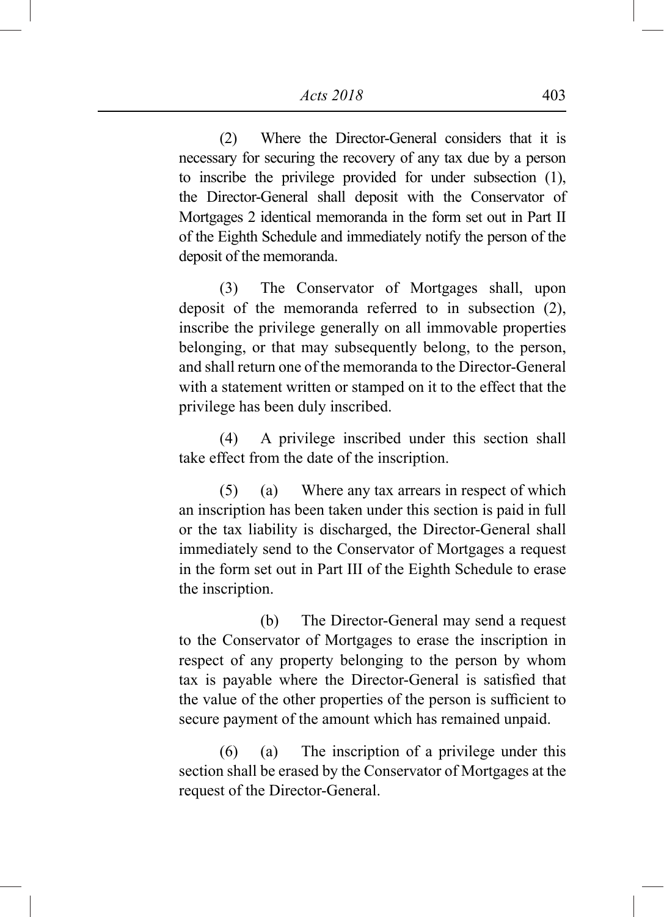(2) Where the Director-General considers that it is necessary for securing the recovery of any tax due by a person to inscribe the privilege provided for under subsection (1), the Director-General shall deposit with the Conservator of Mortgages 2 identical memoranda in the form set out in Part II of the Eighth Schedule and immediately notify the person of the deposit of the memoranda.

(3) The Conservator of Mortgages shall, upon deposit of the memoranda referred to in subsection (2), inscribe the privilege generally on all immovable properties belonging, or that may subsequently belong, to the person, and shall return one of the memoranda to the Director-General with a statement written or stamped on it to the effect that the privilege has been duly inscribed.

(4) A privilege inscribed under this section shall take effect from the date of the inscription.

(5) (a) Where any tax arrears in respect of which an inscription has been taken under this section is paid in full or the tax liability is discharged, the Director-General shall immediately send to the Conservator of Mortgages a request in the form set out in Part III of the Eighth Schedule to erase the inscription.

(b) The Director-General may send a request to the Conservator of Mortgages to erase the inscription in respect of any property belonging to the person by whom tax is payable where the Director-General is satisfied that the value of the other properties of the person is sufficient to secure payment of the amount which has remained unpaid.

(6) (a) The inscription of a privilege under this section shall be erased by the Conservator of Mortgages at the request of the Director-General.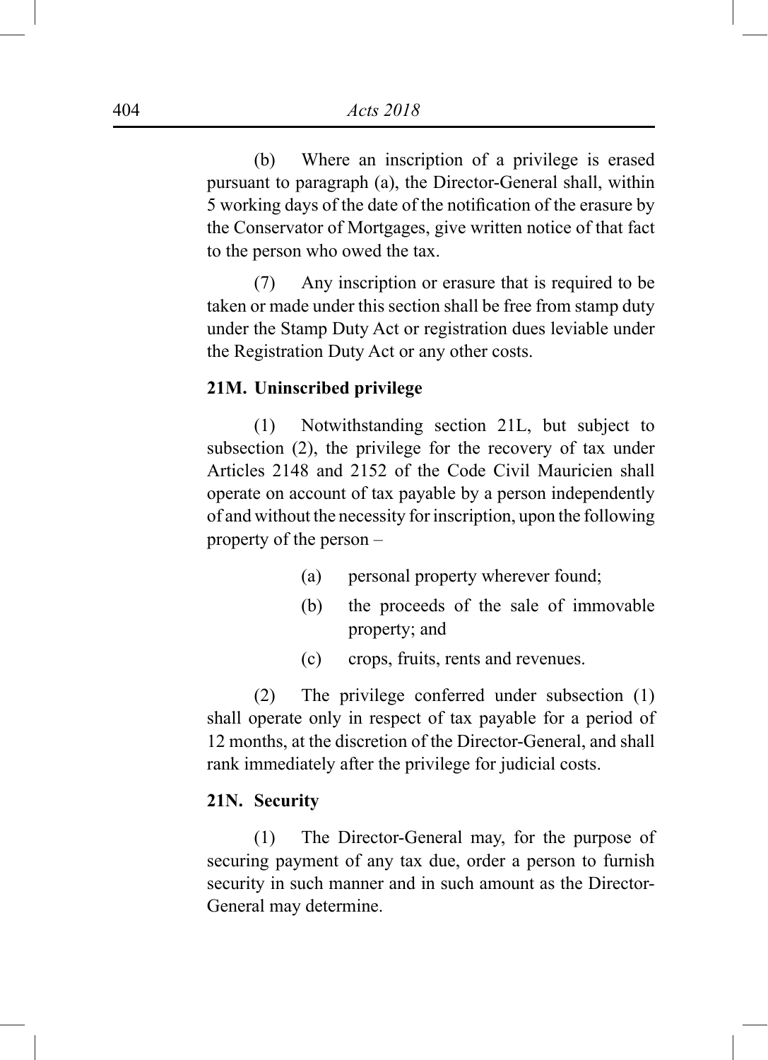(b) Where an inscription of a privilege is erased pursuant to paragraph (a), the Director-General shall, within 5 working days of the date of the notification of the erasure by the Conservator of Mortgages, give written notice of that fact to the person who owed the tax.

(7) Any inscription or erasure that is required to be taken or made under this section shall be free from stamp duty under the Stamp Duty Act or registration dues leviable under the Registration Duty Act or any other costs.

**21M. Uninscribed privilege**

(1) Notwithstanding section 21L, but subject to subsection (2), the privilege for the recovery of tax under Articles 2148 and 2152 of the Code Civil Mauricien shall operate on account of tax payable by a person independently of and without the necessity for inscription, upon the following property of the person –

(a) personal property wherever found;

(b) the proceeds of the sale of immovable property; and

(c) crops, fruits, rents and revenues.

(2) The privilege conferred under subsection (1) shall operate only in respect of tax payable for a period of 12 months, at the discretion of the Director-General, and shall rank immediately after the privilege for judicial costs.

**21N. Security**

(1) The Director-General may, for the purpose of securing payment of any tax due, order a person to furnish security in such manner and in such amount as the Director-General may determine.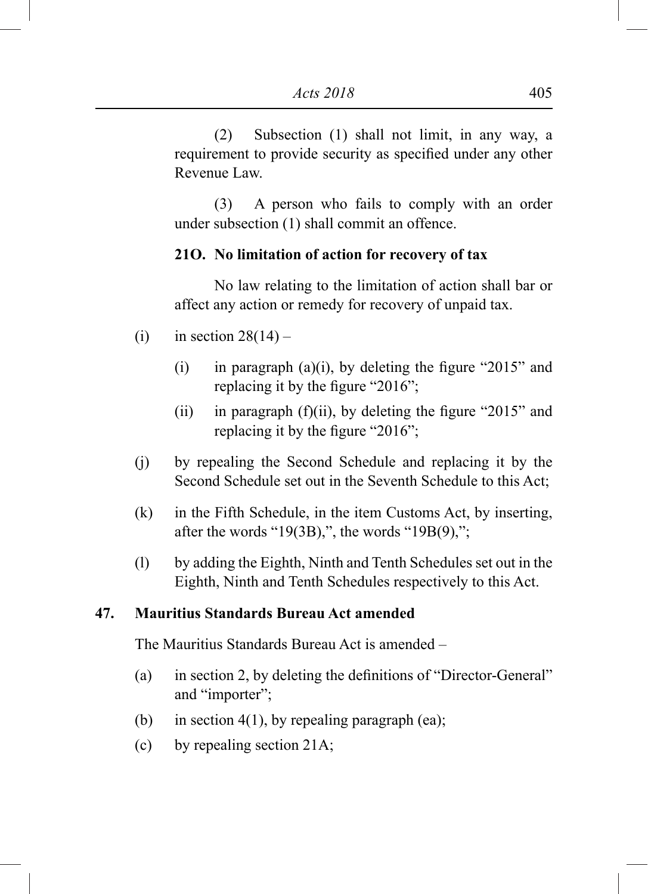(2) Subsection (1) shall not limit, in any way, a requirement to provide security as specified under any other Revenue Law.

(3) A person who fails to comply with an order under subsection (1) shall commit an offence.

**21O. No limitation of action for recovery of tax**

No law relating to the limitation of action shall bar or affect any action or remedy for recovery of unpaid tax.

(i) in section 28(14) –

  (i) in paragraph (a)(i), by deleting the figure "2015" and replacing it by the figure "2016";

  (ii) in paragraph (f)(ii), by deleting the figure "2015" and replacing it by the figure "2016";

(j) by repealing the Second Schedule and replacing it by the Second Schedule set out in the Seventh Schedule to this Act;

(k) in the Fifth Schedule, in the item Customs Act, by inserting, after the words "19(3B),", the words "19B(9),";

(l) by adding the Eighth, Ninth and Tenth Schedules set out in the Eighth, Ninth and Tenth Schedules respectively to this Act.

**47. Mauritius Standards Bureau Act amended**

The Mauritius Standards Bureau Act is amended –

(a) in section 2, by deleting the definitions of "Director-General" and "importer";

(b) in section 4(1), by repealing paragraph (ea);

(c) by repealing section 21A;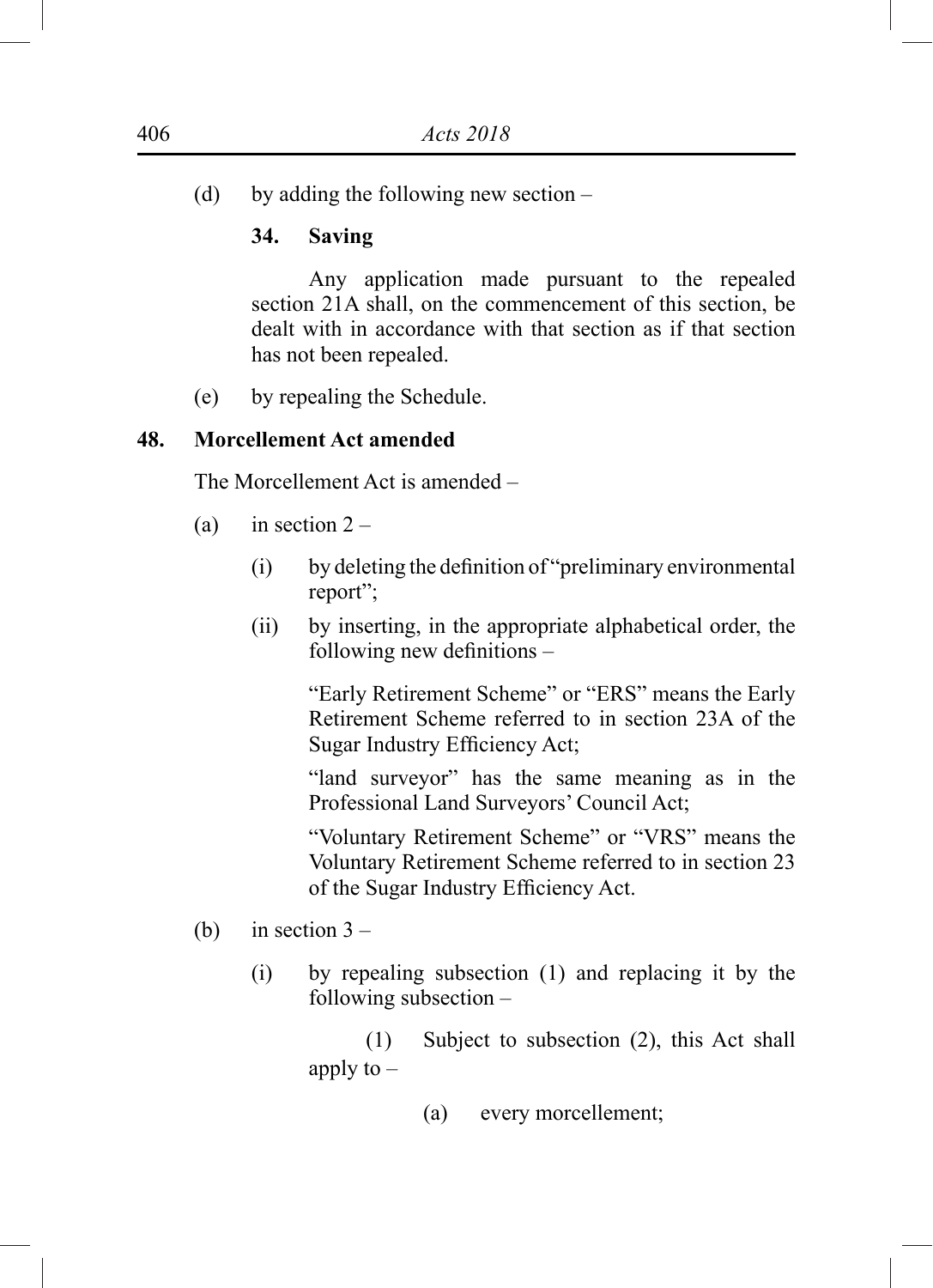(d) by adding the following new section –

**34. Saving**

Any application made pursuant to the repealed section 21A shall, on the commencement of this section, be dealt with in accordance with that section as if that section has not been repealed.

(e) by repealing the Schedule.

**48. Morcellement Act amended**

The Morcellement Act is amended –

(a) in section 2 –

(i) by deleting the definition of "preliminary environmental report";

(ii) by inserting, in the appropriate alphabetical order, the following new definitions –

"Early Retirement Scheme" or "ERS" means the Early Retirement Scheme referred to in section 23A of the Sugar Industry Efficiency Act;

"land surveyor" has the same meaning as in the Professional Land Surveyors' Council Act;

"Voluntary Retirement Scheme" or "VRS" means the Voluntary Retirement Scheme referred to in section 23 of the Sugar Industry Efficiency Act.

(b) in section 3 –

(i) by repealing subsection (1) and replacing it by the following subsection –

(1) Subject to subsection (2), this Act shall apply to –

(a) every morcellement;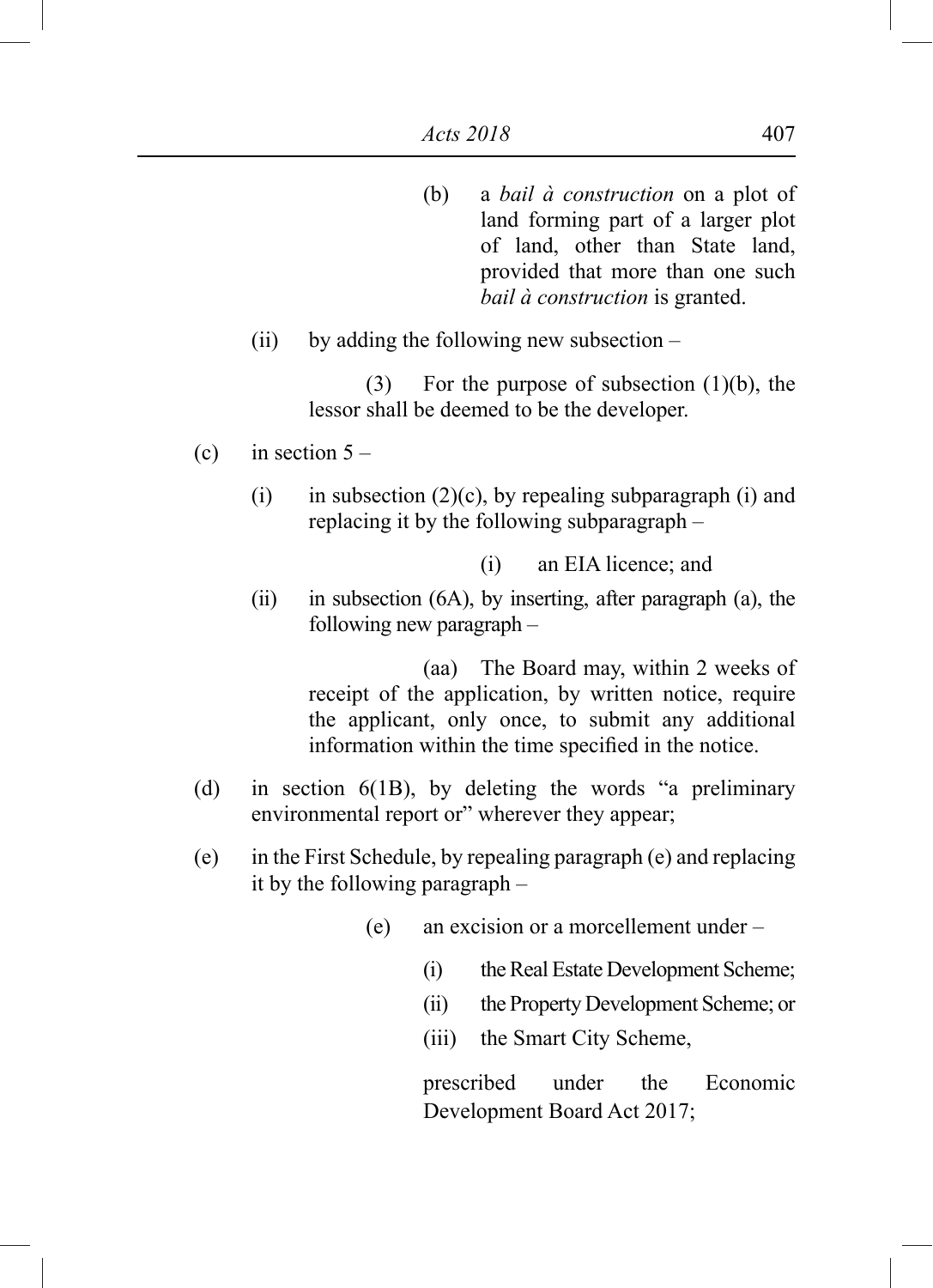(b) a *bail à construction* on a plot of land forming part of a larger plot of land, other than State land, provided that more than one such *bail à construction* is granted.

(ii) by adding the following new subsection –

(3) For the purpose of subsection (1)(b), the lessor shall be deemed to be the developer.

(c) in section 5 –

(i) in subsection (2)(c), by repealing subparagraph (i) and replacing it by the following subparagraph –

(i) an EIA licence; and

(ii) in subsection (6A), by inserting, after paragraph (a), the following new paragraph –

(aa) The Board may, within 2 weeks of receipt of the application, by written notice, require the applicant, only once, to submit any additional information within the time specified in the notice.

(d) in section 6(1B), by deleting the words "a preliminary environmental report or" wherever they appear;

(e) in the First Schedule, by repealing paragraph (e) and replacing it by the following paragraph –

(e) an excision or a morcellement under –

(i) the Real Estate Development Scheme;

(ii) the Property Development Scheme; or

(iii) the Smart City Scheme,

prescribed under the Economic Development Board Act 2017;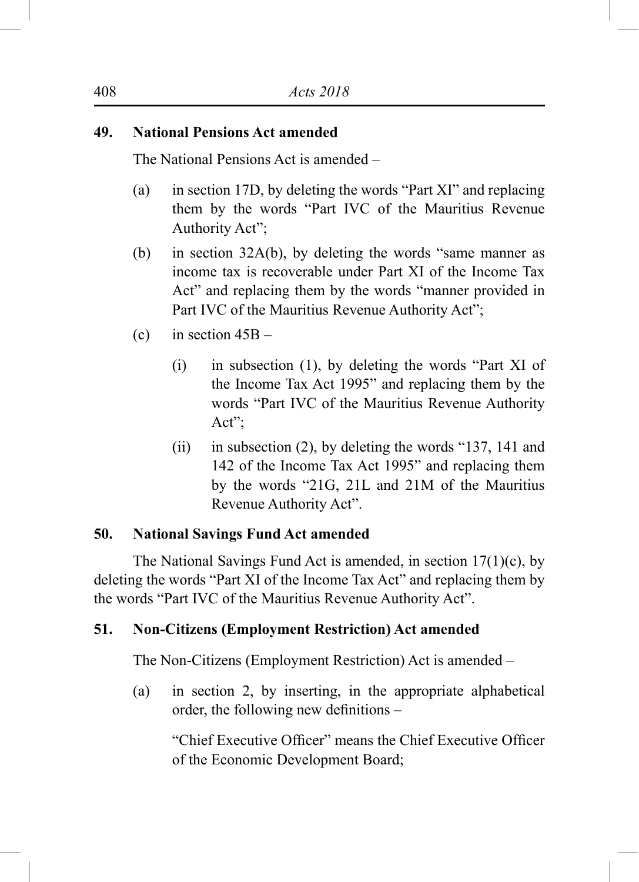**49. National Pensions Act amended**

The National Pensions Act is amended –

(a) in section 17D, by deleting the words "Part XI" and replacing them by the words "Part IVC of the Mauritius Revenue Authority Act";

(b) in section 32A(b), by deleting the words "same manner as income tax is recoverable under Part XI of the Income Tax Act" and replacing them by the words "manner provided in Part IVC of the Mauritius Revenue Authority Act";

(c) in section 45B –

(i) in subsection (1), by deleting the words "Part XI of the Income Tax Act 1995" and replacing them by the words "Part IVC of the Mauritius Revenue Authority Act";

(ii) in subsection (2), by deleting the words "137, 141 and 142 of the Income Tax Act 1995" and replacing them by the words "21G, 21L and 21M of the Mauritius Revenue Authority Act".

**50. National Savings Fund Act amended**

The National Savings Fund Act is amended, in section 17(1)(c), by deleting the words "Part XI of the Income Tax Act" and replacing them by the words "Part IVC of the Mauritius Revenue Authority Act".

**51. Non-Citizens (Employment Restriction) Act amended**

The Non-Citizens (Employment Restriction) Act is amended –

(a) in section 2, by inserting, in the appropriate alphabetical order, the following new definitions –

"Chief Executive Officer" means the Chief Executive Officer of the Economic Development Board;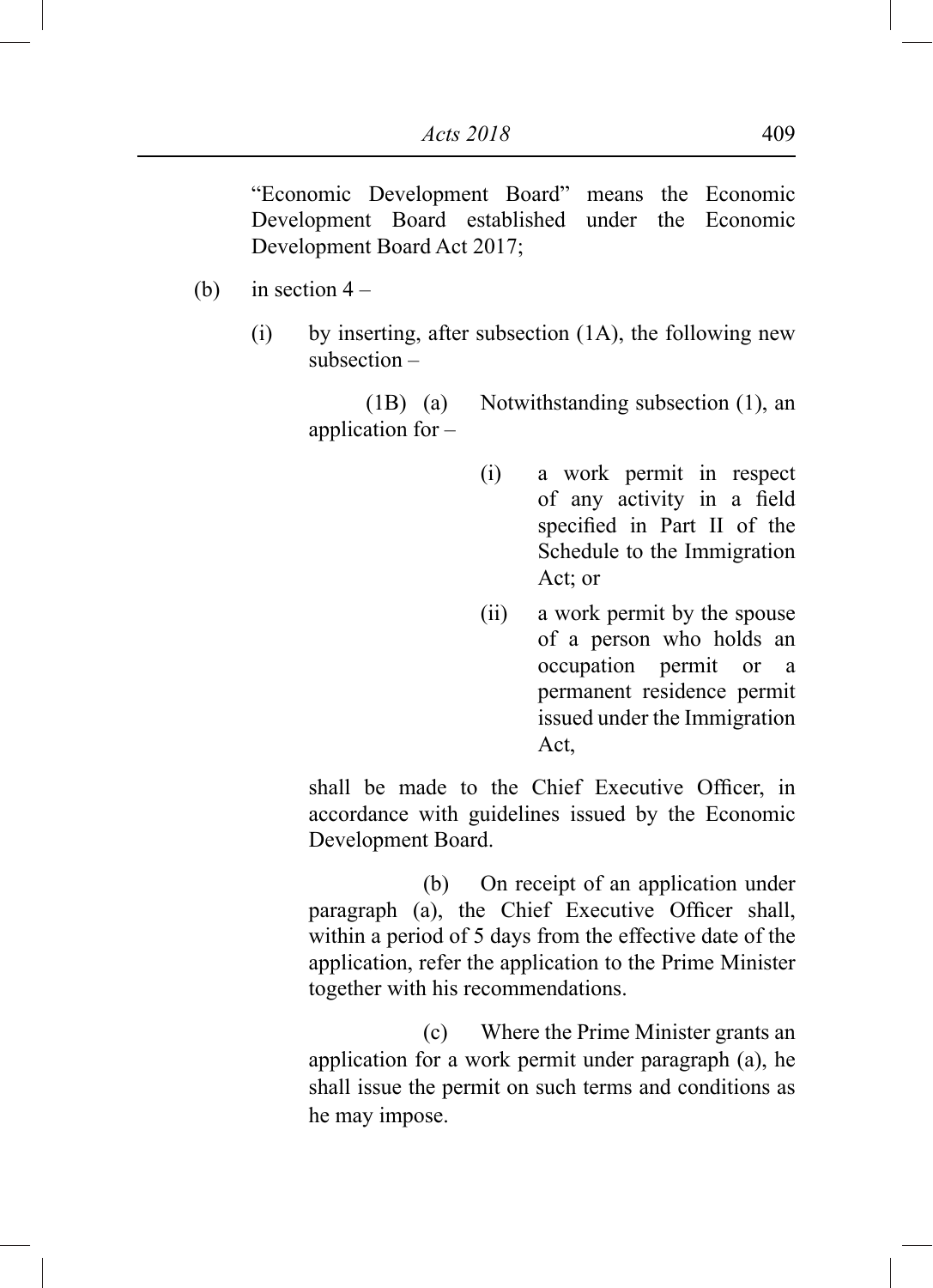"Economic Development Board" means the Economic Development Board established under the Economic Development Board Act 2017;

(b) in section 4 –

(i) by inserting, after subsection (1A), the following new subsection –

(1B) (a) Notwithstanding subsection (1), an application for –

(i) a work permit in respect of any activity in a field specified in Part II of the Schedule to the Immigration Act; or

(ii) a work permit by the spouse of a person who holds an occupation permit or a permanent residence permit issued under the Immigration Act,

shall be made to the Chief Executive Officer, in accordance with guidelines issued by the Economic Development Board.

(b) On receipt of an application under paragraph (a), the Chief Executive Officer shall, within a period of 5 days from the effective date of the application, refer the application to the Prime Minister together with his recommendations.

(c) Where the Prime Minister grants an application for a work permit under paragraph (a), he shall issue the permit on such terms and conditions as he may impose.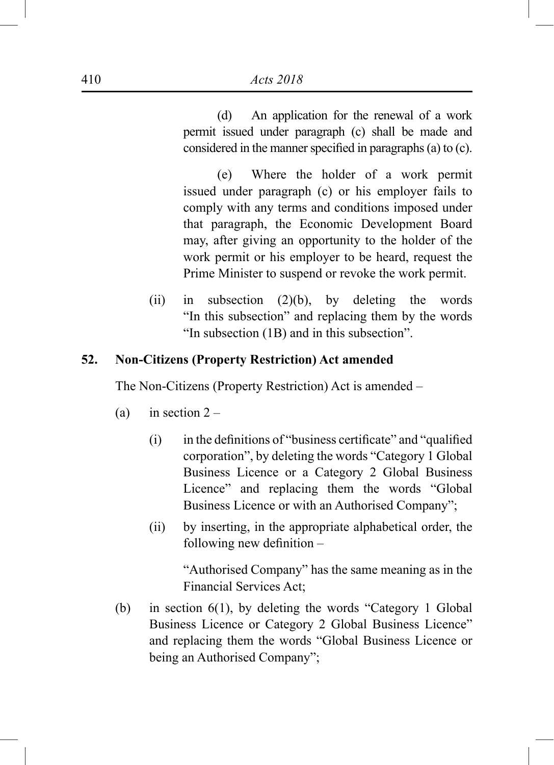(d) An application for the renewal of a work permit issued under paragraph (c) shall be made and considered in the manner specified in paragraphs (a) to (c).

(e) Where the holder of a work permit issued under paragraph (c) or his employer fails to comply with any terms and conditions imposed under that paragraph, the Economic Development Board may, after giving an opportunity to the holder of the work permit or his employer to be heard, request the Prime Minister to suspend or revoke the work permit.

(ii) in subsection (2)(b), by deleting the words "In this subsection" and replacing them by the words "In subsection (1B) and in this subsection".

**52. Non-Citizens (Property Restriction) Act amended**

The Non-Citizens (Property Restriction) Act is amended –

(a) in section 2 –

(i) in the definitions of "business certificate" and "qualified corporation", by deleting the words "Category 1 Global Business Licence or a Category 2 Global Business Licence" and replacing them the words "Global Business Licence or with an Authorised Company";

(ii) by inserting, in the appropriate alphabetical order, the following new definition –

"Authorised Company" has the same meaning as in the Financial Services Act;

(b) in section 6(1), by deleting the words "Category 1 Global Business Licence or Category 2 Global Business Licence" and replacing them the words "Global Business Licence or being an Authorised Company";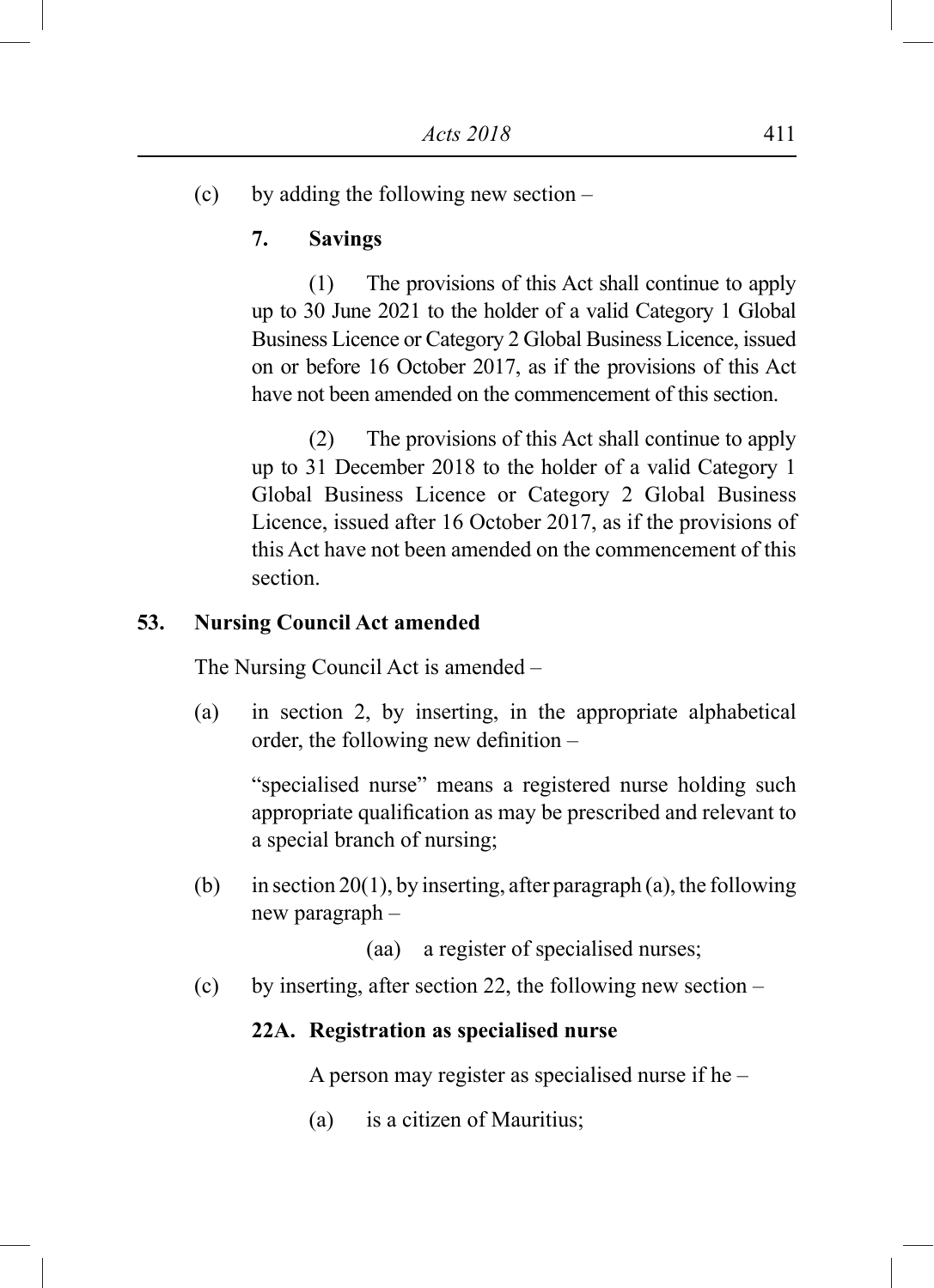(c) by adding the following new section –

**7. Savings**

(1) The provisions of this Act shall continue to apply up to 30 June 2021 to the holder of a valid Category 1 Global Business Licence or Category 2 Global Business Licence, issued on or before 16 October 2017, as if the provisions of this Act have not been amended on the commencement of this section.

(2) The provisions of this Act shall continue to apply up to 31 December 2018 to the holder of a valid Category 1 Global Business Licence or Category 2 Global Business Licence, issued after 16 October 2017, as if the provisions of this Act have not been amended on the commencement of this section.

**53. Nursing Council Act amended**

The Nursing Council Act is amended –

(a) in section 2, by inserting, in the appropriate alphabetical order, the following new definition –

"specialised nurse" means a registered nurse holding such appropriate qualification as may be prescribed and relevant to a special branch of nursing;

(b) in section 20(1), by inserting, after paragraph (a), the following new paragraph –

(aa) a register of specialised nurses;

(c) by inserting, after section 22, the following new section –

**22A. Registration as specialised nurse**

A person may register as specialised nurse if he –

(a) is a citizen of Mauritius;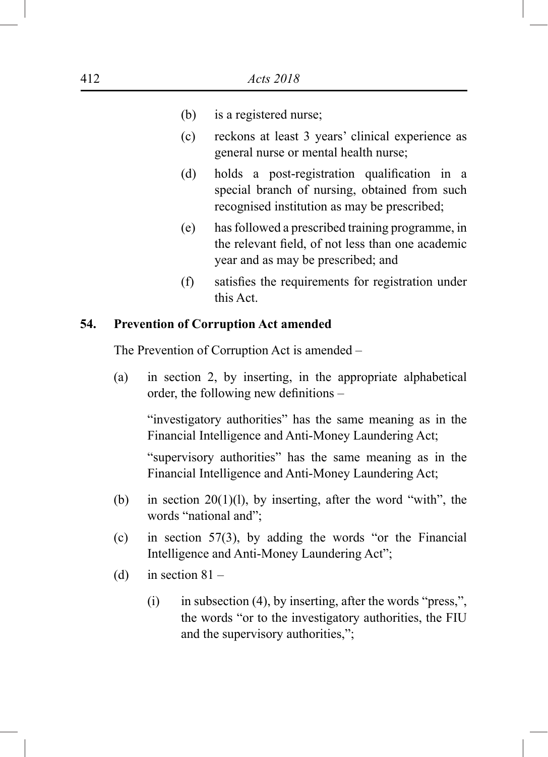(b) is a registered nurse;

(c) reckons at least 3 years' clinical experience as general nurse or mental health nurse;

(d) holds a post-registration qualification in a special branch of nursing, obtained from such recognised institution as may be prescribed;

(e) has followed a prescribed training programme, in the relevant field, of not less than one academic year and as may be prescribed; and

(f) satisfies the requirements for registration under this Act.

**54. Prevention of Corruption Act amended**

The Prevention of Corruption Act is amended –

(a) in section 2, by inserting, in the appropriate alphabetical order, the following new definitions –

"investigatory authorities" has the same meaning as in the Financial Intelligence and Anti-Money Laundering Act;

"supervisory authorities" has the same meaning as in the Financial Intelligence and Anti-Money Laundering Act;

(b) in section 20(1)(l), by inserting, after the word "with", the words "national and";

(c) in section 57(3), by adding the words "or the Financial Intelligence and Anti-Money Laundering Act";

(d) in section 81 –

(i) in subsection (4), by inserting, after the words "press,", the words "or to the investigatory authorities, the FIU and the supervisory authorities,";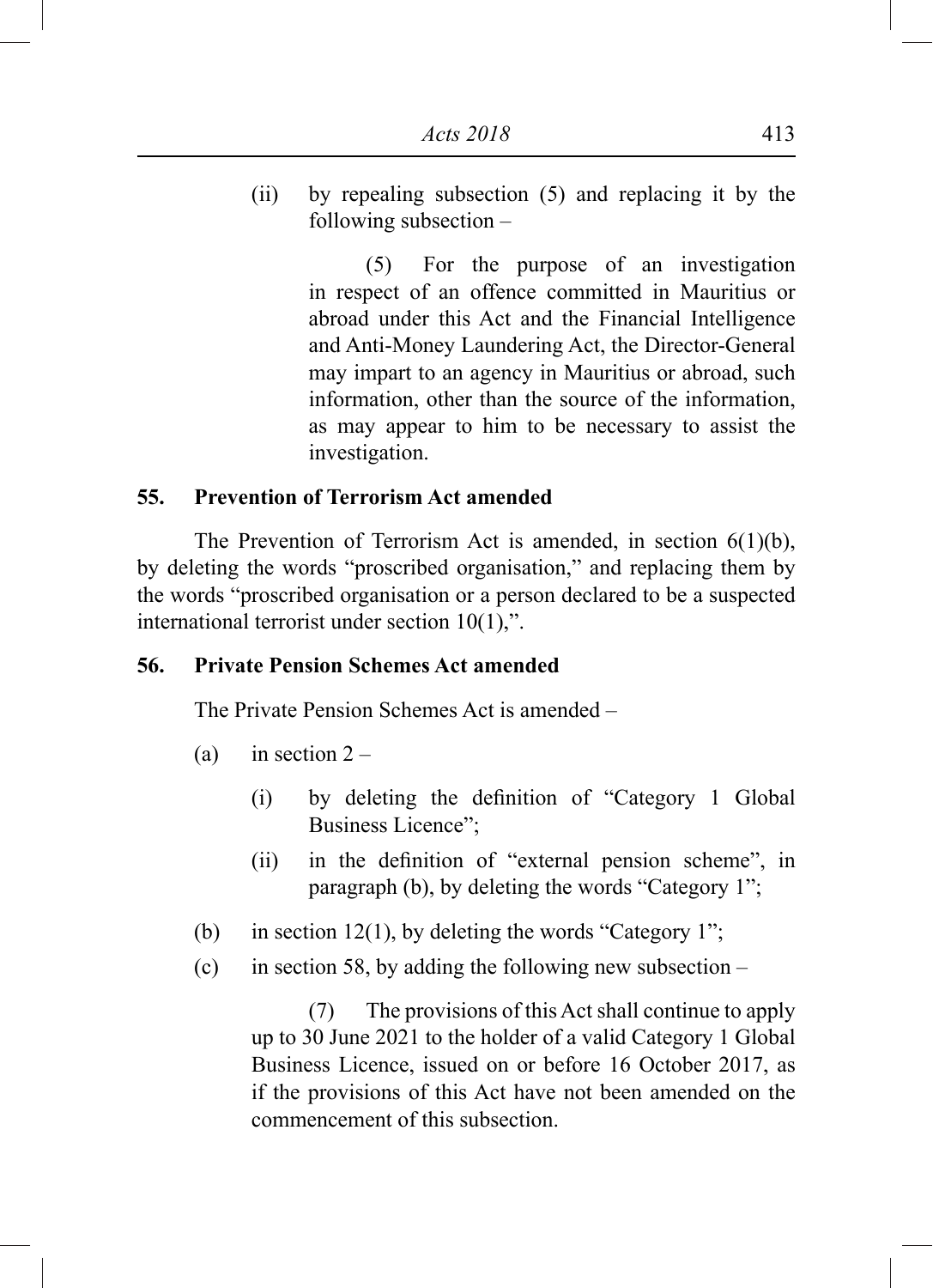(ii) by repealing subsection (5) and replacing it by the following subsection –

> (5) For the purpose of an investigation in respect of an offence committed in Mauritius or abroad under this Act and the Financial Intelligence and Anti-Money Laundering Act, the Director-General may impart to an agency in Mauritius or abroad, such information, other than the source of the information, as may appear to him to be necessary to assist the investigation.

**55. Prevention of Terrorism Act amended**

The Prevention of Terrorism Act is amended, in section 6(1)(b), by deleting the words "proscribed organisation," and replacing them by the words "proscribed organisation or a person declared to be a suspected international terrorist under section 10(1),".

**56. Private Pension Schemes Act amended**

The Private Pension Schemes Act is amended –

(a) in section 2 –

(i) by deleting the definition of "Category 1 Global Business Licence";

(ii) in the definition of "external pension scheme", in paragraph (b), by deleting the words "Category 1";

(b) in section 12(1), by deleting the words "Category 1";

(c) in section 58, by adding the following new subsection –

> (7) The provisions of this Act shall continue to apply up to 30 June 2021 to the holder of a valid Category 1 Global Business Licence, issued on or before 16 October 2017, as if the provisions of this Act have not been amended on the commencement of this subsection.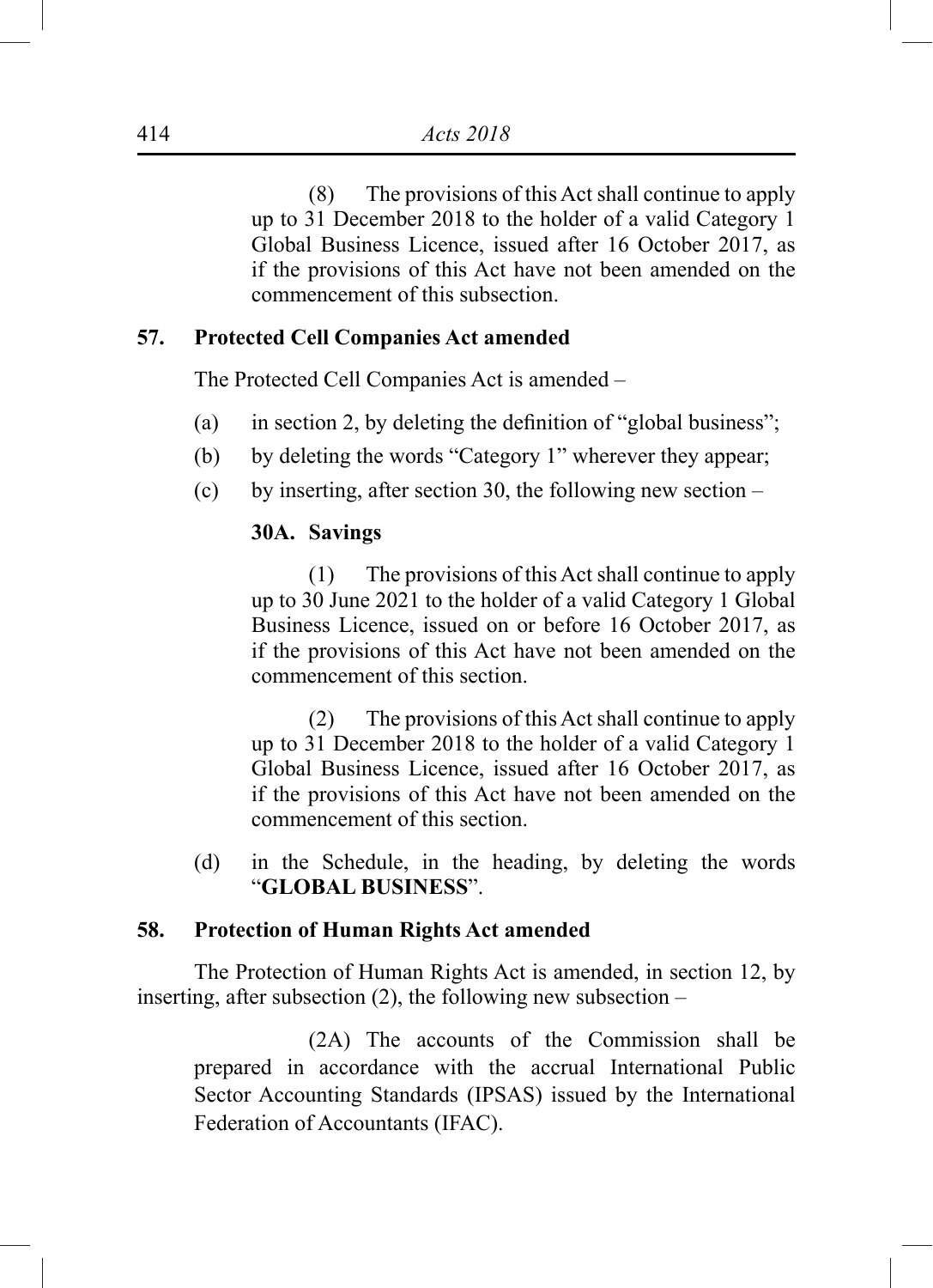(8) The provisions of this Act shall continue to apply up to 31 December 2018 to the holder of a valid Category 1 Global Business Licence, issued after 16 October 2017, as if the provisions of this Act have not been amended on the commencement of this subsection.

**57. Protected Cell Companies Act amended**

The Protected Cell Companies Act is amended –

(a) in section 2, by deleting the definition of "global business";

(b) by deleting the words "Category 1" wherever they appear;

(c) by inserting, after section 30, the following new section –

**30A. Savings**

(1) The provisions of this Act shall continue to apply up to 30 June 2021 to the holder of a valid Category 1 Global Business Licence, issued on or before 16 October 2017, as if the provisions of this Act have not been amended on the commencement of this section.

(2) The provisions of this Act shall continue to apply up to 31 December 2018 to the holder of a valid Category 1 Global Business Licence, issued after 16 October 2017, as if the provisions of this Act have not been amended on the commencement of this section.

(d) in the Schedule, in the heading, by deleting the words "**GLOBAL BUSINESS**".

**58. Protection of Human Rights Act amended**

The Protection of Human Rights Act is amended, in section 12, by inserting, after subsection (2), the following new subsection –

(2A) The accounts of the Commission shall be prepared in accordance with the accrual International Public Sector Accounting Standards (IPSAS) issued by the International Federation of Accountants (IFAC).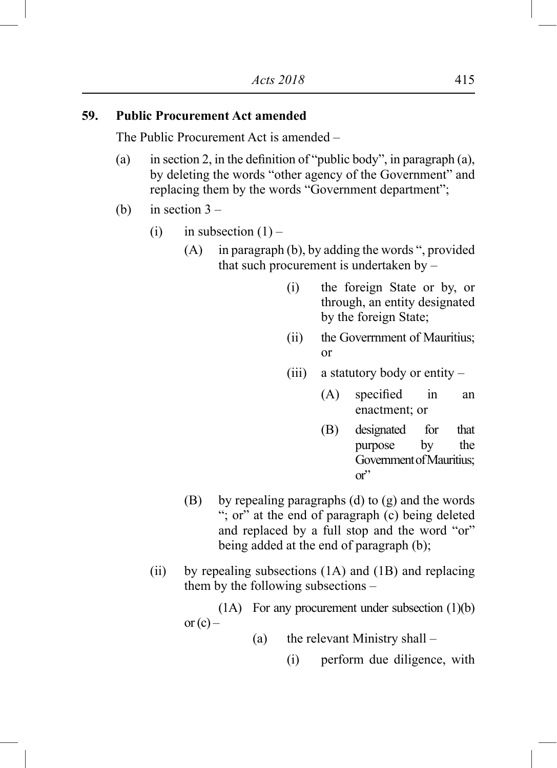**59. Public Procurement Act amended**

The Public Procurement Act is amended –

(a) in section 2, in the definition of "public body", in paragraph (a), by deleting the words "other agency of the Government" and replacing them by the words "Government department";

(b) in section 3 –

   (i) in subsection (1) –

      (A) in paragraph (b), by adding the words ", provided that such procurement is undertaken by –

         (i) the foreign State or by, or through, an entity designated by the foreign State;

         (ii) the Goverrnment of Mauritius; or

         (iii) a statutory body or entity –

            (A) specified in an enactment; or

            (B) designated for that purpose by the Government of Mauritius; or"

      (B) by repealing paragraphs (d) to (g) and the words "; or" at the end of paragraph (c) being deleted and replaced by a full stop and the word "or" being added at the end of paragraph (b);

   (ii) by repealing subsections (1A) and (1B) and replacing them by the following subsections –

      (1A) For any procurement under subsection (1)(b) or (c) –

         (a) the relevant Ministry shall –

            (i) perform due diligence, with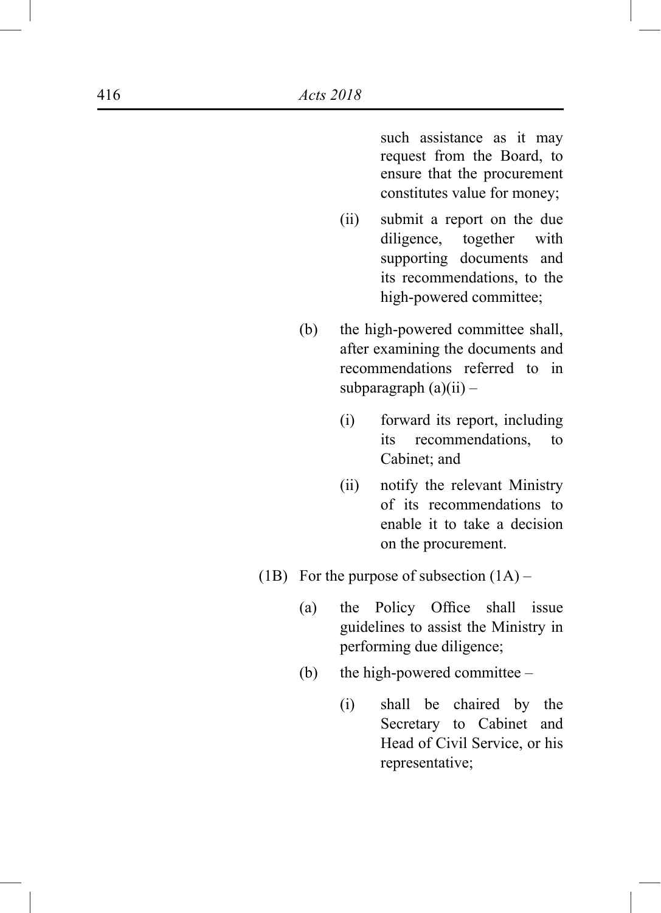such assistance as it may request from the Board, to ensure that the procurement constitutes value for money;

(ii) submit a report on the due diligence, together with supporting documents and its recommendations, to the high-powered committee;

(b) the high-powered committee shall, after examining the documents and recommendations referred to in subparagraph (a)(ii) –

(i) forward its report, including its recommendations, to Cabinet; and

(ii) notify the relevant Ministry of its recommendations to enable it to take a decision on the procurement.

(1B) For the purpose of subsection (1A) –

(a) the Policy Office shall issue guidelines to assist the Ministry in performing due diligence;

(b) the high-powered committee –

(i) shall be chaired by the Secretary to Cabinet and Head of Civil Service, or his representative;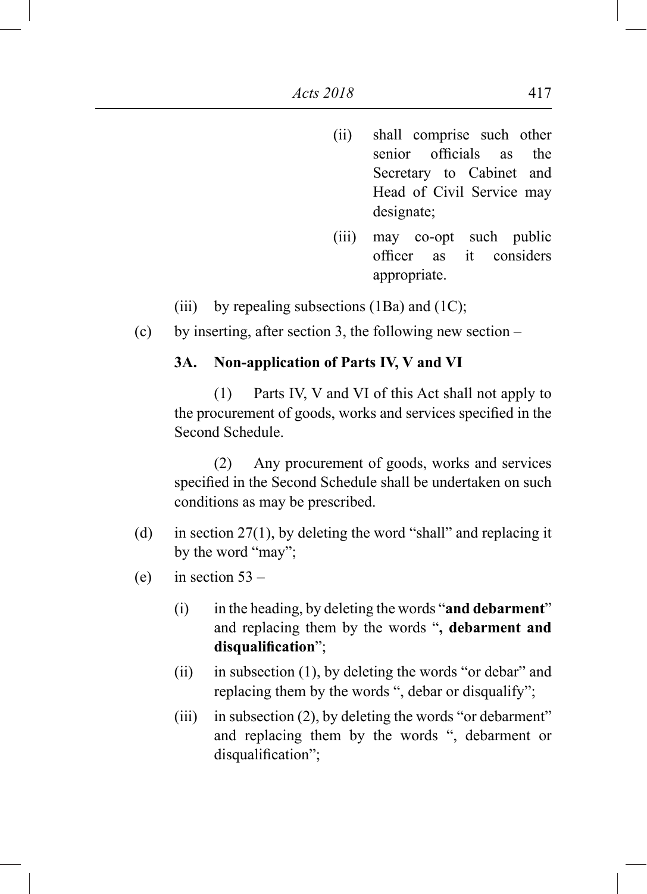(ii) shall comprise such other senior officials as the Secretary to Cabinet and Head of Civil Service may designate;

(iii) may co-opt such public officer as it considers appropriate.

(iii) by repealing subsections (1Ba) and (1C);

(c) by inserting, after section 3, the following new section –

**3A. Non-application of Parts IV, V and VI**

(1) Parts IV, V and VI of this Act shall not apply to the procurement of goods, works and services specified in the Second Schedule.

(2) Any procurement of goods, works and services specified in the Second Schedule shall be undertaken on such conditions as may be prescribed.

(d) in section 27(1), by deleting the word "shall" and replacing it by the word "may";

(e) in section 53 –

(i) in the heading, by deleting the words "**and debarment**" and replacing them by the words "**, debarment and disqualification**";

(ii) in subsection (1), by deleting the words "or debar" and replacing them by the words ", debar or disqualify";

(iii) in subsection (2), by deleting the words "or debarment" and replacing them by the words ", debarment or disqualification";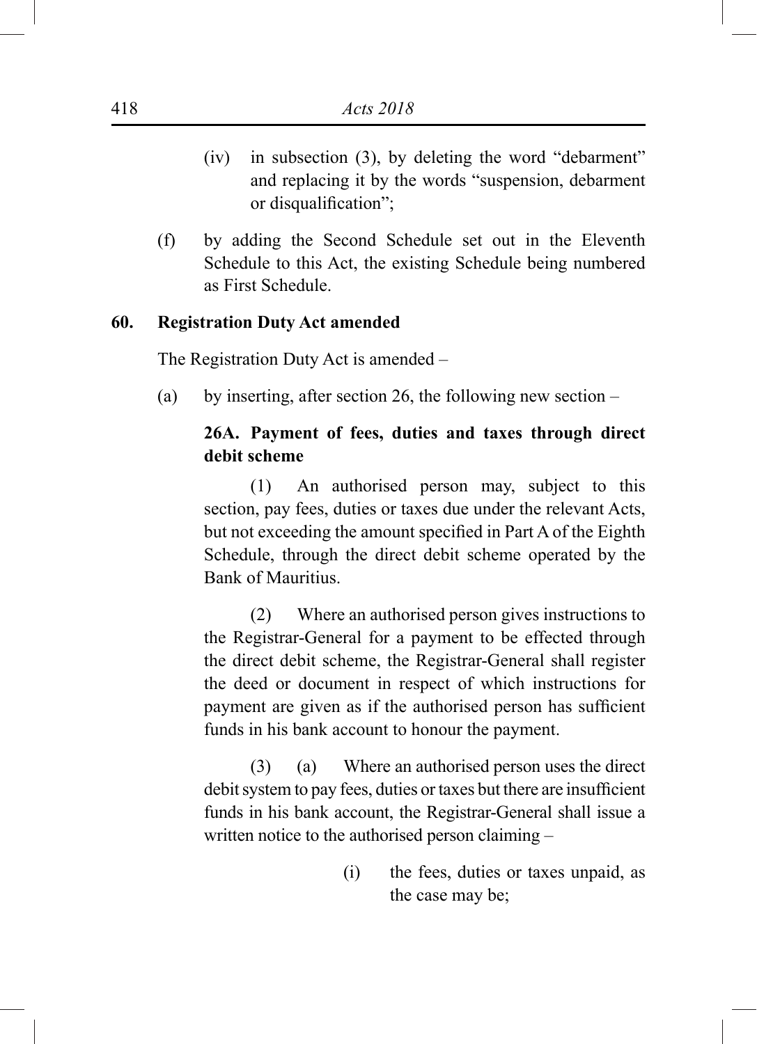(iv) in subsection (3), by deleting the word "debarment" and replacing it by the words "suspension, debarment or disqualification";

(f) by adding the Second Schedule set out in the Eleventh Schedule to this Act, the existing Schedule being numbered as First Schedule.

**60. Registration Duty Act amended**

The Registration Duty Act is amended –

(a) by inserting, after section 26, the following new section –

**26A. Payment of fees, duties and taxes through direct debit scheme**

(1) An authorised person may, subject to this section, pay fees, duties or taxes due under the relevant Acts, but not exceeding the amount specified in Part A of the Eighth Schedule, through the direct debit scheme operated by the Bank of Mauritius.

(2) Where an authorised person gives instructions to the Registrar-General for a payment to be effected through the direct debit scheme, the Registrar-General shall register the deed or document in respect of which instructions for payment are given as if the authorised person has sufficient funds in his bank account to honour the payment.

(3) (a) Where an authorised person uses the direct debit system to pay fees, duties or taxes but there are insufficient funds in his bank account, the Registrar-General shall issue a written notice to the authorised person claiming –

(i) the fees, duties or taxes unpaid, as the case may be;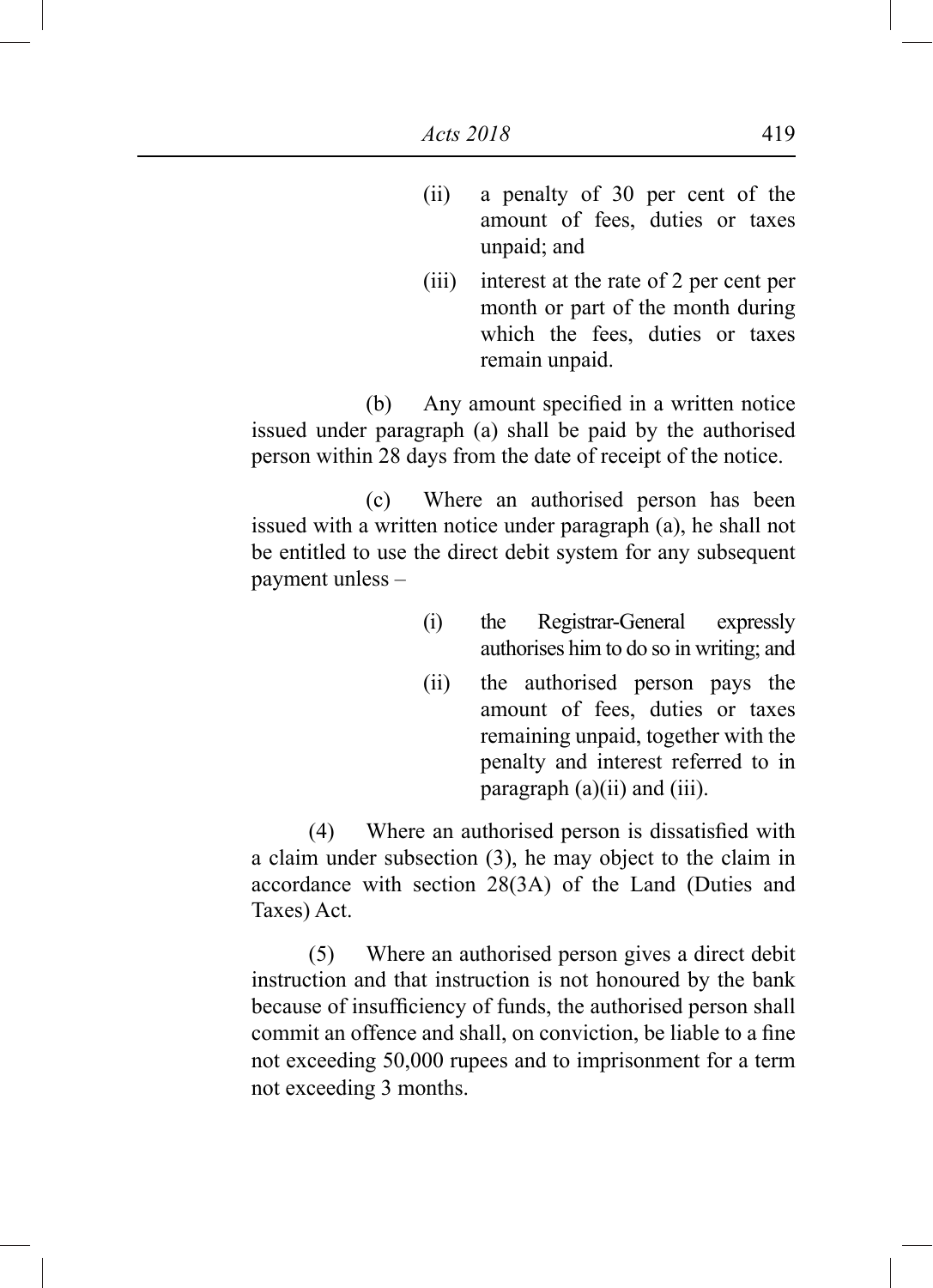(ii) a penalty of 30 per cent of the amount of fees, duties or taxes unpaid; and

(iii) interest at the rate of 2 per cent per month or part of the month during which the fees, duties or taxes remain unpaid.

(b) Any amount specified in a written notice issued under paragraph (a) shall be paid by the authorised person within 28 days from the date of receipt of the notice.

(c) Where an authorised person has been issued with a written notice under paragraph (a), he shall not be entitled to use the direct debit system for any subsequent payment unless –

(i) the Registrar-General expressly authorises him to do so in writing; and

(ii) the authorised person pays the amount of fees, duties or taxes remaining unpaid, together with the penalty and interest referred to in paragraph (a)(ii) and (iii).

(4) Where an authorised person is dissatisfied with a claim under subsection (3), he may object to the claim in accordance with section 28(3A) of the Land (Duties and Taxes) Act.

(5) Where an authorised person gives a direct debit instruction and that instruction is not honoured by the bank because of insufficiency of funds, the authorised person shall commit an offence and shall, on conviction, be liable to a fine not exceeding 50,000 rupees and to imprisonment for a term not exceeding 3 months.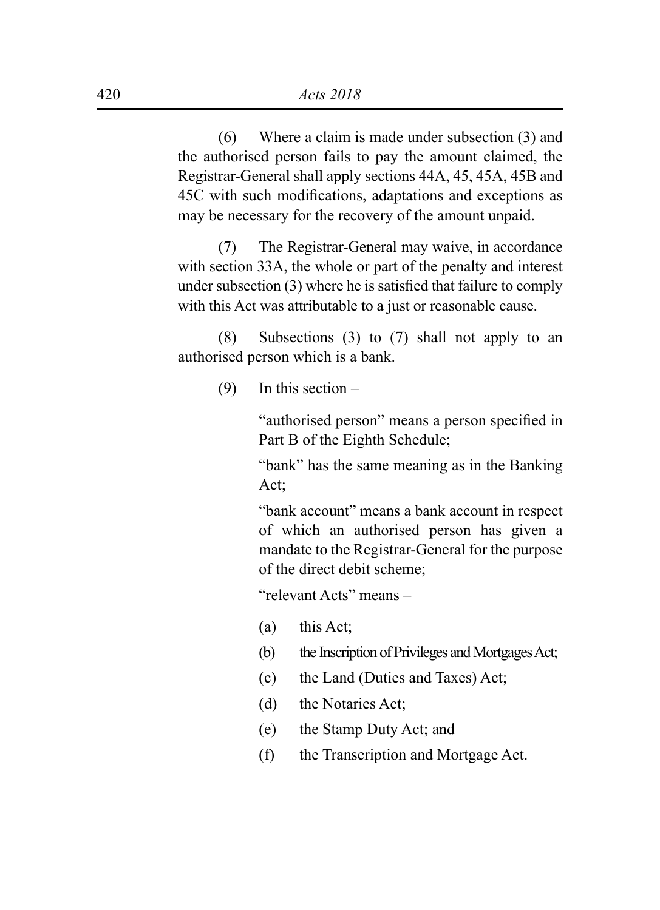(6) Where a claim is made under subsection (3) and the authorised person fails to pay the amount claimed, the Registrar-General shall apply sections 44A, 45, 45A, 45B and 45C with such modifications, adaptations and exceptions as may be necessary for the recovery of the amount unpaid.

(7) The Registrar-General may waive, in accordance with section 33A, the whole or part of the penalty and interest under subsection (3) where he is satisfied that failure to comply with this Act was attributable to a just or reasonable cause.

(8) Subsections (3) to (7) shall not apply to an authorised person which is a bank.

(9) In this section –

"authorised person" means a person specified in Part B of the Eighth Schedule;

"bank" has the same meaning as in the Banking Act;

"bank account" means a bank account in respect of which an authorised person has given a mandate to the Registrar-General for the purpose of the direct debit scheme;

"relevant Acts" means –

(a) this Act;

(b) the Inscription of Privileges and Mortgages Act;

(c) the Land (Duties and Taxes) Act;

(d) the Notaries Act;

(e) the Stamp Duty Act; and

(f) the Transcription and Mortgage Act.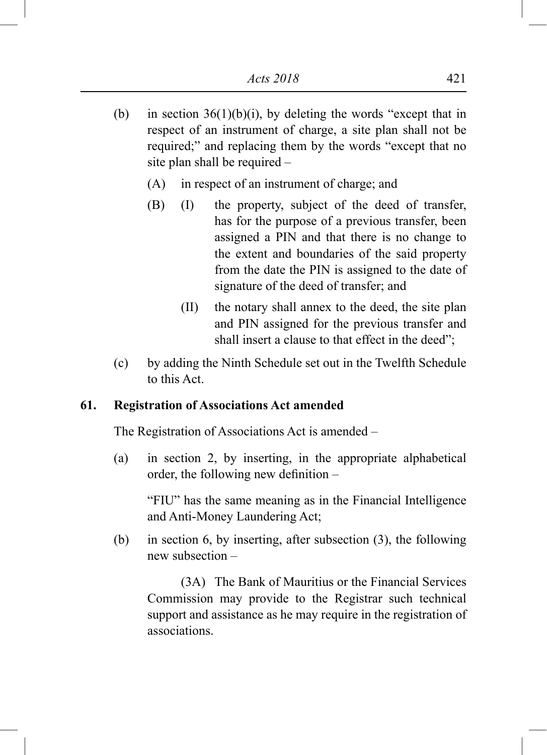(b) in section 36(1)(b)(i), by deleting the words "except that in respect of an instrument of charge, a site plan shall not be required;" and replacing them by the words "except that no site plan shall be required –

(A) in respect of an instrument of charge; and

(B) (I) the property, subject of the deed of transfer, has for the purpose of a previous transfer, been assigned a PIN and that there is no change to the extent and boundaries of the said property from the date the PIN is assigned to the date of signature of the deed of transfer; and

(II) the notary shall annex to the deed, the site plan and PIN assigned for the previous transfer and shall insert a clause to that effect in the deed";

(c) by adding the Ninth Schedule set out in the Twelfth Schedule to this Act.

**61. Registration of Associations Act amended**

The Registration of Associations Act is amended –

(a) in section 2, by inserting, in the appropriate alphabetical order, the following new definition –

"FIU" has the same meaning as in the Financial Intelligence and Anti-Money Laundering Act;

(b) in section 6, by inserting, after subsection (3), the following new subsection –

(3A) The Bank of Mauritius or the Financial Services Commission may provide to the Registrar such technical support and assistance as he may require in the registration of associations.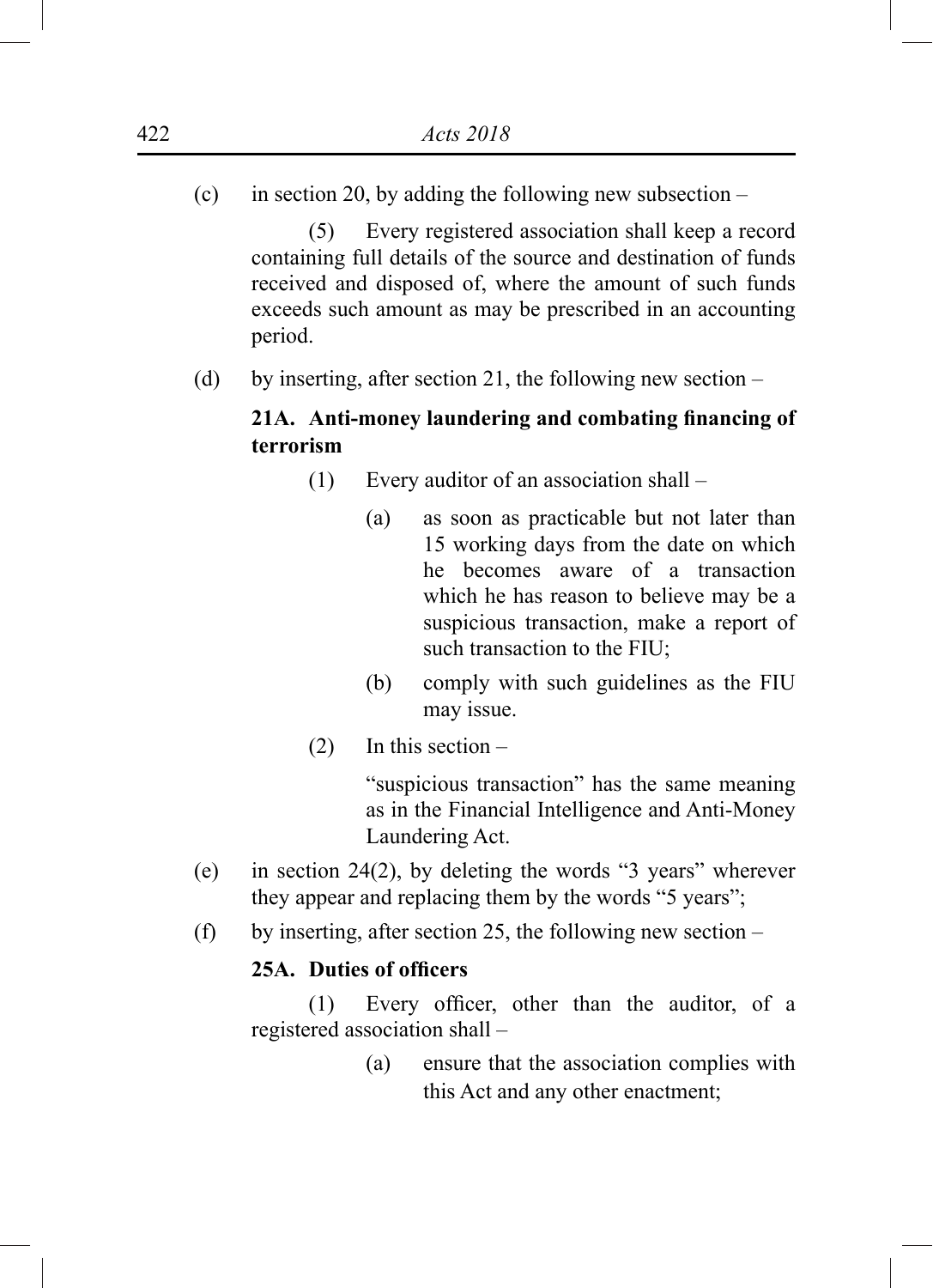(c) in section 20, by adding the following new subsection –

(5) Every registered association shall keep a record containing full details of the source and destination of funds received and disposed of, where the amount of such funds exceeds such amount as may be prescribed in an accounting period.

(d) by inserting, after section 21, the following new section –

**21A. Anti-money laundering and combating financing of terrorism**

(1) Every auditor of an association shall –

(a) as soon as practicable but not later than 15 working days from the date on which he becomes aware of a transaction which he has reason to believe may be a suspicious transaction, make a report of such transaction to the FIU;

(b) comply with such guidelines as the FIU may issue.

(2) In this section –

"suspicious transaction" has the same meaning as in the Financial Intelligence and Anti-Money Laundering Act.

(e) in section 24(2), by deleting the words "3 years" wherever they appear and replacing them by the words "5 years";

(f) by inserting, after section 25, the following new section –

**25A. Duties of officers**

(1) Every officer, other than the auditor, of a registered association shall –

(a) ensure that the association complies with this Act and any other enactment;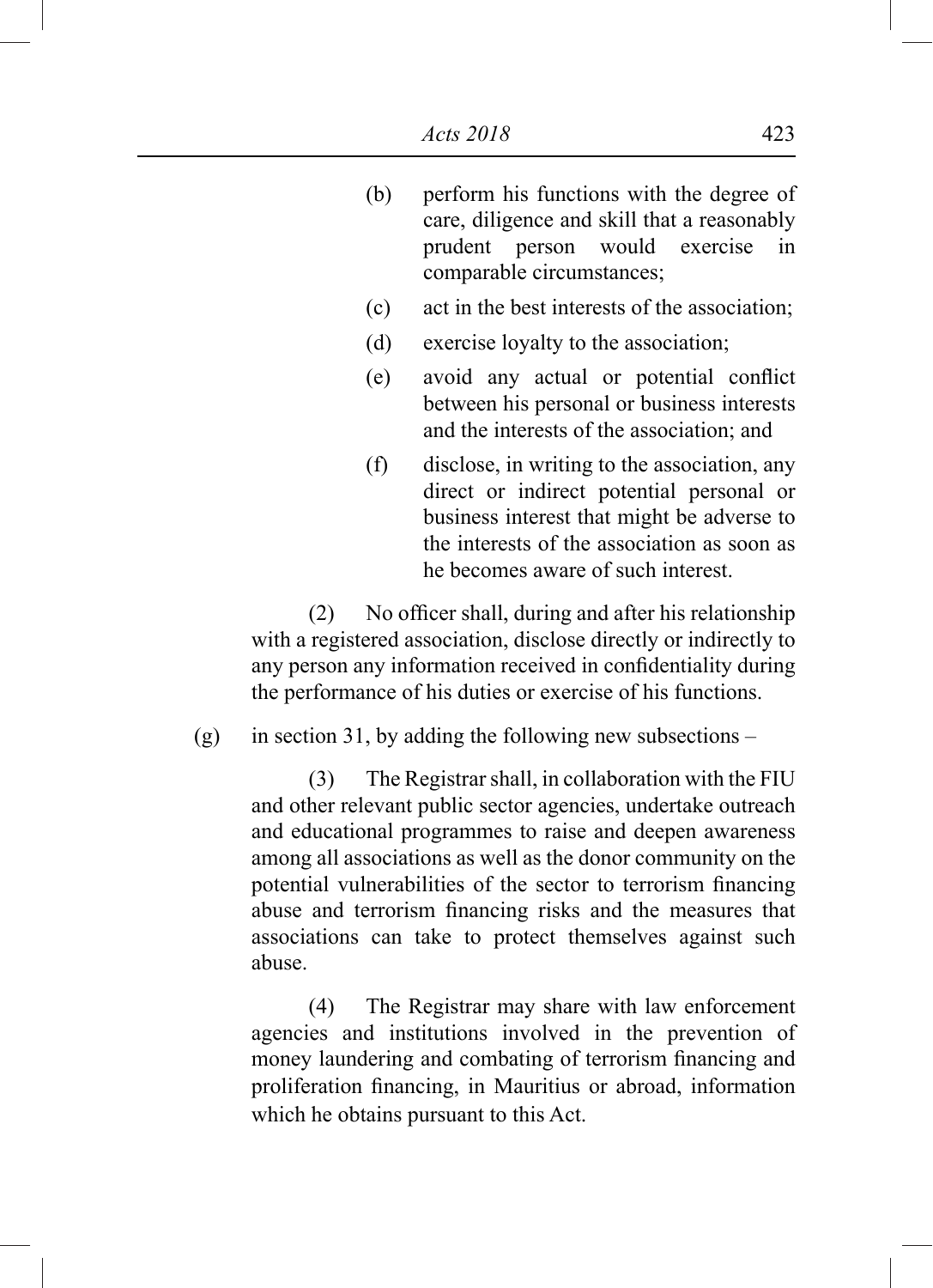(b) perform his functions with the degree of care, diligence and skill that a reasonably prudent person would exercise in comparable circumstances;

(c) act in the best interests of the association;

(d) exercise loyalty to the association;

(e) avoid any actual or potential conflict between his personal or business interests and the interests of the association; and

(f) disclose, in writing to the association, any direct or indirect potential personal or business interest that might be adverse to the interests of the association as soon as he becomes aware of such interest.

(2) No officer shall, during and after his relationship with a registered association, disclose directly or indirectly to any person any information received in confidentiality during the performance of his duties or exercise of his functions.

(g) in section 31, by adding the following new subsections –

(3) The Registrar shall, in collaboration with the FIU and other relevant public sector agencies, undertake outreach and educational programmes to raise and deepen awareness among all associations as well as the donor community on the potential vulnerabilities of the sector to terrorism financing abuse and terrorism financing risks and the measures that associations can take to protect themselves against such abuse.

(4) The Registrar may share with law enforcement agencies and institutions involved in the prevention of money laundering and combating of terrorism financing and proliferation financing, in Mauritius or abroad, information which he obtains pursuant to this Act.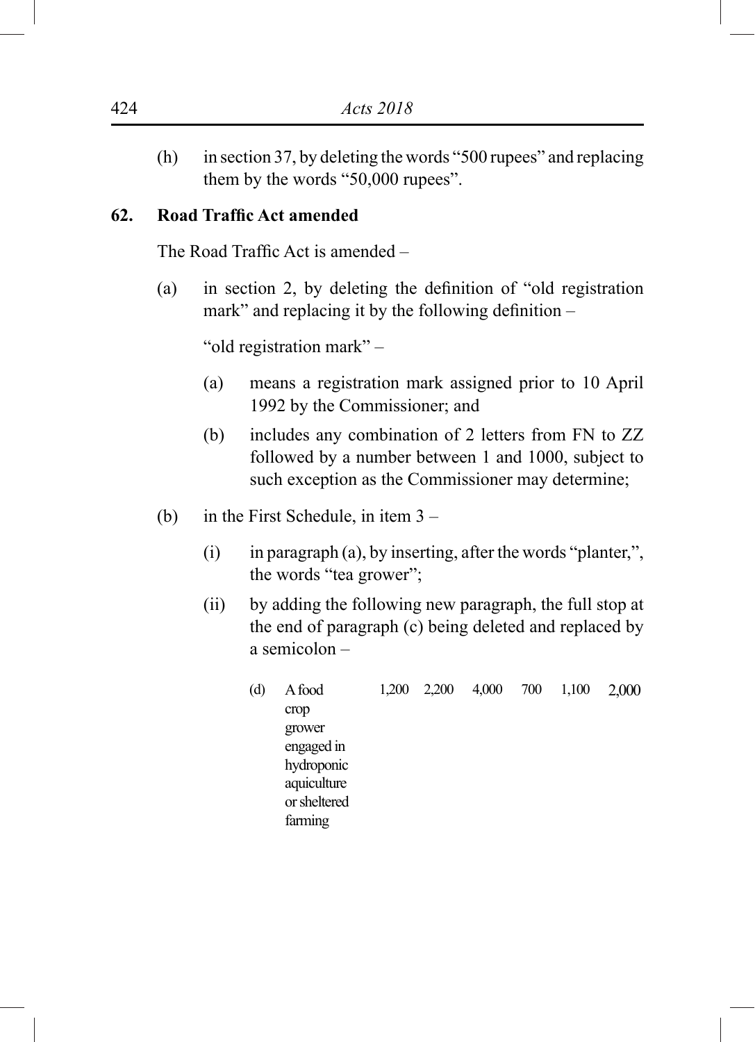(h) in section 37, by deleting the words "500 rupees" and replacing them by the words "50,000 rupees".

**62. Road Traffic Act amended**

The Road Traffic Act is amended –

(a) in section 2, by deleting the definition of "old registration mark" and replacing it by the following definition –

"old registration mark" –

(a) means a registration mark assigned prior to 10 April 1992 by the Commissioner; and

(b) includes any combination of 2 letters from FN to ZZ followed by a number between 1 and 1000, subject to such exception as the Commissioner may determine;

(b) in the First Schedule, in item 3 –

(i) in paragraph (a), by inserting, after the words "planter,", the words "tea grower";

(ii) by adding the following new paragraph, the full stop at the end of paragraph (c) being deleted and replaced by a semicolon –

| | | | | | | | |
|---|---|---|---|---|---|---|---|
| (d) | A food crop grower engaged in hydroponic aquiculture or sheltered farming | 1,200 | 2,200 | 4,000 | 700 | 1,100 | 2,000 |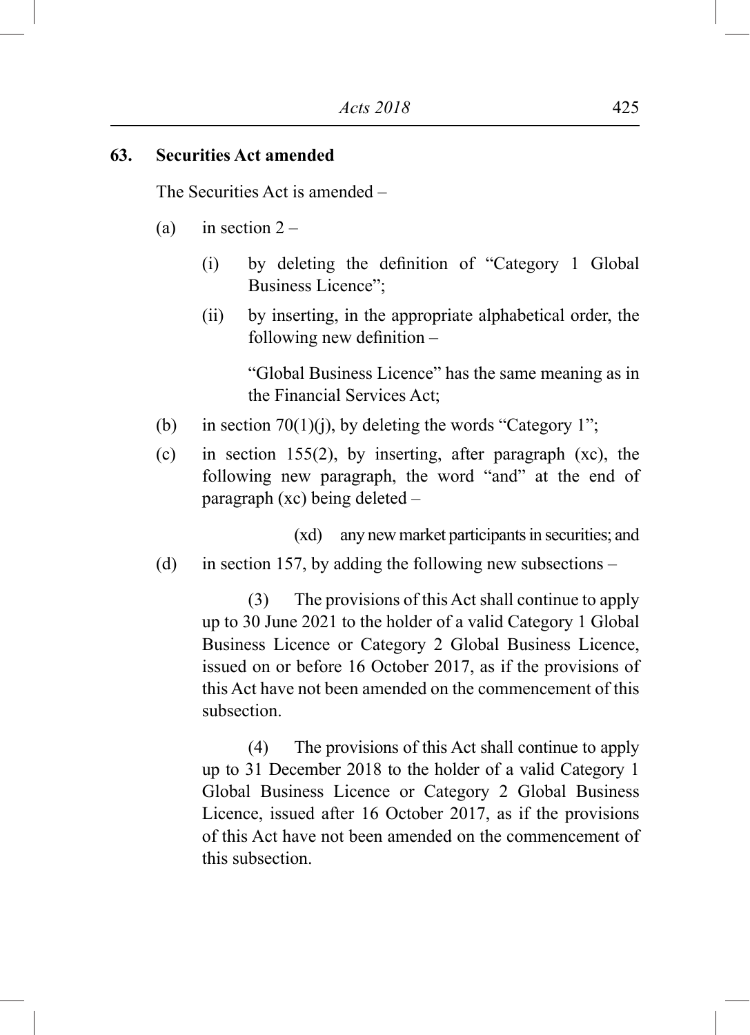**63. Securities Act amended**

The Securities Act is amended –

(a) in section 2 –

  (i) by deleting the definition of "Category 1 Global Business Licence";

  (ii) by inserting, in the appropriate alphabetical order, the following new definition –

  "Global Business Licence" has the same meaning as in the Financial Services Act;

(b) in section 70(1)(j), by deleting the words "Category 1";

(c) in section 155(2), by inserting, after paragraph (xc), the following new paragraph, the word "and" at the end of paragraph (xc) being deleted –

  (xd) any new market participants in securities; and

(d) in section 157, by adding the following new subsections –

  (3) The provisions of this Act shall continue to apply up to 30 June 2021 to the holder of a valid Category 1 Global Business Licence or Category 2 Global Business Licence, issued on or before 16 October 2017, as if the provisions of this Act have not been amended on the commencement of this subsection.

  (4) The provisions of this Act shall continue to apply up to 31 December 2018 to the holder of a valid Category 1 Global Business Licence or Category 2 Global Business Licence, issued after 16 October 2017, as if the provisions of this Act have not been amended on the commencement of this subsection.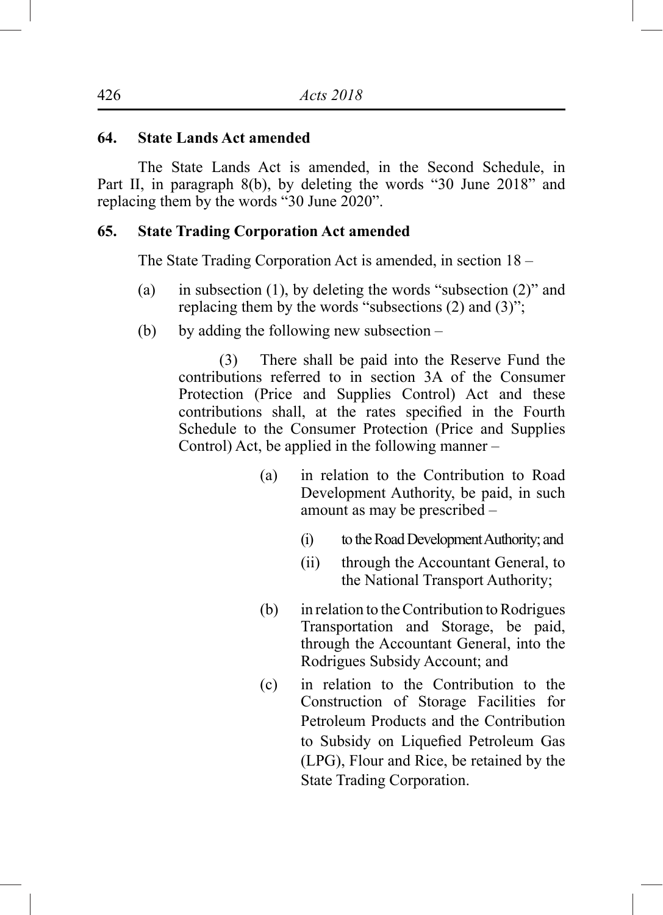**64. State Lands Act amended**

The State Lands Act is amended, in the Second Schedule, in Part II, in paragraph 8(b), by deleting the words "30 June 2018" and replacing them by the words "30 June 2020".

**65. State Trading Corporation Act amended**

The State Trading Corporation Act is amended, in section 18 –

(a) in subsection (1), by deleting the words "subsection (2)" and replacing them by the words "subsections (2) and (3)";

(b) by adding the following new subsection –

> (3) There shall be paid into the Reserve Fund the contributions referred to in section 3A of the Consumer Protection (Price and Supplies Control) Act and these contributions shall, at the rates specified in the Fourth Schedule to the Consumer Protection (Price and Supplies Control) Act, be applied in the following manner –
>
> (a) in relation to the Contribution to Road Development Authority, be paid, in such amount as may be prescribed –
>
> (i) to the Road Development Authority; and
>
> (ii) through the Accountant General, to the National Transport Authority;
>
> (b) in relation to the Contribution to Rodrigues Transportation and Storage, be paid, through the Accountant General, into the Rodrigues Subsidy Account; and
>
> (c) in relation to the Contribution to the Construction of Storage Facilities for Petroleum Products and the Contribution to Subsidy on Liquefied Petroleum Gas (LPG), Flour and Rice, be retained by the State Trading Corporation.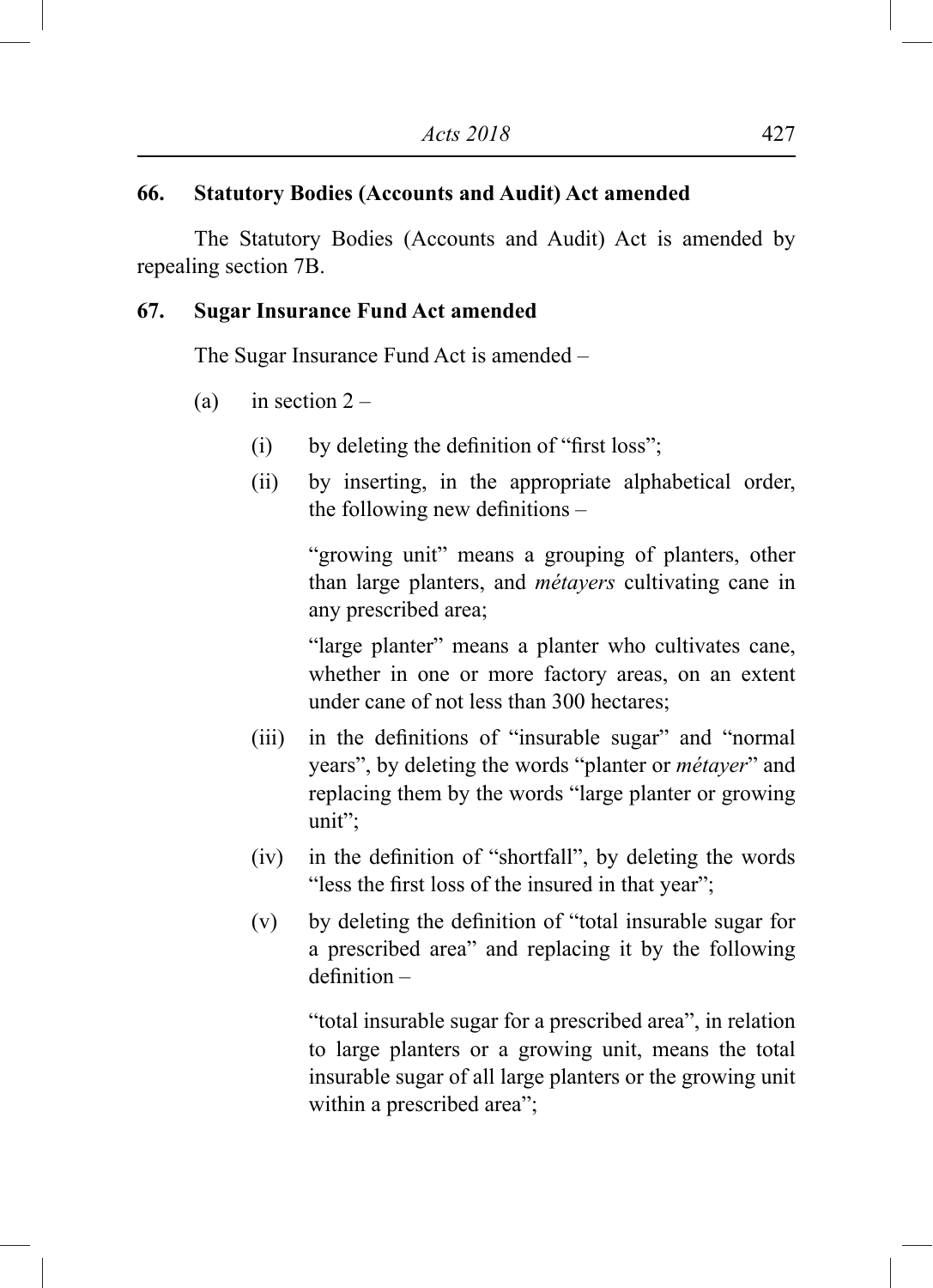**66. Statutory Bodies (Accounts and Audit) Act amended**

The Statutory Bodies (Accounts and Audit) Act is amended by repealing section 7B.

**67. Sugar Insurance Fund Act amended**

The Sugar Insurance Fund Act is amended –

(a) in section 2 –

(i) by deleting the definition of "first loss";

(ii) by inserting, in the appropriate alphabetical order, the following new definitions –

"growing unit" means a grouping of planters, other than large planters, and *métayers* cultivating cane in any prescribed area;

"large planter" means a planter who cultivates cane, whether in one or more factory areas, on an extent under cane of not less than 300 hectares;

(iii) in the definitions of "insurable sugar" and "normal years", by deleting the words "planter or *métayer*" and replacing them by the words "large planter or growing unit";

(iv) in the definition of "shortfall", by deleting the words "less the first loss of the insured in that year";

(v) by deleting the definition of "total insurable sugar for a prescribed area" and replacing it by the following definition –

"total insurable sugar for a prescribed area", in relation to large planters or a growing unit, means the total insurable sugar of all large planters or the growing unit within a prescribed area";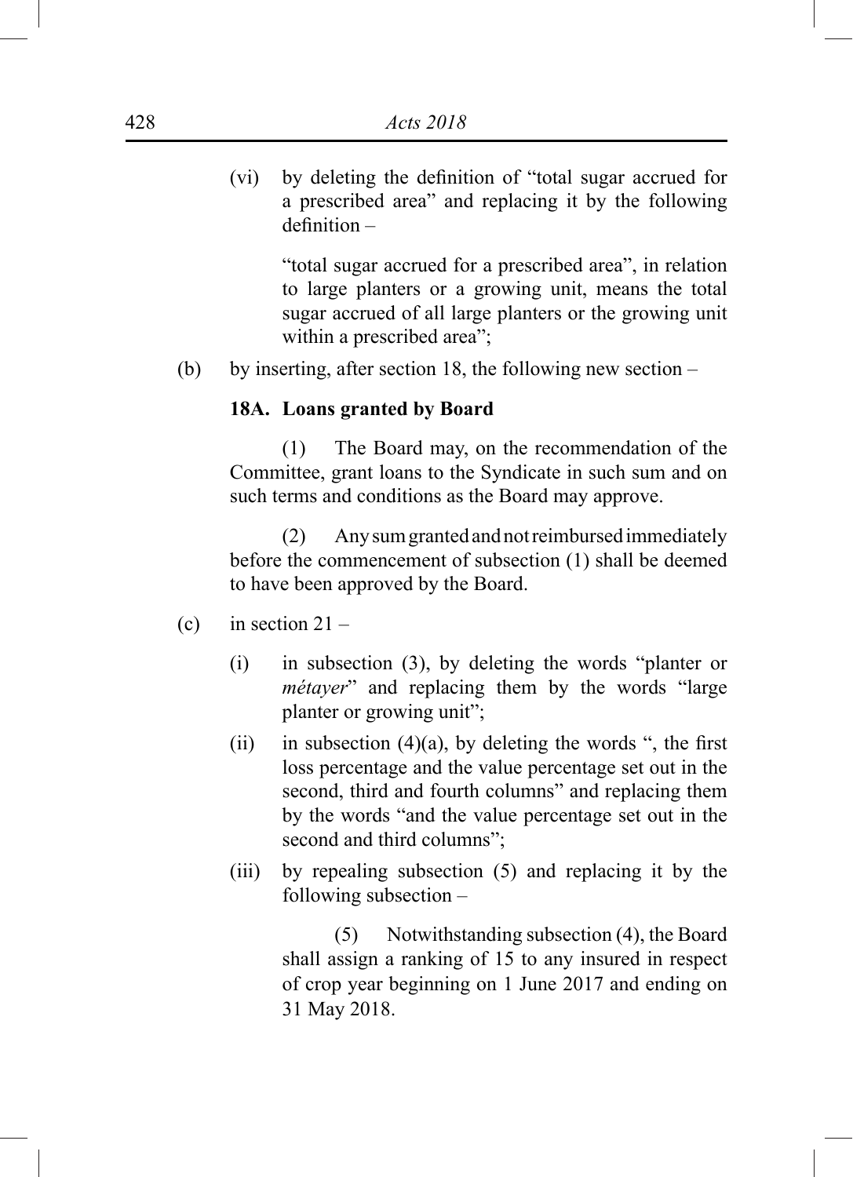(vi) by deleting the definition of "total sugar accrued for a prescribed area" and replacing it by the following definition –

"total sugar accrued for a prescribed area", in relation to large planters or a growing unit, means the total sugar accrued of all large planters or the growing unit within a prescribed area";

(b) by inserting, after section 18, the following new section –

**18A. Loans granted by Board**

(1) The Board may, on the recommendation of the Committee, grant loans to the Syndicate in such sum and on such terms and conditions as the Board may approve.

(2) Any sum granted and not reimbursed immediately before the commencement of subsection (1) shall be deemed to have been approved by the Board.

(c) in section 21 –

(i) in subsection (3), by deleting the words "planter or *métayer*" and replacing them by the words "large planter or growing unit";

(ii) in subsection (4)(a), by deleting the words ", the first loss percentage and the value percentage set out in the second, third and fourth columns" and replacing them by the words "and the value percentage set out in the second and third columns";

(iii) by repealing subsection (5) and replacing it by the following subsection –

(5) Notwithstanding subsection (4), the Board shall assign a ranking of 15 to any insured in respect of crop year beginning on 1 June 2017 and ending on 31 May 2018.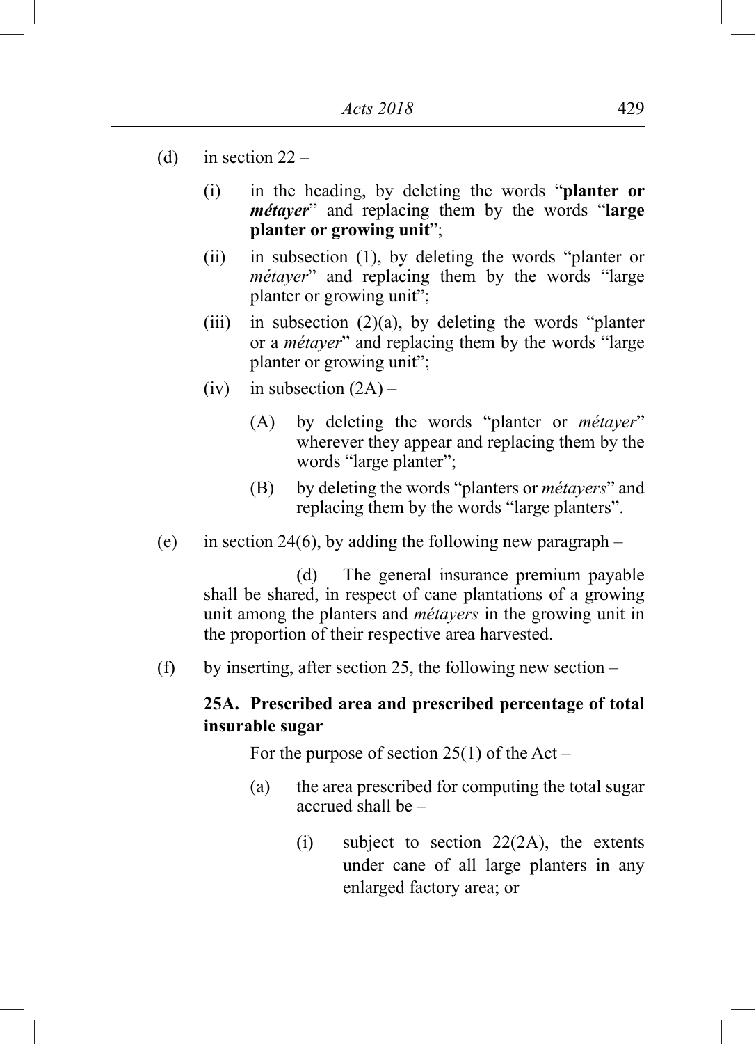(d) in section 22 –

   (i) in the heading, by deleting the words "**planter or *métayer***" and replacing them by the words "**large planter or growing unit**";

   (ii) in subsection (1), by deleting the words "planter or *métayer*" and replacing them by the words "large planter or growing unit";

   (iii) in subsection (2)(a), by deleting the words "planter or a *métayer*" and replacing them by the words "large planter or growing unit";

   (iv) in subsection (2A) –

      (A) by deleting the words "planter or *métayer*" wherever they appear and replacing them by the words "large planter";

      (B) by deleting the words "planters or *métayers*" and replacing them by the words "large planters".

(e) in section 24(6), by adding the following new paragraph –

   (d) The general insurance premium payable shall be shared, in respect of cane plantations of a growing unit among the planters and *métayers* in the growing unit in the proportion of their respective area harvested.

(f) by inserting, after section 25, the following new section –

**25A. Prescribed area and prescribed percentage of total insurable sugar**

For the purpose of section 25(1) of the Act –

   (a) the area prescribed for computing the total sugar accrued shall be –

      (i) subject to section 22(2A), the extents under cane of all large planters in any enlarged factory area; or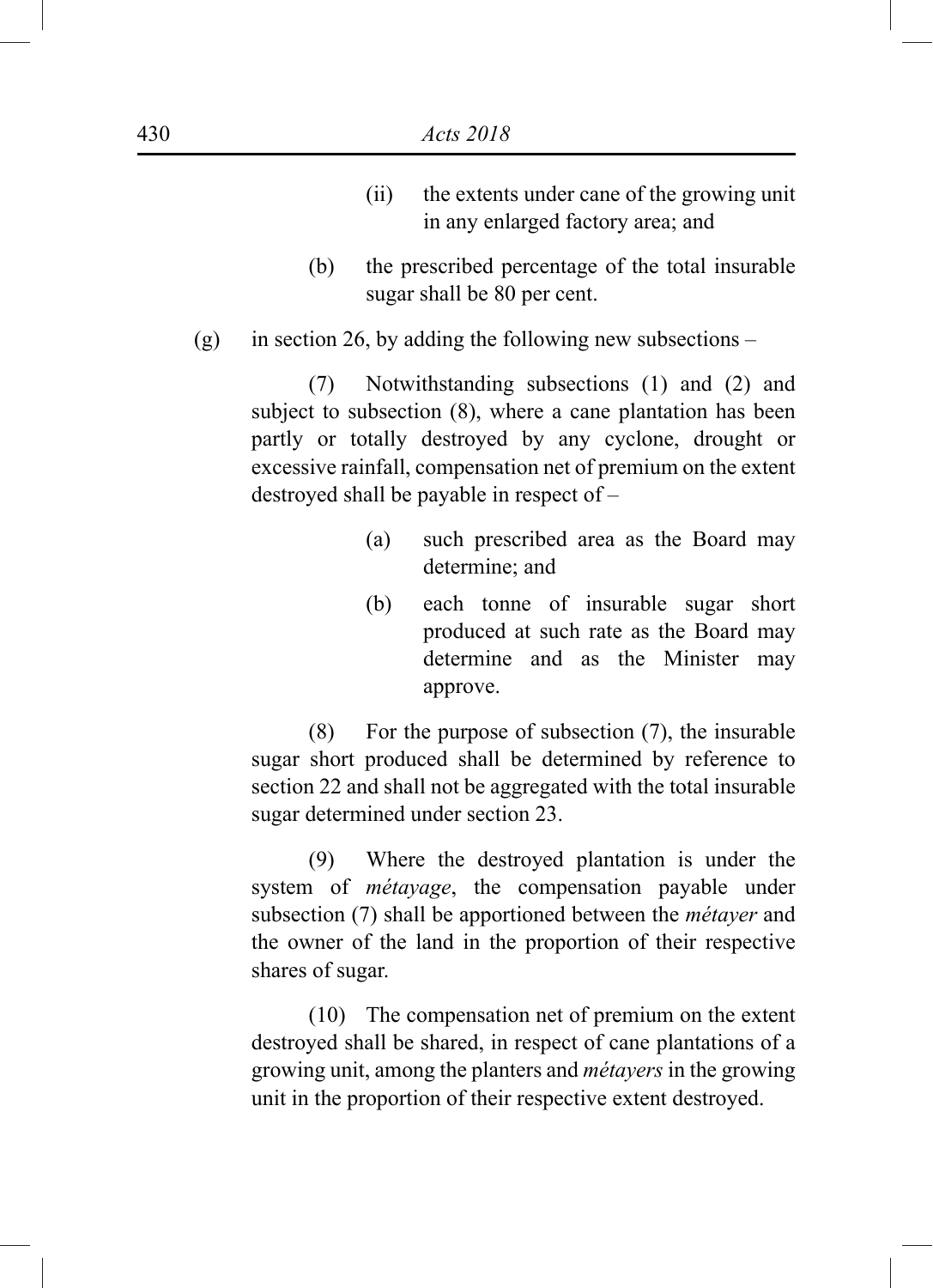(ii) the extents under cane of the growing unit in any enlarged factory area; and

(b) the prescribed percentage of the total insurable sugar shall be 80 per cent.

(g) in section 26, by adding the following new subsections –

(7) Notwithstanding subsections (1) and (2) and subject to subsection (8), where a cane plantation has been partly or totally destroyed by any cyclone, drought or excessive rainfall, compensation net of premium on the extent destroyed shall be payable in respect of –

(a) such prescribed area as the Board may determine; and

(b) each tonne of insurable sugar short produced at such rate as the Board may determine and as the Minister may approve.

(8) For the purpose of subsection (7), the insurable sugar short produced shall be determined by reference to section 22 and shall not be aggregated with the total insurable sugar determined under section 23.

(9) Where the destroyed plantation is under the system of *métayage*, the compensation payable under subsection (7) shall be apportioned between the *métayer* and the owner of the land in the proportion of their respective shares of sugar.

(10) The compensation net of premium on the extent destroyed shall be shared, in respect of cane plantations of a growing unit, among the planters and *métayers* in the growing unit in the proportion of their respective extent destroyed.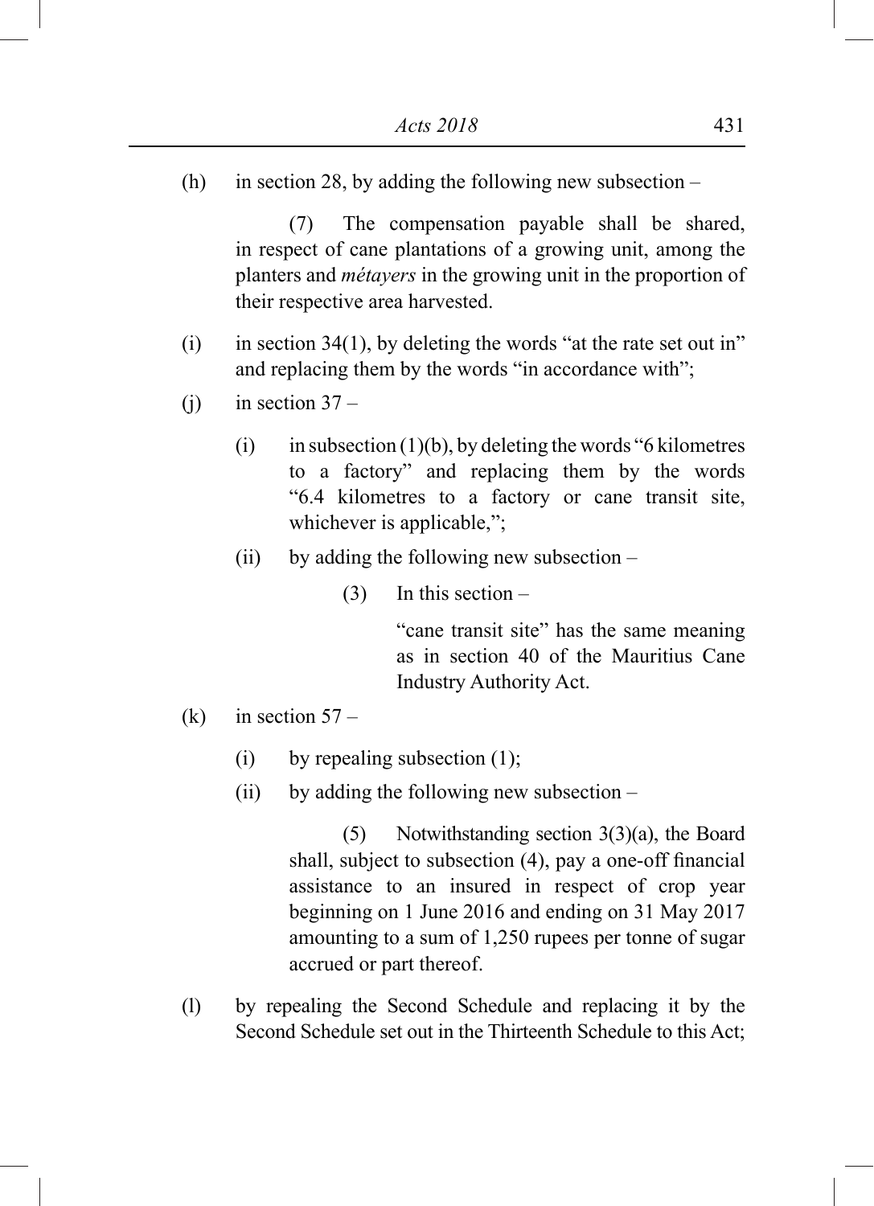(h) in section 28, by adding the following new subsection –

> (7) The compensation payable shall be shared, in respect of cane plantations of a growing unit, among the planters and *métayers* in the growing unit in the proportion of their respective area harvested.

(i) in section 34(1), by deleting the words "at the rate set out in" and replacing them by the words "in accordance with";

(j) in section 37 –

> (i) in subsection (1)(b), by deleting the words "6 kilometres to a factory" and replacing them by the words "6.4 kilometres to a factory or cane transit site, whichever is applicable,";
>
> (ii) by adding the following new subsection –
>
> > (3) In this section –
> >
> > "cane transit site" has the same meaning as in section 40 of the Mauritius Cane Industry Authority Act.

(k) in section 57 –

> (i) by repealing subsection (1);
>
> (ii) by adding the following new subsection –
>
> > (5) Notwithstanding section 3(3)(a), the Board shall, subject to subsection (4), pay a one-off financial assistance to an insured in respect of crop year beginning on 1 June 2016 and ending on 31 May 2017 amounting to a sum of 1,250 rupees per tonne of sugar accrued or part thereof.

(l) by repealing the Second Schedule and replacing it by the Second Schedule set out in the Thirteenth Schedule to this Act;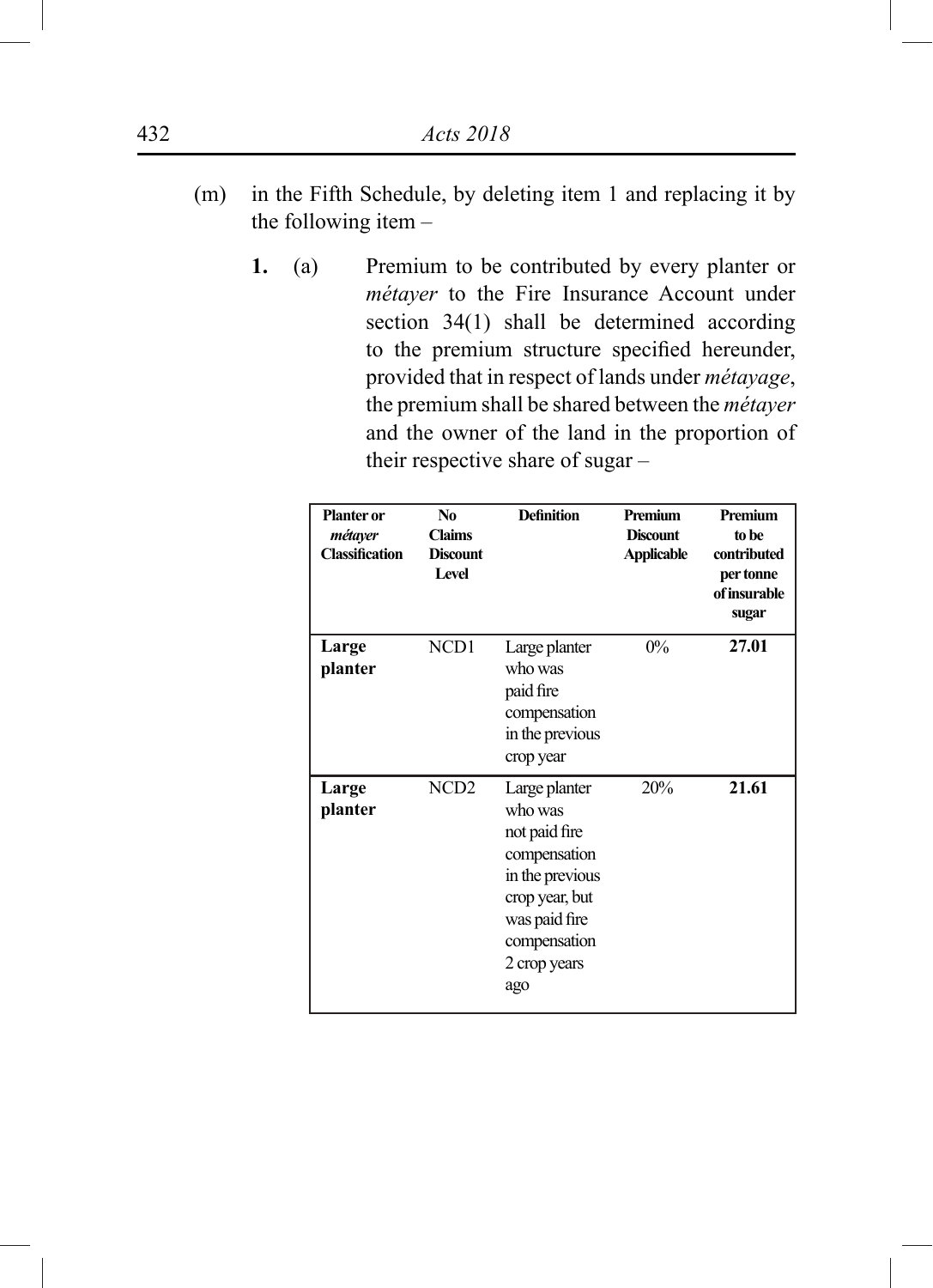(m) in the Fifth Schedule, by deleting item 1 and replacing it by the following item –

**1.** (a) Premium to be contributed by every planter or *métayer* to the Fire Insurance Account under section 34(1) shall be determined according to the premium structure specified hereunder, provided that in respect of lands under *métayage*, the premium shall be shared between the *métayer* and the owner of the land in the proportion of their respective share of sugar –

| Planter or *métayer* Classification | No Claims Discount Level | Definition | Premium Discount Applicable | Premium to be contributed per tonne of insurable sugar |
|---|---|---|---|---|
| **Large planter** | NCD1 | Large planter who was paid fire compensation in the previous crop year | 0% | **27.01** |
| **Large planter** | NCD2 | Large planter who was not paid fire compensation in the previous crop year, but was paid fire compensation 2 crop years ago | 20% | **21.61** |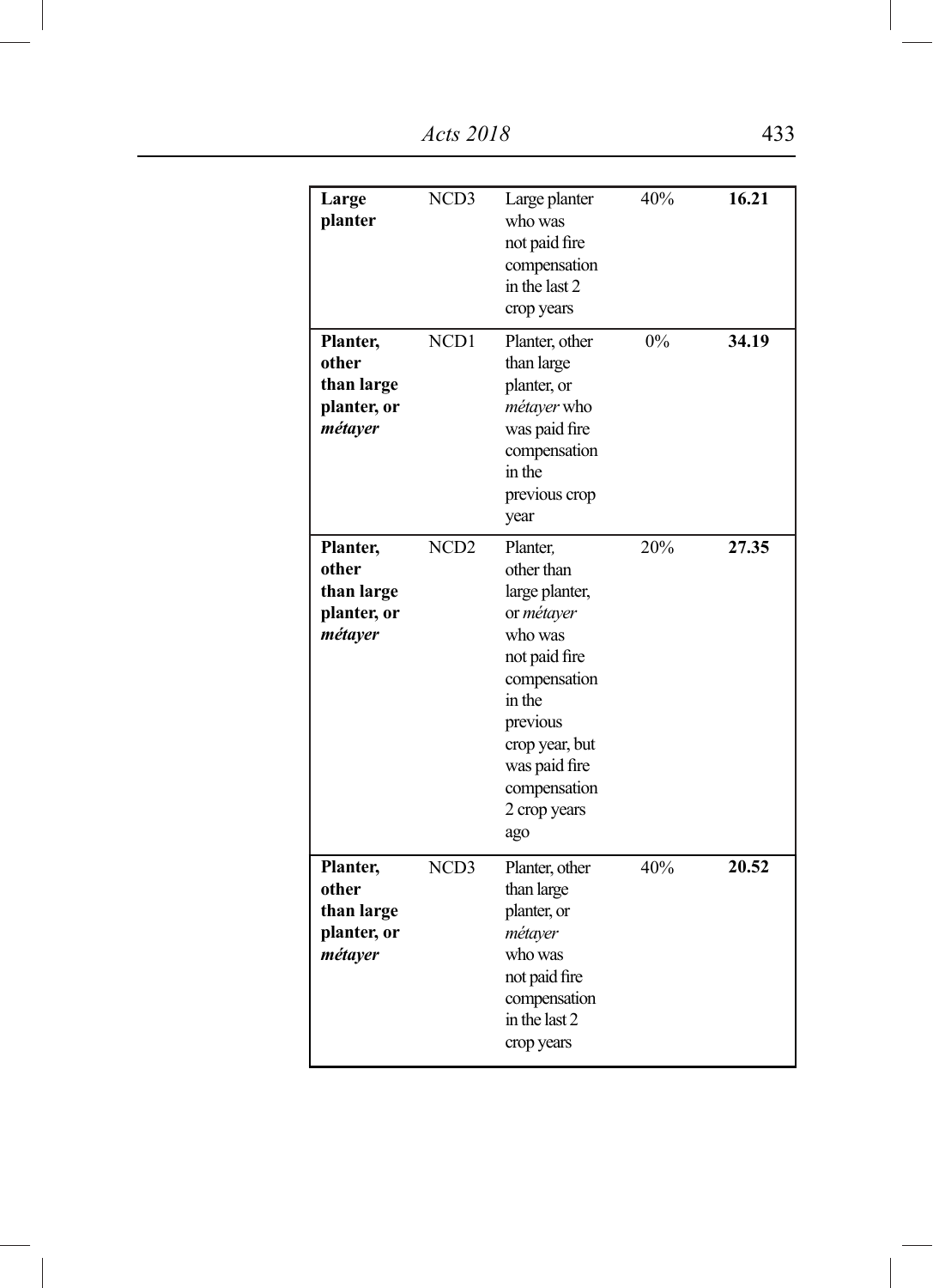| **Large planter** | NCD3 | Large planter who was not paid fire compensation in the last 2 crop years | 40% | **16.21** |
|---|---|---|---|---|
| **Planter, other than large planter, or *métayer*** | NCD1 | Planter, other than large planter, or *métayer* who was paid fire compensation in the previous crop year | 0% | **34.19** |
| **Planter, other than large planter, or *métayer*** | NCD2 | Planter, other than large planter, or *métayer* who was not paid fire compensation in the previous crop year, but was paid fire compensation 2 crop years ago | 20% | **27.35** |
| **Planter, other than large planter, or *métayer*** | NCD3 | Planter, other than large planter, or *métayer* who was not paid fire compensation in the last 2 crop years | 40% | **20.52** |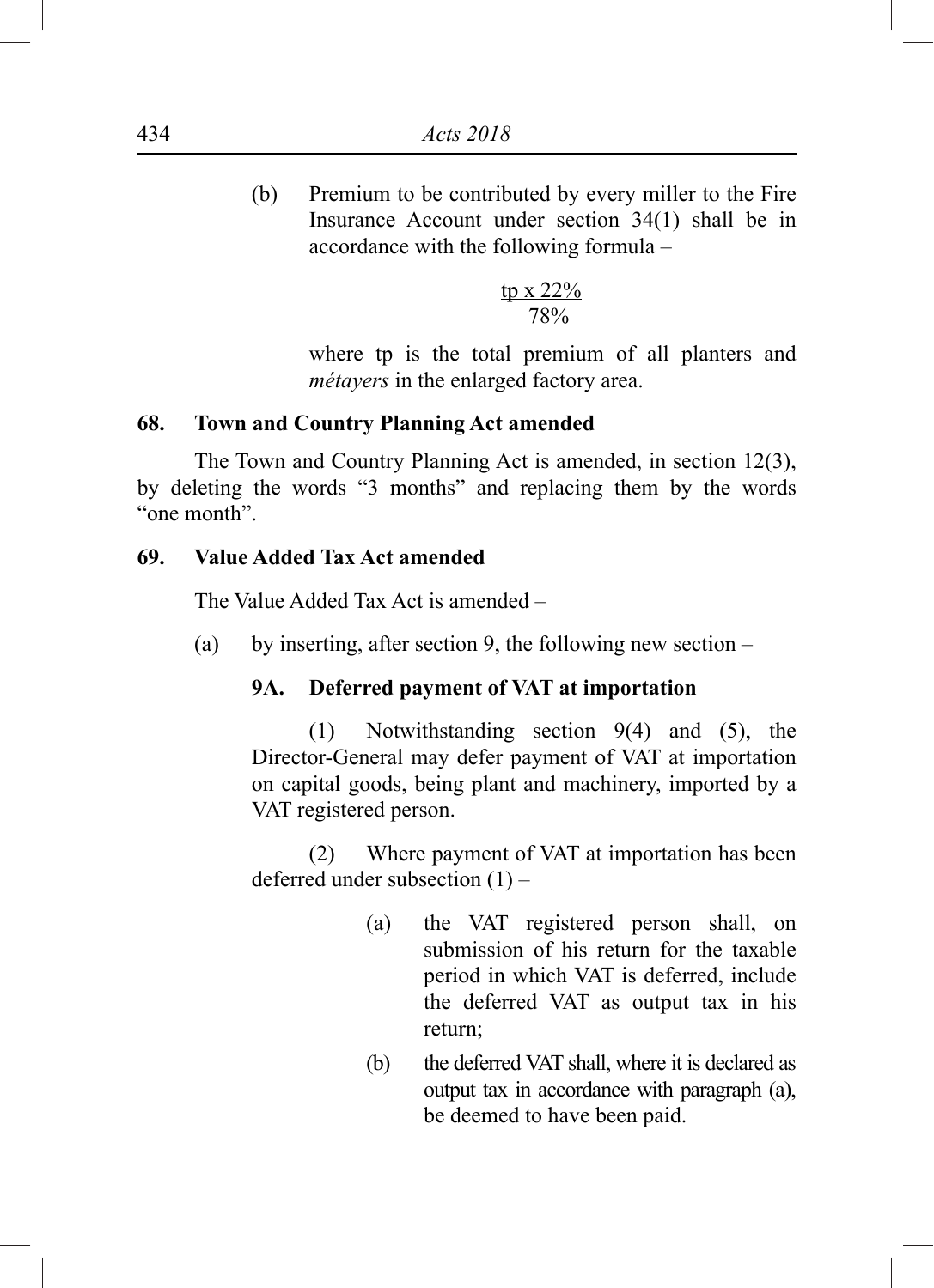(b) Premium to be contributed by every miller to the Fire Insurance Account under section 34(1) shall be in accordance with the following formula –

$$\frac{tp \times 22\%}{78\%}$$

where tp is the total premium of all planters and *métayers* in the enlarged factory area.

**68. Town and Country Planning Act amended**

The Town and Country Planning Act is amended, in section 12(3), by deleting the words "3 months" and replacing them by the words "one month".

**69. Value Added Tax Act amended**

The Value Added Tax Act is amended –

(a) by inserting, after section 9, the following new section –

**9A. Deferred payment of VAT at importation**

(1) Notwithstanding section 9(4) and (5), the Director-General may defer payment of VAT at importation on capital goods, being plant and machinery, imported by a VAT registered person.

(2) Where payment of VAT at importation has been deferred under subsection (1) –

(a) the VAT registered person shall, on submission of his return for the taxable period in which VAT is deferred, include the deferred VAT as output tax in his return;

(b) the deferred VAT shall, where it is declared as output tax in accordance with paragraph (a), be deemed to have been paid.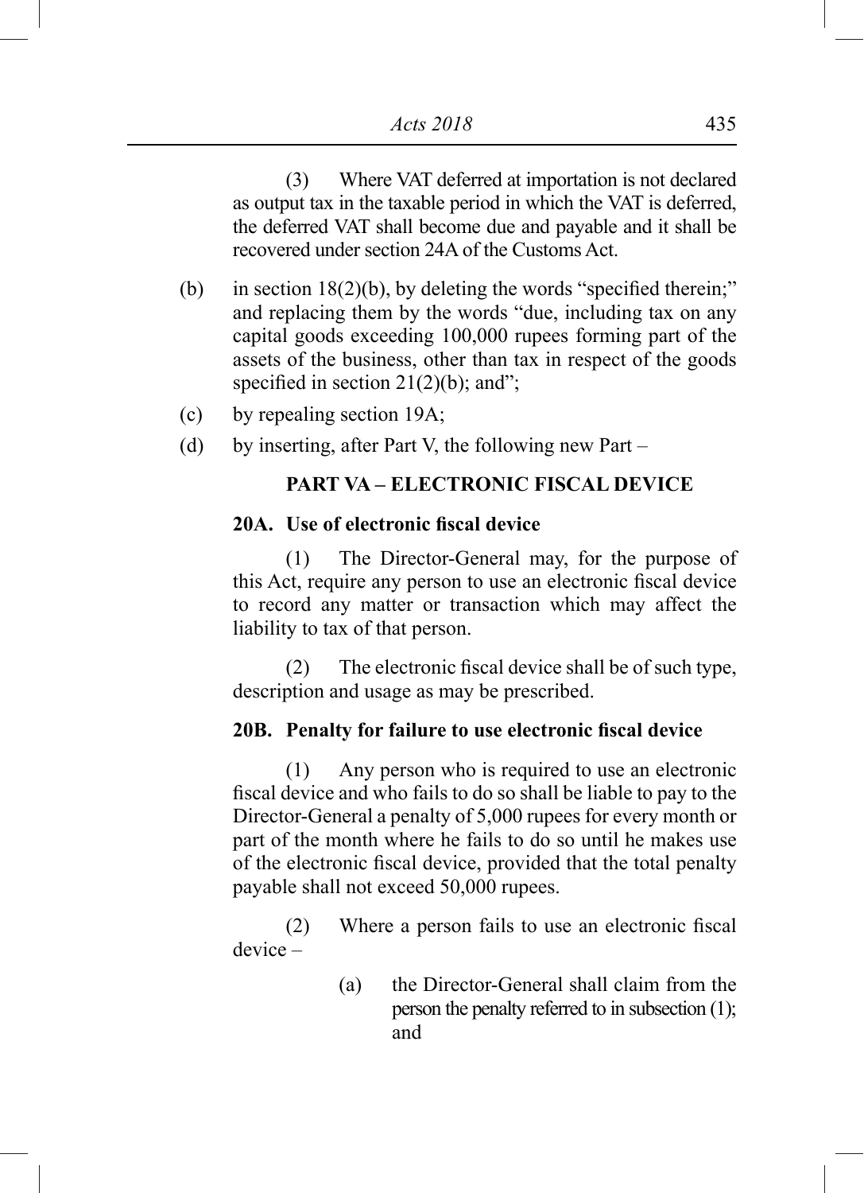(3) Where VAT deferred at importation is not declared as output tax in the taxable period in which the VAT is deferred, the deferred VAT shall become due and payable and it shall be recovered under section 24A of the Customs Act.

(b) in section 18(2)(b), by deleting the words "specified therein;" and replacing them by the words "due, including tax on any capital goods exceeding 100,000 rupees forming part of the assets of the business, other than tax in respect of the goods specified in section 21(2)(b); and";

(c) by repealing section 19A;

(d) by inserting, after Part V, the following new Part –

**PART VA – ELECTRONIC FISCAL DEVICE**

**20A. Use of electronic fiscal device**

(1) The Director-General may, for the purpose of this Act, require any person to use an electronic fiscal device to record any matter or transaction which may affect the liability to tax of that person.

(2) The electronic fiscal device shall be of such type, description and usage as may be prescribed.

**20B. Penalty for failure to use electronic fiscal device**

(1) Any person who is required to use an electronic fiscal device and who fails to do so shall be liable to pay to the Director-General a penalty of 5,000 rupees for every month or part of the month where he fails to do so until he makes use of the electronic fiscal device, provided that the total penalty payable shall not exceed 50,000 rupees.

(2) Where a person fails to use an electronic fiscal device –

(a) the Director-General shall claim from the person the penalty referred to in subsection (1); and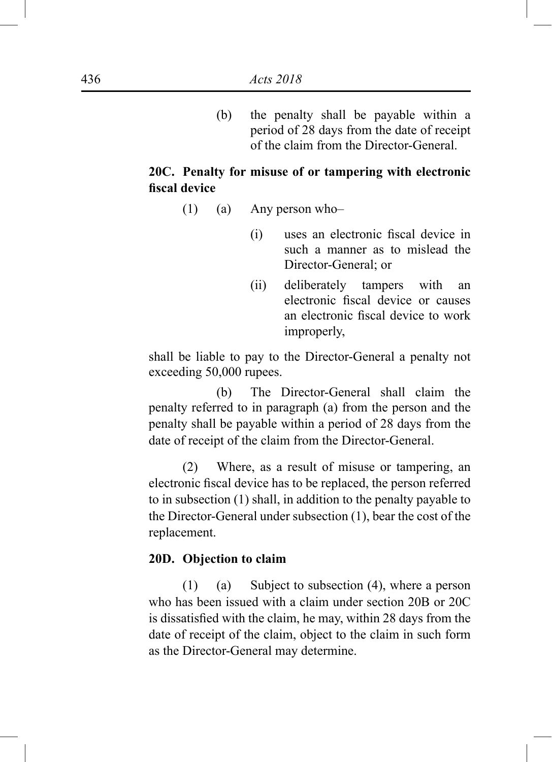(b) the penalty shall be payable within a period of 28 days from the date of receipt of the claim from the Director-General.

**20C. Penalty for misuse of or tampering with electronic fiscal device**

(1) (a) Any person who–

(i) uses an electronic fiscal device in such a manner as to mislead the Director-General; or

(ii) deliberately tampers with an electronic fiscal device or causes an electronic fiscal device to work improperly,

shall be liable to pay to the Director-General a penalty not exceeding 50,000 rupees.

(b) The Director-General shall claim the penalty referred to in paragraph (a) from the person and the penalty shall be payable within a period of 28 days from the date of receipt of the claim from the Director-General.

(2) Where, as a result of misuse or tampering, an electronic fiscal device has to be replaced, the person referred to in subsection (1) shall, in addition to the penalty payable to the Director-General under subsection (1), bear the cost of the replacement.

**20D. Objection to claim**

(1) (a) Subject to subsection (4), where a person who has been issued with a claim under section 20B or 20C is dissatisfied with the claim, he may, within 28 days from the date of receipt of the claim, object to the claim in such form as the Director-General may determine.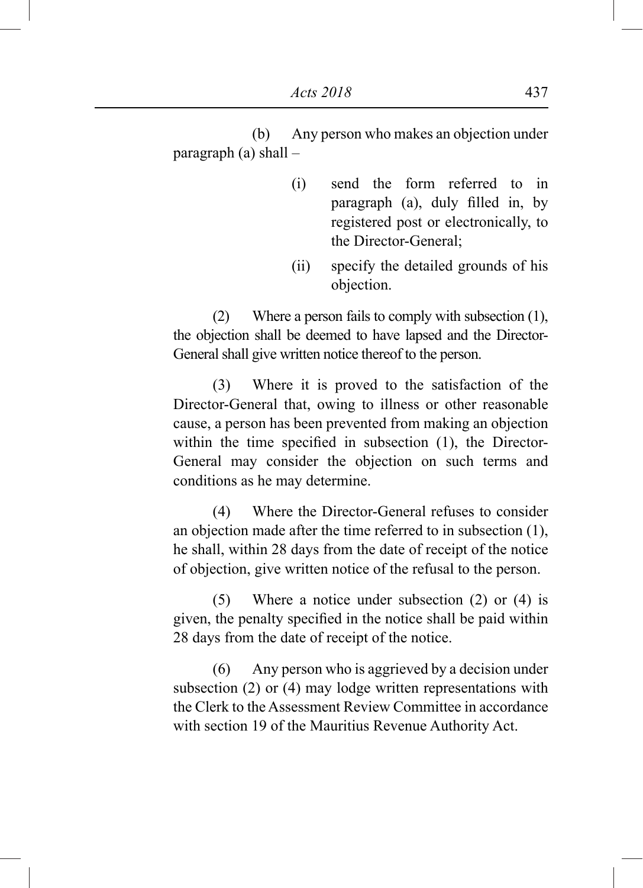(b) Any person who makes an objection under paragraph (a) shall –

(i) send the form referred to in paragraph (a), duly filled in, by registered post or electronically, to the Director-General;

(ii) specify the detailed grounds of his objection.

(2) Where a person fails to comply with subsection (1), the objection shall be deemed to have lapsed and the Director-General shall give written notice thereof to the person.

(3) Where it is proved to the satisfaction of the Director-General that, owing to illness or other reasonable cause, a person has been prevented from making an objection within the time specified in subsection (1), the Director-General may consider the objection on such terms and conditions as he may determine.

(4) Where the Director-General refuses to consider an objection made after the time referred to in subsection (1), he shall, within 28 days from the date of receipt of the notice of objection, give written notice of the refusal to the person.

(5) Where a notice under subsection (2) or (4) is given, the penalty specified in the notice shall be paid within 28 days from the date of receipt of the notice.

(6) Any person who is aggrieved by a decision under subsection (2) or (4) may lodge written representations with the Clerk to the Assessment Review Committee in accordance with section 19 of the Mauritius Revenue Authority Act.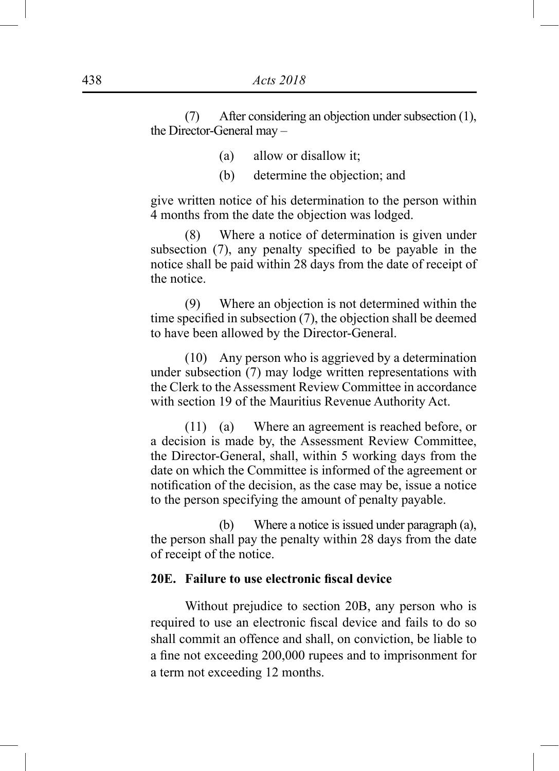(7) After considering an objection under subsection (1), the Director-General may –

(a) allow or disallow it;

(b) determine the objection; and

give written notice of his determination to the person within 4 months from the date the objection was lodged.

(8) Where a notice of determination is given under subsection (7), any penalty specified to be payable in the notice shall be paid within 28 days from the date of receipt of the notice.

(9) Where an objection is not determined within the time specified in subsection (7), the objection shall be deemed to have been allowed by the Director-General.

(10) Any person who is aggrieved by a determination under subsection (7) may lodge written representations with the Clerk to the Assessment Review Committee in accordance with section 19 of the Mauritius Revenue Authority Act.

(11) (a) Where an agreement is reached before, or a decision is made by, the Assessment Review Committee, the Director-General, shall, within 5 working days from the date on which the Committee is informed of the agreement or notification of the decision, as the case may be, issue a notice to the person specifying the amount of penalty payable.

(b) Where a notice is issued under paragraph (a), the person shall pay the penalty within 28 days from the date of receipt of the notice.

**20E. Failure to use electronic fiscal device**

Without prejudice to section 20B, any person who is required to use an electronic fiscal device and fails to do so shall commit an offence and shall, on conviction, be liable to a fine not exceeding 200,000 rupees and to imprisonment for a term not exceeding 12 months.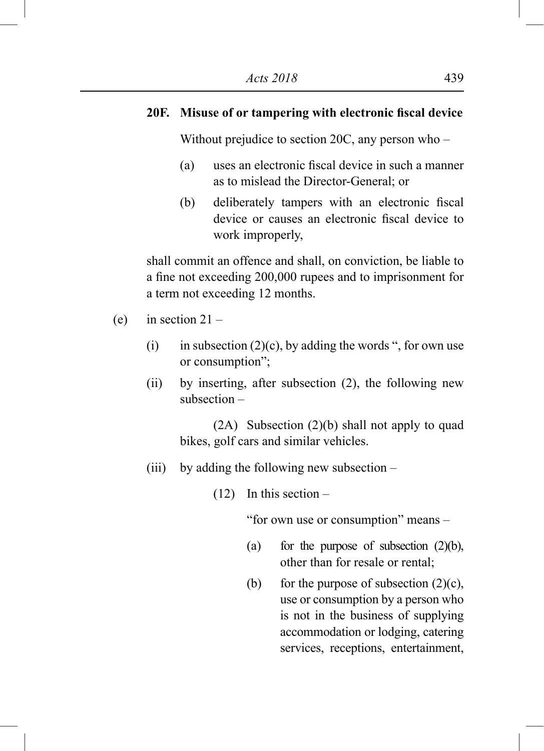**20F. Misuse of or tampering with electronic fiscal device**

Without prejudice to section 20C, any person who –

(a) uses an electronic fiscal device in such a manner as to mislead the Director-General; or

(b) deliberately tampers with an electronic fiscal device or causes an electronic fiscal device to work improperly,

shall commit an offence and shall, on conviction, be liable to a fine not exceeding 200,000 rupees and to imprisonment for a term not exceeding 12 months.

(e) in section 21 –

(i) in subsection (2)(c), by adding the words ", for own use or consumption";

(ii) by inserting, after subsection (2), the following new subsection –

(2A) Subsection (2)(b) shall not apply to quad bikes, golf cars and similar vehicles.

(iii) by adding the following new subsection –

(12) In this section –

"for own use or consumption" means –

(a) for the purpose of subsection (2)(b), other than for resale or rental;

(b) for the purpose of subsection (2)(c), use or consumption by a person who is not in the business of supplying accommodation or lodging, catering services, receptions, entertainment,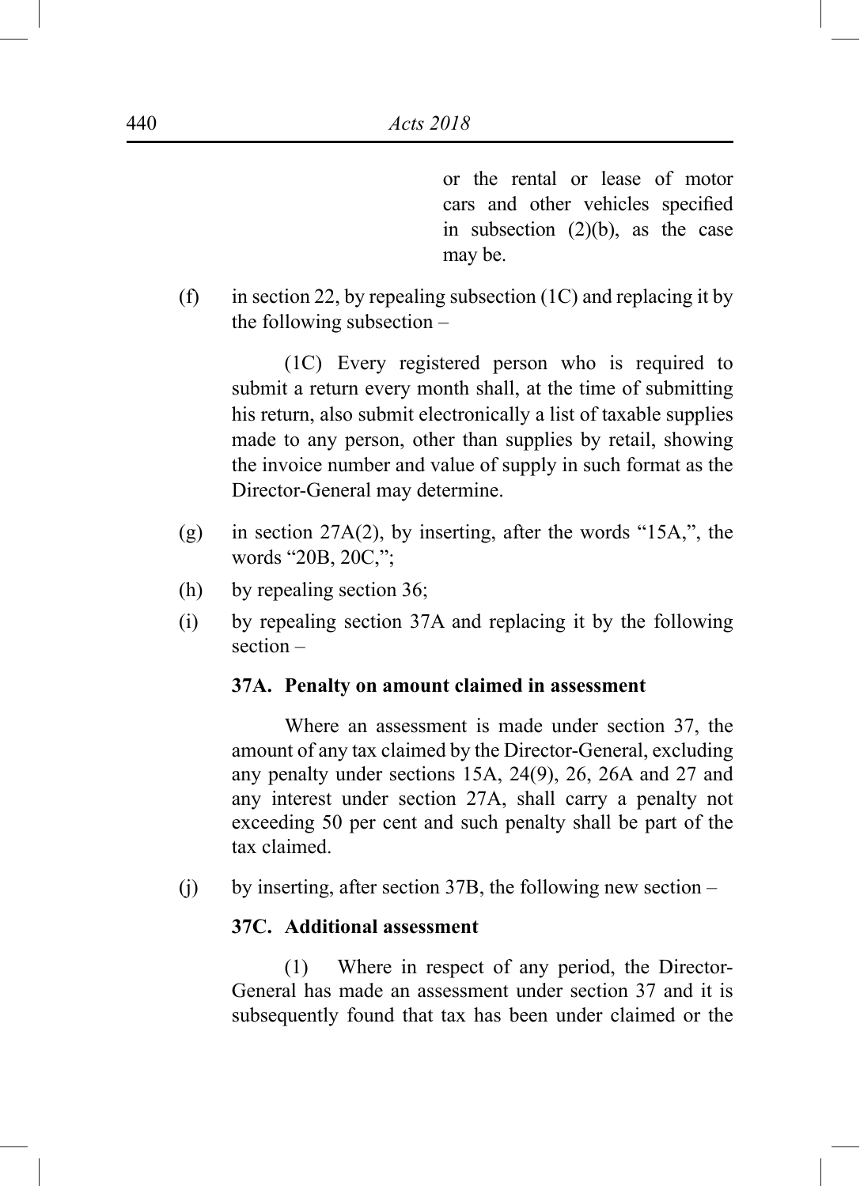or the rental or lease of motor cars and other vehicles specified in subsection (2)(b), as the case may be.

(f) in section 22, by repealing subsection (1C) and replacing it by the following subsection –

(1C) Every registered person who is required to submit a return every month shall, at the time of submitting his return, also submit electronically a list of taxable supplies made to any person, other than supplies by retail, showing the invoice number and value of supply in such format as the Director-General may determine.

(g) in section 27A(2), by inserting, after the words "15A,", the words "20B, 20C,";

(h) by repealing section 36;

(i) by repealing section 37A and replacing it by the following section –

**37A. Penalty on amount claimed in assessment**

Where an assessment is made under section 37, the amount of any tax claimed by the Director-General, excluding any penalty under sections 15A, 24(9), 26, 26A and 27 and any interest under section 27A, shall carry a penalty not exceeding 50 per cent and such penalty shall be part of the tax claimed.

(j) by inserting, after section 37B, the following new section –

**37C. Additional assessment**

(1) Where in respect of any period, the Director-General has made an assessment under section 37 and it is subsequently found that tax has been under claimed or the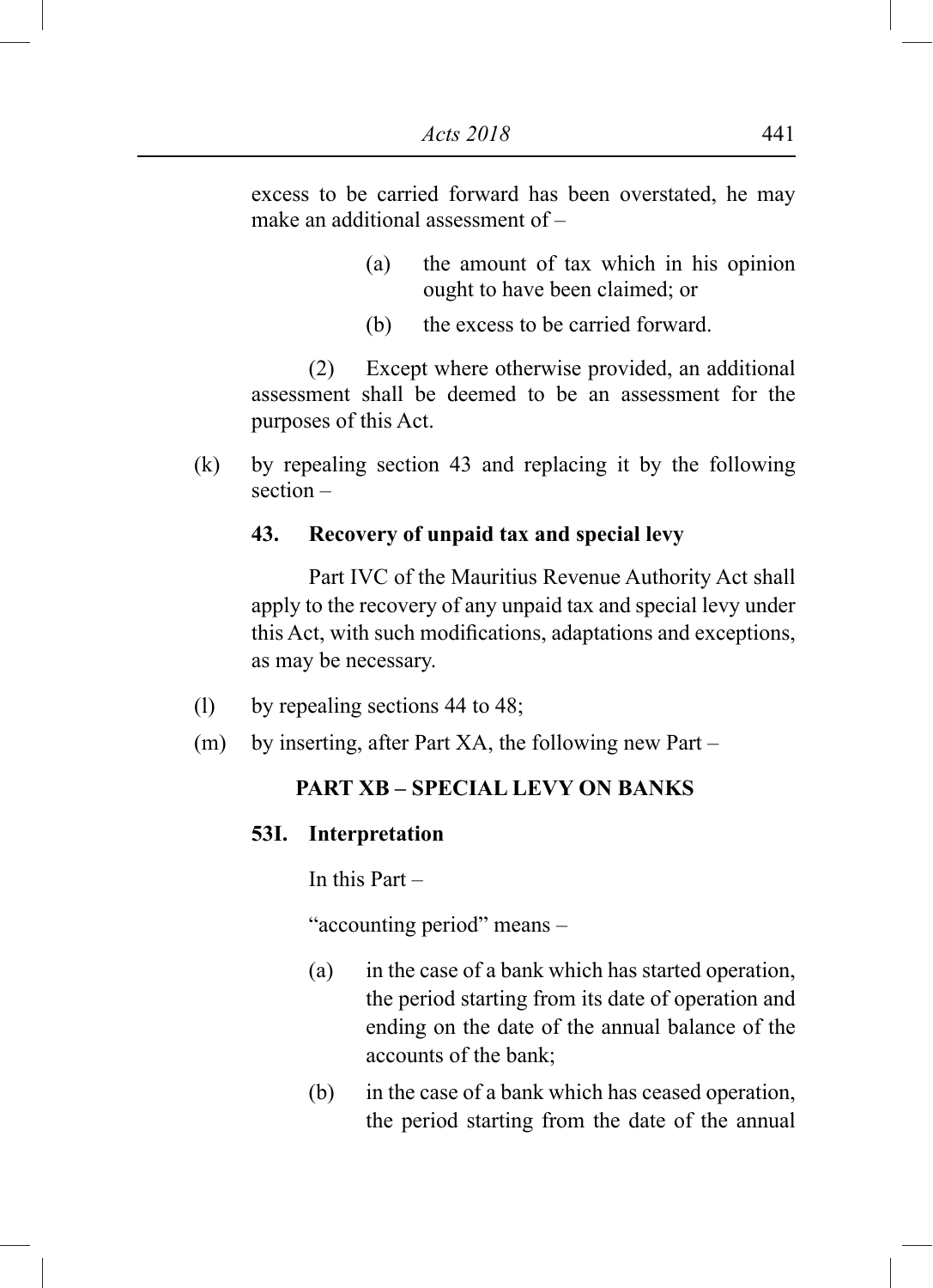excess to be carried forward has been overstated, he may make an additional assessment of –

(a) the amount of tax which in his opinion ought to have been claimed; or

(b) the excess to be carried forward.

(2) Except where otherwise provided, an additional assessment shall be deemed to be an assessment for the purposes of this Act.

(k) by repealing section 43 and replacing it by the following section –

**43. Recovery of unpaid tax and special levy**

Part IVC of the Mauritius Revenue Authority Act shall apply to the recovery of any unpaid tax and special levy under this Act, with such modifications, adaptations and exceptions, as may be necessary.

(l) by repealing sections 44 to 48;

(m) by inserting, after Part XA, the following new Part –

**PART XB – SPECIAL LEVY ON BANKS**

**53I. Interpretation**

In this Part –

"accounting period" means –

(a) in the case of a bank which has started operation, the period starting from its date of operation and ending on the date of the annual balance of the accounts of the bank;

(b) in the case of a bank which has ceased operation, the period starting from the date of the annual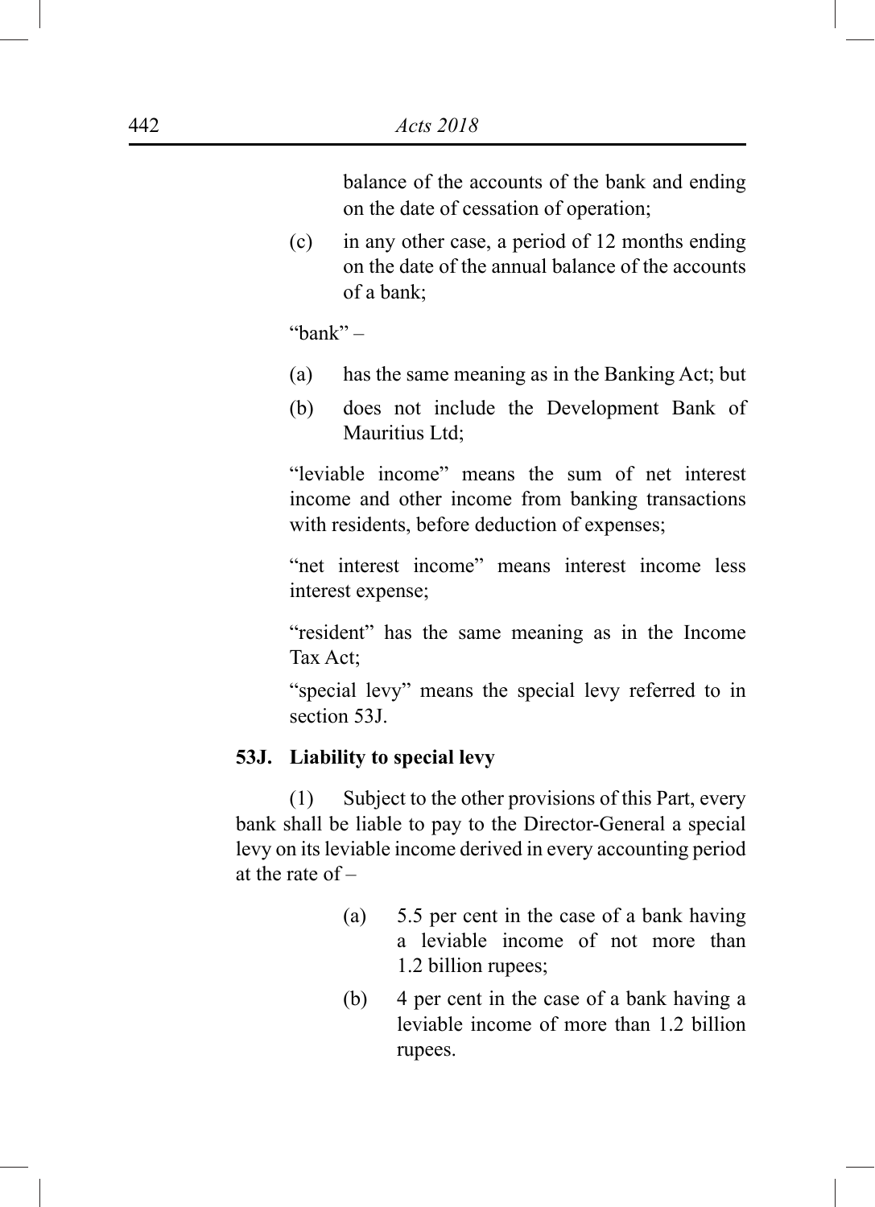balance of the accounts of the bank and ending on the date of cessation of operation;

(c) in any other case, a period of 12 months ending on the date of the annual balance of the accounts of a bank;

"bank" –

(a) has the same meaning as in the Banking Act; but

(b) does not include the Development Bank of Mauritius Ltd;

"leviable income" means the sum of net interest income and other income from banking transactions with residents, before deduction of expenses;

"net interest income" means interest income less interest expense;

"resident" has the same meaning as in the Income Tax Act;

"special levy" means the special levy referred to in section 53J.

**53J. Liability to special levy**

(1) Subject to the other provisions of this Part, every bank shall be liable to pay to the Director-General a special levy on its leviable income derived in every accounting period at the rate of –

(a) 5.5 per cent in the case of a bank having a leviable income of not more than 1.2 billion rupees;

(b) 4 per cent in the case of a bank having a leviable income of more than 1.2 billion rupees.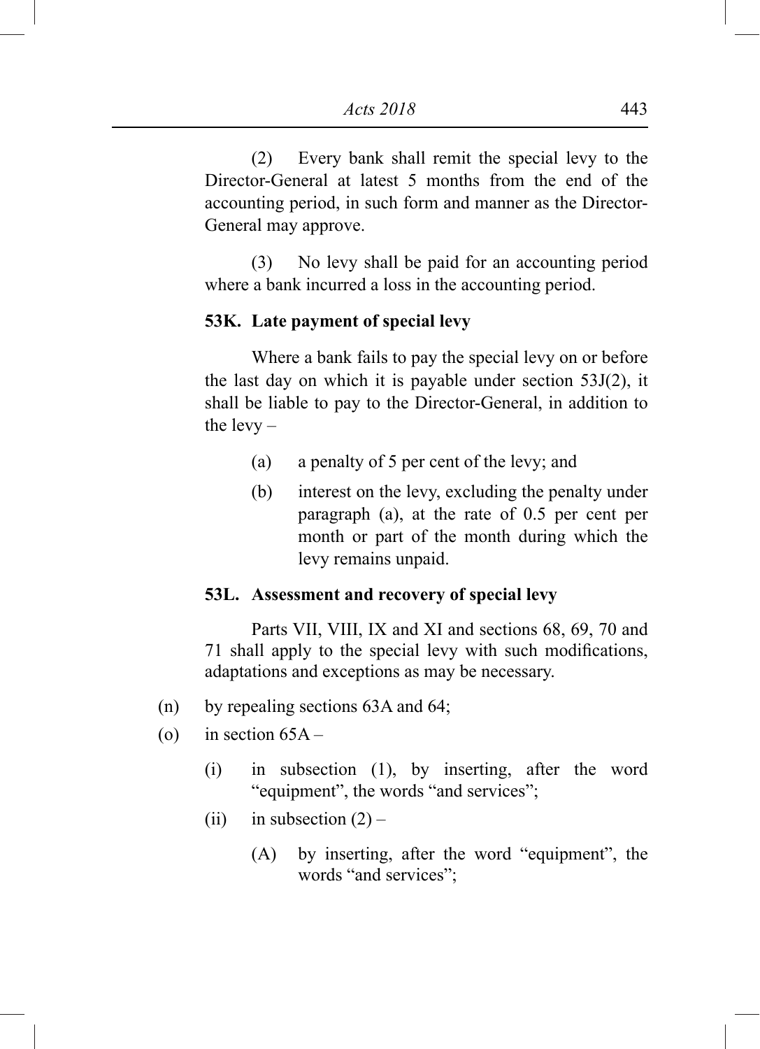(2) Every bank shall remit the special levy to the Director-General at latest 5 months from the end of the accounting period, in such form and manner as the Director-General may approve.

(3) No levy shall be paid for an accounting period where a bank incurred a loss in the accounting period.

**53K. Late payment of special levy**

Where a bank fails to pay the special levy on or before the last day on which it is payable under section 53J(2), it shall be liable to pay to the Director-General, in addition to the levy –

(a) a penalty of 5 per cent of the levy; and

(b) interest on the levy, excluding the penalty under paragraph (a), at the rate of 0.5 per cent per month or part of the month during which the levy remains unpaid.

**53L. Assessment and recovery of special levy**

Parts VII, VIII, IX and XI and sections 68, 69, 70 and 71 shall apply to the special levy with such modifications, adaptations and exceptions as may be necessary.

(n) by repealing sections 63A and 64;

(o) in section 65A –

(i) in subsection (1), by inserting, after the word "equipment", the words "and services";

(ii) in subsection (2) –

(A) by inserting, after the word "equipment", the words "and services";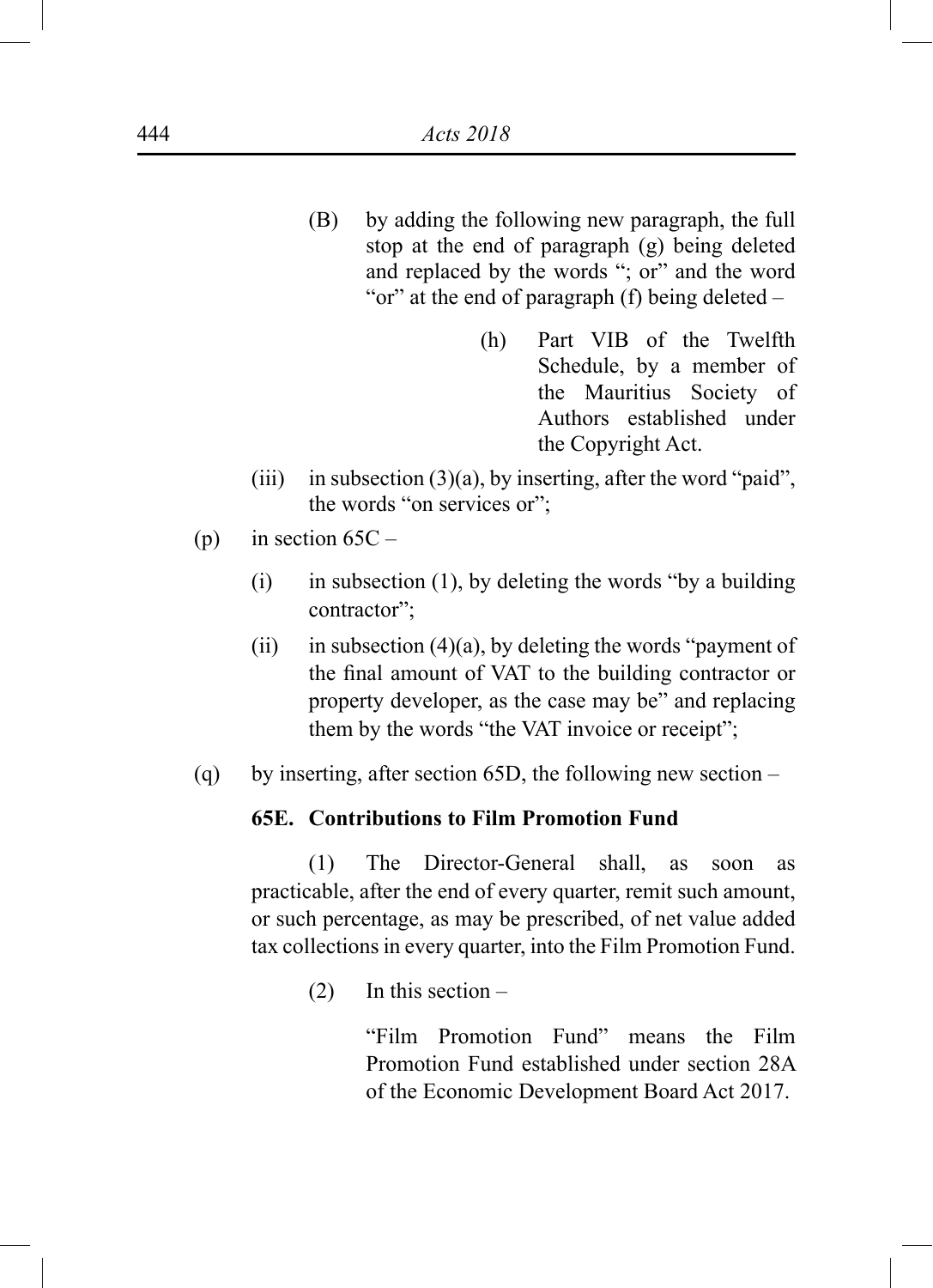(B) by adding the following new paragraph, the full stop at the end of paragraph (g) being deleted and replaced by the words "; or" and the word "or" at the end of paragraph (f) being deleted –

(h) Part VIB of the Twelfth Schedule, by a member of the Mauritius Society of Authors established under the Copyright Act.

(iii) in subsection (3)(a), by inserting, after the word "paid", the words "on services or";

(p) in section 65C –

(i) in subsection (1), by deleting the words "by a building contractor";

(ii) in subsection (4)(a), by deleting the words "payment of the final amount of VAT to the building contractor or property developer, as the case may be" and replacing them by the words "the VAT invoice or receipt";

(q) by inserting, after section 65D, the following new section –

**65E. Contributions to Film Promotion Fund**

(1) The Director-General shall, as soon as practicable, after the end of every quarter, remit such amount, or such percentage, as may be prescribed, of net value added tax collections in every quarter, into the Film Promotion Fund.

(2) In this section –

"Film Promotion Fund" means the Film Promotion Fund established under section 28A of the Economic Development Board Act 2017.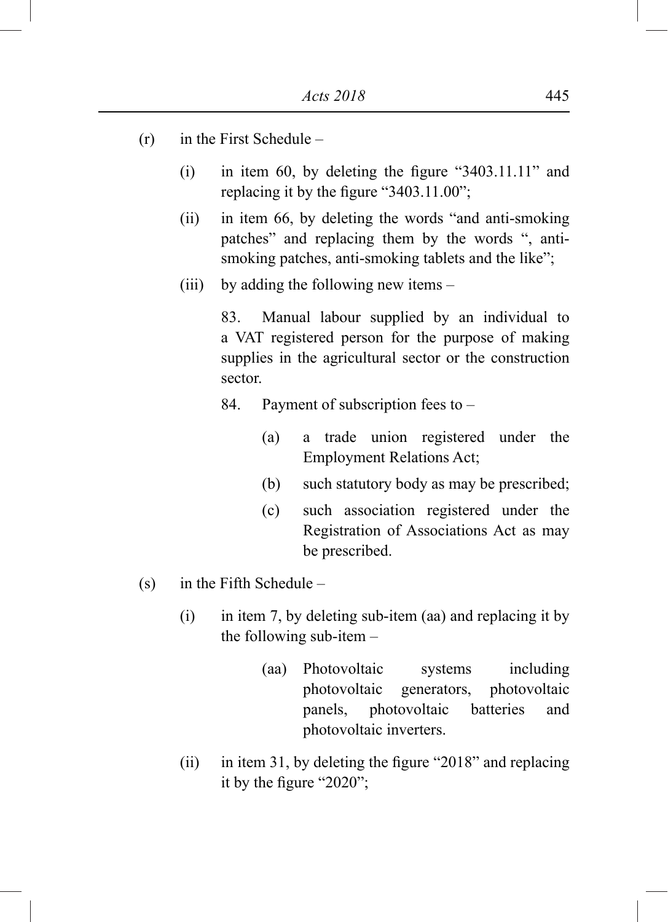(r) in the First Schedule –

(i) in item 60, by deleting the figure "3403.11.11" and replacing it by the figure "3403.11.00";

(ii) in item 66, by deleting the words "and anti-smoking patches" and replacing them by the words ", anti-smoking patches, anti-smoking tablets and the like";

(iii) by adding the following new items –

83. Manual labour supplied by an individual to a VAT registered person for the purpose of making supplies in the agricultural sector or the construction sector.

84. Payment of subscription fees to –

(a) a trade union registered under the Employment Relations Act;

(b) such statutory body as may be prescribed;

(c) such association registered under the Registration of Associations Act as may be prescribed.

(s) in the Fifth Schedule –

(i) in item 7, by deleting sub-item (aa) and replacing it by the following sub-item –

(aa) Photovoltaic systems including photovoltaic generators, photovoltaic panels, photovoltaic batteries and photovoltaic inverters.

(ii) in item 31, by deleting the figure "2018" and replacing it by the figure "2020";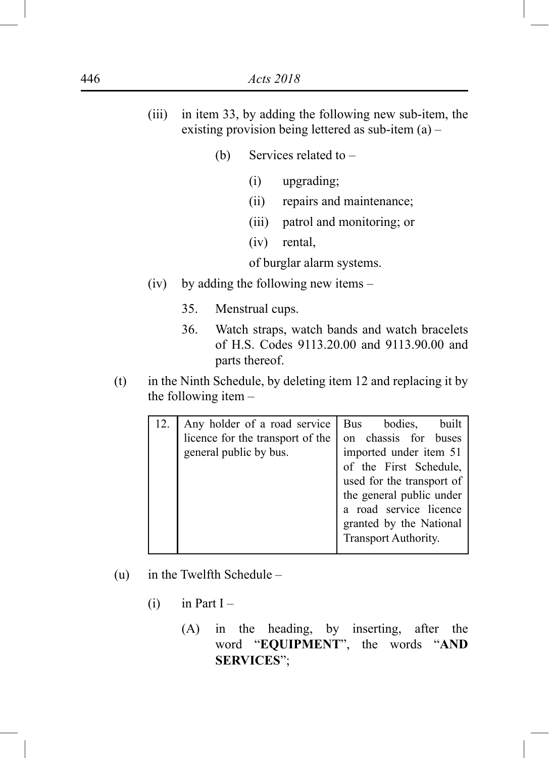(iii) in item 33, by adding the following new sub-item, the existing provision being lettered as sub-item (a) –

> (b) Services related to –
>
> (i) upgrading;
>
> (ii) repairs and maintenance;
>
> (iii) patrol and monitoring; or
>
> (iv) rental,
>
> of burglar alarm systems.

(iv) by adding the following new items –

> 35. Menstrual cups.
>
> 36. Watch straps, watch bands and watch bracelets of H.S. Codes 9113.20.00 and 9113.90.00 and parts thereof.

(t) in the Ninth Schedule, by deleting item 12 and replacing it by the following item –

| | | |
|---|---|---|
| 12. | Any holder of a road service licence for the transport of the general public by bus. | Bus bodies, built on chassis for buses imported under item 51 of the First Schedule, used for the transport of the general public under a road service licence granted by the National Transport Authority. |

(u) in the Twelfth Schedule –

(i) in Part I –

(A) in the heading, by inserting, after the word "**EQUIPMENT**", the words "**AND SERVICES**";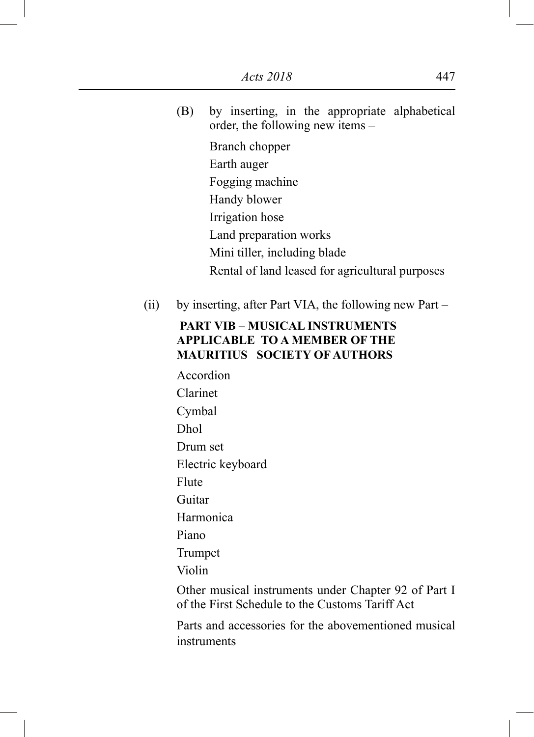(B) by inserting, in the appropriate alphabetical order, the following new items –

Branch chopper

Earth auger

Fogging machine

Handy blower

Irrigation hose

Land preparation works

Mini tiller, including blade

Rental of land leased for agricultural purposes

(ii) by inserting, after Part VIA, the following new Part –

**PART VIB – MUSICAL INSTRUMENTS APPLICABLE TO A MEMBER OF THE MAURITIUS SOCIETY OF AUTHORS**

Accordion

Clarinet

Cymbal

Dhol

Drum set

Electric keyboard

Flute

Guitar

Harmonica

Piano

Trumpet

Violin

Other musical instruments under Chapter 92 of Part I of the First Schedule to the Customs Tariff Act

Parts and accessories for the abovementioned musical instruments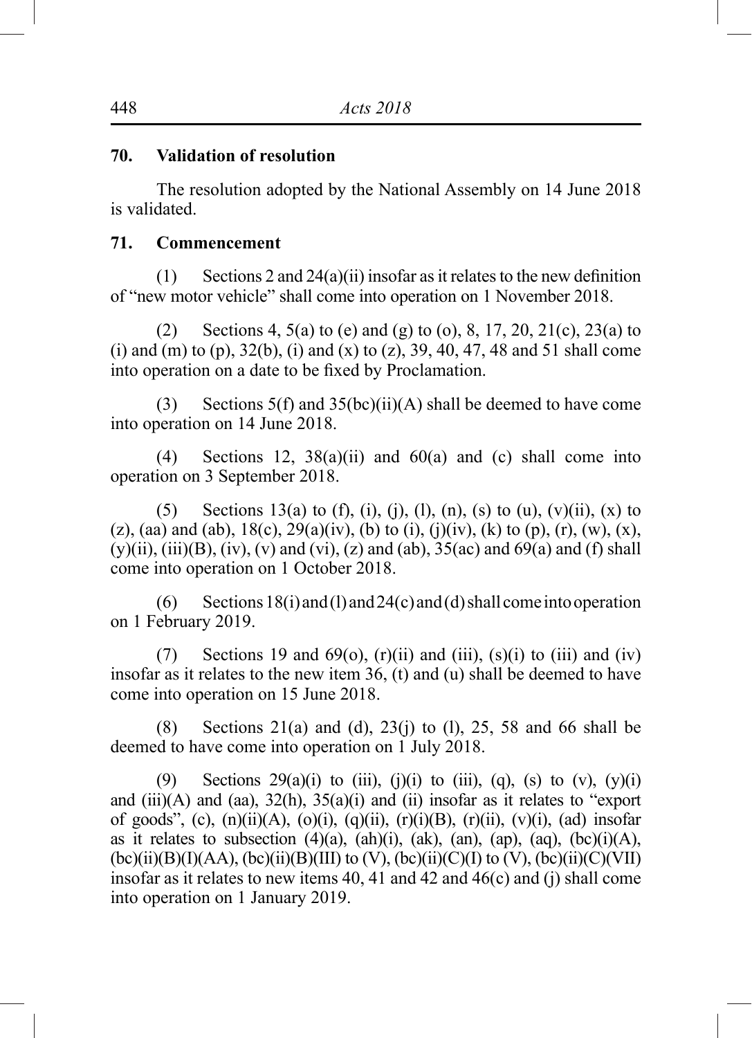**70. Validation of resolution**

The resolution adopted by the National Assembly on 14 June 2018 is validated.

**71. Commencement**

(1) Sections 2 and 24(a)(ii) insofar as it relates to the new definition of "new motor vehicle" shall come into operation on 1 November 2018.

(2) Sections 4, 5(a) to (e) and (g) to (o), 8, 17, 20, 21(c), 23(a) to (i) and (m) to (p), 32(b), (i) and (x) to (z), 39, 40, 47, 48 and 51 shall come into operation on a date to be fixed by Proclamation.

(3) Sections 5(f) and 35(bc)(ii)(A) shall be deemed to have come into operation on 14 June 2018.

(4) Sections 12, 38(a)(ii) and 60(a) and (c) shall come into operation on 3 September 2018.

(5) Sections 13(a) to (f), (i), (j), (l), (n), (s) to (u), (v)(ii), (x) to (z), (aa) and (ab), 18(c), 29(a)(iv), (b) to (i), (j)(iv), (k) to (p), (r), (w), (x), (y)(ii), (iii)(B), (iv), (v) and (vi), (z) and (ab), 35(ac) and 69(a) and (f) shall come into operation on 1 October 2018.

(6) Sections 18(i) and (l) and 24(c) and (d) shall come into operation on 1 February 2019.

(7) Sections 19 and 69(o), (r)(ii) and (iii), (s)(i) to (iii) and (iv) insofar as it relates to the new item 36, (t) and (u) shall be deemed to have come into operation on 15 June 2018.

(8) Sections 21(a) and (d), 23(j) to (l), 25, 58 and 66 shall be deemed to have come into operation on 1 July 2018.

(9) Sections 29(a)(i) to (iii), (j)(i) to (iii), (q), (s) to (v), (y)(i) and (iii)(A) and (aa), 32(h), 35(a)(i) and (ii) insofar as it relates to "export of goods", (c), (n)(ii)(A), (o)(i), (q)(ii), (r)(i)(B), (r)(ii), (v)(i), (ad) insofar as it relates to subsection (4)(a), (ah)(i), (ak), (an), (ap), (aq), (bc)(i)(A), (bc)(ii)(B)(I)(AA), (bc)(ii)(B)(III) to (V), (bc)(ii)(C)(I) to (V), (bc)(ii)(C)(VII) insofar as it relates to new items 40, 41 and 42 and 46(c) and (j) shall come into operation on 1 January 2019.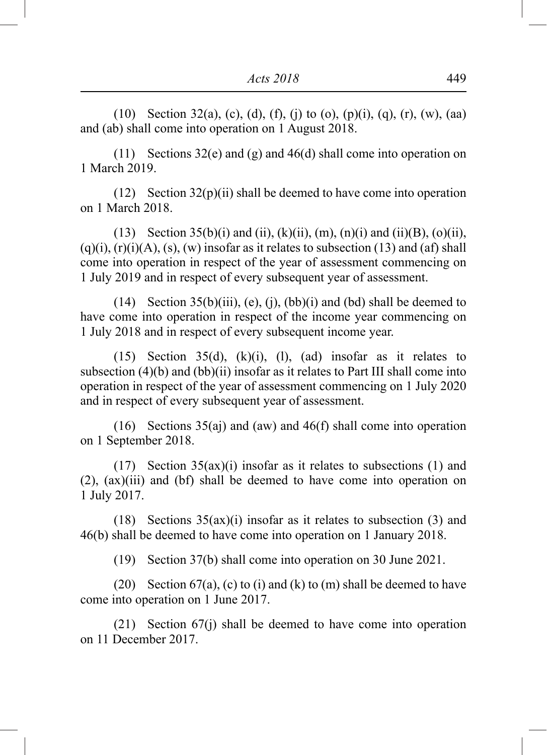(10) Section 32(a), (c), (d), (f), (j) to (o), (p)(i), (q), (r), (w), (aa) and (ab) shall come into operation on 1 August 2018.

(11) Sections 32(e) and (g) and 46(d) shall come into operation on 1 March 2019.

(12) Section 32(p)(ii) shall be deemed to have come into operation on 1 March 2018.

(13) Section 35(b)(i) and (ii), (k)(ii), (m), (n)(i) and (ii)(B), (o)(ii), (q)(i), (r)(i)(A), (s), (w) insofar as it relates to subsection (13) and (af) shall come into operation in respect of the year of assessment commencing on 1 July 2019 and in respect of every subsequent year of assessment.

(14) Section 35(b)(iii), (e), (j), (bb)(i) and (bd) shall be deemed to have come into operation in respect of the income year commencing on 1 July 2018 and in respect of every subsequent income year.

(15) Section 35(d), (k)(i), (l), (ad) insofar as it relates to subsection (4)(b) and (bb)(ii) insofar as it relates to Part III shall come into operation in respect of the year of assessment commencing on 1 July 2020 and in respect of every subsequent year of assessment.

(16) Sections 35(aj) and (aw) and 46(f) shall come into operation on 1 September 2018.

(17) Section 35(ax)(i) insofar as it relates to subsections (1) and (2), (ax)(iii) and (bf) shall be deemed to have come into operation on 1 July 2017.

(18) Sections 35(ax)(i) insofar as it relates to subsection (3) and 46(b) shall be deemed to have come into operation on 1 January 2018.

(19) Section 37(b) shall come into operation on 30 June 2021.

(20) Section 67(a), (c) to (i) and (k) to (m) shall be deemed to have come into operation on 1 June 2017.

(21) Section 67(j) shall be deemed to have come into operation on 11 December 2017.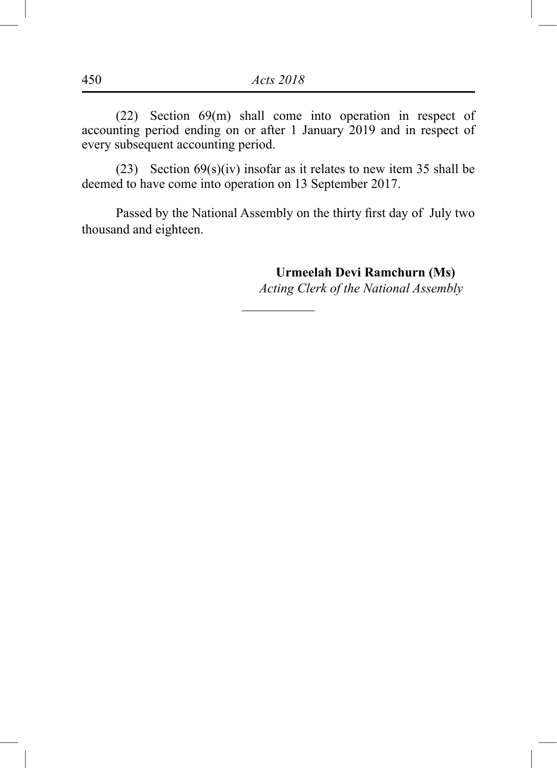(22) Section 69(m) shall come into operation in respect of accounting period ending on or after 1 January 2019 and in respect of every subsequent accounting period.

(23) Section 69(s)(iv) insofar as it relates to new item 35 shall be deemed to have come into operation on 13 September 2017.

Passed by the National Assembly on the thirty first day of July two thousand and eighteen.

**Urmeelah Devi Ramchurn (Ms)**
*Acting Clerk of the National Assembly*

---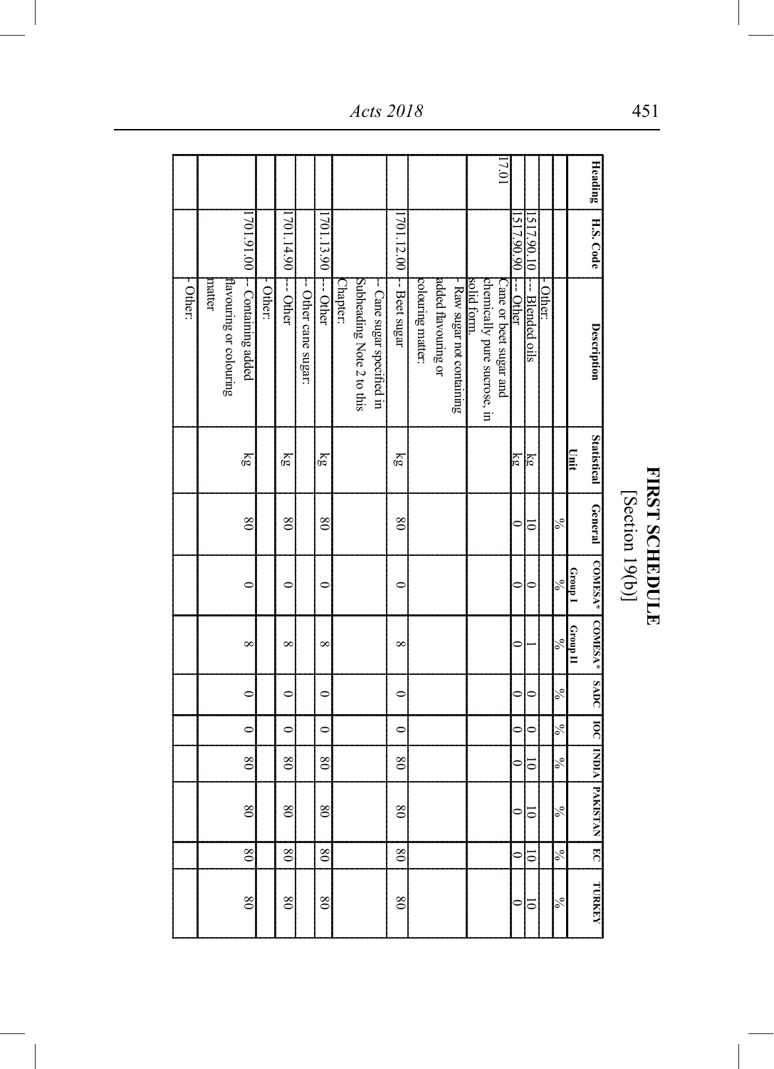# FIRST SCHEDULE

[Section 19(b)]

| Heading | H.S. Code | Description | Statistical Unit | General | COMESA* Group I | COMESA* Group II | SADC | IOC | INDIA | PAKISTAN | EC | TURKEY |
|---|---|---|---|---|---|---|---|---|---|---|---|---|
| | | | | % | % | % | % | % | % | % | % | % |
| | | - Other: | | | | | | | | | | |
| | 1517.90.10 | --- Blended oils | kg | 10 | 0 | 1 | 0 | 0 | 10 | 10 | 10 | 10 |
| | 1517.90.90 | --- Other | kg | 0 | 0 | 0 | 0 | 0 | 0 | 0 | 0 | 0 |
| 17.01 | | Cane or beet sugar and chemically pure sucrose, in solid form. | | | | | | | | | | |
| | | - Raw sugar not containing added flavouring or colouring matter: | | | | | | | | | | |
| | 1701.12.00 | -- Beet sugar | kg | 80 | 0 | 8 | 0 | 0 | 80 | 80 | 80 | 80 |
| | | -- Cane sugar specified in Subheading Note 2 to this Chapter: | | | | | | | | | | |
| | 1701.13.90 | --- Other | kg | 80 | 0 | 8 | 0 | 0 | 80 | 80 | 80 | 80 |
| | | -- Other cane sugar: | | | | | | | | | | |
| | 1701.14.90 | --- Other | kg | 80 | 0 | 8 | 0 | 0 | 80 | 80 | 80 | 80 |
| | | - Other: | | | | | | | | | | |
| | 1701.91.00 | -- Containing added flavouring or colouring matter | kg | 80 | 0 | 8 | 0 | 0 | 80 | 80 | 80 | 80 |
| | | -- Other: | | | | | | | | | | |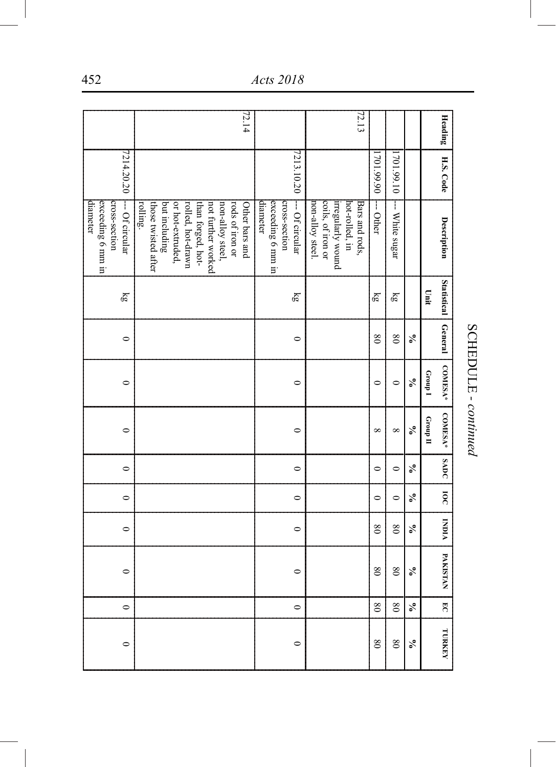SCHEDULE - *continued*

| Heading | H.S. Code | Description | Statistical Unit | General | COMESA* Group I | COMESA* Group II | SADC | IOC | INDIA | PAKISTAN | EC | TURKEY |
|---|---|---|---|---|---|---|---|---|---|---|---|---|
| | | | | % | % | % | % | % | % | % | % | % |
| | 1701.99.10 | --- White sugar | kg | 80 | 0 | 8 | 0 | 0 | 80 | 80 | 80 | 80 |
| | 1701.99.90 | --- Other | kg | 80 | 0 | 8 | 0 | 0 | 80 | 80 | 80 | 80 |
| 72.13 | | Bars and rods, hot-rolled, in irregularly wound coils, of iron or non-alloy steel. | | | | | | | | | | |
| | 7213.10.20 | --- Of circular cross-section exceeding 6 mm in diameter | kg | 0 | 0 | 0 | 0 | 0 | 0 | 0 | 0 | 0 |
| 72.14 | | Other bars and rods of iron or non-alloy steel, not further worked than forged, hot-rolled, hot-drawn or hot-extruded, but including those twisted after rolling. | | | | | | | | | | |
| | 7214.20.20 | --- Of circular cross-section exceeding 6 mm in diameter | kg | 0 | 0 | 0 | 0 | 0 | 0 | 0 | 0 | 0 |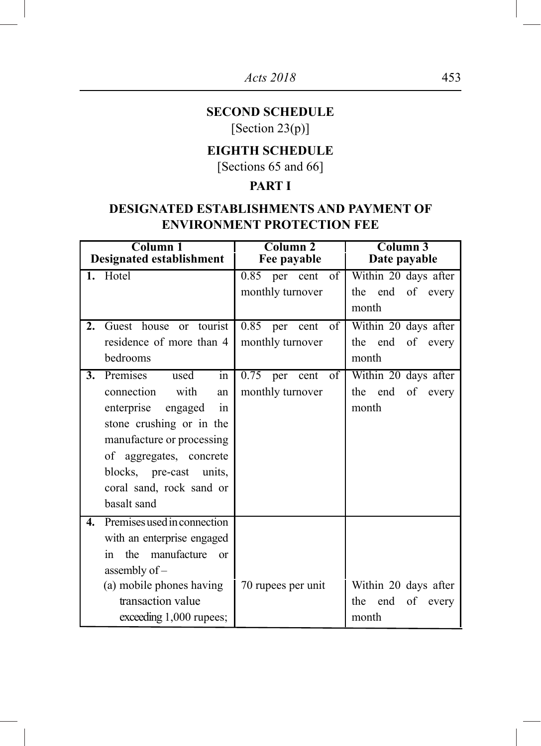## SECOND SCHEDULE

[Section 23(p)]

## EIGHTH SCHEDULE

[Sections 65 and 66]

### PART I

### DESIGNATED ESTABLISHMENTS AND PAYMENT OF ENVIRONMENT PROTECTION FEE

| Column 1 Designated establishment | Column 2 Fee payable | Column 3 Date payable |
|---|---|---|
| **1.** Hotel | 0.85 per cent of monthly turnover | Within 20 days after the end of every month |
| **2.** Guest house or tourist residence of more than 4 bedrooms | 0.85 per cent of monthly turnover | Within 20 days after the end of every month |
| **3.** Premises used in connection with an enterprise engaged in stone crushing or in the manufacture or processing of aggregates, concrete blocks, pre-cast units, coral sand, rock sand or basalt sand | 0.75 per cent of monthly turnover | Within 20 days after the end of every month |
| **4.** Premises used in connection with an enterprise engaged in the manufacture or assembly of – | | |
| (a) mobile phones having transaction value exceeding 1,000 rupees; | 70 rupees per unit | Within 20 days after the end of every month |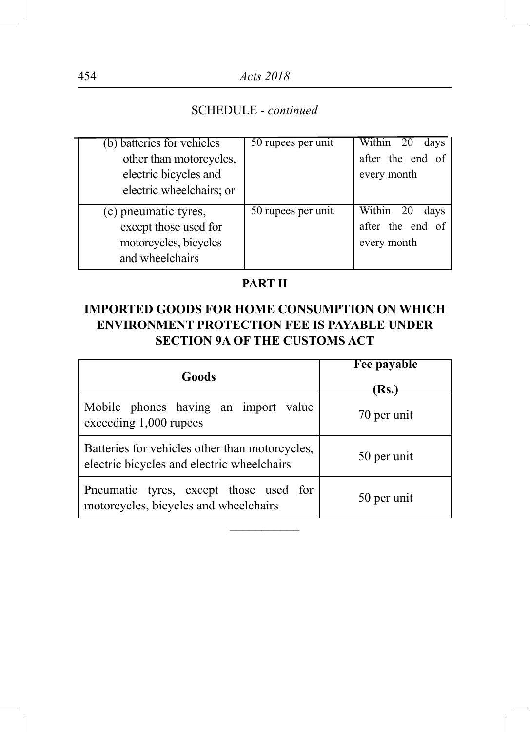SCHEDULE - *continued*

| | | |
|---|---|---|
| (b) batteries for vehicles other than motorcycles, electric bicycles and electric wheelchairs; or | 50 rupees per unit | Within 20 days after the end of every month |
| (c) pneumatic tyres, except those used for motorcycles, bicycles and wheelchairs | 50 rupees per unit | Within 20 days after the end of every month |

## PART II

## IMPORTED GOODS FOR HOME CONSUMPTION ON WHICH ENVIRONMENT PROTECTION FEE IS PAYABLE UNDER SECTION 9A OF THE CUSTOMS ACT

| **Goods** | **Fee payable (Rs.)** |
|---|---|
| Mobile phones having an import value exceeding 1,000 rupees | 70 per unit |
| Batteries for vehicles other than motorcycles, electric bicycles and electric wheelchairs | 50 per unit |
| Pneumatic tyres, except those used for motorcycles, bicycles and wheelchairs | 50 per unit |

---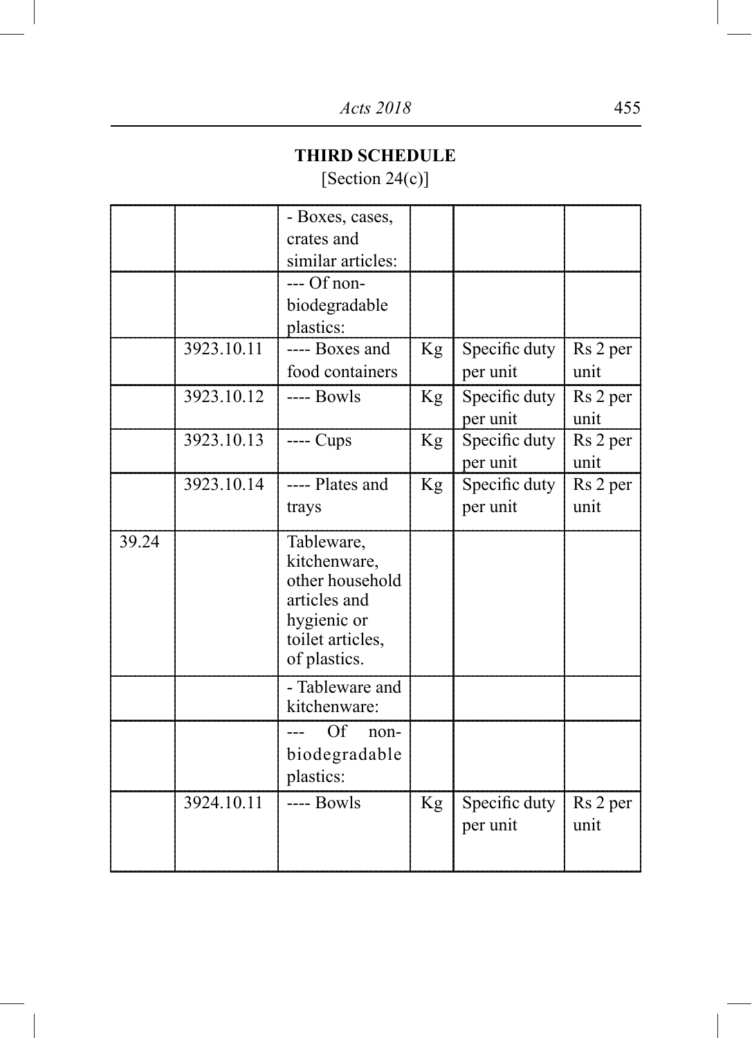# THIRD SCHEDULE

[Section 24(c)]

| | | | | | |
|---|---|---|---|---|---|
| | | - Boxes, cases, crates and similar articles: | | | |
| | | --- Of non-biodegradable plastics: | | | |
| | 3923.10.11 | ---- Boxes and food containers | Kg | Specific duty per unit | Rs 2 per unit |
| | 3923.10.12 | ---- Bowls | Kg | Specific duty per unit | Rs 2 per unit |
| | 3923.10.13 | ---- Cups | Kg | Specific duty per unit | Rs 2 per unit |
| | 3923.10.14 | ---- Plates and trays | Kg | Specific duty per unit | Rs 2 per unit |
| 39.24 | | Tableware, kitchenware, other household articles and hygienic or toilet articles, of plastics. | | | |
| | | - Tableware and kitchenware: | | | |
| | | --- Of non-biodegradable plastics: | | | |
| | 3924.10.11 | ---- Bowls | Kg | Specific duty per unit | Rs 2 per unit |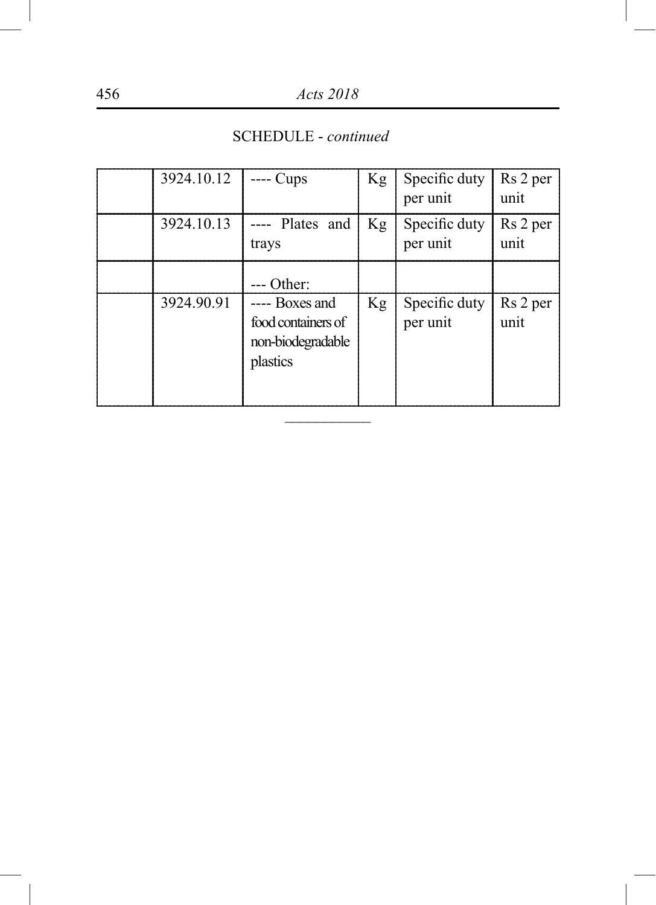SCHEDULE - *continued*

| | | | | | |
|---|---|---|---|---|---|
| | 3924.10.12 | ---- Cups | Kg | Specific duty per unit | Rs 2 per unit |
| | 3924.10.13 | ---- Plates and trays | Kg | Specific duty per unit | Rs 2 per unit |
| | | --- Other: | | | |
| | 3924.90.91 | ---- Boxes and food containers of non-biodegradable plastics | Kg | Specific duty per unit | Rs 2 per unit |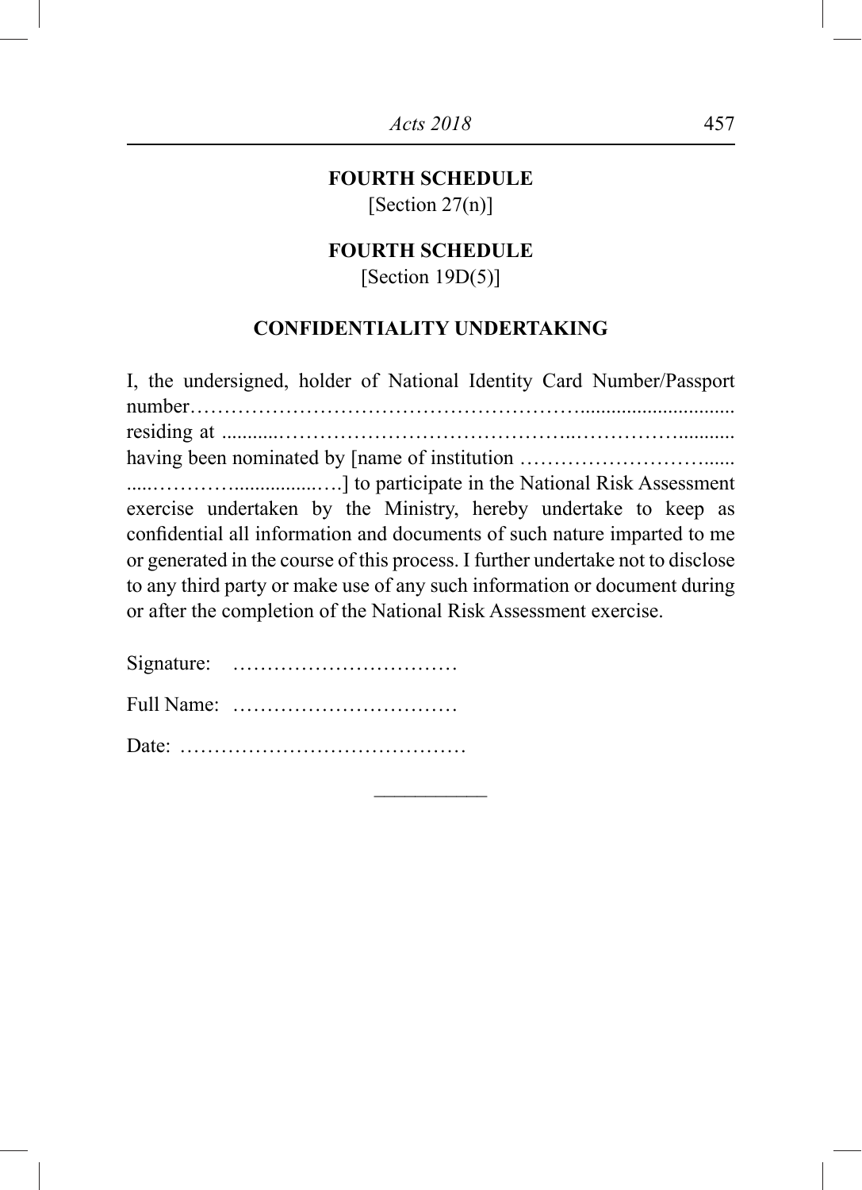## FOURTH SCHEDULE

[Section 27(n)]

## FOURTH SCHEDULE

[Section 19D(5)]

### CONFIDENTIALITY UNDERTAKING

I, the undersigned, holder of National Identity Card Number/Passport number……………………………………………….............................. residing at ...........……………………………………..……………........... having been nominated by [name of institution …………………………...... .....…………..................….] to participate in the National Risk Assessment exercise undertaken by the Ministry, hereby undertake to keep as confidential all information and documents of such nature imparted to me or generated in the course of this process. I further undertake not to disclose to any third party or make use of any such information or document during or after the completion of the National Risk Assessment exercise.

Signature: ……………………………

Full Name: ……………………………

Date: ……………………………………

---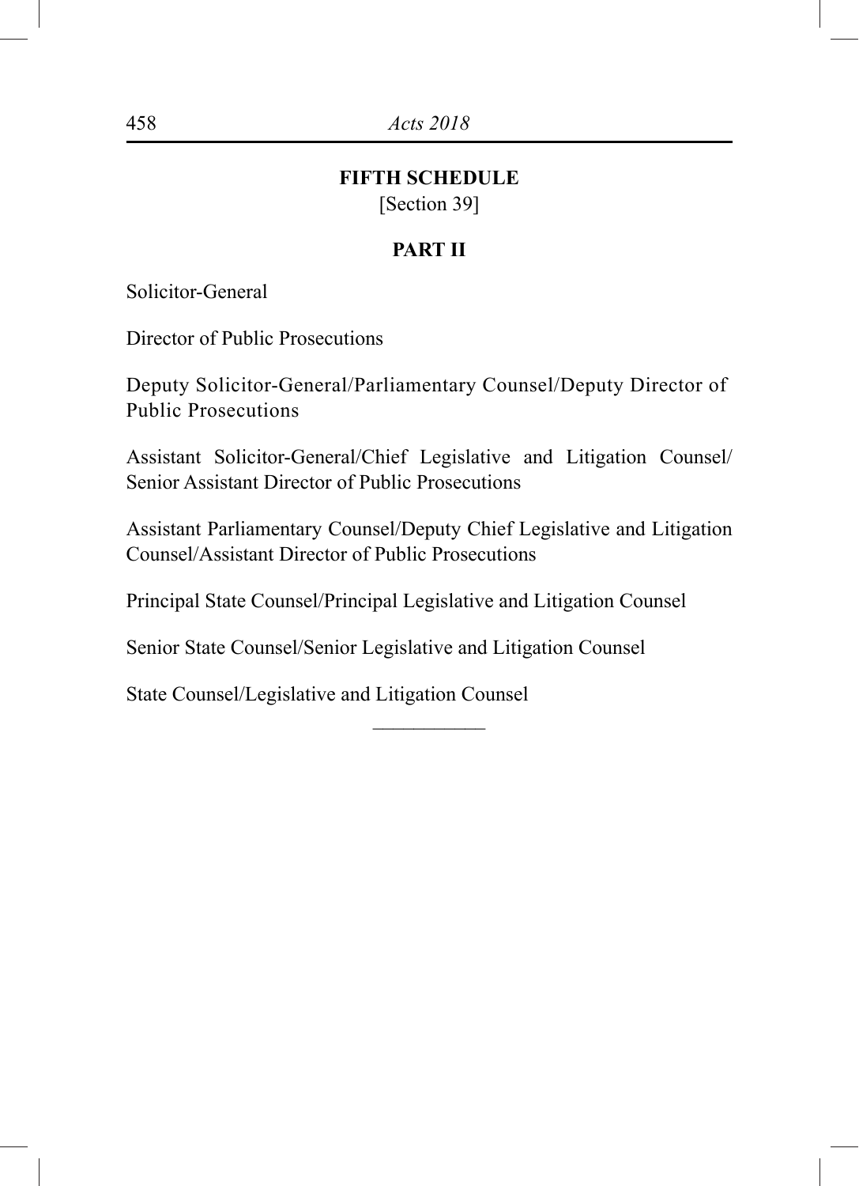## FIFTH SCHEDULE

[Section 39]

### PART II

Solicitor-General

Director of Public Prosecutions

Deputy Solicitor-General/Parliamentary Counsel/Deputy Director of Public Prosecutions

Assistant Solicitor-General/Chief Legislative and Litigation Counsel/ Senior Assistant Director of Public Prosecutions

Assistant Parliamentary Counsel/Deputy Chief Legislative and Litigation Counsel/Assistant Director of Public Prosecutions

Principal State Counsel/Principal Legislative and Litigation Counsel

Senior State Counsel/Senior Legislative and Litigation Counsel

State Counsel/Legislative and Litigation Counsel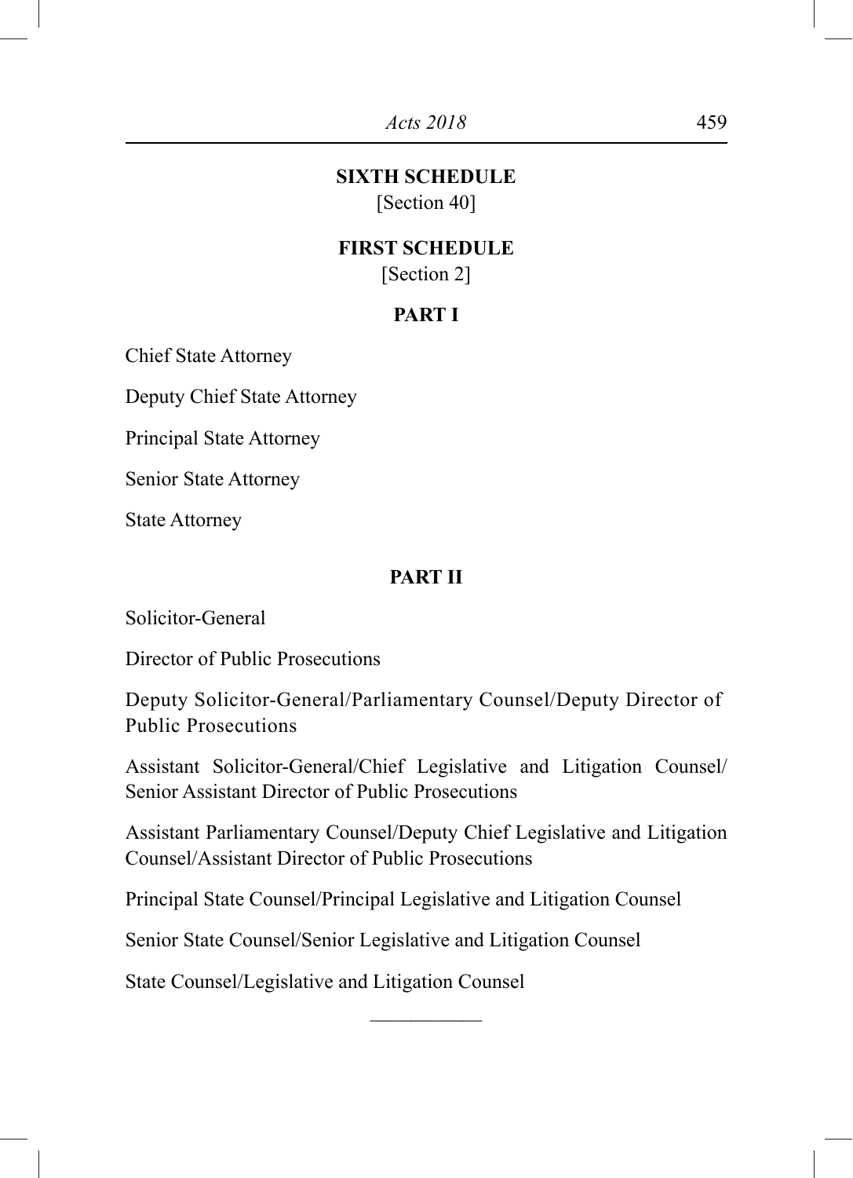## SIXTH SCHEDULE

[Section 40]

## FIRST SCHEDULE

[Section 2]

### PART I

Chief State Attorney

Deputy Chief State Attorney

Principal State Attorney

Senior State Attorney

State Attorney

### PART II

Solicitor-General

Director of Public Prosecutions

Deputy Solicitor-General/Parliamentary Counsel/Deputy Director of Public Prosecutions

Assistant Solicitor-General/Chief Legislative and Litigation Counsel/ Senior Assistant Director of Public Prosecutions

Assistant Parliamentary Counsel/Deputy Chief Legislative and Litigation Counsel/Assistant Director of Public Prosecutions

Principal State Counsel/Principal Legislative and Litigation Counsel

Senior State Counsel/Senior Legislative and Litigation Counsel

State Counsel/Legislative and Litigation Counsel

---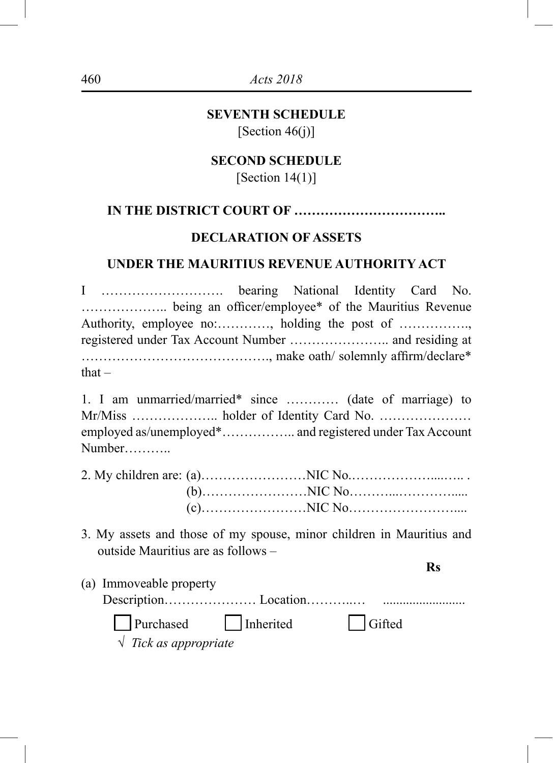**SEVENTH SCHEDULE**
[Section 46(j)]

**SECOND SCHEDULE**
[Section 14(1)]

**IN THE DISTRICT COURT OF ……………………………..**

**DECLARATION OF ASSETS**

**UNDER THE MAURITIUS REVENUE AUTHORITY ACT**

I ………………………. bearing National Identity Card No. ……………….. being an officer/employee* of the Mauritius Revenue Authority, employee no:…………, holding the post of ……………., registered under Tax Account Number ………………….. and residing at ……………………………………., make oath/ solemnly affirm/declare* that –

1. I am unmarried/married* since ………… (date of marriage) to Mr/Miss ……………….. holder of Identity Card No. ………………… employed as/unemployed*…………….. and registered under Tax Account Number………..

2. My children are: (a)……………………NIC No.………………....….. .
   (b)……………………NIC No………...…………....
   (c)……………………NIC No……………………....

3. My assets and those of my spouse, minor children in Mauritius and outside Mauritius are as follows –

**Rs**

(a) Immoveable property
   Description………………… Location………..… .........................

   ☐ Purchased ☐ Inherited ☐ Gifted

   √ *Tick as appropriate*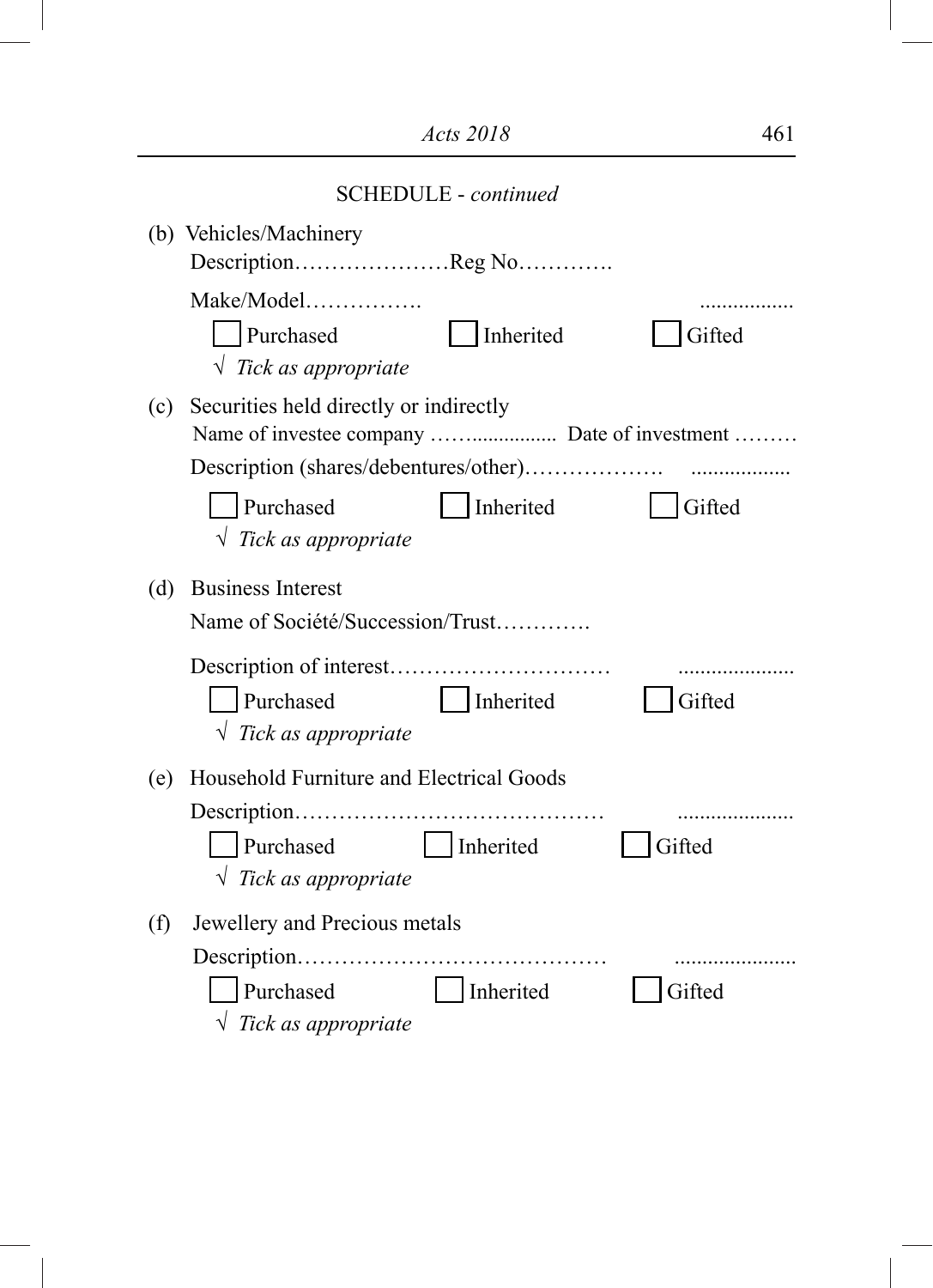SCHEDULE - *continued*

(b) Vehicles/Machinery

Description…………………Reg No………….

Make/Model……………. .................

☐ Purchased ☐ Inherited ☐ Gifted

√ *Tick as appropriate*

(c) Securities held directly or indirectly

Name of investee company ……................ Date of investment ………

Description (shares/debentures/other)………………. ..................

☐ Purchased ☐ Inherited ☐ Gifted

√ *Tick as appropriate*

(d) Business Interest

Name of Société/Succession/Trust………….

Description of interest………………………… .....................

☐ Purchased ☐ Inherited ☐ Gifted

√ *Tick as appropriate*

(e) Household Furniture and Electrical Goods

Description…………………………………… .....................

☐ Purchased ☐ Inherited ☐ Gifted

√ *Tick as appropriate*

(f) Jewellery and Precious metals

Description…………………………………… ......................

☐ Purchased ☐ Inherited ☐ Gifted

√ *Tick as appropriate*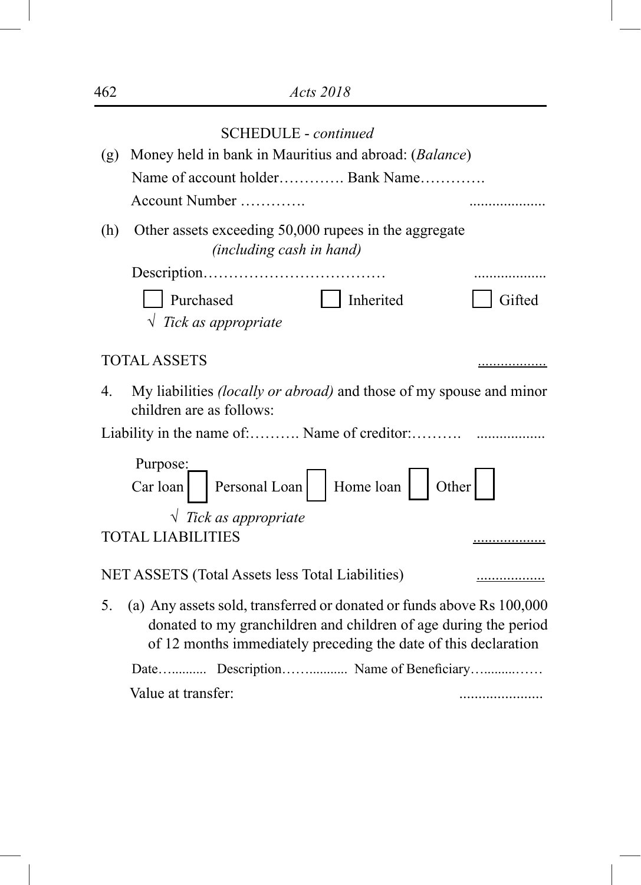SCHEDULE - *continued*

(g) Money held in bank in Mauritius and abroad: (*Balance*)

Name of account holder…………. Bank Name………….

Account Number …………. ....................

(h) Other assets exceeding 50,000 rupees in the aggregate *(including cash in hand)*

Description……………………………… ...................

☐ Purchased ☐ Inherited ☐ Gifted

√ *Tick as appropriate*

TOTAL ASSETS ..................

4. My liabilities *(locally or abroad)* and those of my spouse and minor children are as follows:

Liability in the name of:………. Name of creditor:………. ..................

Purpose:

Car loan ☐ Personal Loan ☐ Home loan ☐ Other ☐

√ *Tick as appropriate*

TOTAL LIABILITIES ...................

NET ASSETS (Total Assets less Total Liabilities) ..................

5. (a) Any assets sold, transferred or donated or funds above Rs 100,000 donated to my granchildren and children of age during the period of 12 months immediately preceding the date of this declaration

Date…......... Description……........... Name of Beneficiary…........……

Value at transfer: ......................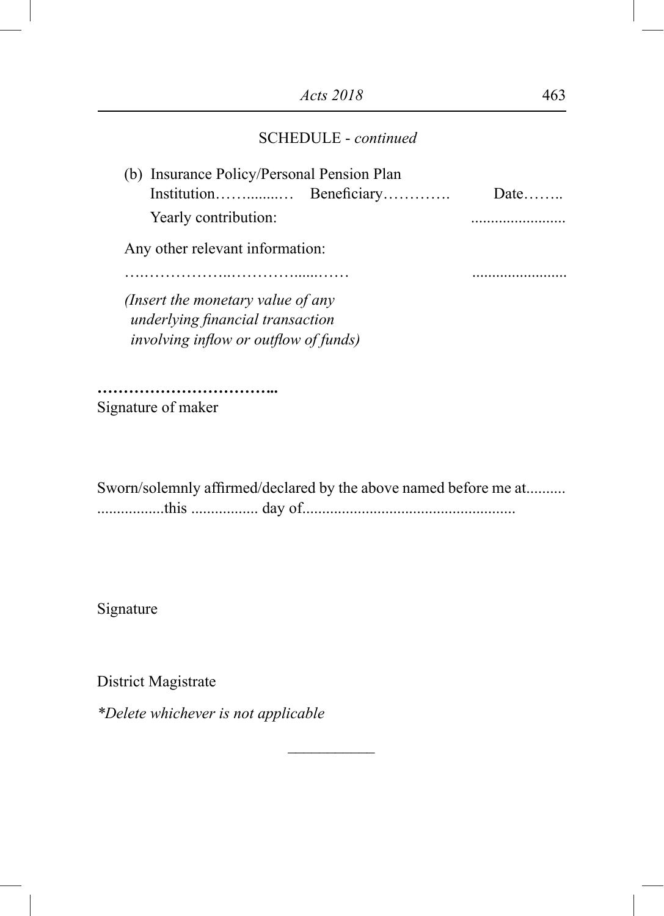SCHEDULE - *continued*

(b) Insurance Policy/Personal Pension Plan
Institution……........… Beneficiary…………. Date……..
Yearly contribution: ........................

Any other relevant information:

….……………..…………......…… ........................

*(Insert the monetary value of any underlying financial transaction involving inflow or outflow of funds)*

**……………………………..**
Signature of maker

Sworn/solemnly affirmed/declared by the above named before me at.......... .................this ................. day of.....................................................

Signature

District Magistrate

*\*Delete whichever is not applicable*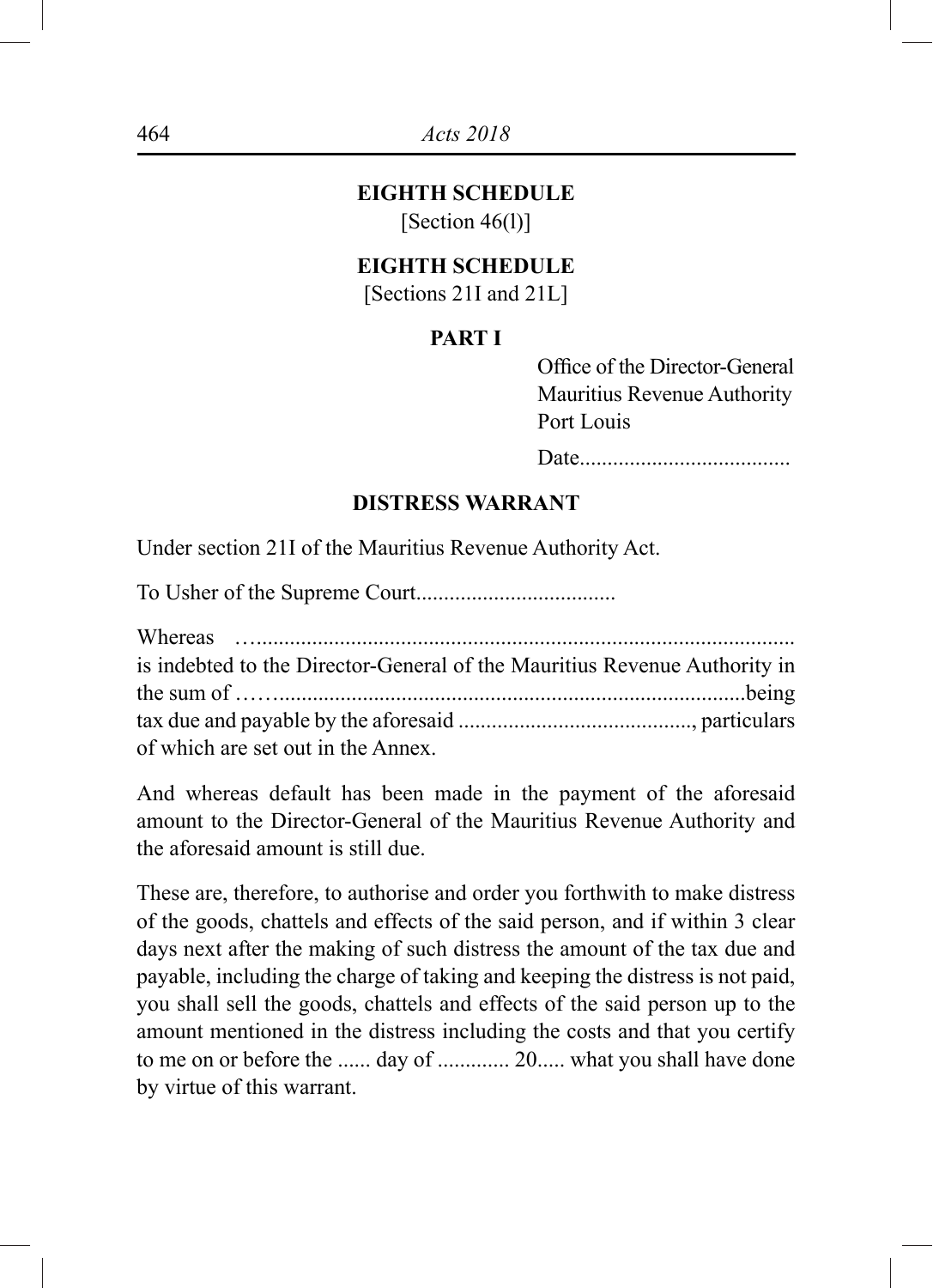## EIGHTH SCHEDULE

[Section 46(l)]

## EIGHTH SCHEDULE

[Sections 21I and 21L]

### PART I

Office of the Director-General
Mauritius Revenue Authority
Port Louis

Date......................................

### DISTRESS WARRANT

Under section 21I of the Mauritius Revenue Authority Act.

To Usher of the Supreme Court...................................

Whereas …................................................................................... is indebted to the Director-General of the Mauritius Revenue Authority in the sum of …….................................................................................being tax due and payable by the aforesaid .........................................., particulars of which are set out in the Annex.

And whereas default has been made in the payment of the aforesaid amount to the Director-General of the Mauritius Revenue Authority and the aforesaid amount is still due.

These are, therefore, to authorise and order you forthwith to make distress of the goods, chattels and effects of the said person, and if within 3 clear days next after the making of such distress the amount of the tax due and payable, including the charge of taking and keeping the distress is not paid, you shall sell the goods, chattels and effects of the said person up to the amount mentioned in the distress including the costs and that you certify to me on or before the ...... day of ............. 20..... what you shall have done by virtue of this warrant.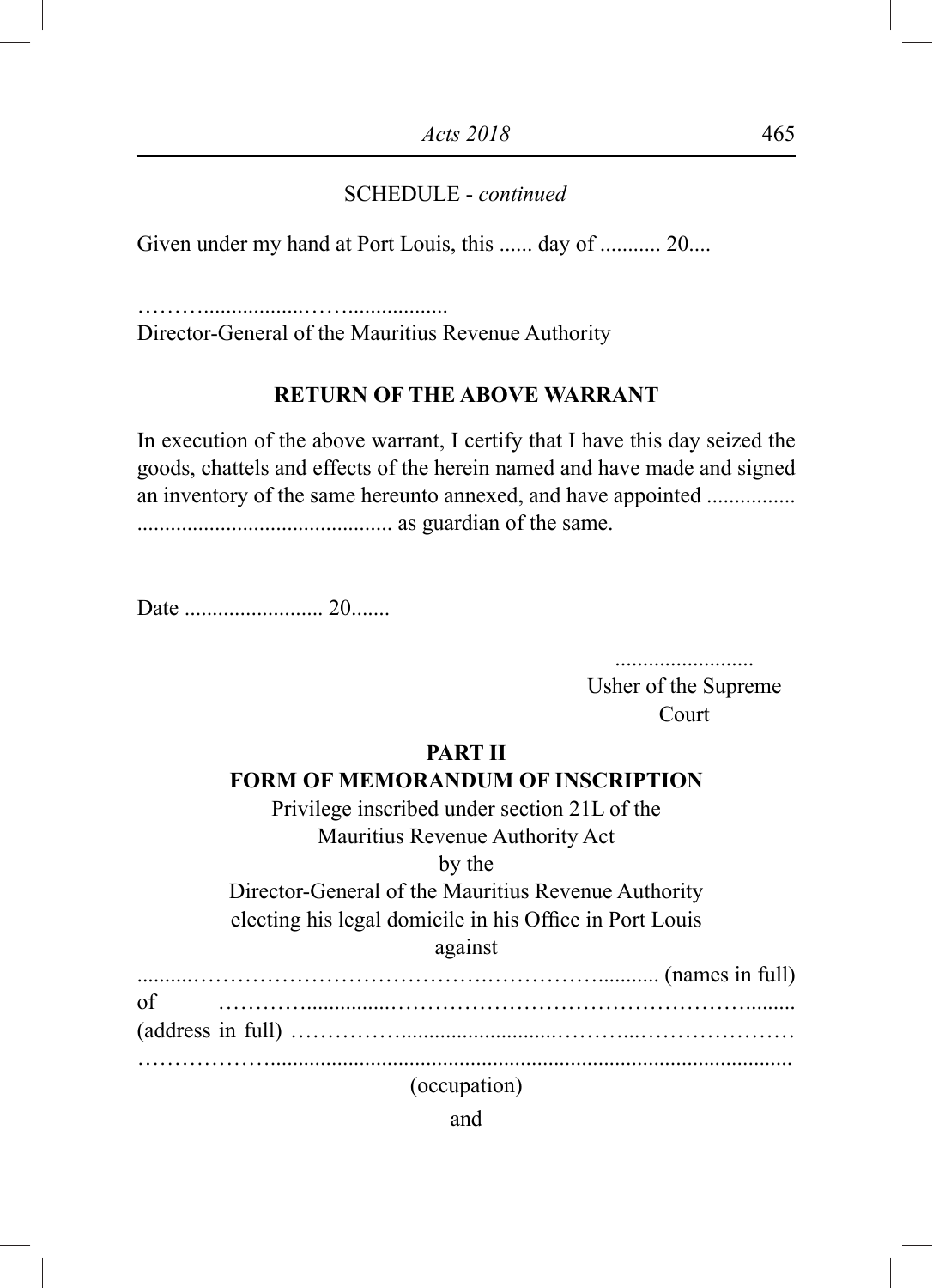SCHEDULE - *continued*

Given under my hand at Port Louis, this ...... day of ........... 20....

………..................……..................
Director-General of the Mauritius Revenue Authority

**RETURN OF THE ABOVE WARRANT**

In execution of the above warrant, I certify that I have this day seized the goods, chattels and effects of the herein named and have made and signed an inventory of the same hereunto annexed, and have appointed ................ ............................................. as guardian of the same.

Date ......................... 20.......

.........................
Usher of the Supreme Court

**PART II**

**FORM OF MEMORANDUM OF INSCRIPTION**

Privilege inscribed under section 21L of the Mauritius Revenue Authority Act
by the
Director-General of the Mauritius Revenue Authority
electing his legal domicile in his Office in Port Louis
against

..........………………………………….……………........... (names in full)
of ………….............……………………………………….........
(address in full) ……………...........................………...…………………
………………….................................................................................

(occupation)

and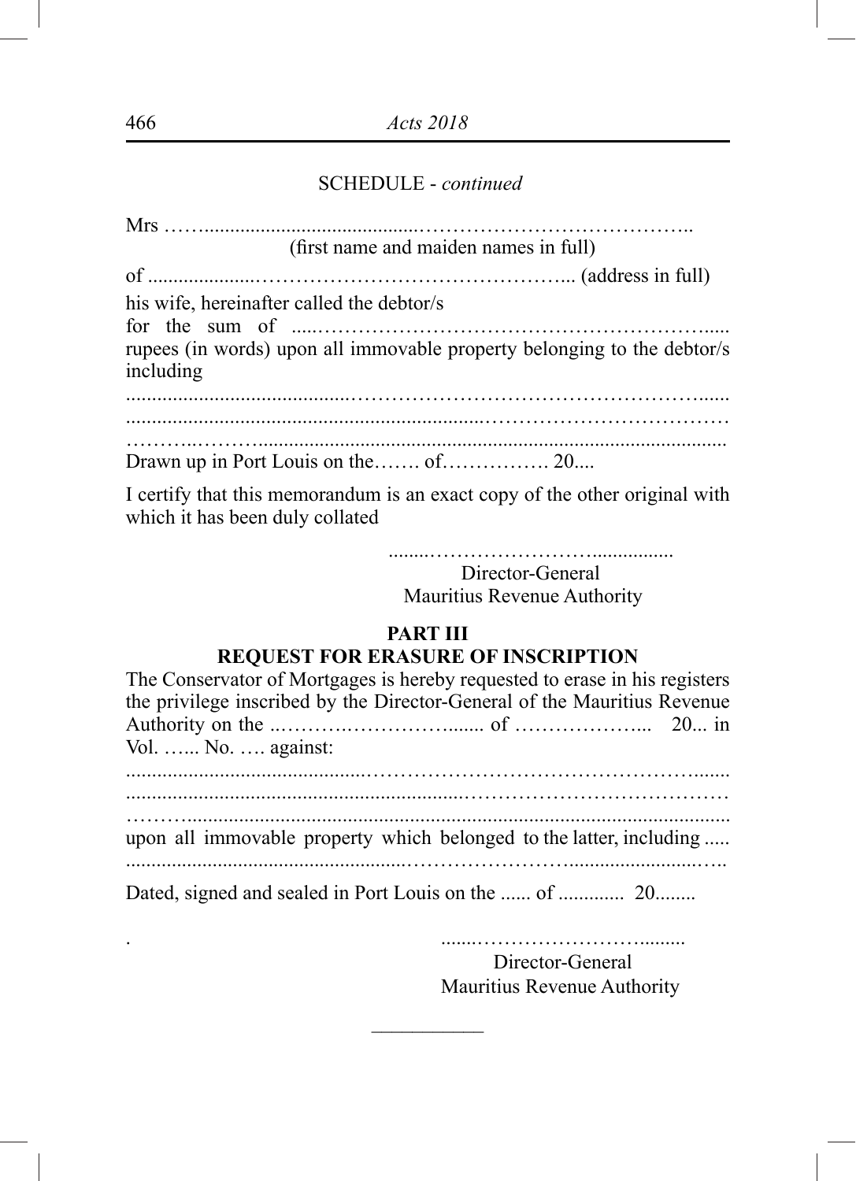SCHEDULE - *continued*

Mrs ……...........................................…………………………………..
(first name and maiden names in full)

of ....................…………………………………….... (address in full)

his wife, hereinafter called the debtor/s
for the sum of .....…………………………………………………......
rupees (in words) upon all immovable property belonging to the debtor/s including

.........................................……………………………………………......
...................................................................……………………………
……….………..........................................................................................

Drawn up in Port Louis on the……. of……………. 20....

I certify that this memorandum is an exact copy of the other original with which it has been duly collated

........……………………................
Director-General
Mauritius Revenue Authority

## PART III

### REQUEST FOR ERASURE OF INSCRIPTION

The Conservator of Mortgages is hereby requested to erase in his registers the privilege inscribed by the Director-General of the Mauritius Revenue Authority on the ..……….………….....… of ………………... 20... in Vol. …... No. …. against:

...........................................…………………………………………......
..................................................................………………………………
………...........................................................................................................

upon all immovable property which belonged to the latter, including .....
.....................................................……………………….....................….

Dated, signed and sealed in Port Louis on the ...... of ............. 20........

.......………………………….........
Director-General
Mauritius Revenue Authority

---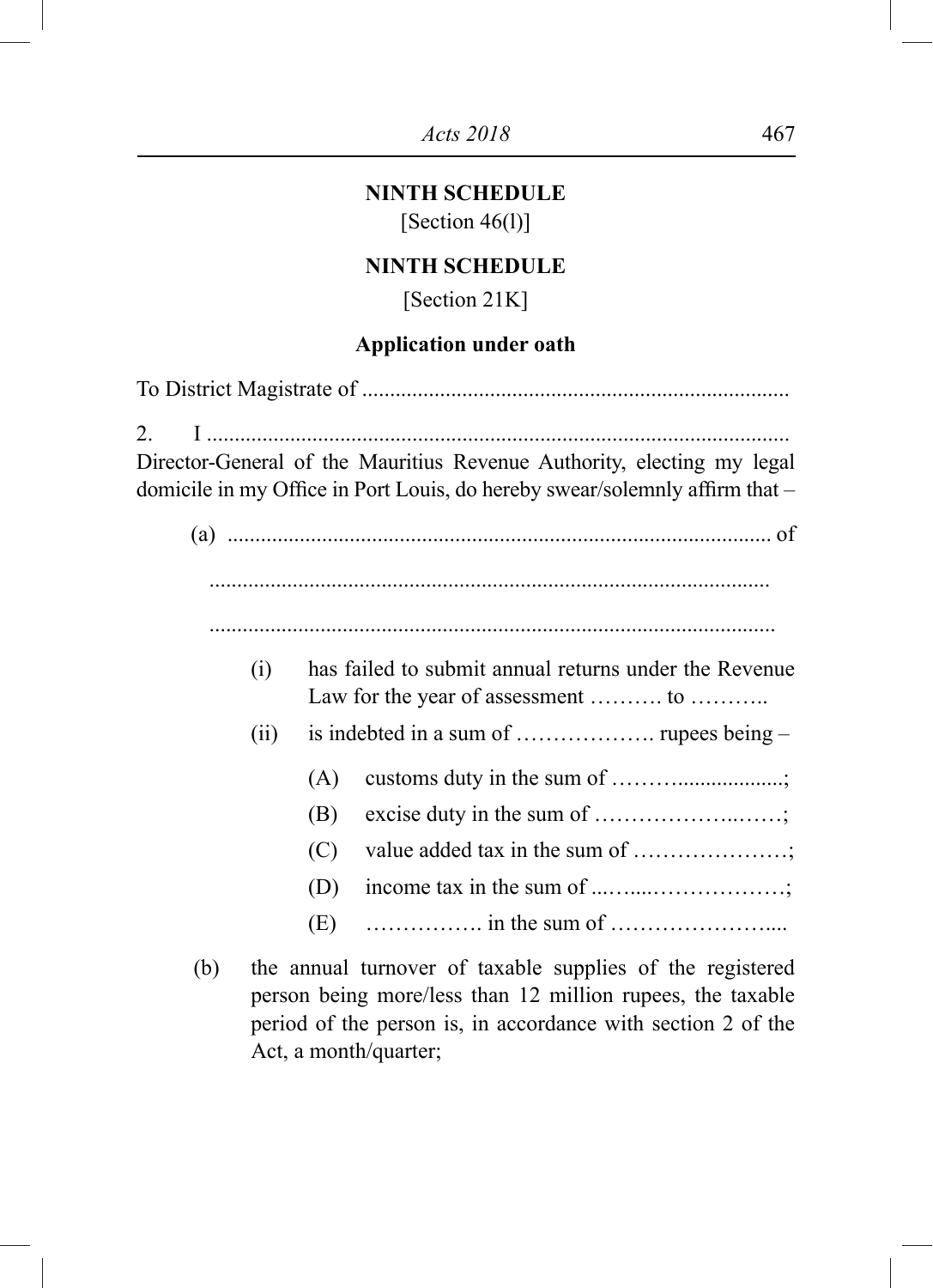## NINTH SCHEDULE

[Section 46(l)]

## NINTH SCHEDULE

[Section 21K]

### Application under oath

To District Magistrate of ............................................................................

2. I ........................................................................................................ Director-General of the Mauritius Revenue Authority, electing my legal domicile in my Office in Port Louis, do hereby swear/solemnly affirm that –

(a) .................................................................................................. of

.....................................................................................................

.....................................................................................................

(i) has failed to submit annual returns under the Revenue Law for the year of assessment ………. to ………..

(ii) is indebted in a sum of ………………. rupees being –

(A) customs duty in the sum of ……….................;

(B) excise duty in the sum of …………………..……;

(C) value added tax in the sum of …………………;

(D) income tax in the sum of ...…....……………..;

(E) ……………. in the sum of …………………....

(b) the annual turnover of taxable supplies of the registered person being more/less than 12 million rupees, the taxable period of the person is, in accordance with section 2 of the Act, a month/quarter;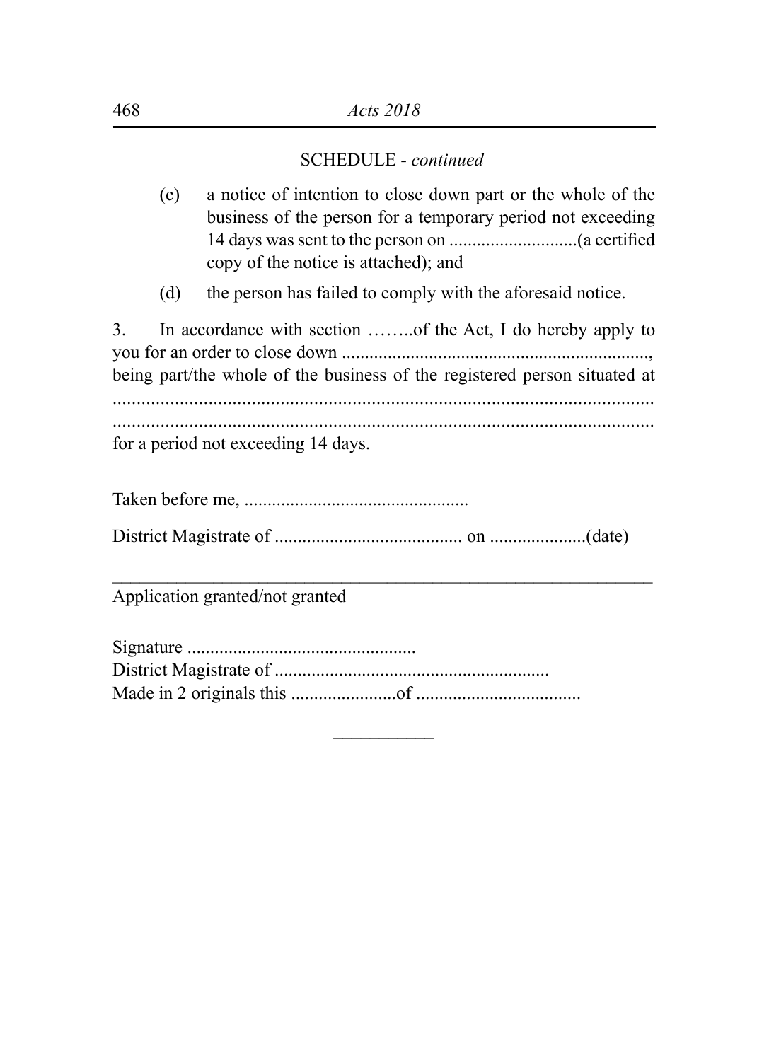SCHEDULE - *continued*

(c) a notice of intention to close down part or the whole of the business of the person for a temporary period not exceeding 14 days was sent to the person on ............................(a certified copy of the notice is attached); and

(d) the person has failed to comply with the aforesaid notice.

3. In accordance with section ……..of the Act, I do hereby apply to you for an order to close down ..................................................................., being part/the whole of the business of the registered person situated at ....................................................................................................................
....................................................................................................................
for a period not exceeding 14 days.

Taken before me, ................................................

District Magistrate of ......................................... on .....................(date)

---

Application granted/not granted

Signature .................................................
District Magistrate of ...........................................................
Made in 2 originals this .......................of ...................................

---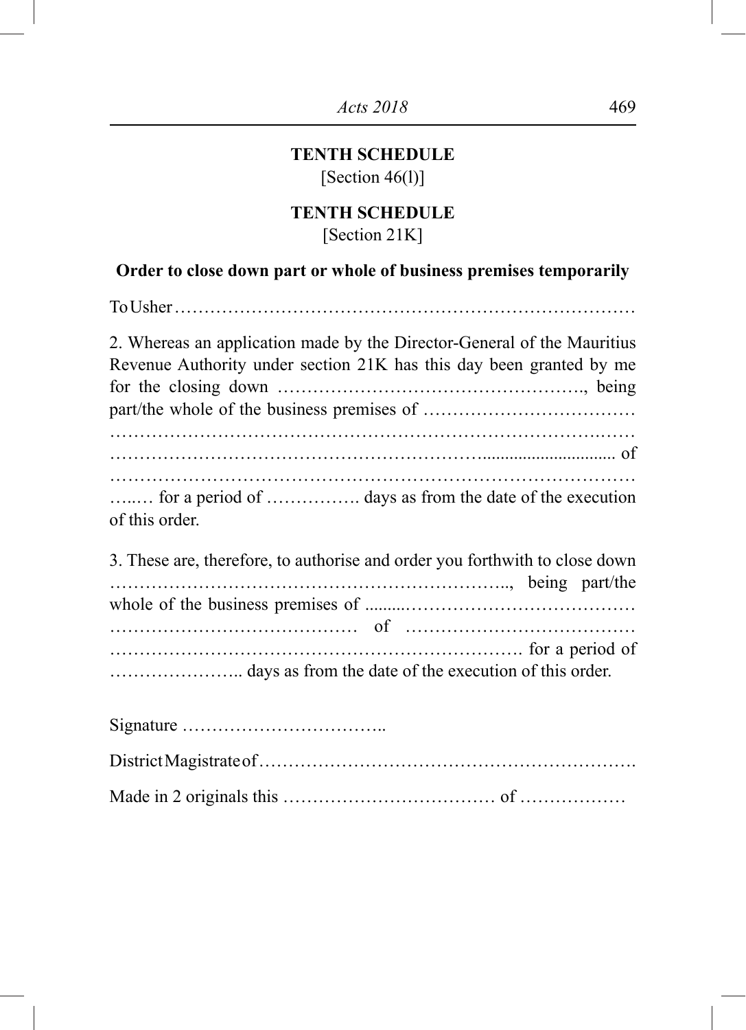**TENTH SCHEDULE**
[Section 46(l)]

**TENTH SCHEDULE**
[Section 21K]

**Order to close down part or whole of business premises temporarily**

To Usher……………………………………………………………………

2. Whereas an application made by the Director-General of the Mauritius Revenue Authority under section 21K has this day been granted by me for the closing down ……………………………………………., being part/the whole of the business premises of ……………………………… ………………………………………………………………………..…… ………………………………………………….............................. of …………………………………………………………………………… …..… for a period of ……………. days as from the date of the execution of this order.

3. These are, therefore, to authorise and order you forthwith to close down …………………………………………………….., being part/the whole of the business premises of ..........………………………………… …………………………………… of ………………………………… ………………………………………………………. for a period of ………………….. days as from the date of the execution of this order.

Signature ……………………………..

District Magistrate of……………………………………………………….

Made in 2 originals this ……………………………… of ………………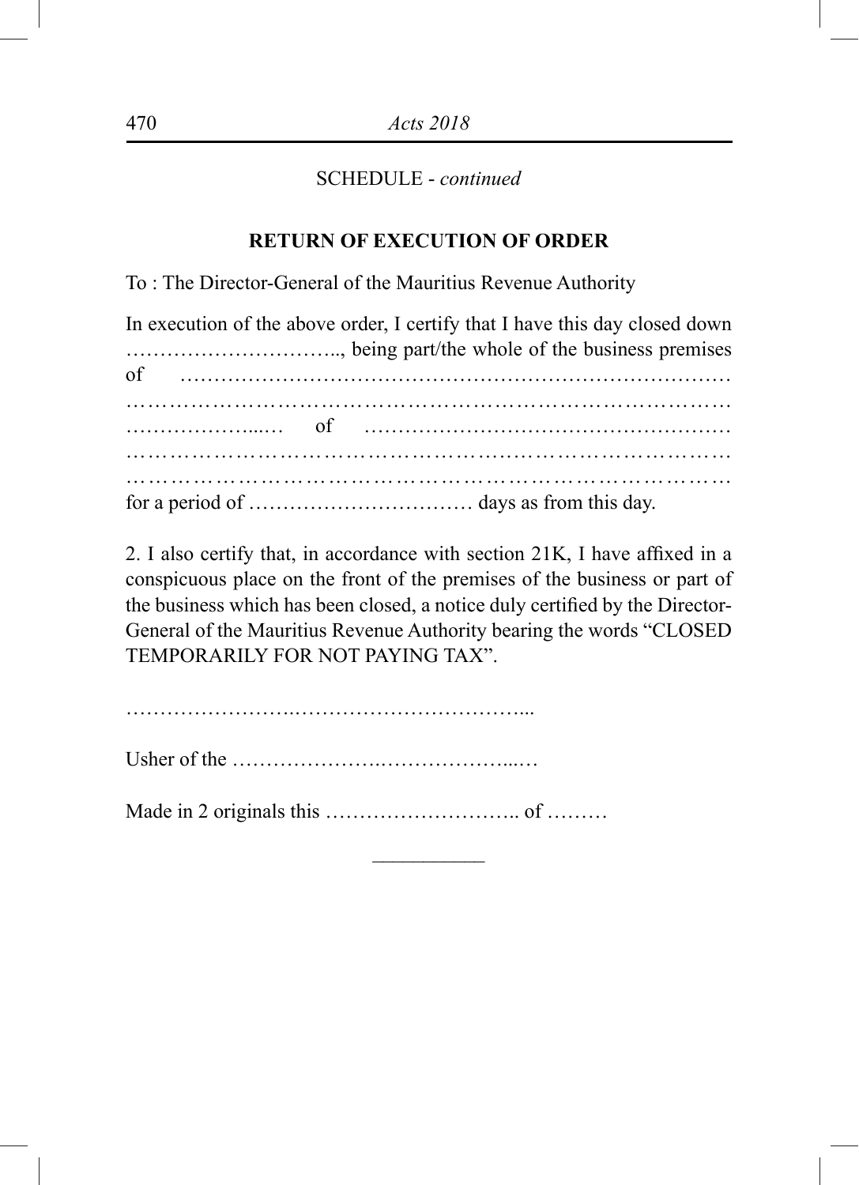SCHEDULE - *continued*

**RETURN OF EXECUTION OF ORDER**

To : The Director-General of the Mauritius Revenue Authority

In execution of the above order, I certify that I have this day closed down ………………………….., being part/the whole of the business premises of …………………………………………………………………… …………………………………………………………………………… ………………....… of …………………………………………… …………………………………………………………………………… …………………………………………………………………………… for a period of …………………………… days as from this day.

2. I also certify that, in accordance with section 21K, I have affixed in a conspicuous place on the front of the premises of the business or part of the business which has been closed, a notice duly certified by the Director-General of the Mauritius Revenue Authority bearing the words "CLOSED TEMPORARILY FOR NOT PAYING TAX".

…………………….……………………………...

Usher of the ………………….………………...…

Made in 2 originals this ……………………….. of ………

---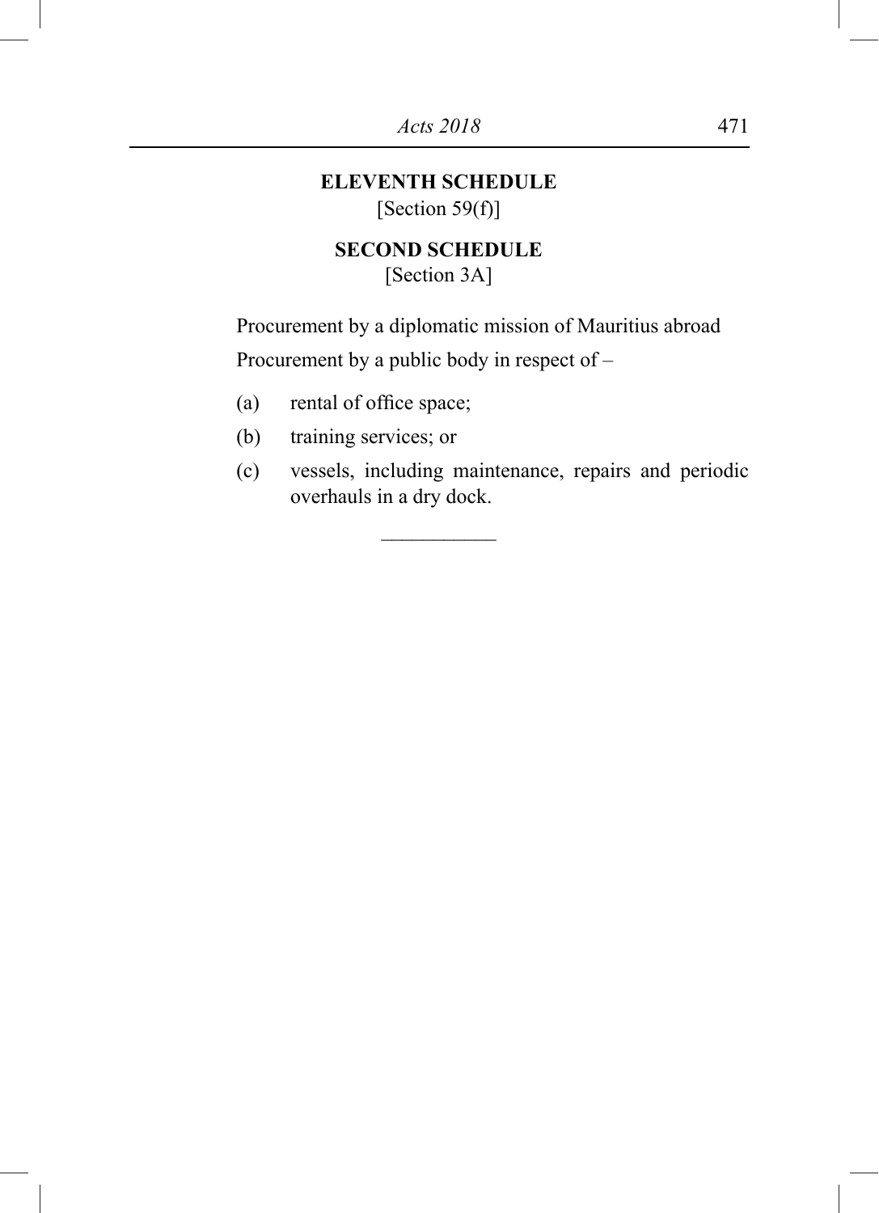## ELEVENTH SCHEDULE

[Section 59(f)]

## SECOND SCHEDULE

[Section 3A]

Procurement by a diplomatic mission of Mauritius abroad

Procurement by a public body in respect of –

(a) rental of office space;

(b) training services; or

(c) vessels, including maintenance, repairs and periodic overhauls in a dry dock.

---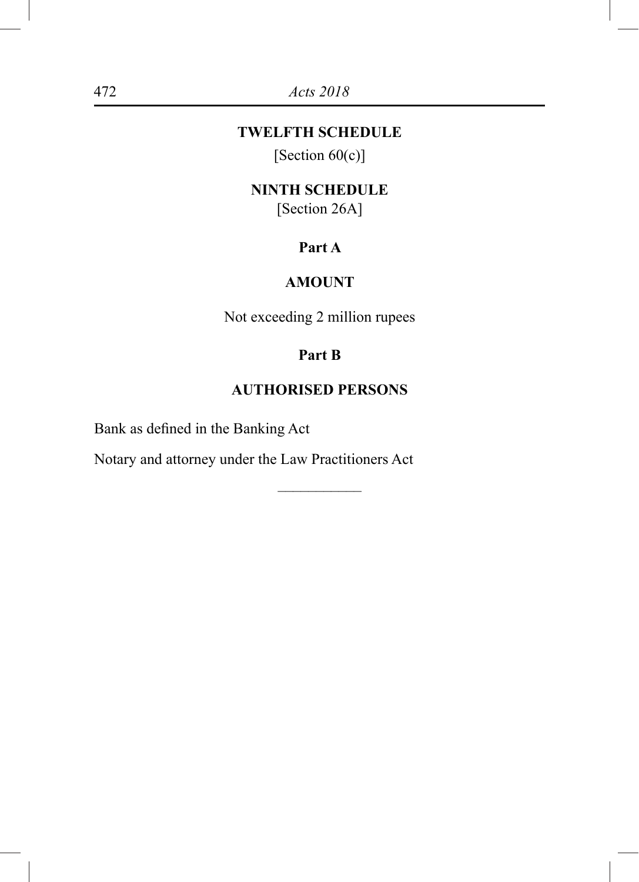## TWELFTH SCHEDULE

[Section 60(c)]

## NINTH SCHEDULE

[Section 26A]

### Part A

### AMOUNT

Not exceeding 2 million rupees

### Part B

### AUTHORISED PERSONS

Bank as defined in the Banking Act

Notary and attorney under the Law Practitioners Act

---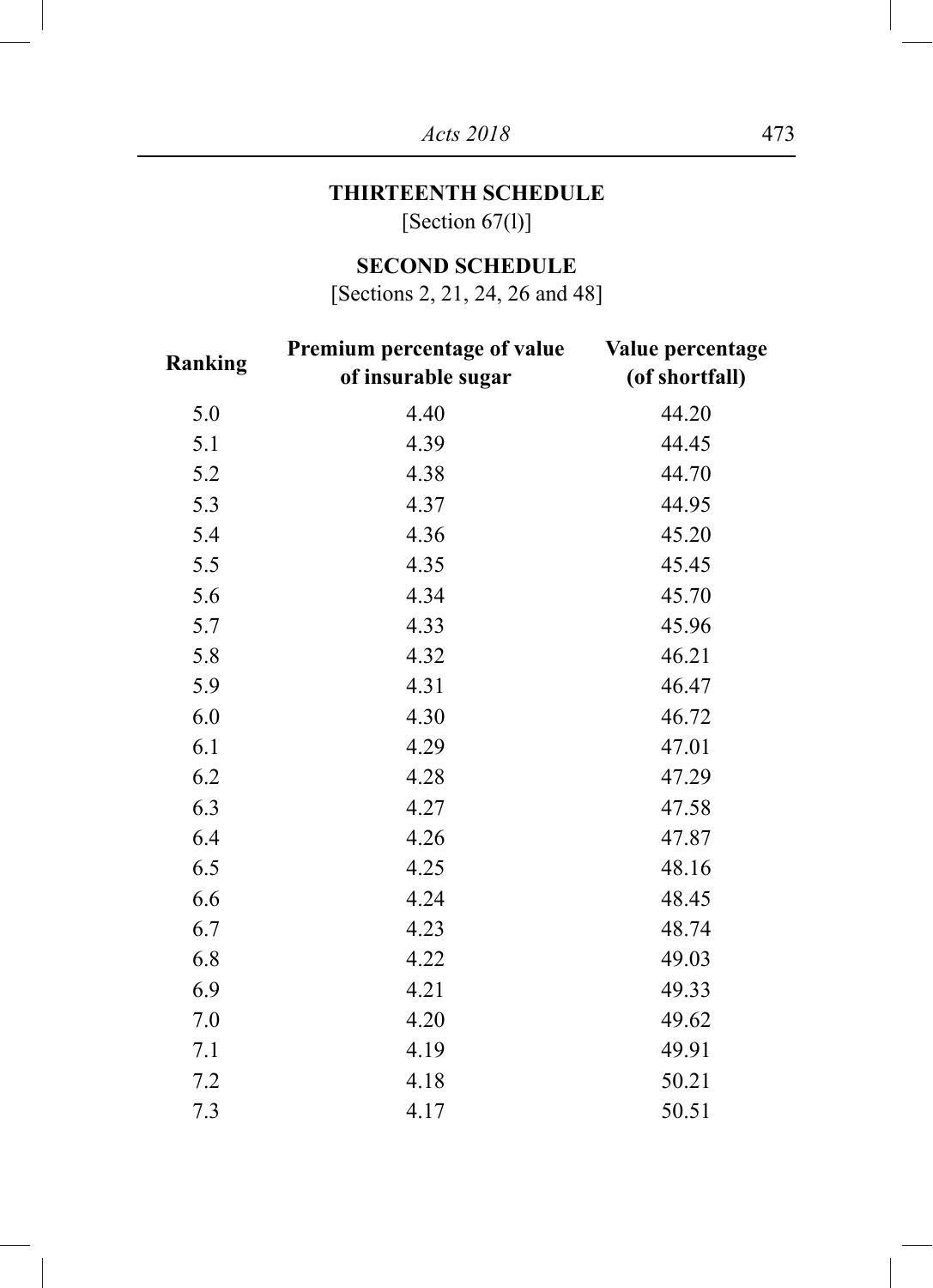## THIRTEENTH SCHEDULE

[Section 67(l)]

## SECOND SCHEDULE

[Sections 2, 21, 24, 26 and 48]

| Ranking | Premium percentage of value of insurable sugar | Value percentage (of shortfall) |
|---|---|---|
| 5.0 | 4.40 | 44.20 |
| 5.1 | 4.39 | 44.45 |
| 5.2 | 4.38 | 44.70 |
| 5.3 | 4.37 | 44.95 |
| 5.4 | 4.36 | 45.20 |
| 5.5 | 4.35 | 45.45 |
| 5.6 | 4.34 | 45.70 |
| 5.7 | 4.33 | 45.96 |
| 5.8 | 4.32 | 46.21 |
| 5.9 | 4.31 | 46.47 |
| 6.0 | 4.30 | 46.72 |
| 6.1 | 4.29 | 47.01 |
| 6.2 | 4.28 | 47.29 |
| 6.3 | 4.27 | 47.58 |
| 6.4 | 4.26 | 47.87 |
| 6.5 | 4.25 | 48.16 |
| 6.6 | 4.24 | 48.45 |
| 6.7 | 4.23 | 48.74 |
| 6.8 | 4.22 | 49.03 |
| 6.9 | 4.21 | 49.33 |
| 7.0 | 4.20 | 49.62 |
| 7.1 | 4.19 | 49.91 |
| 7.2 | 4.18 | 50.21 |
| 7.3 | 4.17 | 50.51 |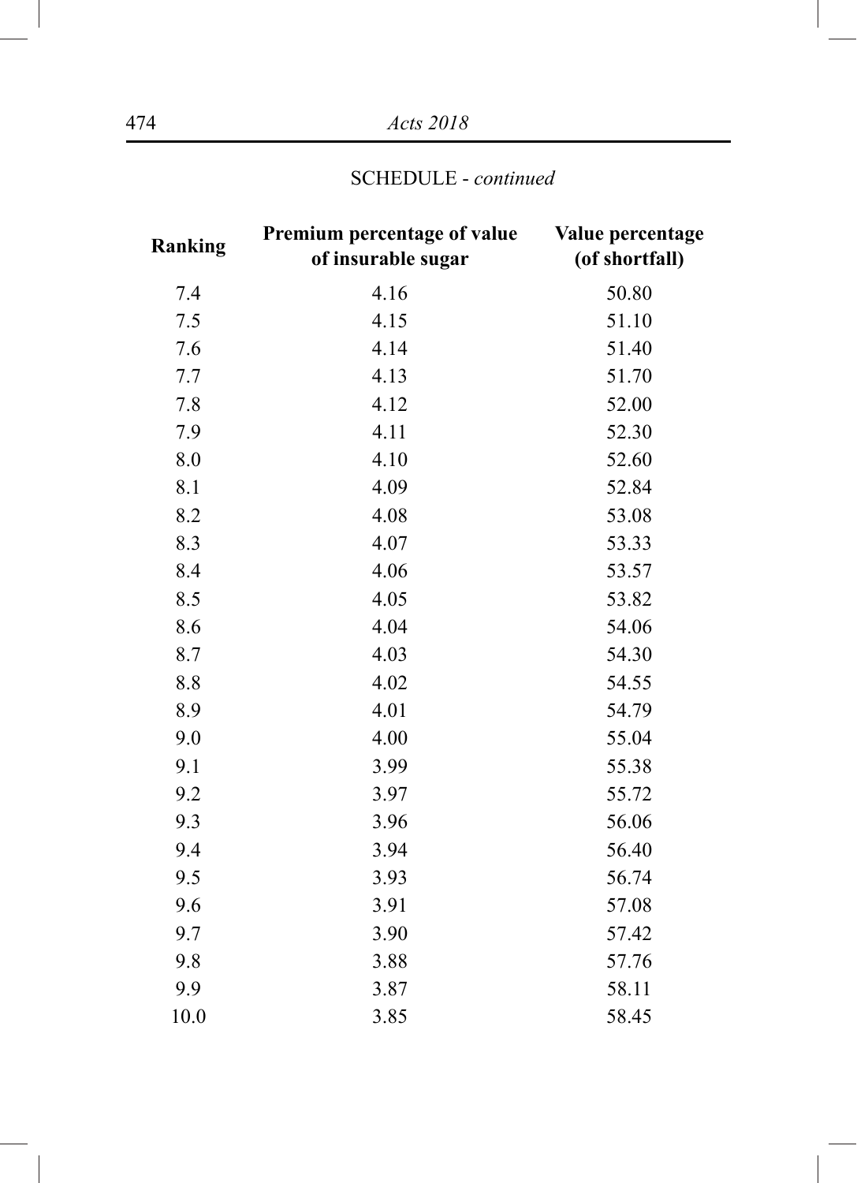SCHEDULE - *continued*

| Ranking | Premium percentage of value of insurable sugar | Value percentage (of shortfall) |
|---|---|---|
| 7.4 | 4.16 | 50.80 |
| 7.5 | 4.15 | 51.10 |
| 7.6 | 4.14 | 51.40 |
| 7.7 | 4.13 | 51.70 |
| 7.8 | 4.12 | 52.00 |
| 7.9 | 4.11 | 52.30 |
| 8.0 | 4.10 | 52.60 |
| 8.1 | 4.09 | 52.84 |
| 8.2 | 4.08 | 53.08 |
| 8.3 | 4.07 | 53.33 |
| 8.4 | 4.06 | 53.57 |
| 8.5 | 4.05 | 53.82 |
| 8.6 | 4.04 | 54.06 |
| 8.7 | 4.03 | 54.30 |
| 8.8 | 4.02 | 54.55 |
| 8.9 | 4.01 | 54.79 |
| 9.0 | 4.00 | 55.04 |
| 9.1 | 3.99 | 55.38 |
| 9.2 | 3.97 | 55.72 |
| 9.3 | 3.96 | 56.06 |
| 9.4 | 3.94 | 56.40 |
| 9.5 | 3.93 | 56.74 |
| 9.6 | 3.91 | 57.08 |
| 9.7 | 3.90 | 57.42 |
| 9.8 | 3.88 | 57.76 |
| 9.9 | 3.87 | 58.11 |
| 10.0 | 3.85 | 58.45 |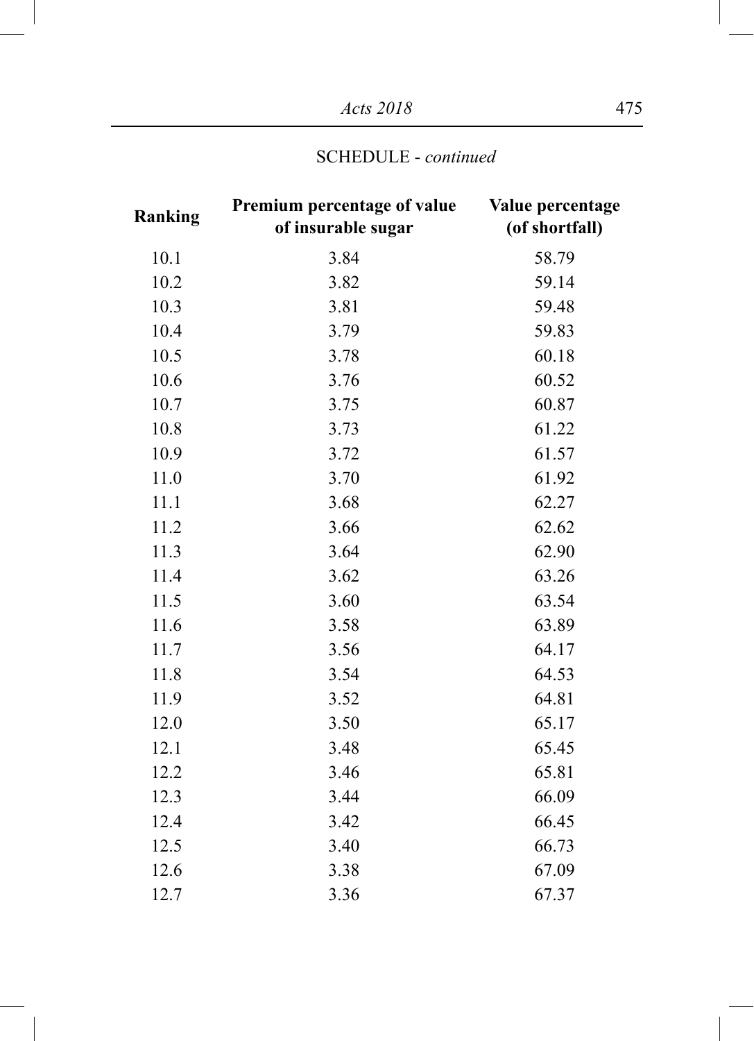SCHEDULE - *continued*

| Ranking | Premium percentage of value of insurable sugar | Value percentage (of shortfall) |
|---|---|---|
| 10.1 | 3.84 | 58.79 |
| 10.2 | 3.82 | 59.14 |
| 10.3 | 3.81 | 59.48 |
| 10.4 | 3.79 | 59.83 |
| 10.5 | 3.78 | 60.18 |
| 10.6 | 3.76 | 60.52 |
| 10.7 | 3.75 | 60.87 |
| 10.8 | 3.73 | 61.22 |
| 10.9 | 3.72 | 61.57 |
| 11.0 | 3.70 | 61.92 |
| 11.1 | 3.68 | 62.27 |
| 11.2 | 3.66 | 62.62 |
| 11.3 | 3.64 | 62.90 |
| 11.4 | 3.62 | 63.26 |
| 11.5 | 3.60 | 63.54 |
| 11.6 | 3.58 | 63.89 |
| 11.7 | 3.56 | 64.17 |
| 11.8 | 3.54 | 64.53 |
| 11.9 | 3.52 | 64.81 |
| 12.0 | 3.50 | 65.17 |
| 12.1 | 3.48 | 65.45 |
| 12.2 | 3.46 | 65.81 |
| 12.3 | 3.44 | 66.09 |
| 12.4 | 3.42 | 66.45 |
| 12.5 | 3.40 | 66.73 |
| 12.6 | 3.38 | 67.09 |
| 12.7 | 3.36 | 67.37 |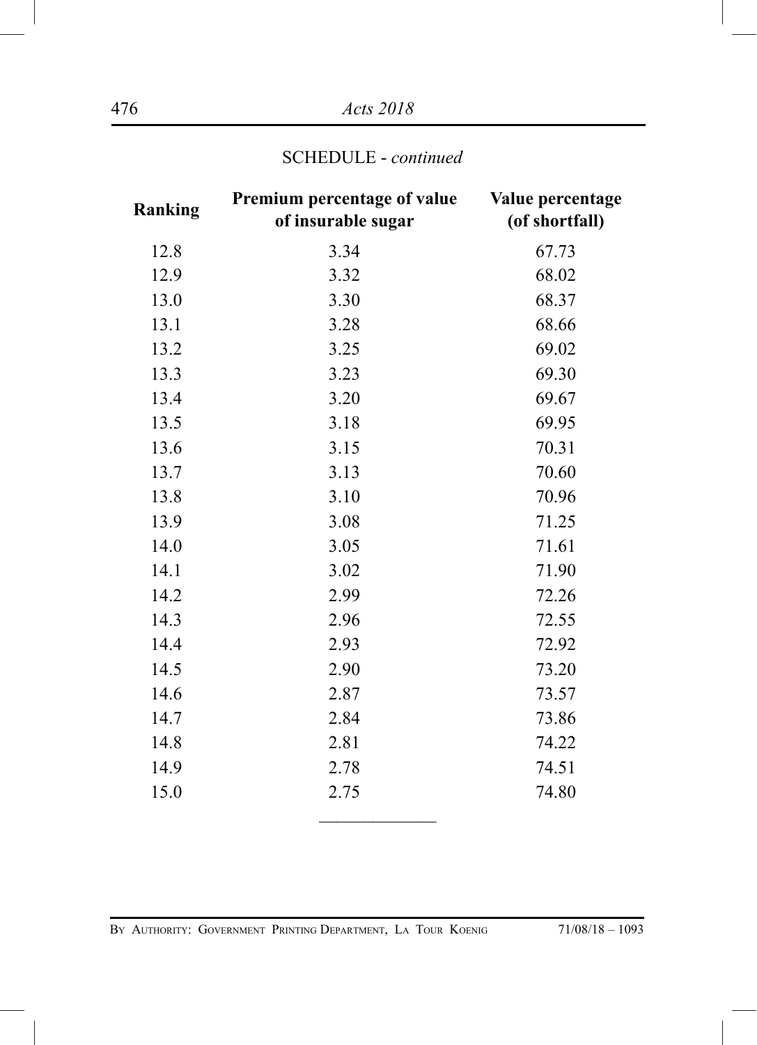SCHEDULE - *continued*

| Ranking | Premium percentage of value of insurable sugar | Value percentage (of shortfall) |
|---|---|---|
| 12.8 | 3.34 | 67.73 |
| 12.9 | 3.32 | 68.02 |
| 13.0 | 3.30 | 68.37 |
| 13.1 | 3.28 | 68.66 |
| 13.2 | 3.25 | 69.02 |
| 13.3 | 3.23 | 69.30 |
| 13.4 | 3.20 | 69.67 |
| 13.5 | 3.18 | 69.95 |
| 13.6 | 3.15 | 70.31 |
| 13.7 | 3.13 | 70.60 |
| 13.8 | 3.10 | 70.96 |
| 13.9 | 3.08 | 71.25 |
| 14.0 | 3.05 | 71.61 |
| 14.1 | 3.02 | 71.90 |
| 14.2 | 2.99 | 72.26 |
| 14.3 | 2.96 | 72.55 |
| 14.4 | 2.93 | 72.92 |
| 14.5 | 2.90 | 73.20 |
| 14.6 | 2.87 | 73.57 |
| 14.7 | 2.84 | 73.86 |
| 14.8 | 2.81 | 74.22 |
| 14.9 | 2.78 | 74.51 |
| 15.0 | 2.75 | 74.80 |

---

By Authority: Government Printing Department, La Tour Koenig 71/08/18 – 1093